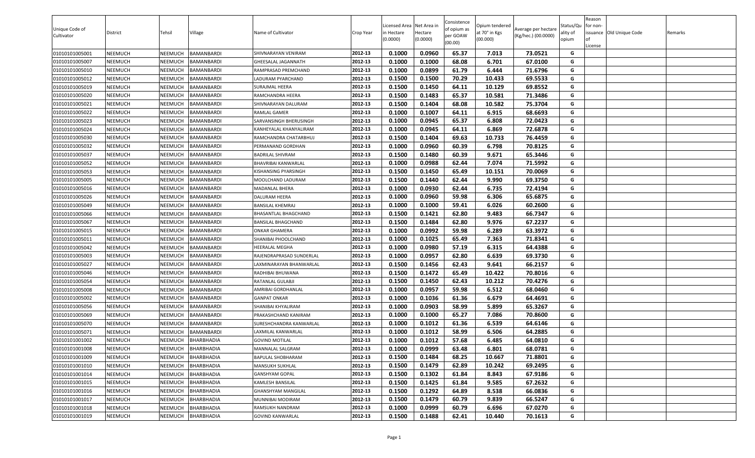| Unique Code of Cultivator | District | Tehsil | Village | Name of Cultivator | Crop Year | Licensed Area in Hectare (0.0000) | Net Area in Hectare (0.0000) | Consistence of opium as per GOAW (00.00) | Opium tendered at 70° in Kgs (00.000) | Average per hectare (Kg/hec.) (00.0000) | Status/Quality of opium | Reason for non-issuance of License | Old Unique Code | Remarks |
|---|---|---|---|---|---|---|---|---|---|---|---|---|---|---|
| 01010101005001 | NEEMUCH | NEEMUCH | BAMANBARDI | SHIVNARAYAN VENIRAM | 2012-13 | 0.1000 | 0.0960 | 65.37 | 7.013 | 73.0521 | G | | | |
| 01010101005007 | NEEMUCH | NEEMUCH | BAMANBARDI | GHEESALAL JAGANNATH | 2012-13 | 0.1000 | 0.1000 | 68.08 | 6.701 | 67.0100 | G | | | |
| 01010101005010 | NEEMUCH | NEEMUCH | BAMANBARDI | RAMPRASAD PREMCHAND | 2012-13 | 0.1000 | 0.0899 | 61.79 | 6.444 | 71.6796 | G | | | |
| 01010101005012 | NEEMUCH | NEEMUCH | BAMANBARDI | LADURAM PYARCHAND | 2012-13 | 0.1500 | 0.1500 | 70.29 | 10.433 | 69.5533 | G | | | |
| 01010101005019 | NEEMUCH | NEEMUCH | BAMANBARDI | SURAJMAL HEERA | 2012-13 | 0.1500 | 0.1450 | 64.11 | 10.129 | 69.8552 | G | | | |
| 01010101005020 | NEEMUCH | NEEMUCH | BAMANBARDI | RAMCHANDRA HEERA | 2012-13 | 0.1500 | 0.1483 | 65.37 | 10.581 | 71.3486 | G | | | |
| 01010101005021 | NEEMUCH | NEEMUCH | BAMANBARDI | SHIVNARAYAN DALURAM | 2012-13 | 0.1500 | 0.1404 | 68.08 | 10.582 | 75.3704 | G | | | |
| 01010101005022 | NEEMUCH | NEEMUCH | BAMANBARDI | RAMLAL GAMER | 2012-13 | 0.1000 | 0.1007 | 64.11 | 6.915 | 68.6693 | G | | | |
| 01010101005023 | NEEMUCH | NEEMUCH | BAMANBARDI | SARVANSINGH BHERUSINGH | 2012-13 | 0.1000 | 0.0945 | 65.37 | 6.808 | 72.0423 | G | | | |
| 01010101005024 | NEEMUCH | NEEMUCH | BAMANBARDI | KANHEYALAL KHANYALIRAM | 2012-13 | 0.1000 | 0.0945 | 64.11 | 6.869 | 72.6878 | G | | | |
| 01010101005030 | NEEMUCH | NEEMUCH | BAMANBARDI | RAMCHANDRA CHATARBHUJ | 2012-13 | 0.1500 | 0.1404 | 69.63 | 10.733 | 76.4459 | G | | | |
| 01010101005032 | NEEMUCH | NEEMUCH | BAMANBARDI | PERMANAND GORDHAN | 2012-13 | 0.1000 | 0.0960 | 60.39 | 6.798 | 70.8125 | G | | | |
| 01010101005037 | NEEMUCH | NEEMUCH | BAMANBARDI | BADRILAL SHIVRAM | 2012-13 | 0.1500 | 0.1480 | 60.39 | 9.671 | 65.3446 | G | | | |
| 01010101005052 | NEEMUCH | NEEMUCH | BAMANBARDI | BHAVRIBAI KANWARLAL | 2012-13 | 0.1000 | 0.0988 | 62.44 | 7.074 | 71.5992 | G | | | |
| 01010101005053 | NEEMUCH | NEEMUCH | BAMANBARDI | KISHANSING PYARSINGH | 2012-13 | 0.1500 | 0.1450 | 65.49 | 10.151 | 70.0069 | G | | | |
| 01010101005005 | NEEMUCH | NEEMUCH | BAMANBARDI | MOOLCHAND LADURAM | 2012-13 | 0.1500 | 0.1440 | 62.44 | 9.990 | 69.3750 | G | | | |
| 01010101005016 | NEEMUCH | NEEMUCH | BAMANBARDI | MADANLAL BHERA | 2012-13 | 0.1000 | 0.0930 | 62.44 | 6.735 | 72.4194 | G | | | |
| 01010101005026 | NEEMUCH | NEEMUCH | BAMANBARDI | DALURAM HEERA | 2012-13 | 0.1000 | 0.0960 | 59.98 | 6.306 | 65.6875 | G | | | |
| 01010101005049 | NEEMUCH | NEEMUCH | BAMANBARDI | BANSILAL KHEMRAJ | 2012-13 | 0.1000 | 0.1000 | 59.41 | 6.026 | 60.2600 | G | | | |
| 01010101005066 | NEEMUCH | NEEMUCH | BAMANBARDI | BHASANTLAL BHAGCHAND | 2012-13 | 0.1500 | 0.1421 | 62.80 | 9.483 | 66.7347 | G | | | |
| 01010101005067 | NEEMUCH | NEEMUCH | BAMANBARDI | BANSILAL BHAGCHAND | 2012-13 | 0.1500 | 0.1484 | 62.80 | 9.976 | 67.2237 | G | | | |
| 01010101005015 | NEEMUCH | NEEMUCH | BAMANBARDI | ONKAR GHAMERA | 2012-13 | 0.1000 | 0.0992 | 59.98 | 6.289 | 63.3972 | G | | | |
| 01010101005011 | NEEMUCH | NEEMUCH | BAMANBARDI | SHANIBAI PHOOLCHAND | 2012-13 | 0.1000 | 0.1025 | 65.49 | 7.363 | 71.8341 | G | | | |
| 01010101005042 | NEEMUCH | NEEMUCH | BAMANBARDI | HEERALAL MEGHA | 2012-13 | 0.1000 | 0.0980 | 57.19 | 6.315 | 64.4388 | G | | | |
| 01010101005003 | NEEMUCH | NEEMUCH | BAMANBARDI | RAJENDRAPRASAD SUNDERLAL | 2012-13 | 0.1000 | 0.0957 | 62.80 | 6.639 | 69.3730 | G | | | |
| 01010101005027 | NEEMUCH | NEEMUCH | BAMANBARDI | LAXMINARAYAN BHANWARLAL | 2012-13 | 0.1500 | 0.1456 | 62.43 | 9.641 | 66.2157 | G | | | |
| 01010101005046 | NEEMUCH | NEEMUCH | BAMANBARDI | RADHIBAI BHUWANA | 2012-13 | 0.1500 | 0.1472 | 65.49 | 10.422 | 70.8016 | G | | | |
| 01010101005054 | NEEMUCH | NEEMUCH | BAMANBARDI | RATANLAL GULABJI | 2012-13 | 0.1500 | 0.1450 | 62.43 | 10.212 | 70.4276 | G | | | |
| 01010101005008 | NEEMUCH | NEEMUCH | BAMANBARDI | AMRIBAI GORDHANLAL | 2012-13 | 0.1000 | 0.0957 | 59.98 | 6.512 | 68.0460 | G | | | |
| 01010101005002 | NEEMUCH | NEEMUCH | BAMANBARDI | GANPAT ONKAR | 2012-13 | 0.1000 | 0.1036 | 61.36 | 6.679 | 64.4691 | G | | | |
| 01010101005056 | NEEMUCH | NEEMUCH | BAMANBARDI | SHANIBAI KHYALIRAM | 2012-13 | 0.1000 | 0.0903 | 58.99 | 5.899 | 65.3267 | G | | | |
| 01010101005069 | NEEMUCH | NEEMUCH | BAMANBARDI | PRAKASHCHAND KANIRAM | 2012-13 | 0.1000 | 0.1000 | 65.27 | 7.086 | 70.8600 | G | | | |
| 01010101005070 | NEEMUCH | NEEMUCH | BAMANBARDI | SURESHCHANDRA KANWARLAL | 2012-13 | 0.1000 | 0.1012 | 61.36 | 6.539 | 64.6146 | G | | | |
| 01010101005071 | NEEMUCH | NEEMUCH | BAMANBARDI | LAXMILAL KANWARLAL | 2012-13 | 0.1000 | 0.1012 | 58.99 | 6.506 | 64.2885 | G | | | |
| 01010101001002 | NEEMUCH | NEEMUCH | BHARBHADIA | GOVIND MOTILAL | 2012-13 | 0.1000 | 0.1012 | 57.68 | 6.485 | 64.0810 | G | | | |
| 01010101001008 | NEEMUCH | NEEMUCH | BHARBHADIA | MANNALAL SALGRAM | 2012-13 | 0.1000 | 0.0999 | 63.48 | 6.801 | 68.0781 | G | | | |
| 01010101001009 | NEEMUCH | NEEMUCH | BHARBHADIA | BAPULAL SHOBHARAM | 2012-13 | 0.1500 | 0.1484 | 68.25 | 10.667 | 71.8801 | G | | | |
| 01010101001010 | NEEMUCH | NEEMUCH | BHARBHADIA | MANSUKH SUKHLAL | 2012-13 | 0.1500 | 0.1479 | 62.89 | 10.242 | 69.2495 | G | | | |
| 01010101001014 | NEEMUCH | NEEMUCH | BHARBHADIA | GANSHYAM GOPAL | 2012-13 | 0.1500 | 0.1302 | 61.84 | 8.843 | 67.9186 | G | | | |
| 01010101001015 | NEEMUCH | NEEMUCH | BHARBHADIA | KAMLESH BANSILAL | 2012-13 | 0.1500 | 0.1425 | 61.84 | 9.585 | 67.2632 | G | | | |
| 01010101001016 | NEEMUCH | NEEMUCH | BHARBHADIA | GHANSHYAM MANGILAL | 2012-13 | 0.1500 | 0.1292 | 64.89 | 8.538 | 66.0836 | G | | | |
| 01010101001017 | NEEMUCH | NEEMUCH | BHARBHADIA | MUNNIBAI MODIRAM | 2012-13 | 0.1500 | 0.1479 | 60.79 | 9.839 | 66.5247 | G | | | |
| 01010101001018 | NEEMUCH | NEEMUCH | BHARBHADIA | RAMSUKH NANDRAM | 2012-13 | 0.1000 | 0.0999 | 60.79 | 6.696 | 67.0270 | G | | | |
| 01010101001019 | NEEMUCH | NEEMUCH | BHARBHADIA | GOVIND KANWARLAL | 2012-13 | 0.1500 | 0.1488 | 62.41 | 10.440 | 70.1613 | G | | | |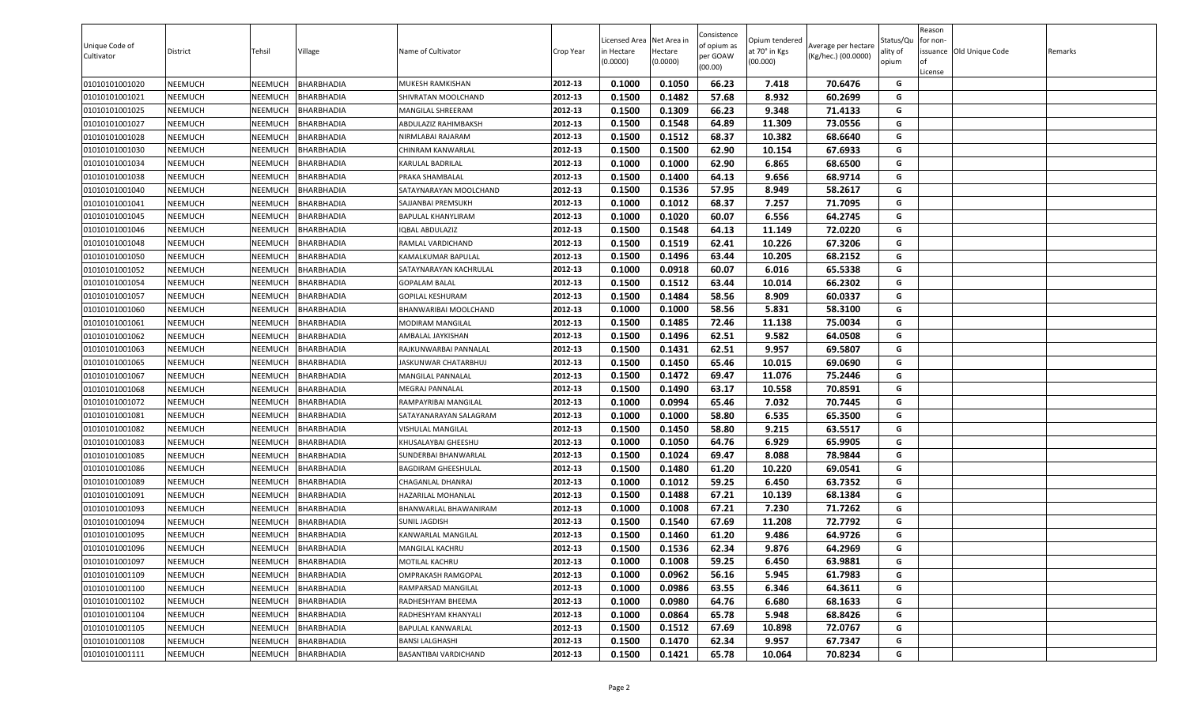| Unique Code of Cultivator | District | Tehsil | Village | Name of Cultivator | Crop Year | Licensed Area in Hectare (0.0000) | Net Area in Hectare (0.0000) | Consistence of opium as per GOAW (00.00) | Opium tendered at 70° in Kgs (00.000) | Average per hectare (Kg/hec.) (00.0000) | Status/Quality of opium | Reason for non-issuance of License | Old Unique Code | Remarks |
|---|---|---|---|---|---|---|---|---|---|---|---|---|---|---|
| 01010101001020 | NEEMUCH | NEEMUCH | BHARBHADIA | MUKESH RAMKISHAN | 2012-13 | 0.1000 | 0.1050 | 66.23 | 7.418 | 70.6476 | G | | | |
| 01010101001021 | NEEMUCH | NEEMUCH | BHARBHADIA | SHIVRATAN MOOLCHAND | 2012-13 | 0.1500 | 0.1482 | 57.68 | 8.932 | 60.2699 | G | | | |
| 01010101001025 | NEEMUCH | NEEMUCH | BHARBHADIA | MANGILAL SHREERAM | 2012-13 | 0.1500 | 0.1309 | 66.23 | 9.348 | 71.4133 | G | | | |
| 01010101001027 | NEEMUCH | NEEMUCH | BHARBHADIA | ABDULAZIZ RAHIMBAKSH | 2012-13 | 0.1500 | 0.1548 | 64.89 | 11.309 | 73.0556 | G | | | |
| 01010101001028 | NEEMUCH | NEEMUCH | BHARBHADIA | NIRMLABAI RAJARAM | 2012-13 | 0.1500 | 0.1512 | 68.37 | 10.382 | 68.6640 | G | | | |
| 01010101001030 | NEEMUCH | NEEMUCH | BHARBHADIA | CHINRAM KANWARLAL | 2012-13 | 0.1500 | 0.1500 | 62.90 | 10.154 | 67.6933 | G | | | |
| 01010101001034 | NEEMUCH | NEEMUCH | BHARBHADIA | KARULAL BADRILAL | 2012-13 | 0.1000 | 0.1000 | 62.90 | 6.865 | 68.6500 | G | | | |
| 01010101001038 | NEEMUCH | NEEMUCH | BHARBHADIA | PRAKA SHAMBALAL | 2012-13 | 0.1500 | 0.1400 | 64.13 | 9.656 | 68.9714 | G | | | |
| 01010101001040 | NEEMUCH | NEEMUCH | BHARBHADIA | SATAYNARAYAN MOOLCHAND | 2012-13 | 0.1500 | 0.1536 | 57.95 | 8.949 | 58.2617 | G | | | |
| 01010101001041 | NEEMUCH | NEEMUCH | BHARBHADIA | SAJJANBAI PREMSUKH | 2012-13 | 0.1000 | 0.1012 | 68.37 | 7.257 | 71.7095 | G | | | |
| 01010101001045 | NEEMUCH | NEEMUCH | BHARBHADIA | BAPULAL KHANYLIRAM | 2012-13 | 0.1000 | 0.1020 | 60.07 | 6.556 | 64.2745 | G | | | |
| 01010101001046 | NEEMUCH | NEEMUCH | BHARBHADIA | IQBAL ABDULAZIZ | 2012-13 | 0.1500 | 0.1548 | 64.13 | 11.149 | 72.0220 | G | | | |
| 01010101001048 | NEEMUCH | NEEMUCH | BHARBHADIA | RAMLAL VARDICHAND | 2012-13 | 0.1500 | 0.1519 | 62.41 | 10.226 | 67.3206 | G | | | |
| 01010101001050 | NEEMUCH | NEEMUCH | BHARBHADIA | KAMALKUMAR BAPULAL | 2012-13 | 0.1500 | 0.1496 | 63.44 | 10.205 | 68.2152 | G | | | |
| 01010101001052 | NEEMUCH | NEEMUCH | BHARBHADIA | SATAYNARAYAN KACHRULAL | 2012-13 | 0.1000 | 0.0918 | 60.07 | 6.016 | 65.5338 | G | | | |
| 01010101001054 | NEEMUCH | NEEMUCH | BHARBHADIA | GOPALAM BALAL | 2012-13 | 0.1500 | 0.1512 | 63.44 | 10.014 | 66.2302 | G | | | |
| 01010101001057 | NEEMUCH | NEEMUCH | BHARBHADIA | GOPILAL KESHURAM | 2012-13 | 0.1500 | 0.1484 | 58.56 | 8.909 | 60.0337 | G | | | |
| 01010101001060 | NEEMUCH | NEEMUCH | BHARBHADIA | BHANWARIBAI MOOLCHAND | 2012-13 | 0.1000 | 0.1000 | 58.56 | 5.831 | 58.3100 | G | | | |
| 01010101001061 | NEEMUCH | NEEMUCH | BHARBHADIA | MODIRAM MANGILAL | 2012-13 | 0.1500 | 0.1485 | 72.46 | 11.138 | 75.0034 | G | | | |
| 01010101001062 | NEEMUCH | NEEMUCH | BHARBHADIA | AMBALAL JAYKISHAN | 2012-13 | 0.1500 | 0.1496 | 62.51 | 9.582 | 64.0508 | G | | | |
| 01010101001063 | NEEMUCH | NEEMUCH | BHARBHADIA | RAJKUNWARBAI PANNALAL | 2012-13 | 0.1500 | 0.1431 | 62.51 | 9.957 | 69.5807 | G | | | |
| 01010101001065 | NEEMUCH | NEEMUCH | BHARBHADIA | JASKUNWAR CHATARBHUJ | 2012-13 | 0.1500 | 0.1450 | 65.46 | 10.015 | 69.0690 | G | | | |
| 01010101001067 | NEEMUCH | NEEMUCH | BHARBHADIA | MANGILAL PANNALAL | 2012-13 | 0.1500 | 0.1472 | 69.47 | 11.076 | 75.2446 | G | | | |
| 01010101001068 | NEEMUCH | NEEMUCH | BHARBHADIA | MEGRAJ PANNALAL | 2012-13 | 0.1500 | 0.1490 | 63.17 | 10.558 | 70.8591 | G | | | |
| 01010101001072 | NEEMUCH | NEEMUCH | BHARBHADIA | RAMPAYRIBAI MANGILAL | 2012-13 | 0.1000 | 0.0994 | 65.46 | 7.032 | 70.7445 | G | | | |
| 01010101001081 | NEEMUCH | NEEMUCH | BHARBHADIA | SATAYANARAYAN SALAGRAM | 2012-13 | 0.1000 | 0.1000 | 58.80 | 6.535 | 65.3500 | G | | | |
| 01010101001082 | NEEMUCH | NEEMUCH | BHARBHADIA | VISHULAL MANGILAL | 2012-13 | 0.1500 | 0.1450 | 58.80 | 9.215 | 63.5517 | G | | | |
| 01010101001083 | NEEMUCH | NEEMUCH | BHARBHADIA | KHUSALAYBAI GHEESHU | 2012-13 | 0.1000 | 0.1050 | 64.76 | 6.929 | 65.9905 | G | | | |
| 01010101001085 | NEEMUCH | NEEMUCH | BHARBHADIA | SUNDERBAI BHANWARLAL | 2012-13 | 0.1500 | 0.1024 | 69.47 | 8.088 | 78.9844 | G | | | |
| 01010101001086 | NEEMUCH | NEEMUCH | BHARBHADIA | BAGDIRAM GHEESHULAL | 2012-13 | 0.1500 | 0.1480 | 61.20 | 10.220 | 69.0541 | G | | | |
| 01010101001089 | NEEMUCH | NEEMUCH | BHARBHADIA | CHAGANLAL DHANRAJ | 2012-13 | 0.1000 | 0.1012 | 59.25 | 6.450 | 63.7352 | G | | | |
| 01010101001091 | NEEMUCH | NEEMUCH | BHARBHADIA | HAZARILAL MOHANLAL | 2012-13 | 0.1500 | 0.1488 | 67.21 | 10.139 | 68.1384 | G | | | |
| 01010101001093 | NEEMUCH | NEEMUCH | BHARBHADIA | BHANWARLAL BHAWANIRAM | 2012-13 | 0.1000 | 0.1008 | 67.21 | 7.230 | 71.7262 | G | | | |
| 01010101001094 | NEEMUCH | NEEMUCH | BHARBHADIA | SUNIL JAGDISH | 2012-13 | 0.1500 | 0.1540 | 67.69 | 11.208 | 72.7792 | G | | | |
| 01010101001095 | NEEMUCH | NEEMUCH | BHARBHADIA | KANWARLAL MANGILAL | 2012-13 | 0.1500 | 0.1460 | 61.20 | 9.486 | 64.9726 | G | | | |
| 01010101001096 | NEEMUCH | NEEMUCH | BHARBHADIA | MANGILAL KACHRU | 2012-13 | 0.1500 | 0.1536 | 62.34 | 9.876 | 64.2969 | G | | | |
| 01010101001097 | NEEMUCH | NEEMUCH | BHARBHADIA | MOTILAL KACHRU | 2012-13 | 0.1000 | 0.1008 | 59.25 | 6.450 | 63.9881 | G | | | |
| 01010101001109 | NEEMUCH | NEEMUCH | BHARBHADIA | OMPRAKASH RAMGOPAL | 2012-13 | 0.1000 | 0.0962 | 56.16 | 5.945 | 61.7983 | G | | | |
| 01010101001100 | NEEMUCH | NEEMUCH | BHARBHADIA | RAMPARSAD MANGILAL | 2012-13 | 0.1000 | 0.0986 | 63.55 | 6.346 | 64.3611 | G | | | |
| 01010101001102 | NEEMUCH | NEEMUCH | BHARBHADIA | RADHESHYAM BHEEMA | 2012-13 | 0.1000 | 0.0980 | 64.76 | 6.680 | 68.1633 | G | | | |
| 01010101001104 | NEEMUCH | NEEMUCH | BHARBHADIA | RADHESHYAM KHANYALI | 2012-13 | 0.1000 | 0.0864 | 65.78 | 5.948 | 68.8426 | G | | | |
| 01010101001105 | NEEMUCH | NEEMUCH | BHARBHADIA | BAPULAL KANWARLAL | 2012-13 | 0.1500 | 0.1512 | 67.69 | 10.898 | 72.0767 | G | | | |
| 01010101001108 | NEEMUCH | NEEMUCH | BHARBHADIA | BANSI LALGHASHI | 2012-13 | 0.1500 | 0.1470 | 62.34 | 9.957 | 67.7347 | G | | | |
| 01010101001111 | NEEMUCH | NEEMUCH | BHARBHADIA | BASANTIBAI VARDICHAND | 2012-13 | 0.1500 | 0.1421 | 65.78 | 10.064 | 70.8234 | G | | | |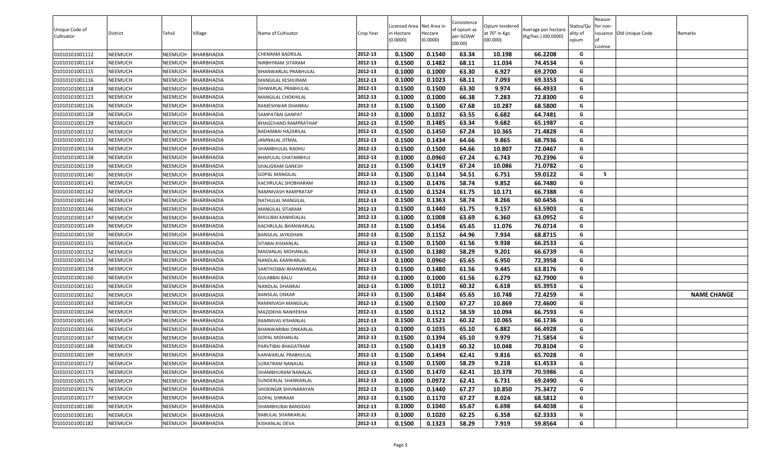| Unique Code of Cultivator | District | Tehsil | Village | Name of Cultivator | Crop Year | Licensed Area in Hectare (0.0000) | Net Area in Hectare (0.0000) | Consistence of opium as per GOAW (00.00) | Opium tendered at 70° in Kgs (00.000) | Average per hectare (Kg/hec.) (00.0000) | Status/Quality of opium | Reason for non-issuance of License | Old Unique Code | Remarks |
|---|---|---|---|---|---|---|---|---|---|---|---|---|---|---|
| 01010101001112 | NEEMUCH | NEEMUCH | BHARBHADIA | CHENRAM BADRILAL | 2012-13 | 0.1500 | 0.1540 | 63.34 | 10.198 | 66.2208 | G | | | |
| 01010101001114 | NEEMUCH | NEEMUCH | BHARBHADIA | NIRBHYRAM SITARAM | 2012-13 | 0.1500 | 0.1482 | 68.11 | 11.034 | 74.4534 | G | | | |
| 01010101001115 | NEEMUCH | NEEMUCH | BHARBHADIA | BHANWARLAL PRABHULAL | 2012-13 | 0.1000 | 0.1000 | 63.30 | 6.927 | 69.2700 | G | | | |
| 01010101001116 | NEEMUCH | NEEMUCH | BHARBHADIA | MANGILAL KESHURAM | 2012-13 | 0.1000 | 0.1023 | 68.11 | 7.093 | 69.3353 | G | | | |
| 01010101001118 | NEEMUCH | NEEMUCH | BHARBHADIA | ISHWARLAL PRABHULAL | 2012-13 | 0.1500 | 0.1500 | 63.30 | 9.974 | 66.4933 | G | | | |
| 01010101001123 | NEEMUCH | NEEMUCH | BHARBHADIA | MANGILAL CHOKHILAL | 2012-13 | 0.1000 | 0.1000 | 66.38 | 7.283 | 72.8300 | G | | | |
| 01010101001126 | NEEMUCH | NEEMUCH | BHARBHADIA | RAMESHWAR DHANRAJ | 2012-13 | 0.1500 | 0.1500 | 67.68 | 10.287 | 68.5800 | G | | | |
| 01010101001128 | NEEMUCH | NEEMUCH | BHARBHADIA | SAMPATBAI GANPAT | 2012-13 | 0.1000 | 0.1032 | 63.55 | 6.682 | 64.7481 | G | | | |
| 01010101001129 | NEEMUCH | NEEMUCH | BHARBHADIA | BHAGCHAND RAMPRATHAP | 2012-13 | 0.1500 | 0.1485 | 63.34 | 9.682 | 65.1987 | G | | | |
| 01010101001132 | NEEMUCH | NEEMUCH | BHARBHADIA | BADAMBAI HAZARILAL | 2012-13 | 0.1500 | 0.1450 | 67.24 | 10.365 | 71.4828 | G | | | |
| 01010101001133 | NEEMUCH | NEEMUCH | BHARBHADIA | JAMNALAL JITMAL | 2012-13 | 0.1500 | 0.1434 | 64.66 | 9.865 | 68.7936 | G | | | |
| 01010101001134 | NEEMUCH | NEEMUCH | BHARBHADIA | SHAMBHULAL RADHU | 2012-13 | 0.1500 | 0.1500 | 64.66 | 10.807 | 72.0467 | G | | | |
| 01010101001138 | NEEMUCH | NEEMUCH | BHARBHADIA | BHAPULAL CHATARBHUJ | 2012-13 | 0.1000 | 0.0960 | 67.24 | 6.743 | 70.2396 | G | | | |
| 01010101001139 | NEEMUCH | NEEMUCH | BHARBHADIA | SHALIGRAM GANESH | 2012-13 | 0.1500 | 0.1419 | 67.24 | 10.086 | 71.0782 | G | | | |
| 01010101001140 | NEEMUCH | NEEMUCH | BHARBHADIA | GOPAL MANGILAL | 2012-13 | 0.1500 | 0.1144 | 54.51 | 6.751 | 59.0122 | G | 5 | | |
| 01010101001141 | NEEMUCH | NEEMUCH | BHARBHADIA | KACHRULAL SHOBHARAM | 2012-13 | 0.1500 | 0.1476 | 58.74 | 9.852 | 66.7480 | G | | | |
| 01010101001142 | NEEMUCH | NEEMUCH | BHARBHADIA | RAMNIVASH RAMPRATAP | 2012-13 | 0.1500 | 0.1524 | 61.75 | 10.171 | 66.7388 | G | | | |
| 01010101001144 | NEEMUCH | NEEMUCH | BHARBHADIA | NATHULAL MANGILAL | 2012-13 | 0.1500 | 0.1363 | 58.74 | 8.266 | 60.6456 | G | | | |
| 01010101001146 | NEEMUCH | NEEMUCH | BHARBHADIA | MANGILAL SITARAM | 2012-13 | 0.1500 | 0.1440 | 61.75 | 9.157 | 63.5903 | G | | | |
| 01010101001147 | NEEMUCH | NEEMUCH | BHARBHADIA | BHULIBAI KANHEIALAL | 2012-13 | 0.1000 | 0.1008 | 63.69 | 6.360 | 63.0952 | G | | | |
| 01010101001149 | NEEMUCH | NEEMUCH | BHARBHADIA | KACHRULAL BHANWARLAL | 2012-13 | 0.1500 | 0.1456 | 65.65 | 11.076 | 76.0714 | G | | | |
| 01010101001150 | NEEMUCH | NEEMUCH | BHARBHADIA | BANSILAL JAYKISHAN | 2012-13 | 0.1500 | 0.1152 | 64.96 | 7.934 | 68.8715 | G | | | |
| 01010101001151 | NEEMUCH | NEEMUCH | BHARBHADIA | SITABAI KISHANLAL | 2012-13 | 0.1500 | 0.1500 | 61.56 | 9.938 | 66.2533 | G | | | |
| 01010101001152 | NEEMUCH | NEEMUCH | BHARBHADIA | MADANLAL MOHANLAL | 2012-13 | 0.1500 | 0.1380 | 58.29 | 9.201 | 66.6739 | G | | | |
| 01010101001154 | NEEMUCH | NEEMUCH | BHARBHADIA | NANDLAL KANWARLAL | 2012-13 | 0.1000 | 0.0960 | 65.65 | 6.950 | 72.3958 | G | | | |
| 01010101001158 | NEEMUCH | NEEMUCH | BHARBHADIA | SANTHOSBAI BHANWARLAL | 2012-13 | 0.1500 | 0.1480 | 61.56 | 9.445 | 63.8176 | G | | | |
| 01010101001160 | NEEMUCH | NEEMUCH | BHARBHADIA | GULABBAI BALU | 2012-13 | 0.1000 | 0.1000 | 61.56 | 6.279 | 62.7900 | G | | | |
| 01010101001161 | NEEMUCH | NEEMUCH | BHARBHADIA | NANDLAL DHANRAJ | 2012-13 | 0.1000 | 0.1012 | 60.32 | 6.618 | 65.3953 | G | | | |
| 01010101001162 | NEEMUCH | NEEMUCH | BHARBHADIA | BANSILAL ONKAR | 2012-13 | 0.1500 | 0.1484 | 65.65 | 10.748 | 72.4259 | G | | | NAME CHANGE |
| 01010101001163 | NEEMUCH | NEEMUCH | BHARBHADIA | RAMNIVASH MANGILAL | 2012-13 | 0.1500 | 0.1500 | 67.27 | 10.869 | 72.4600 | G | | | |
| 01010101001164 | NEEMUCH | NEEMUCH | BHARBHADIA | MAZIDKHA NANHEKHA | 2012-13 | 0.1500 | 0.1512 | 58.59 | 10.094 | 66.7593 | G | | | |
| 01010101001165 | NEEMUCH | NEEMUCH | BHARBHADIA | RAMNIVAS KISHANLAL | 2012-13 | 0.1500 | 0.1521 | 60.32 | 10.065 | 66.1736 | G | | | |
| 01010101001166 | NEEMUCH | NEEMUCH | BHARBHADIA | BHANWARIBAI ONKARLAL | 2012-13 | 0.1000 | 0.1035 | 65.10 | 6.882 | 66.4928 | G | | | |
| 01010101001167 | NEEMUCH | NEEMUCH | BHARBHADIA | GOPAL MOHANLAL | 2012-13 | 0.1500 | 0.1394 | 65.10 | 9.979 | 71.5854 | G | | | |
| 01010101001168 | NEEMUCH | NEEMUCH | BHARBHADIA | PARVTIBAI BHAGATRAM | 2012-13 | 0.1500 | 0.1419 | 60.32 | 10.048 | 70.8104 | G | | | |
| 01010101001169 | NEEMUCH | NEEMUCH | BHARBHADIA | KANWARLAL PRABHULAL | 2012-13 | 0.1500 | 0.1494 | 62.41 | 9.816 | 65.7028 | G | | | |
| 01010101001172 | NEEMUCH | NEEMUCH | BHARBHADIA | SURATRAM NANALAL | 2012-13 | 0.1500 | 0.1500 | 58.29 | 9.218 | 61.4533 | G | | | |
| 01010101001173 | NEEMUCH | NEEMUCH | BHARBHADIA | SHAMBHURAM NANALAL | 2012-13 | 0.1500 | 0.1470 | 62.41 | 10.378 | 70.5986 | G | | | |
| 01010101001175 | NEEMUCH | NEEMUCH | BHARBHADIA | SUNDERLAL SHANKARLAL | 2012-13 | 0.1000 | 0.0972 | 62.41 | 6.731 | 69.2490 | G | | | |
| 01010101001176 | NEEMUCH | NEEMUCH | BHARBHADIA | SHOKINGIR SHIVNARAYAN | 2012-13 | 0.1500 | 0.1440 | 67.27 | 10.850 | 75.3472 | G | | | |
| 01010101001177 | NEEMUCH | NEEMUCH | BHARBHADIA | GOPAL SHRIRAM | 2012-13 | 0.1500 | 0.1170 | 67.27 | 8.024 | 68.5812 | G | | | |
| 01010101001180 | NEEMUCH | NEEMUCH | BHARBHADIA | SHAMBHUBAI BANSIDAS | 2012-13 | 0.1000 | 0.1040 | 65.67 | 6.698 | 64.4038 | G | | | |
| 01010101001181 | NEEMUCH | NEEMUCH | BHARBHADIA | BABULAL SHANKARLAL | 2012-13 | 0.1000 | 0.1020 | 62.25 | 6.358 | 62.3333 | G | | | |
| 01010101001182 | NEEMUCH | NEEMUCH | BHARBHADIA | KISHANLAL DEVA | 2012-13 | 0.1500 | 0.1323 | 58.29 | 7.919 | 59.8564 | G | | | |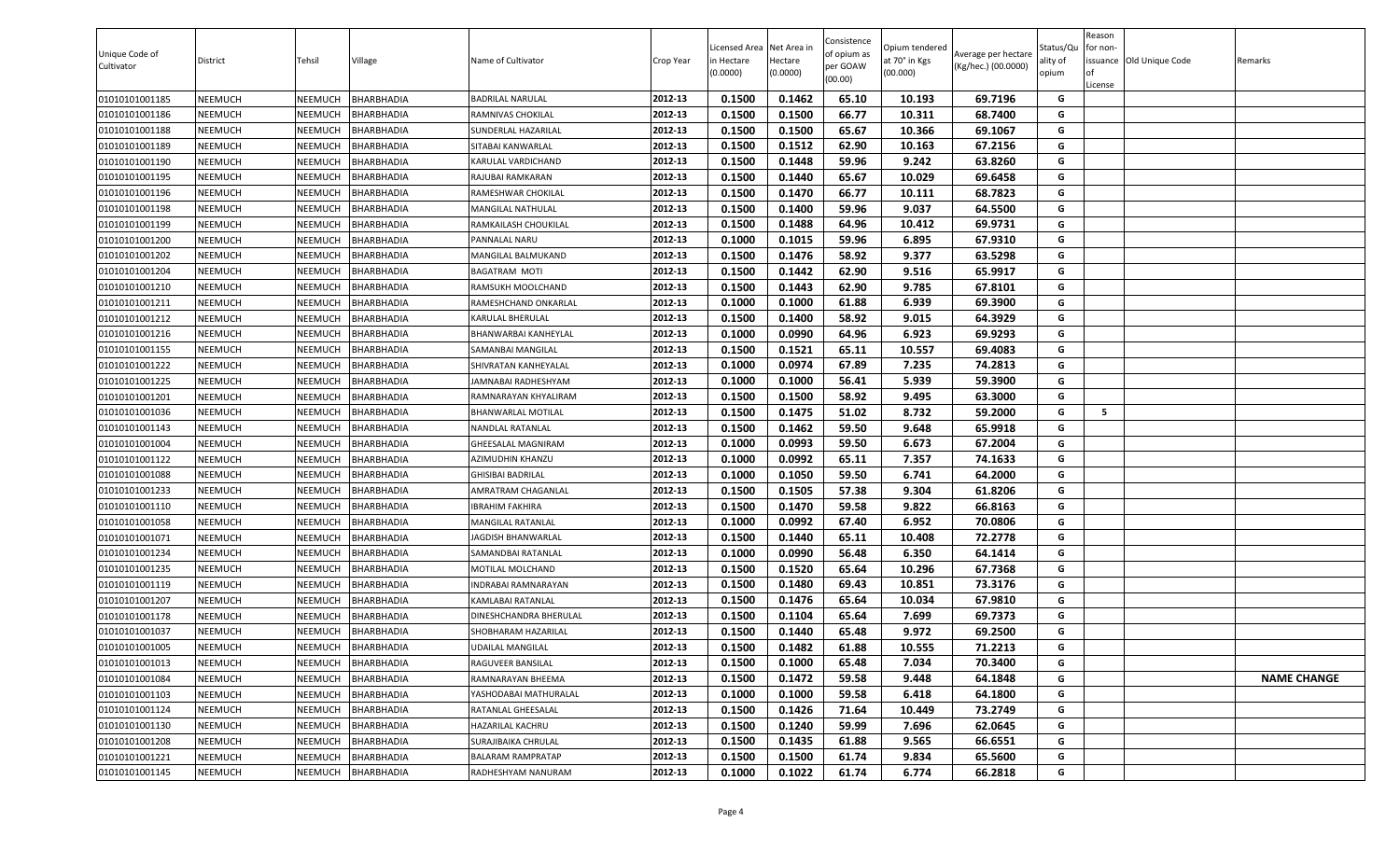| Unique Code of Cultivator | District | Tehsil | Village | Name of Cultivator | Crop Year | Licensed Area in Hectare (0.0000) | Net Area in Hectare (0.0000) | Consistence of opium as per GOAW (00.00) | Opium tendered at 70° in Kgs (00.000) | Average per hectare (Kg/hec.) (00.0000) | Status/Quality of opium | Reason for non-issuance of License | Old Unique Code | Remarks |
|---|---|---|---|---|---|---|---|---|---|---|---|---|---|---|
| 01010101001185 | NEEMUCH | NEEMUCH | BHARBHADIA | BADRILAL NARULAL | 2012-13 | 0.1500 | 0.1462 | 65.10 | 10.193 | 69.7196 | G | | | |
| 01010101001186 | NEEMUCH | NEEMUCH | BHARBHADIA | RAMNIVAS CHOKILAL | 2012-13 | 0.1500 | 0.1500 | 66.77 | 10.311 | 68.7400 | G | | | |
| 01010101001188 | NEEMUCH | NEEMUCH | BHARBHADIA | SUNDERLAL HAZARILAL | 2012-13 | 0.1500 | 0.1500 | 65.67 | 10.366 | 69.1067 | G | | | |
| 01010101001189 | NEEMUCH | NEEMUCH | BHARBHADIA | SITABAI KANWARLAL | 2012-13 | 0.1500 | 0.1512 | 62.90 | 10.163 | 67.2156 | G | | | |
| 01010101001190 | NEEMUCH | NEEMUCH | BHARBHADIA | KARULAL VARDICHAND | 2012-13 | 0.1500 | 0.1448 | 59.96 | 9.242 | 63.8260 | G | | | |
| 01010101001195 | NEEMUCH | NEEMUCH | BHARBHADIA | RAJUBAI RAMKARAN | 2012-13 | 0.1500 | 0.1440 | 65.67 | 10.029 | 69.6458 | G | | | |
| 01010101001196 | NEEMUCH | NEEMUCH | BHARBHADIA | RAMESHWAR CHOKILAL | 2012-13 | 0.1500 | 0.1470 | 66.77 | 10.111 | 68.7823 | G | | | |
| 01010101001198 | NEEMUCH | NEEMUCH | BHARBHADIA | MANGILAL NATHULAL | 2012-13 | 0.1500 | 0.1400 | 59.96 | 9.037 | 64.5500 | G | | | |
| 01010101001199 | NEEMUCH | NEEMUCH | BHARBHADIA | RAMKAILASH CHOUKILAL | 2012-13 | 0.1500 | 0.1488 | 64.96 | 10.412 | 69.9731 | G | | | |
| 01010101001200 | NEEMUCH | NEEMUCH | BHARBHADIA | PANNALAL NARU | 2012-13 | 0.1000 | 0.1015 | 59.96 | 6.895 | 67.9310 | G | | | |
| 01010101001202 | NEEMUCH | NEEMUCH | BHARBHADIA | MANGILAL BALMUKAND | 2012-13 | 0.1500 | 0.1476 | 58.92 | 9.377 | 63.5298 | G | | | |
| 01010101001204 | NEEMUCH | NEEMUCH | BHARBHADIA | BAGATRAM MOTI | 2012-13 | 0.1500 | 0.1442 | 62.90 | 9.516 | 65.9917 | G | | | |
| 01010101001210 | NEEMUCH | NEEMUCH | BHARBHADIA | RAMSUKH MOOLCHAND | 2012-13 | 0.1500 | 0.1443 | 62.90 | 9.785 | 67.8101 | G | | | |
| 01010101001211 | NEEMUCH | NEEMUCH | BHARBHADIA | RAMESHCHAND ONKARLAL | 2012-13 | 0.1000 | 0.1000 | 61.88 | 6.939 | 69.3900 | G | | | |
| 01010101001212 | NEEMUCH | NEEMUCH | BHARBHADIA | KARULAL BHERULAL | 2012-13 | 0.1500 | 0.1400 | 58.92 | 9.015 | 64.3929 | G | | | |
| 01010101001216 | NEEMUCH | NEEMUCH | BHARBHADIA | BHANWARBAI KANHEYLAL | 2012-13 | 0.1000 | 0.0990 | 64.96 | 6.923 | 69.9293 | G | | | |
| 01010101001155 | NEEMUCH | NEEMUCH | BHARBHADIA | SAMANBAI MANGILAL | 2012-13 | 0.1500 | 0.1521 | 65.11 | 10.557 | 69.4083 | G | | | |
| 01010101001222 | NEEMUCH | NEEMUCH | BHARBHADIA | SHIVRATAN KANHEYALAL | 2012-13 | 0.1000 | 0.0974 | 67.89 | 7.235 | 74.2813 | G | | | |
| 01010101001225 | NEEMUCH | NEEMUCH | BHARBHADIA | JAMNABAI RADHESHYAM | 2012-13 | 0.1000 | 0.1000 | 56.41 | 5.939 | 59.3900 | G | | | |
| 01010101001201 | NEEMUCH | NEEMUCH | BHARBHADIA | RAMNARAYAN KHYALIRAM | 2012-13 | 0.1500 | 0.1500 | 58.92 | 9.495 | 63.3000 | G | | | |
| 01010101001036 | NEEMUCH | NEEMUCH | BHARBHADIA | BHANWARLAL MOTILAL | 2012-13 | 0.1500 | 0.1475 | 51.02 | 8.732 | 59.2000 | G | 5 | | |
| 01010101001143 | NEEMUCH | NEEMUCH | BHARBHADIA | NANDLAL RATANLAL | 2012-13 | 0.1500 | 0.1462 | 59.50 | 9.648 | 65.9918 | G | | | |
| 01010101001004 | NEEMUCH | NEEMUCH | BHARBHADIA | GHEESALAL MAGNIRAM | 2012-13 | 0.1000 | 0.0993 | 59.50 | 6.673 | 67.2004 | G | | | |
| 01010101001122 | NEEMUCH | NEEMUCH | BHARBHADIA | AZIMUDHIN KHANZU | 2012-13 | 0.1000 | 0.0992 | 65.11 | 7.357 | 74.1633 | G | | | |
| 01010101001088 | NEEMUCH | NEEMUCH | BHARBHADIA | GHISIBAI BADRILAL | 2012-13 | 0.1000 | 0.1050 | 59.50 | 6.741 | 64.2000 | G | | | |
| 01010101001233 | NEEMUCH | NEEMUCH | BHARBHADIA | AMRATRAM CHAGANLAL | 2012-13 | 0.1500 | 0.1505 | 57.38 | 9.304 | 61.8206 | G | | | |
| 01010101001110 | NEEMUCH | NEEMUCH | BHARBHADIA | IBRAHIM FAKHIRA | 2012-13 | 0.1500 | 0.1470 | 59.58 | 9.822 | 66.8163 | G | | | |
| 01010101001058 | NEEMUCH | NEEMUCH | BHARBHADIA | MANGILAL RATANLAL | 2012-13 | 0.1000 | 0.0992 | 67.40 | 6.952 | 70.0806 | G | | | |
| 01010101001071 | NEEMUCH | NEEMUCH | BHARBHADIA | JAGDISH BHANWARLAL | 2012-13 | 0.1500 | 0.1440 | 65.11 | 10.408 | 72.2778 | G | | | |
| 01010101001234 | NEEMUCH | NEEMUCH | BHARBHADIA | SAMANDBAI RATANLAL | 2012-13 | 0.1000 | 0.0990 | 56.48 | 6.350 | 64.1414 | G | | | |
| 01010101001235 | NEEMUCH | NEEMUCH | BHARBHADIA | MOTILAL MOLCHAND | 2012-13 | 0.1500 | 0.1520 | 65.64 | 10.296 | 67.7368 | G | | | |
| 01010101001119 | NEEMUCH | NEEMUCH | BHARBHADIA | INDRABAI RAMNARAYAN | 2012-13 | 0.1500 | 0.1480 | 69.43 | 10.851 | 73.3176 | G | | | |
| 01010101001207 | NEEMUCH | NEEMUCH | BHARBHADIA | KAMLABAI RATANLAL | 2012-13 | 0.1500 | 0.1476 | 65.64 | 10.034 | 67.9810 | G | | | |
| 01010101001178 | NEEMUCH | NEEMUCH | BHARBHADIA | DINESHCHANDRA BHERULAL | 2012-13 | 0.1500 | 0.1104 | 65.64 | 7.699 | 69.7373 | G | | | |
| 01010101001037 | NEEMUCH | NEEMUCH | BHARBHADIA | SHOBHARAM HAZARILAL | 2012-13 | 0.1500 | 0.1440 | 65.48 | 9.972 | 69.2500 | G | | | |
| 01010101001005 | NEEMUCH | NEEMUCH | BHARBHADIA | UDAILAL MANGILAL | 2012-13 | 0.1500 | 0.1482 | 61.88 | 10.555 | 71.2213 | G | | | |
| 01010101001013 | NEEMUCH | NEEMUCH | BHARBHADIA | RAGUVEER BANSILAL | 2012-13 | 0.1500 | 0.1000 | 65.48 | 7.034 | 70.3400 | G | | | |
| 01010101001084 | NEEMUCH | NEEMUCH | BHARBHADIA | RAMNARAYAN BHEEMA | 2012-13 | 0.1500 | 0.1472 | 59.58 | 9.448 | 64.1848 | G | | | NAME CHANGE |
| 01010101001103 | NEEMUCH | NEEMUCH | BHARBHADIA | YASHODABAI MATHURALAL | 2012-13 | 0.1000 | 0.1000 | 59.58 | 6.418 | 64.1800 | G | | | |
| 01010101001124 | NEEMUCH | NEEMUCH | BHARBHADIA | RATANLAL GHEESALAL | 2012-13 | 0.1500 | 0.1426 | 71.64 | 10.449 | 73.2749 | G | | | |
| 01010101001130 | NEEMUCH | NEEMUCH | BHARBHADIA | HAZARILAL KACHRU | 2012-13 | 0.1500 | 0.1240 | 59.99 | 7.696 | 62.0645 | G | | | |
| 01010101001208 | NEEMUCH | NEEMUCH | BHARBHADIA | SURAJIBAIKA CHRULAL | 2012-13 | 0.1500 | 0.1435 | 61.88 | 9.565 | 66.6551 | G | | | |
| 01010101001221 | NEEMUCH | NEEMUCH | BHARBHADIA | BALARAM RAMPRATAP | 2012-13 | 0.1500 | 0.1500 | 61.74 | 9.834 | 65.5600 | G | | | |
| 01010101001145 | NEEMUCH | NEEMUCH | BHARBHADIA | RADHESHYAM NANURAM | 2012-13 | 0.1000 | 0.1022 | 61.74 | 6.774 | 66.2818 | G | | | |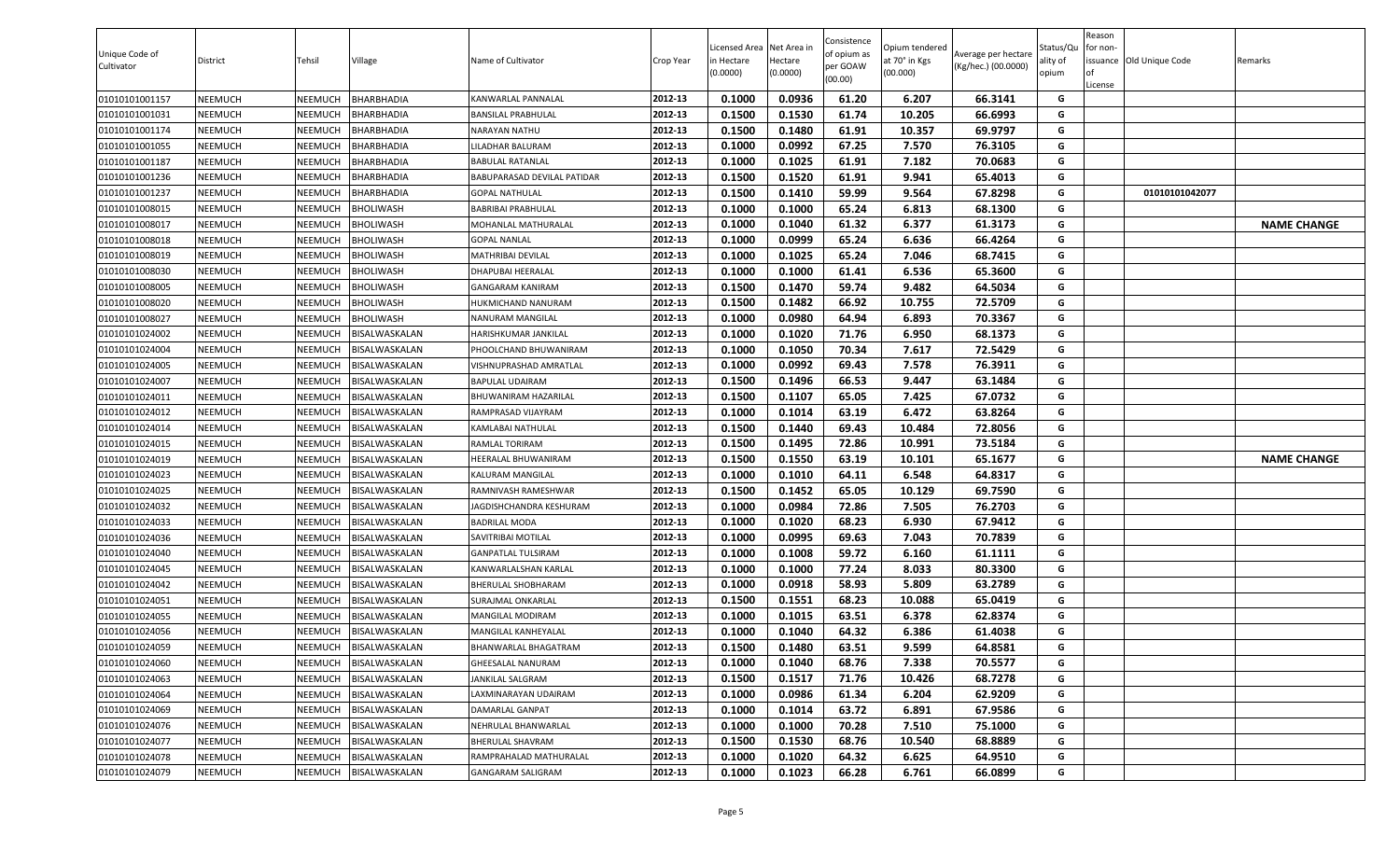| Unique Code of Cultivator | District | Tehsil | Village | Name of Cultivator | Crop Year | Licensed Area in Hectare (0.0000) | Net Area in Hectare (0.0000) | Consistence of opium as per GOAW (00.00) | Opium tendered at 70° in Kgs (00.000) | Average per hectare (Kg/hec.) (00.0000) | Status/Quality of opium | Reason for non-issuance of License | Old Unique Code | Remarks |
|---|---|---|---|---|---|---|---|---|---|---|---|---|---|---|
| 01010101001157 | NEEMUCH | NEEMUCH | BHARBHADIA | KANWARLAL PANNALAL | 2012-13 | 0.1000 | 0.0936 | 61.20 | 6.207 | 66.3141 | G | | | |
| 01010101001031 | NEEMUCH | NEEMUCH | BHARBHADIA | BANSILAL PRABHULAL | 2012-13 | 0.1500 | 0.1530 | 61.74 | 10.205 | 66.6993 | G | | | |
| 01010101001174 | NEEMUCH | NEEMUCH | BHARBHADIA | NARAYAN NATHU | 2012-13 | 0.1500 | 0.1480 | 61.91 | 10.357 | 69.9797 | G | | | |
| 01010101001055 | NEEMUCH | NEEMUCH | BHARBHADIA | LILADHAR BALURAM | 2012-13 | 0.1000 | 0.0992 | 67.25 | 7.570 | 76.3105 | G | | | |
| 01010101001187 | NEEMUCH | NEEMUCH | BHARBHADIA | BABULAL RATANLAL | 2012-13 | 0.1000 | 0.1025 | 61.91 | 7.182 | 70.0683 | G | | | |
| 01010101001236 | NEEMUCH | NEEMUCH | BHARBHADIA | BABUPARASAD DEVILAL PATIDAR | 2012-13 | 0.1500 | 0.1520 | 61.91 | 9.941 | 65.4013 | G | | | |
| 01010101001237 | NEEMUCH | NEEMUCH | BHARBHADIA | GOPAL NATHULAL | 2012-13 | 0.1500 | 0.1410 | 59.99 | 9.564 | 67.8298 | G | | 01010101042077 | |
| 01010101008015 | NEEMUCH | NEEMUCH | BHOLIWASH | BABRIBAI PRABHULAL | 2012-13 | 0.1000 | 0.1000 | 65.24 | 6.813 | 68.1300 | G | | | |
| 01010101008017 | NEEMUCH | NEEMUCH | BHOLIWASH | MOHANLAL MATHURALAL | 2012-13 | 0.1000 | 0.1040 | 61.32 | 6.377 | 61.3173 | G | | | NAME CHANGE |
| 01010101008018 | NEEMUCH | NEEMUCH | BHOLIWASH | GOPAL NANLAL | 2012-13 | 0.1000 | 0.0999 | 65.24 | 6.636 | 66.4264 | G | | | |
| 01010101008019 | NEEMUCH | NEEMUCH | BHOLIWASH | MATHRIBAI DEVILAL | 2012-13 | 0.1000 | 0.1025 | 65.24 | 7.046 | 68.7415 | G | | | |
| 01010101008030 | NEEMUCH | NEEMUCH | BHOLIWASH | DHAPUBAI HEERALAL | 2012-13 | 0.1000 | 0.1000 | 61.41 | 6.536 | 65.3600 | G | | | |
| 01010101008005 | NEEMUCH | NEEMUCH | BHOLIWASH | GANGARAM KANIRAM | 2012-13 | 0.1500 | 0.1470 | 59.74 | 9.482 | 64.5034 | G | | | |
| 01010101008020 | NEEMUCH | NEEMUCH | BHOLIWASH | HUKMICHAND NANURAM | 2012-13 | 0.1500 | 0.1482 | 66.92 | 10.755 | 72.5709 | G | | | |
| 01010101008027 | NEEMUCH | NEEMUCH | BHOLIWASH | NANURAM MANGILAL | 2012-13 | 0.1000 | 0.0980 | 64.94 | 6.893 | 70.3367 | G | | | |
| 01010101024002 | NEEMUCH | NEEMUCH | BISALWASKALAN | HARISHKUMAR JANKILAL | 2012-13 | 0.1000 | 0.1020 | 71.76 | 6.950 | 68.1373 | G | | | |
| 01010101024004 | NEEMUCH | NEEMUCH | BISALWASKALAN | PHOOLCHAND BHUWANIRAM | 2012-13 | 0.1000 | 0.1050 | 70.34 | 7.617 | 72.5429 | G | | | |
| 01010101024005 | NEEMUCH | NEEMUCH | BISALWASKALAN | VISHNUPRASHAD AMRATLAL | 2012-13 | 0.1000 | 0.0992 | 69.43 | 7.578 | 76.3911 | G | | | |
| 01010101024007 | NEEMUCH | NEEMUCH | BISALWASKALAN | BAPULAL UDAIRAM | 2012-13 | 0.1500 | 0.1496 | 66.53 | 9.447 | 63.1484 | G | | | |
| 01010101024011 | NEEMUCH | NEEMUCH | BISALWASKALAN | BHUWANIRAM HAZARILAL | 2012-13 | 0.1500 | 0.1107 | 65.05 | 7.425 | 67.0732 | G | | | |
| 01010101024012 | NEEMUCH | NEEMUCH | BISALWASKALAN | RAMPRASAD VIJAYRAM | 2012-13 | 0.1000 | 0.1014 | 63.19 | 6.472 | 63.8264 | G | | | |
| 01010101024014 | NEEMUCH | NEEMUCH | BISALWASKALAN | KAMLABAI NATHULAL | 2012-13 | 0.1500 | 0.1440 | 69.43 | 10.484 | 72.8056 | G | | | |
| 01010101024015 | NEEMUCH | NEEMUCH | BISALWASKALAN | RAMLAL TORIRAM | 2012-13 | 0.1500 | 0.1495 | 72.86 | 10.991 | 73.5184 | G | | | |
| 01010101024019 | NEEMUCH | NEEMUCH | BISALWASKALAN | HEERALAL BHUWANIRAM | 2012-13 | 0.1500 | 0.1550 | 63.19 | 10.101 | 65.1677 | G | | | NAME CHANGE |
| 01010101024023 | NEEMUCH | NEEMUCH | BISALWASKALAN | KALURAM MANGILAL | 2012-13 | 0.1000 | 0.1010 | 64.11 | 6.548 | 64.8317 | G | | | |
| 01010101024025 | NEEMUCH | NEEMUCH | BISALWASKALAN | RAMNIVASH RAMESHWAR | 2012-13 | 0.1500 | 0.1452 | 65.05 | 10.129 | 69.7590 | G | | | |
| 01010101024032 | NEEMUCH | NEEMUCH | BISALWASKALAN | JAGDISHCHANDRA KESHURAM | 2012-13 | 0.1000 | 0.0984 | 72.86 | 7.505 | 76.2703 | G | | | |
| 01010101024033 | NEEMUCH | NEEMUCH | BISALWASKALAN | BADRILAL MODA | 2012-13 | 0.1000 | 0.1020 | 68.23 | 6.930 | 67.9412 | G | | | |
| 01010101024036 | NEEMUCH | NEEMUCH | BISALWASKALAN | SAVITRIBAI MOTILAL | 2012-13 | 0.1000 | 0.0995 | 69.63 | 7.043 | 70.7839 | G | | | |
| 01010101024040 | NEEMUCH | NEEMUCH | BISALWASKALAN | GANPATLAL TULSIRAM | 2012-13 | 0.1000 | 0.1008 | 59.72 | 6.160 | 61.1111 | G | | | |
| 01010101024045 | NEEMUCH | NEEMUCH | BISALWASKALAN | KANWARLALSHAN KARLAL | 2012-13 | 0.1000 | 0.1000 | 77.24 | 8.033 | 80.3300 | G | | | |
| 01010101024042 | NEEMUCH | NEEMUCH | BISALWASKALAN | BHERULAL SHOBHARAM | 2012-13 | 0.1000 | 0.0918 | 58.93 | 5.809 | 63.2789 | G | | | |
| 01010101024051 | NEEMUCH | NEEMUCH | BISALWASKALAN | SURAJMAL ONKARLAL | 2012-13 | 0.1500 | 0.1551 | 68.23 | 10.088 | 65.0419 | G | | | |
| 01010101024055 | NEEMUCH | NEEMUCH | BISALWASKALAN | MANGILAL MODIRAM | 2012-13 | 0.1000 | 0.1015 | 63.51 | 6.378 | 62.8374 | G | | | |
| 01010101024056 | NEEMUCH | NEEMUCH | BISALWASKALAN | MANGILAL KANHEYALAL | 2012-13 | 0.1000 | 0.1040 | 64.32 | 6.386 | 61.4038 | G | | | |
| 01010101024059 | NEEMUCH | NEEMUCH | BISALWASKALAN | BHANWARLAL BHAGATRAM | 2012-13 | 0.1500 | 0.1480 | 63.51 | 9.599 | 64.8581 | G | | | |
| 01010101024060 | NEEMUCH | NEEMUCH | BISALWASKALAN | GHEESALAL NANURAM | 2012-13 | 0.1000 | 0.1040 | 68.76 | 7.338 | 70.5577 | G | | | |
| 01010101024063 | NEEMUCH | NEEMUCH | BISALWASKALAN | JANKILAL SALGRAM | 2012-13 | 0.1500 | 0.1517 | 71.76 | 10.426 | 68.7278 | G | | | |
| 01010101024064 | NEEMUCH | NEEMUCH | BISALWASKALAN | LAXMINARAYAN UDAIRAM | 2012-13 | 0.1000 | 0.0986 | 61.34 | 6.204 | 62.9209 | G | | | |
| 01010101024069 | NEEMUCH | NEEMUCH | BISALWASKALAN | DAMARLAL GANPAT | 2012-13 | 0.1000 | 0.1014 | 63.72 | 6.891 | 67.9586 | G | | | |
| 01010101024076 | NEEMUCH | NEEMUCH | BISALWASKALAN | NEHRULAL BHANWARLAL | 2012-13 | 0.1000 | 0.1000 | 70.28 | 7.510 | 75.1000 | G | | | |
| 01010101024077 | NEEMUCH | NEEMUCH | BISALWASKALAN | BHERULAL SHAVRAM | 2012-13 | 0.1500 | 0.1530 | 68.76 | 10.540 | 68.8889 | G | | | |
| 01010101024078 | NEEMUCH | NEEMUCH | BISALWASKALAN | RAMPRAHALAD MATHURALAL | 2012-13 | 0.1000 | 0.1020 | 64.32 | 6.625 | 64.9510 | G | | | |
| 01010101024079 | NEEMUCH | NEEMUCH | BISALWASKALAN | GANGARAM SALIGRAM | 2012-13 | 0.1000 | 0.1023 | 66.28 | 6.761 | 66.0899 | G | | | |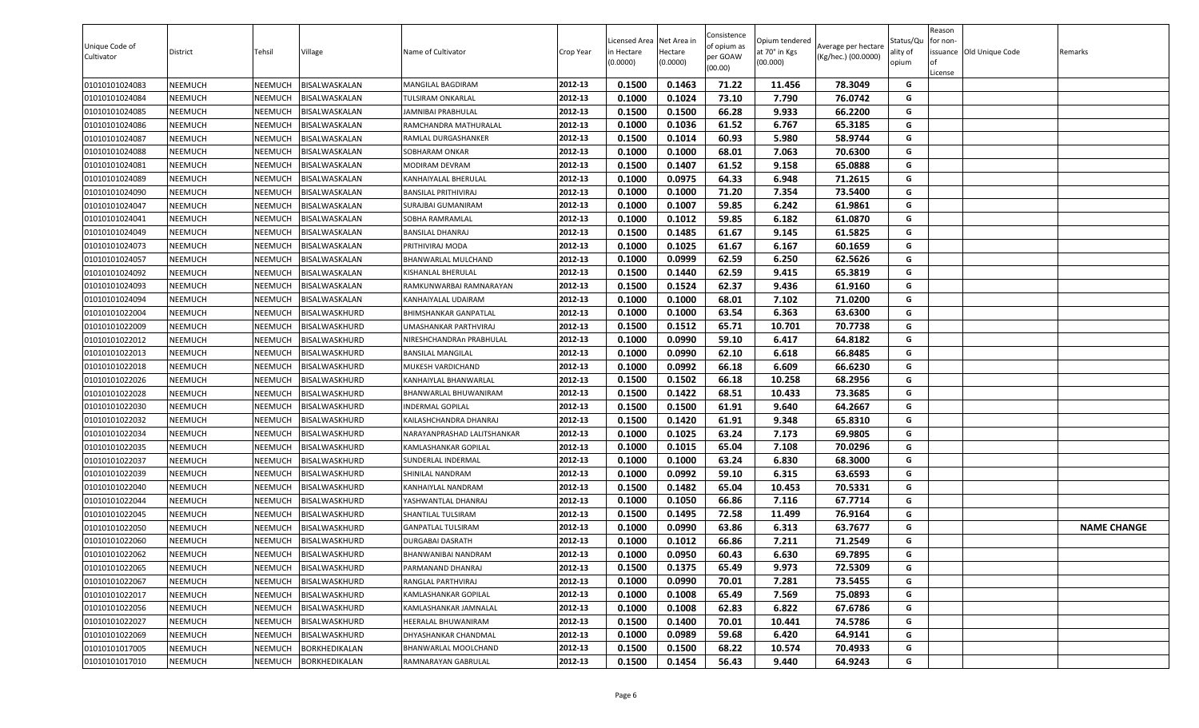| Unique Code of Cultivator | District | Tehsil | Village | Name of Cultivator | Crop Year | Licensed Area in Hectare (0.0000) | Net Area in Hectare (0.0000) | Consistence of opium as per GOAW (00.00) | Opium tendered at 70° in Kgs (00.000) | Average per hectare (Kg/hec.) (00.0000) | Status/Quality of opium | Reason for non-issuance of License | Old Unique Code | Remarks |
|---|---|---|---|---|---|---|---|---|---|---|---|---|---|---|
| 01010101024083 | NEEMUCH | NEEMUCH | BISALWASKALAN | MANGILAL BAGDIRAM | 2012-13 | 0.1500 | 0.1463 | 71.22 | 11.456 | 78.3049 | G | | | |
| 01010101024084 | NEEMUCH | NEEMUCH | BISALWASKALAN | TULSIRAM ONKARLAL | 2012-13 | 0.1000 | 0.1024 | 73.10 | 7.790 | 76.0742 | G | | | |
| 01010101024085 | NEEMUCH | NEEMUCH | BISALWASKALAN | JAMNIBAI PRABHULAL | 2012-13 | 0.1500 | 0.1500 | 66.28 | 9.933 | 66.2200 | G | | | |
| 01010101024086 | NEEMUCH | NEEMUCH | BISALWASKALAN | RAMCHANDRA MATHURALAL | 2012-13 | 0.1000 | 0.1036 | 61.52 | 6.767 | 65.3185 | G | | | |
| 01010101024087 | NEEMUCH | NEEMUCH | BISALWASKALAN | RAMLAL DURGASHANKER | 2012-13 | 0.1500 | 0.1014 | 60.93 | 5.980 | 58.9744 | G | | | |
| 01010101024088 | NEEMUCH | NEEMUCH | BISALWASKALAN | SOBHARAM ONKAR | 2012-13 | 0.1000 | 0.1000 | 68.01 | 7.063 | 70.6300 | G | | | |
| 01010101024081 | NEEMUCH | NEEMUCH | BISALWASKALAN | MODIRAM DEVRAM | 2012-13 | 0.1500 | 0.1407 | 61.52 | 9.158 | 65.0888 | G | | | |
| 01010101024089 | NEEMUCH | NEEMUCH | BISALWASKALAN | KANHAIYALAL BHERULAL | 2012-13 | 0.1000 | 0.0975 | 64.33 | 6.948 | 71.2615 | G | | | |
| 01010101024090 | NEEMUCH | NEEMUCH | BISALWASKALAN | BANSILAL PRITHIVIRAJ | 2012-13 | 0.1000 | 0.1000 | 71.20 | 7.354 | 73.5400 | G | | | |
| 01010101024047 | NEEMUCH | NEEMUCH | BISALWASKALAN | SURAJBAI GUMANIRAM | 2012-13 | 0.1000 | 0.1007 | 59.85 | 6.242 | 61.9861 | G | | | |
| 01010101024041 | NEEMUCH | NEEMUCH | BISALWASKALAN | SOBHA RAMRAMLAL | 2012-13 | 0.1000 | 0.1012 | 59.85 | 6.182 | 61.0870 | G | | | |
| 01010101024049 | NEEMUCH | NEEMUCH | BISALWASKALAN | BANSILAL DHANRAJ | 2012-13 | 0.1500 | 0.1485 | 61.67 | 9.145 | 61.5825 | G | | | |
| 01010101024073 | NEEMUCH | NEEMUCH | BISALWASKALAN | PRITHIVIRAJ MODA | 2012-13 | 0.1000 | 0.1025 | 61.67 | 6.167 | 60.1659 | G | | | |
| 01010101024057 | NEEMUCH | NEEMUCH | BISALWASKALAN | BHANWARLAL MULCHAND | 2012-13 | 0.1000 | 0.0999 | 62.59 | 6.250 | 62.5626 | G | | | |
| 01010101024092 | NEEMUCH | NEEMUCH | BISALWASKALAN | KISHANLAL BHERULAL | 2012-13 | 0.1500 | 0.1440 | 62.59 | 9.415 | 65.3819 | G | | | |
| 01010101024093 | NEEMUCH | NEEMUCH | BISALWASKALAN | RAMKUNWARBAI RAMNARAYAN | 2012-13 | 0.1500 | 0.1524 | 62.37 | 9.436 | 61.9160 | G | | | |
| 01010101024094 | NEEMUCH | NEEMUCH | BISALWASKALAN | KANHAIYALAL UDAIRAM | 2012-13 | 0.1000 | 0.1000 | 68.01 | 7.102 | 71.0200 | G | | | |
| 01010101022004 | NEEMUCH | NEEMUCH | BISALWASKHURD | BHIMSHANKAR GANPATLAL | 2012-13 | 0.1000 | 0.1000 | 63.54 | 6.363 | 63.6300 | G | | | |
| 01010101022009 | NEEMUCH | NEEMUCH | BISALWASKHURD | UMASHANKAR PARTHVIRAJ | 2012-13 | 0.1500 | 0.1512 | 65.71 | 10.701 | 70.7738 | G | | | |
| 01010101022012 | NEEMUCH | NEEMUCH | BISALWASKHURD | NIRESHCHANDRAn PRABHULAL | 2012-13 | 0.1000 | 0.0990 | 59.10 | 6.417 | 64.8182 | G | | | |
| 01010101022013 | NEEMUCH | NEEMUCH | BISALWASKHURD | BANSILAL MANGILAL | 2012-13 | 0.1000 | 0.0990 | 62.10 | 6.618 | 66.8485 | G | | | |
| 01010101022018 | NEEMUCH | NEEMUCH | BISALWASKHURD | MUKESH VARDICHAND | 2012-13 | 0.1000 | 0.0992 | 66.18 | 6.609 | 66.6230 | G | | | |
| 01010101022026 | NEEMUCH | NEEMUCH | BISALWASKHURD | KANHAIYLAL BHANWARLAL | 2012-13 | 0.1500 | 0.1502 | 66.18 | 10.258 | 68.2956 | G | | | |
| 01010101022028 | NEEMUCH | NEEMUCH | BISALWASKHURD | BHANWARLAL BHUWANIRAM | 2012-13 | 0.1500 | 0.1422 | 68.51 | 10.433 | 73.3685 | G | | | |
| 01010101022030 | NEEMUCH | NEEMUCH | BISALWASKHURD | INDERMAL GOPILAL | 2012-13 | 0.1500 | 0.1500 | 61.91 | 9.640 | 64.2667 | G | | | |
| 01010101022032 | NEEMUCH | NEEMUCH | BISALWASKHURD | KAILASHCHANDRA DHANRAJ | 2012-13 | 0.1500 | 0.1420 | 61.91 | 9.348 | 65.8310 | G | | | |
| 01010101022034 | NEEMUCH | NEEMUCH | BISALWASKHURD | NARAYANPRASHAD LALITSHANKAR | 2012-13 | 0.1000 | 0.1025 | 63.24 | 7.173 | 69.9805 | G | | | |
| 01010101022035 | NEEMUCH | NEEMUCH | BISALWASKHURD | KAMLASHANKAR GOPILAL | 2012-13 | 0.1000 | 0.1015 | 65.04 | 7.108 | 70.0296 | G | | | |
| 01010101022037 | NEEMUCH | NEEMUCH | BISALWASKHURD | SUNDERLAL INDERMAL | 2012-13 | 0.1000 | 0.1000 | 63.24 | 6.830 | 68.3000 | G | | | |
| 01010101022039 | NEEMUCH | NEEMUCH | BISALWASKHURD | SHINILAL NANDRAM | 2012-13 | 0.1000 | 0.0992 | 59.10 | 6.315 | 63.6593 | G | | | |
| 01010101022040 | NEEMUCH | NEEMUCH | BISALWASKHURD | KANHAIYLAL NANDRAM | 2012-13 | 0.1500 | 0.1482 | 65.04 | 10.453 | 70.5331 | G | | | |
| 01010101022044 | NEEMUCH | NEEMUCH | BISALWASKHURD | YASHWANTLAL DHANRAJ | 2012-13 | 0.1000 | 0.1050 | 66.86 | 7.116 | 67.7714 | G | | | |
| 01010101022045 | NEEMUCH | NEEMUCH | BISALWASKHURD | SHANTILAL TULSIRAM | 2012-13 | 0.1500 | 0.1495 | 72.58 | 11.499 | 76.9164 | G | | | |
| 01010101022050 | NEEMUCH | NEEMUCH | BISALWASKHURD | GANPATLAL TULSIRAM | 2012-13 | 0.1000 | 0.0990 | 63.86 | 6.313 | 63.7677 | G | | | NAME CHANGE |
| 01010101022060 | NEEMUCH | NEEMUCH | BISALWASKHURD | DURGABAI DASRATH | 2012-13 | 0.1000 | 0.1012 | 66.86 | 7.211 | 71.2549 | G | | | |
| 01010101022062 | NEEMUCH | NEEMUCH | BISALWASKHURD | BHANWANIBAI NANDRAM | 2012-13 | 0.1000 | 0.0950 | 60.43 | 6.630 | 69.7895 | G | | | |
| 01010101022065 | NEEMUCH | NEEMUCH | BISALWASKHURD | PARMANAND DHANRAJ | 2012-13 | 0.1500 | 0.1375 | 65.49 | 9.973 | 72.5309 | G | | | |
| 01010101022067 | NEEMUCH | NEEMUCH | BISALWASKHURD | RANGLAL PARTHVIRAJ | 2012-13 | 0.1000 | 0.0990 | 70.01 | 7.281 | 73.5455 | G | | | |
| 01010101022017 | NEEMUCH | NEEMUCH | BISALWASKHURD | KAMLASHANKAR GOPILAL | 2012-13 | 0.1000 | 0.1008 | 65.49 | 7.569 | 75.0893 | G | | | |
| 01010101022056 | NEEMUCH | NEEMUCH | BISALWASKHURD | KAMLASHANKAR JAMNALAL | 2012-13 | 0.1000 | 0.1008 | 62.83 | 6.822 | 67.6786 | G | | | |
| 01010101022027 | NEEMUCH | NEEMUCH | BISALWASKHURD | HEERALAL BHUWANIRAM | 2012-13 | 0.1500 | 0.1400 | 70.01 | 10.441 | 74.5786 | G | | | |
| 01010101022069 | NEEMUCH | NEEMUCH | BISALWASKHURD | DHYASHANKAR CHANDMAL | 2012-13 | 0.1000 | 0.0989 | 59.68 | 6.420 | 64.9141 | G | | | |
| 01010101017005 | NEEMUCH | NEEMUCH | BORKHEDIKALAN | BHANWARLAL MOOLCHAND | 2012-13 | 0.1500 | 0.1500 | 68.22 | 10.574 | 70.4933 | G | | | |
| 01010101017010 | NEEMUCH | NEEMUCH | BORKHEDIKALAN | RAMNARAYAN GABRULAL | 2012-13 | 0.1500 | 0.1454 | 56.43 | 9.440 | 64.9243 | G | | | |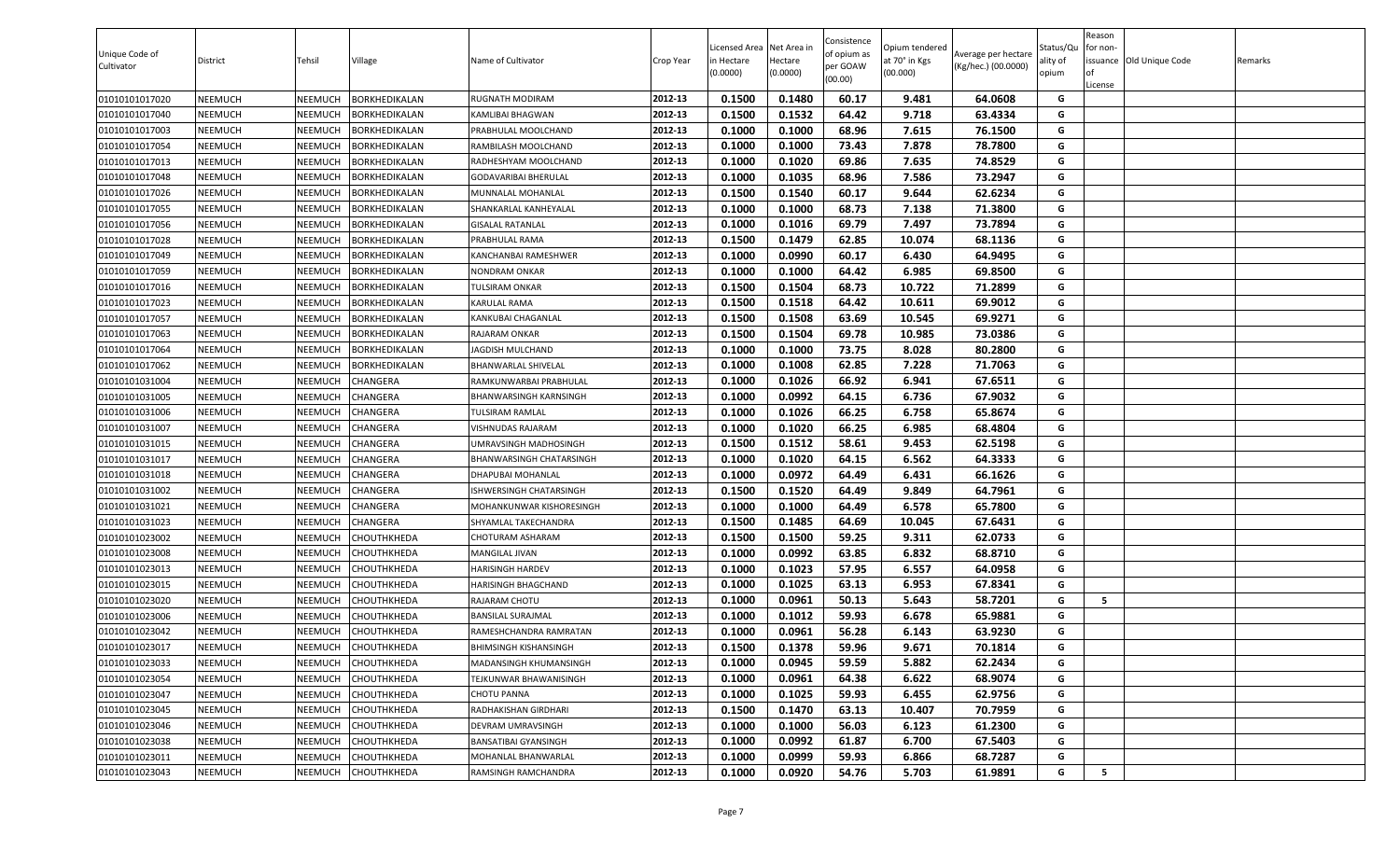| Unique Code of Cultivator | District | Tehsil | Village | Name of Cultivator | Crop Year | Licensed Area in Hectare (0.0000) | Net Area in Hectare (0.0000) | Consistence of opium as per GOAW (00.00) | Opium tendered at 70° in Kgs (00.000) | Average per hectare (Kg/hec.) (00.0000) | Status/Quality of opium | Reason for non-issuance of License | Old Unique Code | Remarks |
|---|---|---|---|---|---|---|---|---|---|---|---|---|---|---|
| 01010101017020 | NEEMUCH | NEEMUCH | BORKHEDIKALAN | RUGNATH MODIRAM | 2012-13 | 0.1500 | 0.1480 | 60.17 | 9.481 | 64.0608 | G | | | |
| 01010101017040 | NEEMUCH | NEEMUCH | BORKHEDIKALAN | KAMLIBAI BHAGWAN | 2012-13 | 0.1500 | 0.1532 | 64.42 | 9.718 | 63.4334 | G | | | |
| 01010101017003 | NEEMUCH | NEEMUCH | BORKHEDIKALAN | PRABHULAL MOOLCHAND | 2012-13 | 0.1000 | 0.1000 | 68.96 | 7.615 | 76.1500 | G | | | |
| 01010101017054 | NEEMUCH | NEEMUCH | BORKHEDIKALAN | RAMBILASH MOOLCHAND | 2012-13 | 0.1000 | 0.1000 | 73.43 | 7.878 | 78.7800 | G | | | |
| 01010101017013 | NEEMUCH | NEEMUCH | BORKHEDIKALAN | RADHESHYAM MOOLCHAND | 2012-13 | 0.1000 | 0.1020 | 69.86 | 7.635 | 74.8529 | G | | | |
| 01010101017048 | NEEMUCH | NEEMUCH | BORKHEDIKALAN | GODAVARIBAI BHERULAL | 2012-13 | 0.1000 | 0.1035 | 68.96 | 7.586 | 73.2947 | G | | | |
| 01010101017026 | NEEMUCH | NEEMUCH | BORKHEDIKALAN | MUNNALAL MOHANLAL | 2012-13 | 0.1500 | 0.1540 | 60.17 | 9.644 | 62.6234 | G | | | |
| 01010101017055 | NEEMUCH | NEEMUCH | BORKHEDIKALAN | SHANKARLAL KANHEYALAL | 2012-13 | 0.1000 | 0.1000 | 68.73 | 7.138 | 71.3800 | G | | | |
| 01010101017056 | NEEMUCH | NEEMUCH | BORKHEDIKALAN | GISALAL RATANLAL | 2012-13 | 0.1000 | 0.1016 | 69.79 | 7.497 | 73.7894 | G | | | |
| 01010101017028 | NEEMUCH | NEEMUCH | BORKHEDIKALAN | PRABHULAL RAMA | 2012-13 | 0.1500 | 0.1479 | 62.85 | 10.074 | 68.1136 | G | | | |
| 01010101017049 | NEEMUCH | NEEMUCH | BORKHEDIKALAN | KANCHANBAI RAMESHWER | 2012-13 | 0.1000 | 0.0990 | 60.17 | 6.430 | 64.9495 | G | | | |
| 01010101017059 | NEEMUCH | NEEMUCH | BORKHEDIKALAN | NONDRAM ONKAR | 2012-13 | 0.1000 | 0.1000 | 64.42 | 6.985 | 69.8500 | G | | | |
| 01010101017016 | NEEMUCH | NEEMUCH | BORKHEDIKALAN | TULSIRAM ONKAR | 2012-13 | 0.1500 | 0.1504 | 68.73 | 10.722 | 71.2899 | G | | | |
| 01010101017023 | NEEMUCH | NEEMUCH | BORKHEDIKALAN | KARULAL RAMA | 2012-13 | 0.1500 | 0.1518 | 64.42 | 10.611 | 69.9012 | G | | | |
| 01010101017057 | NEEMUCH | NEEMUCH | BORKHEDIKALAN | KANKUBAI CHAGANLAL | 2012-13 | 0.1500 | 0.1508 | 63.69 | 10.545 | 69.9271 | G | | | |
| 01010101017063 | NEEMUCH | NEEMUCH | BORKHEDIKALAN | RAJARAM ONKAR | 2012-13 | 0.1500 | 0.1504 | 69.78 | 10.985 | 73.0386 | G | | | |
| 01010101017064 | NEEMUCH | NEEMUCH | BORKHEDIKALAN | JAGDISH MULCHAND | 2012-13 | 0.1000 | 0.1000 | 73.75 | 8.028 | 80.2800 | G | | | |
| 01010101017062 | NEEMUCH | NEEMUCH | BORKHEDIKALAN | BHANWARLAL SHIVELAL | 2012-13 | 0.1000 | 0.1008 | 62.85 | 7.228 | 71.7063 | G | | | |
| 01010101031004 | NEEMUCH | NEEMUCH | CHANGERA | RAMKUNWARBAI PRABHULAL | 2012-13 | 0.1000 | 0.1026 | 66.92 | 6.941 | 67.6511 | G | | | |
| 01010101031005 | NEEMUCH | NEEMUCH | CHANGERA | BHANWARSINGH KARNSINGH | 2012-13 | 0.1000 | 0.0992 | 64.15 | 6.736 | 67.9032 | G | | | |
| 01010101031006 | NEEMUCH | NEEMUCH | CHANGERA | TULSIRAM RAMLAL | 2012-13 | 0.1000 | 0.1026 | 66.25 | 6.758 | 65.8674 | G | | | |
| 01010101031007 | NEEMUCH | NEEMUCH | CHANGERA | VISHNUDAS RAJARAM | 2012-13 | 0.1000 | 0.1020 | 66.25 | 6.985 | 68.4804 | G | | | |
| 01010101031015 | NEEMUCH | NEEMUCH | CHANGERA | UMRAVSINGH MADHOSINGH | 2012-13 | 0.1500 | 0.1512 | 58.61 | 9.453 | 62.5198 | G | | | |
| 01010101031017 | NEEMUCH | NEEMUCH | CHANGERA | BHANWARSINGH CHATARSINGH | 2012-13 | 0.1000 | 0.1020 | 64.15 | 6.562 | 64.3333 | G | | | |
| 01010101031018 | NEEMUCH | NEEMUCH | CHANGERA | DHAPUBAI MOHANLAL | 2012-13 | 0.1000 | 0.0972 | 64.49 | 6.431 | 66.1626 | G | | | |
| 01010101031002 | NEEMUCH | NEEMUCH | CHANGERA | ISHWERSINGH CHATARSINGH | 2012-13 | 0.1500 | 0.1520 | 64.49 | 9.849 | 64.7961 | G | | | |
| 01010101031021 | NEEMUCH | NEEMUCH | CHANGERA | MOHANKUNWAR KISHORESINGH | 2012-13 | 0.1000 | 0.1000 | 64.49 | 6.578 | 65.7800 | G | | | |
| 01010101031023 | NEEMUCH | NEEMUCH | CHANGERA | SHYAMLAL TAKECHANDRA | 2012-13 | 0.1500 | 0.1485 | 64.69 | 10.045 | 67.6431 | G | | | |
| 01010101023002 | NEEMUCH | NEEMUCH | CHOUTHKHEDA | CHOTURAM ASHARAM | 2012-13 | 0.1500 | 0.1500 | 59.25 | 9.311 | 62.0733 | G | | | |
| 01010101023008 | NEEMUCH | NEEMUCH | CHOUTHKHEDA | MANGILAL JIVAN | 2012-13 | 0.1000 | 0.0992 | 63.85 | 6.832 | 68.8710 | G | | | |
| 01010101023013 | NEEMUCH | NEEMUCH | CHOUTHKHEDA | HARISINGH HARDEV | 2012-13 | 0.1000 | 0.1023 | 57.95 | 6.557 | 64.0958 | G | | | |
| 01010101023015 | NEEMUCH | NEEMUCH | CHOUTHKHEDA | HARISINGH BHAGCHAND | 2012-13 | 0.1000 | 0.1025 | 63.13 | 6.953 | 67.8341 | G | | | |
| 01010101023020 | NEEMUCH | NEEMUCH | CHOUTHKHEDA | RAJARAM CHOTU | 2012-13 | 0.1000 | 0.0961 | 50.13 | 5.643 | 58.7201 | G | 5 | | |
| 01010101023006 | NEEMUCH | NEEMUCH | CHOUTHKHEDA | BANSILAL SURAJMAL | 2012-13 | 0.1000 | 0.1012 | 59.93 | 6.678 | 65.9881 | G | | | |
| 01010101023042 | NEEMUCH | NEEMUCH | CHOUTHKHEDA | RAMESHCHANDRA RAMRATAN | 2012-13 | 0.1000 | 0.0961 | 56.28 | 6.143 | 63.9230 | G | | | |
| 01010101023017 | NEEMUCH | NEEMUCH | CHOUTHKHEDA | BHIMSINGH KISHANSINGH | 2012-13 | 0.1500 | 0.1378 | 59.96 | 9.671 | 70.1814 | G | | | |
| 01010101023033 | NEEMUCH | NEEMUCH | CHOUTHKHEDA | MADANSINGH KHUMANSINGH | 2012-13 | 0.1000 | 0.0945 | 59.59 | 5.882 | 62.2434 | G | | | |
| 01010101023054 | NEEMUCH | NEEMUCH | CHOUTHKHEDA | TEJKUNWAR BHAWANISINGH | 2012-13 | 0.1000 | 0.0961 | 64.38 | 6.622 | 68.9074 | G | | | |
| 01010101023047 | NEEMUCH | NEEMUCH | CHOUTHKHEDA | CHOTU PANNA | 2012-13 | 0.1000 | 0.1025 | 59.93 | 6.455 | 62.9756 | G | | | |
| 01010101023045 | NEEMUCH | NEEMUCH | CHOUTHKHEDA | RADHAKISHAN GIRDHARI | 2012-13 | 0.1500 | 0.1470 | 63.13 | 10.407 | 70.7959 | G | | | |
| 01010101023046 | NEEMUCH | NEEMUCH | CHOUTHKHEDA | DEVRAM UMRAVSINGH | 2012-13 | 0.1000 | 0.1000 | 56.03 | 6.123 | 61.2300 | G | | | |
| 01010101023038 | NEEMUCH | NEEMUCH | CHOUTHKHEDA | BANSATIBAI GYANSINGH | 2012-13 | 0.1000 | 0.0992 | 61.87 | 6.700 | 67.5403 | G | | | |
| 01010101023011 | NEEMUCH | NEEMUCH | CHOUTHKHEDA | MOHANLAL BHANWARLAL | 2012-13 | 0.1000 | 0.0999 | 59.93 | 6.866 | 68.7287 | G | | | |
| 01010101023043 | NEEMUCH | NEEMUCH | CHOUTHKHEDA | RAMSINGH RAMCHANDRA | 2012-13 | 0.1000 | 0.0920 | 54.76 | 5.703 | 61.9891 | G | 5 | | |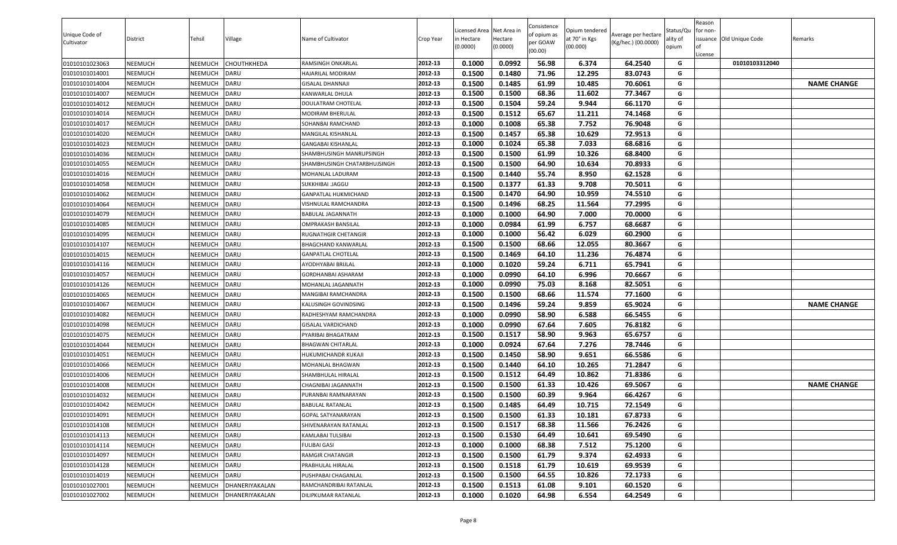| Unique Code of Cultivator | District | Tehsil | Village | Name of Cultivator | Crop Year | Licensed Area in Hectare (0.0000) | Net Area in Hectare (0.0000) | Consistence of opium as per GOAW (00.00) | Opium tendered at 70° in Kgs (00.000) | Average per hectare (Kg/hec.) (00.0000) | Status/Quality of opium | Reason for non-issuance of License | Old Unique Code | Remarks |
|---|---|---|---|---|---|---|---|---|---|---|---|---|---|---|
| 01010101023063 | NEEMUCH | NEEMUCH | CHOUTHKHEDA | RAMSINGH ONKARLAL | 2012-13 | 0.1000 | 0.0992 | 56.98 | 6.374 | 64.2540 | G | | 01010103312040 | |
| 01010101014001 | NEEMUCH | NEEMUCH | DARU | HAJARILAL MODIRAM | 2012-13 | 0.1500 | 0.1480 | 71.96 | 12.295 | 83.0743 | G | | | |
| 01010101014004 | NEEMUCH | NEEMUCH | DARU | GISALAL DHANNAJI | 2012-13 | 0.1500 | 0.1485 | 61.99 | 10.485 | 70.6061 | G | | | NAME CHANGE |
| 01010101014007 | NEEMUCH | NEEMUCH | DARU | KANWARLAL DHULA | 2012-13 | 0.1500 | 0.1500 | 68.36 | 11.602 | 77.3467 | G | | | |
| 01010101014012 | NEEMUCH | NEEMUCH | DARU | DOULATRAM CHOTELAL | 2012-13 | 0.1500 | 0.1504 | 59.24 | 9.944 | 66.1170 | G | | | |
| 01010101014014 | NEEMUCH | NEEMUCH | DARU | MODIRAM BHERULAL | 2012-13 | 0.1500 | 0.1512 | 65.67 | 11.211 | 74.1468 | G | | | |
| 01010101014017 | NEEMUCH | NEEMUCH | DARU | SOHANBAI RAMCHAND | 2012-13 | 0.1000 | 0.1008 | 65.38 | 7.752 | 76.9048 | G | | | |
| 01010101014020 | NEEMUCH | NEEMUCH | DARU | MANGILAL KISHANLAL | 2012-13 | 0.1500 | 0.1457 | 65.38 | 10.629 | 72.9513 | G | | | |
| 01010101014023 | NEEMUCH | NEEMUCH | DARU | GANGABAI KISHANLAL | 2012-13 | 0.1000 | 0.1024 | 65.38 | 7.033 | 68.6816 | G | | | |
| 01010101014036 | NEEMUCH | NEEMUCH | DARU | SHAMBHUSINGH MANRUPSINGH | 2012-13 | 0.1500 | 0.1500 | 61.99 | 10.326 | 68.8400 | G | | | |
| 01010101014055 | NEEMUCH | NEEMUCH | DARU | SHAMBHUSINGH CHATARBHUJSINGH | 2012-13 | 0.1500 | 0.1500 | 64.90 | 10.634 | 70.8933 | G | | | |
| 01010101014016 | NEEMUCH | NEEMUCH | DARU | MOHANLAL LADURAM | 2012-13 | 0.1500 | 0.1440 | 55.74 | 8.950 | 62.1528 | G | | | |
| 01010101014058 | NEEMUCH | NEEMUCH | DARU | SUKKHIBAI .JAGGU | 2012-13 | 0.1500 | 0.1377 | 61.33 | 9.708 | 70.5011 | G | | | |
| 01010101014062 | NEEMUCH | NEEMUCH | DARU | GANPATLAL HUKMICHAND | 2012-13 | 0.1500 | 0.1470 | 64.90 | 10.959 | 74.5510 | G | | | |
| 01010101014064 | NEEMUCH | NEEMUCH | DARU | VISHNULAL RAMCHANDRA | 2012-13 | 0.1500 | 0.1496 | 68.25 | 11.564 | 77.2995 | G | | | |
| 01010101014079 | NEEMUCH | NEEMUCH | DARU | BABULAL JAGANNATH | 2012-13 | 0.1000 | 0.1000 | 64.90 | 7.000 | 70.0000 | G | | | |
| 01010101014085 | NEEMUCH | NEEMUCH | DARU | OMPRAKASH BANSILAL | 2012-13 | 0.1000 | 0.0984 | 61.99 | 6.757 | 68.6687 | G | | | |
| 01010101014095 | NEEMUCH | NEEMUCH | DARU | RUGNATHGIR CHETANGIR | 2012-13 | 0.1000 | 0.1000 | 56.42 | 6.029 | 60.2900 | G | | | |
| 01010101014107 | NEEMUCH | NEEMUCH | DARU | BHAGCHAND KANWARLAL | 2012-13 | 0.1500 | 0.1500 | 68.66 | 12.055 | 80.3667 | G | | | |
| 01010101014015 | NEEMUCH | NEEMUCH | DARU | GANPATLAL CHOTELAL | 2012-13 | 0.1500 | 0.1469 | 64.10 | 11.236 | 76.4874 | G | | | |
| 01010101014116 | NEEMUCH | NEEMUCH | DARU | AYODHYABAI BRIJLAL | 2012-13 | 0.1000 | 0.1020 | 59.24 | 6.711 | 65.7941 | G | | | |
| 01010101014057 | NEEMUCH | NEEMUCH | DARU | GORDHANBAI ASHARAM | 2012-13 | 0.1000 | 0.0990 | 64.10 | 6.996 | 70.6667 | G | | | |
| 01010101014126 | NEEMUCH | NEEMUCH | DARU | MOHANLAL JAGANNATH | 2012-13 | 0.1000 | 0.0990 | 75.03 | 8.168 | 82.5051 | G | | | |
| 01010101014065 | NEEMUCH | NEEMUCH | DARU | MANGIBAI RAMCHANDRA | 2012-13 | 0.1500 | 0.1500 | 68.66 | 11.574 | 77.1600 | G | | | |
| 01010101014067 | NEEMUCH | NEEMUCH | DARU | KALUSINGH GOVINDSING | 2012-13 | 0.1500 | 0.1496 | 59.24 | 9.859 | 65.9024 | G | | | NAME CHANGE |
| 01010101014082 | NEEMUCH | NEEMUCH | DARU | RADHESHYAM RAMCHANDRA | 2012-13 | 0.1000 | 0.0990 | 58.90 | 6.588 | 66.5455 | G | | | |
| 01010101014098 | NEEMUCH | NEEMUCH | DARU | GISALAL VARDICHAND | 2012-13 | 0.1000 | 0.0990 | 67.64 | 7.605 | 76.8182 | G | | | |
| 01010101014075 | NEEMUCH | NEEMUCH | DARU | PYARIBAI BHAGATRAM | 2012-13 | 0.1500 | 0.1517 | 58.90 | 9.963 | 65.6757 | G | | | |
| 01010101014044 | NEEMUCH | NEEMUCH | DARU | BHAGWAN CHITARLAL | 2012-13 | 0.1000 | 0.0924 | 67.64 | 7.276 | 78.7446 | G | | | |
| 01010101014051 | NEEMUCH | NEEMUCH | DARU | HUKUMICHANDR KUKAJI | 2012-13 | 0.1500 | 0.1450 | 58.90 | 9.651 | 66.5586 | G | | | |
| 01010101014066 | NEEMUCH | NEEMUCH | DARU | MOHANLAL BHAGWAN | 2012-13 | 0.1500 | 0.1440 | 64.10 | 10.265 | 71.2847 | G | | | |
| 01010101014006 | NEEMUCH | NEEMUCH | DARU | SHAMBHULAL HIRALAL | 2012-13 | 0.1500 | 0.1512 | 64.49 | 10.862 | 71.8386 | G | | | |
| 01010101014008 | NEEMUCH | NEEMUCH | DARU | CHAGNIBAI JAGANNATH | 2012-13 | 0.1500 | 0.1500 | 61.33 | 10.426 | 69.5067 | G | | | NAME CHANGE |
| 01010101014032 | NEEMUCH | NEEMUCH | DARU | PURANBAI RAMNARAYAN | 2012-13 | 0.1500 | 0.1500 | 60.39 | 9.964 | 66.4267 | G | | | |
| 01010101014042 | NEEMUCH | NEEMUCH | DARU | BABULAL RATANLAL | 2012-13 | 0.1500 | 0.1485 | 64.49 | 10.715 | 72.1549 | G | | | |
| 01010101014091 | NEEMUCH | NEEMUCH | DARU | GOPAL SATYANARAYAN | 2012-13 | 0.1500 | 0.1500 | 61.33 | 10.181 | 67.8733 | G | | | |
| 01010101014108 | NEEMUCH | NEEMUCH | DARU | SHIVENARAYAN RATANLAL | 2012-13 | 0.1500 | 0.1517 | 68.38 | 11.566 | 76.2426 | G | | | |
| 01010101014113 | NEEMUCH | NEEMUCH | DARU | KAMLABAI TULSIBAI | 2012-13 | 0.1500 | 0.1530 | 64.49 | 10.641 | 69.5490 | G | | | |
| 01010101014114 | NEEMUCH | NEEMUCH | DARU | FULIBAI GASI | 2012-13 | 0.1000 | 0.1000 | 68.38 | 7.512 | 75.1200 | G | | | |
| 01010101014097 | NEEMUCH | NEEMUCH | DARU | RAMGIR CHATANGIR | 2012-13 | 0.1500 | 0.1500 | 61.79 | 9.374 | 62.4933 | G | | | |
| 01010101014128 | NEEMUCH | NEEMUCH | DARU | PRABHULAL HIRALAL | 2012-13 | 0.1500 | 0.1518 | 61.79 | 10.619 | 69.9539 | G | | | |
| 01010101014019 | NEEMUCH | NEEMUCH | DARU | PUSHPABAI CHAGANLAL | 2012-13 | 0.1500 | 0.1500 | 64.55 | 10.826 | 72.1733 | G | | | |
| 01010101027001 | NEEMUCH | NEEMUCH | DHANERIYAKALAN | RAMCHANDRIBAI RATANLAL | 2012-13 | 0.1500 | 0.1513 | 61.08 | 9.101 | 60.1520 | G | | | |
| 01010101027002 | NEEMUCH | NEEMUCH | DHANERIYAKALAN | DILIPKUMAR RATANLAL | 2012-13 | 0.1000 | 0.1020 | 64.98 | 6.554 | 64.2549 | G | | | |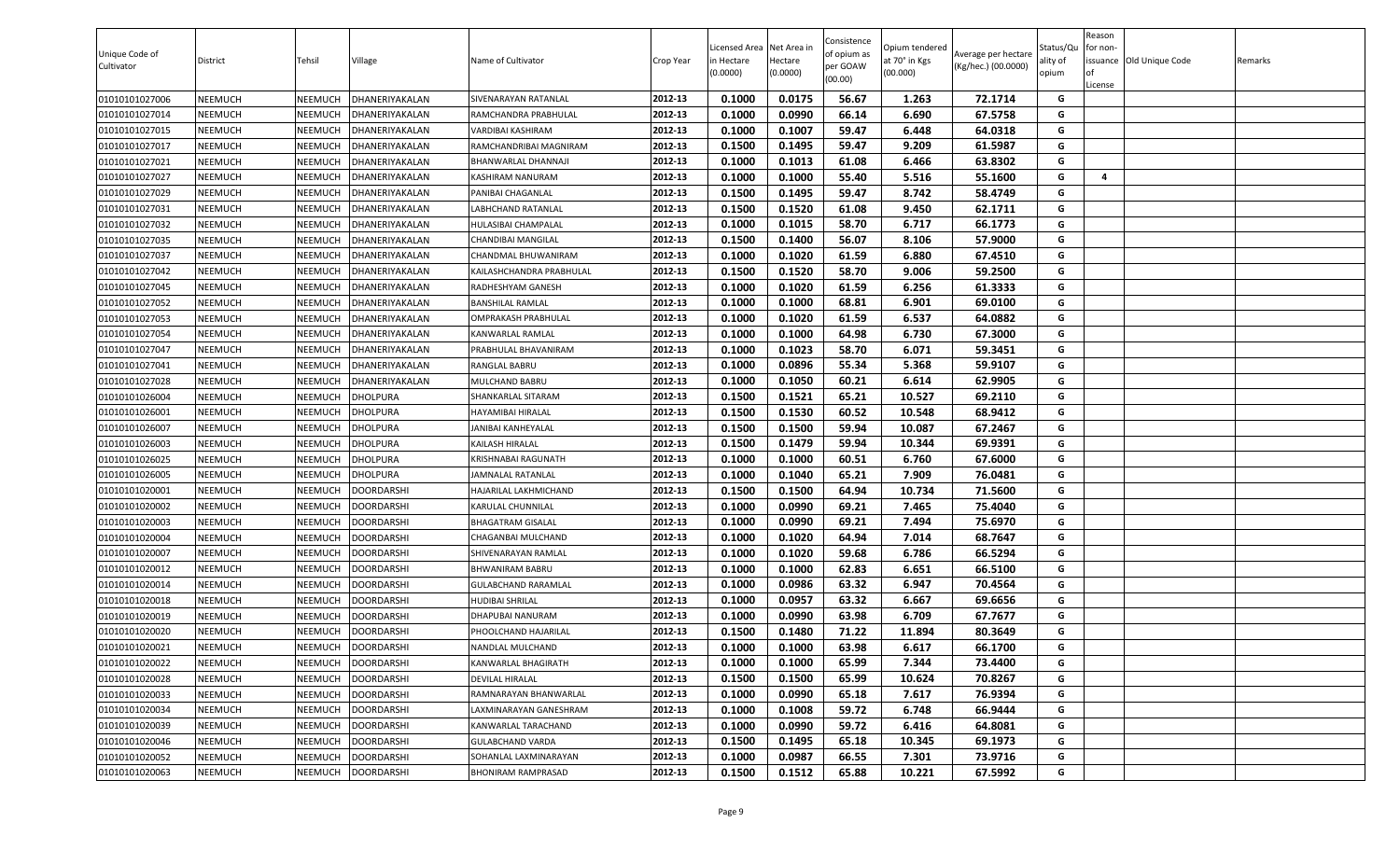| Unique Code of Cultivator | District | Tehsil | Village | Name of Cultivator | Crop Year | Licensed Area in Hectare (0.0000) | Net Area in Hectare (0.0000) | Consistence of opium as per GOAW (00.00) | Opium tendered at 70° in Kgs (00.000) | Average per hectare (Kg/hec.) (00.0000) | Status/Quality of opium | Reason for non-issuance of License | Old Unique Code | Remarks |
|---|---|---|---|---|---|---|---|---|---|---|---|---|---|---|
| 01010101027006 | NEEMUCH | NEEMUCH | DHANERIYAKALAN | SIVENARAYAN RATANLAL | 2012-13 | 0.1000 | 0.0175 | 56.67 | 1.263 | 72.1714 | G | | | |
| 01010101027014 | NEEMUCH | NEEMUCH | DHANERIYAKALAN | RAMCHANDRA PRABHULAL | 2012-13 | 0.1000 | 0.0990 | 66.14 | 6.690 | 67.5758 | G | | | |
| 01010101027015 | NEEMUCH | NEEMUCH | DHANERIYAKALAN | VARDIBAI KASHIRAM | 2012-13 | 0.1000 | 0.1007 | 59.47 | 6.448 | 64.0318 | G | | | |
| 01010101027017 | NEEMUCH | NEEMUCH | DHANERIYAKALAN | RAMCHANDRIBAI MAGNIRAM | 2012-13 | 0.1500 | 0.1495 | 59.47 | 9.209 | 61.5987 | G | | | |
| 01010101027021 | NEEMUCH | NEEMUCH | DHANERIYAKALAN | BHANWARLAL DHANNAJI | 2012-13 | 0.1000 | 0.1013 | 61.08 | 6.466 | 63.8302 | G | | | |
| 01010101027027 | NEEMUCH | NEEMUCH | DHANERIYAKALAN | KASHIRAM NANURAM | 2012-13 | 0.1000 | 0.1000 | 55.40 | 5.516 | 55.1600 | G | 4 | | |
| 01010101027029 | NEEMUCH | NEEMUCH | DHANERIYAKALAN | PANIBAI CHAGANLAL | 2012-13 | 0.1500 | 0.1495 | 59.47 | 8.742 | 58.4749 | G | | | |
| 01010101027031 | NEEMUCH | NEEMUCH | DHANERIYAKALAN | LABHCHAND RATANLAL | 2012-13 | 0.1500 | 0.1520 | 61.08 | 9.450 | 62.1711 | G | | | |
| 01010101027032 | NEEMUCH | NEEMUCH | DHANERIYAKALAN | HULASIBAI CHAMPALAL | 2012-13 | 0.1000 | 0.1015 | 58.70 | 6.717 | 66.1773 | G | | | |
| 01010101027035 | NEEMUCH | NEEMUCH | DHANERIYAKALAN | CHANDIBAI MANGILAL | 2012-13 | 0.1500 | 0.1400 | 56.07 | 8.106 | 57.9000 | G | | | |
| 01010101027037 | NEEMUCH | NEEMUCH | DHANERIYAKALAN | CHANDMAL BHUWANIRAM | 2012-13 | 0.1000 | 0.1020 | 61.59 | 6.880 | 67.4510 | G | | | |
| 01010101027042 | NEEMUCH | NEEMUCH | DHANERIYAKALAN | KAILASHCHANDRA PRABHULAL | 2012-13 | 0.1500 | 0.1520 | 58.70 | 9.006 | 59.2500 | G | | | |
| 01010101027045 | NEEMUCH | NEEMUCH | DHANERIYAKALAN | RADHESHYAM GANESH | 2012-13 | 0.1000 | 0.1020 | 61.59 | 6.256 | 61.3333 | G | | | |
| 01010101027052 | NEEMUCH | NEEMUCH | DHANERIYAKALAN | BANSHILAL RAMLAL | 2012-13 | 0.1000 | 0.1000 | 68.81 | 6.901 | 69.0100 | G | | | |
| 01010101027053 | NEEMUCH | NEEMUCH | DHANERIYAKALAN | OMPRAKASH PRABHULAL | 2012-13 | 0.1000 | 0.1020 | 61.59 | 6.537 | 64.0882 | G | | | |
| 01010101027054 | NEEMUCH | NEEMUCH | DHANERIYAKALAN | KANWARLAL RAMLAL | 2012-13 | 0.1000 | 0.1000 | 64.98 | 6.730 | 67.3000 | G | | | |
| 01010101027047 | NEEMUCH | NEEMUCH | DHANERIYAKALAN | PRABHULAL BHAVANIRAM | 2012-13 | 0.1000 | 0.1023 | 58.70 | 6.071 | 59.3451 | G | | | |
| 01010101027041 | NEEMUCH | NEEMUCH | DHANERIYAKALAN | RANGLAL BABRU | 2012-13 | 0.1000 | 0.0896 | 55.34 | 5.368 | 59.9107 | G | | | |
| 01010101027028 | NEEMUCH | NEEMUCH | DHANERIYAKALAN | MULCHAND BABRU | 2012-13 | 0.1000 | 0.1050 | 60.21 | 6.614 | 62.9905 | G | | | |
| 01010101026004 | NEEMUCH | NEEMUCH | DHOLPURA | SHANKARLAL SITARAM | 2012-13 | 0.1500 | 0.1521 | 65.21 | 10.527 | 69.2110 | G | | | |
| 01010101026001 | NEEMUCH | NEEMUCH | DHOLPURA | HAYAMIBAI HIRALAL | 2012-13 | 0.1500 | 0.1530 | 60.52 | 10.548 | 68.9412 | G | | | |
| 01010101026007 | NEEMUCH | NEEMUCH | DHOLPURA | JANIBAI KANHEYALAL | 2012-13 | 0.1500 | 0.1500 | 59.94 | 10.087 | 67.2467 | G | | | |
| 01010101026003 | NEEMUCH | NEEMUCH | DHOLPURA | KAILASH HIRALAL | 2012-13 | 0.1500 | 0.1479 | 59.94 | 10.344 | 69.9391 | G | | | |
| 01010101026025 | NEEMUCH | NEEMUCH | DHOLPURA | KRISHNABAI RAGUNATH | 2012-13 | 0.1000 | 0.1000 | 60.51 | 6.760 | 67.6000 | G | | | |
| 01010101026005 | NEEMUCH | NEEMUCH | DHOLPURA | JAMNALAL RATANLAL | 2012-13 | 0.1000 | 0.1040 | 65.21 | 7.909 | 76.0481 | G | | | |
| 01010101020001 | NEEMUCH | NEEMUCH | DOORDARSHI | HAJARILAL LAKHMICHAND | 2012-13 | 0.1500 | 0.1500 | 64.94 | 10.734 | 71.5600 | G | | | |
| 01010101020002 | NEEMUCH | NEEMUCH | DOORDARSHI | KARULAL CHUNNILAL | 2012-13 | 0.1000 | 0.0990 | 69.21 | 7.465 | 75.4040 | G | | | |
| 01010101020003 | NEEMUCH | NEEMUCH | DOORDARSHI | BHAGATRAM GISALAL | 2012-13 | 0.1000 | 0.0990 | 69.21 | 7.494 | 75.6970 | G | | | |
| 01010101020004 | NEEMUCH | NEEMUCH | DOORDARSHI | CHAGANBAI MULCHAND | 2012-13 | 0.1000 | 0.1020 | 64.94 | 7.014 | 68.7647 | G | | | |
| 01010101020007 | NEEMUCH | NEEMUCH | DOORDARSHI | SHIVENARAYAN RAMLAL | 2012-13 | 0.1000 | 0.1020 | 59.68 | 6.786 | 66.5294 | G | | | |
| 01010101020012 | NEEMUCH | NEEMUCH | DOORDARSHI | BHWANIRAM BABRU | 2012-13 | 0.1000 | 0.1000 | 62.83 | 6.651 | 66.5100 | G | | | |
| 01010101020014 | NEEMUCH | NEEMUCH | DOORDARSHI | GULABCHAND RARAMLAL | 2012-13 | 0.1000 | 0.0986 | 63.32 | 6.947 | 70.4564 | G | | | |
| 01010101020018 | NEEMUCH | NEEMUCH | DOORDARSHI | HUDIBAI SHRILAL | 2012-13 | 0.1000 | 0.0957 | 63.32 | 6.667 | 69.6656 | G | | | |
| 01010101020019 | NEEMUCH | NEEMUCH | DOORDARSHI | DHAPUBAI NANURAM | 2012-13 | 0.1000 | 0.0990 | 63.98 | 6.709 | 67.7677 | G | | | |
| 01010101020020 | NEEMUCH | NEEMUCH | DOORDARSHI | PHOOLCHAND HAJARILAL | 2012-13 | 0.1500 | 0.1480 | 71.22 | 11.894 | 80.3649 | G | | | |
| 01010101020021 | NEEMUCH | NEEMUCH | DOORDARSHI | NANDLAL MULCHAND | 2012-13 | 0.1000 | 0.1000 | 63.98 | 6.617 | 66.1700 | G | | | |
| 01010101020022 | NEEMUCH | NEEMUCH | DOORDARSHI | KANWARLAL BHAGIRATH | 2012-13 | 0.1000 | 0.1000 | 65.99 | 7.344 | 73.4400 | G | | | |
| 01010101020028 | NEEMUCH | NEEMUCH | DOORDARSHI | DEVILAL HIRALAL | 2012-13 | 0.1500 | 0.1500 | 65.99 | 10.624 | 70.8267 | G | | | |
| 01010101020033 | NEEMUCH | NEEMUCH | DOORDARSHI | RAMNARAYAN BHANWARLAL | 2012-13 | 0.1000 | 0.0990 | 65.18 | 7.617 | 76.9394 | G | | | |
| 01010101020034 | NEEMUCH | NEEMUCH | DOORDARSHI | LAXMINARAYAN GANESHRAM | 2012-13 | 0.1000 | 0.1008 | 59.72 | 6.748 | 66.9444 | G | | | |
| 01010101020039 | NEEMUCH | NEEMUCH | DOORDARSHI | KANWARLAL TARACHAND | 2012-13 | 0.1000 | 0.0990 | 59.72 | 6.416 | 64.8081 | G | | | |
| 01010101020046 | NEEMUCH | NEEMUCH | DOORDARSHI | GULABCHAND VARDA | 2012-13 | 0.1500 | 0.1495 | 65.18 | 10.345 | 69.1973 | G | | | |
| 01010101020052 | NEEMUCH | NEEMUCH | DOORDARSHI | SOHANLAL LAXMINARAYAN | 2012-13 | 0.1000 | 0.0987 | 66.55 | 7.301 | 73.9716 | G | | | |
| 01010101020063 | NEEMUCH | NEEMUCH | DOORDARSHI | BHONIRAM RAMPRASAD | 2012-13 | 0.1500 | 0.1512 | 65.88 | 10.221 | 67.5992 | G | | | |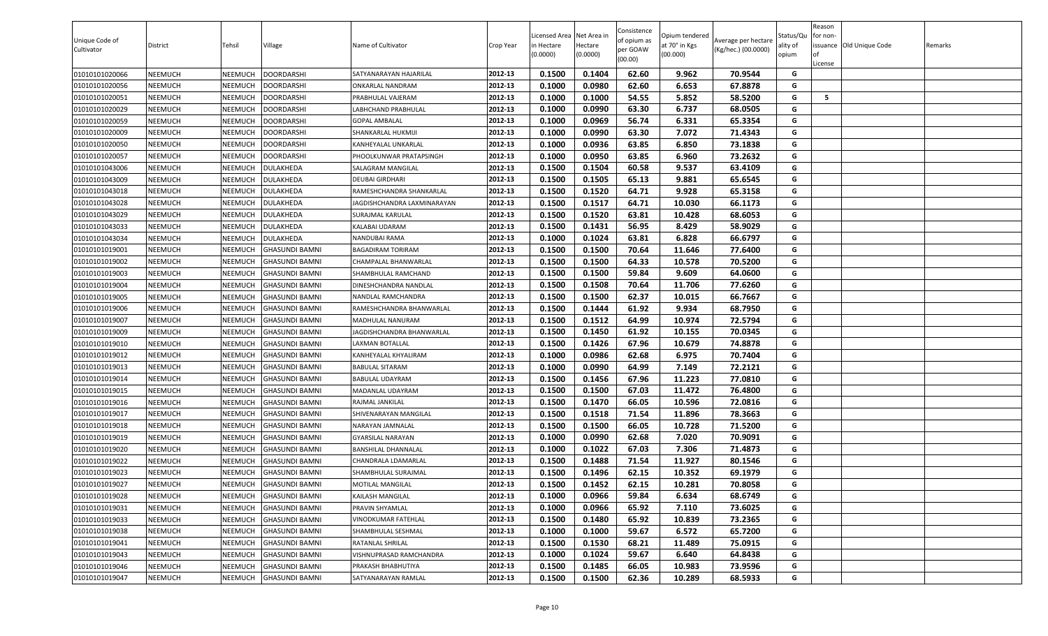| Unique Code of Cultivator | District | Tehsil | Village | Name of Cultivator | Crop Year | Licensed Area in Hectare (0.0000) | Net Area in Hectare (0.0000) | Consistence of opium as per GOAW (00.00) | Opium tendered at 70° in Kgs (00.000) | Average per hectare (Kg/hec.) (00.0000) | Status/Quality of opium | Reason for non-issuance of License | Old Unique Code | Remarks |
|---|---|---|---|---|---|---|---|---|---|---|---|---|---|---|
| 01010101020066 | NEEMUCH | NEEMUCH | DOORDARSHI | SATYANARAYAN HAJARILAL | 2012-13 | 0.1500 | 0.1404 | 62.60 | 9.962 | 70.9544 | G | | | |
| 01010101020056 | NEEMUCH | NEEMUCH | DOORDARSHI | ONKARLAL NANDRAM | 2012-13 | 0.1000 | 0.0980 | 62.60 | 6.653 | 67.8878 | G | | | |
| 01010101020051 | NEEMUCH | NEEMUCH | DOORDARSHI | PRABHULAL VAJERAM | 2012-13 | 0.1000 | 0.1000 | 54.55 | 5.852 | 58.5200 | G | 5 | | |
| 01010101020029 | NEEMUCH | NEEMUCH | DOORDARSHI | LABHCHAND PRABHULAL | 2012-13 | 0.1000 | 0.0990 | 63.30 | 6.737 | 68.0505 | G | | | |
| 01010101020059 | NEEMUCH | NEEMUCH | DOORDARSHI | GOPAL AMBALAL | 2012-13 | 0.1000 | 0.0969 | 56.74 | 6.331 | 65.3354 | G | | | |
| 01010101020009 | NEEMUCH | NEEMUCH | DOORDARSHI | SHANKARLAL HUKMIJI | 2012-13 | 0.1000 | 0.0990 | 63.30 | 7.072 | 71.4343 | G | | | |
| 01010101020050 | NEEMUCH | NEEMUCH | DOORDARSHI | KANHEYALAL UNKARLAL | 2012-13 | 0.1000 | 0.0936 | 63.85 | 6.850 | 73.1838 | G | | | |
| 01010101020057 | NEEMUCH | NEEMUCH | DOORDARSHI | PHOOLKUNWAR PRATAPSINGH | 2012-13 | 0.1000 | 0.0950 | 63.85 | 6.960 | 73.2632 | G | | | |
| 01010101043006 | NEEMUCH | NEEMUCH | DULAKHEDA | SALAGRAM MANGILAL | 2012-13 | 0.1500 | 0.1504 | 60.58 | 9.537 | 63.4109 | G | | | |
| 01010101043009 | NEEMUCH | NEEMUCH | DULAKHEDA | DEUBAI GIRDHARI | 2012-13 | 0.1500 | 0.1505 | 65.13 | 9.881 | 65.6545 | G | | | |
| 01010101043018 | NEEMUCH | NEEMUCH | DULAKHEDA | RAMESHCHANDRA SHANKARLAL | 2012-13 | 0.1500 | 0.1520 | 64.71 | 9.928 | 65.3158 | G | | | |
| 01010101043028 | NEEMUCH | NEEMUCH | DULAKHEDA | JAGDISHCHANDRA LAXMINARAYAN | 2012-13 | 0.1500 | 0.1517 | 64.71 | 10.030 | 66.1173 | G | | | |
| 01010101043029 | NEEMUCH | NEEMUCH | DULAKHEDA | SURAJMAL KARULAL | 2012-13 | 0.1500 | 0.1520 | 63.81 | 10.428 | 68.6053 | G | | | |
| 01010101043033 | NEEMUCH | NEEMUCH | DULAKHEDA | KALABAI UDARAM | 2012-13 | 0.1500 | 0.1431 | 56.95 | 8.429 | 58.9029 | G | | | |
| 01010101043034 | NEEMUCH | NEEMUCH | DULAKHEDA | NANDUBAI RAMA | 2012-13 | 0.1000 | 0.1024 | 63.81 | 6.828 | 66.6797 | G | | | |
| 01010101019001 | NEEMUCH | NEEMUCH | GHASUNDI BAMNI | BAGADIRAM TORIRAM | 2012-13 | 0.1500 | 0.1500 | 70.64 | 11.646 | 77.6400 | G | | | |
| 01010101019002 | NEEMUCH | NEEMUCH | GHASUNDI BAMNI | CHAMPALAL BHANWARLAL | 2012-13 | 0.1500 | 0.1500 | 64.33 | 10.578 | 70.5200 | G | | | |
| 01010101019003 | NEEMUCH | NEEMUCH | GHASUNDI BAMNI | SHAMBHULAL RAMCHAND | 2012-13 | 0.1500 | 0.1500 | 59.84 | 9.609 | 64.0600 | G | | | |
| 01010101019004 | NEEMUCH | NEEMUCH | GHASUNDI BAMNI | DINESHCHANDRA NANDLAL | 2012-13 | 0.1500 | 0.1508 | 70.64 | 11.706 | 77.6260 | G | | | |
| 01010101019005 | NEEMUCH | NEEMUCH | GHASUNDI BAMNI | NANDLAL RAMCHANDRA | 2012-13 | 0.1500 | 0.1500 | 62.37 | 10.015 | 66.7667 | G | | | |
| 01010101019006 | NEEMUCH | NEEMUCH | GHASUNDI BAMNI | RAMESHCHANDRA BHANWARLAL | 2012-13 | 0.1500 | 0.1444 | 61.92 | 9.934 | 68.7950 | G | | | |
| 01010101019007 | NEEMUCH | NEEMUCH | GHASUNDI BAMNI | MADHULAL NANURAM | 2012-13 | 0.1500 | 0.1512 | 64.99 | 10.974 | 72.5794 | G | | | |
| 01010101019009 | NEEMUCH | NEEMUCH | GHASUNDI BAMNI | JAGDISHCHANDRA BHANWARLAL | 2012-13 | 0.1500 | 0.1450 | 61.92 | 10.155 | 70.0345 | G | | | |
| 01010101019010 | NEEMUCH | NEEMUCH | GHASUNDI BAMNI | LAXMAN BOTALLAL | 2012-13 | 0.1500 | 0.1426 | 67.96 | 10.679 | 74.8878 | G | | | |
| 01010101019012 | NEEMUCH | NEEMUCH | GHASUNDI BAMNI | KANHEYALAL KHYALIRAM | 2012-13 | 0.1000 | 0.0986 | 62.68 | 6.975 | 70.7404 | G | | | |
| 01010101019013 | NEEMUCH | NEEMUCH | GHASUNDI BAMNI | BABULAL SITARAM | 2012-13 | 0.1000 | 0.0990 | 64.99 | 7.149 | 72.2121 | G | | | |
| 01010101019014 | NEEMUCH | NEEMUCH | GHASUNDI BAMNI | BABULAL UDAYRAM | 2012-13 | 0.1500 | 0.1456 | 67.96 | 11.223 | 77.0810 | G | | | |
| 01010101019015 | NEEMUCH | NEEMUCH | GHASUNDI BAMNI | MADANLAL UDAYRAM | 2012-13 | 0.1500 | 0.1500 | 67.03 | 11.472 | 76.4800 | G | | | |
| 01010101019016 | NEEMUCH | NEEMUCH | GHASUNDI BAMNI | RAJMAL JANKILAL | 2012-13 | 0.1500 | 0.1470 | 66.05 | 10.596 | 72.0816 | G | | | |
| 01010101019017 | NEEMUCH | NEEMUCH | GHASUNDI BAMNI | SHIVENARAYAN MANGILAL | 2012-13 | 0.1500 | 0.1518 | 71.54 | 11.896 | 78.3663 | G | | | |
| 01010101019018 | NEEMUCH | NEEMUCH | GHASUNDI BAMNI | NARAYAN JAMNALAL | 2012-13 | 0.1500 | 0.1500 | 66.05 | 10.728 | 71.5200 | G | | | |
| 01010101019019 | NEEMUCH | NEEMUCH | GHASUNDI BAMNI | GYARSILAL NARAYAN | 2012-13 | 0.1000 | 0.0990 | 62.68 | 7.020 | 70.9091 | G | | | |
| 01010101019020 | NEEMUCH | NEEMUCH | GHASUNDI BAMNI | BANSHILAL DHANNALAL | 2012-13 | 0.1000 | 0.1022 | 67.03 | 7.306 | 71.4873 | G | | | |
| 01010101019022 | NEEMUCH | NEEMUCH | GHASUNDI BAMNI | CHANDRALA LDAMARLAL | 2012-13 | 0.1500 | 0.1488 | 71.54 | 11.927 | 80.1546 | G | | | |
| 01010101019023 | NEEMUCH | NEEMUCH | GHASUNDI BAMNI | SHAMBHULAL SURAJMAL | 2012-13 | 0.1500 | 0.1496 | 62.15 | 10.352 | 69.1979 | G | | | |
| 01010101019027 | NEEMUCH | NEEMUCH | GHASUNDI BAMNI | MOTILAL MANGILAL | 2012-13 | 0.1500 | 0.1452 | 62.15 | 10.281 | 70.8058 | G | | | |
| 01010101019028 | NEEMUCH | NEEMUCH | GHASUNDI BAMNI | KAILASH MANGILAL | 2012-13 | 0.1000 | 0.0966 | 59.84 | 6.634 | 68.6749 | G | | | |
| 01010101019031 | NEEMUCH | NEEMUCH | GHASUNDI BAMNI | PRAVIN SHYAMLAL | 2012-13 | 0.1000 | 0.0966 | 65.92 | 7.110 | 73.6025 | G | | | |
| 01010101019033 | NEEMUCH | NEEMUCH | GHASUNDI BAMNI | VINODKUMAR FATEHLAL | 2012-13 | 0.1500 | 0.1480 | 65.92 | 10.839 | 73.2365 | G | | | |
| 01010101019038 | NEEMUCH | NEEMUCH | GHASUNDI BAMNI | SHAMBHULAL SESHMAL | 2012-13 | 0.1000 | 0.1000 | 59.67 | 6.572 | 65.7200 | G | | | |
| 01010101019041 | NEEMUCH | NEEMUCH | GHASUNDI BAMNI | RATANLAL SHRILAL | 2012-13 | 0.1500 | 0.1530 | 68.21 | 11.489 | 75.0915 | G | | | |
| 01010101019043 | NEEMUCH | NEEMUCH | GHASUNDI BAMNI | VISHNUPRASAD RAMCHANDRA | 2012-13 | 0.1000 | 0.1024 | 59.67 | 6.640 | 64.8438 | G | | | |
| 01010101019046 | NEEMUCH | NEEMUCH | GHASUNDI BAMNI | PRAKASH BHABHUTIYA | 2012-13 | 0.1500 | 0.1485 | 66.05 | 10.983 | 73.9596 | G | | | |
| 01010101019047 | NEEMUCH | NEEMUCH | GHASUNDI BAMNI | SATYANARAYAN RAMLAL | 2012-13 | 0.1500 | 0.1500 | 62.36 | 10.289 | 68.5933 | G | | | |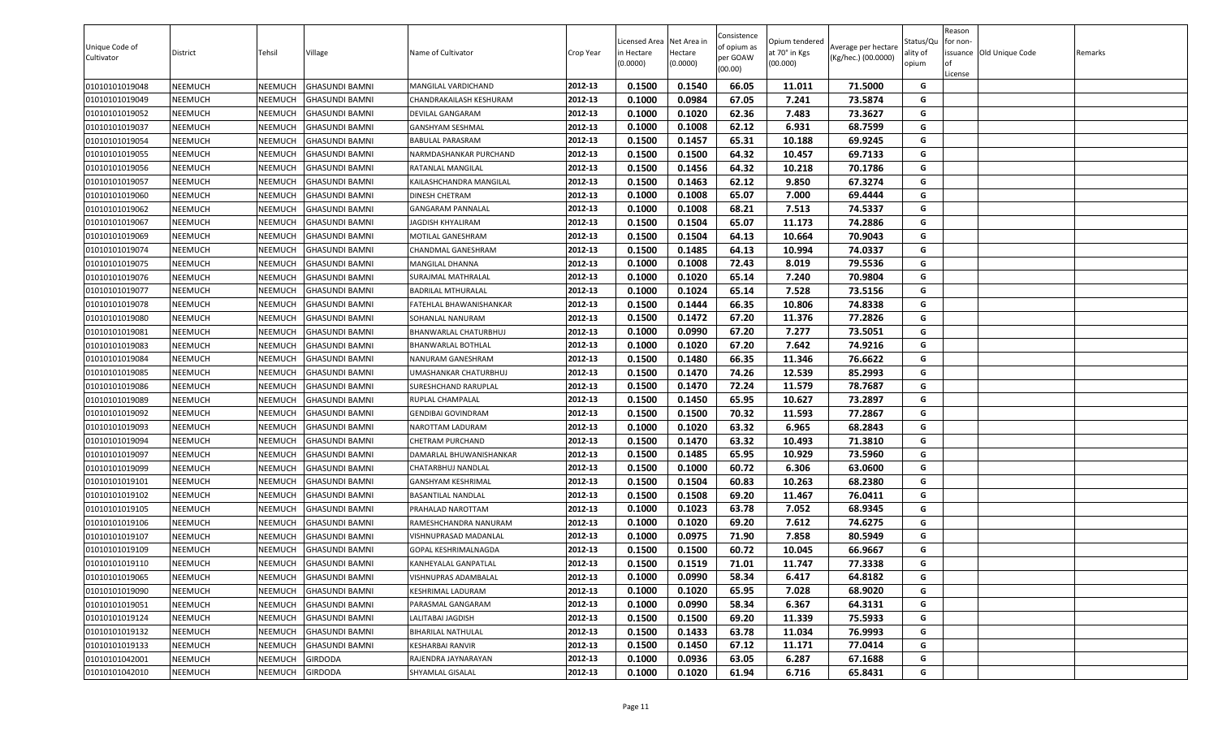| Unique Code of Cultivator | District | Tehsil | Village | Name of Cultivator | Crop Year | Licensed Area in Hectare (0.0000) | Net Area in Hectare (0.0000) | Consistence of opium as per GOAW (00.00) | Opium tendered at 70° in Kgs (00.000) | Average per hectare (Kg/hec.) (00.0000) | Status/Quality of opium | Reason for non-issuance of License | Old Unique Code | Remarks |
|---|---|---|---|---|---|---|---|---|---|---|---|---|---|---|
| 01010101019048 | NEEMUCH | NEEMUCH | GHASUNDI BAMNI | MANGILAL VARDICHAND | 2012-13 | 0.1500 | 0.1540 | 66.05 | 11.011 | 71.5000 | G | | | |
| 01010101019049 | NEEMUCH | NEEMUCH | GHASUNDI BAMNI | CHANDRAKAILASH KESHURAM | 2012-13 | 0.1000 | 0.0984 | 67.05 | 7.241 | 73.5874 | G | | | |
| 01010101019052 | NEEMUCH | NEEMUCH | GHASUNDI BAMNI | DEVILAL GANGARAM | 2012-13 | 0.1000 | 0.1020 | 62.36 | 7.483 | 73.3627 | G | | | |
| 01010101019037 | NEEMUCH | NEEMUCH | GHASUNDI BAMNI | GANSHYAM SESHMAL | 2012-13 | 0.1000 | 0.1008 | 62.12 | 6.931 | 68.7599 | G | | | |
| 01010101019054 | NEEMUCH | NEEMUCH | GHASUNDI BAMNI | BABULAL PARASRAM | 2012-13 | 0.1500 | 0.1457 | 65.31 | 10.188 | 69.9245 | G | | | |
| 01010101019055 | NEEMUCH | NEEMUCH | GHASUNDI BAMNI | NARMDASHANKAR PURCHAND | 2012-13 | 0.1500 | 0.1500 | 64.32 | 10.457 | 69.7133 | G | | | |
| 01010101019056 | NEEMUCH | NEEMUCH | GHASUNDI BAMNI | RATANLAL MANGILAL | 2012-13 | 0.1500 | 0.1456 | 64.32 | 10.218 | 70.1786 | G | | | |
| 01010101019057 | NEEMUCH | NEEMUCH | GHASUNDI BAMNI | KAILASHCHANDRA MANGILAL | 2012-13 | 0.1500 | 0.1463 | 62.12 | 9.850 | 67.3274 | G | | | |
| 01010101019060 | NEEMUCH | NEEMUCH | GHASUNDI BAMNI | DINESH CHETRAM | 2012-13 | 0.1000 | 0.1008 | 65.07 | 7.000 | 69.4444 | G | | | |
| 01010101019062 | NEEMUCH | NEEMUCH | GHASUNDI BAMNI | GANGARAM PANNALAL | 2012-13 | 0.1000 | 0.1008 | 68.21 | 7.513 | 74.5337 | G | | | |
| 01010101019067 | NEEMUCH | NEEMUCH | GHASUNDI BAMNI | JAGDISH KHYALIRAM | 2012-13 | 0.1500 | 0.1504 | 65.07 | 11.173 | 74.2886 | G | | | |
| 01010101019069 | NEEMUCH | NEEMUCH | GHASUNDI BAMNI | MOTILAL GANESHRAM | 2012-13 | 0.1500 | 0.1504 | 64.13 | 10.664 | 70.9043 | G | | | |
| 01010101019074 | NEEMUCH | NEEMUCH | GHASUNDI BAMNI | CHANDMAL GANESHRAM | 2012-13 | 0.1500 | 0.1485 | 64.13 | 10.994 | 74.0337 | G | | | |
| 01010101019075 | NEEMUCH | NEEMUCH | GHASUNDI BAMNI | MANGILAL DHANNA | 2012-13 | 0.1000 | 0.1008 | 72.43 | 8.019 | 79.5536 | G | | | |
| 01010101019076 | NEEMUCH | NEEMUCH | GHASUNDI BAMNI | SURAJMAL MATHRALAL | 2012-13 | 0.1000 | 0.1020 | 65.14 | 7.240 | 70.9804 | G | | | |
| 01010101019077 | NEEMUCH | NEEMUCH | GHASUNDI BAMNI | BADRILAL MTHURALAL | 2012-13 | 0.1000 | 0.1024 | 65.14 | 7.528 | 73.5156 | G | | | |
| 01010101019078 | NEEMUCH | NEEMUCH | GHASUNDI BAMNI | FATEHLAL BHAWANISHANKAR | 2012-13 | 0.1500 | 0.1444 | 66.35 | 10.806 | 74.8338 | G | | | |
| 01010101019080 | NEEMUCH | NEEMUCH | GHASUNDI BAMNI | SOHANLAL NANURAM | 2012-13 | 0.1500 | 0.1472 | 67.20 | 11.376 | 77.2826 | G | | | |
| 01010101019081 | NEEMUCH | NEEMUCH | GHASUNDI BAMNI | BHANWARLAL CHATURBHUJ | 2012-13 | 0.1000 | 0.0990 | 67.20 | 7.277 | 73.5051 | G | | | |
| 01010101019083 | NEEMUCH | NEEMUCH | GHASUNDI BAMNI | BHANWARLAL BOTHLAL | 2012-13 | 0.1000 | 0.1020 | 67.20 | 7.642 | 74.9216 | G | | | |
| 01010101019084 | NEEMUCH | NEEMUCH | GHASUNDI BAMNI | NANURAM GANESHRAM | 2012-13 | 0.1500 | 0.1480 | 66.35 | 11.346 | 76.6622 | G | | | |
| 01010101019085 | NEEMUCH | NEEMUCH | GHASUNDI BAMNI | UMASHANKAR CHATURBHUJ | 2012-13 | 0.1500 | 0.1470 | 74.26 | 12.539 | 85.2993 | G | | | |
| 01010101019086 | NEEMUCH | NEEMUCH | GHASUNDI BAMNI | SURESHCHAND RARUPLAL | 2012-13 | 0.1500 | 0.1470 | 72.24 | 11.579 | 78.7687 | G | | | |
| 01010101019089 | NEEMUCH | NEEMUCH | GHASUNDI BAMNI | RUPLAL CHAMPALAL | 2012-13 | 0.1500 | 0.1450 | 65.95 | 10.627 | 73.2897 | G | | | |
| 01010101019092 | NEEMUCH | NEEMUCH | GHASUNDI BAMNI | GENDIBAI GOVINDRAM | 2012-13 | 0.1500 | 0.1500 | 70.32 | 11.593 | 77.2867 | G | | | |
| 01010101019093 | NEEMUCH | NEEMUCH | GHASUNDI BAMNI | NAROTTAM LADURAM | 2012-13 | 0.1000 | 0.1020 | 63.32 | 6.965 | 68.2843 | G | | | |
| 01010101019094 | NEEMUCH | NEEMUCH | GHASUNDI BAMNI | CHETRAM PURCHAND | 2012-13 | 0.1500 | 0.1470 | 63.32 | 10.493 | 71.3810 | G | | | |
| 01010101019097 | NEEMUCH | NEEMUCH | GHASUNDI BAMNI | DAMARLAL BHUWANISHANKAR | 2012-13 | 0.1500 | 0.1485 | 65.95 | 10.929 | 73.5960 | G | | | |
| 01010101019099 | NEEMUCH | NEEMUCH | GHASUNDI BAMNI | CHATARBHUJ NANDLAL | 2012-13 | 0.1500 | 0.1000 | 60.72 | 6.306 | 63.0600 | G | | | |
| 01010101019101 | NEEMUCH | NEEMUCH | GHASUNDI BAMNI | GANSHYAM KESHRIMAL | 2012-13 | 0.1500 | 0.1504 | 60.83 | 10.263 | 68.2380 | G | | | |
| 01010101019102 | NEEMUCH | NEEMUCH | GHASUNDI BAMNI | BASANTILAL NANDLAL | 2012-13 | 0.1500 | 0.1508 | 69.20 | 11.467 | 76.0411 | G | | | |
| 01010101019105 | NEEMUCH | NEEMUCH | GHASUNDI BAMNI | PRAHALAD NAROTTAM | 2012-13 | 0.1000 | 0.1023 | 63.78 | 7.052 | 68.9345 | G | | | |
| 01010101019106 | NEEMUCH | NEEMUCH | GHASUNDI BAMNI | RAMESHCHANDRA NANURAM | 2012-13 | 0.1000 | 0.1020 | 69.20 | 7.612 | 74.6275 | G | | | |
| 01010101019107 | NEEMUCH | NEEMUCH | GHASUNDI BAMNI | VISHNUPRASAD MADANLAL | 2012-13 | 0.1000 | 0.0975 | 71.90 | 7.858 | 80.5949 | G | | | |
| 01010101019109 | NEEMUCH | NEEMUCH | GHASUNDI BAMNI | GOPAL KESHRIMALNAGDA | 2012-13 | 0.1500 | 0.1500 | 60.72 | 10.045 | 66.9667 | G | | | |
| 01010101019110 | NEEMUCH | NEEMUCH | GHASUNDI BAMNI | KANHEYALAL GANPATLAL | 2012-13 | 0.1500 | 0.1519 | 71.01 | 11.747 | 77.3338 | G | | | |
| 01010101019065 | NEEMUCH | NEEMUCH | GHASUNDI BAMNI | VISHNUPRAS ADAMBALAL | 2012-13 | 0.1000 | 0.0990 | 58.34 | 6.417 | 64.8182 | G | | | |
| 01010101019090 | NEEMUCH | NEEMUCH | GHASUNDI BAMNI | KESHRIMAL LADURAM | 2012-13 | 0.1000 | 0.1020 | 65.95 | 7.028 | 68.9020 | G | | | |
| 01010101019051 | NEEMUCH | NEEMUCH | GHASUNDI BAMNI | PARASMAL GANGARAM | 2012-13 | 0.1000 | 0.0990 | 58.34 | 6.367 | 64.3131 | G | | | |
| 01010101019124 | NEEMUCH | NEEMUCH | GHASUNDI BAMNI | LALITABAI JAGDISH | 2012-13 | 0.1500 | 0.1500 | 69.20 | 11.339 | 75.5933 | G | | | |
| 01010101019132 | NEEMUCH | NEEMUCH | GHASUNDI BAMNI | BIHARILAL NATHULAL | 2012-13 | 0.1500 | 0.1433 | 63.78 | 11.034 | 76.9993 | G | | | |
| 01010101019133 | NEEMUCH | NEEMUCH | GHASUNDI BAMNI | KESHARBAI RANVIR | 2012-13 | 0.1500 | 0.1450 | 67.12 | 11.171 | 77.0414 | G | | | |
| 01010101042001 | NEEMUCH | NEEMUCH | GIRDODA | RAJENDRA JAYNARAYAN | 2012-13 | 0.1000 | 0.0936 | 63.05 | 6.287 | 67.1688 | G | | | |
| 01010101042010 | NEEMUCH | NEEMUCH | GIRDODA | SHYAMLAL GISALAL | 2012-13 | 0.1000 | 0.1020 | 61.94 | 6.716 | 65.8431 | G | | | |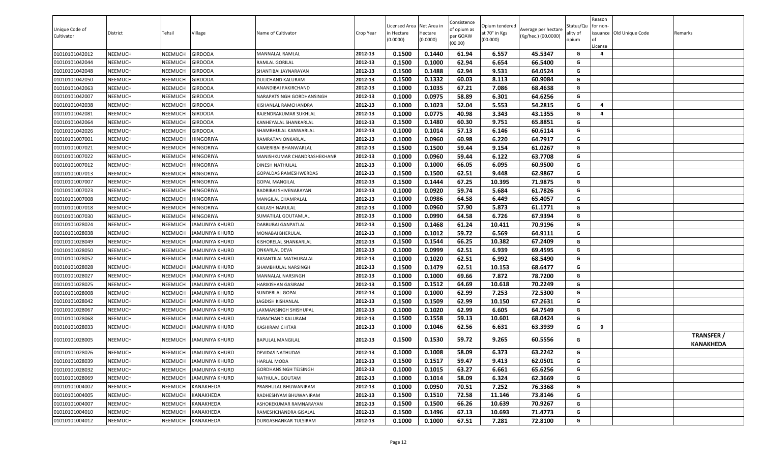| Unique Code of Cultivator | District | Tehsil | Village | Name of Cultivator | Crop Year | Licensed Area in Hectare (0.0000) | Net Area in Hectare (0.0000) | Consistence of opium as per GOAW (00.00) | Opium tendered at 70° in Kgs (00.000) | Average per hectare (Kg/hec.) (00.0000) | Status/Quality of opium | Reason for non-issuance of License | Old Unique Code | Remarks |
|---|---|---|---|---|---|---|---|---|---|---|---|---|---|---|
| 01010101042012 | NEEMUCH | NEEMUCH | GIRDODA | MANNALAL RAMLAL | 2012-13 | 0.1500 | 0.1440 | 61.94 | 6.557 | 45.5347 | G | 4 | | |
| 01010101042044 | NEEMUCH | NEEMUCH | GIRDODA | RAMLAL GORILAL | 2012-13 | 0.1500 | 0.1000 | 62.94 | 6.654 | 66.5400 | G | | | |
| 01010101042048 | NEEMUCH | NEEMUCH | GIRDODA | SHANTIBAI JAYNARAYAN | 2012-13 | 0.1500 | 0.1488 | 62.94 | 9.531 | 64.0524 | G | | | |
| 01010101042050 | NEEMUCH | NEEMUCH | GIRDODA | DULICHAND KALURAM | 2012-13 | 0.1500 | 0.1332 | 60.03 | 8.113 | 60.9084 | G | | | |
| 01010101042063 | NEEMUCH | NEEMUCH | GIRDODA | ANANDIBAI FAKIRCHAND | 2012-13 | 0.1000 | 0.1035 | 67.21 | 7.086 | 68.4638 | G | | | |
| 01010101042007 | NEEMUCH | NEEMUCH | GIRDODA | NARAPATSINGH GORDHANSINGH | 2012-13 | 0.1000 | 0.0975 | 58.89 | 6.301 | 64.6256 | G | | | |
| 01010101042038 | NEEMUCH | NEEMUCH | GIRDODA | KISHANLAL RAMCHANDRA | 2012-13 | 0.1000 | 0.1023 | 52.04 | 5.553 | 54.2815 | G | 4 | | |
| 01010101042081 | NEEMUCH | NEEMUCH | GIRDODA | RAJENDRAKUMAR SUKHLAL | 2012-13 | 0.1000 | 0.0775 | 40.98 | 3.343 | 43.1355 | G | 4 | | |
| 01010101042064 | NEEMUCH | NEEMUCH | GIRDODA | KANHEYALAL SHANKARLAL | 2012-13 | 0.1500 | 0.1480 | 60.30 | 9.751 | 65.8851 | G | | | |
| 01010101042026 | NEEMUCH | NEEMUCH | GIRDODA | SHAMBHULAL KANWARLAL | 2012-13 | 0.1000 | 0.1014 | 57.13 | 6.146 | 60.6114 | G | | | |
| 01010101007001 | NEEMUCH | NEEMUCH | HINGORIYA | RAMRATAN ONKARLAL | 2012-13 | 0.1000 | 0.0960 | 60.98 | 6.220 | 64.7917 | G | | | |
| 01010101007021 | NEEMUCH | NEEMUCH | HINGORIYA | KAMERIBAI BHANWARLAL | 2012-13 | 0.1500 | 0.1500 | 59.44 | 9.154 | 61.0267 | G | | | |
| 01010101007022 | NEEMUCH | NEEMUCH | HINGORIYA | MANISHKUMAR CHANDRASHEKHANR | 2012-13 | 0.1000 | 0.0960 | 59.44 | 6.122 | 63.7708 | G | | | |
| 01010101007012 | NEEMUCH | NEEMUCH | HINGORIYA | DINESH NATHULAL | 2012-13 | 0.1000 | 0.1000 | 66.05 | 6.095 | 60.9500 | G | | | |
| 01010101007013 | NEEMUCH | NEEMUCH | HINGORIYA | GOPALDAS RAMESHWERDAS | 2012-13 | 0.1500 | 0.1500 | 62.51 | 9.448 | 62.9867 | G | | | |
| 01010101007007 | NEEMUCH | NEEMUCH | HINGORIYA | GOPAL MANGILAL | 2012-13 | 0.1500 | 0.1444 | 67.25 | 10.395 | 71.9875 | G | | | |
| 01010101007023 | NEEMUCH | NEEMUCH | HINGORIYA | BADRIBAI SHIVENARAYAN | 2012-13 | 0.1000 | 0.0920 | 59.74 | 5.684 | 61.7826 | G | | | |
| 01010101007008 | NEEMUCH | NEEMUCH | HINGORIYA | MANGILAL CHAMPALAL | 2012-13 | 0.1000 | 0.0986 | 64.58 | 6.449 | 65.4057 | G | | | |
| 01010101007018 | NEEMUCH | NEEMUCH | HINGORIYA | KAILASH NARULAL | 2012-13 | 0.1000 | 0.0960 | 57.90 | 5.873 | 61.1771 | G | | | |
| 01010101007030 | NEEMUCH | NEEMUCH | HINGORIYA | SUMATILAL GOUTAMLAL | 2012-13 | 0.1000 | 0.0990 | 64.58 | 6.726 | 67.9394 | G | | | |
| 01010101028024 | NEEMUCH | NEEMUCH | JAMUNIYA KHURD | DABBUBAI GANPATLAL | 2012-13 | 0.1500 | 0.1468 | 61.24 | 10.411 | 70.9196 | G | | | |
| 01010101028038 | NEEMUCH | NEEMUCH | JAMUNIYA KHURD | MONABAI BHERULAL | 2012-13 | 0.1000 | 0.1012 | 59.72 | 6.569 | 64.9111 | G | | | |
| 01010101028049 | NEEMUCH | NEEMUCH | JAMUNIYA KHURD | KISHORELAL SHANKARLAL | 2012-13 | 0.1500 | 0.1544 | 66.25 | 10.382 | 67.2409 | G | | | |
| 01010101028050 | NEEMUCH | NEEMUCH | JAMUNIYA KHURD | ONKARLAL DEVA | 2012-13 | 0.1000 | 0.0999 | 62.51 | 6.939 | 69.4595 | G | | | |
| 01010101028052 | NEEMUCH | NEEMUCH | JAMUNIYA KHURD | BASANTILAL MATHURALAL | 2012-13 | 0.1000 | 0.1020 | 62.51 | 6.992 | 68.5490 | G | | | |
| 01010101028028 | NEEMUCH | NEEMUCH | JAMUNIYA KHURD | SHAMBHULAL NARSINGH | 2012-13 | 0.1500 | 0.1479 | 62.51 | 10.153 | 68.6477 | G | | | |
| 01010101028027 | NEEMUCH | NEEMUCH | JAMUNIYA KHURD | MANNALAL NARSINGH | 2012-13 | 0.1000 | 0.1000 | 69.66 | 7.872 | 78.7200 | G | | | |
| 01010101028025 | NEEMUCH | NEEMUCH | JAMUNIYA KHURD | HARIKISHAN GASIRAM | 2012-13 | 0.1500 | 0.1512 | 64.69 | 10.618 | 70.2249 | G | | | |
| 01010101028008 | NEEMUCH | NEEMUCH | JAMUNIYA KHURD | SUNDERLAL GOPAL | 2012-13 | 0.1000 | 0.1000 | 62.99 | 7.253 | 72.5300 | G | | | |
| 01010101028042 | NEEMUCH | NEEMUCH | JAMUNIYA KHURD | JAGDISH KISHANLAL | 2012-13 | 0.1500 | 0.1509 | 62.99 | 10.150 | 67.2631 | G | | | |
| 01010101028067 | NEEMUCH | NEEMUCH | JAMUNIYA KHURD | LAXMANSINGH SHISHUPAL | 2012-13 | 0.1000 | 0.1020 | 62.99 | 6.605 | 64.7549 | G | | | |
| 01010101028068 | NEEMUCH | NEEMUCH | JAMUNIYA KHURD | TARACHAND KALURAM | 2012-13 | 0.1500 | 0.1558 | 59.13 | 10.601 | 68.0424 | G | | | |
| 01010101028033 | NEEMUCH | NEEMUCH | JAMUNIYA KHURD | KASHIRAM CHITAR | 2012-13 | 0.1000 | 0.1046 | 62.56 | 6.631 | 63.3939 | G | 9 | | |
| 01010101028005 | NEEMUCH | NEEMUCH | JAMUNIYA KHURD | BAPULAL MANGILAL | 2012-13 | 0.1500 | 0.1530 | 59.72 | 9.265 | 60.5556 | G | | | TRANSFER / KANAKHEDA |
| 01010101028026 | NEEMUCH | NEEMUCH | JAMUNIYA KHURD | DEVIDAS NATHUDAS | 2012-13 | 0.1000 | 0.1008 | 58.09 | 6.373 | 63.2242 | G | | | |
| 01010101028039 | NEEMUCH | NEEMUCH | JAMUNIYA KHURD | HARLAL MODA | 2012-13 | 0.1500 | 0.1517 | 59.47 | 9.413 | 62.0501 | G | | | |
| 01010101028032 | NEEMUCH | NEEMUCH | JAMUNIYA KHURD | GORDHANSINGH TEJSINGH | 2012-13 | 0.1000 | 0.1015 | 63.27 | 6.661 | 65.6256 | G | | | |
| 01010101028069 | NEEMUCH | NEEMUCH | JAMUNIYA KHURD | NATHULAL GOUTAM | 2012-13 | 0.1000 | 0.1014 | 58.09 | 6.324 | 62.3669 | G | | | |
| 01010101004002 | NEEMUCH | NEEMUCH | KANAKHEDA | PRABHULAL BHUWANIRAM | 2012-13 | 0.1000 | 0.0950 | 70.51 | 7.252 | 76.3368 | G | | | |
| 01010101004005 | NEEMUCH | NEEMUCH | KANAKHEDA | RADHESHYAM BHUWANIRAM | 2012-13 | 0.1500 | 0.1510 | 72.58 | 11.146 | 73.8146 | G | | | |
| 01010101004007 | NEEMUCH | NEEMUCH | KANAKHEDA | ASHOKEKUMAR RAMNARAYAN | 2012-13 | 0.1500 | 0.1500 | 66.26 | 10.639 | 70.9267 | G | | | |
| 01010101004010 | NEEMUCH | NEEMUCH | KANAKHEDA | RAMESHCHANDRA GISALAL | 2012-13 | 0.1500 | 0.1496 | 67.13 | 10.693 | 71.4773 | G | | | |
| 01010101004012 | NEEMUCH | NEEMUCH | KANAKHEDA | DURGASHANKAR TULSIRAM | 2012-13 | 0.1000 | 0.1000 | 67.51 | 7.281 | 72.8100 | G | | | |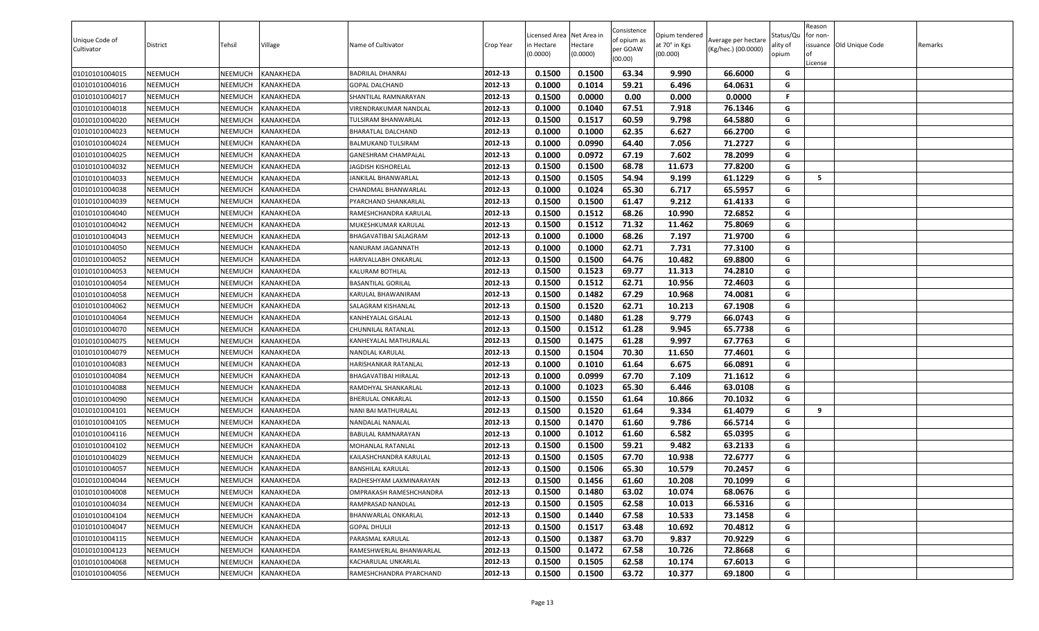| Unique Code of Cultivator | District | Tehsil | Village | Name of Cultivator | Crop Year | Licensed Area in Hectare (0.0000) | Net Area in Hectare (0.0000) | Consistence of opium as per GOAW (00.00) | Opium tendered at 70° in Kgs (00.000) | Average per hectare (Kg/hec.) (00.0000) | Status/Quality of opium | Reason for non-issuance of License | Old Unique Code | Remarks |
|---|---|---|---|---|---|---|---|---|---|---|---|---|---|---|
| 01010101004015 | NEEMUCH | NEEMUCH | KANAKHEDA | BADRILAL DHANRAJ | 2012-13 | 0.1500 | 0.1500 | 63.34 | 9.990 | 66.6000 | G | | | |
| 01010101004016 | NEEMUCH | NEEMUCH | KANAKHEDA | GOPAL DALCHAND | 2012-13 | 0.1000 | 0.1014 | 59.21 | 6.496 | 64.0631 | G | | | |
| 01010101004017 | NEEMUCH | NEEMUCH | KANAKHEDA | SHANTILAL RAMNARAYAN | 2012-13 | 0.1500 | 0.0000 | 0.00 | 0.000 | 0.0000 | F | | | |
| 01010101004018 | NEEMUCH | NEEMUCH | KANAKHEDA | VIRENDRAKUMAR NANDLAL | 2012-13 | 0.1000 | 0.1040 | 67.51 | 7.918 | 76.1346 | G | | | |
| 01010101004020 | NEEMUCH | NEEMUCH | KANAKHEDA | TULSIRAM BHANWARLAL | 2012-13 | 0.1500 | 0.1517 | 60.59 | 9.798 | 64.5880 | G | | | |
| 01010101004023 | NEEMUCH | NEEMUCH | KANAKHEDA | BHARATLAL DALCHAND | 2012-13 | 0.1000 | 0.1000 | 62.35 | 6.627 | 66.2700 | G | | | |
| 01010101004024 | NEEMUCH | NEEMUCH | KANAKHEDA | BALMUKAND TULSIRAM | 2012-13 | 0.1000 | 0.0990 | 64.40 | 7.056 | 71.2727 | G | | | |
| 01010101004025 | NEEMUCH | NEEMUCH | KANAKHEDA | GANESHRAM CHAMPALAL | 2012-13 | 0.1000 | 0.0972 | 67.19 | 7.602 | 78.2099 | G | | | |
| 01010101004032 | NEEMUCH | NEEMUCH | KANAKHEDA | JAGDISH KISHORELAL | 2012-13 | 0.1500 | 0.1500 | 68.78 | 11.673 | 77.8200 | G | | | |
| 01010101004033 | NEEMUCH | NEEMUCH | KANAKHEDA | JANKILAL BHANWARLAL | 2012-13 | 0.1500 | 0.1505 | 54.94 | 9.199 | 61.1229 | G | 5 | | |
| 01010101004038 | NEEMUCH | NEEMUCH | KANAKHEDA | CHANDMAL BHANWARLAL | 2012-13 | 0.1000 | 0.1024 | 65.30 | 6.717 | 65.5957 | G | | | |
| 01010101004039 | NEEMUCH | NEEMUCH | KANAKHEDA | PYARCHAND SHANKARLAL | 2012-13 | 0.1500 | 0.1500 | 61.47 | 9.212 | 61.4133 | G | | | |
| 01010101004040 | NEEMUCH | NEEMUCH | KANAKHEDA | RAMESHCHANDRA KARULAL | 2012-13 | 0.1500 | 0.1512 | 68.26 | 10.990 | 72.6852 | G | | | |
| 01010101004042 | NEEMUCH | NEEMUCH | KANAKHEDA | MUKESHKUMAR KARULAL | 2012-13 | 0.1500 | 0.1512 | 71.32 | 11.462 | 75.8069 | G | | | |
| 01010101004043 | NEEMUCH | NEEMUCH | KANAKHEDA | BHAGAVATIBAI SALAGRAM | 2012-13 | 0.1000 | 0.1000 | 68.26 | 7.197 | 71.9700 | G | | | |
| 01010101004050 | NEEMUCH | NEEMUCH | KANAKHEDA | NANURAM JAGANNATH | 2012-13 | 0.1000 | 0.1000 | 62.71 | 7.731 | 77.3100 | G | | | |
| 01010101004052 | NEEMUCH | NEEMUCH | KANAKHEDA | HARIVALLABH ONKARLAL | 2012-13 | 0.1500 | 0.1500 | 64.76 | 10.482 | 69.8800 | G | | | |
| 01010101004053 | NEEMUCH | NEEMUCH | KANAKHEDA | KALURAM BOTHLAL | 2012-13 | 0.1500 | 0.1523 | 69.77 | 11.313 | 74.2810 | G | | | |
| 01010101004054 | NEEMUCH | NEEMUCH | KANAKHEDA | BASANTILAL GORILAL | 2012-13 | 0.1500 | 0.1512 | 62.71 | 10.956 | 72.4603 | G | | | |
| 01010101004058 | NEEMUCH | NEEMUCH | KANAKHEDA | KARULAL BHAWANIRAM | 2012-13 | 0.1500 | 0.1482 | 67.29 | 10.968 | 74.0081 | G | | | |
| 01010101004062 | NEEMUCH | NEEMUCH | KANAKHEDA | SALAGRAM KISHANLAL | 2012-13 | 0.1500 | 0.1520 | 62.71 | 10.213 | 67.1908 | G | | | |
| 01010101004064 | NEEMUCH | NEEMUCH | KANAKHEDA | KANHEYALAL GISALAL | 2012-13 | 0.1500 | 0.1480 | 61.28 | 9.779 | 66.0743 | G | | | |
| 01010101004070 | NEEMUCH | NEEMUCH | KANAKHEDA | CHUNNILAL RATANLAL | 2012-13 | 0.1500 | 0.1512 | 61.28 | 9.945 | 65.7738 | G | | | |
| 01010101004075 | NEEMUCH | NEEMUCH | KANAKHEDA | KANHEYALAL MATHURALAL | 2012-13 | 0.1500 | 0.1475 | 61.28 | 9.997 | 67.7763 | G | | | |
| 01010101004079 | NEEMUCH | NEEMUCH | KANAKHEDA | NANDLAL KARULAL | 2012-13 | 0.1500 | 0.1504 | 70.30 | 11.650 | 77.4601 | G | | | |
| 01010101004083 | NEEMUCH | NEEMUCH | KANAKHEDA | HARISHANKAR RATANLAL | 2012-13 | 0.1000 | 0.1010 | 61.64 | 6.675 | 66.0891 | G | | | |
| 01010101004084 | NEEMUCH | NEEMUCH | KANAKHEDA | BHAGAVATIBAI HIRALAL | 2012-13 | 0.1000 | 0.0999 | 67.70 | 7.109 | 71.1612 | G | | | |
| 01010101004088 | NEEMUCH | NEEMUCH | KANAKHEDA | RAMDHYAL SHANKARLAL | 2012-13 | 0.1000 | 0.1023 | 65.30 | 6.446 | 63.0108 | G | | | |
| 01010101004090 | NEEMUCH | NEEMUCH | KANAKHEDA | BHERULAL ONKARLAL | 2012-13 | 0.1500 | 0.1550 | 61.64 | 10.866 | 70.1032 | G | | | |
| 01010101004101 | NEEMUCH | NEEMUCH | KANAKHEDA | NANI BAI MATHURALAL | 2012-13 | 0.1500 | 0.1520 | 61.64 | 9.334 | 61.4079 | G | 9 | | |
| 01010101004105 | NEEMUCH | NEEMUCH | KANAKHEDA | NANDALAL NANALAL | 2012-13 | 0.1500 | 0.1470 | 61.60 | 9.786 | 66.5714 | G | | | |
| 01010101004116 | NEEMUCH | NEEMUCH | KANAKHEDA | BABULAL RAMNARAYAN | 2012-13 | 0.1000 | 0.1012 | 61.60 | 6.582 | 65.0395 | G | | | |
| 01010101004102 | NEEMUCH | NEEMUCH | KANAKHEDA | MOHANLAL RATANLAL | 2012-13 | 0.1500 | 0.1500 | 59.21 | 9.482 | 63.2133 | G | | | |
| 01010101004029 | NEEMUCH | NEEMUCH | KANAKHEDA | KAILASHCHANDRA KARULAL | 2012-13 | 0.1500 | 0.1505 | 67.70 | 10.938 | 72.6777 | G | | | |
| 01010101004057 | NEEMUCH | NEEMUCH | KANAKHEDA | BANSHILAL KARULAL | 2012-13 | 0.1500 | 0.1506 | 65.30 | 10.579 | 70.2457 | G | | | |
| 01010101004044 | NEEMUCH | NEEMUCH | KANAKHEDA | RADHESHYAM LAXMINARAYAN | 2012-13 | 0.1500 | 0.1456 | 61.60 | 10.208 | 70.1099 | G | | | |
| 01010101004008 | NEEMUCH | NEEMUCH | KANAKHEDA | OMPRAKASH RAMESHCHANDRA | 2012-13 | 0.1500 | 0.1480 | 63.02 | 10.074 | 68.0676 | G | | | |
| 01010101004034 | NEEMUCH | NEEMUCH | KANAKHEDA | RAMPRASAD NANDLAL | 2012-13 | 0.1500 | 0.1505 | 62.58 | 10.013 | 66.5316 | G | | | |
| 01010101004104 | NEEMUCH | NEEMUCH | KANAKHEDA | BHANWARLAL ONKARLAL | 2012-13 | 0.1500 | 0.1440 | 67.58 | 10.533 | 73.1458 | G | | | |
| 01010101004047 | NEEMUCH | NEEMUCH | KANAKHEDA | GOPAL DHULJI | 2012-13 | 0.1500 | 0.1517 | 63.48 | 10.692 | 70.4812 | G | | | |
| 01010101004115 | NEEMUCH | NEEMUCH | KANAKHEDA | PARASMAL KARULAL | 2012-13 | 0.1500 | 0.1387 | 63.70 | 9.837 | 70.9229 | G | | | |
| 01010101004123 | NEEMUCH | NEEMUCH | KANAKHEDA | RAMESHWERLAL BHANWARLAL | 2012-13 | 0.1500 | 0.1472 | 67.58 | 10.726 | 72.8668 | G | | | |
| 01010101004068 | NEEMUCH | NEEMUCH | KANAKHEDA | KACHARULAL UNKARLAL | 2012-13 | 0.1500 | 0.1505 | 62.58 | 10.174 | 67.6013 | G | | | |
| 01010101004056 | NEEMUCH | NEEMUCH | KANAKHEDA | RAMESHCHANDRA PYARCHAND | 2012-13 | 0.1500 | 0.1500 | 63.72 | 10.377 | 69.1800 | G | | | |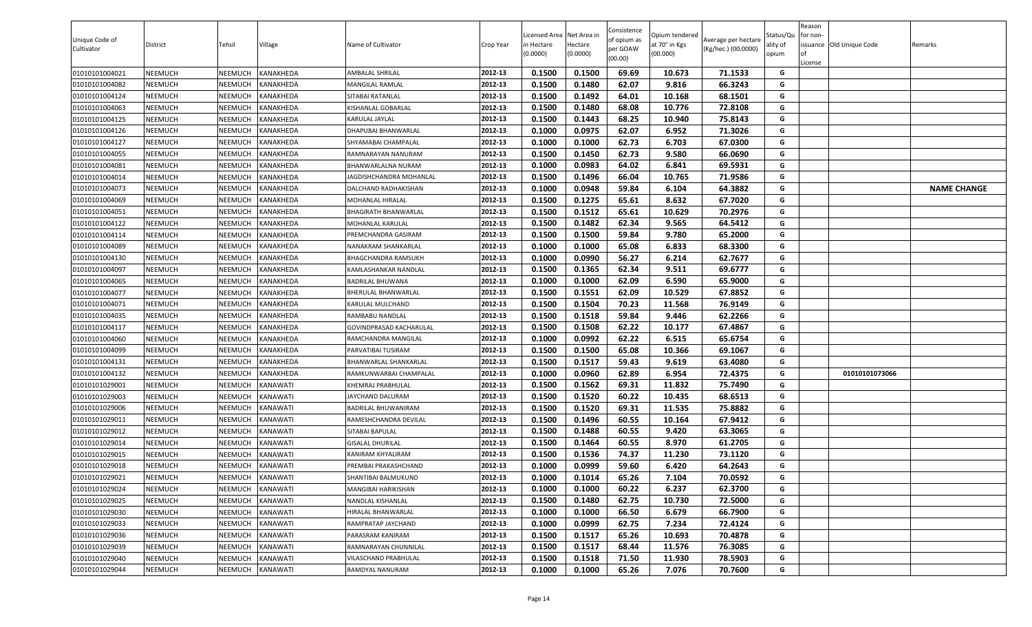| Unique Code of Cultivator | District | Tehsil | Village | Name of Cultivator | Crop Year | Licensed Area in Hectare (0.0000) | Net Area in Hectare (0.0000) | Consistence of opium as per GOAW (00.00) | Opium tendered at 70° in Kgs (00.000) | Average per hectare (Kg/hec.) (00.0000) | Status/Quality of opium | Reason for non-issuance of License | Old Unique Code | Remarks |
|---|---|---|---|---|---|---|---|---|---|---|---|---|---|---|
| 01010101004021 | NEEMUCH | NEEMUCH | KANAKHEDA | AMBALAL SHRILAL | 2012-13 | 0.1500 | 0.1500 | 69.69 | 10.673 | 71.1533 | G | | | |
| 01010101004082 | NEEMUCH | NEEMUCH | KANAKHEDA | MANGILAL RAMLAL | 2012-13 | 0.1500 | 0.1480 | 62.07 | 9.816 | 66.3243 | G | | | |
| 01010101004124 | NEEMUCH | NEEMUCH | KANAKHEDA | SITABAI RATANLAL | 2012-13 | 0.1500 | 0.1492 | 64.01 | 10.168 | 68.1501 | G | | | |
| 01010101004063 | NEEMUCH | NEEMUCH | KANAKHEDA | KISHANLAL GOBARLAL | 2012-13 | 0.1500 | 0.1480 | 68.08 | 10.776 | 72.8108 | G | | | |
| 01010101004125 | NEEMUCH | NEEMUCH | KANAKHEDA | KARULAL JAYLAL | 2012-13 | 0.1500 | 0.1443 | 68.25 | 10.940 | 75.8143 | G | | | |
| 01010101004126 | NEEMUCH | NEEMUCH | KANAKHEDA | DHAPUBAI BHANWARLAL | 2012-13 | 0.1000 | 0.0975 | 62.07 | 6.952 | 71.3026 | G | | | |
| 01010101004127 | NEEMUCH | NEEMUCH | KANAKHEDA | SHYAMABAI CHAMPALAL | 2012-13 | 0.1000 | 0.1000 | 62.73 | 6.703 | 67.0300 | G | | | |
| 01010101004055 | NEEMUCH | NEEMUCH | KANAKHEDA | RAMNARAYAN NANURAM | 2012-13 | 0.1500 | 0.1450 | 62.73 | 9.580 | 66.0690 | G | | | |
| 01010101004081 | NEEMUCH | NEEMUCH | KANAKHEDA | BHANWARLALNA NURAM | 2012-13 | 0.1000 | 0.0983 | 64.02 | 6.841 | 69.5931 | G | | | |
| 01010101004014 | NEEMUCH | NEEMUCH | KANAKHEDA | JAGDISHCHANDRA MOHANLAL | 2012-13 | 0.1500 | 0.1496 | 66.04 | 10.765 | 71.9586 | G | | | |
| 01010101004073 | NEEMUCH | NEEMUCH | KANAKHEDA | DALCHAND RADHAKISHAN | 2012-13 | 0.1000 | 0.0948 | 59.84 | 6.104 | 64.3882 | G | | | NAME CHANGE |
| 01010101004069 | NEEMUCH | NEEMUCH | KANAKHEDA | MOHANLAL HIRALAL | 2012-13 | 0.1500 | 0.1275 | 65.61 | 8.632 | 67.7020 | G | | | |
| 01010101004051 | NEEMUCH | NEEMUCH | KANAKHEDA | BHAGIRATH BHANWARLAL | 2012-13 | 0.1500 | 0.1512 | 65.61 | 10.629 | 70.2976 | G | | | |
| 01010101004122 | NEEMUCH | NEEMUCH | KANAKHEDA | MOHANLAL KARULAL | 2012-13 | 0.1500 | 0.1482 | 62.34 | 9.565 | 64.5412 | G | | | |
| 01010101004114 | NEEMUCH | NEEMUCH | KANAKHEDA | PREMCHANDRA GASIRAM | 2012-13 | 0.1500 | 0.1500 | 59.84 | 9.780 | 65.2000 | G | | | |
| 01010101004089 | NEEMUCH | NEEMUCH | KANAKHEDA | NANAKRAM SHANKARLAL | 2012-13 | 0.1000 | 0.1000 | 65.08 | 6.833 | 68.3300 | G | | | |
| 01010101004130 | NEEMUCH | NEEMUCH | KANAKHEDA | BHAGCHANDRA RAMSUKH | 2012-13 | 0.1000 | 0.0990 | 56.27 | 6.214 | 62.7677 | G | | | |
| 01010101004097 | NEEMUCH | NEEMUCH | KANAKHEDA | KAMLASHANKAR NANDLAL | 2012-13 | 0.1500 | 0.1365 | 62.34 | 9.511 | 69.6777 | G | | | |
| 01010101004065 | NEEMUCH | NEEMUCH | KANAKHEDA | BADRILAL BHUWANA | 2012-13 | 0.1000 | 0.1000 | 62.09 | 6.590 | 65.9000 | G | | | |
| 01010101004077 | NEEMUCH | NEEMUCH | KANAKHEDA | BHERULAL BHANWARLAL | 2012-13 | 0.1500 | 0.1551 | 62.09 | 10.529 | 67.8852 | G | | | |
| 01010101004071 | NEEMUCH | NEEMUCH | KANAKHEDA | KARULAL MULCHAND | 2012-13 | 0.1500 | 0.1504 | 70.23 | 11.568 | 76.9149 | G | | | |
| 01010101004035 | NEEMUCH | NEEMUCH | KANAKHEDA | RAMBABU NANDLAL | 2012-13 | 0.1500 | 0.1518 | 59.84 | 9.446 | 62.2266 | G | | | |
| 01010101004117 | NEEMUCH | NEEMUCH | KANAKHEDA | GOVINDPRASAD KACHARULAL | 2012-13 | 0.1500 | 0.1508 | 62.22 | 10.177 | 67.4867 | G | | | |
| 01010101004060 | NEEMUCH | NEEMUCH | KANAKHEDA | RAMCHANDRA MANGILAL | 2012-13 | 0.1000 | 0.0992 | 62.22 | 6.515 | 65.6754 | G | | | |
| 01010101004099 | NEEMUCH | NEEMUCH | KANAKHEDA | PARVATIBAI TUSIRAM | 2012-13 | 0.1500 | 0.1500 | 65.08 | 10.366 | 69.1067 | G | | | |
| 01010101004131 | NEEMUCH | NEEMUCH | KANAKHEDA | BHANWARLAL SHANKARLAL | 2012-13 | 0.1500 | 0.1517 | 59.43 | 9.619 | 63.4080 | G | | | |
| 01010101004132 | NEEMUCH | NEEMUCH | KANAKHEDA | RAMKUNWARBAI CHAMPALAL | 2012-13 | 0.1000 | 0.0960 | 62.89 | 6.954 | 72.4375 | G | | 01010101073066 | |
| 01010101029001 | NEEMUCH | NEEMUCH | KANAWATI | KHEMRAJ PRABHULAL | 2012-13 | 0.1500 | 0.1562 | 69.31 | 11.832 | 75.7490 | G | | | |
| 01010101029003 | NEEMUCH | NEEMUCH | KANAWATI | JAYCHAND DALURAM | 2012-13 | 0.1500 | 0.1520 | 60.22 | 10.435 | 68.6513 | G | | | |
| 01010101029006 | NEEMUCH | NEEMUCH | KANAWATI | BADRILAL BHUWANIRAM | 2012-13 | 0.1500 | 0.1520 | 69.31 | 11.535 | 75.8882 | G | | | |
| 01010101029011 | NEEMUCH | NEEMUCH | KANAWATI | RAMESHCHANDRA DEVILAL | 2012-13 | 0.1500 | 0.1496 | 60.55 | 10.164 | 67.9412 | G | | | |
| 01010101029012 | NEEMUCH | NEEMUCH | KANAWATI | SITABAI BAPULAL | 2012-13 | 0.1500 | 0.1488 | 60.55 | 9.420 | 63.3065 | G | | | |
| 01010101029014 | NEEMUCH | NEEMUCH | KANAWATI | GISALAL DHURILAL | 2012-13 | 0.1500 | 0.1464 | 60.55 | 8.970 | 61.2705 | G | | | |
| 01010101029015 | NEEMUCH | NEEMUCH | KANAWATI | KANIRAM KHYALIRAM | 2012-13 | 0.1500 | 0.1536 | 74.37 | 11.230 | 73.1120 | G | | | |
| 01010101029018 | NEEMUCH | NEEMUCH | KANAWATI | PREMBAI PRAKASHCHAND | 2012-13 | 0.1000 | 0.0999 | 59.60 | 6.420 | 64.2643 | G | | | |
| 01010101029021 | NEEMUCH | NEEMUCH | KANAWATI | SHANTIBAI BALMUKUND | 2012-13 | 0.1000 | 0.1014 | 65.26 | 7.104 | 70.0592 | G | | | |
| 01010101029024 | NEEMUCH | NEEMUCH | KANAWATI | MANGIBAI HARIKISHAN | 2012-13 | 0.1000 | 0.1000 | 60.22 | 6.237 | 62.3700 | G | | | |
| 01010101029025 | NEEMUCH | NEEMUCH | KANAWATI | NANDLAL KISHANLAL | 2012-13 | 0.1500 | 0.1480 | 62.75 | 10.730 | 72.5000 | G | | | |
| 01010101029030 | NEEMUCH | NEEMUCH | KANAWATI | HIRALAL BHANWARLAL | 2012-13 | 0.1000 | 0.1000 | 66.50 | 6.679 | 66.7900 | G | | | |
| 01010101029033 | NEEMUCH | NEEMUCH | KANAWATI | RAMPRATAP JAYCHAND | 2012-13 | 0.1000 | 0.0999 | 62.75 | 7.234 | 72.4124 | G | | | |
| 01010101029036 | NEEMUCH | NEEMUCH | KANAWATI | PARASRAM KANIRAM | 2012-13 | 0.1500 | 0.1517 | 65.26 | 10.693 | 70.4878 | G | | | |
| 01010101029039 | NEEMUCH | NEEMUCH | KANAWATI | RAMNARAYAN CHUNNILAL | 2012-13 | 0.1500 | 0.1517 | 68.44 | 11.576 | 76.3085 | G | | | |
| 01010101029040 | NEEMUCH | NEEMUCH | KANAWATI | VILASCHAND PRABHULAL | 2012-13 | 0.1500 | 0.1518 | 71.50 | 11.930 | 78.5903 | G | | | |
| 01010101029044 | NEEMUCH | NEEMUCH | KANAWATI | RAMDYAL NANURAM | 2012-13 | 0.1000 | 0.1000 | 65.26 | 7.076 | 70.7600 | G | | | |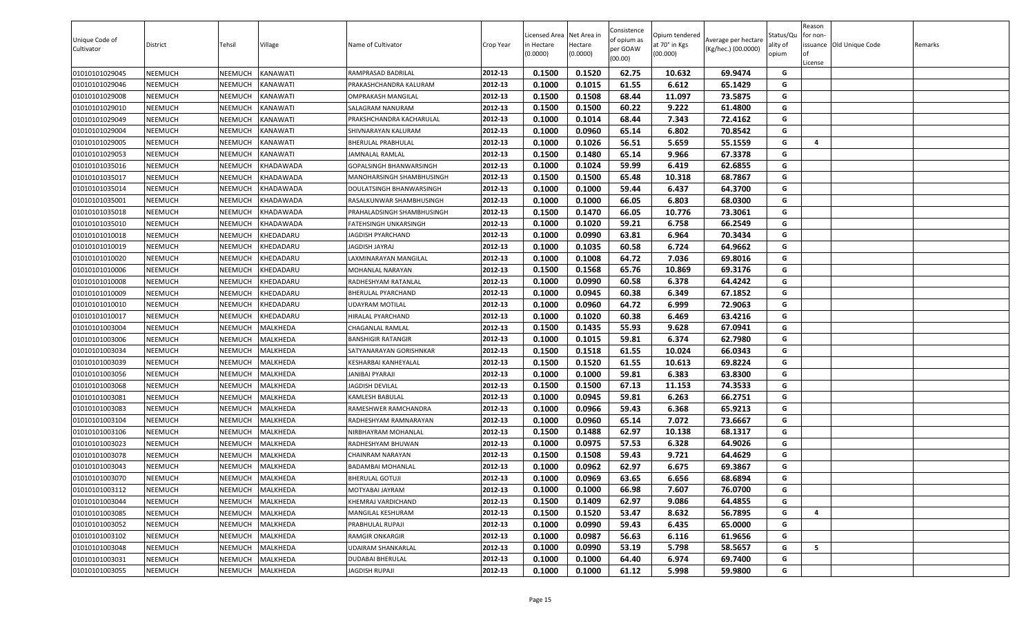| Unique Code of Cultivator | District | Tehsil | Village | Name of Cultivator | Crop Year | Licensed Area in Hectare (0.0000) | Net Area in Hectare (0.0000) | Consistence of opium as per GOAW (00.00) | Opium tendered at 70° in Kgs (00.000) | Average per hectare (Kg/hec.) (00.0000) | Status/Quality of opium | Reason for non-issuance of License | Old Unique Code | Remarks |
|---|---|---|---|---|---|---|---|---|---|---|---|---|---|---|
| 01010101029045 | NEEMUCH | NEEMUCH | KANAWATI | RAMPRASAD BADRILAL | 2012-13 | 0.1500 | 0.1520 | 62.75 | 10.632 | 69.9474 | G | | | |
| 01010101029046 | NEEMUCH | NEEMUCH | KANAWATI | PRAKASHCHANDRA KALURAM | 2012-13 | 0.1000 | 0.1015 | 61.55 | 6.612 | 65.1429 | G | | | |
| 01010101029008 | NEEMUCH | NEEMUCH | KANAWATI | OMPRAKASH MANGILAL | 2012-13 | 0.1500 | 0.1508 | 68.44 | 11.097 | 73.5875 | G | | | |
| 01010101029010 | NEEMUCH | NEEMUCH | KANAWATI | SALAGRAM NANURAM | 2012-13 | 0.1500 | 0.1500 | 60.22 | 9.222 | 61.4800 | G | | | |
| 01010101029049 | NEEMUCH | NEEMUCH | KANAWATI | PRAKSHCHANDRA KACHARULAL | 2012-13 | 0.1000 | 0.1014 | 68.44 | 7.343 | 72.4162 | G | | | |
| 01010101029004 | NEEMUCH | NEEMUCH | KANAWATI | SHIVNARAYAN KALURAM | 2012-13 | 0.1000 | 0.0960 | 65.14 | 6.802 | 70.8542 | G | | | |
| 01010101029005 | NEEMUCH | NEEMUCH | KANAWATI | BHERULAL PRABHULAL | 2012-13 | 0.1000 | 0.1026 | 56.51 | 5.659 | 55.1559 | G | 4 | | |
| 01010101029053 | NEEMUCH | NEEMUCH | KANAWATI | JAMNALAL RAMLAL | 2012-13 | 0.1500 | 0.1480 | 65.14 | 9.966 | 67.3378 | G | | | |
| 01010101035016 | NEEMUCH | NEEMUCH | KHADAWADA | GOPALSINGH BHANWARSINGH | 2012-13 | 0.1000 | 0.1024 | 59.99 | 6.419 | 62.6855 | G | | | |
| 01010101035017 | NEEMUCH | NEEMUCH | KHADAWADA | MANOHARSINGH SHAMBHUSINGH | 2012-13 | 0.1500 | 0.1500 | 65.48 | 10.318 | 68.7867 | G | | | |
| 01010101035014 | NEEMUCH | NEEMUCH | KHADAWADA | DOULATSINGH BHANWARSINGH | 2012-13 | 0.1000 | 0.1000 | 59.44 | 6.437 | 64.3700 | G | | | |
| 01010101035001 | NEEMUCH | NEEMUCH | KHADAWADA | RASALKUNWAR SHAMBHUSINGH | 2012-13 | 0.1000 | 0.1000 | 66.05 | 6.803 | 68.0300 | G | | | |
| 01010101035018 | NEEMUCH | NEEMUCH | KHADAWADA | PRAHALADSINGH SHAMBHUSINGH | 2012-13 | 0.1500 | 0.1470 | 66.05 | 10.776 | 73.3061 | G | | | |
| 01010101035010 | NEEMUCH | NEEMUCH | KHADAWADA | FATEHSINGH UNKARSINGH | 2012-13 | 0.1000 | 0.1020 | 59.21 | 6.758 | 66.2549 | G | | | |
| 01010101010018 | NEEMUCH | NEEMUCH | KHEDADARU | JAGDISH PYARCHAND | 2012-13 | 0.1000 | 0.0990 | 63.81 | 6.964 | 70.3434 | G | | | |
| 01010101010019 | NEEMUCH | NEEMUCH | KHEDADARU | JAGDISH JAYRAJ | 2012-13 | 0.1000 | 0.1035 | 60.58 | 6.724 | 64.9662 | G | | | |
| 01010101010020 | NEEMUCH | NEEMUCH | KHEDADARU | LAXMINARAYAN MANGILAL | 2012-13 | 0.1000 | 0.1008 | 64.72 | 7.036 | 69.8016 | G | | | |
| 01010101010006 | NEEMUCH | NEEMUCH | KHEDADARU | MOHANLAL NARAYAN | 2012-13 | 0.1500 | 0.1568 | 65.76 | 10.869 | 69.3176 | G | | | |
| 01010101010008 | NEEMUCH | NEEMUCH | KHEDADARU | RADHESHYAM RATANLAL | 2012-13 | 0.1000 | 0.0990 | 60.58 | 6.378 | 64.4242 | G | | | |
| 01010101010009 | NEEMUCH | NEEMUCH | KHEDADARU | BHERULAL PYARCHAND | 2012-13 | 0.1000 | 0.0945 | 60.38 | 6.349 | 67.1852 | G | | | |
| 01010101010010 | NEEMUCH | NEEMUCH | KHEDADARU | UDAYRAM MOTILAL | 2012-13 | 0.1000 | 0.0960 | 64.72 | 6.999 | 72.9063 | G | | | |
| 01010101010017 | NEEMUCH | NEEMUCH | KHEDADARU | HIRALAL PYARCHAND | 2012-13 | 0.1000 | 0.1020 | 60.38 | 6.469 | 63.4216 | G | | | |
| 01010101003004 | NEEMUCH | NEEMUCH | MALKHEDA | CHAGANLAL RAMLAL | 2012-13 | 0.1500 | 0.1435 | 55.93 | 9.628 | 67.0941 | G | | | |
| 01010101003006 | NEEMUCH | NEEMUCH | MALKHEDA | BANSHIGIR RATANGIR | 2012-13 | 0.1000 | 0.1015 | 59.81 | 6.374 | 62.7980 | G | | | |
| 01010101003034 | NEEMUCH | NEEMUCH | MALKHEDA | SATYANARAYAN GORISHNKAR | 2012-13 | 0.1500 | 0.1518 | 61.55 | 10.024 | 66.0343 | G | | | |
| 01010101003039 | NEEMUCH | NEEMUCH | MALKHEDA | KESHARBAI KANHEYALAL | 2012-13 | 0.1500 | 0.1520 | 61.55 | 10.613 | 69.8224 | G | | | |
| 01010101003056 | NEEMUCH | NEEMUCH | MALKHEDA | JANIBAI PYARAJI | 2012-13 | 0.1000 | 0.1000 | 59.81 | 6.383 | 63.8300 | G | | | |
| 01010101003068 | NEEMUCH | NEEMUCH | MALKHEDA | JAGDISH DEVILAL | 2012-13 | 0.1500 | 0.1500 | 67.13 | 11.153 | 74.3533 | G | | | |
| 01010101003081 | NEEMUCH | NEEMUCH | MALKHEDA | KAMLESH BABULAL | 2012-13 | 0.1000 | 0.0945 | 59.81 | 6.263 | 66.2751 | G | | | |
| 01010101003083 | NEEMUCH | NEEMUCH | MALKHEDA | RAMESHWER RAMCHANDRA | 2012-13 | 0.1000 | 0.0966 | 59.43 | 6.368 | 65.9213 | G | | | |
| 01010101003104 | NEEMUCH | NEEMUCH | MALKHEDA | RADHESHYAM RAMNARAYAN | 2012-13 | 0.1000 | 0.0960 | 65.14 | 7.072 | 73.6667 | G | | | |
| 01010101003106 | NEEMUCH | NEEMUCH | MALKHEDA | NIRBHAYRAM MOHANLAL | 2012-13 | 0.1500 | 0.1488 | 62.97 | 10.138 | 68.1317 | G | | | |
| 01010101003023 | NEEMUCH | NEEMUCH | MALKHEDA | RADHESHYAM BHUWAN | 2012-13 | 0.1000 | 0.0975 | 57.53 | 6.328 | 64.9026 | G | | | |
| 01010101003078 | NEEMUCH | NEEMUCH | MALKHEDA | CHAINRAM NARAYAN | 2012-13 | 0.1500 | 0.1508 | 59.43 | 9.721 | 64.4629 | G | | | |
| 01010101003043 | NEEMUCH | NEEMUCH | MALKHEDA | BADAMBAI MOHANLAL | 2012-13 | 0.1000 | 0.0962 | 62.97 | 6.675 | 69.3867 | G | | | |
| 01010101003070 | NEEMUCH | NEEMUCH | MALKHEDA | BHERULAL GOTUJI | 2012-13 | 0.1000 | 0.0969 | 63.65 | 6.656 | 68.6894 | G | | | |
| 01010101003112 | NEEMUCH | NEEMUCH | MALKHEDA | MOTYABAI JAYRAM | 2012-13 | 0.1000 | 0.1000 | 66.98 | 7.607 | 76.0700 | G | | | |
| 01010101003044 | NEEMUCH | NEEMUCH | MALKHEDA | KHEMRAJ VARDICHAND | 2012-13 | 0.1500 | 0.1409 | 62.97 | 9.086 | 64.4855 | G | | | |
| 01010101003085 | NEEMUCH | NEEMUCH | MALKHEDA | MANGILAL KESHURAM | 2012-13 | 0.1500 | 0.1520 | 53.47 | 8.632 | 56.7895 | G | 4 | | |
| 01010101003052 | NEEMUCH | NEEMUCH | MALKHEDA | PRABHULAL RUPAJI | 2012-13 | 0.1000 | 0.0990 | 59.43 | 6.435 | 65.0000 | G | | | |
| 01010101003102 | NEEMUCH | NEEMUCH | MALKHEDA | RAMGIR ONKARGIR | 2012-13 | 0.1000 | 0.0987 | 56.63 | 6.116 | 61.9656 | G | | | |
| 01010101003048 | NEEMUCH | NEEMUCH | MALKHEDA | UDAIRAM SHANKARLAL | 2012-13 | 0.1000 | 0.0990 | 53.19 | 5.798 | 58.5657 | G | 5 | | |
| 01010101003031 | NEEMUCH | NEEMUCH | MALKHEDA | DUDABAI BHERULAL | 2012-13 | 0.1000 | 0.1000 | 64.40 | 6.974 | 69.7400 | G | | | |
| 01010101003055 | NEEMUCH | NEEMUCH | MALKHEDA | JAGDISH RUPAJI | 2012-13 | 0.1000 | 0.1000 | 61.12 | 5.998 | 59.9800 | G | | | |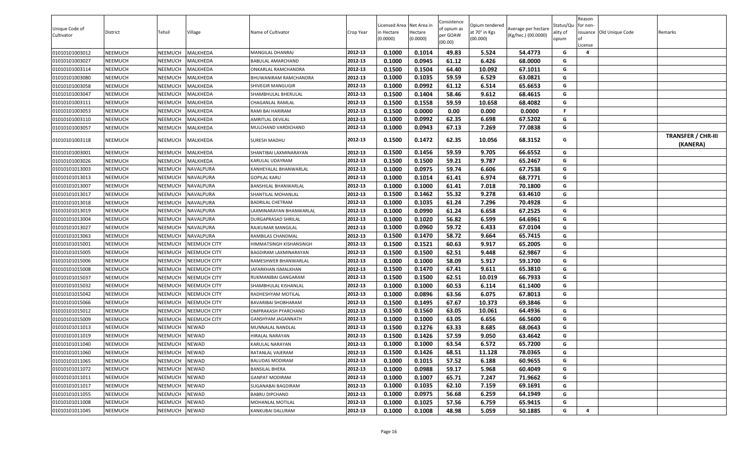| Unique Code of Cultivator | District | Tehsil | Village | Name of Cultivator | Crop Year | Licensed Area in Hectare (0.0000) | Net Area in Hectare (0.0000) | Consistence of opium as per GOAW (00.00) | Opium tendered at 70° in Kgs (00.000) | Average per hectare (Kg/hec.) (00.0000) | Status/Quality of opium | Reason for non-issuance of License | Old Unique Code | Remarks |
|---|---|---|---|---|---|---|---|---|---|---|---|---|---|---|
| 01010101003012 | NEEMUCH | NEEMUCH | MALKHEDA | MANGILAL DHANRAJ | 2012-13 | 0.1000 | 0.1014 | 49.83 | 5.524 | 54.4773 | G | 4 | | |
| 01010101003027 | NEEMUCH | NEEMUCH | MALKHEDA | BABULAL AMARCHAND | 2012-13 | 0.1000 | 0.0945 | 61.12 | 6.426 | 68.0000 | G | | | |
| 01010101003114 | NEEMUCH | NEEMUCH | MALKHEDA | ONKARLAL RAMCHANDRA | 2012-13 | 0.1500 | 0.1504 | 64.40 | 10.092 | 67.1011 | G | | | |
| 01010101003080 | NEEMUCH | NEEMUCH | MALKHEDA | BHUWANIRAM RAMCHANDRA | 2012-13 | 0.1000 | 0.1035 | 59.59 | 6.529 | 63.0821 | G | | | |
| 01010101003058 | NEEMUCH | NEEMUCH | MALKHEDA | SHIVEGIR MANGUGIR | 2012-13 | 0.1000 | 0.0992 | 61.12 | 6.514 | 65.6653 | G | | | |
| 01010101003047 | NEEMUCH | NEEMUCH | MALKHEDA | SHAMBHULAL BHERULAL | 2012-13 | 0.1500 | 0.1404 | 58.46 | 9.612 | 68.4615 | G | | | |
| 01010101003111 | NEEMUCH | NEEMUCH | MALKHEDA | CHAGANLAL RAMLAL | 2012-13 | 0.1500 | 0.1558 | 59.59 | 10.658 | 68.4082 | G | | | |
| 01010101003053 | NEEMUCH | NEEMUCH | MALKHEDA | RAMI BAI HARIRAM | 2012-13 | 0.1500 | 0.0000 | 0.00 | 0.000 | 0.0000 | F | | | |
| 01010101003110 | NEEMUCH | NEEMUCH | MALKHEDA | AMRITLAL DEVILAL | 2012-13 | 0.1000 | 0.0992 | 62.35 | 6.698 | 67.5202 | G | | | |
| 01010101003057 | NEEMUCH | NEEMUCH | MALKHEDA | MULCHAND VARDICHAND | 2012-13 | 0.1000 | 0.0943 | 67.13 | 7.269 | 77.0838 | G | | | |
| 01010101003118 | NEEMUCH | NEEMUCH | MALKHEDA | SURESH MADHU | 2012-13 | 0.1500 | 0.1472 | 62.35 | 10.056 | 68.3152 | G | | | **TRANSFER / CHR-III (KANERA)** |
| 01010101003001 | NEEMUCH | NEEMUCH | MALKHEDA | SHANTIBAI LAXMINARAYAN | 2012-13 | 0.1500 | 0.1456 | 59.59 | 9.705 | 66.6552 | G | | | |
| 01010101003026 | NEEMUCH | NEEMUCH | MALKHEDA | KARULAL UDAYRAM | 2012-13 | 0.1500 | 0.1500 | 59.21 | 9.787 | 65.2467 | G | | | |
| 01010101013003 | NEEMUCH | NEEMUCH | NAVALPURA | KANHEYALAL BHANWARLAL | 2012-13 | 0.1000 | 0.0975 | 59.74 | 6.606 | 67.7538 | G | | | |
| 01010101013013 | NEEMUCH | NEEMUCH | NAVALPURA | GOPILAL KARU | 2012-13 | 0.1000 | 0.1014 | 61.41 | 6.974 | 68.7771 | G | | | |
| 01010101013007 | NEEMUCH | NEEMUCH | NAVALPURA | BANSHILAL BHANWARLAL | 2012-13 | 0.1000 | 0.1000 | 61.41 | 7.018 | 70.1800 | G | | | |
| 01010101013017 | NEEMUCH | NEEMUCH | NAVALPURA | SHANTILAL MOHANLAL | 2012-13 | 0.1500 | 0.1462 | 55.32 | 9.278 | 63.4610 | G | | | |
| 01010101013018 | NEEMUCH | NEEMUCH | NAVALPURA | BADRILAL CHETRAM | 2012-13 | 0.1000 | 0.1035 | 61.24 | 7.296 | 70.4928 | G | | | |
| 01010101013019 | NEEMUCH | NEEMUCH | NAVALPURA | LAXMINARAYAN BHANWARLAL | 2012-13 | 0.1000 | 0.0990 | 61.24 | 6.658 | 67.2525 | G | | | |
| 01010101013004 | NEEMUCH | NEEMUCH | NAVALPURA | DURGAPRASAD SHRILAL | 2012-13 | 0.1000 | 0.1020 | 56.82 | 6.599 | 64.6961 | G | | | |
| 01010101013027 | NEEMUCH | NEEMUCH | NAVALPURA | RAJKUMAR MANGILAL | 2012-13 | 0.1000 | 0.0960 | 59.72 | 6.433 | 67.0104 | G | | | |
| 01010101013063 | NEEMUCH | NEEMUCH | NAVALPURA | RAMBILAS CHANDMAL | 2012-13 | 0.1500 | 0.1470 | 58.72 | 9.664 | 65.7415 | G | | | |
| 01010101015001 | NEEMUCH | NEEMUCH | NEEMUCH CITY | HIMMATSINGH KISHANSINGH | 2012-13 | 0.1500 | 0.1521 | 60.63 | 9.917 | 65.2005 | G | | | |
| 01010101015005 | NEEMUCH | NEEMUCH | NEEMUCH CITY | BAGDIRAM LAXMINARAYAN | 2012-13 | 0.1500 | 0.1500 | 62.51 | 9.448 | 62.9867 | G | | | |
| 01010101015006 | NEEMUCH | NEEMUCH | NEEMUCH CITY | RAMESHWER BHANWARLAL | 2012-13 | 0.1000 | 0.1000 | 58.09 | 5.917 | 59.1700 | G | | | |
| 01010101015008 | NEEMUCH | NEEMUCH | NEEMUCH CITY | JAFARKHAN ISMALKHAN | 2012-13 | 0.1500 | 0.1470 | 67.41 | 9.611 | 65.3810 | G | | | |
| 01010101015037 | NEEMUCH | NEEMUCH | NEEMUCH CITY | RUKMANIBAI GANGARAM | 2012-13 | 0.1500 | 0.1500 | 62.51 | 10.019 | 66.7933 | G | | | |
| 01010101015032 | NEEMUCH | NEEMUCH | NEEMUCH CITY | SHAMBHULAL KISHANLAL | 2012-13 | 0.1000 | 0.1000 | 60.53 | 6.114 | 61.1400 | G | | | |
| 01010101015042 | NEEMUCH | NEEMUCH | NEEMUCH CITY | RADHESHYAM MOTILAL | 2012-13 | 0.1000 | 0.0896 | 63.56 | 6.075 | 67.8013 | G | | | |
| 01010101015066 | NEEMUCH | NEEMUCH | NEEMUCH CITY | BAVARIBAI SHOBHARAM | 2012-13 | 0.1500 | 0.1495 | 67.67 | 10.373 | 69.3846 | G | | | |
| 01010101015012 | NEEMUCH | NEEMUCH | NEEMUCH CITY | OMPRAKASH PYARCHAND | 2012-13 | 0.1500 | 0.1560 | 63.05 | 10.061 | 64.4936 | G | | | |
| 01010101015009 | NEEMUCH | NEEMUCH | NEEMUCH CITY | GANSHYAM JAGANNATH | 2012-13 | 0.1000 | 0.1000 | 63.05 | 6.656 | 66.5600 | G | | | |
| 01010101011013 | NEEMUCH | NEEMUCH | NEWAD | MUNNALAL NANDLAL | 2012-13 | 0.1500 | 0.1276 | 63.33 | 8.685 | 68.0643 | G | | | |
| 01010101011019 | NEEMUCH | NEEMUCH | NEWAD | HIRALAL NARAYAN | 2012-13 | 0.1500 | 0.1426 | 57.59 | 9.050 | 63.4642 | G | | | |
| 01010101011040 | NEEMUCH | NEEMUCH | NEWAD | KARULAL NARAYAN | 2012-13 | 0.1000 | 0.1000 | 63.54 | 6.572 | 65.7200 | G | | | |
| 01010101011060 | NEEMUCH | NEEMUCH | NEWAD | RATANLAL VAJERAM | 2012-13 | 0.1500 | 0.1426 | 68.51 | 11.128 | 78.0365 | G | | | |
| 01010101011065 | NEEMUCH | NEEMUCH | NEWAD | BALUDAS MODIRAM | 2012-13 | 0.1000 | 0.1015 | 57.52 | 6.188 | 60.9655 | G | | | |
| 01010101011072 | NEEMUCH | NEEMUCH | NEWAD | BANSILAL BHERA | 2012-13 | 0.1000 | 0.0988 | 59.17 | 5.968 | 60.4049 | G | | | |
| 01010101011011 | NEEMUCH | NEEMUCH | NEWAD | GANPAT MODIRAM | 2012-13 | 0.1000 | 0.1007 | 65.71 | 7.247 | 71.9662 | G | | | |
| 01010101011017 | NEEMUCH | NEEMUCH | NEWAD | SUGANABAI BAGDIRAM | 2012-13 | 0.1000 | 0.1035 | 62.10 | 7.159 | 69.1691 | G | | | |
| 01010101011055 | NEEMUCH | NEEMUCH | NEWAD | BABRU DIPCHAND | 2012-13 | 0.1000 | 0.0975 | 56.68 | 6.259 | 64.1949 | G | | | |
| 01010101011008 | NEEMUCH | NEEMUCH | NEWAD | MOHANLAL MOTILAL | 2012-13 | 0.1000 | 0.1025 | 57.56 | 6.759 | 65.9415 | G | | | |
| 01010101011045 | NEEMUCH | NEEMUCH | NEWAD | KANKUBAI DALURAM | 2012-13 | 0.1000 | 0.1008 | 48.98 | 5.059 | 50.1885 | G | 4 | | |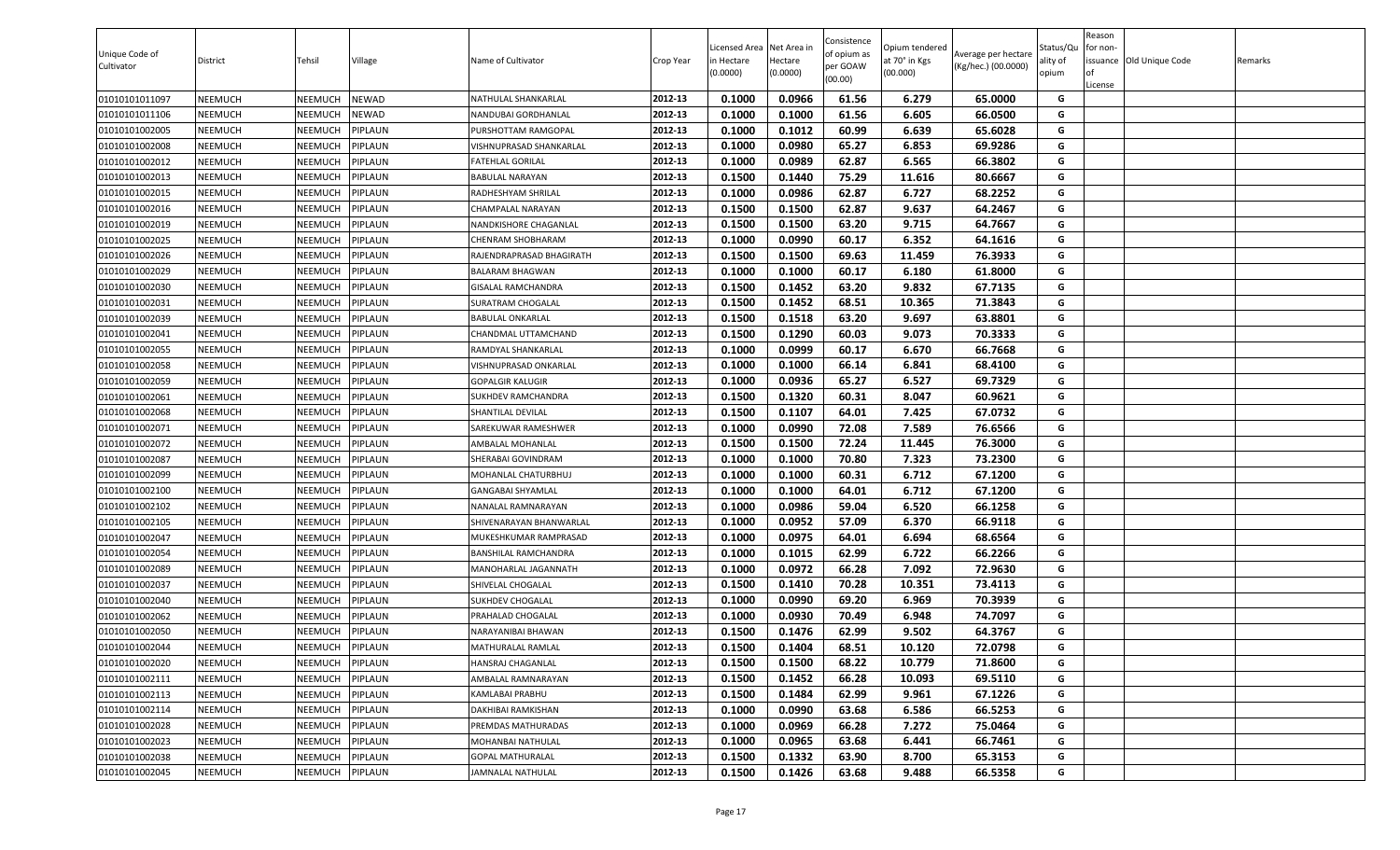| Unique Code of Cultivator | District | Tehsil | Village | Name of Cultivator | Crop Year | Licensed Area in Hectare (0.0000) | Net Area in Hectare (0.0000) | Consistence of opium as per GOAW (00.00) | Opium tendered at 70° in Kgs (00.000) | Average per hectare (Kg/hec.) (00.0000) | Status/Quality of opium | Reason for non-issuance of License | Old Unique Code | Remarks |
|---|---|---|---|---|---|---|---|---|---|---|---|---|---|---|
| 01010101011097 | NEEMUCH | NEEMUCH | NEWAD | NATHULAL SHANKARLAL | 2012-13 | 0.1000 | 0.0966 | 61.56 | 6.279 | 65.0000 | G | | | |
| 01010101011106 | NEEMUCH | NEEMUCH | NEWAD | NANDUBAI GORDHANLAL | 2012-13 | 0.1000 | 0.1000 | 61.56 | 6.605 | 66.0500 | G | | | |
| 01010101002005 | NEEMUCH | NEEMUCH | PIPLAUN | PURSHOTTAM RAMGOPAL | 2012-13 | 0.1000 | 0.1012 | 60.99 | 6.639 | 65.6028 | G | | | |
| 01010101002008 | NEEMUCH | NEEMUCH | PIPLAUN | VISHNUPRASAD SHANKARLAL | 2012-13 | 0.1000 | 0.0980 | 65.27 | 6.853 | 69.9286 | G | | | |
| 01010101002012 | NEEMUCH | NEEMUCH | PIPLAUN | FATEHLAL GORILAL | 2012-13 | 0.1000 | 0.0989 | 62.87 | 6.565 | 66.3802 | G | | | |
| 01010101002013 | NEEMUCH | NEEMUCH | PIPLAUN | BABULAL NARAYAN | 2012-13 | 0.1500 | 0.1440 | 75.29 | 11.616 | 80.6667 | G | | | |
| 01010101002015 | NEEMUCH | NEEMUCH | PIPLAUN | RADHESHYAM SHRILAL | 2012-13 | 0.1000 | 0.0986 | 62.87 | 6.727 | 68.2252 | G | | | |
| 01010101002016 | NEEMUCH | NEEMUCH | PIPLAUN | CHAMPALAL NARAYAN | 2012-13 | 0.1500 | 0.1500 | 62.87 | 9.637 | 64.2467 | G | | | |
| 01010101002019 | NEEMUCH | NEEMUCH | PIPLAUN | NANDKISHORE CHAGANLAL | 2012-13 | 0.1500 | 0.1500 | 63.20 | 9.715 | 64.7667 | G | | | |
| 01010101002025 | NEEMUCH | NEEMUCH | PIPLAUN | CHENRAM SHOBHARAM | 2012-13 | 0.1000 | 0.0990 | 60.17 | 6.352 | 64.1616 | G | | | |
| 01010101002026 | NEEMUCH | NEEMUCH | PIPLAUN | RAJENDRAPRASAD BHAGIRATH | 2012-13 | 0.1500 | 0.1500 | 69.63 | 11.459 | 76.3933 | G | | | |
| 01010101002029 | NEEMUCH | NEEMUCH | PIPLAUN | BALARAM BHAGWAN | 2012-13 | 0.1000 | 0.1000 | 60.17 | 6.180 | 61.8000 | G | | | |
| 01010101002030 | NEEMUCH | NEEMUCH | PIPLAUN | GISALAL RAMCHANDRA | 2012-13 | 0.1500 | 0.1452 | 63.20 | 9.832 | 67.7135 | G | | | |
| 01010101002031 | NEEMUCH | NEEMUCH | PIPLAUN | SURATRAM CHOGALAL | 2012-13 | 0.1500 | 0.1452 | 68.51 | 10.365 | 71.3843 | G | | | |
| 01010101002039 | NEEMUCH | NEEMUCH | PIPLAUN | BABULAL ONKARLAL | 2012-13 | 0.1500 | 0.1518 | 63.20 | 9.697 | 63.8801 | G | | | |
| 01010101002041 | NEEMUCH | NEEMUCH | PIPLAUN | CHANDMAL UTTAMCHAND | 2012-13 | 0.1500 | 0.1290 | 60.03 | 9.073 | 70.3333 | G | | | |
| 01010101002055 | NEEMUCH | NEEMUCH | PIPLAUN | RAMDYAL SHANKARLAL | 2012-13 | 0.1000 | 0.0999 | 60.17 | 6.670 | 66.7668 | G | | | |
| 01010101002058 | NEEMUCH | NEEMUCH | PIPLAUN | VISHNUPRASAD ONKARLAL | 2012-13 | 0.1000 | 0.1000 | 66.14 | 6.841 | 68.4100 | G | | | |
| 01010101002059 | NEEMUCH | NEEMUCH | PIPLAUN | GOPALGIR KALUGIR | 2012-13 | 0.1000 | 0.0936 | 65.27 | 6.527 | 69.7329 | G | | | |
| 01010101002061 | NEEMUCH | NEEMUCH | PIPLAUN | SUKHDEV RAMCHANDRA | 2012-13 | 0.1500 | 0.1320 | 60.31 | 8.047 | 60.9621 | G | | | |
| 01010101002068 | NEEMUCH | NEEMUCH | PIPLAUN | SHANTILAL DEVILAL | 2012-13 | 0.1500 | 0.1107 | 64.01 | 7.425 | 67.0732 | G | | | |
| 01010101002071 | NEEMUCH | NEEMUCH | PIPLAUN | SAREKUWAR RAMESHWER | 2012-13 | 0.1000 | 0.0990 | 72.08 | 7.589 | 76.6566 | G | | | |
| 01010101002072 | NEEMUCH | NEEMUCH | PIPLAUN | AMBALAL MOHANLAL | 2012-13 | 0.1500 | 0.1500 | 72.24 | 11.445 | 76.3000 | G | | | |
| 01010101002087 | NEEMUCH | NEEMUCH | PIPLAUN | SHERABAI GOVINDRAM | 2012-13 | 0.1000 | 0.1000 | 70.80 | 7.323 | 73.2300 | G | | | |
| 01010101002099 | NEEMUCH | NEEMUCH | PIPLAUN | MOHANLAL CHATURBHUJ | 2012-13 | 0.1000 | 0.1000 | 60.31 | 6.712 | 67.1200 | G | | | |
| 01010101002100 | NEEMUCH | NEEMUCH | PIPLAUN | GANGABAI SHYAMLAL | 2012-13 | 0.1000 | 0.1000 | 64.01 | 6.712 | 67.1200 | G | | | |
| 01010101002102 | NEEMUCH | NEEMUCH | PIPLAUN | NANALAL RAMNARAYAN | 2012-13 | 0.1000 | 0.0986 | 59.04 | 6.520 | 66.1258 | G | | | |
| 01010101002105 | NEEMUCH | NEEMUCH | PIPLAUN | SHIVENARAYAN BHANWARLAL | 2012-13 | 0.1000 | 0.0952 | 57.09 | 6.370 | 66.9118 | G | | | |
| 01010101002047 | NEEMUCH | NEEMUCH | PIPLAUN | MUKESHKUMAR RAMPRASAD | 2012-13 | 0.1000 | 0.0975 | 64.01 | 6.694 | 68.6564 | G | | | |
| 01010101002054 | NEEMUCH | NEEMUCH | PIPLAUN | BANSHILAL RAMCHANDRA | 2012-13 | 0.1000 | 0.1015 | 62.99 | 6.722 | 66.2266 | G | | | |
| 01010101002089 | NEEMUCH | NEEMUCH | PIPLAUN | MANOHARLAL JAGANNATH | 2012-13 | 0.1000 | 0.0972 | 66.28 | 7.092 | 72.9630 | G | | | |
| 01010101002037 | NEEMUCH | NEEMUCH | PIPLAUN | SHIVELAL CHOGALAL | 2012-13 | 0.1500 | 0.1410 | 70.28 | 10.351 | 73.4113 | G | | | |
| 01010101002040 | NEEMUCH | NEEMUCH | PIPLAUN | SUKHDEV CHOGALAL | 2012-13 | 0.1000 | 0.0990 | 69.20 | 6.969 | 70.3939 | G | | | |
| 01010101002062 | NEEMUCH | NEEMUCH | PIPLAUN | PRAHALAD CHOGALAL | 2012-13 | 0.1000 | 0.0930 | 70.49 | 6.948 | 74.7097 | G | | | |
| 01010101002050 | NEEMUCH | NEEMUCH | PIPLAUN | NARAYANIBAI BHAWAN | 2012-13 | 0.1500 | 0.1476 | 62.99 | 9.502 | 64.3767 | G | | | |
| 01010101002044 | NEEMUCH | NEEMUCH | PIPLAUN | MATHURALAL RAMLAL | 2012-13 | 0.1500 | 0.1404 | 68.51 | 10.120 | 72.0798 | G | | | |
| 01010101002020 | NEEMUCH | NEEMUCH | PIPLAUN | HANSRAJ CHAGANLAL | 2012-13 | 0.1500 | 0.1500 | 68.22 | 10.779 | 71.8600 | G | | | |
| 01010101002111 | NEEMUCH | NEEMUCH | PIPLAUN | AMBALAL RAMNARAYAN | 2012-13 | 0.1500 | 0.1452 | 66.28 | 10.093 | 69.5110 | G | | | |
| 01010101002113 | NEEMUCH | NEEMUCH | PIPLAUN | KAMLABAI PRABHU | 2012-13 | 0.1500 | 0.1484 | 62.99 | 9.961 | 67.1226 | G | | | |
| 01010101002114 | NEEMUCH | NEEMUCH | PIPLAUN | DAKHIBAI RAMKISHAN | 2012-13 | 0.1000 | 0.0990 | 63.68 | 6.586 | 66.5253 | G | | | |
| 01010101002028 | NEEMUCH | NEEMUCH | PIPLAUN | PREMDAS MATHURADAS | 2012-13 | 0.1000 | 0.0969 | 66.28 | 7.272 | 75.0464 | G | | | |
| 01010101002023 | NEEMUCH | NEEMUCH | PIPLAUN | MOHANBAI NATHULAL | 2012-13 | 0.1000 | 0.0965 | 63.68 | 6.441 | 66.7461 | G | | | |
| 01010101002038 | NEEMUCH | NEEMUCH | PIPLAUN | GOPAL MATHURALAL | 2012-13 | 0.1500 | 0.1332 | 63.90 | 8.700 | 65.3153 | G | | | |
| 01010101002045 | NEEMUCH | NEEMUCH | PIPLAUN | JAMNALAL NATHULAL | 2012-13 | 0.1500 | 0.1426 | 63.68 | 9.488 | 66.5358 | G | | | |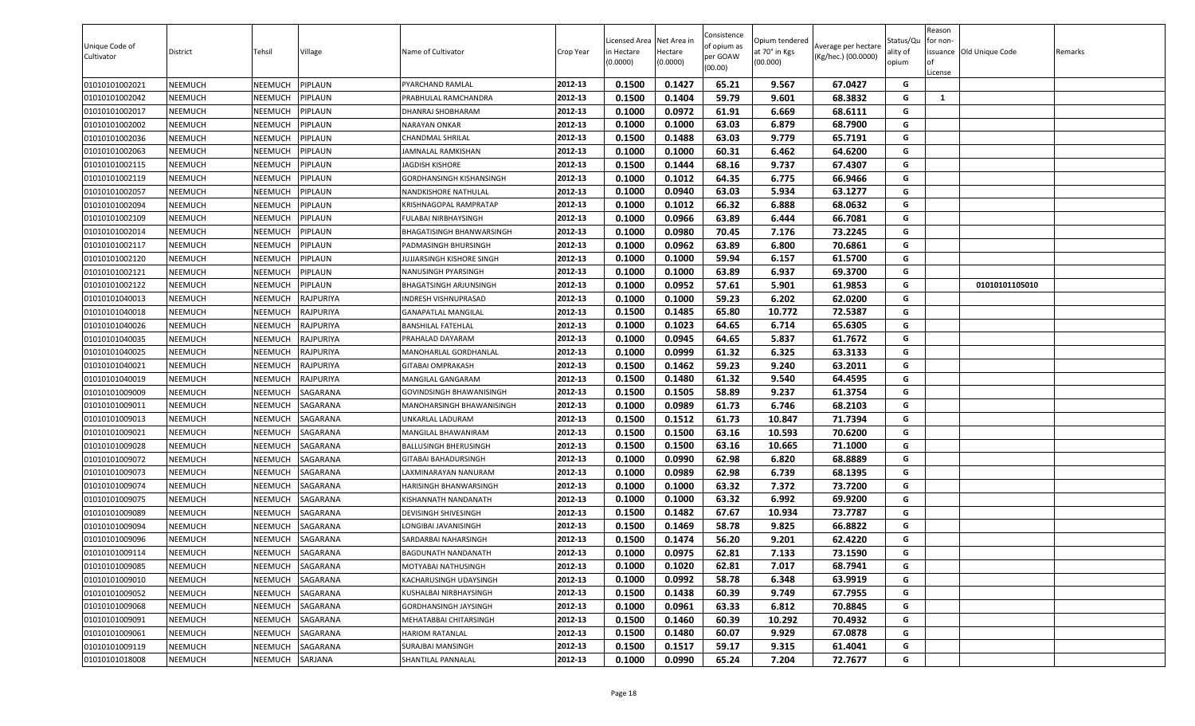| Unique Code of Cultivator | District | Tehsil | Village | Name of Cultivator | Crop Year | Licensed Area in Hectare (0.0000) | Net Area in Hectare (0.0000) | Consistence of opium as per GOAW (00.00) | Opium tendered at 70° in Kgs (00.000) | Average per hectare (Kg/hec.) (00.0000) | Status/Quality of opium | Reason for non-issuance of License | Old Unique Code | Remarks |
|---|---|---|---|---|---|---|---|---|---|---|---|---|---|---|
| 01010101002021 | NEEMUCH | NEEMUCH | PIPLAUN | PYARCHAND RAMLAL | 2012-13 | 0.1500 | 0.1427 | 65.21 | 9.567 | 67.0427 | G | | | |
| 01010101002042 | NEEMUCH | NEEMUCH | PIPLAUN | PRABHULAL RAMCHANDRA | 2012-13 | 0.1500 | 0.1404 | 59.79 | 9.601 | 68.3832 | G | 1 | | |
| 01010101002017 | NEEMUCH | NEEMUCH | PIPLAUN | DHANRAJ SHOBHARAM | 2012-13 | 0.1000 | 0.0972 | 61.91 | 6.669 | 68.6111 | G | | | |
| 01010101002002 | NEEMUCH | NEEMUCH | PIPLAUN | NARAYAN ONKAR | 2012-13 | 0.1000 | 0.1000 | 63.03 | 6.879 | 68.7900 | G | | | |
| 01010101002036 | NEEMUCH | NEEMUCH | PIPLAUN | CHANDMAL SHRILAL | 2012-13 | 0.1500 | 0.1488 | 63.03 | 9.779 | 65.7191 | G | | | |
| 01010101002063 | NEEMUCH | NEEMUCH | PIPLAUN | JAMNALAL RAMKISHAN | 2012-13 | 0.1000 | 0.1000 | 60.31 | 6.462 | 64.6200 | G | | | |
| 01010101002115 | NEEMUCH | NEEMUCH | PIPLAUN | JAGDISH KISHORE | 2012-13 | 0.1500 | 0.1444 | 68.16 | 9.737 | 67.4307 | G | | | |
| 01010101002119 | NEEMUCH | NEEMUCH | PIPLAUN | GORDHANSINGH KISHANSINGH | 2012-13 | 0.1000 | 0.1012 | 64.35 | 6.775 | 66.9466 | G | | | |
| 01010101002057 | NEEMUCH | NEEMUCH | PIPLAUN | NANDKISHORE NATHULAL | 2012-13 | 0.1000 | 0.0940 | 63.03 | 5.934 | 63.1277 | G | | | |
| 01010101002094 | NEEMUCH | NEEMUCH | PIPLAUN | KRISHNAGOPAL RAMPRATAP | 2012-13 | 0.1000 | 0.1012 | 66.32 | 6.888 | 68.0632 | G | | | |
| 01010101002109 | NEEMUCH | NEEMUCH | PIPLAUN | FULABAI NIRBHAYSINGH | 2012-13 | 0.1000 | 0.0966 | 63.89 | 6.444 | 66.7081 | G | | | |
| 01010101002014 | NEEMUCH | NEEMUCH | PIPLAUN | BHAGATISINGH BHANWARSINGH | 2012-13 | 0.1000 | 0.0980 | 70.45 | 7.176 | 73.2245 | G | | | |
| 01010101002117 | NEEMUCH | NEEMUCH | PIPLAUN | PADMASINGH BHURSINGH | 2012-13 | 0.1000 | 0.0962 | 63.89 | 6.800 | 70.6861 | G | | | |
| 01010101002120 | NEEMUCH | NEEMUCH | PIPLAUN | JUJJARSINGH KISHORE SINGH | 2012-13 | 0.1000 | 0.1000 | 59.94 | 6.157 | 61.5700 | G | | | |
| 01010101002121 | NEEMUCH | NEEMUCH | PIPLAUN | NANUSINGH PYARSINGH | 2012-13 | 0.1000 | 0.1000 | 63.89 | 6.937 | 69.3700 | G | | | |
| 01010101002122 | NEEMUCH | NEEMUCH | PIPLAUN | BHAGATSINGH ARJUNSINGH | 2012-13 | 0.1000 | 0.0952 | 57.61 | 5.901 | 61.9853 | G | | 01010101105010 | |
| 01010101040013 | NEEMUCH | NEEMUCH | RAJPURIYA | INDRESH VISHNUPRASAD | 2012-13 | 0.1000 | 0.1000 | 59.23 | 6.202 | 62.0200 | G | | | |
| 01010101040018 | NEEMUCH | NEEMUCH | RAJPURIYA | GANAPATLAL MANGILAL | 2012-13 | 0.1500 | 0.1485 | 65.80 | 10.772 | 72.5387 | G | | | |
| 01010101040026 | NEEMUCH | NEEMUCH | RAJPURIYA | BANSHILAL FATEHLAL | 2012-13 | 0.1000 | 0.1023 | 64.65 | 6.714 | 65.6305 | G | | | |
| 01010101040035 | NEEMUCH | NEEMUCH | RAJPURIYA | PRAHALAD DAYARAM | 2012-13 | 0.1000 | 0.0945 | 64.65 | 5.837 | 61.7672 | G | | | |
| 01010101040025 | NEEMUCH | NEEMUCH | RAJPURIYA | MANOHARLAL GORDHANLAL | 2012-13 | 0.1000 | 0.0999 | 61.32 | 6.325 | 63.3133 | G | | | |
| 01010101040021 | NEEMUCH | NEEMUCH | RAJPURIYA | GITABAI OMPRAKASH | 2012-13 | 0.1500 | 0.1462 | 59.23 | 9.240 | 63.2011 | G | | | |
| 01010101040019 | NEEMUCH | NEEMUCH | RAJPURIYA | MANGILAL GANGARAM | 2012-13 | 0.1500 | 0.1480 | 61.32 | 9.540 | 64.4595 | G | | | |
| 01010101009009 | NEEMUCH | NEEMUCH | SAGARANA | GOVINDSINGH BHAWANISINGH | 2012-13 | 0.1500 | 0.1505 | 58.89 | 9.237 | 61.3754 | G | | | |
| 01010101009011 | NEEMUCH | NEEMUCH | SAGARANA | MANOHARSINGH BHAWANISINGH | 2012-13 | 0.1000 | 0.0989 | 61.73 | 6.746 | 68.2103 | G | | | |
| 01010101009013 | NEEMUCH | NEEMUCH | SAGARANA | UNKARLAL LADURAM | 2012-13 | 0.1500 | 0.1512 | 61.73 | 10.847 | 71.7394 | G | | | |
| 01010101009021 | NEEMUCH | NEEMUCH | SAGARANA | MANGILAL BHAWANIRAM | 2012-13 | 0.1500 | 0.1500 | 63.16 | 10.593 | 70.6200 | G | | | |
| 01010101009028 | NEEMUCH | NEEMUCH | SAGARANA | BALLUSINGH BHERUSINGH | 2012-13 | 0.1500 | 0.1500 | 63.16 | 10.665 | 71.1000 | G | | | |
| 01010101009072 | NEEMUCH | NEEMUCH | SAGARANA | GITABAI BAHADURSINGH | 2012-13 | 0.1000 | 0.0990 | 62.98 | 6.820 | 68.8889 | G | | | |
| 01010101009073 | NEEMUCH | NEEMUCH | SAGARANA | LAXMINARAYAN NANURAM | 2012-13 | 0.1000 | 0.0989 | 62.98 | 6.739 | 68.1395 | G | | | |
| 01010101009074 | NEEMUCH | NEEMUCH | SAGARANA | HARISINGH BHANWARSINGH | 2012-13 | 0.1000 | 0.1000 | 63.32 | 7.372 | 73.7200 | G | | | |
| 01010101009075 | NEEMUCH | NEEMUCH | SAGARANA | KISHANNATH NANDANATH | 2012-13 | 0.1000 | 0.1000 | 63.32 | 6.992 | 69.9200 | G | | | |
| 01010101009089 | NEEMUCH | NEEMUCH | SAGARANA | DEVISINGH SHIVESINGH | 2012-13 | 0.1500 | 0.1482 | 67.67 | 10.934 | 73.7787 | G | | | |
| 01010101009094 | NEEMUCH | NEEMUCH | SAGARANA | LONGIBAI JAVANISINGH | 2012-13 | 0.1500 | 0.1469 | 58.78 | 9.825 | 66.8822 | G | | | |
| 01010101009096 | NEEMUCH | NEEMUCH | SAGARANA | SARDARBAI NAHARSINGH | 2012-13 | 0.1500 | 0.1474 | 56.20 | 9.201 | 62.4220 | G | | | |
| 01010101009114 | NEEMUCH | NEEMUCH | SAGARANA | BAGDUNATH NANDANATH | 2012-13 | 0.1000 | 0.0975 | 62.81 | 7.133 | 73.1590 | G | | | |
| 01010101009085 | NEEMUCH | NEEMUCH | SAGARANA | MOTYABAI NATHUSINGH | 2012-13 | 0.1000 | 0.1020 | 62.81 | 7.017 | 68.7941 | G | | | |
| 01010101009010 | NEEMUCH | NEEMUCH | SAGARANA | KACHARUSINGH UDAYSINGH | 2012-13 | 0.1000 | 0.0992 | 58.78 | 6.348 | 63.9919 | G | | | |
| 01010101009052 | NEEMUCH | NEEMUCH | SAGARANA | KUSHALBAI NIRBHAYSINGH | 2012-13 | 0.1500 | 0.1438 | 60.39 | 9.749 | 67.7955 | G | | | |
| 01010101009068 | NEEMUCH | NEEMUCH | SAGARANA | GORDHANSINGH JAYSINGH | 2012-13 | 0.1000 | 0.0961 | 63.33 | 6.812 | 70.8845 | G | | | |
| 01010101009091 | NEEMUCH | NEEMUCH | SAGARANA | MEHATABBAI CHITARSINGH | 2012-13 | 0.1500 | 0.1460 | 60.39 | 10.292 | 70.4932 | G | | | |
| 01010101009061 | NEEMUCH | NEEMUCH | SAGARANA | HARIOM RATANLAL | 2012-13 | 0.1500 | 0.1480 | 60.07 | 9.929 | 67.0878 | G | | | |
| 01010101009119 | NEEMUCH | NEEMUCH | SAGARANA | SURAJBAI MANSINGH | 2012-13 | 0.1500 | 0.1517 | 59.17 | 9.315 | 61.4041 | G | | | |
| 01010101018008 | NEEMUCH | NEEMUCH | SARJANA | SHANTILAL PANNALAL | 2012-13 | 0.1000 | 0.0990 | 65.24 | 7.204 | 72.7677 | G | | | |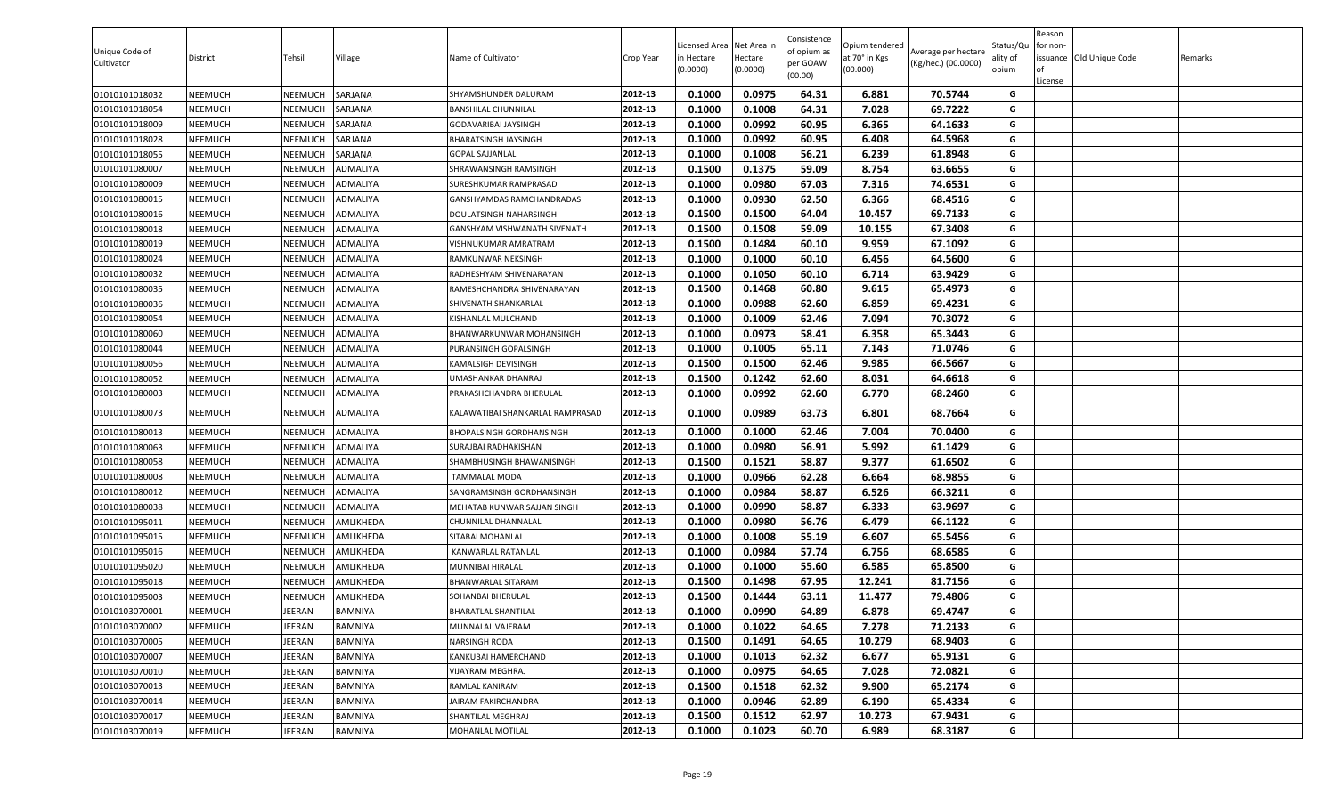| Unique Code of Cultivator | District | Tehsil | Village | Name of Cultivator | Crop Year | Licensed Area in Hectare (0.0000) | Net Area in Hectare (0.0000) | Consistence of opium as per GOAW (00.00) | Opium tendered at 70° in Kgs (00.000) | Average per hectare (Kg/hec.) (00.0000) | Status/Quality of opium | Reason for non-issuance of License | Old Unique Code | Remarks |
|---|---|---|---|---|---|---|---|---|---|---|---|---|---|---|
| 01010101018032 | NEEMUCH | NEEMUCH | SARJANA | SHYAMSHUNDER DALURAM | 2012-13 | 0.1000 | 0.0975 | 64.31 | 6.881 | 70.5744 | G | | | |
| 01010101018054 | NEEMUCH | NEEMUCH | SARJANA | BANSHILAL CHUNNILAL | 2012-13 | 0.1000 | 0.1008 | 64.31 | 7.028 | 69.7222 | G | | | |
| 01010101018009 | NEEMUCH | NEEMUCH | SARJANA | GODAVARIBAI JAYSINGH | 2012-13 | 0.1000 | 0.0992 | 60.95 | 6.365 | 64.1633 | G | | | |
| 01010101018028 | NEEMUCH | NEEMUCH | SARJANA | BHARATSINGH JAYSINGH | 2012-13 | 0.1000 | 0.0992 | 60.95 | 6.408 | 64.5968 | G | | | |
| 01010101018055 | NEEMUCH | NEEMUCH | SARJANA | GOPAL SAJJANLAL | 2012-13 | 0.1000 | 0.1008 | 56.21 | 6.239 | 61.8948 | G | | | |
| 01010101080007 | NEEMUCH | NEEMUCH | ADMALIYA | SHRAWANSINGH RAMSINGH | 2012-13 | 0.1500 | 0.1375 | 59.09 | 8.754 | 63.6655 | G | | | |
| 01010101080009 | NEEMUCH | NEEMUCH | ADMALIYA | SURESHKUMAR RAMPRASAD | 2012-13 | 0.1000 | 0.0980 | 67.03 | 7.316 | 74.6531 | G | | | |
| 01010101080015 | NEEMUCH | NEEMUCH | ADMALIYA | GANSHYAMDAS RAMCHANDRADAS | 2012-13 | 0.1000 | 0.0930 | 62.50 | 6.366 | 68.4516 | G | | | |
| 01010101080016 | NEEMUCH | NEEMUCH | ADMALIYA | DOULATSINGH NAHARSINGH | 2012-13 | 0.1500 | 0.1500 | 64.04 | 10.457 | 69.7133 | G | | | |
| 01010101080018 | NEEMUCH | NEEMUCH | ADMALIYA | GANSHYAM VISHWANATH SIVENATH | 2012-13 | 0.1500 | 0.1508 | 59.09 | 10.155 | 67.3408 | G | | | |
| 01010101080019 | NEEMUCH | NEEMUCH | ADMALIYA | VISHNUKUMAR AMRATRAM | 2012-13 | 0.1500 | 0.1484 | 60.10 | 9.959 | 67.1092 | G | | | |
| 01010101080024 | NEEMUCH | NEEMUCH | ADMALIYA | RAMKUNWAR NEKSINGH | 2012-13 | 0.1000 | 0.1000 | 60.10 | 6.456 | 64.5600 | G | | | |
| 01010101080032 | NEEMUCH | NEEMUCH | ADMALIYA | RADHESHYAM SHIVENARAYAN | 2012-13 | 0.1000 | 0.1050 | 60.10 | 6.714 | 63.9429 | G | | | |
| 01010101080035 | NEEMUCH | NEEMUCH | ADMALIYA | RAMESHCHANDRA SHIVENARAYAN | 2012-13 | 0.1500 | 0.1468 | 60.80 | 9.615 | 65.4973 | G | | | |
| 01010101080036 | NEEMUCH | NEEMUCH | ADMALIYA | SHIVENATH SHANKARLAL | 2012-13 | 0.1000 | 0.0988 | 62.60 | 6.859 | 69.4231 | G | | | |
| 01010101080054 | NEEMUCH | NEEMUCH | ADMALIYA | KISHANLAL MULCHAND | 2012-13 | 0.1000 | 0.1009 | 62.46 | 7.094 | 70.3072 | G | | | |
| 01010101080060 | NEEMUCH | NEEMUCH | ADMALIYA | BHANWARKUNWAR MOHANSINGH | 2012-13 | 0.1000 | 0.0973 | 58.41 | 6.358 | 65.3443 | G | | | |
| 01010101080044 | NEEMUCH | NEEMUCH | ADMALIYA | PURANSINGH GOPALSINGH | 2012-13 | 0.1000 | 0.1005 | 65.11 | 7.143 | 71.0746 | G | | | |
| 01010101080056 | NEEMUCH | NEEMUCH | ADMALIYA | KAMALSIGH DEVISINGH | 2012-13 | 0.1500 | 0.1500 | 62.46 | 9.985 | 66.5667 | G | | | |
| 01010101080052 | NEEMUCH | NEEMUCH | ADMALIYA | UMASHANKAR DHANRAJ | 2012-13 | 0.1500 | 0.1242 | 62.60 | 8.031 | 64.6618 | G | | | |
| 01010101080003 | NEEMUCH | NEEMUCH | ADMALIYA | PRAKASHCHANDRA BHERULAL | 2012-13 | 0.1000 | 0.0992 | 62.60 | 6.770 | 68.2460 | G | | | |
| 01010101080073 | NEEMUCH | NEEMUCH | ADMALIYA | KALAWATIBAI SHANKARLAL RAMPRASAD | 2012-13 | 0.1000 | 0.0989 | 63.73 | 6.801 | 68.7664 | G | | | |
| 01010101080013 | NEEMUCH | NEEMUCH | ADMALIYA | BHOPALSINGH GORDHANSINGH | 2012-13 | 0.1000 | 0.1000 | 62.46 | 7.004 | 70.0400 | G | | | |
| 01010101080063 | NEEMUCH | NEEMUCH | ADMALIYA | SURAJBAI RADHAKISHAN | 2012-13 | 0.1000 | 0.0980 | 56.91 | 5.992 | 61.1429 | G | | | |
| 01010101080058 | NEEMUCH | NEEMUCH | ADMALIYA | SHAMBHUSINGH BHAWANISINGH | 2012-13 | 0.1500 | 0.1521 | 58.87 | 9.377 | 61.6502 | G | | | |
| 01010101080008 | NEEMUCH | NEEMUCH | ADMALIYA | TAMMALAL MODA | 2012-13 | 0.1000 | 0.0966 | 62.28 | 6.664 | 68.9855 | G | | | |
| 01010101080012 | NEEMUCH | NEEMUCH | ADMALIYA | SANGRAMSINGH GORDHANSINGH | 2012-13 | 0.1000 | 0.0984 | 58.87 | 6.526 | 66.3211 | G | | | |
| 01010101080038 | NEEMUCH | NEEMUCH | ADMALIYA | MEHATAB KUNWAR SAJJAN SINGH | 2012-13 | 0.1000 | 0.0990 | 58.87 | 6.333 | 63.9697 | G | | | |
| 01010101095011 | NEEMUCH | NEEMUCH | AMLIKHEDA | CHUNNILAL DHANNALAL | 2012-13 | 0.1000 | 0.0980 | 56.76 | 6.479 | 66.1122 | G | | | |
| 01010101095015 | NEEMUCH | NEEMUCH | AMLIKHEDA | SITABAI MOHANLAL | 2012-13 | 0.1000 | 0.1008 | 55.19 | 6.607 | 65.5456 | G | | | |
| 01010101095016 | NEEMUCH | NEEMUCH | AMLIKHEDA | KANWARLAL RATANLAL | 2012-13 | 0.1000 | 0.0984 | 57.74 | 6.756 | 68.6585 | G | | | |
| 01010101095020 | NEEMUCH | NEEMUCH | AMLIKHEDA | MUNNIBAI HIRALAL | 2012-13 | 0.1000 | 0.1000 | 55.60 | 6.585 | 65.8500 | G | | | |
| 01010101095018 | NEEMUCH | NEEMUCH | AMLIKHEDA | BHANWARLAL SITARAM | 2012-13 | 0.1500 | 0.1498 | 67.95 | 12.241 | 81.7156 | G | | | |
| 01010101095003 | NEEMUCH | NEEMUCH | AMLIKHEDA | SOHANBAI BHERULAL | 2012-13 | 0.1500 | 0.1444 | 63.11 | 11.477 | 79.4806 | G | | | |
| 01010103070001 | NEEMUCH | JEERAN | BAMNIYA | BHARATLAL SHANTILAL | 2012-13 | 0.1000 | 0.0990 | 64.89 | 6.878 | 69.4747 | G | | | |
| 01010103070002 | NEEMUCH | JEERAN | BAMNIYA | MUNNALAL VAJERAM | 2012-13 | 0.1000 | 0.1022 | 64.65 | 7.278 | 71.2133 | G | | | |
| 01010103070005 | NEEMUCH | JEERAN | BAMNIYA | NARSINGH RODA | 2012-13 | 0.1500 | 0.1491 | 64.65 | 10.279 | 68.9403 | G | | | |
| 01010103070007 | NEEMUCH | JEERAN | BAMNIYA | KANKUBAI HAMERCHAND | 2012-13 | 0.1000 | 0.1013 | 62.32 | 6.677 | 65.9131 | G | | | |
| 01010103070010 | NEEMUCH | JEERAN | BAMNIYA | VIJAYRAM MEGHRAJ | 2012-13 | 0.1000 | 0.0975 | 64.65 | 7.028 | 72.0821 | G | | | |
| 01010103070013 | NEEMUCH | JEERAN | BAMNIYA | RAMLAL KANIRAM | 2012-13 | 0.1500 | 0.1518 | 62.32 | 9.900 | 65.2174 | G | | | |
| 01010103070014 | NEEMUCH | JEERAN | BAMNIYA | JAIRAM FAKIRCHANDRA | 2012-13 | 0.1000 | 0.0946 | 62.89 | 6.190 | 65.4334 | G | | | |
| 01010103070017 | NEEMUCH | JEERAN | BAMNIYA | SHANTILAL MEGHRAJ | 2012-13 | 0.1500 | 0.1512 | 62.97 | 10.273 | 67.9431 | G | | | |
| 01010103070019 | NEEMUCH | JEERAN | BAMNIYA | MOHANLAL MOTILAL | 2012-13 | 0.1000 | 0.1023 | 60.70 | 6.989 | 68.3187 | G | | | |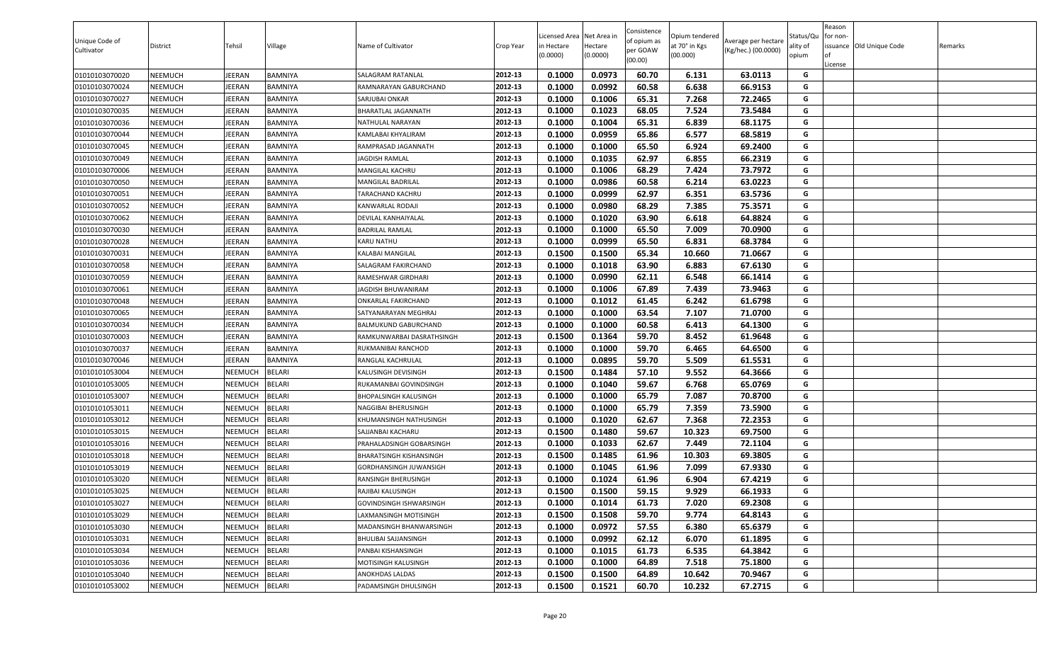| Unique Code of Cultivator | District | Tehsil | Village | Name of Cultivator | Crop Year | Licensed Area in Hectare (0.0000) | Net Area in Hectare (0.0000) | Consistence of opium as per GOAW (00.00) | Opium tendered at 70° in Kgs (00.000) | Average per hectare (Kg/hec.) (00.0000) | Status/Quality of opium | Reason for non-issuance of License | Old Unique Code | Remarks |
|---|---|---|---|---|---|---|---|---|---|---|---|---|---|---|
| 01010103070020 | NEEMUCH | JEERAN | BAMNIYA | SALAGRAM RATANLAL | 2012-13 | 0.1000 | 0.0973 | 60.70 | 6.131 | 63.0113 | G | | | |
| 01010103070024 | NEEMUCH | JEERAN | BAMNIYA | RAMNARAYAN GABURCHAND | 2012-13 | 0.1000 | 0.0992 | 60.58 | 6.638 | 66.9153 | G | | | |
| 01010103070027 | NEEMUCH | JEERAN | BAMNIYA | SARJUBAI ONKAR | 2012-13 | 0.1000 | 0.1006 | 65.31 | 7.268 | 72.2465 | G | | | |
| 01010103070035 | NEEMUCH | JEERAN | BAMNIYA | BHARATLAL JAGANNATH | 2012-13 | 0.1000 | 0.1023 | 68.05 | 7.524 | 73.5484 | G | | | |
| 01010103070036 | NEEMUCH | JEERAN | BAMNIYA | NATHULAL NARAYAN | 2012-13 | 0.1000 | 0.1004 | 65.31 | 6.839 | 68.1175 | G | | | |
| 01010103070044 | NEEMUCH | JEERAN | BAMNIYA | KAMLABAI KHYALIRAM | 2012-13 | 0.1000 | 0.0959 | 65.86 | 6.577 | 68.5819 | G | | | |
| 01010103070045 | NEEMUCH | JEERAN | BAMNIYA | RAMPRASAD JAGANNATH | 2012-13 | 0.1000 | 0.1000 | 65.50 | 6.924 | 69.2400 | G | | | |
| 01010103070049 | NEEMUCH | JEERAN | BAMNIYA | JAGDISH RAMLAL | 2012-13 | 0.1000 | 0.1035 | 62.97 | 6.855 | 66.2319 | G | | | |
| 01010103070006 | NEEMUCH | JEERAN | BAMNIYA | MANGILAL KACHRU | 2012-13 | 0.1000 | 0.1006 | 68.29 | 7.424 | 73.7972 | G | | | |
| 01010103070050 | NEEMUCH | JEERAN | BAMNIYA | MANGILAL BADRILAL | 2012-13 | 0.1000 | 0.0986 | 60.58 | 6.214 | 63.0223 | G | | | |
| 01010103070051 | NEEMUCH | JEERAN | BAMNIYA | TARACHAND KACHRU | 2012-13 | 0.1000 | 0.0999 | 62.97 | 6.351 | 63.5736 | G | | | |
| 01010103070052 | NEEMUCH | JEERAN | BAMNIYA | KANWARLAL RODAJI | 2012-13 | 0.1000 | 0.0980 | 68.29 | 7.385 | 75.3571 | G | | | |
| 01010103070062 | NEEMUCH | JEERAN | BAMNIYA | DEVILAL KANHAIYALAL | 2012-13 | 0.1000 | 0.1020 | 63.90 | 6.618 | 64.8824 | G | | | |
| 01010103070030 | NEEMUCH | JEERAN | BAMNIYA | BADRILAL RAMLAL | 2012-13 | 0.1000 | 0.1000 | 65.50 | 7.009 | 70.0900 | G | | | |
| 01010103070028 | NEEMUCH | JEERAN | BAMNIYA | KARU NATHU | 2012-13 | 0.1000 | 0.0999 | 65.50 | 6.831 | 68.3784 | G | | | |
| 01010103070031 | NEEMUCH | JEERAN | BAMNIYA | KALABAI MANGILAL | 2012-13 | 0.1500 | 0.1500 | 65.34 | 10.660 | 71.0667 | G | | | |
| 01010103070058 | NEEMUCH | JEERAN | BAMNIYA | SALAGRAM FAKIRCHAND | 2012-13 | 0.1000 | 0.1018 | 63.90 | 6.883 | 67.6130 | G | | | |
| 01010103070059 | NEEMUCH | JEERAN | BAMNIYA | RAMESHWAR GIRDHARI | 2012-13 | 0.1000 | 0.0990 | 62.11 | 6.548 | 66.1414 | G | | | |
| 01010103070061 | NEEMUCH | JEERAN | BAMNIYA | JAGDISH BHUWANIRAM | 2012-13 | 0.1000 | 0.1006 | 67.89 | 7.439 | 73.9463 | G | | | |
| 01010103070048 | NEEMUCH | JEERAN | BAMNIYA | ONKARLAL FAKIRCHAND | 2012-13 | 0.1000 | 0.1012 | 61.45 | 6.242 | 61.6798 | G | | | |
| 01010103070065 | NEEMUCH | JEERAN | BAMNIYA | SATYANARAYAN MEGHRAJ | 2012-13 | 0.1000 | 0.1000 | 63.54 | 7.107 | 71.0700 | G | | | |
| 01010103070034 | NEEMUCH | JEERAN | BAMNIYA | BALMUKUND GABURCHAND | 2012-13 | 0.1000 | 0.1000 | 60.58 | 6.413 | 64.1300 | G | | | |
| 01010103070003 | NEEMUCH | JEERAN | BAMNIYA | RAMKUNWARBAI DASRATHSINGH | 2012-13 | 0.1500 | 0.1364 | 59.70 | 8.452 | 61.9648 | G | | | |
| 01010103070037 | NEEMUCH | JEERAN | BAMNIYA | RUKMANIBAI RANCHOD | 2012-13 | 0.1000 | 0.1000 | 59.70 | 6.465 | 64.6500 | G | | | |
| 01010103070046 | NEEMUCH | JEERAN | BAMNIYA | RANGLAL KACHRULAL | 2012-13 | 0.1000 | 0.0895 | 59.70 | 5.509 | 61.5531 | G | | | |
| 01010101053004 | NEEMUCH | NEEMUCH | BELARI | KALUSINGH DEVISINGH | 2012-13 | 0.1500 | 0.1484 | 57.10 | 9.552 | 64.3666 | G | | | |
| 01010101053005 | NEEMUCH | NEEMUCH | BELARI | RUKAMANBAI GOVINDSINGH | 2012-13 | 0.1000 | 0.1040 | 59.67 | 6.768 | 65.0769 | G | | | |
| 01010101053007 | NEEMUCH | NEEMUCH | BELARI | BHOPALSINGH KALUSINGH | 2012-13 | 0.1000 | 0.1000 | 65.79 | 7.087 | 70.8700 | G | | | |
| 01010101053011 | NEEMUCH | NEEMUCH | BELARI | NAGGIBAI BHERUSINGH | 2012-13 | 0.1000 | 0.1000 | 65.79 | 7.359 | 73.5900 | G | | | |
| 01010101053012 | NEEMUCH | NEEMUCH | BELARI | KHUMANSINGH NATHUSINGH | 2012-13 | 0.1000 | 0.1020 | 62.67 | 7.368 | 72.2353 | G | | | |
| 01010101053015 | NEEMUCH | NEEMUCH | BELARI | SAJJANBAI KACHARU | 2012-13 | 0.1500 | 0.1480 | 59.67 | 10.323 | 69.7500 | G | | | |
| 01010101053016 | NEEMUCH | NEEMUCH | BELARI | PRAHALADSINGH GOBARSINGH | 2012-13 | 0.1000 | 0.1033 | 62.67 | 7.449 | 72.1104 | G | | | |
| 01010101053018 | NEEMUCH | NEEMUCH | BELARI | BHARATSINGH KISHANSINGH | 2012-13 | 0.1500 | 0.1485 | 61.96 | 10.303 | 69.3805 | G | | | |
| 01010101053019 | NEEMUCH | NEEMUCH | BELARI | GORDHANSINGH JUWANSIGH | 2012-13 | 0.1000 | 0.1045 | 61.96 | 7.099 | 67.9330 | G | | | |
| 01010101053020 | NEEMUCH | NEEMUCH | BELARI | RANSINGH BHERUSINGH | 2012-13 | 0.1000 | 0.1024 | 61.96 | 6.904 | 67.4219 | G | | | |
| 01010101053025 | NEEMUCH | NEEMUCH | BELARI | RAJIBAI KALUSINGH | 2012-13 | 0.1500 | 0.1500 | 59.15 | 9.929 | 66.1933 | G | | | |
| 01010101053027 | NEEMUCH | NEEMUCH | BELARI | GOVINDSINGH ISHWARSINGH | 2012-13 | 0.1000 | 0.1014 | 61.73 | 7.020 | 69.2308 | G | | | |
| 01010101053029 | NEEMUCH | NEEMUCH | BELARI | LAXMANSINGH MOTISINGH | 2012-13 | 0.1500 | 0.1508 | 59.70 | 9.774 | 64.8143 | G | | | |
| 01010101053030 | NEEMUCH | NEEMUCH | BELARI | MADANSINGH BHANWARSINGH | 2012-13 | 0.1000 | 0.0972 | 57.55 | 6.380 | 65.6379 | G | | | |
| 01010101053031 | NEEMUCH | NEEMUCH | BELARI | BHULIBAI SAJJANSINGH | 2012-13 | 0.1000 | 0.0992 | 62.12 | 6.070 | 61.1895 | G | | | |
| 01010101053034 | NEEMUCH | NEEMUCH | BELARI | PANBAI KISHANSINGH | 2012-13 | 0.1000 | 0.1015 | 61.73 | 6.535 | 64.3842 | G | | | |
| 01010101053036 | NEEMUCH | NEEMUCH | BELARI | MOTISINGH KALUSINGH | 2012-13 | 0.1000 | 0.1000 | 64.89 | 7.518 | 75.1800 | G | | | |
| 01010101053040 | NEEMUCH | NEEMUCH | BELARI | ANOKHDAS LALDAS | 2012-13 | 0.1500 | 0.1500 | 64.89 | 10.642 | 70.9467 | G | | | |
| 01010101053002 | NEEMUCH | NEEMUCH | BELARI | PADAMSINGH DHULSINGH | 2012-13 | 0.1500 | 0.1521 | 60.70 | 10.232 | 67.2715 | G | | | |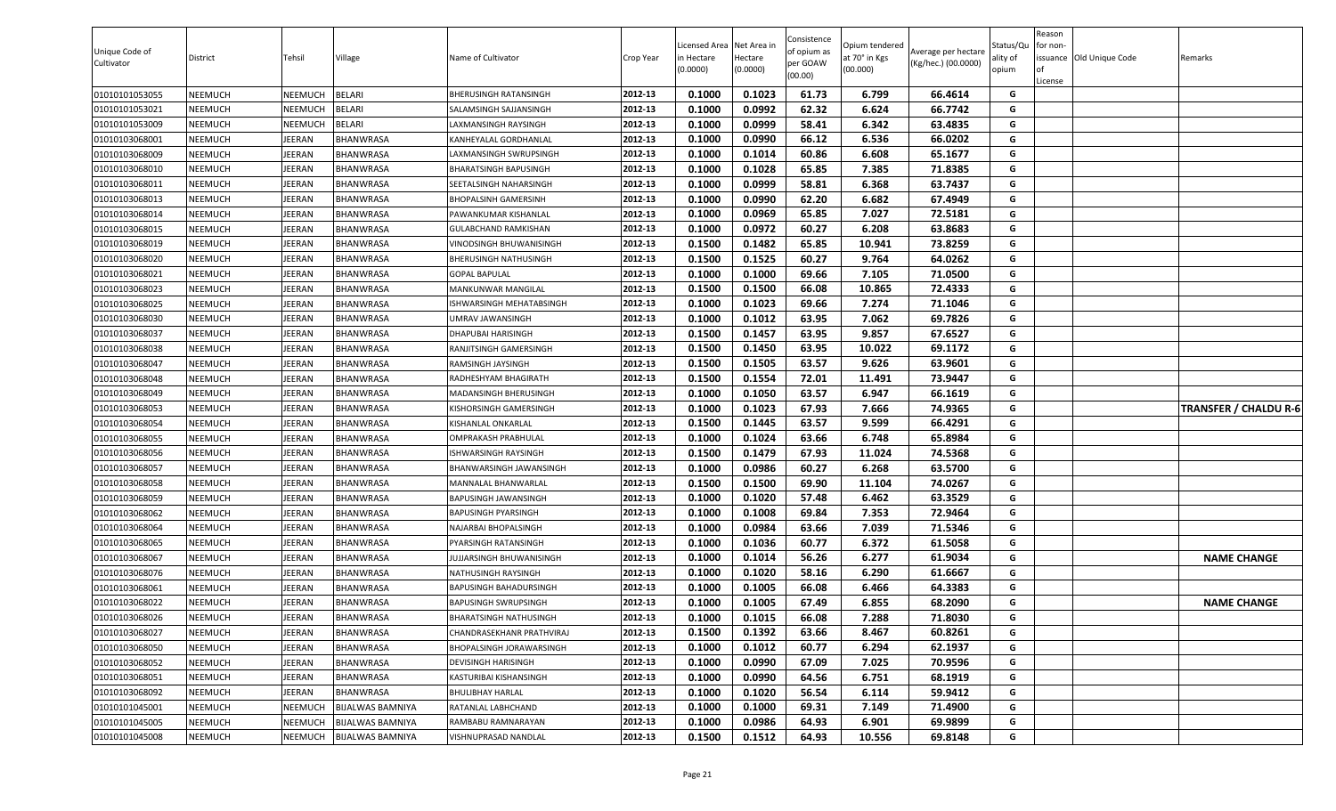| Unique Code of Cultivator | District | Tehsil | Village | Name of Cultivator | Crop Year | Licensed Area in Hectare (0.0000) | Net Area in Hectare (0.0000) | Consistence of opium as per GOAW (00.00) | Opium tendered at 70° in Kgs (00.000) | Average per hectare (Kg/hec.) (00.0000) | Status/Quality of opium | Reason for non-issuance of License | Old Unique Code | Remarks |
|---|---|---|---|---|---|---|---|---|---|---|---|---|---|---|
| 01010101053055 | NEEMUCH | NEEMUCH | BELARI | BHERUSINGH RATANSINGH | 2012-13 | 0.1000 | 0.1023 | 61.73 | 6.799 | 66.4614 | G | | | |
| 01010101053021 | NEEMUCH | NEEMUCH | BELARI | SALAMSINGH SAJJANSINGH | 2012-13 | 0.1000 | 0.0992 | 62.32 | 6.624 | 66.7742 | G | | | |
| 01010101053009 | NEEMUCH | NEEMUCH | BELARI | LAXMANSINGH RAYSINGH | 2012-13 | 0.1000 | 0.0999 | 58.41 | 6.342 | 63.4835 | G | | | |
| 01010103068001 | NEEMUCH | JEERAN | BHANWRASA | KANHEYALAL GORDHANLAL | 2012-13 | 0.1000 | 0.0990 | 66.12 | 6.536 | 66.0202 | G | | | |
| 01010103068009 | NEEMUCH | JEERAN | BHANWRASA | LAXMANSINGH SWRUPSINGH | 2012-13 | 0.1000 | 0.1014 | 60.86 | 6.608 | 65.1677 | G | | | |
| 01010103068010 | NEEMUCH | JEERAN | BHANWRASA | BHARATSINGH BAPUSINGH | 2012-13 | 0.1000 | 0.1028 | 65.85 | 7.385 | 71.8385 | G | | | |
| 01010103068011 | NEEMUCH | JEERAN | BHANWRASA | SEETALSINGH NAHARSINGH | 2012-13 | 0.1000 | 0.0999 | 58.81 | 6.368 | 63.7437 | G | | | |
| 01010103068013 | NEEMUCH | JEERAN | BHANWRASA | BHOPALSINH GAMERSINH | 2012-13 | 0.1000 | 0.0990 | 62.20 | 6.682 | 67.4949 | G | | | |
| 01010103068014 | NEEMUCH | JEERAN | BHANWRASA | PAWANKUMAR KISHANLAL | 2012-13 | 0.1000 | 0.0969 | 65.85 | 7.027 | 72.5181 | G | | | |
| 01010103068015 | NEEMUCH | JEERAN | BHANWRASA | GULABCHAND RAMKISHAN | 2012-13 | 0.1000 | 0.0972 | 60.27 | 6.208 | 63.8683 | G | | | |
| 01010103068019 | NEEMUCH | JEERAN | BHANWRASA | VINODSINGH BHUWANISINGH | 2012-13 | 0.1500 | 0.1482 | 65.85 | 10.941 | 73.8259 | G | | | |
| 01010103068020 | NEEMUCH | JEERAN | BHANWRASA | BHERUSINGH NATHUSINGH | 2012-13 | 0.1500 | 0.1525 | 60.27 | 9.764 | 64.0262 | G | | | |
| 01010103068021 | NEEMUCH | JEERAN | BHANWRASA | GOPAL BAPULAL | 2012-13 | 0.1000 | 0.1000 | 69.66 | 7.105 | 71.0500 | G | | | |
| 01010103068023 | NEEMUCH | JEERAN | BHANWRASA | MANKUNWAR MANGILAL | 2012-13 | 0.1500 | 0.1500 | 66.08 | 10.865 | 72.4333 | G | | | |
| 01010103068025 | NEEMUCH | JEERAN | BHANWRASA | ISHWARSINGH MEHATABSINGH | 2012-13 | 0.1000 | 0.1023 | 69.66 | 7.274 | 71.1046 | G | | | |
| 01010103068030 | NEEMUCH | JEERAN | BHANWRASA | UMRAV JAWANSINGH | 2012-13 | 0.1000 | 0.1012 | 63.95 | 7.062 | 69.7826 | G | | | |
| 01010103068037 | NEEMUCH | JEERAN | BHANWRASA | DHAPUBAI HARISINGH | 2012-13 | 0.1500 | 0.1457 | 63.95 | 9.857 | 67.6527 | G | | | |
| 01010103068038 | NEEMUCH | JEERAN | BHANWRASA | RANJITSINGH GAMERSINGH | 2012-13 | 0.1500 | 0.1450 | 63.95 | 10.022 | 69.1172 | G | | | |
| 01010103068047 | NEEMUCH | JEERAN | BHANWRASA | RAMSINGH JAYSINGH | 2012-13 | 0.1500 | 0.1505 | 63.57 | 9.626 | 63.9601 | G | | | |
| 01010103068048 | NEEMUCH | JEERAN | BHANWRASA | RADHESHYAM BHAGIRATH | 2012-13 | 0.1500 | 0.1554 | 72.01 | 11.491 | 73.9447 | G | | | |
| 01010103068049 | NEEMUCH | JEERAN | BHANWRASA | MADANSINGH BHERUSINGH | 2012-13 | 0.1000 | 0.1050 | 63.57 | 6.947 | 66.1619 | G | | | |
| 01010103068053 | NEEMUCH | JEERAN | BHANWRASA | KISHORSINGH GAMERSINGH | 2012-13 | 0.1000 | 0.1023 | 67.93 | 7.666 | 74.9365 | G | | | TRANSFER / CHALDU R-6 |
| 01010103068054 | NEEMUCH | JEERAN | BHANWRASA | KISHANLAL ONKARLAL | 2012-13 | 0.1500 | 0.1445 | 63.57 | 9.599 | 66.4291 | G | | | |
| 01010103068055 | NEEMUCH | JEERAN | BHANWRASA | OMPRAKASH PRABHULAL | 2012-13 | 0.1000 | 0.1024 | 63.66 | 6.748 | 65.8984 | G | | | |
| 01010103068056 | NEEMUCH | JEERAN | BHANWRASA | ISHWARSINGH RAYSINGH | 2012-13 | 0.1500 | 0.1479 | 67.93 | 11.024 | 74.5368 | G | | | |
| 01010103068057 | NEEMUCH | JEERAN | BHANWRASA | BHANWARSINGH JAWANSINGH | 2012-13 | 0.1000 | 0.0986 | 60.27 | 6.268 | 63.5700 | G | | | |
| 01010103068058 | NEEMUCH | JEERAN | BHANWRASA | MANNALAL BHANWARLAL | 2012-13 | 0.1500 | 0.1500 | 69.90 | 11.104 | 74.0267 | G | | | |
| 01010103068059 | NEEMUCH | JEERAN | BHANWRASA | BAPUSINGH JAWANSINGH | 2012-13 | 0.1000 | 0.1020 | 57.48 | 6.462 | 63.3529 | G | | | |
| 01010103068062 | NEEMUCH | JEERAN | BHANWRASA | BAPUSINGH PYARSINGH | 2012-13 | 0.1000 | 0.1008 | 69.84 | 7.353 | 72.9464 | G | | | |
| 01010103068064 | NEEMUCH | JEERAN | BHANWRASA | NAJARBAI BHOPALSINGH | 2012-13 | 0.1000 | 0.0984 | 63.66 | 7.039 | 71.5346 | G | | | |
| 01010103068065 | NEEMUCH | JEERAN | BHANWRASA | PYARSINGH RATANSINGH | 2012-13 | 0.1000 | 0.1036 | 60.77 | 6.372 | 61.5058 | G | | | |
| 01010103068067 | NEEMUCH | JEERAN | BHANWRASA | JUJJARSINGH BHUWANISINGH | 2012-13 | 0.1000 | 0.1014 | 56.26 | 6.277 | 61.9034 | G | | | NAME CHANGE |
| 01010103068076 | NEEMUCH | JEERAN | BHANWRASA | NATHUSINGH RAYSINGH | 2012-13 | 0.1000 | 0.1020 | 58.16 | 6.290 | 61.6667 | G | | | |
| 01010103068061 | NEEMUCH | JEERAN | BHANWRASA | BAPUSINGH BAHADURSINGH | 2012-13 | 0.1000 | 0.1005 | 66.08 | 6.466 | 64.3383 | G | | | |
| 01010103068022 | NEEMUCH | JEERAN | BHANWRASA | BAPUSINGH SWRUPSINGH | 2012-13 | 0.1000 | 0.1005 | 67.49 | 6.855 | 68.2090 | G | | | NAME CHANGE |
| 01010103068026 | NEEMUCH | JEERAN | BHANWRASA | BHARATSINGH NATHUSINGH | 2012-13 | 0.1000 | 0.1015 | 66.08 | 7.288 | 71.8030 | G | | | |
| 01010103068027 | NEEMUCH | JEERAN | BHANWRASA | CHANDRASEKHANR PRATHVIRAJ | 2012-13 | 0.1500 | 0.1392 | 63.66 | 8.467 | 60.8261 | G | | | |
| 01010103068050 | NEEMUCH | JEERAN | BHANWRASA | BHOPALSINGH JORAWARSINGH | 2012-13 | 0.1000 | 0.1012 | 60.77 | 6.294 | 62.1937 | G | | | |
| 01010103068052 | NEEMUCH | JEERAN | BHANWRASA | DEVISINGH HARISINGH | 2012-13 | 0.1000 | 0.0990 | 67.09 | 7.025 | 70.9596 | G | | | |
| 01010103068051 | NEEMUCH | JEERAN | BHANWRASA | KASTURIBAI KISHANSINGH | 2012-13 | 0.1000 | 0.0990 | 64.56 | 6.751 | 68.1919 | G | | | |
| 01010103068092 | NEEMUCH | JEERAN | BHANWRASA | BHULIBHAY HARLAL | 2012-13 | 0.1000 | 0.1020 | 56.54 | 6.114 | 59.9412 | G | | | |
| 01010101045001 | NEEMUCH | NEEMUCH | BIJALWAS BAMNIYA | RATANLAL LABHCHAND | 2012-13 | 0.1000 | 0.1000 | 69.31 | 7.149 | 71.4900 | G | | | |
| 01010101045005 | NEEMUCH | NEEMUCH | BIJALWAS BAMNIYA | RAMBABU RAMNARAYAN | 2012-13 | 0.1000 | 0.0986 | 64.93 | 6.901 | 69.9899 | G | | | |
| 01010101045008 | NEEMUCH | NEEMUCH | BIJALWAS BAMNIYA | VISHNUPRASAD NANDLAL | 2012-13 | 0.1500 | 0.1512 | 64.93 | 10.556 | 69.8148 | G | | | |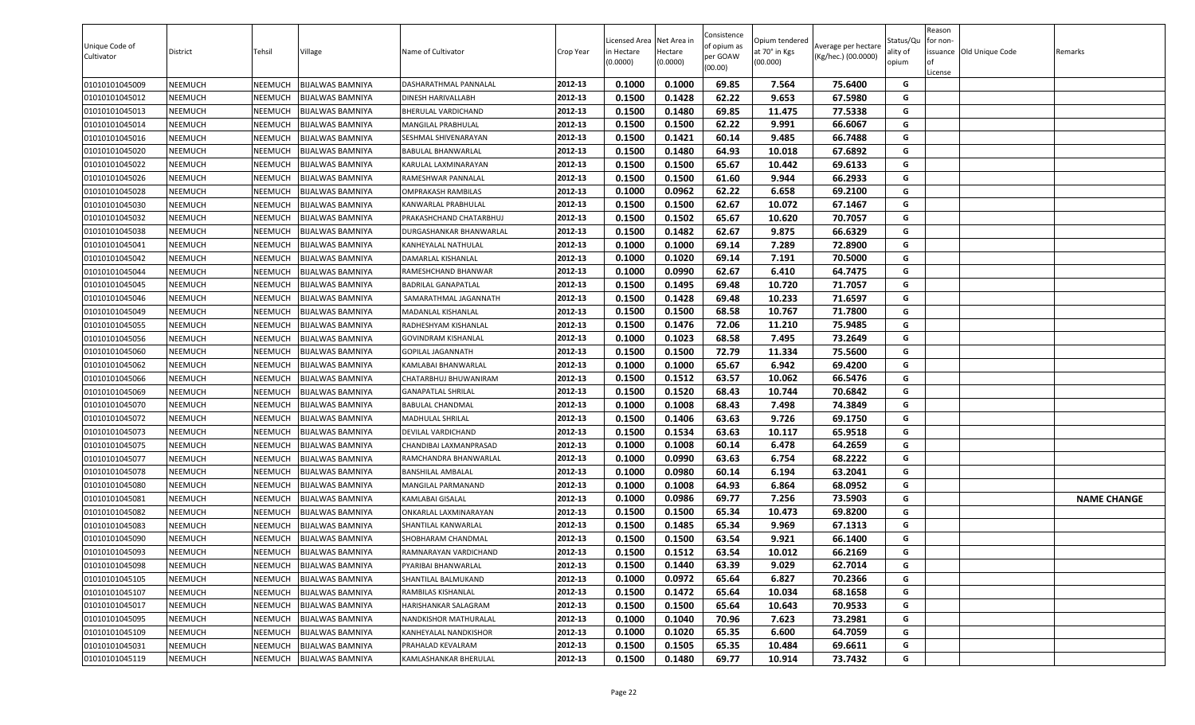| Unique Code of Cultivator | District | Tehsil | Village | Name of Cultivator | Crop Year | Licensed Area in Hectare (0.0000) | Net Area in Hectare (0.0000) | Consistence of opium as per GOAW (00.00) | Opium tendered at 70° in Kgs (00.000) | Average per hectare (Kg/hec.) (00.0000) | Status/Quality of opium | Reason for non-issuance of License | Old Unique Code | Remarks |
|---|---|---|---|---|---|---|---|---|---|---|---|---|---|---|
| 01010101045009 | NEEMUCH | NEEMUCH | BIJALWAS BAMNIYA | DASHARATHMAL PANNALAL | 2012-13 | 0.1000 | 0.1000 | 69.85 | 7.564 | 75.6400 | G | | | |
| 01010101045012 | NEEMUCH | NEEMUCH | BIJALWAS BAMNIYA | DINESH HARIVALLABH | 2012-13 | 0.1500 | 0.1428 | 62.22 | 9.653 | 67.5980 | G | | | |
| 01010101045013 | NEEMUCH | NEEMUCH | BIJALWAS BAMNIYA | BHERULAL VARDICHAND | 2012-13 | 0.1500 | 0.1480 | 69.85 | 11.475 | 77.5338 | G | | | |
| 01010101045014 | NEEMUCH | NEEMUCH | BIJALWAS BAMNIYA | MANGILAL PRABHULAL | 2012-13 | 0.1500 | 0.1500 | 62.22 | 9.991 | 66.6067 | G | | | |
| 01010101045016 | NEEMUCH | NEEMUCH | BIJALWAS BAMNIYA | SESHMAL SHIVENARAYAN | 2012-13 | 0.1500 | 0.1421 | 60.14 | 9.485 | 66.7488 | G | | | |
| 01010101045020 | NEEMUCH | NEEMUCH | BIJALWAS BAMNIYA | BABULAL BHANWARLAL | 2012-13 | 0.1500 | 0.1480 | 64.93 | 10.018 | 67.6892 | G | | | |
| 01010101045022 | NEEMUCH | NEEMUCH | BIJALWAS BAMNIYA | KARULAL LAXMINARAYAN | 2012-13 | 0.1500 | 0.1500 | 65.67 | 10.442 | 69.6133 | G | | | |
| 01010101045026 | NEEMUCH | NEEMUCH | BIJALWAS BAMNIYA | RAMESHWAR PANNALAL | 2012-13 | 0.1500 | 0.1500 | 61.60 | 9.944 | 66.2933 | G | | | |
| 01010101045028 | NEEMUCH | NEEMUCH | BIJALWAS BAMNIYA | OMPRAKASH RAMBILAS | 2012-13 | 0.1000 | 0.0962 | 62.22 | 6.658 | 69.2100 | G | | | |
| 01010101045030 | NEEMUCH | NEEMUCH | BIJALWAS BAMNIYA | KANWARLAL PRABHULAL | 2012-13 | 0.1500 | 0.1500 | 62.67 | 10.072 | 67.1467 | G | | | |
| 01010101045032 | NEEMUCH | NEEMUCH | BIJALWAS BAMNIYA | PRAKASHCHAND CHATARBHUJ | 2012-13 | 0.1500 | 0.1502 | 65.67 | 10.620 | 70.7057 | G | | | |
| 01010101045038 | NEEMUCH | NEEMUCH | BIJALWAS BAMNIYA | DURGASHANKAR BHANWARLAL | 2012-13 | 0.1500 | 0.1482 | 62.67 | 9.875 | 66.6329 | G | | | |
| 01010101045041 | NEEMUCH | NEEMUCH | BIJALWAS BAMNIYA | KANHEYALAL NATHULAL | 2012-13 | 0.1000 | 0.1000 | 69.14 | 7.289 | 72.8900 | G | | | |
| 01010101045042 | NEEMUCH | NEEMUCH | BIJALWAS BAMNIYA | DAMARLAL KISHANLAL | 2012-13 | 0.1000 | 0.1020 | 69.14 | 7.191 | 70.5000 | G | | | |
| 01010101045044 | NEEMUCH | NEEMUCH | BIJALWAS BAMNIYA | RAMESHCHAND BHANWAR | 2012-13 | 0.1000 | 0.0990 | 62.67 | 6.410 | 64.7475 | G | | | |
| 01010101045045 | NEEMUCH | NEEMUCH | BIJALWAS BAMNIYA | BADRILAL GANAPATLAL | 2012-13 | 0.1500 | 0.1495 | 69.48 | 10.720 | 71.7057 | G | | | |
| 01010101045046 | NEEMUCH | NEEMUCH | BIJALWAS BAMNIYA | SAMARATHMAL JAGANNATH | 2012-13 | 0.1500 | 0.1428 | 69.48 | 10.233 | 71.6597 | G | | | |
| 01010101045049 | NEEMUCH | NEEMUCH | BIJALWAS BAMNIYA | MADANLAL KISHANLAL | 2012-13 | 0.1500 | 0.1500 | 68.58 | 10.767 | 71.7800 | G | | | |
| 01010101045055 | NEEMUCH | NEEMUCH | BIJALWAS BAMNIYA | RADHESHYAM KISHANLAL | 2012-13 | 0.1500 | 0.1476 | 72.06 | 11.210 | 75.9485 | G | | | |
| 01010101045056 | NEEMUCH | NEEMUCH | BIJALWAS BAMNIYA | GOVINDRAM KISHANLAL | 2012-13 | 0.1000 | 0.1023 | 68.58 | 7.495 | 73.2649 | G | | | |
| 01010101045060 | NEEMUCH | NEEMUCH | BIJALWAS BAMNIYA | GOPILAL JAGANNATH | 2012-13 | 0.1500 | 0.1500 | 72.79 | 11.334 | 75.5600 | G | | | |
| 01010101045062 | NEEMUCH | NEEMUCH | BIJALWAS BAMNIYA | KAMLABAI BHANWARLAL | 2012-13 | 0.1000 | 0.1000 | 65.67 | 6.942 | 69.4200 | G | | | |
| 01010101045066 | NEEMUCH | NEEMUCH | BIJALWAS BAMNIYA | CHATARBHUJ BHUWANIRAM | 2012-13 | 0.1500 | 0.1512 | 63.57 | 10.062 | 66.5476 | G | | | |
| 01010101045069 | NEEMUCH | NEEMUCH | BIJALWAS BAMNIYA | GANAPATLAL SHRILAL | 2012-13 | 0.1500 | 0.1520 | 68.43 | 10.744 | 70.6842 | G | | | |
| 01010101045070 | NEEMUCH | NEEMUCH | BIJALWAS BAMNIYA | BABULAL CHANDMAL | 2012-13 | 0.1000 | 0.1008 | 68.43 | 7.498 | 74.3849 | G | | | |
| 01010101045072 | NEEMUCH | NEEMUCH | BIJALWAS BAMNIYA | MADHULAL SHRILAL | 2012-13 | 0.1500 | 0.1406 | 63.63 | 9.726 | 69.1750 | G | | | |
| 01010101045073 | NEEMUCH | NEEMUCH | BIJALWAS BAMNIYA | DEVILAL VARDICHAND | 2012-13 | 0.1500 | 0.1534 | 63.63 | 10.117 | 65.9518 | G | | | |
| 01010101045075 | NEEMUCH | NEEMUCH | BIJALWAS BAMNIYA | CHANDIBAI LAXMANPRASAD | 2012-13 | 0.1000 | 0.1008 | 60.14 | 6.478 | 64.2659 | G | | | |
| 01010101045077 | NEEMUCH | NEEMUCH | BIJALWAS BAMNIYA | RAMCHANDRA BHANWARLAL | 2012-13 | 0.1000 | 0.0990 | 63.63 | 6.754 | 68.2222 | G | | | |
| 01010101045078 | NEEMUCH | NEEMUCH | BIJALWAS BAMNIYA | BANSHILAL AMBALAL | 2012-13 | 0.1000 | 0.0980 | 60.14 | 6.194 | 63.2041 | G | | | |
| 01010101045080 | NEEMUCH | NEEMUCH | BIJALWAS BAMNIYA | MANGILAL PARMANAND | 2012-13 | 0.1000 | 0.1008 | 64.93 | 6.864 | 68.0952 | G | | | |
| 01010101045081 | NEEMUCH | NEEMUCH | BIJALWAS BAMNIYA | KAMLABAI GISALAL | 2012-13 | 0.1000 | 0.0986 | 69.77 | 7.256 | 73.5903 | G | | | NAME CHANGE |
| 01010101045082 | NEEMUCH | NEEMUCH | BIJALWAS BAMNIYA | ONKARLAL LAXMINARAYAN | 2012-13 | 0.1500 | 0.1500 | 65.34 | 10.473 | 69.8200 | G | | | |
| 01010101045083 | NEEMUCH | NEEMUCH | BIJALWAS BAMNIYA | SHANTILAL KANWARLAL | 2012-13 | 0.1500 | 0.1485 | 65.34 | 9.969 | 67.1313 | G | | | |
| 01010101045090 | NEEMUCH | NEEMUCH | BIJALWAS BAMNIYA | SHOBHARAM CHANDMAL | 2012-13 | 0.1500 | 0.1500 | 63.54 | 9.921 | 66.1400 | G | | | |
| 01010101045093 | NEEMUCH | NEEMUCH | BIJALWAS BAMNIYA | RAMNARAYAN VARDICHAND | 2012-13 | 0.1500 | 0.1512 | 63.54 | 10.012 | 66.2169 | G | | | |
| 01010101045098 | NEEMUCH | NEEMUCH | BIJALWAS BAMNIYA | PYARIBAI BHANWARLAL | 2012-13 | 0.1500 | 0.1440 | 63.39 | 9.029 | 62.7014 | G | | | |
| 01010101045105 | NEEMUCH | NEEMUCH | BIJALWAS BAMNIYA | SHANTILAL BALMUKAND | 2012-13 | 0.1000 | 0.0972 | 65.64 | 6.827 | 70.2366 | G | | | |
| 01010101045107 | NEEMUCH | NEEMUCH | BIJALWAS BAMNIYA | RAMBILAS KISHANLAL | 2012-13 | 0.1500 | 0.1472 | 65.64 | 10.034 | 68.1658 | G | | | |
| 01010101045017 | NEEMUCH | NEEMUCH | BIJALWAS BAMNIYA | HARISHANKAR SALAGRAM | 2012-13 | 0.1500 | 0.1500 | 65.64 | 10.643 | 70.9533 | G | | | |
| 01010101045095 | NEEMUCH | NEEMUCH | BIJALWAS BAMNIYA | NANDKISHOR MATHURALAL | 2012-13 | 0.1000 | 0.1040 | 70.96 | 7.623 | 73.2981 | G | | | |
| 01010101045109 | NEEMUCH | NEEMUCH | BIJALWAS BAMNIYA | KANHEYALAL NANDKISHOR | 2012-13 | 0.1000 | 0.1020 | 65.35 | 6.600 | 64.7059 | G | | | |
| 01010101045031 | NEEMUCH | NEEMUCH | BIJALWAS BAMNIYA | PRAHALAD KEVALRAM | 2012-13 | 0.1500 | 0.1505 | 65.35 | 10.484 | 69.6611 | G | | | |
| 01010101045119 | NEEMUCH | NEEMUCH | BIJALWAS BAMNIYA | KAMLASHANKAR BHERULAL | 2012-13 | 0.1500 | 0.1480 | 69.77 | 10.914 | 73.7432 | G | | | |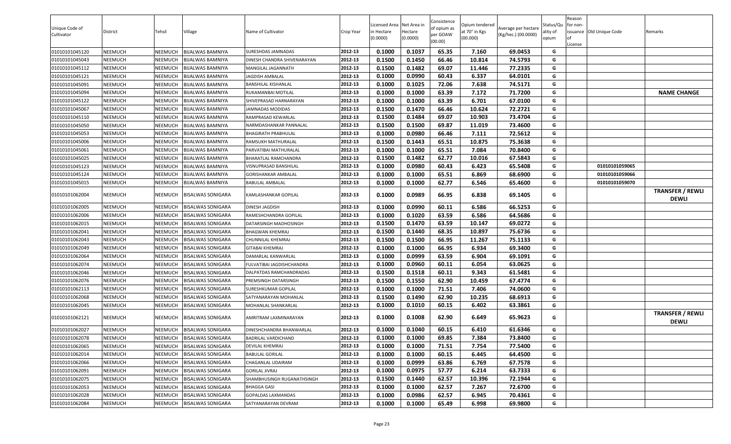| Unique Code of Cultivator | District | Tehsil | Village | Name of Cultivator | Crop Year | Licensed Area in Hectare (0.0000) | Net Area in Hectare (0.0000) | Consistence of opium as per GOAW (00.00) | Opium tendered at 70° in Kgs (00.000) | Average per hectare (Kg/hec.) (00.0000) | Status/Quality of opium | Reason for non-issuance of License | Old Unique Code | Remarks |
|---|---|---|---|---|---|---|---|---|---|---|---|---|---|---|
| 01010101045120 | NEEMUCH | NEEMUCH | BIJALWAS BAMNIYA | SURESHDAS JAMNADAS | 2012-13 | 0.1000 | 0.1037 | 65.35 | 7.160 | 69.0453 | G | | | |
| 01010101045043 | NEEMUCH | NEEMUCH | BIJALWAS BAMNIYA | DINESH CHANDRA SHIVENARAYAN | 2012-13 | 0.1500 | 0.1450 | 66.46 | 10.814 | 74.5793 | G | | | |
| 01010101045112 | NEEMUCH | NEEMUCH | BIJALWAS BAMNIYA | MANGILAL JAGANNATH | 2012-13 | 0.1500 | 0.1482 | 69.07 | 11.446 | 77.2335 | G | | | |
| 01010101045121 | NEEMUCH | NEEMUCH | BIJALWAS BAMNIYA | JAGDISH AMBALAL | 2012-13 | 0.1000 | 0.0990 | 60.43 | 6.337 | 64.0101 | G | | | |
| 01010101045091 | NEEMUCH | NEEMUCH | BIJALWAS BAMNIYA | BANSHILAL KISHANLAL | 2012-13 | 0.1000 | 0.1025 | 72.06 | 7.638 | 74.5171 | G | | | |
| 01010101045094 | NEEMUCH | NEEMUCH | BIJALWAS BAMNIYA | RUKAMANBAI MOTILAL | 2012-13 | 0.1000 | 0.1000 | 63.39 | 7.172 | 71.7200 | G | | | **NAME CHANGE** |
| 01010101045122 | NEEMUCH | NEEMUCH | BIJALWAS BAMNIYA | SHIVEPRASAD HARNARAYAN | 2012-13 | 0.1000 | 0.1000 | 63.39 | 6.701 | 67.0100 | G | | | |
| 01010101045067 | NEEMUCH | NEEMUCH | BIJALWAS BAMNIYA | JAMNADAS MODIDAS | 2012-13 | 0.1500 | 0.1470 | 66.46 | 10.624 | 72.2721 | G | | | |
| 01010101045110 | NEEMUCH | NEEMUCH | BIJALWAS BAMNIYA | RAMPRASAD KEWARLAL | 2012-13 | 0.1500 | 0.1484 | 69.07 | 10.903 | 73.4704 | G | | | |
| 01010101045050 | NEEMUCH | NEEMUCH | BIJALWAS BAMNIYA | NARMDASHANKAR PANNALAL | 2012-13 | 0.1500 | 0.1500 | 69.87 | 11.019 | 73.4600 | G | | | |
| 01010101045053 | NEEMUCH | NEEMUCH | BIJALWAS BAMNIYA | BHAGIRATH PRABHULAL | 2012-13 | 0.1000 | 0.0980 | 66.46 | 7.111 | 72.5612 | G | | | |
| 01010101045006 | NEEMUCH | NEEMUCH | BIJALWAS BAMNIYA | RAMSUKH MATHURALAL | 2012-13 | 0.1500 | 0.1443 | 65.51 | 10.875 | 75.3638 | G | | | |
| 01010101045061 | NEEMUCH | NEEMUCH | BIJALWAS BAMNIYA | PARVATIBAI MATHURALAL | 2012-13 | 0.1000 | 0.1000 | 65.51 | 7.084 | 70.8400 | G | | | |
| 01010101045025 | NEEMUCH | NEEMUCH | BIJALWAS BAMNIYA | BHARATLAL RAMCHANDRA | 2012-13 | 0.1500 | 0.1482 | 62.77 | 10.016 | 67.5843 | G | | | |
| 01010101045123 | NEEMUCH | NEEMUCH | BIJALWAS BAMNIYA | VISNUPRASAD BANSHILAL | 2012-13 | 0.1000 | 0.0980 | 60.43 | 6.423 | 65.5408 | G | | 01010101059065 | |
| 01010101045124 | NEEMUCH | NEEMUCH | BIJALWAS BAMNIYA | GORISHANKAR AMBALAL | 2012-13 | 0.1000 | 0.1000 | 65.51 | 6.869 | 68.6900 | G | | 01010101059066 | |
| 01010101045015 | NEEMUCH | NEEMUCH | BIJALWAS BAMNIYA | BABULAL AMBALAL | 2012-13 | 0.1000 | 0.1000 | 62.77 | 6.546 | 65.4600 | G | | 01010101059070 | |
| 01010101062004 | NEEMUCH | NEEMUCH | BISALWAS SONIGARA | KAMLASHANKAR GOPILAL | 2012-13 | 0.1000 | 0.0989 | 66.95 | 6.838 | 69.1405 | G | | | **TRANSFER / REWLI DEWLI** |
| 01010101062005 | NEEMUCH | NEEMUCH | BISALWAS SONIGARA | DINESH JAGDISH | 2012-13 | 0.1000 | 0.0990 | 60.11 | 6.586 | 66.5253 | G | | | |
| 01010101062006 | NEEMUCH | NEEMUCH | BISALWAS SONIGARA | RAMESHCHANDRA GOPILAL | 2012-13 | 0.1000 | 0.1020 | 63.59 | 6.586 | 64.5686 | G | | | |
| 01010101062015 | NEEMUCH | NEEMUCH | BISALWAS SONIGARA | DATARSINGH MADHOSINGH | 2012-13 | 0.1500 | 0.1470 | 63.59 | 10.147 | 69.0272 | G | | | |
| 01010101062041 | NEEMUCH | NEEMUCH | BISALWAS SONIGARA | BHAGWAN KHEMRAJ | 2012-13 | 0.1500 | 0.1440 | 68.35 | 10.897 | 75.6736 | G | | | |
| 01010101062043 | NEEMUCH | NEEMUCH | BISALWAS SONIGARA | CHUNNILAL KHEMRAJ | 2012-13 | 0.1500 | 0.1500 | 66.95 | 11.267 | 75.1133 | G | | | |
| 01010101062049 | NEEMUCH | NEEMUCH | BISALWAS SONIGARA | GITABAI KHEMRAJ | 2012-13 | 0.1000 | 0.1000 | 66.95 | 6.934 | 69.3400 | G | | | |
| 01010101062064 | NEEMUCH | NEEMUCH | BISALWAS SONIGARA | DAMARLAL KANWARLAL | 2012-13 | 0.1000 | 0.0999 | 63.59 | 6.904 | 69.1091 | G | | | |
| 01010101062074 | NEEMUCH | NEEMUCH | BISALWAS SONIGARA | FULVATIBAI JAGDISHCHANDRA | 2012-13 | 0.1000 | 0.0960 | 60.11 | 6.054 | 63.0625 | G | | | |
| 01010101062046 | NEEMUCH | NEEMUCH | BISALWAS SONIGARA | DALPATDAS RAMCHANDRADAS | 2012-13 | 0.1500 | 0.1518 | 60.11 | 9.343 | 61.5481 | G | | | |
| 01010101062076 | NEEMUCH | NEEMUCH | BISALWAS SONIGARA | PREMSINGH DATARSINGH | 2012-13 | 0.1500 | 0.1550 | 62.90 | 10.459 | 67.4774 | G | | | |
| 01010101062113 | NEEMUCH | NEEMUCH | BISALWAS SONIGARA | SURESHKUMAR GOPILAL | 2012-13 | 0.1000 | 0.1000 | 71.51 | 7.406 | 74.0600 | G | | | |
| 01010101062068 | NEEMUCH | NEEMUCH | BISALWAS SONIGARA | SATYANARAYAN MOHANLAL | 2012-13 | 0.1500 | 0.1490 | 62.90 | 10.235 | 68.6913 | G | | | |
| 01010101062045 | NEEMUCH | NEEMUCH | BISALWAS SONIGARA | MOHANLAL SHANKARLAL | 2012-13 | 0.1000 | 0.1010 | 60.15 | 6.402 | 63.3861 | G | | | |
| 01010101062121 | NEEMUCH | NEEMUCH | BISALWAS SONIGARA | AMRITRAM LAXMINARAYAN | 2012-13 | 0.1000 | 0.1008 | 62.90 | 6.649 | 65.9623 | G | | | **TRANSFER / REWLI DEWLI** |
| 01010101062027 | NEEMUCH | NEEMUCH | BISALWAS SONIGARA | DINESHCHANDRA BHANWARLAL | 2012-13 | 0.1000 | 0.1040 | 60.15 | 6.410 | 61.6346 | G | | | |
| 01010101062078 | NEEMUCH | NEEMUCH | BISALWAS SONIGARA | BADRILAL VARDICHAND | 2012-13 | 0.1000 | 0.1000 | 69.85 | 7.384 | 73.8400 | G | | | |
| 01010101062065 | NEEMUCH | NEEMUCH | BISALWAS SONIGARA | DEVILAL KHEMRAJ | 2012-13 | 0.1000 | 0.1000 | 71.51 | 7.754 | 77.5400 | G | | | |
| 01010101062014 | NEEMUCH | NEEMUCH | BISALWAS SONIGARA | BABULAL GORILAL | 2012-13 | 0.1000 | 0.1000 | 60.15 | 6.445 | 64.4500 | G | | | |
| 01010101062066 | NEEMUCH | NEEMUCH | BISALWAS SONIGARA | CHAGANLAL UDAIRAM | 2012-13 | 0.1000 | 0.0999 | 63.86 | 6.769 | 67.7578 | G | | | |
| 01010101062091 | NEEMUCH | NEEMUCH | BISALWAS SONIGARA | GORILAL JIVRAJ | 2012-13 | 0.1000 | 0.0975 | 57.77 | 6.214 | 63.7333 | G | | | |
| 01010101062075 | NEEMUCH | NEEMUCH | BISALWAS SONIGARA | SHAMBHUSINGH RUGANATHSINGH | 2012-13 | 0.1500 | 0.1440 | 62.57 | 10.396 | 72.1944 | G | | | |
| 01010101062053 | NEEMUCH | NEEMUCH | BISALWAS SONIGARA | BHAGGA GASI | 2012-13 | 0.1000 | 0.1000 | 62.57 | 7.267 | 72.6700 | G | | | |
| 01010101062028 | NEEMUCH | NEEMUCH | BISALWAS SONIGARA | GOPALDAS LAXMANDAS | 2012-13 | 0.1000 | 0.0986 | 62.57 | 6.945 | 70.4361 | G | | | |
| 01010101062084 | NEEMUCH | NEEMUCH | BISALWAS SONIGARA | SATYANARAYAN DEVRAM | 2012-13 | 0.1000 | 0.1000 | 65.49 | 6.998 | 69.9800 | G | | | |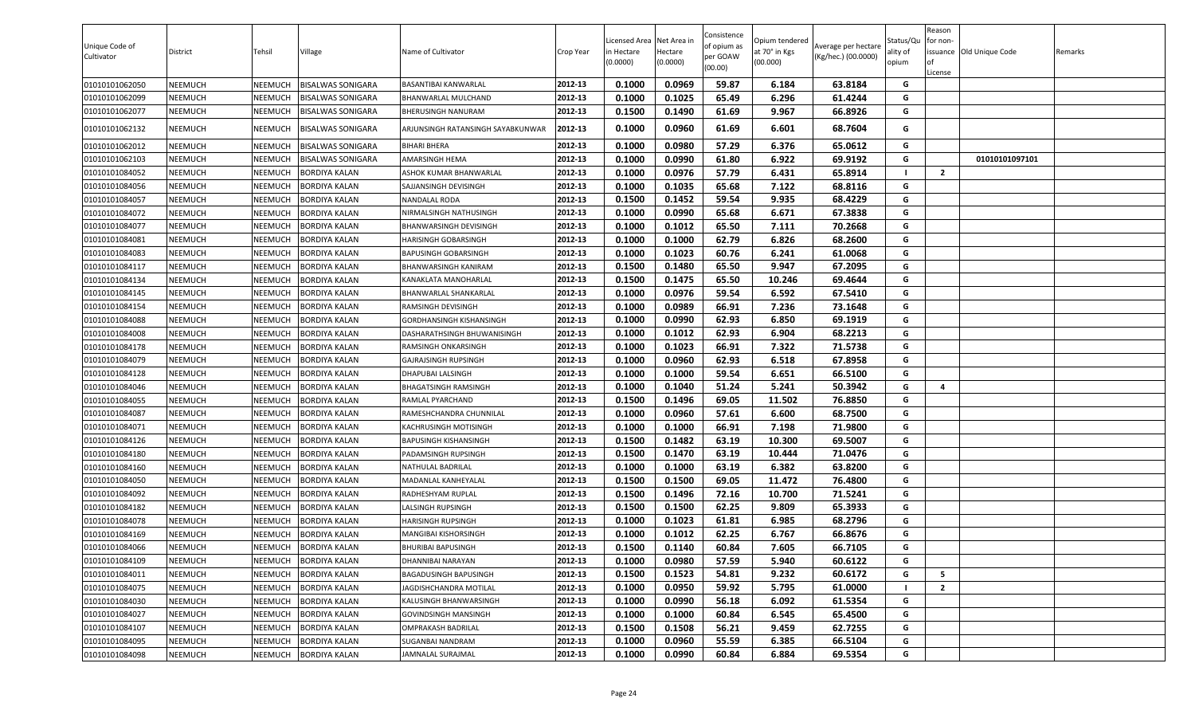| Unique Code of Cultivator | District | Tehsil | Village | Name of Cultivator | Crop Year | Licensed Area in Hectare (0.0000) | Net Area in Hectare (0.0000) | Consistence of opium as per GOAW (00.00) | Opium tendered at 70° in Kgs (00.000) | Average per hectare (Kg/hec.) (00.0000) | Status/Quality of opium | Reason for non-issuance of License | Old Unique Code | Remarks |
|---|---|---|---|---|---|---|---|---|---|---|---|---|---|---|
| 01010101062050 | NEEMUCH | NEEMUCH | BISALWAS SONIGARA | BASANTIBAI KANWARLAL | 2012-13 | 0.1000 | 0.0969 | 59.87 | 6.184 | 63.8184 | G | | | |
| 01010101062099 | NEEMUCH | NEEMUCH | BISALWAS SONIGARA | BHANWARLAL MULCHAND | 2012-13 | 0.1000 | 0.1025 | 65.49 | 6.296 | 61.4244 | G | | | |
| 01010101062077 | NEEMUCH | NEEMUCH | BISALWAS SONIGARA | BHERUSINGH NANURAM | 2012-13 | 0.1500 | 0.1490 | 61.69 | 9.967 | 66.8926 | G | | | |
| 01010101062132 | NEEMUCH | NEEMUCH | BISALWAS SONIGARA | ARJUNSINGH RATANSINGH SAYABKUNWAR | 2012-13 | 0.1000 | 0.0960 | 61.69 | 6.601 | 68.7604 | G | | | |
| 01010101062012 | NEEMUCH | NEEMUCH | BISALWAS SONIGARA | BIHARI BHERA | 2012-13 | 0.1000 | 0.0980 | 57.29 | 6.376 | 65.0612 | G | | | |
| 01010101062103 | NEEMUCH | NEEMUCH | BISALWAS SONIGARA | AMARSINGH HEMA | 2012-13 | 0.1000 | 0.0990 | 61.80 | 6.922 | 69.9192 | G | | 01010101097101 | |
| 01010101084052 | NEEMUCH | NEEMUCH | BORDIYA KALAN | ASHOK KUMAR BHANWARLAL | 2012-13 | 0.1000 | 0.0976 | 57.79 | 6.431 | 65.8914 | I | 2 | | |
| 01010101084056 | NEEMUCH | NEEMUCH | BORDIYA KALAN | SAJJANSINGH DEVISINGH | 2012-13 | 0.1000 | 0.1035 | 65.68 | 7.122 | 68.8116 | G | | | |
| 01010101084057 | NEEMUCH | NEEMUCH | BORDIYA KALAN | NANDALAL RODA | 2012-13 | 0.1500 | 0.1452 | 59.54 | 9.935 | 68.4229 | G | | | |
| 01010101084072 | NEEMUCH | NEEMUCH | BORDIYA KALAN | NIRMALSINGH NATHUSINGH | 2012-13 | 0.1000 | 0.0990 | 65.68 | 6.671 | 67.3838 | G | | | |
| 01010101084077 | NEEMUCH | NEEMUCH | BORDIYA KALAN | BHANWARSINGH DEVISINGH | 2012-13 | 0.1000 | 0.1012 | 65.50 | 7.111 | 70.2668 | G | | | |
| 01010101084081 | NEEMUCH | NEEMUCH | BORDIYA KALAN | HARISINGH GOBARSINGH | 2012-13 | 0.1000 | 0.1000 | 62.79 | 6.826 | 68.2600 | G | | | |
| 01010101084083 | NEEMUCH | NEEMUCH | BORDIYA KALAN | BAPUSINGH GOBARSINGH | 2012-13 | 0.1000 | 0.1023 | 60.76 | 6.241 | 61.0068 | G | | | |
| 01010101084117 | NEEMUCH | NEEMUCH | BORDIYA KALAN | BHANWARSINGH KANIRAM | 2012-13 | 0.1500 | 0.1480 | 65.50 | 9.947 | 67.2095 | G | | | |
| 01010101084134 | NEEMUCH | NEEMUCH | BORDIYA KALAN | KANAKLATA MANOHARLAL | 2012-13 | 0.1500 | 0.1475 | 65.50 | 10.246 | 69.4644 | G | | | |
| 01010101084145 | NEEMUCH | NEEMUCH | BORDIYA KALAN | BHANWARLAL SHANKARLAL | 2012-13 | 0.1000 | 0.0976 | 59.54 | 6.592 | 67.5410 | G | | | |
| 01010101084154 | NEEMUCH | NEEMUCH | BORDIYA KALAN | RAMSINGH DEVISINGH | 2012-13 | 0.1000 | 0.0989 | 66.91 | 7.236 | 73.1648 | G | | | |
| 01010101084088 | NEEMUCH | NEEMUCH | BORDIYA KALAN | GORDHANSINGH KISHANSINGH | 2012-13 | 0.1000 | 0.0990 | 62.93 | 6.850 | 69.1919 | G | | | |
| 01010101084008 | NEEMUCH | NEEMUCH | BORDIYA KALAN | DASHARATHSINGH BHUWANISINGH | 2012-13 | 0.1000 | 0.1012 | 62.93 | 6.904 | 68.2213 | G | | | |
| 01010101084178 | NEEMUCH | NEEMUCH | BORDIYA KALAN | RAMSINGH ONKARSINGH | 2012-13 | 0.1000 | 0.1023 | 66.91 | 7.322 | 71.5738 | G | | | |
| 01010101084079 | NEEMUCH | NEEMUCH | BORDIYA KALAN | GAJRAJSINGH RUPSINGH | 2012-13 | 0.1000 | 0.0960 | 62.93 | 6.518 | 67.8958 | G | | | |
| 01010101084128 | NEEMUCH | NEEMUCH | BORDIYA KALAN | DHAPUBAI LALSINGH | 2012-13 | 0.1000 | 0.1000 | 59.54 | 6.651 | 66.5100 | G | | | |
| 01010101084046 | NEEMUCH | NEEMUCH | BORDIYA KALAN | BHAGATSINGH RAMSINGH | 2012-13 | 0.1000 | 0.1040 | 51.24 | 5.241 | 50.3942 | G | 4 | | |
| 01010101084055 | NEEMUCH | NEEMUCH | BORDIYA KALAN | RAMLAL PYARCHAND | 2012-13 | 0.1500 | 0.1496 | 69.05 | 11.502 | 76.8850 | G | | | |
| 01010101084087 | NEEMUCH | NEEMUCH | BORDIYA KALAN | RAMESHCHANDRA CHUNNILAL | 2012-13 | 0.1000 | 0.0960 | 57.61 | 6.600 | 68.7500 | G | | | |
| 01010101084071 | NEEMUCH | NEEMUCH | BORDIYA KALAN | KACHRUSINGH MOTISINGH | 2012-13 | 0.1000 | 0.1000 | 66.91 | 7.198 | 71.9800 | G | | | |
| 01010101084126 | NEEMUCH | NEEMUCH | BORDIYA KALAN | BAPUSINGH KISHANSINGH | 2012-13 | 0.1500 | 0.1482 | 63.19 | 10.300 | 69.5007 | G | | | |
| 01010101084180 | NEEMUCH | NEEMUCH | BORDIYA KALAN | PADAMSINGH RUPSINGH | 2012-13 | 0.1500 | 0.1470 | 63.19 | 10.444 | 71.0476 | G | | | |
| 01010101084160 | NEEMUCH | NEEMUCH | BORDIYA KALAN | NATHULAL BADRILAL | 2012-13 | 0.1000 | 0.1000 | 63.19 | 6.382 | 63.8200 | G | | | |
| 01010101084050 | NEEMUCH | NEEMUCH | BORDIYA KALAN | MADANLAL KANHEYALAL | 2012-13 | 0.1500 | 0.1500 | 69.05 | 11.472 | 76.4800 | G | | | |
| 01010101084092 | NEEMUCH | NEEMUCH | BORDIYA KALAN | RADHESHYAM RUPLAL | 2012-13 | 0.1500 | 0.1496 | 72.16 | 10.700 | 71.5241 | G | | | |
| 01010101084182 | NEEMUCH | NEEMUCH | BORDIYA KALAN | LALSINGH RUPSINGH | 2012-13 | 0.1500 | 0.1500 | 62.25 | 9.809 | 65.3933 | G | | | |
| 01010101084078 | NEEMUCH | NEEMUCH | BORDIYA KALAN | HARISINGH RUPSINGH | 2012-13 | 0.1000 | 0.1023 | 61.81 | 6.985 | 68.2796 | G | | | |
| 01010101084169 | NEEMUCH | NEEMUCH | BORDIYA KALAN | MANGIBAI KISHORSINGH | 2012-13 | 0.1000 | 0.1012 | 62.25 | 6.767 | 66.8676 | G | | | |
| 01010101084066 | NEEMUCH | NEEMUCH | BORDIYA KALAN | BHURIBAI BAPUSINGH | 2012-13 | 0.1500 | 0.1140 | 60.84 | 7.605 | 66.7105 | G | | | |
| 01010101084109 | NEEMUCH | NEEMUCH | BORDIYA KALAN | DHANNIBAI NARAYAN | 2012-13 | 0.1000 | 0.0980 | 57.59 | 5.940 | 60.6122 | G | | | |
| 01010101084011 | NEEMUCH | NEEMUCH | BORDIYA KALAN | BAGADUSINGH BAPUSINGH | 2012-13 | 0.1500 | 0.1523 | 54.81 | 9.232 | 60.6172 | G | 5 | | |
| 01010101084075 | NEEMUCH | NEEMUCH | BORDIYA KALAN | JAGDISHCHANDRA MOTILAL | 2012-13 | 0.1000 | 0.0950 | 59.92 | 5.795 | 61.0000 | I | 2 | | |
| 01010101084030 | NEEMUCH | NEEMUCH | BORDIYA KALAN | KALUSINGH BHANWARSINGH | 2012-13 | 0.1000 | 0.0990 | 56.18 | 6.092 | 61.5354 | G | | | |
| 01010101084027 | NEEMUCH | NEEMUCH | BORDIYA KALAN | GOVINDSINGH MANSINGH | 2012-13 | 0.1000 | 0.1000 | 60.84 | 6.545 | 65.4500 | G | | | |
| 01010101084107 | NEEMUCH | NEEMUCH | BORDIYA KALAN | OMPRAKASH BADRILAL | 2012-13 | 0.1500 | 0.1508 | 56.21 | 9.459 | 62.7255 | G | | | |
| 01010101084095 | NEEMUCH | NEEMUCH | BORDIYA KALAN | SUGANBAI NANDRAM | 2012-13 | 0.1000 | 0.0960 | 55.59 | 6.385 | 66.5104 | G | | | |
| 01010101084098 | NEEMUCH | NEEMUCH | BORDIYA KALAN | JAMNALAL SURAJMAL | 2012-13 | 0.1000 | 0.0990 | 60.84 | 6.884 | 69.5354 | G | | | |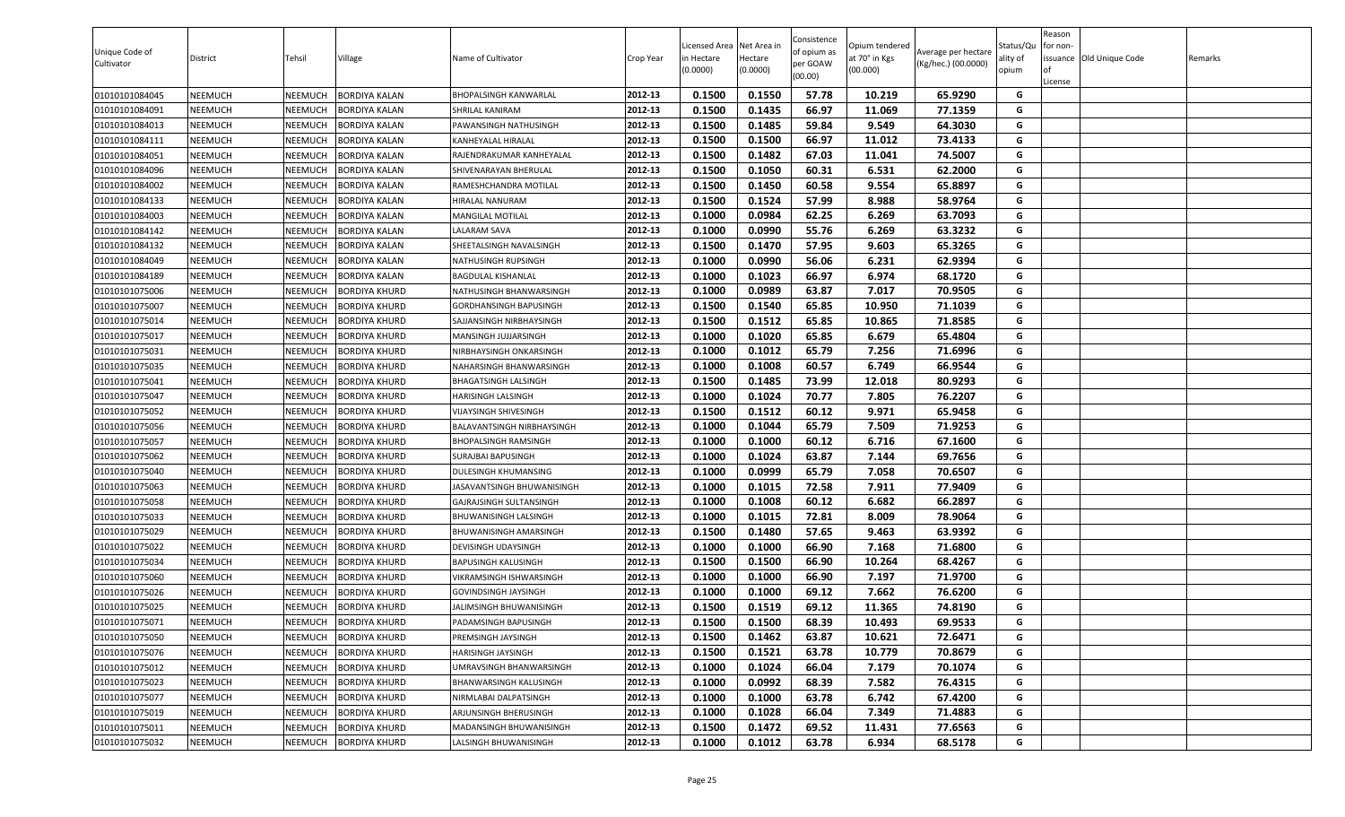| Unique Code of Cultivator | District | Tehsil | Village | Name of Cultivator | Crop Year | Licensed Area in Hectare (0.0000) | Net Area in Hectare (0.0000) | Consistence of opium as per GOAW (00.00) | Opium tendered at 70° in Kgs (00.000) | Average per hectare (Kg/hec.) (00.0000) | Status/Quality of opium | Reason for non-issuance of License | Old Unique Code | Remarks |
|---|---|---|---|---|---|---|---|---|---|---|---|---|---|---|
| 01010101084045 | NEEMUCH | NEEMUCH | BORDIYA KALAN | BHOPALSINGH KANWARLAL | 2012-13 | 0.1500 | 0.1550 | 57.78 | 10.219 | 65.9290 | G | | | |
| 01010101084091 | NEEMUCH | NEEMUCH | BORDIYA KALAN | SHRILAL KANIRAM | 2012-13 | 0.1500 | 0.1435 | 66.97 | 11.069 | 77.1359 | G | | | |
| 01010101084013 | NEEMUCH | NEEMUCH | BORDIYA KALAN | PAWANSINGH NATHUSINGH | 2012-13 | 0.1500 | 0.1485 | 59.84 | 9.549 | 64.3030 | G | | | |
| 01010101084111 | NEEMUCH | NEEMUCH | BORDIYA KALAN | KANHEYALAL HIRALAL | 2012-13 | 0.1500 | 0.1500 | 66.97 | 11.012 | 73.4133 | G | | | |
| 01010101084051 | NEEMUCH | NEEMUCH | BORDIYA KALAN | RAJENDRAKUMAR KANHEYALAL | 2012-13 | 0.1500 | 0.1482 | 67.03 | 11.041 | 74.5007 | G | | | |
| 01010101084096 | NEEMUCH | NEEMUCH | BORDIYA KALAN | SHIVENARAYAN BHERULAL | 2012-13 | 0.1500 | 0.1050 | 60.31 | 6.531 | 62.2000 | G | | | |
| 01010101084002 | NEEMUCH | NEEMUCH | BORDIYA KALAN | RAMESHCHANDRA MOTILAL | 2012-13 | 0.1500 | 0.1450 | 60.58 | 9.554 | 65.8897 | G | | | |
| 01010101084133 | NEEMUCH | NEEMUCH | BORDIYA KALAN | HIRALAL NANURAM | 2012-13 | 0.1500 | 0.1524 | 57.99 | 8.988 | 58.9764 | G | | | |
| 01010101084003 | NEEMUCH | NEEMUCH | BORDIYA KALAN | MANGILAL MOTILAL | 2012-13 | 0.1000 | 0.0984 | 62.25 | 6.269 | 63.7093 | G | | | |
| 01010101084142 | NEEMUCH | NEEMUCH | BORDIYA KALAN | LALARAM SAVA | 2012-13 | 0.1000 | 0.0990 | 55.76 | 6.269 | 63.3232 | G | | | |
| 01010101084132 | NEEMUCH | NEEMUCH | BORDIYA KALAN | SHEETALSINGH NAVALSINGH | 2012-13 | 0.1500 | 0.1470 | 57.95 | 9.603 | 65.3265 | G | | | |
| 01010101084049 | NEEMUCH | NEEMUCH | BORDIYA KALAN | NATHUSINGH RUPSINGH | 2012-13 | 0.1000 | 0.0990 | 56.06 | 6.231 | 62.9394 | G | | | |
| 01010101084189 | NEEMUCH | NEEMUCH | BORDIYA KALAN | BAGDULAL KISHANLAL | 2012-13 | 0.1000 | 0.1023 | 66.97 | 6.974 | 68.1720 | G | | | |
| 01010101075006 | NEEMUCH | NEEMUCH | BORDIYA KHURD | NATHUSINGH BHANWARSINGH | 2012-13 | 0.1000 | 0.0989 | 63.87 | 7.017 | 70.9505 | G | | | |
| 01010101075007 | NEEMUCH | NEEMUCH | BORDIYA KHURD | GORDHANSINGH BAPUSINGH | 2012-13 | 0.1500 | 0.1540 | 65.85 | 10.950 | 71.1039 | G | | | |
| 01010101075014 | NEEMUCH | NEEMUCH | BORDIYA KHURD | SAJJANSINGH NIRBHAYSINGH | 2012-13 | 0.1500 | 0.1512 | 65.85 | 10.865 | 71.8585 | G | | | |
| 01010101075017 | NEEMUCH | NEEMUCH | BORDIYA KHURD | MANSINGH JUJJARSINGH | 2012-13 | 0.1000 | 0.1020 | 65.85 | 6.679 | 65.4804 | G | | | |
| 01010101075031 | NEEMUCH | NEEMUCH | BORDIYA KHURD | NIRBHAYSINGH ONKARSINGH | 2012-13 | 0.1000 | 0.1012 | 65.79 | 7.256 | 71.6996 | G | | | |
| 01010101075035 | NEEMUCH | NEEMUCH | BORDIYA KHURD | NAHARSINGH BHANWARSINGH | 2012-13 | 0.1000 | 0.1008 | 60.57 | 6.749 | 66.9544 | G | | | |
| 01010101075041 | NEEMUCH | NEEMUCH | BORDIYA KHURD | BHAGATSINGH LALSINGH | 2012-13 | 0.1500 | 0.1485 | 73.99 | 12.018 | 80.9293 | G | | | |
| 01010101075047 | NEEMUCH | NEEMUCH | BORDIYA KHURD | HARISINGH LALSINGH | 2012-13 | 0.1000 | 0.1024 | 70.77 | 7.805 | 76.2207 | G | | | |
| 01010101075052 | NEEMUCH | NEEMUCH | BORDIYA KHURD | VIJAYSINGH SHIVESINGH | 2012-13 | 0.1500 | 0.1512 | 60.12 | 9.971 | 65.9458 | G | | | |
| 01010101075056 | NEEMUCH | NEEMUCH | BORDIYA KHURD | BALAVANTSINGH NIRBHAYSINGH | 2012-13 | 0.1000 | 0.1044 | 65.79 | 7.509 | 71.9253 | G | | | |
| 01010101075057 | NEEMUCH | NEEMUCH | BORDIYA KHURD | BHOPALSINGH RAMSINGH | 2012-13 | 0.1000 | 0.1000 | 60.12 | 6.716 | 67.1600 | G | | | |
| 01010101075062 | NEEMUCH | NEEMUCH | BORDIYA KHURD | SURAJBAI BAPUSINGH | 2012-13 | 0.1000 | 0.1024 | 63.87 | 7.144 | 69.7656 | G | | | |
| 01010101075040 | NEEMUCH | NEEMUCH | BORDIYA KHURD | DULESINGH KHUMANSING | 2012-13 | 0.1000 | 0.0999 | 65.79 | 7.058 | 70.6507 | G | | | |
| 01010101075063 | NEEMUCH | NEEMUCH | BORDIYA KHURD | JASAVANTSINGH BHUWANISINGH | 2012-13 | 0.1000 | 0.1015 | 72.58 | 7.911 | 77.9409 | G | | | |
| 01010101075058 | NEEMUCH | NEEMUCH | BORDIYA KHURD | GAJRAJSINGH SULTANSINGH | 2012-13 | 0.1000 | 0.1008 | 60.12 | 6.682 | 66.2897 | G | | | |
| 01010101075033 | NEEMUCH | NEEMUCH | BORDIYA KHURD | BHUWANISINGH LALSINGH | 2012-13 | 0.1000 | 0.1015 | 72.81 | 8.009 | 78.9064 | G | | | |
| 01010101075029 | NEEMUCH | NEEMUCH | BORDIYA KHURD | BHUWANISINGH AMARSINGH | 2012-13 | 0.1500 | 0.1480 | 57.65 | 9.463 | 63.9392 | G | | | |
| 01010101075022 | NEEMUCH | NEEMUCH | BORDIYA KHURD | DEVISINGH UDAYSINGH | 2012-13 | 0.1000 | 0.1000 | 66.90 | 7.168 | 71.6800 | G | | | |
| 01010101075034 | NEEMUCH | NEEMUCH | BORDIYA KHURD | BAPUSINGH KALUSINGH | 2012-13 | 0.1500 | 0.1500 | 66.90 | 10.264 | 68.4267 | G | | | |
| 01010101075060 | NEEMUCH | NEEMUCH | BORDIYA KHURD | VIKRAMSINGH ISHWARSINGH | 2012-13 | 0.1000 | 0.1000 | 66.90 | 7.197 | 71.9700 | G | | | |
| 01010101075026 | NEEMUCH | NEEMUCH | BORDIYA KHURD | GOVINDSINGH JAYSINGH | 2012-13 | 0.1000 | 0.1000 | 69.12 | 7.662 | 76.6200 | G | | | |
| 01010101075025 | NEEMUCH | NEEMUCH | BORDIYA KHURD | JALIMSINGH BHUWANISINGH | 2012-13 | 0.1500 | 0.1519 | 69.12 | 11.365 | 74.8190 | G | | | |
| 01010101075071 | NEEMUCH | NEEMUCH | BORDIYA KHURD | PADAMSINGH BAPUSINGH | 2012-13 | 0.1500 | 0.1500 | 68.39 | 10.493 | 69.9533 | G | | | |
| 01010101075050 | NEEMUCH | NEEMUCH | BORDIYA KHURD | PREMSINGH JAYSINGH | 2012-13 | 0.1500 | 0.1462 | 63.87 | 10.621 | 72.6471 | G | | | |
| 01010101075076 | NEEMUCH | NEEMUCH | BORDIYA KHURD | HARISINGH JAYSINGH | 2012-13 | 0.1500 | 0.1521 | 63.78 | 10.779 | 70.8679 | G | | | |
| 01010101075012 | NEEMUCH | NEEMUCH | BORDIYA KHURD | UMRAVSINGH BHANWARSINGH | 2012-13 | 0.1000 | 0.1024 | 66.04 | 7.179 | 70.1074 | G | | | |
| 01010101075023 | NEEMUCH | NEEMUCH | BORDIYA KHURD | BHANWARSINGH KALUSINGH | 2012-13 | 0.1000 | 0.0992 | 68.39 | 7.582 | 76.4315 | G | | | |
| 01010101075077 | NEEMUCH | NEEMUCH | BORDIYA KHURD | NIRMLABAI DALPATSINGH | 2012-13 | 0.1000 | 0.1000 | 63.78 | 6.742 | 67.4200 | G | | | |
| 01010101075019 | NEEMUCH | NEEMUCH | BORDIYA KHURD | ARJUNSINGH BHERUSINGH | 2012-13 | 0.1000 | 0.1028 | 66.04 | 7.349 | 71.4883 | G | | | |
| 01010101075011 | NEEMUCH | NEEMUCH | BORDIYA KHURD | MADANSINGH BHUWANISINGH | 2012-13 | 0.1500 | 0.1472 | 69.52 | 11.431 | 77.6563 | G | | | |
| 01010101075032 | NEEMUCH | NEEMUCH | BORDIYA KHURD | LALSINGH BHUWANISINGH | 2012-13 | 0.1000 | 0.1012 | 63.78 | 6.934 | 68.5178 | G | | | |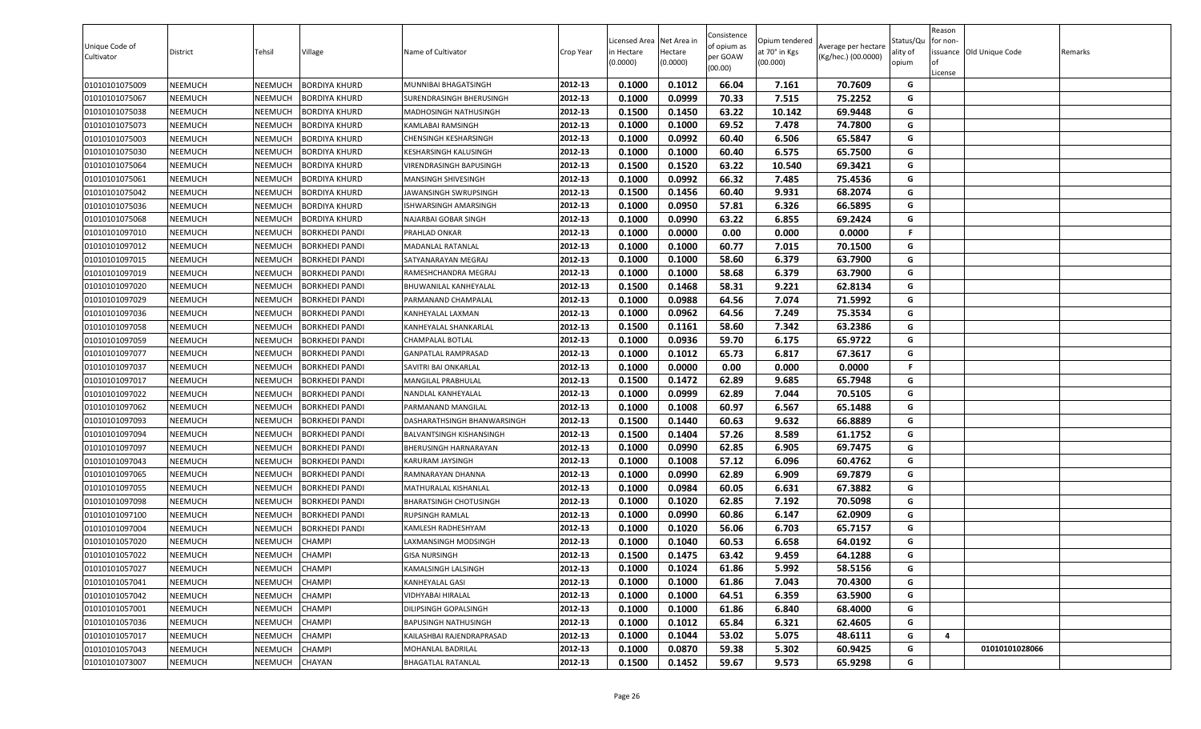| Unique Code of Cultivator | District | Tehsil | Village | Name of Cultivator | Crop Year | Licensed Area in Hectare (0.0000) | Net Area in Hectare (0.0000) | Consistence of opium as per GOAW (00.00) | Opium tendered at 70° in Kgs (00.000) | Average per hectare (Kg/hec.) (00.0000) | Status/Quality of opium | Reason for non-issuance of License | Old Unique Code | Remarks |
|---|---|---|---|---|---|---|---|---|---|---|---|---|---|---|
| 01010101075009 | NEEMUCH | NEEMUCH | BORDIYA KHURD | MUNNIBAI BHAGATSINGH | 2012-13 | 0.1000 | 0.1012 | 66.04 | 7.161 | 70.7609 | G | | | |
| 01010101075067 | NEEMUCH | NEEMUCH | BORDIYA KHURD | SURENDRASINGH BHERUSINGH | 2012-13 | 0.1000 | 0.0999 | 70.33 | 7.515 | 75.2252 | G | | | |
| 01010101075038 | NEEMUCH | NEEMUCH | BORDIYA KHURD | MADHOSINGH NATHUSINGH | 2012-13 | 0.1500 | 0.1450 | 63.22 | 10.142 | 69.9448 | G | | | |
| 01010101075073 | NEEMUCH | NEEMUCH | BORDIYA KHURD | KAMLABAI RAMSINGH | 2012-13 | 0.1000 | 0.1000 | 69.52 | 7.478 | 74.7800 | G | | | |
| 01010101075003 | NEEMUCH | NEEMUCH | BORDIYA KHURD | CHENSINGH KESHARSINGH | 2012-13 | 0.1000 | 0.0992 | 60.40 | 6.506 | 65.5847 | G | | | |
| 01010101075030 | NEEMUCH | NEEMUCH | BORDIYA KHURD | KESHARSINGH KALUSINGH | 2012-13 | 0.1000 | 0.1000 | 60.40 | 6.575 | 65.7500 | G | | | |
| 01010101075064 | NEEMUCH | NEEMUCH | BORDIYA KHURD | VIRENDRASINGH BAPUSINGH | 2012-13 | 0.1500 | 0.1520 | 63.22 | 10.540 | 69.3421 | G | | | |
| 01010101075061 | NEEMUCH | NEEMUCH | BORDIYA KHURD | MANSINGH SHIVESINGH | 2012-13 | 0.1000 | 0.0992 | 66.32 | 7.485 | 75.4536 | G | | | |
| 01010101075042 | NEEMUCH | NEEMUCH | BORDIYA KHURD | JAWANSINGH SWRUPSINGH | 2012-13 | 0.1500 | 0.1456 | 60.40 | 9.931 | 68.2074 | G | | | |
| 01010101075036 | NEEMUCH | NEEMUCH | BORDIYA KHURD | ISHWARSINGH AMARSINGH | 2012-13 | 0.1000 | 0.0950 | 57.81 | 6.326 | 66.5895 | G | | | |
| 01010101075068 | NEEMUCH | NEEMUCH | BORDIYA KHURD | NAJARBAI GOBAR SINGH | 2012-13 | 0.1000 | 0.0990 | 63.22 | 6.855 | 69.2424 | G | | | |
| 01010101097010 | NEEMUCH | NEEMUCH | BORKHEDI PANDI | PRAHLAD ONKAR | 2012-13 | 0.1000 | 0.0000 | 0.00 | 0.000 | 0.0000 | F | | | |
| 01010101097012 | NEEMUCH | NEEMUCH | BORKHEDI PANDI | MADANLAL RATANLAL | 2012-13 | 0.1000 | 0.1000 | 60.77 | 7.015 | 70.1500 | G | | | |
| 01010101097015 | NEEMUCH | NEEMUCH | BORKHEDI PANDI | SATYANARAYAN MEGRAJ | 2012-13 | 0.1000 | 0.1000 | 58.60 | 6.379 | 63.7900 | G | | | |
| 01010101097019 | NEEMUCH | NEEMUCH | BORKHEDI PANDI | RAMESHCHANDRA MEGRAJ | 2012-13 | 0.1000 | 0.1000 | 58.68 | 6.379 | 63.7900 | G | | | |
| 01010101097020 | NEEMUCH | NEEMUCH | BORKHEDI PANDI | BHUWANILAL KANHEYALAL | 2012-13 | 0.1500 | 0.1468 | 58.31 | 9.221 | 62.8134 | G | | | |
| 01010101097029 | NEEMUCH | NEEMUCH | BORKHEDI PANDI | PARMANAND CHAMPALAL | 2012-13 | 0.1000 | 0.0988 | 64.56 | 7.074 | 71.5992 | G | | | |
| 01010101097036 | NEEMUCH | NEEMUCH | BORKHEDI PANDI | KANHEYALAL LAXMAN | 2012-13 | 0.1000 | 0.0962 | 64.56 | 7.249 | 75.3534 | G | | | |
| 01010101097058 | NEEMUCH | NEEMUCH | BORKHEDI PANDI | KANHEYALAL SHANKARLAL | 2012-13 | 0.1500 | 0.1161 | 58.60 | 7.342 | 63.2386 | G | | | |
| 01010101097059 | NEEMUCH | NEEMUCH | BORKHEDI PANDI | CHAMPALAL BOTLAL | 2012-13 | 0.1000 | 0.0936 | 59.70 | 6.175 | 65.9722 | G | | | |
| 01010101097077 | NEEMUCH | NEEMUCH | BORKHEDI PANDI | GANPATLAL RAMPRASAD | 2012-13 | 0.1000 | 0.1012 | 65.73 | 6.817 | 67.3617 | G | | | |
| 01010101097037 | NEEMUCH | NEEMUCH | BORKHEDI PANDI | SAVITRI BAI ONKARLAL | 2012-13 | 0.1000 | 0.0000 | 0.00 | 0.000 | 0.0000 | F | | | |
| 01010101097017 | NEEMUCH | NEEMUCH | BORKHEDI PANDI | MANGILAL PRABHULAL | 2012-13 | 0.1500 | 0.1472 | 62.89 | 9.685 | 65.7948 | G | | | |
| 01010101097022 | NEEMUCH | NEEMUCH | BORKHEDI PANDI | NANDLAL KANHEYALAL | 2012-13 | 0.1000 | 0.0999 | 62.89 | 7.044 | 70.5105 | G | | | |
| 01010101097062 | NEEMUCH | NEEMUCH | BORKHEDI PANDI | PARMANAND MANGILAL | 2012-13 | 0.1000 | 0.1008 | 60.97 | 6.567 | 65.1488 | G | | | |
| 01010101097093 | NEEMUCH | NEEMUCH | BORKHEDI PANDI | DASHARATHSINGH BHANWARSINGH | 2012-13 | 0.1500 | 0.1440 | 60.63 | 9.632 | 66.8889 | G | | | |
| 01010101097094 | NEEMUCH | NEEMUCH | BORKHEDI PANDI | BALVANTSINGH KISHANSINGH | 2012-13 | 0.1500 | 0.1404 | 57.26 | 8.589 | 61.1752 | G | | | |
| 01010101097097 | NEEMUCH | NEEMUCH | BORKHEDI PANDI | BHERUSINGH HARNARAYAN | 2012-13 | 0.1000 | 0.0990 | 62.85 | 6.905 | 69.7475 | G | | | |
| 01010101097043 | NEEMUCH | NEEMUCH | BORKHEDI PANDI | KARURAM JAYSINGH | 2012-13 | 0.1000 | 0.1008 | 57.12 | 6.096 | 60.4762 | G | | | |
| 01010101097065 | NEEMUCH | NEEMUCH | BORKHEDI PANDI | RAMNARAYAN DHANNA | 2012-13 | 0.1000 | 0.0990 | 62.89 | 6.909 | 69.7879 | G | | | |
| 01010101097055 | NEEMUCH | NEEMUCH | BORKHEDI PANDI | MATHURALAL KISHANLAL | 2012-13 | 0.1000 | 0.0984 | 60.05 | 6.631 | 67.3882 | G | | | |
| 01010101097098 | NEEMUCH | NEEMUCH | BORKHEDI PANDI | BHARATSINGH CHOTUSINGH | 2012-13 | 0.1000 | 0.1020 | 62.85 | 7.192 | 70.5098 | G | | | |
| 01010101097100 | NEEMUCH | NEEMUCH | BORKHEDI PANDI | RUPSINGH RAMLAL | 2012-13 | 0.1000 | 0.0990 | 60.86 | 6.147 | 62.0909 | G | | | |
| 01010101097004 | NEEMUCH | NEEMUCH | BORKHEDI PANDI | KAMLESH RADHESHYAM | 2012-13 | 0.1000 | 0.1020 | 56.06 | 6.703 | 65.7157 | G | | | |
| 01010101057020 | NEEMUCH | NEEMUCH | CHAMPI | LAXMANSINGH MODSINGH | 2012-13 | 0.1000 | 0.1040 | 60.53 | 6.658 | 64.0192 | G | | | |
| 01010101057022 | NEEMUCH | NEEMUCH | CHAMPI | GISA NURSINGH | 2012-13 | 0.1500 | 0.1475 | 63.42 | 9.459 | 64.1288 | G | | | |
| 01010101057027 | NEEMUCH | NEEMUCH | CHAMPI | KAMALSINGH LALSINGH | 2012-13 | 0.1000 | 0.1024 | 61.86 | 5.992 | 58.5156 | G | | | |
| 01010101057041 | NEEMUCH | NEEMUCH | CHAMPI | KANHEYALAL GASI | 2012-13 | 0.1000 | 0.1000 | 61.86 | 7.043 | 70.4300 | G | | | |
| 01010101057042 | NEEMUCH | NEEMUCH | CHAMPI | VIDHYABAI HIRALAL | 2012-13 | 0.1000 | 0.1000 | 64.51 | 6.359 | 63.5900 | G | | | |
| 01010101057001 | NEEMUCH | NEEMUCH | CHAMPI | DILIPSINGH GOPALSINGH | 2012-13 | 0.1000 | 0.1000 | 61.86 | 6.840 | 68.4000 | G | | | |
| 01010101057036 | NEEMUCH | NEEMUCH | CHAMPI | BAPUSINGH NATHUSINGH | 2012-13 | 0.1000 | 0.1012 | 65.84 | 6.321 | 62.4605 | G | | | |
| 01010101057017 | NEEMUCH | NEEMUCH | CHAMPI | KAILASHBAI RAJENDRAPRASAD | 2012-13 | 0.1000 | 0.1044 | 53.02 | 5.075 | 48.6111 | G | 4 | | |
| 01010101057043 | NEEMUCH | NEEMUCH | CHAMPI | MOHANLAL BADRILAL | 2012-13 | 0.1000 | 0.0870 | 59.38 | 5.302 | 60.9425 | G | | 01010101028066 | |
| 01010101073007 | NEEMUCH | NEEMUCH | CHAYAN | BHAGATLAL RATANLAL | 2012-13 | 0.1500 | 0.1452 | 59.67 | 9.573 | 65.9298 | G | | | |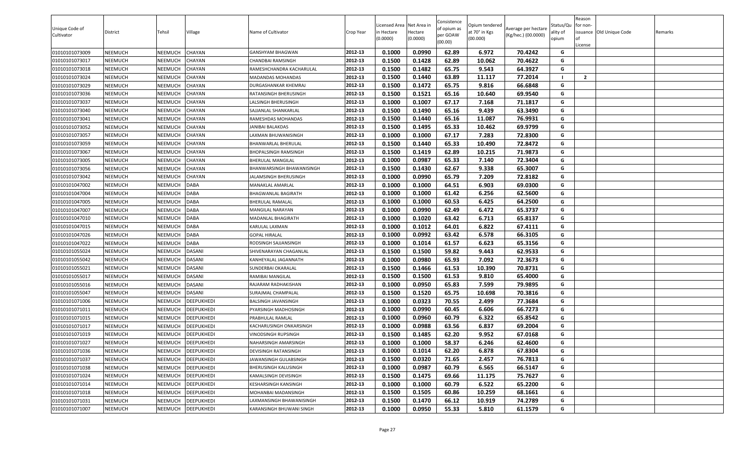| Unique Code of Cultivator | District | Tehsil | Village | Name of Cultivator | Crop Year | Licensed Area in Hectare (0.0000) | Net Area in Hectare (0.0000) | Consistence of opium as per GOAW (00.00) | Opium tendered at 70° in Kgs (00.000) | Average per hectare (Kg/hec.) (00.0000) | Status/Quality of opium | Reason for non-issuance of License | Old Unique Code | Remarks |
|---|---|---|---|---|---|---|---|---|---|---|---|---|---|---|
| 01010101073009 | NEEMUCH | NEEMUCH | CHAYAN | GANSHYAM BHAGWAN | 2012-13 | 0.1000 | 0.0990 | 62.89 | 6.972 | 70.4242 | G | | | |
| 01010101073017 | NEEMUCH | NEEMUCH | CHAYAN | CHANDBAI RAMSINGH | 2012-13 | 0.1500 | 0.1428 | 62.89 | 10.062 | 70.4622 | G | | | |
| 01010101073018 | NEEMUCH | NEEMUCH | CHAYAN | RAMESHCHANDRA KACHARULAL | 2012-13 | 0.1500 | 0.1482 | 65.75 | 9.543 | 64.3927 | G | | | |
| 01010101073024 | NEEMUCH | NEEMUCH | CHAYAN | MADANDAS MOHANDAS | 2012-13 | 0.1500 | 0.1440 | 63.89 | 11.117 | 77.2014 | I | 2 | | |
| 01010101073029 | NEEMUCH | NEEMUCH | CHAYAN | DURGASHANKAR KHEMRAJ | 2012-13 | 0.1500 | 0.1472 | 65.75 | 9.816 | 66.6848 | G | | | |
| 01010101073036 | NEEMUCH | NEEMUCH | CHAYAN | RATANSINGH BHERUSINGH | 2012-13 | 0.1500 | 0.1521 | 65.16 | 10.640 | 69.9540 | G | | | |
| 01010101073037 | NEEMUCH | NEEMUCH | CHAYAN | LALSINGH BHERUSINGH | 2012-13 | 0.1000 | 0.1007 | 67.17 | 7.168 | 71.1817 | G | | | |
| 01010101073040 | NEEMUCH | NEEMUCH | CHAYAN | SAJJANLAL SHANKARLAL | 2012-13 | 0.1500 | 0.1490 | 65.16 | 9.439 | 63.3490 | G | | | |
| 01010101073041 | NEEMUCH | NEEMUCH | CHAYAN | RAMESHDAS MOHANDAS | 2012-13 | 0.1500 | 0.1440 | 65.16 | 11.087 | 76.9931 | G | | | |
| 01010101073052 | NEEMUCH | NEEMUCH | CHAYAN | JANIBAI BALAKDAS | 2012-13 | 0.1500 | 0.1495 | 65.33 | 10.462 | 69.9799 | G | | | |
| 01010101073057 | NEEMUCH | NEEMUCH | CHAYAN | LAXMAN BHUWANISINGH | 2012-13 | 0.1000 | 0.1000 | 67.17 | 7.283 | 72.8300 | G | | | |
| 01010101073059 | NEEMUCH | NEEMUCH | CHAYAN | BHANWARLAL BHERULAL | 2012-13 | 0.1500 | 0.1440 | 65.33 | 10.490 | 72.8472 | G | | | |
| 01010101073067 | NEEMUCH | NEEMUCH | CHAYAN | BHOPALSINGH RAMSINGH | 2012-13 | 0.1500 | 0.1419 | 62.89 | 10.215 | 71.9873 | G | | | |
| 01010101073005 | NEEMUCH | NEEMUCH | CHAYAN | BHERULAL MANGILAL | 2012-13 | 0.1000 | 0.0987 | 65.33 | 7.140 | 72.3404 | G | | | |
| 01010101073056 | NEEMUCH | NEEMUCH | CHAYAN | BHANWARSINGH BHAWANISINGH | 2012-13 | 0.1500 | 0.1430 | 62.67 | 9.338 | 65.3007 | G | | | |
| 01010101073042 | NEEMUCH | NEEMUCH | CHAYAN | JALAMSINGH BHERUSINGH | 2012-13 | 0.1000 | 0.0990 | 65.79 | 7.209 | 72.8182 | G | | | |
| 01010101047002 | NEEMUCH | NEEMUCH | DABA | MANAKLAL AMARLAL | 2012-13 | 0.1000 | 0.1000 | 64.51 | 6.903 | 69.0300 | G | | | |
| 01010101047004 | NEEMUCH | NEEMUCH | DABA | BHAGWANLAL BAGIRATH | 2012-13 | 0.1000 | 0.1000 | 61.42 | 6.256 | 62.5600 | G | | | |
| 01010101047005 | NEEMUCH | NEEMUCH | DABA | BHERULAL RAMALAL | 2012-13 | 0.1000 | 0.1000 | 60.53 | 6.425 | 64.2500 | G | | | |
| 01010101047007 | NEEMUCH | NEEMUCH | DABA | MANGILAL NARAYAN | 2012-13 | 0.1000 | 0.0990 | 62.49 | 6.472 | 65.3737 | G | | | |
| 01010101047010 | NEEMUCH | NEEMUCH | DABA | MADANLAL BHAGIRATH | 2012-13 | 0.1000 | 0.1020 | 63.42 | 6.713 | 65.8137 | G | | | |
| 01010101047015 | NEEMUCH | NEEMUCH | DABA | KARULAL LAXMAN | 2012-13 | 0.1000 | 0.1012 | 64.01 | 6.822 | 67.4111 | G | | | |
| 01010101047026 | NEEMUCH | NEEMUCH | DABA | GOPAL HIRALAL | 2012-13 | 0.1000 | 0.0992 | 63.42 | 6.578 | 66.3105 | G | | | |
| 01010101047022 | NEEMUCH | NEEMUCH | DABA | RODSINGH SAJJANSINGH | 2012-13 | 0.1000 | 0.1014 | 61.57 | 6.623 | 65.3156 | G | | | |
| 01010101055024 | NEEMUCH | NEEMUCH | DASANI | SHIVENARAYAN CHAGANLAL | 2012-13 | 0.1500 | 0.1500 | 59.82 | 9.443 | 62.9533 | G | | | |
| 01010101055042 | NEEMUCH | NEEMUCH | DASANI | KANHEYALAL JAGANNATH | 2012-13 | 0.1000 | 0.0980 | 65.93 | 7.092 | 72.3673 | G | | | |
| 01010101055021 | NEEMUCH | NEEMUCH | DASANI | SUNDERBAI OKARALAL | 2012-13 | 0.1500 | 0.1466 | 61.53 | 10.390 | 70.8731 | G | | | |
| 01010101055017 | NEEMUCH | NEEMUCH | DASANI | RAMIBAI MANGILAL | 2012-13 | 0.1500 | 0.1500 | 61.53 | 9.810 | 65.4000 | G | | | |
| 01010101055016 | NEEMUCH | NEEMUCH | DASANI | RAJARAM RADHAKISHAN | 2012-13 | 0.1000 | 0.0950 | 65.83 | 7.599 | 79.9895 | G | | | |
| 01010101055047 | NEEMUCH | NEEMUCH | DASANI | SURAJMAL CHAMPALAL | 2012-13 | 0.1500 | 0.1520 | 65.75 | 10.698 | 70.3816 | G | | | |
| 01010101071006 | NEEMUCH | NEEMUCH | DEEPUKHEDI | BALSINGH JAVANSINGH | 2012-13 | 0.1000 | 0.0323 | 70.55 | 2.499 | 77.3684 | G | | | |
| 01010101071011 | NEEMUCH | NEEMUCH | DEEPUKHEDI | PYARSINGH MADHOSINGH | 2012-13 | 0.1000 | 0.0990 | 60.45 | 6.606 | 66.7273 | G | | | |
| 01010101071015 | NEEMUCH | NEEMUCH | DEEPUKHEDI | PRABHULAL RAMLAL | 2012-13 | 0.1000 | 0.0960 | 60.79 | 6.322 | 65.8542 | G | | | |
| 01010101071017 | NEEMUCH | NEEMUCH | DEEPUKHEDI | KACHARUSINGH ONKARSINGH | 2012-13 | 0.1000 | 0.0988 | 63.56 | 6.837 | 69.2004 | G | | | |
| 01010101071019 | NEEMUCH | NEEMUCH | DEEPUKHEDI | VINODSINGH RUPSINGH | 2012-13 | 0.1500 | 0.1485 | 62.20 | 9.952 | 67.0168 | G | | | |
| 01010101071027 | NEEMUCH | NEEMUCH | DEEPUKHEDI | NAHARSINGH AMARSINGH | 2012-13 | 0.1000 | 0.1000 | 58.37 | 6.246 | 62.4600 | G | | | |
| 01010101071036 | NEEMUCH | NEEMUCH | DEEPUKHEDI | DEVISINGH RATANSINGH | 2012-13 | 0.1000 | 0.1014 | 62.20 | 6.878 | 67.8304 | G | | | |
| 01010101071037 | NEEMUCH | NEEMUCH | DEEPUKHEDI | JAWANSINGH GULABSINGH | 2012-13 | 0.1500 | 0.0320 | 71.65 | 2.457 | 76.7813 | G | | | |
| 01010101071038 | NEEMUCH | NEEMUCH | DEEPUKHEDI | BHERUSINGH KALUSINGH | 2012-13 | 0.1000 | 0.0987 | 60.79 | 6.565 | 66.5147 | G | | | |
| 01010101071024 | NEEMUCH | NEEMUCH | DEEPUKHEDI | KAMALSINGH DEVISINGH | 2012-13 | 0.1500 | 0.1475 | 69.66 | 11.175 | 75.7627 | G | | | |
| 01010101071014 | NEEMUCH | NEEMUCH | DEEPUKHEDI | KESHARSINGH KANSINGH | 2012-13 | 0.1000 | 0.1000 | 60.79 | 6.522 | 65.2200 | G | | | |
| 01010101071018 | NEEMUCH | NEEMUCH | DEEPUKHEDI | MOHANBAI MADANSINGH | 2012-13 | 0.1500 | 0.1505 | 60.86 | 10.259 | 68.1661 | G | | | |
| 01010101071031 | NEEMUCH | NEEMUCH | DEEPUKHEDI | LAXMANSINGH BHAWANISINGH | 2012-13 | 0.1500 | 0.1470 | 66.12 | 10.919 | 74.2789 | G | | | |
| 01010101071007 | NEEMUCH | NEEMUCH | DEEPUKHEDI | KARANSINGH BHUWANI SINGH | 2012-13 | 0.1000 | 0.0950 | 55.33 | 5.810 | 61.1579 | G | | | |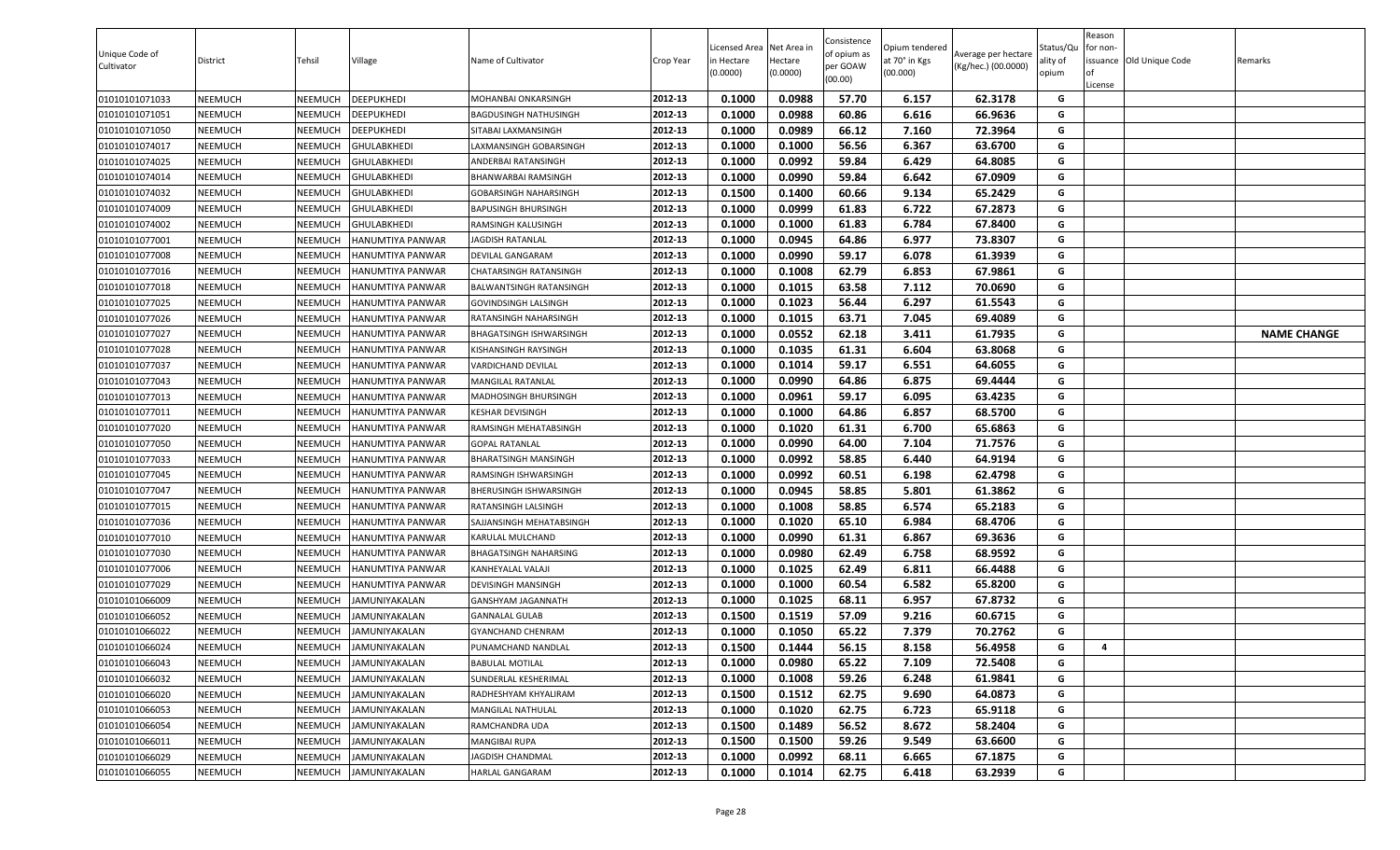| Unique Code of Cultivator | District | Tehsil | Village | Name of Cultivator | Crop Year | Licensed Area in Hectare (0.0000) | Net Area in Hectare (0.0000) | Consistence of opium as per GOAW (00.00) | Opium tendered at 70° in Kgs (00.000) | Average per hectare (Kg/hec.) (00.0000) | Status/Quality of opium | Reason for non-issuance of License | Old Unique Code | Remarks |
|---|---|---|---|---|---|---|---|---|---|---|---|---|---|---|
| 01010101071033 | NEEMUCH | NEEMUCH | DEEPUKHEDI | MOHANBAI ONKARSINGH | 2012-13 | 0.1000 | 0.0988 | 57.70 | 6.157 | 62.3178 | G | | | |
| 01010101071051 | NEEMUCH | NEEMUCH | DEEPUKHEDI | BAGDUSINGH NATHUSINGH | 2012-13 | 0.1000 | 0.0988 | 60.86 | 6.616 | 66.9636 | G | | | |
| 01010101071050 | NEEMUCH | NEEMUCH | DEEPUKHEDI | SITABAI LAXMANSINGH | 2012-13 | 0.1000 | 0.0989 | 66.12 | 7.160 | 72.3964 | G | | | |
| 01010101074017 | NEEMUCH | NEEMUCH | GHULABKHEDI | LAXMANSINGH GOBARSINGH | 2012-13 | 0.1000 | 0.1000 | 56.56 | 6.367 | 63.6700 | G | | | |
| 01010101074025 | NEEMUCH | NEEMUCH | GHULABKHEDI | ANDERBAI RATANSINGH | 2012-13 | 0.1000 | 0.0992 | 59.84 | 6.429 | 64.8085 | G | | | |
| 01010101074014 | NEEMUCH | NEEMUCH | GHULABKHEDI | BHANWARBAI RAMSINGH | 2012-13 | 0.1000 | 0.0990 | 59.84 | 6.642 | 67.0909 | G | | | |
| 01010101074032 | NEEMUCH | NEEMUCH | GHULABKHEDI | GOBARSINGH NAHARSINGH | 2012-13 | 0.1500 | 0.1400 | 60.66 | 9.134 | 65.2429 | G | | | |
| 01010101074009 | NEEMUCH | NEEMUCH | GHULABKHEDI | BAPUSINGH BHURSINGH | 2012-13 | 0.1000 | 0.0999 | 61.83 | 6.722 | 67.2873 | G | | | |
| 01010101074002 | NEEMUCH | NEEMUCH | GHULABKHEDI | RAMSINGH KALUSINGH | 2012-13 | 0.1000 | 0.1000 | 61.83 | 6.784 | 67.8400 | G | | | |
| 01010101077001 | NEEMUCH | NEEMUCH | HANUMTIYA PANWAR | JAGDISH RATANLAL | 2012-13 | 0.1000 | 0.0945 | 64.86 | 6.977 | 73.8307 | G | | | |
| 01010101077008 | NEEMUCH | NEEMUCH | HANUMTIYA PANWAR | DEVILAL GANGARAM | 2012-13 | 0.1000 | 0.0990 | 59.17 | 6.078 | 61.3939 | G | | | |
| 01010101077016 | NEEMUCH | NEEMUCH | HANUMTIYA PANWAR | CHATARSINGH RATANSINGH | 2012-13 | 0.1000 | 0.1008 | 62.79 | 6.853 | 67.9861 | G | | | |
| 01010101077018 | NEEMUCH | NEEMUCH | HANUMTIYA PANWAR | BALWANTSINGH RATANSINGH | 2012-13 | 0.1000 | 0.1015 | 63.58 | 7.112 | 70.0690 | G | | | |
| 01010101077025 | NEEMUCH | NEEMUCH | HANUMTIYA PANWAR | GOVINDSINGH LALSINGH | 2012-13 | 0.1000 | 0.1023 | 56.44 | 6.297 | 61.5543 | G | | | |
| 01010101077026 | NEEMUCH | NEEMUCH | HANUMTIYA PANWAR | RATANSINGH NAHARSINGH | 2012-13 | 0.1000 | 0.1015 | 63.71 | 7.045 | 69.4089 | G | | | |
| 01010101077027 | NEEMUCH | NEEMUCH | HANUMTIYA PANWAR | BHAGATSINGH ISHWARSINGH | 2012-13 | 0.1000 | 0.0552 | 62.18 | 3.411 | 61.7935 | G | | | NAME CHANGE |
| 01010101077028 | NEEMUCH | NEEMUCH | HANUMTIYA PANWAR | KISHANSINGH RAYSINGH | 2012-13 | 0.1000 | 0.1035 | 61.31 | 6.604 | 63.8068 | G | | | |
| 01010101077037 | NEEMUCH | NEEMUCH | HANUMTIYA PANWAR | VARDICHAND DEVILAL | 2012-13 | 0.1000 | 0.1014 | 59.17 | 6.551 | 64.6055 | G | | | |
| 01010101077043 | NEEMUCH | NEEMUCH | HANUMTIYA PANWAR | MANGILAL RATANLAL | 2012-13 | 0.1000 | 0.0990 | 64.86 | 6.875 | 69.4444 | G | | | |
| 01010101077013 | NEEMUCH | NEEMUCH | HANUMTIYA PANWAR | MADHOSINGH BHURSINGH | 2012-13 | 0.1000 | 0.0961 | 59.17 | 6.095 | 63.4235 | G | | | |
| 01010101077011 | NEEMUCH | NEEMUCH | HANUMTIYA PANWAR | KESHAR DEVISINGH | 2012-13 | 0.1000 | 0.1000 | 64.86 | 6.857 | 68.5700 | G | | | |
| 01010101077020 | NEEMUCH | NEEMUCH | HANUMTIYA PANWAR | RAMSINGH MEHATABSINGH | 2012-13 | 0.1000 | 0.1020 | 61.31 | 6.700 | 65.6863 | G | | | |
| 01010101077050 | NEEMUCH | NEEMUCH | HANUMTIYA PANWAR | GOPAL RATANLAL | 2012-13 | 0.1000 | 0.0990 | 64.00 | 7.104 | 71.7576 | G | | | |
| 01010101077033 | NEEMUCH | NEEMUCH | HANUMTIYA PANWAR | BHARATSINGH MANSINGH | 2012-13 | 0.1000 | 0.0992 | 58.85 | 6.440 | 64.9194 | G | | | |
| 01010101077045 | NEEMUCH | NEEMUCH | HANUMTIYA PANWAR | RAMSINGH ISHWARSINGH | 2012-13 | 0.1000 | 0.0992 | 60.51 | 6.198 | 62.4798 | G | | | |
| 01010101077047 | NEEMUCH | NEEMUCH | HANUMTIYA PANWAR | BHERUSINGH ISHWARSINGH | 2012-13 | 0.1000 | 0.0945 | 58.85 | 5.801 | 61.3862 | G | | | |
| 01010101077015 | NEEMUCH | NEEMUCH | HANUMTIYA PANWAR | RATANSINGH LALSINGH | 2012-13 | 0.1000 | 0.1008 | 58.85 | 6.574 | 65.2183 | G | | | |
| 01010101077036 | NEEMUCH | NEEMUCH | HANUMTIYA PANWAR | SAJJANSINGH MEHATABSINGH | 2012-13 | 0.1000 | 0.1020 | 65.10 | 6.984 | 68.4706 | G | | | |
| 01010101077010 | NEEMUCH | NEEMUCH | HANUMTIYA PANWAR | KARULAL MULCHAND | 2012-13 | 0.1000 | 0.0990 | 61.31 | 6.867 | 69.3636 | G | | | |
| 01010101077030 | NEEMUCH | NEEMUCH | HANUMTIYA PANWAR | BHAGATSINGH NAHARSING | 2012-13 | 0.1000 | 0.0980 | 62.49 | 6.758 | 68.9592 | G | | | |
| 01010101077006 | NEEMUCH | NEEMUCH | HANUMTIYA PANWAR | KANHEYALAL VALAJI | 2012-13 | 0.1000 | 0.1025 | 62.49 | 6.811 | 66.4488 | G | | | |
| 01010101077029 | NEEMUCH | NEEMUCH | HANUMTIYA PANWAR | DEVISINGH MANSINGH | 2012-13 | 0.1000 | 0.1000 | 60.54 | 6.582 | 65.8200 | G | | | |
| 01010101066009 | NEEMUCH | NEEMUCH | JAMUNIYAKALAN | GANSHYAM JAGANNATH | 2012-13 | 0.1000 | 0.1025 | 68.11 | 6.957 | 67.8732 | G | | | |
| 01010101066052 | NEEMUCH | NEEMUCH | JAMUNIYAKALAN | GANNALAL GULAB | 2012-13 | 0.1500 | 0.1519 | 57.09 | 9.216 | 60.6715 | G | | | |
| 01010101066022 | NEEMUCH | NEEMUCH | JAMUNIYAKALAN | GYANCHAND CHENRAM | 2012-13 | 0.1000 | 0.1050 | 65.22 | 7.379 | 70.2762 | G | | | |
| 01010101066024 | NEEMUCH | NEEMUCH | JAMUNIYAKALAN | PUNAMCHAND NANDLAL | 2012-13 | 0.1500 | 0.1444 | 56.15 | 8.158 | 56.4958 | G | 4 | | |
| 01010101066043 | NEEMUCH | NEEMUCH | JAMUNIYAKALAN | BABULAL MOTILAL | 2012-13 | 0.1000 | 0.0980 | 65.22 | 7.109 | 72.5408 | G | | | |
| 01010101066032 | NEEMUCH | NEEMUCH | JAMUNIYAKALAN | SUNDERLAL KESHERIMAL | 2012-13 | 0.1000 | 0.1008 | 59.26 | 6.248 | 61.9841 | G | | | |
| 01010101066020 | NEEMUCH | NEEMUCH | JAMUNIYAKALAN | RADHESHYAM KHYALIRAM | 2012-13 | 0.1500 | 0.1512 | 62.75 | 9.690 | 64.0873 | G | | | |
| 01010101066053 | NEEMUCH | NEEMUCH | JAMUNIYAKALAN | MANGILAL NATHULAL | 2012-13 | 0.1000 | 0.1020 | 62.75 | 6.723 | 65.9118 | G | | | |
| 01010101066054 | NEEMUCH | NEEMUCH | JAMUNIYAKALAN | RAMCHANDRA UDA | 2012-13 | 0.1500 | 0.1489 | 56.52 | 8.672 | 58.2404 | G | | | |
| 01010101066011 | NEEMUCH | NEEMUCH | JAMUNIYAKALAN | MANGIBAI RUPA | 2012-13 | 0.1500 | 0.1500 | 59.26 | 9.549 | 63.6600 | G | | | |
| 01010101066029 | NEEMUCH | NEEMUCH | JAMUNIYAKALAN | JAGDISH CHANDMAL | 2012-13 | 0.1000 | 0.0992 | 68.11 | 6.665 | 67.1875 | G | | | |
| 01010101066055 | NEEMUCH | NEEMUCH | JAMUNIYAKALAN | HARLAL GANGARAM | 2012-13 | 0.1000 | 0.1014 | 62.75 | 6.418 | 63.2939 | G | | | |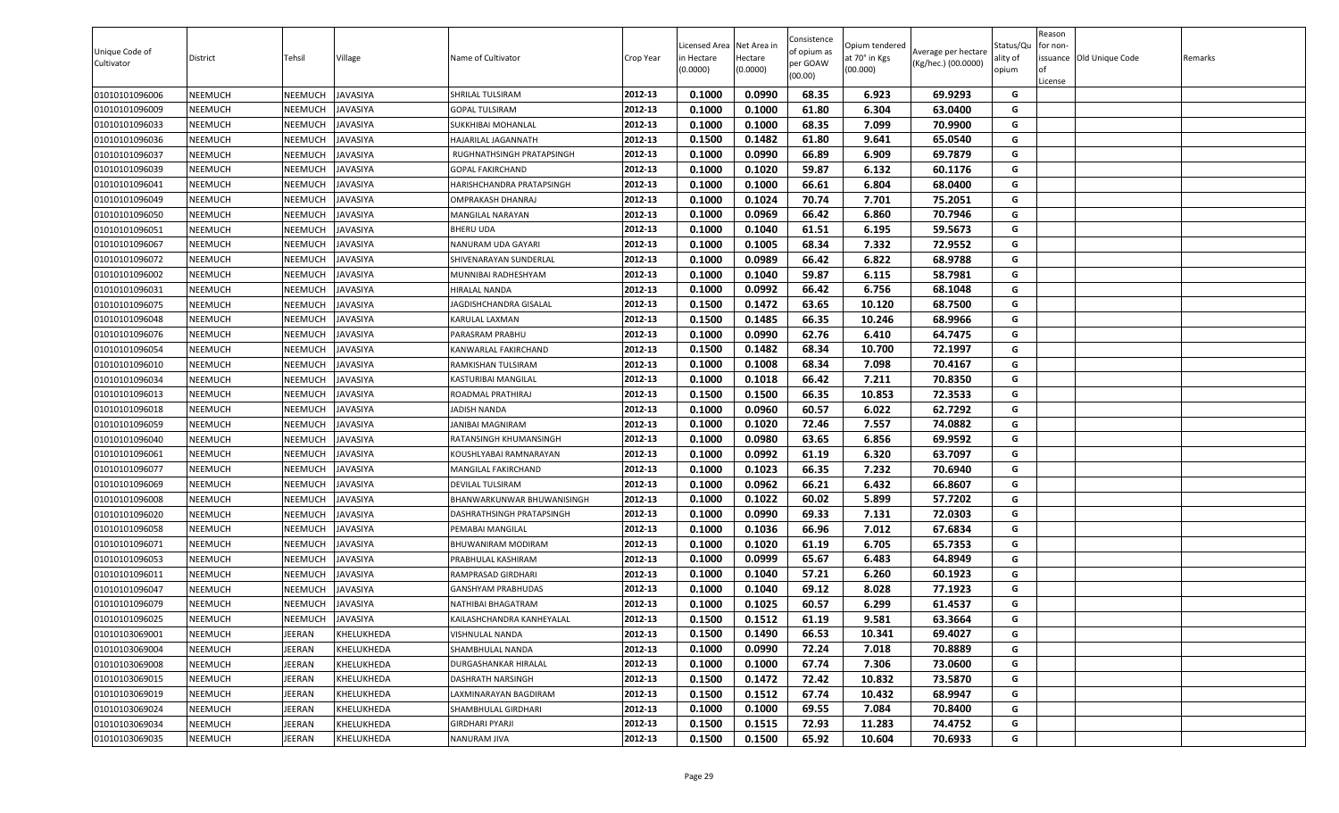| Unique Code of Cultivator | District | Tehsil | Village | Name of Cultivator | Crop Year | Licensed Area in Hectare (0.0000) | Net Area in Hectare (0.0000) | Consistence of opium as per GOAW (00.00) | Opium tendered at 70° in Kgs (00.000) | Average per hectare (Kg/hec.) (00.0000) | Status/Quality of opium | Reason for non-issuance of License | Old Unique Code | Remarks |
|---|---|---|---|---|---|---|---|---|---|---|---|---|---|---|
| 01010101096006 | NEEMUCH | NEEMUCH | JAVASIYA | SHRILAL TULSIRAM | 2012-13 | 0.1000 | 0.0990 | 68.35 | 6.923 | 69.9293 | G | | | |
| 01010101096009 | NEEMUCH | NEEMUCH | JAVASIYA | GOPAL TULSIRAM | 2012-13 | 0.1000 | 0.1000 | 61.80 | 6.304 | 63.0400 | G | | | |
| 01010101096033 | NEEMUCH | NEEMUCH | JAVASIYA | SUKKHIBAI MOHANLAL | 2012-13 | 0.1000 | 0.1000 | 68.35 | 7.099 | 70.9900 | G | | | |
| 01010101096036 | NEEMUCH | NEEMUCH | JAVASIYA | HAJARILAL JAGANNATH | 2012-13 | 0.1500 | 0.1482 | 61.80 | 9.641 | 65.0540 | G | | | |
| 01010101096037 | NEEMUCH | NEEMUCH | JAVASIYA | RUGHNATHSINGH PRATAPSINGH | 2012-13 | 0.1000 | 0.0990 | 66.89 | 6.909 | 69.7879 | G | | | |
| 01010101096039 | NEEMUCH | NEEMUCH | JAVASIYA | GOPAL FAKIRCHAND | 2012-13 | 0.1000 | 0.1020 | 59.87 | 6.132 | 60.1176 | G | | | |
| 01010101096041 | NEEMUCH | NEEMUCH | JAVASIYA | HARISHCHANDRA PRATAPSINGH | 2012-13 | 0.1000 | 0.1000 | 66.61 | 6.804 | 68.0400 | G | | | |
| 01010101096049 | NEEMUCH | NEEMUCH | JAVASIYA | OMPRAKASH DHANRAJ | 2012-13 | 0.1000 | 0.1024 | 70.74 | 7.701 | 75.2051 | G | | | |
| 01010101096050 | NEEMUCH | NEEMUCH | JAVASIYA | MANGILAL NARAYAN | 2012-13 | 0.1000 | 0.0969 | 66.42 | 6.860 | 70.7946 | G | | | |
| 01010101096051 | NEEMUCH | NEEMUCH | JAVASIYA | BHERU UDA | 2012-13 | 0.1000 | 0.1040 | 61.51 | 6.195 | 59.5673 | G | | | |
| 01010101096067 | NEEMUCH | NEEMUCH | JAVASIYA | NANURAM UDA GAYARI | 2012-13 | 0.1000 | 0.1005 | 68.34 | 7.332 | 72.9552 | G | | | |
| 01010101096072 | NEEMUCH | NEEMUCH | JAVASIYA | SHIVENARAYAN SUNDERLAL | 2012-13 | 0.1000 | 0.0989 | 66.42 | 6.822 | 68.9788 | G | | | |
| 01010101096002 | NEEMUCH | NEEMUCH | JAVASIYA | MUNNIBAI RADHESHYAM | 2012-13 | 0.1000 | 0.1040 | 59.87 | 6.115 | 58.7981 | G | | | |
| 01010101096031 | NEEMUCH | NEEMUCH | JAVASIYA | HIRALAL NANDA | 2012-13 | 0.1000 | 0.0992 | 66.42 | 6.756 | 68.1048 | G | | | |
| 01010101096075 | NEEMUCH | NEEMUCH | JAVASIYA | JAGDISHCHANDRA GISALAL | 2012-13 | 0.1500 | 0.1472 | 63.65 | 10.120 | 68.7500 | G | | | |
| 01010101096048 | NEEMUCH | NEEMUCH | JAVASIYA | KARULAL LAXMAN | 2012-13 | 0.1500 | 0.1485 | 66.35 | 10.246 | 68.9966 | G | | | |
| 01010101096076 | NEEMUCH | NEEMUCH | JAVASIYA | PARASRAM PRABHU | 2012-13 | 0.1000 | 0.0990 | 62.76 | 6.410 | 64.7475 | G | | | |
| 01010101096054 | NEEMUCH | NEEMUCH | JAVASIYA | KANWARLAL FAKIRCHAND | 2012-13 | 0.1500 | 0.1482 | 68.34 | 10.700 | 72.1997 | G | | | |
| 01010101096010 | NEEMUCH | NEEMUCH | JAVASIYA | RAMKISHAN TULSIRAM | 2012-13 | 0.1000 | 0.1008 | 68.34 | 7.098 | 70.4167 | G | | | |
| 01010101096034 | NEEMUCH | NEEMUCH | JAVASIYA | KASTURIBAI MANGILAL | 2012-13 | 0.1000 | 0.1018 | 66.42 | 7.211 | 70.8350 | G | | | |
| 01010101096013 | NEEMUCH | NEEMUCH | JAVASIYA | ROADMAL PRATHIRAJ | 2012-13 | 0.1500 | 0.1500 | 66.35 | 10.853 | 72.3533 | G | | | |
| 01010101096018 | NEEMUCH | NEEMUCH | JAVASIYA | JADISH NANDA | 2012-13 | 0.1000 | 0.0960 | 60.57 | 6.022 | 62.7292 | G | | | |
| 01010101096059 | NEEMUCH | NEEMUCH | JAVASIYA | JANIBAI MAGNIRAM | 2012-13 | 0.1000 | 0.1020 | 72.46 | 7.557 | 74.0882 | G | | | |
| 01010101096040 | NEEMUCH | NEEMUCH | JAVASIYA | RATANSINGH KHUMANSINGH | 2012-13 | 0.1000 | 0.0980 | 63.65 | 6.856 | 69.9592 | G | | | |
| 01010101096061 | NEEMUCH | NEEMUCH | JAVASIYA | KOUSHLYABAI RAMNARAYAN | 2012-13 | 0.1000 | 0.0992 | 61.19 | 6.320 | 63.7097 | G | | | |
| 01010101096077 | NEEMUCH | NEEMUCH | JAVASIYA | MANGILAL FAKIRCHAND | 2012-13 | 0.1000 | 0.1023 | 66.35 | 7.232 | 70.6940 | G | | | |
| 01010101096069 | NEEMUCH | NEEMUCH | JAVASIYA | DEVILAL TULSIRAM | 2012-13 | 0.1000 | 0.0962 | 66.21 | 6.432 | 66.8607 | G | | | |
| 01010101096008 | NEEMUCH | NEEMUCH | JAVASIYA | BHANWARKUNWAR BHUWANISINGH | 2012-13 | 0.1000 | 0.1022 | 60.02 | 5.899 | 57.7202 | G | | | |
| 01010101096020 | NEEMUCH | NEEMUCH | JAVASIYA | DASHRATHSINGH PRATAPSINGH | 2012-13 | 0.1000 | 0.0990 | 69.33 | 7.131 | 72.0303 | G | | | |
| 01010101096058 | NEEMUCH | NEEMUCH | JAVASIYA | PEMABAI MANGILAL | 2012-13 | 0.1000 | 0.1036 | 66.96 | 7.012 | 67.6834 | G | | | |
| 01010101096071 | NEEMUCH | NEEMUCH | JAVASIYA | BHUWANIRAM MODIRAM | 2012-13 | 0.1000 | 0.1020 | 61.19 | 6.705 | 65.7353 | G | | | |
| 01010101096053 | NEEMUCH | NEEMUCH | JAVASIYA | PRABHULAL KASHIRAM | 2012-13 | 0.1000 | 0.0999 | 65.67 | 6.483 | 64.8949 | G | | | |
| 01010101096011 | NEEMUCH | NEEMUCH | JAVASIYA | RAMPRASAD GIRDHARI | 2012-13 | 0.1000 | 0.1040 | 57.21 | 6.260 | 60.1923 | G | | | |
| 01010101096047 | NEEMUCH | NEEMUCH | JAVASIYA | GANSHYAM PRABHUDAS | 2012-13 | 0.1000 | 0.1040 | 69.12 | 8.028 | 77.1923 | G | | | |
| 01010101096079 | NEEMUCH | NEEMUCH | JAVASIYA | NATHIBAI BHAGATRAM | 2012-13 | 0.1000 | 0.1025 | 60.57 | 6.299 | 61.4537 | G | | | |
| 01010101096025 | NEEMUCH | NEEMUCH | JAVASIYA | KAILASHCHANDRA KANHEYALAL | 2012-13 | 0.1500 | 0.1512 | 61.19 | 9.581 | 63.3664 | G | | | |
| 01010103069001 | NEEMUCH | JEERAN | KHELUKHEDA | VISHNULAL NANDA | 2012-13 | 0.1500 | 0.1490 | 66.53 | 10.341 | 69.4027 | G | | | |
| 01010103069004 | NEEMUCH | JEERAN | KHELUKHEDA | SHAMBHULAL NANDA | 2012-13 | 0.1000 | 0.0990 | 72.24 | 7.018 | 70.8889 | G | | | |
| 01010103069008 | NEEMUCH | JEERAN | KHELUKHEDA | DURGASHANKAR HIRALAL | 2012-13 | 0.1000 | 0.1000 | 67.74 | 7.306 | 73.0600 | G | | | |
| 01010103069015 | NEEMUCH | JEERAN | KHELUKHEDA | DASHRATH NARSINGH | 2012-13 | 0.1500 | 0.1472 | 72.42 | 10.832 | 73.5870 | G | | | |
| 01010103069019 | NEEMUCH | JEERAN | KHELUKHEDA | LAXMINARAYAN BAGDIRAM | 2012-13 | 0.1500 | 0.1512 | 67.74 | 10.432 | 68.9947 | G | | | |
| 01010103069024 | NEEMUCH | JEERAN | KHELUKHEDA | SHAMBHULAL GIRDHARI | 2012-13 | 0.1000 | 0.1000 | 69.55 | 7.084 | 70.8400 | G | | | |
| 01010103069034 | NEEMUCH | JEERAN | KHELUKHEDA | GIRDHARI PYARJI | 2012-13 | 0.1500 | 0.1515 | 72.93 | 11.283 | 74.4752 | G | | | |
| 01010103069035 | NEEMUCH | JEERAN | KHELUKHEDA | NANURAM JIVA | 2012-13 | 0.1500 | 0.1500 | 65.92 | 10.604 | 70.6933 | G | | | |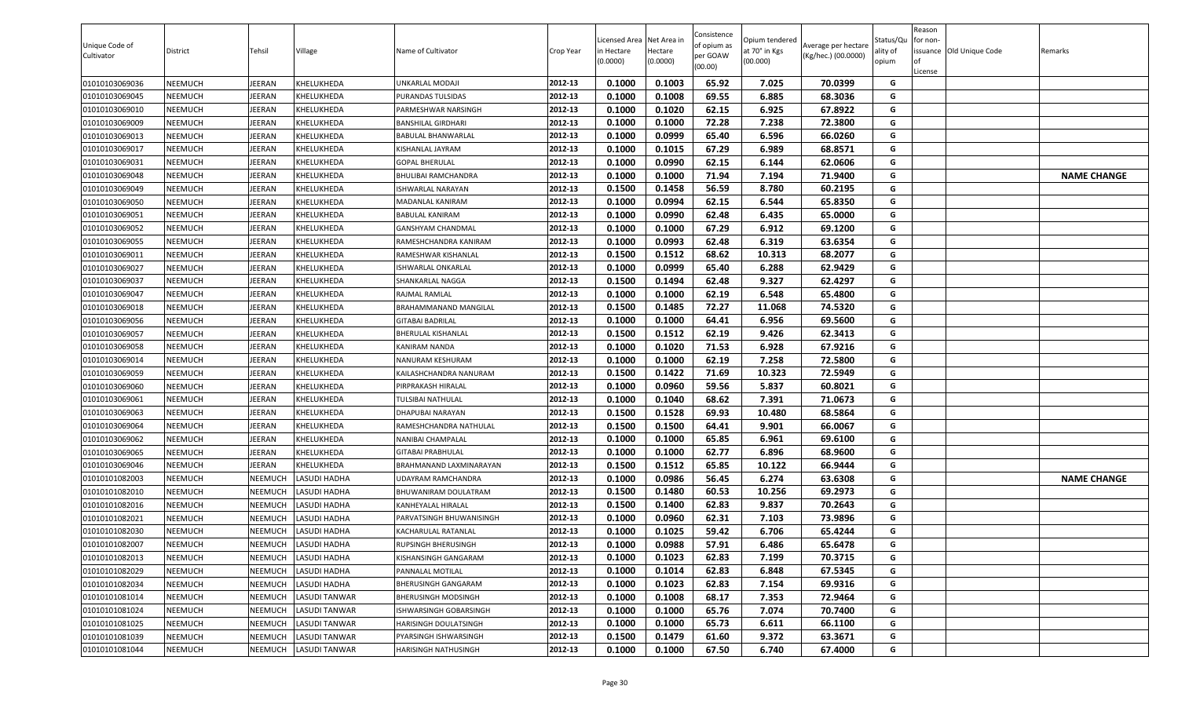| Unique Code of Cultivator | District | Tehsil | Village | Name of Cultivator | Crop Year | Licensed Area in Hectare (0.0000) | Net Area in Hectare (0.0000) | Consistence of opium as per GOAW (00.00) | Opium tendered at 70° in Kgs (00.000) | Average per hectare (Kg/hec.) (00.0000) | Status/Quality of opium | Reason for non-issuance of License | Old Unique Code | Remarks |
|---|---|---|---|---|---|---|---|---|---|---|---|---|---|---|
| 01010103069036 | NEEMUCH | JEERAN | KHELUKHEDA | UNKARLAL MODAJI | 2012-13 | 0.1000 | 0.1003 | 65.92 | 7.025 | 70.0399 | G | | | |
| 01010103069045 | NEEMUCH | JEERAN | KHELUKHEDA | PURANDAS TULSIDAS | 2012-13 | 0.1000 | 0.1008 | 69.55 | 6.885 | 68.3036 | G | | | |
| 01010103069010 | NEEMUCH | JEERAN | KHELUKHEDA | PARMESHWAR NARSINGH | 2012-13 | 0.1000 | 0.1020 | 62.15 | 6.925 | 67.8922 | G | | | |
| 01010103069009 | NEEMUCH | JEERAN | KHELUKHEDA | BANSHILAL GIRDHARI | 2012-13 | 0.1000 | 0.1000 | 72.28 | 7.238 | 72.3800 | G | | | |
| 01010103069013 | NEEMUCH | JEERAN | KHELUKHEDA | BABULAL BHANWARLAL | 2012-13 | 0.1000 | 0.0999 | 65.40 | 6.596 | 66.0260 | G | | | |
| 01010103069017 | NEEMUCH | JEERAN | KHELUKHEDA | KISHANLAL JAYRAM | 2012-13 | 0.1000 | 0.1015 | 67.29 | 6.989 | 68.8571 | G | | | |
| 01010103069031 | NEEMUCH | JEERAN | KHELUKHEDA | GOPAL BHERULAL | 2012-13 | 0.1000 | 0.0990 | 62.15 | 6.144 | 62.0606 | G | | | |
| 01010103069048 | NEEMUCH | JEERAN | KHELUKHEDA | BHULIBAI RAMCHANDRA | 2012-13 | 0.1000 | 0.1000 | 71.94 | 7.194 | 71.9400 | G | | | NAME CHANGE |
| 01010103069049 | NEEMUCH | JEERAN | KHELUKHEDA | ISHWARLAL NARAYAN | 2012-13 | 0.1500 | 0.1458 | 56.59 | 8.780 | 60.2195 | G | | | |
| 01010103069050 | NEEMUCH | JEERAN | KHELUKHEDA | MADANLAL KANIRAM | 2012-13 | 0.1000 | 0.0994 | 62.15 | 6.544 | 65.8350 | G | | | |
| 01010103069051 | NEEMUCH | JEERAN | KHELUKHEDA | BABULAL KANIRAM | 2012-13 | 0.1000 | 0.0990 | 62.48 | 6.435 | 65.0000 | G | | | |
| 01010103069052 | NEEMUCH | JEERAN | KHELUKHEDA | GANSHYAM CHANDMAL | 2012-13 | 0.1000 | 0.1000 | 67.29 | 6.912 | 69.1200 | G | | | |
| 01010103069055 | NEEMUCH | JEERAN | KHELUKHEDA | RAMESHCHANDRA KANIRAM | 2012-13 | 0.1000 | 0.0993 | 62.48 | 6.319 | 63.6354 | G | | | |
| 01010103069011 | NEEMUCH | JEERAN | KHELUKHEDA | RAMESHWAR KISHANLAL | 2012-13 | 0.1500 | 0.1512 | 68.62 | 10.313 | 68.2077 | G | | | |
| 01010103069027 | NEEMUCH | JEERAN | KHELUKHEDA | ISHWARLAL ONKARLAL | 2012-13 | 0.1000 | 0.0999 | 65.40 | 6.288 | 62.9429 | G | | | |
| 01010103069037 | NEEMUCH | JEERAN | KHELUKHEDA | SHANKARLAL NAGGA | 2012-13 | 0.1500 | 0.1494 | 62.48 | 9.327 | 62.4297 | G | | | |
| 01010103069047 | NEEMUCH | JEERAN | KHELUKHEDA | RAJMAL RAMLAL | 2012-13 | 0.1000 | 0.1000 | 62.19 | 6.548 | 65.4800 | G | | | |
| 01010103069018 | NEEMUCH | JEERAN | KHELUKHEDA | BRAHAMMANAND MANGILAL | 2012-13 | 0.1500 | 0.1485 | 72.27 | 11.068 | 74.5320 | G | | | |
| 01010103069056 | NEEMUCH | JEERAN | KHELUKHEDA | GITABAI BADRILAL | 2012-13 | 0.1000 | 0.1000 | 64.41 | 6.956 | 69.5600 | G | | | |
| 01010103069057 | NEEMUCH | JEERAN | KHELUKHEDA | BHERULAL KISHANLAL | 2012-13 | 0.1500 | 0.1512 | 62.19 | 9.426 | 62.3413 | G | | | |
| 01010103069058 | NEEMUCH | JEERAN | KHELUKHEDA | KANIRAM NANDA | 2012-13 | 0.1000 | 0.1020 | 71.53 | 6.928 | 67.9216 | G | | | |
| 01010103069014 | NEEMUCH | JEERAN | KHELUKHEDA | NANURAM KESHURAM | 2012-13 | 0.1000 | 0.1000 | 62.19 | 7.258 | 72.5800 | G | | | |
| 01010103069059 | NEEMUCH | JEERAN | KHELUKHEDA | KAILASHCHANDRA NANURAM | 2012-13 | 0.1500 | 0.1422 | 71.69 | 10.323 | 72.5949 | G | | | |
| 01010103069060 | NEEMUCH | JEERAN | KHELUKHEDA | PIRPRAKASH HIRALAL | 2012-13 | 0.1000 | 0.0960 | 59.56 | 5.837 | 60.8021 | G | | | |
| 01010103069061 | NEEMUCH | JEERAN | KHELUKHEDA | TULSIBAI NATHULAL | 2012-13 | 0.1000 | 0.1040 | 68.62 | 7.391 | 71.0673 | G | | | |
| 01010103069063 | NEEMUCH | JEERAN | KHELUKHEDA | DHAPUBAI NARAYAN | 2012-13 | 0.1500 | 0.1528 | 69.93 | 10.480 | 68.5864 | G | | | |
| 01010103069064 | NEEMUCH | JEERAN | KHELUKHEDA | RAMESHCHANDRA NATHULAL | 2012-13 | 0.1500 | 0.1500 | 64.41 | 9.901 | 66.0067 | G | | | |
| 01010103069062 | NEEMUCH | JEERAN | KHELUKHEDA | NANIBAI CHAMPALAL | 2012-13 | 0.1000 | 0.1000 | 65.85 | 6.961 | 69.6100 | G | | | |
| 01010103069065 | NEEMUCH | JEERAN | KHELUKHEDA | GITABAI PRABHULAL | 2012-13 | 0.1000 | 0.1000 | 62.77 | 6.896 | 68.9600 | G | | | |
| 01010103069046 | NEEMUCH | JEERAN | KHELUKHEDA | BRAHMANAND LAXMINARAYAN | 2012-13 | 0.1500 | 0.1512 | 65.85 | 10.122 | 66.9444 | G | | | |
| 01010101082003 | NEEMUCH | NEEMUCH | LASUDI HADHA | UDAYRAM RAMCHANDRA | 2012-13 | 0.1000 | 0.0986 | 56.45 | 6.274 | 63.6308 | G | | | NAME CHANGE |
| 01010101082010 | NEEMUCH | NEEMUCH | LASUDI HADHA | BHUWANIRAM DOULATRAM | 2012-13 | 0.1500 | 0.1480 | 60.53 | 10.256 | 69.2973 | G | | | |
| 01010101082016 | NEEMUCH | NEEMUCH | LASUDI HADHA | KANHEYALAL HIRALAL | 2012-13 | 0.1500 | 0.1400 | 62.83 | 9.837 | 70.2643 | G | | | |
| 01010101082021 | NEEMUCH | NEEMUCH | LASUDI HADHA | PARVATSINGH BHUWANISINGH | 2012-13 | 0.1000 | 0.0960 | 62.31 | 7.103 | 73.9896 | G | | | |
| 01010101082030 | NEEMUCH | NEEMUCH | LASUDI HADHA | KACHARULAL RATANLAL | 2012-13 | 0.1000 | 0.1025 | 59.42 | 6.706 | 65.4244 | G | | | |
| 01010101082007 | NEEMUCH | NEEMUCH | LASUDI HADHA | RUPSINGH BHERUSINGH | 2012-13 | 0.1000 | 0.0988 | 57.91 | 6.486 | 65.6478 | G | | | |
| 01010101082013 | NEEMUCH | NEEMUCH | LASUDI HADHA | KISHANSINGH GANGARAM | 2012-13 | 0.1000 | 0.1023 | 62.83 | 7.199 | 70.3715 | G | | | |
| 01010101082029 | NEEMUCH | NEEMUCH | LASUDI HADHA | PANNALAL MOTILAL | 2012-13 | 0.1000 | 0.1014 | 62.83 | 6.848 | 67.5345 | G | | | |
| 01010101082034 | NEEMUCH | NEEMUCH | LASUDI HADHA | BHERUSINGH GANGARAM | 2012-13 | 0.1000 | 0.1023 | 62.83 | 7.154 | 69.9316 | G | | | |
| 01010101081014 | NEEMUCH | NEEMUCH | LASUDI TANWAR | BHERUSINGH MODSINGH | 2012-13 | 0.1000 | 0.1008 | 68.17 | 7.353 | 72.9464 | G | | | |
| 01010101081024 | NEEMUCH | NEEMUCH | LASUDI TANWAR | ISHWARSINGH GOBARSINGH | 2012-13 | 0.1000 | 0.1000 | 65.76 | 7.074 | 70.7400 | G | | | |
| 01010101081025 | NEEMUCH | NEEMUCH | LASUDI TANWAR | HARISINGH DOULATSINGH | 2012-13 | 0.1000 | 0.1000 | 65.73 | 6.611 | 66.1100 | G | | | |
| 01010101081039 | NEEMUCH | NEEMUCH | LASUDI TANWAR | PYARSINGH ISHWARSINGH | 2012-13 | 0.1500 | 0.1479 | 61.60 | 9.372 | 63.3671 | G | | | |
| 01010101081044 | NEEMUCH | NEEMUCH | LASUDI TANWAR | HARISINGH NATHUSINGH | 2012-13 | 0.1000 | 0.1000 | 67.50 | 6.740 | 67.4000 | G | | | |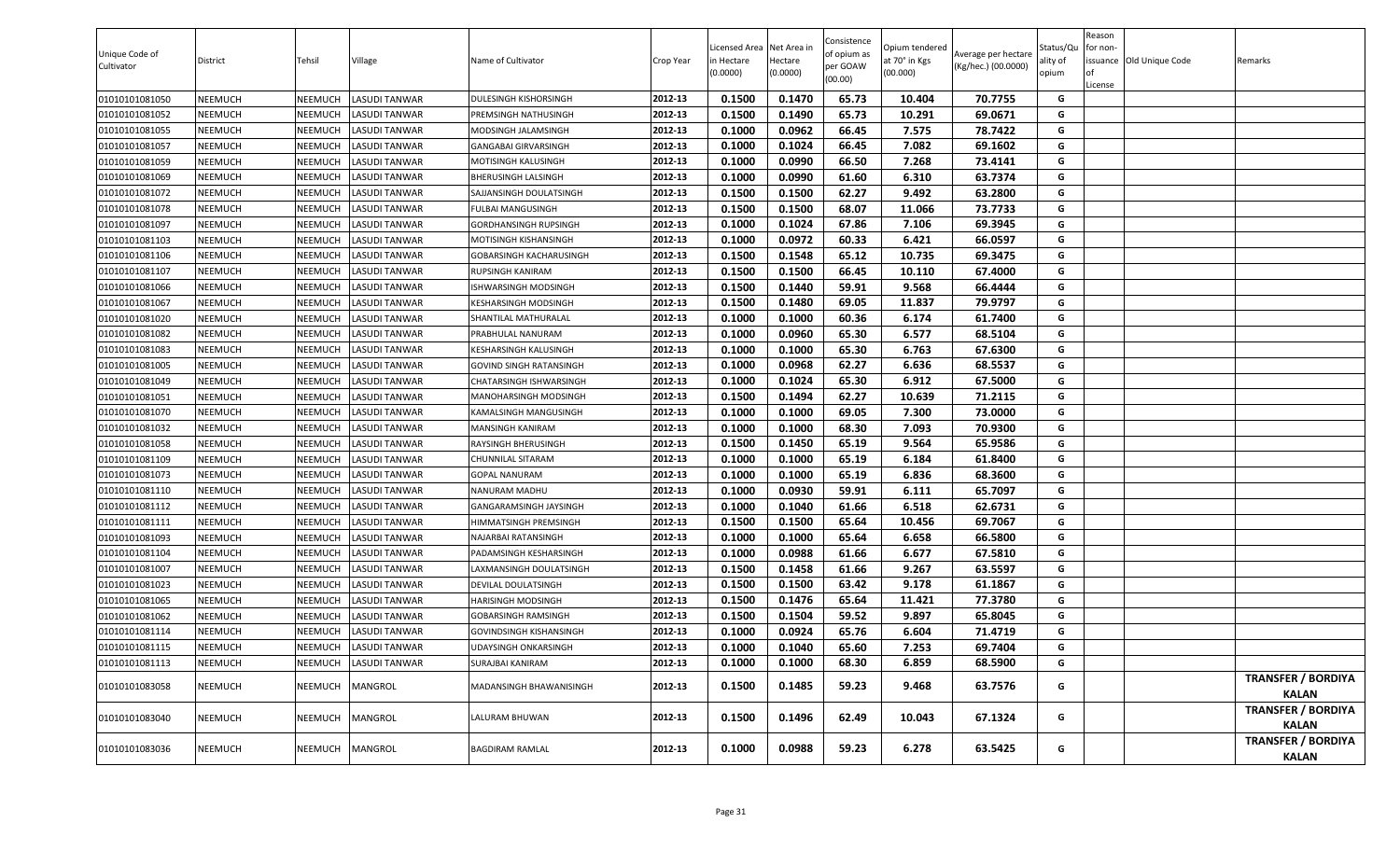| Unique Code of Cultivator | District | Tehsil | Village | Name of Cultivator | Crop Year | Licensed Area in Hectare (0.0000) | Net Area in Hectare (0.0000) | Consistence of opium as per GOAW (00.00) | Opium tendered at 70° in Kgs (00.000) | Average per hectare (Kg/hec.) (00.0000) | Status/Quality of opium | Reason for non-issuance of License | Old Unique Code | Remarks |
|---|---|---|---|---|---|---|---|---|---|---|---|---|---|---|
| 01010101081050 | NEEMUCH | NEEMUCH | LASUDI TANWAR | DULESINGH KISHORSINGH | 2012-13 | 0.1500 | 0.1470 | 65.73 | 10.404 | 70.7755 | G | | | |
| 01010101081052 | NEEMUCH | NEEMUCH | LASUDI TANWAR | PREMSINGH NATHUSINGH | 2012-13 | 0.1500 | 0.1490 | 65.73 | 10.291 | 69.0671 | G | | | |
| 01010101081055 | NEEMUCH | NEEMUCH | LASUDI TANWAR | MODSINGH JALAMSINGH | 2012-13 | 0.1000 | 0.0962 | 66.45 | 7.575 | 78.7422 | G | | | |
| 01010101081057 | NEEMUCH | NEEMUCH | LASUDI TANWAR | GANGABAI GIRVARSINGH | 2012-13 | 0.1000 | 0.1024 | 66.45 | 7.082 | 69.1602 | G | | | |
| 01010101081059 | NEEMUCH | NEEMUCH | LASUDI TANWAR | MOTISINGH KALUSINGH | 2012-13 | 0.1000 | 0.0990 | 66.50 | 7.268 | 73.4141 | G | | | |
| 01010101081069 | NEEMUCH | NEEMUCH | LASUDI TANWAR | BHERUSINGH LALSINGH | 2012-13 | 0.1000 | 0.0990 | 61.60 | 6.310 | 63.7374 | G | | | |
| 01010101081072 | NEEMUCH | NEEMUCH | LASUDI TANWAR | SAJJANSINGH DOULATSINGH | 2012-13 | 0.1500 | 0.1500 | 62.27 | 9.492 | 63.2800 | G | | | |
| 01010101081078 | NEEMUCH | NEEMUCH | LASUDI TANWAR | FULBAI MANGUSINGH | 2012-13 | 0.1500 | 0.1500 | 68.07 | 11.066 | 73.7733 | G | | | |
| 01010101081097 | NEEMUCH | NEEMUCH | LASUDI TANWAR | GORDHANSINGH RUPSINGH | 2012-13 | 0.1000 | 0.1024 | 67.86 | 7.106 | 69.3945 | G | | | |
| 01010101081103 | NEEMUCH | NEEMUCH | LASUDI TANWAR | MOTISINGH KISHANSINGH | 2012-13 | 0.1000 | 0.0972 | 60.33 | 6.421 | 66.0597 | G | | | |
| 01010101081106 | NEEMUCH | NEEMUCH | LASUDI TANWAR | GOBARSINGH KACHARUSINGH | 2012-13 | 0.1500 | 0.1548 | 65.12 | 10.735 | 69.3475 | G | | | |
| 01010101081107 | NEEMUCH | NEEMUCH | LASUDI TANWAR | RUPSINGH KANIRAM | 2012-13 | 0.1500 | 0.1500 | 66.45 | 10.110 | 67.4000 | G | | | |
| 01010101081066 | NEEMUCH | NEEMUCH | LASUDI TANWAR | ISHWARSINGH MODSINGH | 2012-13 | 0.1500 | 0.1440 | 59.91 | 9.568 | 66.4444 | G | | | |
| 01010101081067 | NEEMUCH | NEEMUCH | LASUDI TANWAR | KESHARSINGH MODSINGH | 2012-13 | 0.1500 | 0.1480 | 69.05 | 11.837 | 79.9797 | G | | | |
| 01010101081020 | NEEMUCH | NEEMUCH | LASUDI TANWAR | SHANTILAL MATHURALAL | 2012-13 | 0.1000 | 0.1000 | 60.36 | 6.174 | 61.7400 | G | | | |
| 01010101081082 | NEEMUCH | NEEMUCH | LASUDI TANWAR | PRABHULAL NANURAM | 2012-13 | 0.1000 | 0.0960 | 65.30 | 6.577 | 68.5104 | G | | | |
| 01010101081083 | NEEMUCH | NEEMUCH | LASUDI TANWAR | KESHARSINGH KALUSINGH | 2012-13 | 0.1000 | 0.1000 | 65.30 | 6.763 | 67.6300 | G | | | |
| 01010101081005 | NEEMUCH | NEEMUCH | LASUDI TANWAR | GOVIND SINGH RATANSINGH | 2012-13 | 0.1000 | 0.0968 | 62.27 | 6.636 | 68.5537 | G | | | |
| 01010101081049 | NEEMUCH | NEEMUCH | LASUDI TANWAR | CHATARSINGH ISHWARSINGH | 2012-13 | 0.1000 | 0.1024 | 65.30 | 6.912 | 67.5000 | G | | | |
| 01010101081051 | NEEMUCH | NEEMUCH | LASUDI TANWAR | MANOHARSINGH MODSINGH | 2012-13 | 0.1500 | 0.1494 | 62.27 | 10.639 | 71.2115 | G | | | |
| 01010101081070 | NEEMUCH | NEEMUCH | LASUDI TANWAR | KAMALSINGH MANGUSINGH | 2012-13 | 0.1000 | 0.1000 | 69.05 | 7.300 | 73.0000 | G | | | |
| 01010101081032 | NEEMUCH | NEEMUCH | LASUDI TANWAR | MANSINGH KANIRAM | 2012-13 | 0.1000 | 0.1000 | 68.30 | 7.093 | 70.9300 | G | | | |
| 01010101081058 | NEEMUCH | NEEMUCH | LASUDI TANWAR | RAYSINGH BHERUSINGH | 2012-13 | 0.1500 | 0.1450 | 65.19 | 9.564 | 65.9586 | G | | | |
| 01010101081109 | NEEMUCH | NEEMUCH | LASUDI TANWAR | CHUNNILAL SITARAM | 2012-13 | 0.1000 | 0.1000 | 65.19 | 6.184 | 61.8400 | G | | | |
| 01010101081073 | NEEMUCH | NEEMUCH | LASUDI TANWAR | GOPAL NANURAM | 2012-13 | 0.1000 | 0.1000 | 65.19 | 6.836 | 68.3600 | G | | | |
| 01010101081110 | NEEMUCH | NEEMUCH | LASUDI TANWAR | NANURAM MADHU | 2012-13 | 0.1000 | 0.0930 | 59.91 | 6.111 | 65.7097 | G | | | |
| 01010101081112 | NEEMUCH | NEEMUCH | LASUDI TANWAR | GANGARAMSINGH JAYSINGH | 2012-13 | 0.1000 | 0.1040 | 61.66 | 6.518 | 62.6731 | G | | | |
| 01010101081111 | NEEMUCH | NEEMUCH | LASUDI TANWAR | HIMMATSINGH PREMSINGH | 2012-13 | 0.1500 | 0.1500 | 65.64 | 10.456 | 69.7067 | G | | | |
| 01010101081093 | NEEMUCH | NEEMUCH | LASUDI TANWAR | NAJARBAI RATANSINGH | 2012-13 | 0.1000 | 0.1000 | 65.64 | 6.658 | 66.5800 | G | | | |
| 01010101081104 | NEEMUCH | NEEMUCH | LASUDI TANWAR | PADAMSINGH KESHARSINGH | 2012-13 | 0.1000 | 0.0988 | 61.66 | 6.677 | 67.5810 | G | | | |
| 01010101081007 | NEEMUCH | NEEMUCH | LASUDI TANWAR | LAXMANSINGH DOULATSINGH | 2012-13 | 0.1500 | 0.1458 | 61.66 | 9.267 | 63.5597 | G | | | |
| 01010101081023 | NEEMUCH | NEEMUCH | LASUDI TANWAR | DEVILAL DOULATSINGH | 2012-13 | 0.1500 | 0.1500 | 63.42 | 9.178 | 61.1867 | G | | | |
| 01010101081065 | NEEMUCH | NEEMUCH | LASUDI TANWAR | HARISINGH MODSINGH | 2012-13 | 0.1500 | 0.1476 | 65.64 | 11.421 | 77.3780 | G | | | |
| 01010101081062 | NEEMUCH | NEEMUCH | LASUDI TANWAR | GOBARSINGH RAMSINGH | 2012-13 | 0.1500 | 0.1504 | 59.52 | 9.897 | 65.8045 | G | | | |
| 01010101081114 | NEEMUCH | NEEMUCH | LASUDI TANWAR | GOVINDSINGH KISHANSINGH | 2012-13 | 0.1000 | 0.0924 | 65.76 | 6.604 | 71.4719 | G | | | |
| 01010101081115 | NEEMUCH | NEEMUCH | LASUDI TANWAR | UDAYSINGH ONKARSINGH | 2012-13 | 0.1000 | 0.1040 | 65.60 | 7.253 | 69.7404 | G | | | |
| 01010101081113 | NEEMUCH | NEEMUCH | LASUDI TANWAR | SURAJBAI KANIRAM | 2012-13 | 0.1000 | 0.1000 | 68.30 | 6.859 | 68.5900 | G | | | |
| 01010101083058 | NEEMUCH | NEEMUCH | MANGROL | MADANSINGH BHAWANISINGH | 2012-13 | 0.1500 | 0.1485 | 59.23 | 9.468 | 63.7576 | G | | | TRANSFER / BORDIYA KALAN |
| 01010101083040 | NEEMUCH | NEEMUCH | MANGROL | LALURAM BHUWAN | 2012-13 | 0.1500 | 0.1496 | 62.49 | 10.043 | 67.1324 | G | | | TRANSFER / BORDIYA KALAN |
| 01010101083036 | NEEMUCH | NEEMUCH | MANGROL | BAGDIRAM RAMLAL | 2012-13 | 0.1000 | 0.0988 | 59.23 | 6.278 | 63.5425 | G | | | TRANSFER / BORDIYA KALAN |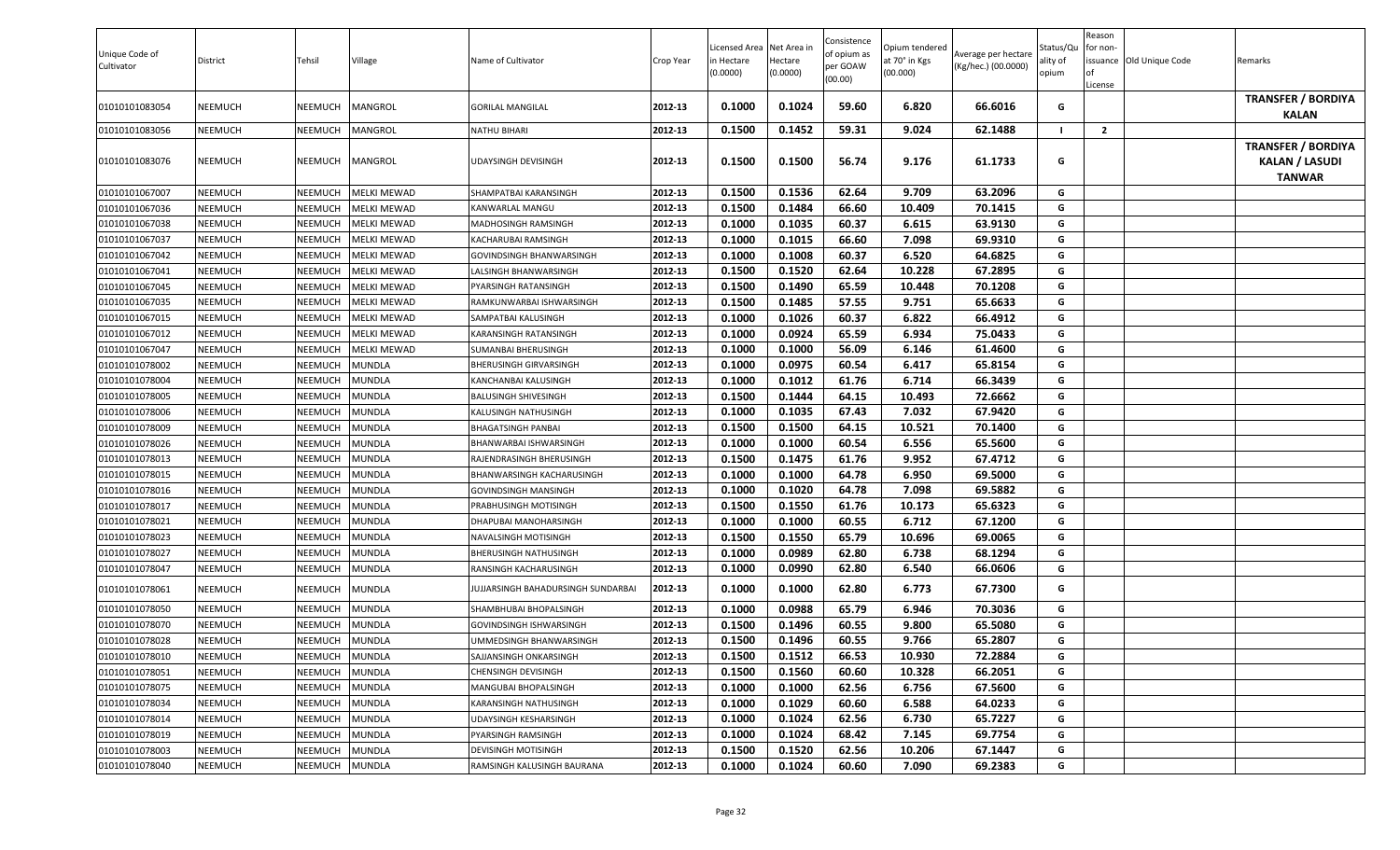| Unique Code of Cultivator | District | Tehsil | Village | Name of Cultivator | Crop Year | Licensed Area in Hectare (0.0000) | Net Area in Hectare (0.0000) | Consistence of opium as per GOAW (00.00) | Opium tendered at 70° in Kgs (00.000) | Average per hectare (Kg/hec.) (00.0000) | Status/Quality of opium | Reason for non-issuance of License | Old Unique Code | Remarks |
|---|---|---|---|---|---|---|---|---|---|---|---|---|---|---|
| 01010101083054 | NEEMUCH | NEEMUCH | MANGROL | GORILAL MANGILAL | 2012-13 | 0.1000 | 0.1024 | 59.60 | 6.820 | 66.6016 | G | | | TRANSFER / BORDIYA KALAN |
| 01010101083056 | NEEMUCH | NEEMUCH | MANGROL | NATHU BIHARI | 2012-13 | 0.1500 | 0.1452 | 59.31 | 9.024 | 62.1488 | I | 2 | | |
| 01010101083076 | NEEMUCH | NEEMUCH | MANGROL | UDAYSINGH DEVISINGH | 2012-13 | 0.1500 | 0.1500 | 56.74 | 9.176 | 61.1733 | G | | | TRANSFER / BORDIYA KALAN / LASUDI TANWAR |
| 01010101067007 | NEEMUCH | NEEMUCH | MELKI MEWAD | SHAMPATBAI KARANSINGH | 2012-13 | 0.1500 | 0.1536 | 62.64 | 9.709 | 63.2096 | G | | | |
| 01010101067036 | NEEMUCH | NEEMUCH | MELKI MEWAD | KANWARLAL MANGU | 2012-13 | 0.1500 | 0.1484 | 66.60 | 10.409 | 70.1415 | G | | | |
| 01010101067038 | NEEMUCH | NEEMUCH | MELKI MEWAD | MADHOSINGH RAMSINGH | 2012-13 | 0.1000 | 0.1035 | 60.37 | 6.615 | 63.9130 | G | | | |
| 01010101067037 | NEEMUCH | NEEMUCH | MELKI MEWAD | KACHARUBAI RAMSINGH | 2012-13 | 0.1000 | 0.1015 | 66.60 | 7.098 | 69.9310 | G | | | |
| 01010101067042 | NEEMUCH | NEEMUCH | MELKI MEWAD | GOVINDSINGH BHANWARSINGH | 2012-13 | 0.1000 | 0.1008 | 60.37 | 6.520 | 64.6825 | G | | | |
| 01010101067041 | NEEMUCH | NEEMUCH | MELKI MEWAD | LALSINGH BHANWARSINGH | 2012-13 | 0.1500 | 0.1520 | 62.64 | 10.228 | 67.2895 | G | | | |
| 01010101067045 | NEEMUCH | NEEMUCH | MELKI MEWAD | PYARSINGH RATANSINGH | 2012-13 | 0.1500 | 0.1490 | 65.59 | 10.448 | 70.1208 | G | | | |
| 01010101067035 | NEEMUCH | NEEMUCH | MELKI MEWAD | RAMKUNWARBAI ISHWARSINGH | 2012-13 | 0.1500 | 0.1485 | 57.55 | 9.751 | 65.6633 | G | | | |
| 01010101067015 | NEEMUCH | NEEMUCH | MELKI MEWAD | SAMPATBAI KALUSINGH | 2012-13 | 0.1000 | 0.1026 | 60.37 | 6.822 | 66.4912 | G | | | |
| 01010101067012 | NEEMUCH | NEEMUCH | MELKI MEWAD | KARANSINGH RATANSINGH | 2012-13 | 0.1000 | 0.0924 | 65.59 | 6.934 | 75.0433 | G | | | |
| 01010101067047 | NEEMUCH | NEEMUCH | MELKI MEWAD | SUMANBAI BHERUSINGH | 2012-13 | 0.1000 | 0.1000 | 56.09 | 6.146 | 61.4600 | G | | | |
| 01010101078002 | NEEMUCH | NEEMUCH | MUNDLA | BHERUSINGH GIRVARSINGH | 2012-13 | 0.1000 | 0.0975 | 60.54 | 6.417 | 65.8154 | G | | | |
| 01010101078004 | NEEMUCH | NEEMUCH | MUNDLA | KANCHANBAI KALUSINGH | 2012-13 | 0.1000 | 0.1012 | 61.76 | 6.714 | 66.3439 | G | | | |
| 01010101078005 | NEEMUCH | NEEMUCH | MUNDLA | BALUSINGH SHIVESINGH | 2012-13 | 0.1500 | 0.1444 | 64.15 | 10.493 | 72.6662 | G | | | |
| 01010101078006 | NEEMUCH | NEEMUCH | MUNDLA | KALUSINGH NATHUSINGH | 2012-13 | 0.1000 | 0.1035 | 67.43 | 7.032 | 67.9420 | G | | | |
| 01010101078009 | NEEMUCH | NEEMUCH | MUNDLA | BHAGATSINGH PANBAI | 2012-13 | 0.1500 | 0.1500 | 64.15 | 10.521 | 70.1400 | G | | | |
| 01010101078026 | NEEMUCH | NEEMUCH | MUNDLA | BHANWARBAI ISHWARSINGH | 2012-13 | 0.1000 | 0.1000 | 60.54 | 6.556 | 65.5600 | G | | | |
| 01010101078013 | NEEMUCH | NEEMUCH | MUNDLA | RAJENDRASINGH BHERUSINGH | 2012-13 | 0.1500 | 0.1475 | 61.76 | 9.952 | 67.4712 | G | | | |
| 01010101078015 | NEEMUCH | NEEMUCH | MUNDLA | BHANWARSINGH KACHARUSINGH | 2012-13 | 0.1000 | 0.1000 | 64.78 | 6.950 | 69.5000 | G | | | |
| 01010101078016 | NEEMUCH | NEEMUCH | MUNDLA | GOVINDSINGH MANSINGH | 2012-13 | 0.1000 | 0.1020 | 64.78 | 7.098 | 69.5882 | G | | | |
| 01010101078017 | NEEMUCH | NEEMUCH | MUNDLA | PRABHUSINGH MOTISINGH | 2012-13 | 0.1500 | 0.1550 | 61.76 | 10.173 | 65.6323 | G | | | |
| 01010101078021 | NEEMUCH | NEEMUCH | MUNDLA | DHAPUBAI MANOHARSINGH | 2012-13 | 0.1000 | 0.1000 | 60.55 | 6.712 | 67.1200 | G | | | |
| 01010101078023 | NEEMUCH | NEEMUCH | MUNDLA | NAVALSINGH MOTISINGH | 2012-13 | 0.1500 | 0.1550 | 65.79 | 10.696 | 69.0065 | G | | | |
| 01010101078027 | NEEMUCH | NEEMUCH | MUNDLA | BHERUSINGH NATHUSINGH | 2012-13 | 0.1000 | 0.0989 | 62.80 | 6.738 | 68.1294 | G | | | |
| 01010101078047 | NEEMUCH | NEEMUCH | MUNDLA | RANSINGH KACHARUSINGH | 2012-13 | 0.1000 | 0.0990 | 62.80 | 6.540 | 66.0606 | G | | | |
| 01010101078061 | NEEMUCH | NEEMUCH | MUNDLA | JUJJARSINGH BAHADURSINGH SUNDARBAI | 2012-13 | 0.1000 | 0.1000 | 62.80 | 6.773 | 67.7300 | G | | | |
| 01010101078050 | NEEMUCH | NEEMUCH | MUNDLA | SHAMBHUBAI BHOPALSINGH | 2012-13 | 0.1000 | 0.0988 | 65.79 | 6.946 | 70.3036 | G | | | |
| 01010101078070 | NEEMUCH | NEEMUCH | MUNDLA | GOVINDSINGH ISHWARSINGH | 2012-13 | 0.1500 | 0.1496 | 60.55 | 9.800 | 65.5080 | G | | | |
| 01010101078028 | NEEMUCH | NEEMUCH | MUNDLA | UMMEDSINGH BHANWARSINGH | 2012-13 | 0.1500 | 0.1496 | 60.55 | 9.766 | 65.2807 | G | | | |
| 01010101078010 | NEEMUCH | NEEMUCH | MUNDLA | SAJJANSINGH ONKARSINGH | 2012-13 | 0.1500 | 0.1512 | 66.53 | 10.930 | 72.2884 | G | | | |
| 01010101078051 | NEEMUCH | NEEMUCH | MUNDLA | CHENSINGH DEVISINGH | 2012-13 | 0.1500 | 0.1560 | 60.60 | 10.328 | 66.2051 | G | | | |
| 01010101078075 | NEEMUCH | NEEMUCH | MUNDLA | MANGUBAI BHOPALSINGH | 2012-13 | 0.1000 | 0.1000 | 62.56 | 6.756 | 67.5600 | G | | | |
| 01010101078034 | NEEMUCH | NEEMUCH | MUNDLA | KARANSINGH NATHUSINGH | 2012-13 | 0.1000 | 0.1029 | 60.60 | 6.588 | 64.0233 | G | | | |
| 01010101078014 | NEEMUCH | NEEMUCH | MUNDLA | UDAYSINGH KESHARSINGH | 2012-13 | 0.1000 | 0.1024 | 62.56 | 6.730 | 65.7227 | G | | | |
| 01010101078019 | NEEMUCH | NEEMUCH | MUNDLA | PYARSINGH RAMSINGH | 2012-13 | 0.1000 | 0.1024 | 68.42 | 7.145 | 69.7754 | G | | | |
| 01010101078003 | NEEMUCH | NEEMUCH | MUNDLA | DEVISINGH MOTISINGH | 2012-13 | 0.1500 | 0.1520 | 62.56 | 10.206 | 67.1447 | G | | | |
| 01010101078040 | NEEMUCH | NEEMUCH | MUNDLA | RAMSINGH KALUSINGH BAURANA | 2012-13 | 0.1000 | 0.1024 | 60.60 | 7.090 | 69.2383 | G | | | |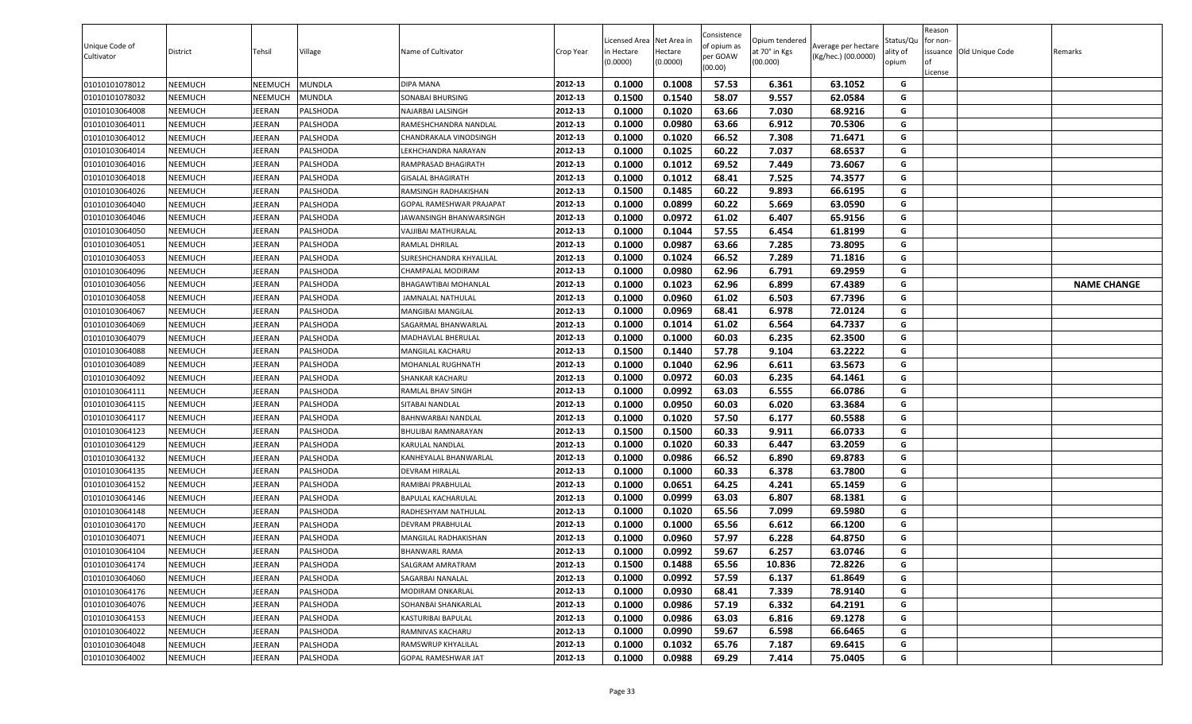| Unique Code of Cultivator | District | Tehsil | Village | Name of Cultivator | Crop Year | Licensed Area in Hectare (0.0000) | Net Area in Hectare (0.0000) | Consistence of opium as per GOAW (00.00) | Opium tendered at 70° in Kgs (00.000) | Average per hectare (Kg/hec.) (00.0000) | Status/Quality of opium | Reason for non-issuance of License | Old Unique Code | Remarks |
|---|---|---|---|---|---|---|---|---|---|---|---|---|---|---|
| 01010101078012 | NEEMUCH | NEEMUCH | MUNDLA | DIPA MANA | 2012-13 | 0.1000 | 0.1008 | 57.53 | 6.361 | 63.1052 | G | | | |
| 01010101078032 | NEEMUCH | NEEMUCH | MUNDLA | SONABAI BHURSING | 2012-13 | 0.1500 | 0.1540 | 58.07 | 9.557 | 62.0584 | G | | | |
| 01010103064008 | NEEMUCH | JEERAN | PALSHODA | NAJARBAI LALSINGH | 2012-13 | 0.1000 | 0.1020 | 63.66 | 7.030 | 68.9216 | G | | | |
| 01010103064011 | NEEMUCH | JEERAN | PALSHODA | RAMESHCHANDRA NANDLAL | 2012-13 | 0.1000 | 0.0980 | 63.66 | 6.912 | 70.5306 | G | | | |
| 01010103064012 | NEEMUCH | JEERAN | PALSHODA | CHANDRAKALA VINODSINGH | 2012-13 | 0.1000 | 0.1020 | 66.52 | 7.308 | 71.6471 | G | | | |
| 01010103064014 | NEEMUCH | JEERAN | PALSHODA | LEKHCHANDRA NARAYAN | 2012-13 | 0.1000 | 0.1025 | 60.22 | 7.037 | 68.6537 | G | | | |
| 01010103064016 | NEEMUCH | JEERAN | PALSHODA | RAMPRASAD BHAGIRATH | 2012-13 | 0.1000 | 0.1012 | 69.52 | 7.449 | 73.6067 | G | | | |
| 01010103064018 | NEEMUCH | JEERAN | PALSHODA | GISALAL BHAGIRATH | 2012-13 | 0.1000 | 0.1012 | 68.41 | 7.525 | 74.3577 | G | | | |
| 01010103064026 | NEEMUCH | JEERAN | PALSHODA | RAMSINGH RADHAKISHAN | 2012-13 | 0.1500 | 0.1485 | 60.22 | 9.893 | 66.6195 | G | | | |
| 01010103064040 | NEEMUCH | JEERAN | PALSHODA | GOPAL RAMESHWAR PRAJAPAT | 2012-13 | 0.1000 | 0.0899 | 60.22 | 5.669 | 63.0590 | G | | | |
| 01010103064046 | NEEMUCH | JEERAN | PALSHODA | JAWANSINGH BHANWARSINGH | 2012-13 | 0.1000 | 0.0972 | 61.02 | 6.407 | 65.9156 | G | | | |
| 01010103064050 | NEEMUCH | JEERAN | PALSHODA | VAJJIBAI MATHURALAL | 2012-13 | 0.1000 | 0.1044 | 57.55 | 6.454 | 61.8199 | G | | | |
| 01010103064051 | NEEMUCH | JEERAN | PALSHODA | RAMLAL DHRILAL | 2012-13 | 0.1000 | 0.0987 | 63.66 | 7.285 | 73.8095 | G | | | |
| 01010103064053 | NEEMUCH | JEERAN | PALSHODA | SURESHCHANDRA KHYALILAL | 2012-13 | 0.1000 | 0.1024 | 66.52 | 7.289 | 71.1816 | G | | | |
| 01010103064096 | NEEMUCH | JEERAN | PALSHODA | CHAMPALAL MODIRAM | 2012-13 | 0.1000 | 0.0980 | 62.96 | 6.791 | 69.2959 | G | | | |
| 01010103064056 | NEEMUCH | JEERAN | PALSHODA | BHAGAWTIBAI MOHANLAL | 2012-13 | 0.1000 | 0.1023 | 62.96 | 6.899 | 67.4389 | G | | | NAME CHANGE |
| 01010103064058 | NEEMUCH | JEERAN | PALSHODA | JAMNALAL NATHULAL | 2012-13 | 0.1000 | 0.0960 | 61.02 | 6.503 | 67.7396 | G | | | |
| 01010103064067 | NEEMUCH | JEERAN | PALSHODA | MANGIBAI MANGILAL | 2012-13 | 0.1000 | 0.0969 | 68.41 | 6.978 | 72.0124 | G | | | |
| 01010103064069 | NEEMUCH | JEERAN | PALSHODA | SAGARMAL BHANWARLAL | 2012-13 | 0.1000 | 0.1014 | 61.02 | 6.564 | 64.7337 | G | | | |
| 01010103064079 | NEEMUCH | JEERAN | PALSHODA | MADHAVLAL BHERULAL | 2012-13 | 0.1000 | 0.1000 | 60.03 | 6.235 | 62.3500 | G | | | |
| 01010103064088 | NEEMUCH | JEERAN | PALSHODA | MANGILAL KACHARU | 2012-13 | 0.1500 | 0.1440 | 57.78 | 9.104 | 63.2222 | G | | | |
| 01010103064089 | NEEMUCH | JEERAN | PALSHODA | MOHANLAL RUGHNATH | 2012-13 | 0.1000 | 0.1040 | 62.96 | 6.611 | 63.5673 | G | | | |
| 01010103064092 | NEEMUCH | JEERAN | PALSHODA | SHANKAR KACHARU | 2012-13 | 0.1000 | 0.0972 | 60.03 | 6.235 | 64.1461 | G | | | |
| 01010103064111 | NEEMUCH | JEERAN | PALSHODA | RAMLAL BHAV SINGH | 2012-13 | 0.1000 | 0.0992 | 63.03 | 6.555 | 66.0786 | G | | | |
| 01010103064115 | NEEMUCH | JEERAN | PALSHODA | SITABAI NANDLAL | 2012-13 | 0.1000 | 0.0950 | 60.03 | 6.020 | 63.3684 | G | | | |
| 01010103064117 | NEEMUCH | JEERAN | PALSHODA | BAHNWARBAI NANDLAL | 2012-13 | 0.1000 | 0.1020 | 57.50 | 6.177 | 60.5588 | G | | | |
| 01010103064123 | NEEMUCH | JEERAN | PALSHODA | BHULIBAI RAMNARAYAN | 2012-13 | 0.1500 | 0.1500 | 60.33 | 9.911 | 66.0733 | G | | | |
| 01010103064129 | NEEMUCH | JEERAN | PALSHODA | KARULAL NANDLAL | 2012-13 | 0.1000 | 0.1020 | 60.33 | 6.447 | 63.2059 | G | | | |
| 01010103064132 | NEEMUCH | JEERAN | PALSHODA | KANHEYALAL BHANWARLAL | 2012-13 | 0.1000 | 0.0986 | 66.52 | 6.890 | 69.8783 | G | | | |
| 01010103064135 | NEEMUCH | JEERAN | PALSHODA | DEVRAM HIRALAL | 2012-13 | 0.1000 | 0.1000 | 60.33 | 6.378 | 63.7800 | G | | | |
| 01010103064152 | NEEMUCH | JEERAN | PALSHODA | RAMIBAI PRABHULAL | 2012-13 | 0.1000 | 0.0651 | 64.25 | 4.241 | 65.1459 | G | | | |
| 01010103064146 | NEEMUCH | JEERAN | PALSHODA | BAPULAL KACHARULAL | 2012-13 | 0.1000 | 0.0999 | 63.03 | 6.807 | 68.1381 | G | | | |
| 01010103064148 | NEEMUCH | JEERAN | PALSHODA | RADHESHYAM NATHULAL | 2012-13 | 0.1000 | 0.1020 | 65.56 | 7.099 | 69.5980 | G | | | |
| 01010103064170 | NEEMUCH | JEERAN | PALSHODA | DEVRAM PRABHULAL | 2012-13 | 0.1000 | 0.1000 | 65.56 | 6.612 | 66.1200 | G | | | |
| 01010103064071 | NEEMUCH | JEERAN | PALSHODA | MANGILAL RADHAKISHAN | 2012-13 | 0.1000 | 0.0960 | 57.97 | 6.228 | 64.8750 | G | | | |
| 01010103064104 | NEEMUCH | JEERAN | PALSHODA | BHANWARL RAMA | 2012-13 | 0.1000 | 0.0992 | 59.67 | 6.257 | 63.0746 | G | | | |
| 01010103064174 | NEEMUCH | JEERAN | PALSHODA | SALGRAM AMRATRAM | 2012-13 | 0.1500 | 0.1488 | 65.56 | 10.836 | 72.8226 | G | | | |
| 01010103064060 | NEEMUCH | JEERAN | PALSHODA | SAGARBAI NANALAL | 2012-13 | 0.1000 | 0.0992 | 57.59 | 6.137 | 61.8649 | G | | | |
| 01010103064176 | NEEMUCH | JEERAN | PALSHODA | MODIRAM ONKARLAL | 2012-13 | 0.1000 | 0.0930 | 68.41 | 7.339 | 78.9140 | G | | | |
| 01010103064076 | NEEMUCH | JEERAN | PALSHODA | SOHANBAI SHANKARLAL | 2012-13 | 0.1000 | 0.0986 | 57.19 | 6.332 | 64.2191 | G | | | |
| 01010103064153 | NEEMUCH | JEERAN | PALSHODA | KASTURIBAI BAPULAL | 2012-13 | 0.1000 | 0.0986 | 63.03 | 6.816 | 69.1278 | G | | | |
| 01010103064022 | NEEMUCH | JEERAN | PALSHODA | RAMNIVAS KACHARU | 2012-13 | 0.1000 | 0.0990 | 59.67 | 6.598 | 66.6465 | G | | | |
| 01010103064048 | NEEMUCH | JEERAN | PALSHODA | RAMSWRUP KHYALILAL | 2012-13 | 0.1000 | 0.1032 | 65.76 | 7.187 | 69.6415 | G | | | |
| 01010103064002 | NEEMUCH | JEERAN | PALSHODA | GOPAL RAMESHWAR JAT | 2012-13 | 0.1000 | 0.0988 | 69.29 | 7.414 | 75.0405 | G | | | |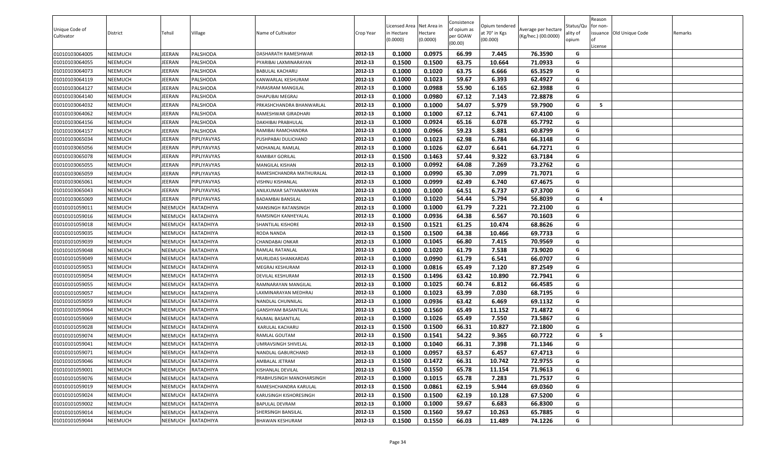| Unique Code of Cultivator | District | Tehsil | Village | Name of Cultivator | Crop Year | Licensed Area in Hectare (0.0000) | Net Area in Hectare (0.0000) | Consistence of opium as per GOAW (00.00) | Opium tendered at 70° in Kgs (00.000) | Average per hectare (Kg/hec.) (00.0000) | Status/Quality of opium | Reason for non-issuance of License | Old Unique Code | Remarks |
|---|---|---|---|---|---|---|---|---|---|---|---|---|---|---|
| 01010103064005 | NEEMUCH | JEERAN | PALSHODA | DASHARATH RAMESHWAR | 2012-13 | 0.1000 | 0.0975 | 66.99 | 7.445 | 76.3590 | G | | | |
| 01010103064055 | NEEMUCH | JEERAN | PALSHODA | PYARIBAI LAXMINARAYAN | 2012-13 | 0.1500 | 0.1500 | 63.75 | 10.664 | 71.0933 | G | | | |
| 01010103064073 | NEEMUCH | JEERAN | PALSHODA | BABULAL KACHARU | 2012-13 | 0.1000 | 0.1020 | 63.75 | 6.666 | 65.3529 | G | | | |
| 01010103064119 | NEEMUCH | JEERAN | PALSHODA | KANWARLAL KESHURAM | 2012-13 | 0.1000 | 0.1023 | 59.67 | 6.393 | 62.4927 | G | | | |
| 01010103064127 | NEEMUCH | JEERAN | PALSHODA | PARASRAM MANGILAL | 2012-13 | 0.1000 | 0.0988 | 55.90 | 6.165 | 62.3988 | G | | | |
| 01010103064140 | NEEMUCH | JEERAN | PALSHODA | DHAPUBAI MEGRAJ | 2012-13 | 0.1000 | 0.0980 | 67.12 | 7.143 | 72.8878 | G | | | |
| 01010103064032 | NEEMUCH | JEERAN | PALSHODA | PRKASHCHANDRA BHANWARLAL | 2012-13 | 0.1000 | 0.1000 | 54.07 | 5.979 | 59.7900 | G | 5 | | |
| 01010103064062 | NEEMUCH | JEERAN | PALSHODA | RAMESHWAR GIRADHARI | 2012-13 | 0.1000 | 0.1000 | 67.12 | 6.741 | 67.4100 | G | | | |
| 01010103064156 | NEEMUCH | JEERAN | PALSHODA | DAKHIBAI PRABHULAL | 2012-13 | 0.1000 | 0.0924 | 65.16 | 6.078 | 65.7792 | G | | | |
| 01010103064157 | NEEMUCH | JEERAN | PALSHODA | RAMIBAI RAMCHANDRA | 2012-13 | 0.1000 | 0.0966 | 59.23 | 5.881 | 60.8799 | G | | | |
| 01010103065034 | NEEMUCH | JEERAN | PIPLIYAVYAS | PUSHPABAI DULICHAND | 2012-13 | 0.1000 | 0.1023 | 62.98 | 6.784 | 66.3148 | G | | | |
| 01010103065056 | NEEMUCH | JEERAN | PIPLIYAVYAS | MOHANLAL RAMLAL | 2012-13 | 0.1000 | 0.1026 | 62.07 | 6.641 | 64.7271 | G | | | |
| 01010103065078 | NEEMUCH | JEERAN | PIPLIYAVYAS | RAMIBAY GORILAL | 2012-13 | 0.1500 | 0.1463 | 57.44 | 9.322 | 63.7184 | G | | | |
| 01010103065055 | NEEMUCH | JEERAN | PIPLIYAVYAS | MANGILAL KISHAN | 2012-13 | 0.1000 | 0.0992 | 64.08 | 7.269 | 73.2762 | G | | | |
| 01010103065059 | NEEMUCH | JEERAN | PIPLIYAVYAS | RAMESHCHANDRA MATHURALAL | 2012-13 | 0.1000 | 0.0990 | 65.30 | 7.099 | 71.7071 | G | | | |
| 01010103065061 | NEEMUCH | JEERAN | PIPLIYAVYAS | VISHNU KISHANLAL | 2012-13 | 0.1000 | 0.0999 | 62.49 | 6.740 | 67.4675 | G | | | |
| 01010103065043 | NEEMUCH | JEERAN | PIPLIYAVYAS | ANILKUMAR SATYANARAYAN | 2012-13 | 0.1000 | 0.1000 | 64.51 | 6.737 | 67.3700 | G | | | |
| 01010103065069 | NEEMUCH | JEERAN | PIPLIYAVYAS | BADAMBAI BANSILAL | 2012-13 | 0.1000 | 0.1020 | 54.44 | 5.794 | 56.8039 | G | 4 | | |
| 01010101059011 | NEEMUCH | NEEMUCH | RATADHIYA | MANSINGH RATANSINGH | 2012-13 | 0.1000 | 0.1000 | 61.79 | 7.221 | 72.2100 | G | | | |
| 01010101059016 | NEEMUCH | NEEMUCH | RATADHIYA | RAMSINGH KANHEYALAL | 2012-13 | 0.1000 | 0.0936 | 64.38 | 6.567 | 70.1603 | G | | | |
| 01010101059018 | NEEMUCH | NEEMUCH | RATADHIYA | SHANTILAL KISHORE | 2012-13 | 0.1500 | 0.1521 | 61.25 | 10.474 | 68.8626 | G | | | |
| 01010101059035 | NEEMUCH | NEEMUCH | RATADHIYA | RODA NANDA | 2012-13 | 0.1500 | 0.1500 | 64.38 | 10.466 | 69.7733 | G | | | |
| 01010101059039 | NEEMUCH | NEEMUCH | RATADHIYA | CHANDABAI ONKAR | 2012-13 | 0.1000 | 0.1045 | 66.80 | 7.415 | 70.9569 | G | | | |
| 01010101059048 | NEEMUCH | NEEMUCH | RATADHIYA | RAMLAL RATANLAL | 2012-13 | 0.1000 | 0.1020 | 61.79 | 7.538 | 73.9020 | G | | | |
| 01010101059049 | NEEMUCH | NEEMUCH | RATADHIYA | MURLIDAS SHANKARDAS | 2012-13 | 0.1000 | 0.0990 | 61.79 | 6.541 | 66.0707 | G | | | |
| 01010101059053 | NEEMUCH | NEEMUCH | RATADHIYA | MEGRAJ KESHURAM | 2012-13 | 0.1000 | 0.0816 | 65.49 | 7.120 | 87.2549 | G | | | |
| 01010101059054 | NEEMUCH | NEEMUCH | RATADHIYA | DEVILAL KESHURAM | 2012-13 | 0.1500 | 0.1496 | 63.42 | 10.890 | 72.7941 | G | | | |
| 01010101059055 | NEEMUCH | NEEMUCH | RATADHIYA | RAMNARAYAN MANGILAL | 2012-13 | 0.1000 | 0.1025 | 60.74 | 6.812 | 66.4585 | G | | | |
| 01010101059057 | NEEMUCH | NEEMUCH | RATADHIYA | LAXMINARAYAN MEDHRAJ | 2012-13 | 0.1000 | 0.1023 | 63.99 | 7.030 | 68.7195 | G | | | |
| 01010101059059 | NEEMUCH | NEEMUCH | RATADHIYA | NANDLAL CHUNNILAL | 2012-13 | 0.1000 | 0.0936 | 63.42 | 6.469 | 69.1132 | G | | | |
| 01010101059064 | NEEMUCH | NEEMUCH | RATADHIYA | GANSHYAM BASANTILAL | 2012-13 | 0.1500 | 0.1560 | 65.49 | 11.152 | 71.4872 | G | | | |
| 01010101059069 | NEEMUCH | NEEMUCH | RATADHIYA | RAJMAL BASANTILAL | 2012-13 | 0.1000 | 0.1026 | 65.49 | 7.550 | 73.5867 | G | | | |
| 01010101059028 | NEEMUCH | NEEMUCH | RATADHIYA | KARULAL KACHARU | 2012-13 | 0.1500 | 0.1500 | 66.31 | 10.827 | 72.1800 | G | | | |
| 01010101059074 | NEEMUCH | NEEMUCH | RATADHIYA | RAMLAL GOUTAM | 2012-13 | 0.1500 | 0.1541 | 54.22 | 9.365 | 60.7722 | G | 5 | | |
| 01010101059041 | NEEMUCH | NEEMUCH | RATADHIYA | UMRAVSINGH SHIVELAL | 2012-13 | 0.1000 | 0.1040 | 66.31 | 7.398 | 71.1346 | G | | | |
| 01010101059071 | NEEMUCH | NEEMUCH | RATADHIYA | NANDLAL GABURCHAND | 2012-13 | 0.1000 | 0.0957 | 63.57 | 6.457 | 67.4713 | G | | | |
| 01010101059046 | NEEMUCH | NEEMUCH | RATADHIYA | AMBALAL JETRAM | 2012-13 | 0.1500 | 0.1472 | 66.31 | 10.742 | 72.9755 | G | | | |
| 01010101059001 | NEEMUCH | NEEMUCH | RATADHIYA | KISHANLAL DEVILAL | 2012-13 | 0.1500 | 0.1550 | 65.78 | 11.154 | 71.9613 | G | | | |
| 01010101059076 | NEEMUCH | NEEMUCH | RATADHIYA | PRABHUSINGH MANOHARSINGH | 2012-13 | 0.1000 | 0.1015 | 65.78 | 7.283 | 71.7537 | G | | | |
| 01010101059019 | NEEMUCH | NEEMUCH | RATADHIYA | RAMESHCHANDRA KARULAL | 2012-13 | 0.1500 | 0.0861 | 62.19 | 5.944 | 69.0360 | G | | | |
| 01010101059024 | NEEMUCH | NEEMUCH | RATADHIYA | KARUSINGH KISHORESINGH | 2012-13 | 0.1500 | 0.1500 | 62.19 | 10.128 | 67.5200 | G | | | |
| 01010101059002 | NEEMUCH | NEEMUCH | RATADHIYA | BAPULAL DEVRAM | 2012-13 | 0.1000 | 0.1000 | 59.67 | 6.683 | 66.8300 | G | | | |
| 01010101059014 | NEEMUCH | NEEMUCH | RATADHIYA | SHERSINGH BANSILAL | 2012-13 | 0.1500 | 0.1560 | 59.67 | 10.263 | 65.7885 | G | | | |
| 01010101059044 | NEEMUCH | NEEMUCH | RATADHIYA | BHAWAN KESHURAM | 2012-13 | 0.1500 | 0.1550 | 66.03 | 11.489 | 74.1226 | G | | | |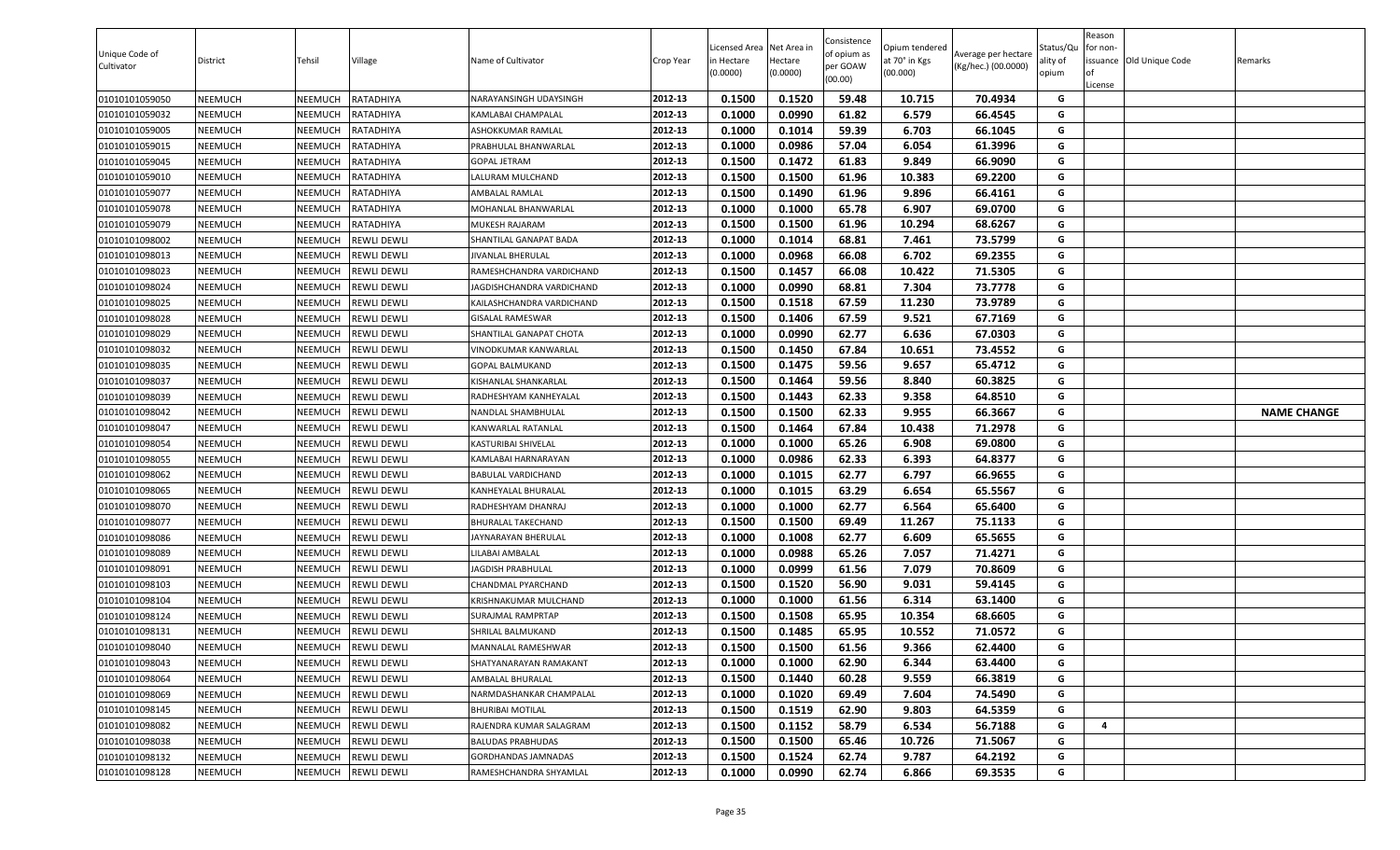| Unique Code of Cultivator | District | Tehsil | Village | Name of Cultivator | Crop Year | Licensed Area in Hectare (0.0000) | Net Area in Hectare (0.0000) | Consistence of opium as per GOAW (00.00) | Opium tendered at 70° in Kgs (00.000) | Average per hectare (Kg/hec.) (00.0000) | Status/Quality of opium | Reason for non-issuance of License | Old Unique Code | Remarks |
|---|---|---|---|---|---|---|---|---|---|---|---|---|---|---|
| 01010101059050 | NEEMUCH | NEEMUCH | RATADHIYA | NARAYANSINGH UDAYSINGH | 2012-13 | 0.1500 | 0.1520 | 59.48 | 10.715 | 70.4934 | G | | | |
| 01010101059032 | NEEMUCH | NEEMUCH | RATADHIYA | KAMLABAI CHAMPALAL | 2012-13 | 0.1000 | 0.0990 | 61.82 | 6.579 | 66.4545 | G | | | |
| 01010101059005 | NEEMUCH | NEEMUCH | RATADHIYA | ASHOKKUMAR RAMLAL | 2012-13 | 0.1000 | 0.1014 | 59.39 | 6.703 | 66.1045 | G | | | |
| 01010101059015 | NEEMUCH | NEEMUCH | RATADHIYA | PRABHULAL BHANWARLAL | 2012-13 | 0.1000 | 0.0986 | 57.04 | 6.054 | 61.3996 | G | | | |
| 01010101059045 | NEEMUCH | NEEMUCH | RATADHIYA | GOPAL JETRAM | 2012-13 | 0.1500 | 0.1472 | 61.83 | 9.849 | 66.9090 | G | | | |
| 01010101059010 | NEEMUCH | NEEMUCH | RATADHIYA | LALURAM MULCHAND | 2012-13 | 0.1500 | 0.1500 | 61.96 | 10.383 | 69.2200 | G | | | |
| 01010101059077 | NEEMUCH | NEEMUCH | RATADHIYA | AMBALAL RAMLAL | 2012-13 | 0.1500 | 0.1490 | 61.96 | 9.896 | 66.4161 | G | | | |
| 01010101059078 | NEEMUCH | NEEMUCH | RATADHIYA | MOHANLAL BHANWARLAL | 2012-13 | 0.1000 | 0.1000 | 65.78 | 6.907 | 69.0700 | G | | | |
| 01010101059079 | NEEMUCH | NEEMUCH | RATADHIYA | MUKESH RAJARAM | 2012-13 | 0.1500 | 0.1500 | 61.96 | 10.294 | 68.6267 | G | | | |
| 01010101098002 | NEEMUCH | NEEMUCH | REWLI DEWLI | SHANTILAL GANAPAT BADA | 2012-13 | 0.1000 | 0.1014 | 68.81 | 7.461 | 73.5799 | G | | | |
| 01010101098013 | NEEMUCH | NEEMUCH | REWLI DEWLI | JIVANLAL BHERULAL | 2012-13 | 0.1000 | 0.0968 | 66.08 | 6.702 | 69.2355 | G | | | |
| 01010101098023 | NEEMUCH | NEEMUCH | REWLI DEWLI | RAMESHCHANDRA VARDICHAND | 2012-13 | 0.1500 | 0.1457 | 66.08 | 10.422 | 71.5305 | G | | | |
| 01010101098024 | NEEMUCH | NEEMUCH | REWLI DEWLI | JAGDISHCHANDRA VARDICHAND | 2012-13 | 0.1000 | 0.0990 | 68.81 | 7.304 | 73.7778 | G | | | |
| 01010101098025 | NEEMUCH | NEEMUCH | REWLI DEWLI | KAILASHCHANDRA VARDICHAND | 2012-13 | 0.1500 | 0.1518 | 67.59 | 11.230 | 73.9789 | G | | | |
| 01010101098028 | NEEMUCH | NEEMUCH | REWLI DEWLI | GISALAL RAMESWAR | 2012-13 | 0.1500 | 0.1406 | 67.59 | 9.521 | 67.7169 | G | | | |
| 01010101098029 | NEEMUCH | NEEMUCH | REWLI DEWLI | SHANTILAL GANAPAT CHOTA | 2012-13 | 0.1000 | 0.0990 | 62.77 | 6.636 | 67.0303 | G | | | |
| 01010101098032 | NEEMUCH | NEEMUCH | REWLI DEWLI | VINODKUMAR KANWARLAL | 2012-13 | 0.1500 | 0.1450 | 67.84 | 10.651 | 73.4552 | G | | | |
| 01010101098035 | NEEMUCH | NEEMUCH | REWLI DEWLI | GOPAL BALMUKAND | 2012-13 | 0.1500 | 0.1475 | 59.56 | 9.657 | 65.4712 | G | | | |
| 01010101098037 | NEEMUCH | NEEMUCH | REWLI DEWLI | KISHANLAL SHANKARLAL | 2012-13 | 0.1500 | 0.1464 | 59.56 | 8.840 | 60.3825 | G | | | |
| 01010101098039 | NEEMUCH | NEEMUCH | REWLI DEWLI | RADHESHYAM KANHEYALAL | 2012-13 | 0.1500 | 0.1443 | 62.33 | 9.358 | 64.8510 | G | | | |
| 01010101098042 | NEEMUCH | NEEMUCH | REWLI DEWLI | NANDLAL SHAMBHULAL | 2012-13 | 0.1500 | 0.1500 | 62.33 | 9.955 | 66.3667 | G | | | **NAME CHANGE** |
| 01010101098047 | NEEMUCH | NEEMUCH | REWLI DEWLI | KANWARLAL RATANLAL | 2012-13 | 0.1500 | 0.1464 | 67.84 | 10.438 | 71.2978 | G | | | |
| 01010101098054 | NEEMUCH | NEEMUCH | REWLI DEWLI | KASTURIBAI SHIVELAL | 2012-13 | 0.1000 | 0.1000 | 65.26 | 6.908 | 69.0800 | G | | | |
| 01010101098055 | NEEMUCH | NEEMUCH | REWLI DEWLI | KAMLABAI HARNARAYAN | 2012-13 | 0.1000 | 0.0986 | 62.33 | 6.393 | 64.8377 | G | | | |
| 01010101098062 | NEEMUCH | NEEMUCH | REWLI DEWLI | BABULAL VARDICHAND | 2012-13 | 0.1000 | 0.1015 | 62.77 | 6.797 | 66.9655 | G | | | |
| 01010101098065 | NEEMUCH | NEEMUCH | REWLI DEWLI | KANHEYALAL BHURALAL | 2012-13 | 0.1000 | 0.1015 | 63.29 | 6.654 | 65.5567 | G | | | |
| 01010101098070 | NEEMUCH | NEEMUCH | REWLI DEWLI | RADHESHYAM DHANRAJ | 2012-13 | 0.1000 | 0.1000 | 62.77 | 6.564 | 65.6400 | G | | | |
| 01010101098077 | NEEMUCH | NEEMUCH | REWLI DEWLI | BHURALAL TAKECHAND | 2012-13 | 0.1500 | 0.1500 | 69.49 | 11.267 | 75.1133 | G | | | |
| 01010101098086 | NEEMUCH | NEEMUCH | REWLI DEWLI | JAYNARAYAN BHERULAL | 2012-13 | 0.1000 | 0.1008 | 62.77 | 6.609 | 65.5655 | G | | | |
| 01010101098089 | NEEMUCH | NEEMUCH | REWLI DEWLI | LILABAI AMBALAL | 2012-13 | 0.1000 | 0.0988 | 65.26 | 7.057 | 71.4271 | G | | | |
| 01010101098091 | NEEMUCH | NEEMUCH | REWLI DEWLI | JAGDISH PRABHULAL | 2012-13 | 0.1000 | 0.0999 | 61.56 | 7.079 | 70.8609 | G | | | |
| 01010101098103 | NEEMUCH | NEEMUCH | REWLI DEWLI | CHANDMAL PYARCHAND | 2012-13 | 0.1500 | 0.1520 | 56.90 | 9.031 | 59.4145 | G | | | |
| 01010101098104 | NEEMUCH | NEEMUCH | REWLI DEWLI | KRISHNAKUMAR MULCHAND | 2012-13 | 0.1000 | 0.1000 | 61.56 | 6.314 | 63.1400 | G | | | |
| 01010101098124 | NEEMUCH | NEEMUCH | REWLI DEWLI | SURAJMAL RAMPRTAP | 2012-13 | 0.1500 | 0.1508 | 65.95 | 10.354 | 68.6605 | G | | | |
| 01010101098131 | NEEMUCH | NEEMUCH | REWLI DEWLI | SHRILAL BALMUKAND | 2012-13 | 0.1500 | 0.1485 | 65.95 | 10.552 | 71.0572 | G | | | |
| 01010101098040 | NEEMUCH | NEEMUCH | REWLI DEWLI | MANNALAL RAMESHWAR | 2012-13 | 0.1500 | 0.1500 | 61.56 | 9.366 | 62.4400 | G | | | |
| 01010101098043 | NEEMUCH | NEEMUCH | REWLI DEWLI | SHATYANARAYAN RAMAKANT | 2012-13 | 0.1000 | 0.1000 | 62.90 | 6.344 | 63.4400 | G | | | |
| 01010101098064 | NEEMUCH | NEEMUCH | REWLI DEWLI | AMBALAL BHURALAL | 2012-13 | 0.1500 | 0.1440 | 60.28 | 9.559 | 66.3819 | G | | | |
| 01010101098069 | NEEMUCH | NEEMUCH | REWLI DEWLI | NARMDASHANKAR CHAMPALAL | 2012-13 | 0.1000 | 0.1020 | 69.49 | 7.604 | 74.5490 | G | | | |
| 01010101098145 | NEEMUCH | NEEMUCH | REWLI DEWLI | BHURIBAI MOTILAL | 2012-13 | 0.1500 | 0.1519 | 62.90 | 9.803 | 64.5359 | G | | | |
| 01010101098082 | NEEMUCH | NEEMUCH | REWLI DEWLI | RAJENDRA KUMAR SALAGRAM | 2012-13 | 0.1500 | 0.1152 | 58.79 | 6.534 | 56.7188 | G | 4 | | |
| 01010101098038 | NEEMUCH | NEEMUCH | REWLI DEWLI | BALUDAS PRABHUDAS | 2012-13 | 0.1500 | 0.1500 | 65.46 | 10.726 | 71.5067 | G | | | |
| 01010101098132 | NEEMUCH | NEEMUCH | REWLI DEWLI | GORDHANDAS JAMNADAS | 2012-13 | 0.1500 | 0.1524 | 62.74 | 9.787 | 64.2192 | G | | | |
| 01010101098128 | NEEMUCH | NEEMUCH | REWLI DEWLI | RAMESHCHANDRA SHYAMLAL | 2012-13 | 0.1000 | 0.0990 | 62.74 | 6.866 | 69.3535 | G | | | |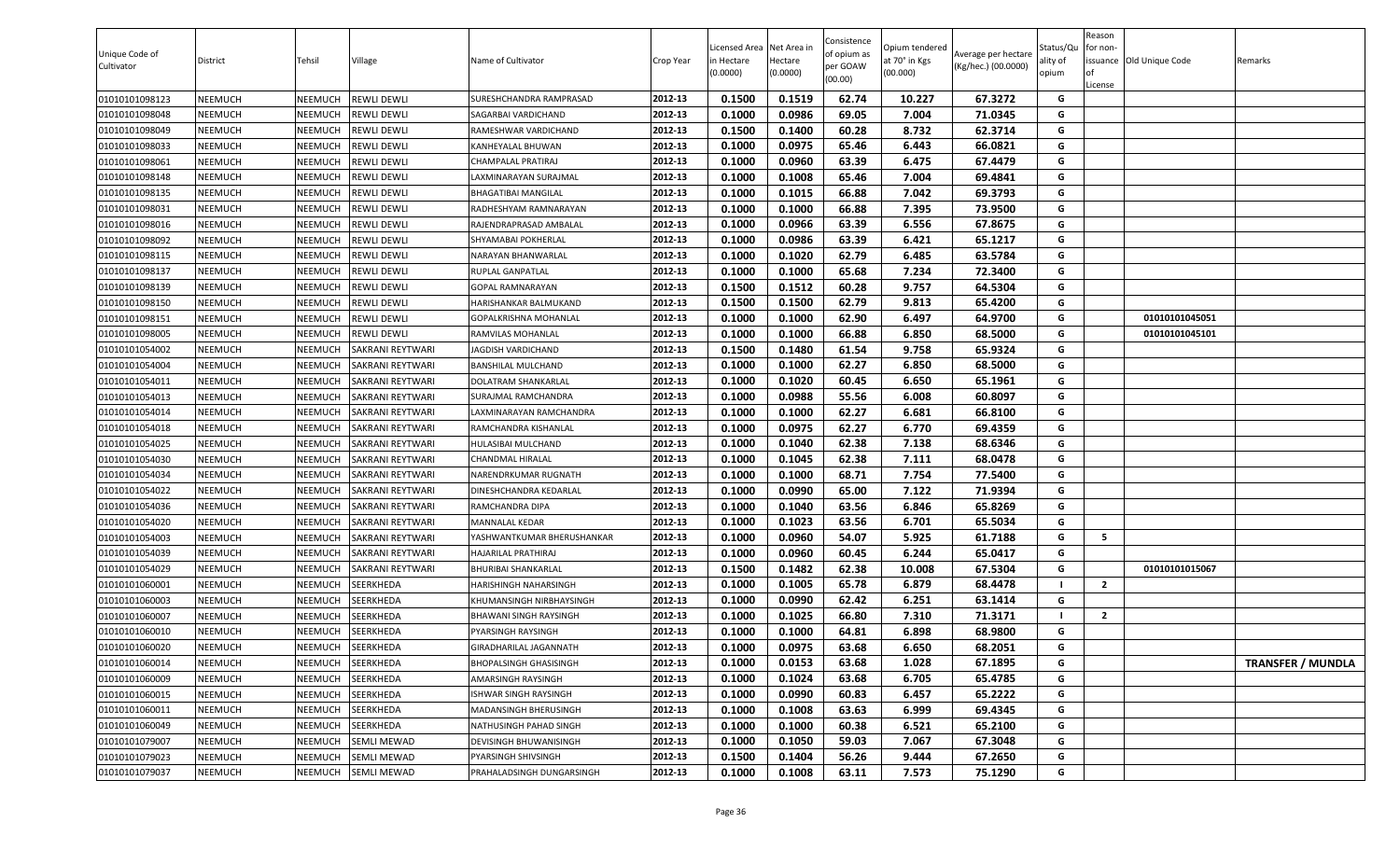| Unique Code of Cultivator | District | Tehsil | Village | Name of Cultivator | Crop Year | Licensed Area in Hectare (0.0000) | Net Area in Hectare (0.0000) | Consistence of opium as per GOAW (00.00) | Opium tendered at 70° in Kgs (00.000) | Average per hectare (Kg/hec.) (00.0000) | Status/Quality of opium | Reason for non-issuance of License | Old Unique Code | Remarks |
|---|---|---|---|---|---|---|---|---|---|---|---|---|---|---|
| 01010101098123 | NEEMUCH | NEEMUCH | REWLI DEWLI | SURESHCHANDRA RAMPRASAD | 2012-13 | 0.1500 | 0.1519 | 62.74 | 10.227 | 67.3272 | G | | | |
| 01010101098048 | NEEMUCH | NEEMUCH | REWLI DEWLI | SAGARBAI VARDICHAND | 2012-13 | 0.1000 | 0.0986 | 69.05 | 7.004 | 71.0345 | G | | | |
| 01010101098049 | NEEMUCH | NEEMUCH | REWLI DEWLI | RAMESHWAR VARDICHAND | 2012-13 | 0.1500 | 0.1400 | 60.28 | 8.732 | 62.3714 | G | | | |
| 01010101098033 | NEEMUCH | NEEMUCH | REWLI DEWLI | KANHEYALAL BHUWAN | 2012-13 | 0.1000 | 0.0975 | 65.46 | 6.443 | 66.0821 | G | | | |
| 01010101098061 | NEEMUCH | NEEMUCH | REWLI DEWLI | CHAMPALAL PRATIRAJ | 2012-13 | 0.1000 | 0.0960 | 63.39 | 6.475 | 67.4479 | G | | | |
| 01010101098148 | NEEMUCH | NEEMUCH | REWLI DEWLI | LAXMINARAYAN SURAJMAL | 2012-13 | 0.1000 | 0.1008 | 65.46 | 7.004 | 69.4841 | G | | | |
| 01010101098135 | NEEMUCH | NEEMUCH | REWLI DEWLI | BHAGATIBAI MANGILAL | 2012-13 | 0.1000 | 0.1015 | 66.88 | 7.042 | 69.3793 | G | | | |
| 01010101098031 | NEEMUCH | NEEMUCH | REWLI DEWLI | RADHESHYAM RAMNARAYAN | 2012-13 | 0.1000 | 0.1000 | 66.88 | 7.395 | 73.9500 | G | | | |
| 01010101098016 | NEEMUCH | NEEMUCH | REWLI DEWLI | RAJENDRAPRASAD AMBALAL | 2012-13 | 0.1000 | 0.0966 | 63.39 | 6.556 | 67.8675 | G | | | |
| 01010101098092 | NEEMUCH | NEEMUCH | REWLI DEWLI | SHYAMABAI POKHERLAL | 2012-13 | 0.1000 | 0.0986 | 63.39 | 6.421 | 65.1217 | G | | | |
| 01010101098115 | NEEMUCH | NEEMUCH | REWLI DEWLI | NARAYAN BHANWARLAL | 2012-13 | 0.1000 | 0.1020 | 62.79 | 6.485 | 63.5784 | G | | | |
| 01010101098137 | NEEMUCH | NEEMUCH | REWLI DEWLI | RUPLAL GANPATLAL | 2012-13 | 0.1000 | 0.1000 | 65.68 | 7.234 | 72.3400 | G | | | |
| 01010101098139 | NEEMUCH | NEEMUCH | REWLI DEWLI | GOPAL RAMNARAYAN | 2012-13 | 0.1500 | 0.1512 | 60.28 | 9.757 | 64.5304 | G | | | |
| 01010101098150 | NEEMUCH | NEEMUCH | REWLI DEWLI | HARISHANKAR BALMUKAND | 2012-13 | 0.1500 | 0.1500 | 62.79 | 9.813 | 65.4200 | G | | | |
| 01010101098151 | NEEMUCH | NEEMUCH | REWLI DEWLI | GOPALKRISHNA MOHANLAL | 2012-13 | 0.1000 | 0.1000 | 62.90 | 6.497 | 64.9700 | G | | 01010101045051 | |
| 01010101098005 | NEEMUCH | NEEMUCH | REWLI DEWLI | RAMVILAS MOHANLAL | 2012-13 | 0.1000 | 0.1000 | 66.88 | 6.850 | 68.5000 | G | | 01010101045101 | |
| 01010101054002 | NEEMUCH | NEEMUCH | SAKRANI REYTWARI | JAGDISH VARDICHAND | 2012-13 | 0.1500 | 0.1480 | 61.54 | 9.758 | 65.9324 | G | | | |
| 01010101054004 | NEEMUCH | NEEMUCH | SAKRANI REYTWARI | BANSHILAL MULCHAND | 2012-13 | 0.1000 | 0.1000 | 62.27 | 6.850 | 68.5000 | G | | | |
| 01010101054011 | NEEMUCH | NEEMUCH | SAKRANI REYTWARI | DOLATRAM SHANKARLAL | 2012-13 | 0.1000 | 0.1020 | 60.45 | 6.650 | 65.1961 | G | | | |
| 01010101054013 | NEEMUCH | NEEMUCH | SAKRANI REYTWARI | SURAJMAL RAMCHANDRA | 2012-13 | 0.1000 | 0.0988 | 55.56 | 6.008 | 60.8097 | G | | | |
| 01010101054014 | NEEMUCH | NEEMUCH | SAKRANI REYTWARI | LAXMINARAYAN RAMCHANDRA | 2012-13 | 0.1000 | 0.1000 | 62.27 | 6.681 | 66.8100 | G | | | |
| 01010101054018 | NEEMUCH | NEEMUCH | SAKRANI REYTWARI | RAMCHANDRA KISHANLAL | 2012-13 | 0.1000 | 0.0975 | 62.27 | 6.770 | 69.4359 | G | | | |
| 01010101054025 | NEEMUCH | NEEMUCH | SAKRANI REYTWARI | HULASIBAI MULCHAND | 2012-13 | 0.1000 | 0.1040 | 62.38 | 7.138 | 68.6346 | G | | | |
| 01010101054030 | NEEMUCH | NEEMUCH | SAKRANI REYTWARI | CHANDMAL HIRALAL | 2012-13 | 0.1000 | 0.1045 | 62.38 | 7.111 | 68.0478 | G | | | |
| 01010101054034 | NEEMUCH | NEEMUCH | SAKRANI REYTWARI | NARENDRKUMAR RUGNATH | 2012-13 | 0.1000 | 0.1000 | 68.71 | 7.754 | 77.5400 | G | | | |
| 01010101054022 | NEEMUCH | NEEMUCH | SAKRANI REYTWARI | DINESHCHANDRA KEDARLAL | 2012-13 | 0.1000 | 0.0990 | 65.00 | 7.122 | 71.9394 | G | | | |
| 01010101054036 | NEEMUCH | NEEMUCH | SAKRANI REYTWARI | RAMCHANDRA DIPA | 2012-13 | 0.1000 | 0.1040 | 63.56 | 6.846 | 65.8269 | G | | | |
| 01010101054020 | NEEMUCH | NEEMUCH | SAKRANI REYTWARI | MANNALAL KEDAR | 2012-13 | 0.1000 | 0.1023 | 63.56 | 6.701 | 65.5034 | G | | | |
| 01010101054003 | NEEMUCH | NEEMUCH | SAKRANI REYTWARI | YASHWANTKUMAR BHERUSHANKAR | 2012-13 | 0.1000 | 0.0960 | 54.07 | 5.925 | 61.7188 | G | 5 | | |
| 01010101054039 | NEEMUCH | NEEMUCH | SAKRANI REYTWARI | HAJARILAL PRATHIRAJ | 2012-13 | 0.1000 | 0.0960 | 60.45 | 6.244 | 65.0417 | G | | | |
| 01010101054029 | NEEMUCH | NEEMUCH | SAKRANI REYTWARI | BHURIBAI SHANKARLAL | 2012-13 | 0.1500 | 0.1482 | 62.38 | 10.008 | 67.5304 | G | | 01010101015067 | |
| 01010101060001 | NEEMUCH | NEEMUCH | SEERKHEDA | HARISHINGH NAHARSINGH | 2012-13 | 0.1000 | 0.1005 | 65.78 | 6.879 | 68.4478 | I | 2 | | |
| 01010101060003 | NEEMUCH | NEEMUCH | SEERKHEDA | KHUMANSINGH NIRBHAYSINGH | 2012-13 | 0.1000 | 0.0990 | 62.42 | 6.251 | 63.1414 | G | | | |
| 01010101060007 | NEEMUCH | NEEMUCH | SEERKHEDA | BHAWANI SINGH RAYSINGH | 2012-13 | 0.1000 | 0.1025 | 66.80 | 7.310 | 71.3171 | I | 2 | | |
| 01010101060010 | NEEMUCH | NEEMUCH | SEERKHEDA | PYARSINGH RAYSINGH | 2012-13 | 0.1000 | 0.1000 | 64.81 | 6.898 | 68.9800 | G | | | |
| 01010101060020 | NEEMUCH | NEEMUCH | SEERKHEDA | GIRADHARILAL JAGANNATH | 2012-13 | 0.1000 | 0.0975 | 63.68 | 6.650 | 68.2051 | G | | | |
| 01010101060014 | NEEMUCH | NEEMUCH | SEERKHEDA | BHOPALSINGH GHASISINGH | 2012-13 | 0.1000 | 0.0153 | 63.68 | 1.028 | 67.1895 | G | | | TRANSFER / MUNDLA |
| 01010101060009 | NEEMUCH | NEEMUCH | SEERKHEDA | AMARSINGH RAYSINGH | 2012-13 | 0.1000 | 0.1024 | 63.68 | 6.705 | 65.4785 | G | | | |
| 01010101060015 | NEEMUCH | NEEMUCH | SEERKHEDA | ISHWAR SINGH RAYSINGH | 2012-13 | 0.1000 | 0.0990 | 60.83 | 6.457 | 65.2222 | G | | | |
| 01010101060011 | NEEMUCH | NEEMUCH | SEERKHEDA | MADANSINGH BHERUSINGH | 2012-13 | 0.1000 | 0.1008 | 63.63 | 6.999 | 69.4345 | G | | | |
| 01010101060049 | NEEMUCH | NEEMUCH | SEERKHEDA | NATHUSINGH PAHAD SINGH | 2012-13 | 0.1000 | 0.1000 | 60.38 | 6.521 | 65.2100 | G | | | |
| 01010101079007 | NEEMUCH | NEEMUCH | SEMLI MEWAD | DEVISINGH BHUWANISINGH | 2012-13 | 0.1000 | 0.1050 | 59.03 | 7.067 | 67.3048 | G | | | |
| 01010101079023 | NEEMUCH | NEEMUCH | SEMLI MEWAD | PYARSINGH SHIVSINGH | 2012-13 | 0.1500 | 0.1404 | 56.26 | 9.444 | 67.2650 | G | | | |
| 01010101079037 | NEEMUCH | NEEMUCH | SEMLI MEWAD | PRAHALADSINGH DUNGARSINGH | 2012-13 | 0.1000 | 0.1008 | 63.11 | 7.573 | 75.1290 | G | | | |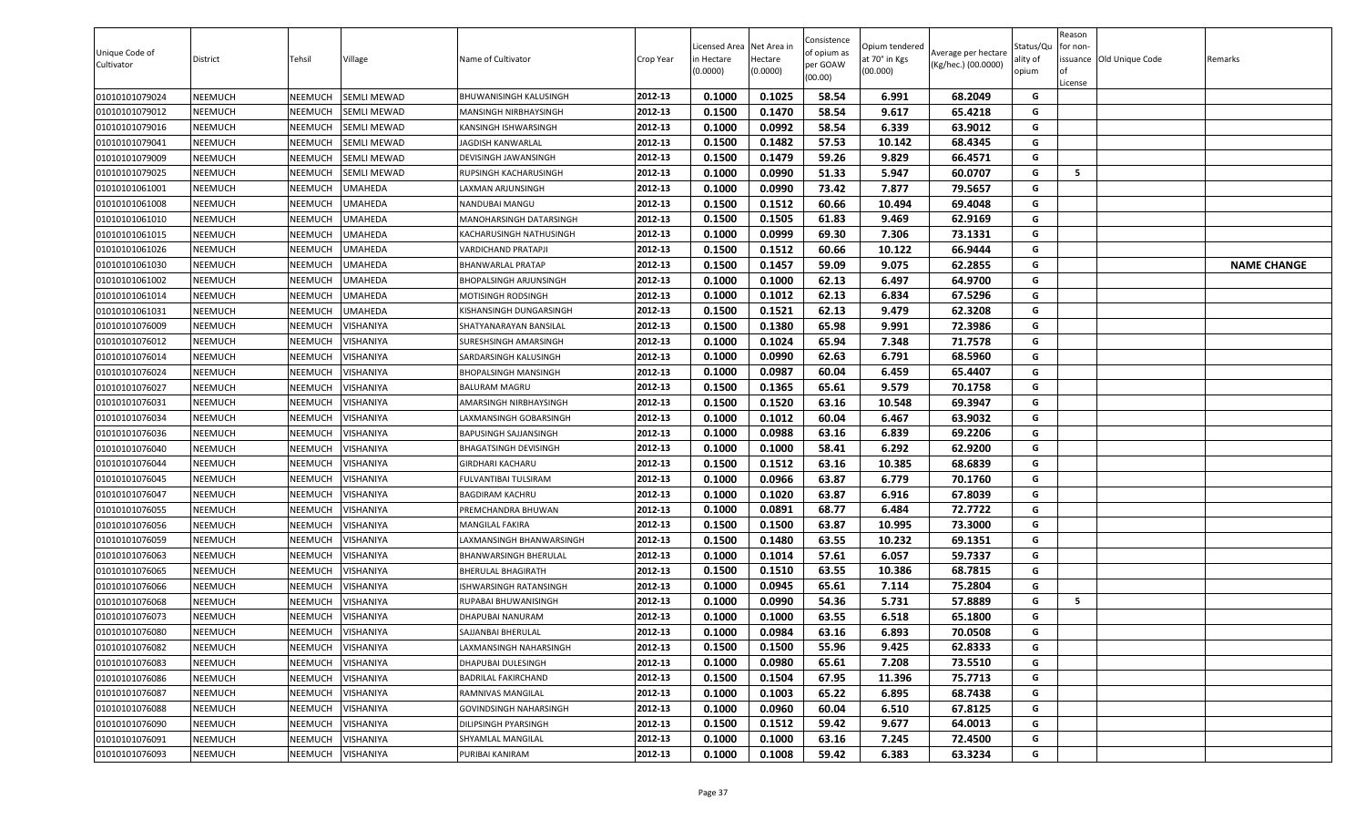| Unique Code of Cultivator | District | Tehsil | Village | Name of Cultivator | Crop Year | Licensed Area in Hectare (0.0000) | Net Area in Hectare (0.0000) | Consistence of opium as per GOAW (00.00) | Opium tendered at 70° in Kgs (00.000) | Average per hectare (Kg/hec.) (00.0000) | Status/Quality of opium | Reason for non-issuance of License | Old Unique Code | Remarks |
|---|---|---|---|---|---|---|---|---|---|---|---|---|---|---|
| 01010101079024 | NEEMUCH | NEEMUCH | SEMLI MEWAD | BHUWANISINGH KALUSINGH | 2012-13 | 0.1000 | 0.1025 | 58.54 | 6.991 | 68.2049 | G | | | |
| 01010101079012 | NEEMUCH | NEEMUCH | SEMLI MEWAD | MANSINGH NIRBHAYSINGH | 2012-13 | 0.1500 | 0.1470 | 58.54 | 9.617 | 65.4218 | G | | | |
| 01010101079016 | NEEMUCH | NEEMUCH | SEMLI MEWAD | KANSINGH ISHWARSINGH | 2012-13 | 0.1000 | 0.0992 | 58.54 | 6.339 | 63.9012 | G | | | |
| 01010101079041 | NEEMUCH | NEEMUCH | SEMLI MEWAD | JAGDISH KANWARLAL | 2012-13 | 0.1500 | 0.1482 | 57.53 | 10.142 | 68.4345 | G | | | |
| 01010101079009 | NEEMUCH | NEEMUCH | SEMLI MEWAD | DEVISINGH JAWANSINGH | 2012-13 | 0.1500 | 0.1479 | 59.26 | 9.829 | 66.4571 | G | | | |
| 01010101079025 | NEEMUCH | NEEMUCH | SEMLI MEWAD | RUPSINGH KACHARUSINGH | 2012-13 | 0.1000 | 0.0990 | 51.33 | 5.947 | 60.0707 | G | 5 | | |
| 01010101061001 | NEEMUCH | NEEMUCH | UMAHEDA | LAXMAN ARJUNSINGH | 2012-13 | 0.1000 | 0.0990 | 73.42 | 7.877 | 79.5657 | G | | | |
| 01010101061008 | NEEMUCH | NEEMUCH | UMAHEDA | NANDUBAI MANGU | 2012-13 | 0.1500 | 0.1512 | 60.66 | 10.494 | 69.4048 | G | | | |
| 01010101061010 | NEEMUCH | NEEMUCH | UMAHEDA | MANOHARSINGH DATARSINGH | 2012-13 | 0.1500 | 0.1505 | 61.83 | 9.469 | 62.9169 | G | | | |
| 01010101061015 | NEEMUCH | NEEMUCH | UMAHEDA | KACHARUSINGH NATHUSINGH | 2012-13 | 0.1000 | 0.0999 | 69.30 | 7.306 | 73.1331 | G | | | |
| 01010101061026 | NEEMUCH | NEEMUCH | UMAHEDA | VARDICHAND PRATAPJI | 2012-13 | 0.1500 | 0.1512 | 60.66 | 10.122 | 66.9444 | G | | | |
| 01010101061030 | NEEMUCH | NEEMUCH | UMAHEDA | BHANWARLAL PRATAP | 2012-13 | 0.1500 | 0.1457 | 59.09 | 9.075 | 62.2855 | G | | | NAME CHANGE |
| 01010101061002 | NEEMUCH | NEEMUCH | UMAHEDA | BHOPALSINGH ARJUNSINGH | 2012-13 | 0.1000 | 0.1000 | 62.13 | 6.497 | 64.9700 | G | | | |
| 01010101061014 | NEEMUCH | NEEMUCH | UMAHEDA | MOTISINGH RODSINGH | 2012-13 | 0.1000 | 0.1012 | 62.13 | 6.834 | 67.5296 | G | | | |
| 01010101061031 | NEEMUCH | NEEMUCH | UMAHEDA | KISHANSINGH DUNGARSINGH | 2012-13 | 0.1500 | 0.1521 | 62.13 | 9.479 | 62.3208 | G | | | |
| 01010101076009 | NEEMUCH | NEEMUCH | VISHANIYA | SHATYANARAYAN BANSILAL | 2012-13 | 0.1500 | 0.1380 | 65.98 | 9.991 | 72.3986 | G | | | |
| 01010101076012 | NEEMUCH | NEEMUCH | VISHANIYA | SURESHSINGH AMARSINGH | 2012-13 | 0.1000 | 0.1024 | 65.94 | 7.348 | 71.7578 | G | | | |
| 01010101076014 | NEEMUCH | NEEMUCH | VISHANIYA | SARDARSINGH KALUSINGH | 2012-13 | 0.1000 | 0.0990 | 62.63 | 6.791 | 68.5960 | G | | | |
| 01010101076024 | NEEMUCH | NEEMUCH | VISHANIYA | BHOPALSINGH MANSINGH | 2012-13 | 0.1000 | 0.0987 | 60.04 | 6.459 | 65.4407 | G | | | |
| 01010101076027 | NEEMUCH | NEEMUCH | VISHANIYA | BALURAM MAGRU | 2012-13 | 0.1500 | 0.1365 | 65.61 | 9.579 | 70.1758 | G | | | |
| 01010101076031 | NEEMUCH | NEEMUCH | VISHANIYA | AMARSINGH NIRBHAYSINGH | 2012-13 | 0.1500 | 0.1520 | 63.16 | 10.548 | 69.3947 | G | | | |
| 01010101076034 | NEEMUCH | NEEMUCH | VISHANIYA | LAXMANSINGH GOBARSINGH | 2012-13 | 0.1000 | 0.1012 | 60.04 | 6.467 | 63.9032 | G | | | |
| 01010101076036 | NEEMUCH | NEEMUCH | VISHANIYA | BAPUSINGH SAJJANSINGH | 2012-13 | 0.1000 | 0.0988 | 63.16 | 6.839 | 69.2206 | G | | | |
| 01010101076040 | NEEMUCH | NEEMUCH | VISHANIYA | BHAGATSINGH DEVISINGH | 2012-13 | 0.1000 | 0.1000 | 58.41 | 6.292 | 62.9200 | G | | | |
| 01010101076044 | NEEMUCH | NEEMUCH | VISHANIYA | GIRDHARI KACHARU | 2012-13 | 0.1500 | 0.1512 | 63.16 | 10.385 | 68.6839 | G | | | |
| 01010101076045 | NEEMUCH | NEEMUCH | VISHANIYA | FULVANTIBAI TULSIRAM | 2012-13 | 0.1000 | 0.0966 | 63.87 | 6.779 | 70.1760 | G | | | |
| 01010101076047 | NEEMUCH | NEEMUCH | VISHANIYA | BAGDIRAM KACHRU | 2012-13 | 0.1000 | 0.1020 | 63.87 | 6.916 | 67.8039 | G | | | |
| 01010101076055 | NEEMUCH | NEEMUCH | VISHANIYA | PREMCHANDRA BHUWAN | 2012-13 | 0.1000 | 0.0891 | 68.77 | 6.484 | 72.7722 | G | | | |
| 01010101076056 | NEEMUCH | NEEMUCH | VISHANIYA | MANGILAL FAKIRA | 2012-13 | 0.1500 | 0.1500 | 63.87 | 10.995 | 73.3000 | G | | | |
| 01010101076059 | NEEMUCH | NEEMUCH | VISHANIYA | LAXMANSINGH BHANWARSINGH | 2012-13 | 0.1500 | 0.1480 | 63.55 | 10.232 | 69.1351 | G | | | |
| 01010101076063 | NEEMUCH | NEEMUCH | VISHANIYA | BHANWARSINGH BHERULAL | 2012-13 | 0.1000 | 0.1014 | 57.61 | 6.057 | 59.7337 | G | | | |
| 01010101076065 | NEEMUCH | NEEMUCH | VISHANIYA | BHERULAL BHAGIRATH | 2012-13 | 0.1500 | 0.1510 | 63.55 | 10.386 | 68.7815 | G | | | |
| 01010101076066 | NEEMUCH | NEEMUCH | VISHANIYA | ISHWARSINGH RATANSINGH | 2012-13 | 0.1000 | 0.0945 | 65.61 | 7.114 | 75.2804 | G | | | |
| 01010101076068 | NEEMUCH | NEEMUCH | VISHANIYA | RUPABAI BHUWANISINGH | 2012-13 | 0.1000 | 0.0990 | 54.36 | 5.731 | 57.8889 | G | 5 | | |
| 01010101076073 | NEEMUCH | NEEMUCH | VISHANIYA | DHAPUBAI NANURAM | 2012-13 | 0.1000 | 0.1000 | 63.55 | 6.518 | 65.1800 | G | | | |
| 01010101076080 | NEEMUCH | NEEMUCH | VISHANIYA | SAJJANBAI BHERULAL | 2012-13 | 0.1000 | 0.0984 | 63.16 | 6.893 | 70.0508 | G | | | |
| 01010101076082 | NEEMUCH | NEEMUCH | VISHANIYA | LAXMANSINGH NAHARSINGH | 2012-13 | 0.1500 | 0.1500 | 55.96 | 9.425 | 62.8333 | G | | | |
| 01010101076083 | NEEMUCH | NEEMUCH | VISHANIYA | DHAPUBAI DULESINGH | 2012-13 | 0.1000 | 0.0980 | 65.61 | 7.208 | 73.5510 | G | | | |
| 01010101076086 | NEEMUCH | NEEMUCH | VISHANIYA | BADRILAL FAKIRCHAND | 2012-13 | 0.1500 | 0.1504 | 67.95 | 11.396 | 75.7713 | G | | | |
| 01010101076087 | NEEMUCH | NEEMUCH | VISHANIYA | RAMNIVAS MANGILAL | 2012-13 | 0.1000 | 0.1003 | 65.22 | 6.895 | 68.7438 | G | | | |
| 01010101076088 | NEEMUCH | NEEMUCH | VISHANIYA | GOVINDSINGH NAHARSINGH | 2012-13 | 0.1000 | 0.0960 | 60.04 | 6.510 | 67.8125 | G | | | |
| 01010101076090 | NEEMUCH | NEEMUCH | VISHANIYA | DILIPSINGH PYARSINGH | 2012-13 | 0.1500 | 0.1512 | 59.42 | 9.677 | 64.0013 | G | | | |
| 01010101076091 | NEEMUCH | NEEMUCH | VISHANIYA | SHYAMLAL MANGILAL | 2012-13 | 0.1000 | 0.1000 | 63.16 | 7.245 | 72.4500 | G | | | |
| 01010101076093 | NEEMUCH | NEEMUCH | VISHANIYA | PURIBAI KANIRAM | 2012-13 | 0.1000 | 0.1008 | 59.42 | 6.383 | 63.3234 | G | | | |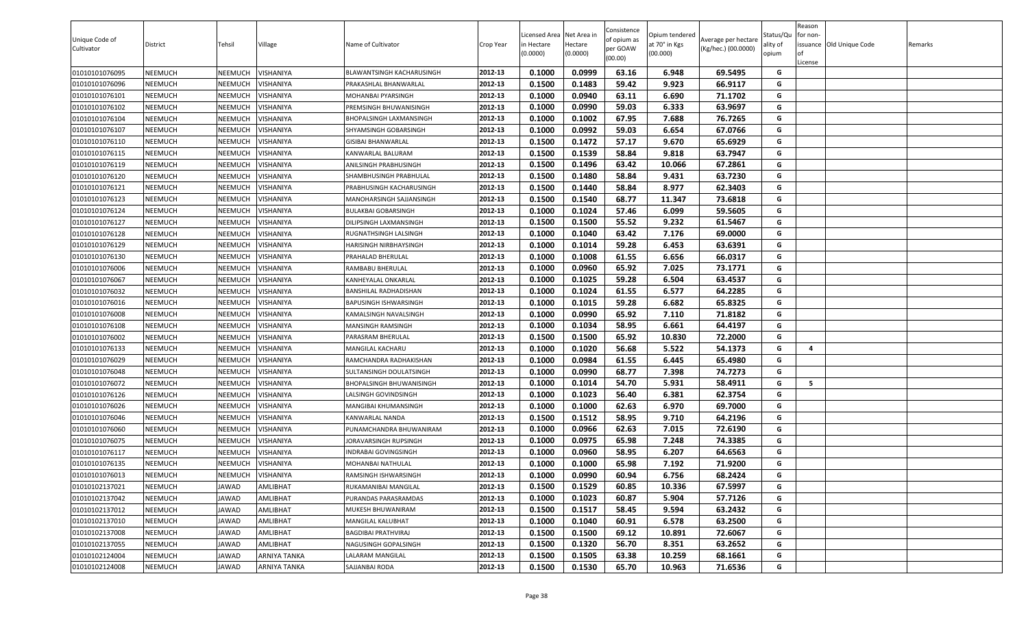| Unique Code of Cultivator | District | Tehsil | Village | Name of Cultivator | Crop Year | Licensed Area in Hectare (0.0000) | Net Area in Hectare (0.0000) | Consistence of opium as per GOAW (00.00) | Opium tendered at 70° in Kgs (00.000) | Average per hectare (Kg/hec.) (00.0000) | Status/Quality of opium | Reason for non-issuance of License | Old Unique Code | Remarks |
|---|---|---|---|---|---|---|---|---|---|---|---|---|---|---|
| 01010101076095 | NEEMUCH | NEEMUCH | VISHANIYA | BLAWANTSINGH KACHARUSINGH | 2012-13 | 0.1000 | 0.0999 | 63.16 | 6.948 | 69.5495 | G | | | |
| 01010101076096 | NEEMUCH | NEEMUCH | VISHANIYA | PRAKASHLAL BHANWARLAL | 2012-13 | 0.1500 | 0.1483 | 59.42 | 9.923 | 66.9117 | G | | | |
| 01010101076101 | NEEMUCH | NEEMUCH | VISHANIYA | MOHANBAI PYARSINGH | 2012-13 | 0.1000 | 0.0940 | 63.11 | 6.690 | 71.1702 | G | | | |
| 01010101076102 | NEEMUCH | NEEMUCH | VISHANIYA | PREMSINGH BHUWANISINGH | 2012-13 | 0.1000 | 0.0990 | 59.03 | 6.333 | 63.9697 | G | | | |
| 01010101076104 | NEEMUCH | NEEMUCH | VISHANIYA | BHOPALSINGH LAXMANSINGH | 2012-13 | 0.1000 | 0.1002 | 67.95 | 7.688 | 76.7265 | G | | | |
| 01010101076107 | NEEMUCH | NEEMUCH | VISHANIYA | SHYAMSINGH GOBARSINGH | 2012-13 | 0.1000 | 0.0992 | 59.03 | 6.654 | 67.0766 | G | | | |
| 01010101076110 | NEEMUCH | NEEMUCH | VISHANIYA | GISIBAI BHANWARLAL | 2012-13 | 0.1500 | 0.1472 | 57.17 | 9.670 | 65.6929 | G | | | |
| 01010101076115 | NEEMUCH | NEEMUCH | VISHANIYA | KANWARLAL BALURAM | 2012-13 | 0.1500 | 0.1539 | 58.84 | 9.818 | 63.7947 | G | | | |
| 01010101076119 | NEEMUCH | NEEMUCH | VISHANIYA | ANILSINGH PRABHUSINGH | 2012-13 | 0.1500 | 0.1496 | 63.42 | 10.066 | 67.2861 | G | | | |
| 01010101076120 | NEEMUCH | NEEMUCH | VISHANIYA | SHAMBHUSINGH PRABHULAL | 2012-13 | 0.1500 | 0.1480 | 58.84 | 9.431 | 63.7230 | G | | | |
| 01010101076121 | NEEMUCH | NEEMUCH | VISHANIYA | PRABHUSINGH KACHARUSINGH | 2012-13 | 0.1500 | 0.1440 | 58.84 | 8.977 | 62.3403 | G | | | |
| 01010101076123 | NEEMUCH | NEEMUCH | VISHANIYA | MANOHARSINGH SAJJANSINGH | 2012-13 | 0.1500 | 0.1540 | 68.77 | 11.347 | 73.6818 | G | | | |
| 01010101076124 | NEEMUCH | NEEMUCH | VISHANIYA | BULAKBAI GOBARSINGH | 2012-13 | 0.1000 | 0.1024 | 57.46 | 6.099 | 59.5605 | G | | | |
| 01010101076127 | NEEMUCH | NEEMUCH | VISHANIYA | DILIPSINGH LAXMANSINGH | 2012-13 | 0.1500 | 0.1500 | 55.52 | 9.232 | 61.5467 | G | | | |
| 01010101076128 | NEEMUCH | NEEMUCH | VISHANIYA | RUGNATHSINGH LALSINGH | 2012-13 | 0.1000 | 0.1040 | 63.42 | 7.176 | 69.0000 | G | | | |
| 01010101076129 | NEEMUCH | NEEMUCH | VISHANIYA | HARISINGH NIRBHAYSINGH | 2012-13 | 0.1000 | 0.1014 | 59.28 | 6.453 | 63.6391 | G | | | |
| 01010101076130 | NEEMUCH | NEEMUCH | VISHANIYA | PRAHALAD BHERULAL | 2012-13 | 0.1000 | 0.1008 | 61.55 | 6.656 | 66.0317 | G | | | |
| 01010101076006 | NEEMUCH | NEEMUCH | VISHANIYA | RAMBABU BHERULAL | 2012-13 | 0.1000 | 0.0960 | 65.92 | 7.025 | 73.1771 | G | | | |
| 01010101076067 | NEEMUCH | NEEMUCH | VISHANIYA | KANHEYALAL ONKARLAL | 2012-13 | 0.1000 | 0.1025 | 59.28 | 6.504 | 63.4537 | G | | | |
| 01010101076032 | NEEMUCH | NEEMUCH | VISHANIYA | BANSHILAL RADHADISHAN | 2012-13 | 0.1000 | 0.1024 | 61.55 | 6.577 | 64.2285 | G | | | |
| 01010101076016 | NEEMUCH | NEEMUCH | VISHANIYA | BAPUSINGH ISHWARSINGH | 2012-13 | 0.1000 | 0.1015 | 59.28 | 6.682 | 65.8325 | G | | | |
| 01010101076008 | NEEMUCH | NEEMUCH | VISHANIYA | KAMALSINGH NAVALSINGH | 2012-13 | 0.1000 | 0.0990 | 65.92 | 7.110 | 71.8182 | G | | | |
| 01010101076108 | NEEMUCH | NEEMUCH | VISHANIYA | MANSINGH RAMSINGH | 2012-13 | 0.1000 | 0.1034 | 58.95 | 6.661 | 64.4197 | G | | | |
| 01010101076002 | NEEMUCH | NEEMUCH | VISHANIYA | PARASRAM BHERULAL | 2012-13 | 0.1500 | 0.1500 | 65.92 | 10.830 | 72.2000 | G | | | |
| 01010101076133 | NEEMUCH | NEEMUCH | VISHANIYA | MANGILAL KACHARU | 2012-13 | 0.1000 | 0.1020 | 56.68 | 5.522 | 54.1373 | G | 4 | | |
| 01010101076029 | NEEMUCH | NEEMUCH | VISHANIYA | RAMCHANDRA RADHAKISHAN | 2012-13 | 0.1000 | 0.0984 | 61.55 | 6.445 | 65.4980 | G | | | |
| 01010101076048 | NEEMUCH | NEEMUCH | VISHANIYA | SULTANSINGH DOULATSINGH | 2012-13 | 0.1000 | 0.0990 | 68.77 | 7.398 | 74.7273 | G | | | |
| 01010101076072 | NEEMUCH | NEEMUCH | VISHANIYA | BHOPALSINGH BHUWANISINGH | 2012-13 | 0.1000 | 0.1014 | 54.70 | 5.931 | 58.4911 | G | 5 | | |
| 01010101076126 | NEEMUCH | NEEMUCH | VISHANIYA | LALSINGH GOVINDSINGH | 2012-13 | 0.1000 | 0.1023 | 56.40 | 6.381 | 62.3754 | G | | | |
| 01010101076026 | NEEMUCH | NEEMUCH | VISHANIYA | MANGIBAI KHUMANSINGH | 2012-13 | 0.1000 | 0.1000 | 62.63 | 6.970 | 69.7000 | G | | | |
| 01010101076046 | NEEMUCH | NEEMUCH | VISHANIYA | KANWARLAL NANDA | 2012-13 | 0.1500 | 0.1512 | 58.95 | 9.710 | 64.2196 | G | | | |
| 01010101076060 | NEEMUCH | NEEMUCH | VISHANIYA | PUNAMCHANDRA BHUWANIRAM | 2012-13 | 0.1000 | 0.0966 | 62.63 | 7.015 | 72.6190 | G | | | |
| 01010101076075 | NEEMUCH | NEEMUCH | VISHANIYA | JORAVARSINGH RUPSINGH | 2012-13 | 0.1000 | 0.0975 | 65.98 | 7.248 | 74.3385 | G | | | |
| 01010101076117 | NEEMUCH | NEEMUCH | VISHANIYA | INDRABAI GOVINGSINGH | 2012-13 | 0.1000 | 0.0960 | 58.95 | 6.207 | 64.6563 | G | | | |
| 01010101076135 | NEEMUCH | NEEMUCH | VISHANIYA | MOHANBAI NATHULAL | 2012-13 | 0.1000 | 0.1000 | 65.98 | 7.192 | 71.9200 | G | | | |
| 01010101076013 | NEEMUCH | NEEMUCH | VISHANIYA | RAMSINGH ISHWARSINGH | 2012-13 | 0.1000 | 0.0990 | 60.94 | 6.756 | 68.2424 | G | | | |
| 01010102137021 | NEEMUCH | JAWAD | AMLIBHAT | RUKAMANIBAI MANGILAL | 2012-13 | 0.1500 | 0.1529 | 60.85 | 10.336 | 67.5997 | G | | | |
| 01010102137042 | NEEMUCH | JAWAD | AMLIBHAT | PURANDAS PARASRAMDAS | 2012-13 | 0.1000 | 0.1023 | 60.87 | 5.904 | 57.7126 | G | | | |
| 01010102137012 | NEEMUCH | JAWAD | AMLIBHAT | MUKESH BHUWANIRAM | 2012-13 | 0.1500 | 0.1517 | 58.45 | 9.594 | 63.2432 | G | | | |
| 01010102137010 | NEEMUCH | JAWAD | AMLIBHAT | MANGILAL KALUBHAT | 2012-13 | 0.1000 | 0.1040 | 60.91 | 6.578 | 63.2500 | G | | | |
| 01010102137008 | NEEMUCH | JAWAD | AMLIBHAT | BAGDIBAI PRATHVIRAJ | 2012-13 | 0.1500 | 0.1500 | 69.12 | 10.891 | 72.6067 | G | | | |
| 01010102137055 | NEEMUCH | JAWAD | AMLIBHAT | NAGUSINGH GOPALSINGH | 2012-13 | 0.1500 | 0.1320 | 56.70 | 8.351 | 63.2652 | G | | | |
| 01010102124004 | NEEMUCH | JAWAD | ARNIYA TANKA | LALARAM MANGILAL | 2012-13 | 0.1500 | 0.1505 | 63.38 | 10.259 | 68.1661 | G | | | |
| 01010102124008 | NEEMUCH | JAWAD | ARNIYA TANKA | SAJJANBAI RODA | 2012-13 | 0.1500 | 0.1530 | 65.70 | 10.963 | 71.6536 | G | | | |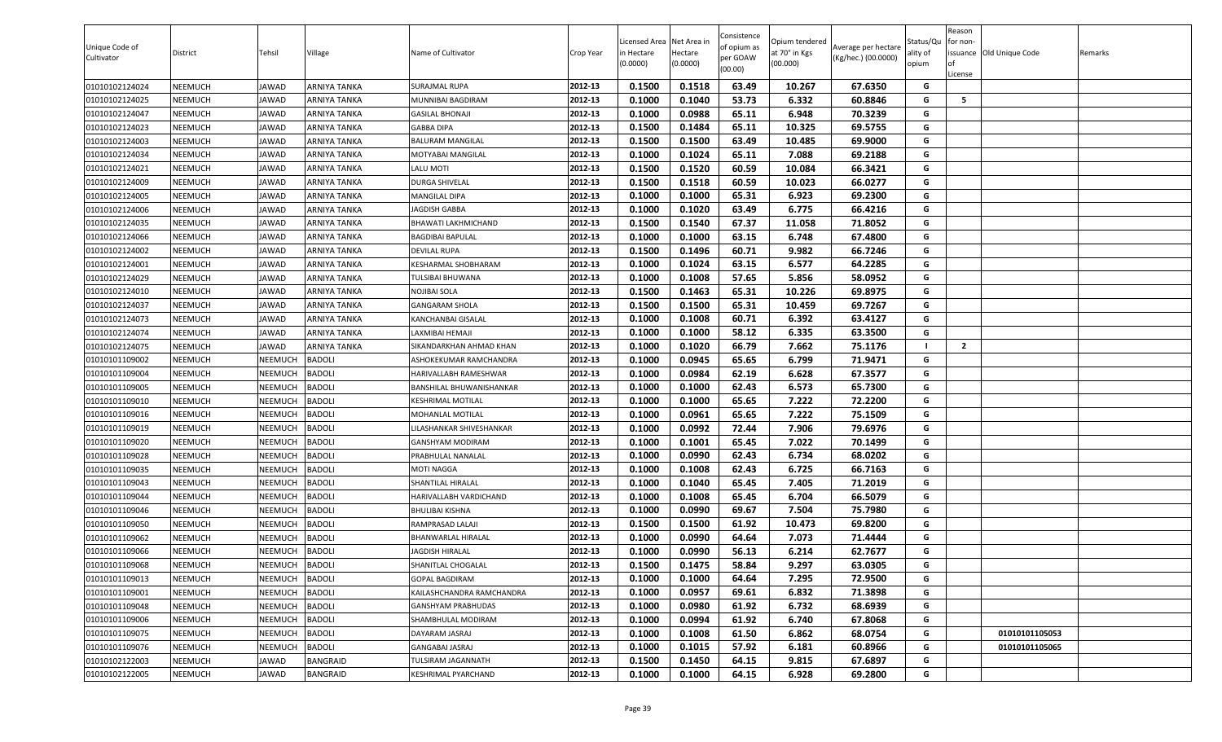| Unique Code of Cultivator | District | Tehsil | Village | Name of Cultivator | Crop Year | Licensed Area in Hectare (0.0000) | Net Area in Hectare (0.0000) | Consistence of opium as per GOAW (00.00) | Opium tendered at 70° in Kgs (00.000) | Average per hectare (Kg/hec.) (00.0000) | Status/Quality of opium | Reason for non-issuance of License | Old Unique Code | Remarks |
|---|---|---|---|---|---|---|---|---|---|---|---|---|---|---|
| 01010102124024 | NEEMUCH | JAWAD | ARNIYA TANKA | SURAJMAL RUPA | 2012-13 | 0.1500 | 0.1518 | 63.49 | 10.267 | 67.6350 | G | | | |
| 01010102124025 | NEEMUCH | JAWAD | ARNIYA TANKA | MUNNIBAI BAGDIRAM | 2012-13 | 0.1000 | 0.1040 | 53.73 | 6.332 | 60.8846 | G | 5 | | |
| 01010102124047 | NEEMUCH | JAWAD | ARNIYA TANKA | GASILAL BHONAJI | 2012-13 | 0.1000 | 0.0988 | 65.11 | 6.948 | 70.3239 | G | | | |
| 01010102124023 | NEEMUCH | JAWAD | ARNIYA TANKA | GABBA DIPA | 2012-13 | 0.1500 | 0.1484 | 65.11 | 10.325 | 69.5755 | G | | | |
| 01010102124003 | NEEMUCH | JAWAD | ARNIYA TANKA | BALURAM MANGILAL | 2012-13 | 0.1500 | 0.1500 | 63.49 | 10.485 | 69.9000 | G | | | |
| 01010102124034 | NEEMUCH | JAWAD | ARNIYA TANKA | MOTYABAI MANGILAL | 2012-13 | 0.1000 | 0.1024 | 65.11 | 7.088 | 69.2188 | G | | | |
| 01010102124021 | NEEMUCH | JAWAD | ARNIYA TANKA | LALU MOTI | 2012-13 | 0.1500 | 0.1520 | 60.59 | 10.084 | 66.3421 | G | | | |
| 01010102124009 | NEEMUCH | JAWAD | ARNIYA TANKA | DURGA SHIVELAL | 2012-13 | 0.1500 | 0.1518 | 60.59 | 10.023 | 66.0277 | G | | | |
| 01010102124005 | NEEMUCH | JAWAD | ARNIYA TANKA | MANGILAL DIPA | 2012-13 | 0.1000 | 0.1000 | 65.31 | 6.923 | 69.2300 | G | | | |
| 01010102124006 | NEEMUCH | JAWAD | ARNIYA TANKA | JAGDISH GABBA | 2012-13 | 0.1000 | 0.1020 | 63.49 | 6.775 | 66.4216 | G | | | |
| 01010102124035 | NEEMUCH | JAWAD | ARNIYA TANKA | BHAWATI LAKHMICHAND | 2012-13 | 0.1500 | 0.1540 | 67.37 | 11.058 | 71.8052 | G | | | |
| 01010102124066 | NEEMUCH | JAWAD | ARNIYA TANKA | BAGDIBAI BAPULAL | 2012-13 | 0.1000 | 0.1000 | 63.15 | 6.748 | 67.4800 | G | | | |
| 01010102124002 | NEEMUCH | JAWAD | ARNIYA TANKA | DEVILAL RUPA | 2012-13 | 0.1500 | 0.1496 | 60.71 | 9.982 | 66.7246 | G | | | |
| 01010102124001 | NEEMUCH | JAWAD | ARNIYA TANKA | KESHARMAL SHOBHARAM | 2012-13 | 0.1000 | 0.1024 | 63.15 | 6.577 | 64.2285 | G | | | |
| 01010102124029 | NEEMUCH | JAWAD | ARNIYA TANKA | TULSIBAI BHUWANA | 2012-13 | 0.1000 | 0.1008 | 57.65 | 5.856 | 58.0952 | G | | | |
| 01010102124010 | NEEMUCH | JAWAD | ARNIYA TANKA | NOJIBAI SOLA | 2012-13 | 0.1500 | 0.1463 | 65.31 | 10.226 | 69.8975 | G | | | |
| 01010102124037 | NEEMUCH | JAWAD | ARNIYA TANKA | GANGARAM SHOLA | 2012-13 | 0.1500 | 0.1500 | 65.31 | 10.459 | 69.7267 | G | | | |
| 01010102124073 | NEEMUCH | JAWAD | ARNIYA TANKA | KANCHANBAI GISALAL | 2012-13 | 0.1000 | 0.1008 | 60.71 | 6.392 | 63.4127 | G | | | |
| 01010102124074 | NEEMUCH | JAWAD | ARNIYA TANKA | LAXMIBAI HEMAJI | 2012-13 | 0.1000 | 0.1000 | 58.12 | 6.335 | 63.3500 | G | | | |
| 01010102124075 | NEEMUCH | JAWAD | ARNIYA TANKA | SIKANDARKHAN AHMAD KHAN | 2012-13 | 0.1000 | 0.1020 | 66.79 | 7.662 | 75.1176 | I | 2 | | |
| 01010101109002 | NEEMUCH | NEEMUCH | BADOLI | ASHOKEKUMAR RAMCHANDRA | 2012-13 | 0.1000 | 0.0945 | 65.65 | 6.799 | 71.9471 | G | | | |
| 01010101109004 | NEEMUCH | NEEMUCH | BADOLI | HARIVALLABH RAMESHWAR | 2012-13 | 0.1000 | 0.0984 | 62.19 | 6.628 | 67.3577 | G | | | |
| 01010101109005 | NEEMUCH | NEEMUCH | BADOLI | BANSHILAL BHUWANISHANKAR | 2012-13 | 0.1000 | 0.1000 | 62.43 | 6.573 | 65.7300 | G | | | |
| 01010101109010 | NEEMUCH | NEEMUCH | BADOLI | KESHRIMAL MOTILAL | 2012-13 | 0.1000 | 0.1000 | 65.65 | 7.222 | 72.2200 | G | | | |
| 01010101109016 | NEEMUCH | NEEMUCH | BADOLI | MOHANLAL MOTILAL | 2012-13 | 0.1000 | 0.0961 | 65.65 | 7.222 | 75.1509 | G | | | |
| 01010101109019 | NEEMUCH | NEEMUCH | BADOLI | LILASHANKAR SHIVESHANKAR | 2012-13 | 0.1000 | 0.0992 | 72.44 | 7.906 | 79.6976 | G | | | |
| 01010101109020 | NEEMUCH | NEEMUCH | BADOLI | GANSHYAM MODIRAM | 2012-13 | 0.1000 | 0.1001 | 65.45 | 7.022 | 70.1499 | G | | | |
| 01010101109028 | NEEMUCH | NEEMUCH | BADOLI | PRABHULAL NANALAL | 2012-13 | 0.1000 | 0.0990 | 62.43 | 6.734 | 68.0202 | G | | | |
| 01010101109035 | NEEMUCH | NEEMUCH | BADOLI | MOTI NAGGA | 2012-13 | 0.1000 | 0.1008 | 62.43 | 6.725 | 66.7163 | G | | | |
| 01010101109043 | NEEMUCH | NEEMUCH | BADOLI | SHANTILAL HIRALAL | 2012-13 | 0.1000 | 0.1040 | 65.45 | 7.405 | 71.2019 | G | | | |
| 01010101109044 | NEEMUCH | NEEMUCH | BADOLI | HARIVALLABH VARDICHAND | 2012-13 | 0.1000 | 0.1008 | 65.45 | 6.704 | 66.5079 | G | | | |
| 01010101109046 | NEEMUCH | NEEMUCH | BADOLI | BHULIBAI KISHNA | 2012-13 | 0.1000 | 0.0990 | 69.67 | 7.504 | 75.7980 | G | | | |
| 01010101109050 | NEEMUCH | NEEMUCH | BADOLI | RAMPRASAD LALAJI | 2012-13 | 0.1500 | 0.1500 | 61.92 | 10.473 | 69.8200 | G | | | |
| 01010101109062 | NEEMUCH | NEEMUCH | BADOLI | BHANWARLAL HIRALAL | 2012-13 | 0.1000 | 0.0990 | 64.64 | 7.073 | 71.4444 | G | | | |
| 01010101109066 | NEEMUCH | NEEMUCH | BADOLI | JAGDISH HIRALAL | 2012-13 | 0.1000 | 0.0990 | 56.13 | 6.214 | 62.7677 | G | | | |
| 01010101109068 | NEEMUCH | NEEMUCH | BADOLI | SHANITLAL CHOGALAL | 2012-13 | 0.1500 | 0.1475 | 58.84 | 9.297 | 63.0305 | G | | | |
| 01010101109013 | NEEMUCH | NEEMUCH | BADOLI | GOPAL BAGDIRAM | 2012-13 | 0.1000 | 0.1000 | 64.64 | 7.295 | 72.9500 | G | | | |
| 01010101109001 | NEEMUCH | NEEMUCH | BADOLI | KAILASHCHANDRA RAMCHANDRA | 2012-13 | 0.1000 | 0.0957 | 69.61 | 6.832 | 71.3898 | G | | | |
| 01010101109048 | NEEMUCH | NEEMUCH | BADOLI | GANSHYAM PRABHUDAS | 2012-13 | 0.1000 | 0.0980 | 61.92 | 6.732 | 68.6939 | G | | | |
| 01010101109006 | NEEMUCH | NEEMUCH | BADOLI | SHAMBHULAL MODIRAM | 2012-13 | 0.1000 | 0.0994 | 61.92 | 6.740 | 67.8068 | G | | | |
| 01010101109075 | NEEMUCH | NEEMUCH | BADOLI | DAYARAM JASRAJ | 2012-13 | 0.1000 | 0.1008 | 61.50 | 6.862 | 68.0754 | G | | 01010101105053 | |
| 01010101109076 | NEEMUCH | NEEMUCH | BADOLI | GANGABAI JASRAJ | 2012-13 | 0.1000 | 0.1015 | 57.92 | 6.181 | 60.8966 | G | | 01010101105065 | |
| 01010102122003 | NEEMUCH | JAWAD | BANGRAID | TULSIRAM JAGANNATH | 2012-13 | 0.1500 | 0.1450 | 64.15 | 9.815 | 67.6897 | G | | | |
| 01010102122005 | NEEMUCH | JAWAD | BANGRAID | KESHRIMAL PYARCHAND | 2012-13 | 0.1000 | 0.1000 | 64.15 | 6.928 | 69.2800 | G | | | |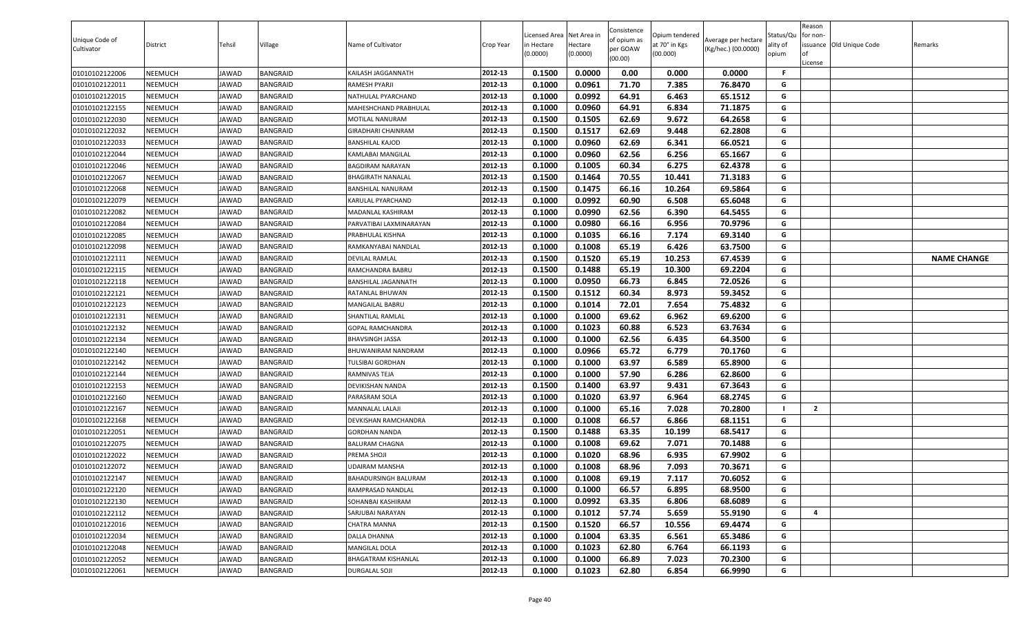| Unique Code of Cultivator | District | Tehsil | Village | Name of Cultivator | Crop Year | Licensed Area in Hectare (0.0000) | Net Area in Hectare (0.0000) | Consistence of opium as per GOAW (00.00) | Opium tendered at 70° in Kgs (00.000) | Average per hectare (Kg/hec.) (00.0000) | Status/Quality of opium | Reason for non-issuance of License | Old Unique Code | Remarks |
|---|---|---|---|---|---|---|---|---|---|---|---|---|---|---|
| 01010102122006 | NEEMUCH | JAWAD | BANGRAID | KAILASH JAGGANNATH | 2012-13 | 0.1500 | 0.0000 | 0.00 | 0.000 | 0.0000 | F | | | |
| 01010102122011 | NEEMUCH | JAWAD | BANGRAID | RAMESH PYARJI | 2012-13 | 0.1000 | 0.0961 | 71.70 | 7.385 | 76.8470 | G | | | |
| 01010102122015 | NEEMUCH | JAWAD | BANGRAID | NATHULAL PYARCHAND | 2012-13 | 0.1000 | 0.0992 | 64.91 | 6.463 | 65.1512 | G | | | |
| 01010102122155 | NEEMUCH | JAWAD | BANGRAID | MAHESHCHAND PRABHULAL | 2012-13 | 0.1000 | 0.0960 | 64.91 | 6.834 | 71.1875 | G | | | |
| 01010102122030 | NEEMUCH | JAWAD | BANGRAID | MOTILAL NANURAM | 2012-13 | 0.1500 | 0.1505 | 62.69 | 9.672 | 64.2658 | G | | | |
| 01010102122032 | NEEMUCH | JAWAD | BANGRAID | GIRADHARI CHAINRAM | 2012-13 | 0.1500 | 0.1517 | 62.69 | 9.448 | 62.2808 | G | | | |
| 01010102122033 | NEEMUCH | JAWAD | BANGRAID | BANSHILAL KAJOD | 2012-13 | 0.1000 | 0.0960 | 62.69 | 6.341 | 66.0521 | G | | | |
| 01010102122044 | NEEMUCH | JAWAD | BANGRAID | KAMLABAI MANGILAL | 2012-13 | 0.1000 | 0.0960 | 62.56 | 6.256 | 65.1667 | G | | | |
| 01010102122046 | NEEMUCH | JAWAD | BANGRAID | BAGDIRAM NARAYAN | 2012-13 | 0.1000 | 0.1005 | 60.34 | 6.275 | 62.4378 | G | | | |
| 01010102122067 | NEEMUCH | JAWAD | BANGRAID | BHAGIRATH NANALAL | 2012-13 | 0.1500 | 0.1464 | 70.55 | 10.441 | 71.3183 | G | | | |
| 01010102122068 | NEEMUCH | JAWAD | BANGRAID | BANSHILAL NANURAM | 2012-13 | 0.1500 | 0.1475 | 66.16 | 10.264 | 69.5864 | G | | | |
| 01010102122079 | NEEMUCH | JAWAD | BANGRAID | KARULAL PYARCHAND | 2012-13 | 0.1000 | 0.0992 | 60.90 | 6.508 | 65.6048 | G | | | |
| 01010102122082 | NEEMUCH | JAWAD | BANGRAID | MADANLAL KASHIRAM | 2012-13 | 0.1000 | 0.0990 | 62.56 | 6.390 | 64.5455 | G | | | |
| 01010102122084 | NEEMUCH | JAWAD | BANGRAID | PARVATIBAI LAXMINARAYAN | 2012-13 | 0.1000 | 0.0980 | 66.16 | 6.956 | 70.9796 | G | | | |
| 01010102122085 | NEEMUCH | JAWAD | BANGRAID | PRABHULAL KISHNA | 2012-13 | 0.1000 | 0.1035 | 66.16 | 7.174 | 69.3140 | G | | | |
| 01010102122098 | NEEMUCH | JAWAD | BANGRAID | RAMKANYABAI NANDLAL | 2012-13 | 0.1000 | 0.1008 | 65.19 | 6.426 | 63.7500 | G | | | |
| 01010102122111 | NEEMUCH | JAWAD | BANGRAID | DEVILAL RAMLAL | 2012-13 | 0.1500 | 0.1520 | 65.19 | 10.253 | 67.4539 | G | | | NAME CHANGE |
| 01010102122115 | NEEMUCH | JAWAD | BANGRAID | RAMCHANDRA BABRU | 2012-13 | 0.1500 | 0.1488 | 65.19 | 10.300 | 69.2204 | G | | | |
| 01010102122118 | NEEMUCH | JAWAD | BANGRAID | BANSHILAL JAGANNATH | 2012-13 | 0.1000 | 0.0950 | 66.73 | 6.845 | 72.0526 | G | | | |
| 01010102122121 | NEEMUCH | JAWAD | BANGRAID | RATANLAL BHUWAN | 2012-13 | 0.1500 | 0.1512 | 60.34 | 8.973 | 59.3452 | G | | | |
| 01010102122123 | NEEMUCH | JAWAD | BANGRAID | MANGAILAL BABRU | 2012-13 | 0.1000 | 0.1014 | 72.01 | 7.654 | 75.4832 | G | | | |
| 01010102122131 | NEEMUCH | JAWAD | BANGRAID | SHANTILAL RAMLAL | 2012-13 | 0.1000 | 0.1000 | 69.62 | 6.962 | 69.6200 | G | | | |
| 01010102122132 | NEEMUCH | JAWAD | BANGRAID | GOPAL RAMCHANDRA | 2012-13 | 0.1000 | 0.1023 | 60.88 | 6.523 | 63.7634 | G | | | |
| 01010102122134 | NEEMUCH | JAWAD | BANGRAID | BHAVSINGH JASSA | 2012-13 | 0.1000 | 0.1000 | 62.56 | 6.435 | 64.3500 | G | | | |
| 01010102122140 | NEEMUCH | JAWAD | BANGRAID | BHUWANIRAM NANDRAM | 2012-13 | 0.1000 | 0.0966 | 65.72 | 6.779 | 70.1760 | G | | | |
| 01010102122142 | NEEMUCH | JAWAD | BANGRAID | TULSIBAI GORDHAN | 2012-13 | 0.1000 | 0.1000 | 63.97 | 6.589 | 65.8900 | G | | | |
| 01010102122144 | NEEMUCH | JAWAD | BANGRAID | RAMNIVAS TEJA | 2012-13 | 0.1000 | 0.1000 | 57.90 | 6.286 | 62.8600 | G | | | |
| 01010102122153 | NEEMUCH | JAWAD | BANGRAID | DEVIKISHAN NANDA | 2012-13 | 0.1500 | 0.1400 | 63.97 | 9.431 | 67.3643 | G | | | |
| 01010102122160 | NEEMUCH | JAWAD | BANGRAID | PARASRAM SOLA | 2012-13 | 0.1000 | 0.1020 | 63.97 | 6.964 | 68.2745 | G | | | |
| 01010102122167 | NEEMUCH | JAWAD | BANGRAID | MANNALAL LALAJI | 2012-13 | 0.1000 | 0.1000 | 65.16 | 7.028 | 70.2800 | I | 2 | | |
| 01010102122168 | NEEMUCH | JAWAD | BANGRAID | DEVKISHAN RAMCHANDRA | 2012-13 | 0.1000 | 0.1008 | 66.57 | 6.866 | 68.1151 | G | | | |
| 01010102122051 | NEEMUCH | JAWAD | BANGRAID | GORDHAN NANDA | 2012-13 | 0.1500 | 0.1488 | 63.35 | 10.199 | 68.5417 | G | | | |
| 01010102122075 | NEEMUCH | JAWAD | BANGRAID | BALURAM CHAGNA | 2012-13 | 0.1000 | 0.1008 | 69.62 | 7.071 | 70.1488 | G | | | |
| 01010102122022 | NEEMUCH | JAWAD | BANGRAID | PREMA SHOJI | 2012-13 | 0.1000 | 0.1020 | 68.96 | 6.935 | 67.9902 | G | | | |
| 01010102122072 | NEEMUCH | JAWAD | BANGRAID | UDAIRAM MANSHA | 2012-13 | 0.1000 | 0.1008 | 68.96 | 7.093 | 70.3671 | G | | | |
| 01010102122147 | NEEMUCH | JAWAD | BANGRAID | BAHADURSINGH BALURAM | 2012-13 | 0.1000 | 0.1008 | 69.19 | 7.117 | 70.6052 | G | | | |
| 01010102122120 | NEEMUCH | JAWAD | BANGRAID | RAMPRASAD NANDLAL | 2012-13 | 0.1000 | 0.1000 | 66.57 | 6.895 | 68.9500 | G | | | |
| 01010102122130 | NEEMUCH | JAWAD | BANGRAID | SOHANBAI KASHIRAM | 2012-13 | 0.1000 | 0.0992 | 63.35 | 6.806 | 68.6089 | G | | | |
| 01010102122112 | NEEMUCH | JAWAD | BANGRAID | SARJUBAI NARAYAN | 2012-13 | 0.1000 | 0.1012 | 57.74 | 5.659 | 55.9190 | G | 4 | | |
| 01010102122016 | NEEMUCH | JAWAD | BANGRAID | CHATRA MANNA | 2012-13 | 0.1500 | 0.1520 | 66.57 | 10.556 | 69.4474 | G | | | |
| 01010102122034 | NEEMUCH | JAWAD | BANGRAID | DALLA DHANNA | 2012-13 | 0.1000 | 0.1004 | 63.35 | 6.561 | 65.3486 | G | | | |
| 01010102122048 | NEEMUCH | JAWAD | BANGRAID | MANGILAL DOLA | 2012-13 | 0.1000 | 0.1023 | 62.80 | 6.764 | 66.1193 | G | | | |
| 01010102122052 | NEEMUCH | JAWAD | BANGRAID | BHAGATRAM KISHANLAL | 2012-13 | 0.1000 | 0.1000 | 66.89 | 7.023 | 70.2300 | G | | | |
| 01010102122061 | NEEMUCH | JAWAD | BANGRAID | DURGALAL SOJI | 2012-13 | 0.1000 | 0.1023 | 62.80 | 6.854 | 66.9990 | G | | | |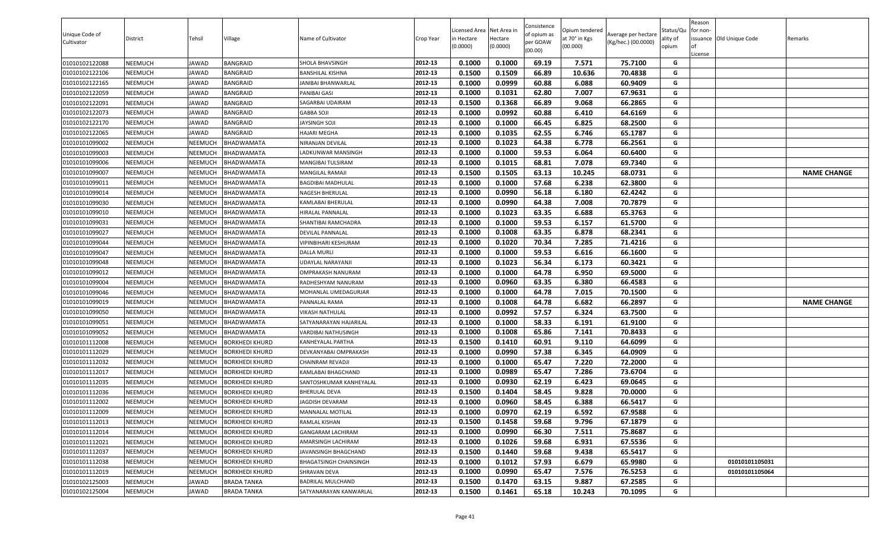| Unique Code of Cultivator | District | Tehsil | Village | Name of Cultivator | Crop Year | Licensed Area in Hectare (0.0000) | Net Area in Hectare (0.0000) | Consistence of opium as per GOAW (00.00) | Opium tendered at 70° in Kgs (00.000) | Average per hectare (Kg/hec.) (00.0000) | Status/Quality of opium | Reason for non-issuance of License | Old Unique Code | Remarks |
|---|---|---|---|---|---|---|---|---|---|---|---|---|---|---|
| 01010102122088 | NEEMUCH | JAWAD | BANGRAID | SHOLA BHAVSINGH | 2012-13 | 0.1000 | 0.1000 | 69.19 | 7.571 | 75.7100 | G | | | |
| 01010102122106 | NEEMUCH | JAWAD | BANGRAID | BANSHILAL KISHNA | 2012-13 | 0.1500 | 0.1509 | 66.89 | 10.636 | 70.4838 | G | | | |
| 01010102122165 | NEEMUCH | JAWAD | BANGRAID | JANIBAI BHANWARLAL | 2012-13 | 0.1000 | 0.0999 | 60.88 | 6.088 | 60.9409 | G | | | |
| 01010102122059 | NEEMUCH | JAWAD | BANGRAID | PANIBAI GASI | 2012-13 | 0.1000 | 0.1031 | 62.80 | 7.007 | 67.9631 | G | | | |
| 01010102122091 | NEEMUCH | JAWAD | BANGRAID | SAGARBAI UDAIRAM | 2012-13 | 0.1500 | 0.1368 | 66.89 | 9.068 | 66.2865 | G | | | |
| 01010102122073 | NEEMUCH | JAWAD | BANGRAID | GABBA SOJI | 2012-13 | 0.1000 | 0.0992 | 60.88 | 6.410 | 64.6169 | G | | | |
| 01010102122170 | NEEMUCH | JAWAD | BANGRAID | JAYSINGH SOJI | 2012-13 | 0.1000 | 0.1000 | 66.45 | 6.825 | 68.2500 | G | | | |
| 01010102122065 | NEEMUCH | JAWAD | BANGRAID | HAJARI MEGHA | 2012-13 | 0.1000 | 0.1035 | 62.55 | 6.746 | 65.1787 | G | | | |
| 01010101099002 | NEEMUCH | NEEMUCH | BHADWAMATA | NIRANJAN DEVILAL | 2012-13 | 0.1000 | 0.1023 | 64.38 | 6.778 | 66.2561 | G | | | |
| 01010101099003 | NEEMUCH | NEEMUCH | BHADWAMATA | LADKUNWAR MANSINGH | 2012-13 | 0.1000 | 0.1000 | 59.53 | 6.064 | 60.6400 | G | | | |
| 01010101099006 | NEEMUCH | NEEMUCH | BHADWAMATA | MANGIBAI TULSIRAM | 2012-13 | 0.1000 | 0.1015 | 68.81 | 7.078 | 69.7340 | G | | | |
| 01010101099007 | NEEMUCH | NEEMUCH | BHADWAMATA | MANGILAL RAMAJI | 2012-13 | 0.1500 | 0.1505 | 63.13 | 10.245 | 68.0731 | G | | | NAME CHANGE |
| 01010101099011 | NEEMUCH | NEEMUCH | BHADWAMATA | BAGDIBAI MADHULAL | 2012-13 | 0.1000 | 0.1000 | 57.68 | 6.238 | 62.3800 | G | | | |
| 01010101099014 | NEEMUCH | NEEMUCH | BHADWAMATA | NAGESH BHERULAL | 2012-13 | 0.1000 | 0.0990 | 56.18 | 6.180 | 62.4242 | G | | | |
| 01010101099030 | NEEMUCH | NEEMUCH | BHADWAMATA | KAMLABAI BHERULAL | 2012-13 | 0.1000 | 0.0990 | 64.38 | 7.008 | 70.7879 | G | | | |
| 01010101099010 | NEEMUCH | NEEMUCH | BHADWAMATA | HIRALAL PANNALAL | 2012-13 | 0.1000 | 0.1023 | 63.35 | 6.688 | 65.3763 | G | | | |
| 01010101099031 | NEEMUCH | NEEMUCH | BHADWAMATA | SHANTIBAI RAMCHADRA | 2012-13 | 0.1000 | 0.1000 | 59.53 | 6.157 | 61.5700 | G | | | |
| 01010101099027 | NEEMUCH | NEEMUCH | BHADWAMATA | DEVILAL PANNALAL | 2012-13 | 0.1000 | 0.1008 | 63.35 | 6.878 | 68.2341 | G | | | |
| 01010101099044 | NEEMUCH | NEEMUCH | BHADWAMATA | VIPINBIHARI KESHURAM | 2012-13 | 0.1000 | 0.1020 | 70.34 | 7.285 | 71.4216 | G | | | |
| 01010101099047 | NEEMUCH | NEEMUCH | BHADWAMATA | DALLA MURLI | 2012-13 | 0.1000 | 0.1000 | 59.53 | 6.616 | 66.1600 | G | | | |
| 01010101099048 | NEEMUCH | NEEMUCH | BHADWAMATA | UDAYLAL NARAYANJI | 2012-13 | 0.1000 | 0.1023 | 56.34 | 6.173 | 60.3421 | G | | | |
| 01010101099012 | NEEMUCH | NEEMUCH | BHADWAMATA | OMPRAKASH NANURAM | 2012-13 | 0.1000 | 0.1000 | 64.78 | 6.950 | 69.5000 | G | | | |
| 01010101099004 | NEEMUCH | NEEMUCH | BHADWAMATA | RADHESHYAM NANURAM | 2012-13 | 0.1000 | 0.0960 | 63.35 | 6.380 | 66.4583 | G | | | |
| 01010101099046 | NEEMUCH | NEEMUCH | BHADWAMATA | MOHANLAL UMEDAGURJAR | 2012-13 | 0.1000 | 0.1000 | 64.78 | 7.015 | 70.1500 | G | | | |
| 01010101099019 | NEEMUCH | NEEMUCH | BHADWAMATA | PANNALAL RAMA | 2012-13 | 0.1000 | 0.1008 | 64.78 | 6.682 | 66.2897 | G | | | NAME CHANGE |
| 01010101099050 | NEEMUCH | NEEMUCH | BHADWAMATA | VIKASH NATHULAL | 2012-13 | 0.1000 | 0.0992 | 57.57 | 6.324 | 63.7500 | G | | | |
| 01010101099051 | NEEMUCH | NEEMUCH | BHADWAMATA | SATYANARAYAN HAJARILAL | 2012-13 | 0.1000 | 0.1000 | 58.33 | 6.191 | 61.9100 | G | | | |
| 01010101099052 | NEEMUCH | NEEMUCH | BHADWAMATA | VARDIBAI NATHUSINGH | 2012-13 | 0.1000 | 0.1008 | 65.86 | 7.141 | 70.8433 | G | | | |
| 01010101112008 | NEEMUCH | NEEMUCH | BORKHEDI KHURD | KANHEYALAL PARTHA | 2012-13 | 0.1500 | 0.1410 | 60.91 | 9.110 | 64.6099 | G | | | |
| 01010101112029 | NEEMUCH | NEEMUCH | BORKHEDI KHURD | DEVKANYABAI OMPRAKASH | 2012-13 | 0.1000 | 0.0990 | 57.38 | 6.345 | 64.0909 | G | | | |
| 01010101112032 | NEEMUCH | NEEMUCH | BORKHEDI KHURD | CHAINRAM REVADJI | 2012-13 | 0.1000 | 0.1000 | 65.47 | 7.220 | 72.2000 | G | | | |
| 01010101112017 | NEEMUCH | NEEMUCH | BORKHEDI KHURD | KAMLABAI BHAGCHAND | 2012-13 | 0.1000 | 0.0989 | 65.47 | 7.286 | 73.6704 | G | | | |
| 01010101112035 | NEEMUCH | NEEMUCH | BORKHEDI KHURD | SANTOSHKUMAR KANHEYALAL | 2012-13 | 0.1000 | 0.0930 | 62.19 | 6.423 | 69.0645 | G | | | |
| 01010101112036 | NEEMUCH | NEEMUCH | BORKHEDI KHURD | BHERULAL DEVA | 2012-13 | 0.1500 | 0.1404 | 58.45 | 9.828 | 70.0000 | G | | | |
| 01010101112002 | NEEMUCH | NEEMUCH | BORKHEDI KHURD | JAGDISH DEVARAM | 2012-13 | 0.1000 | 0.0960 | 58.45 | 6.388 | 66.5417 | G | | | |
| 01010101112009 | NEEMUCH | NEEMUCH | BORKHEDI KHURD | MANNALAL MOTILAL | 2012-13 | 0.1000 | 0.0970 | 62.19 | 6.592 | 67.9588 | G | | | |
| 01010101112013 | NEEMUCH | NEEMUCH | BORKHEDI KHURD | RAMLAL KISHAN | 2012-13 | 0.1500 | 0.1458 | 59.68 | 9.796 | 67.1879 | G | | | |
| 01010101112014 | NEEMUCH | NEEMUCH | BORKHEDI KHURD | GANGARAM LACHIRAM | 2012-13 | 0.1000 | 0.0990 | 66.30 | 7.511 | 75.8687 | G | | | |
| 01010101112021 | NEEMUCH | NEEMUCH | BORKHEDI KHURD | AMARSINGH LACHIRAM | 2012-13 | 0.1000 | 0.1026 | 59.68 | 6.931 | 67.5536 | G | | | |
| 01010101112037 | NEEMUCH | NEEMUCH | BORKHEDI KHURD | JAVANSINGH BHAGCHAND | 2012-13 | 0.1500 | 0.1440 | 59.68 | 9.438 | 65.5417 | G | | | |
| 01010101112038 | NEEMUCH | NEEMUCH | BORKHEDI KHURD | BHAGATSINGH CHAINSINGH | 2012-13 | 0.1000 | 0.1012 | 57.93 | 6.679 | 65.9980 | G | | 01010101105031 | |
| 01010101112019 | NEEMUCH | NEEMUCH | BORKHEDI KHURD | SHRAVAN DEVA | 2012-13 | 0.1000 | 0.0990 | 65.47 | 7.576 | 76.5253 | G | | 01010101105064 | |
| 01010102125003 | NEEMUCH | JAWAD | BRADA TANKA | BADRILAL MULCHAND | 2012-13 | 0.1500 | 0.1470 | 63.15 | 9.887 | 67.2585 | G | | | |
| 01010102125004 | NEEMUCH | JAWAD | BRADA TANKA | SATYANARAYAN KANWARLAL | 2012-13 | 0.1500 | 0.1461 | 65.18 | 10.243 | 70.1095 | G | | | |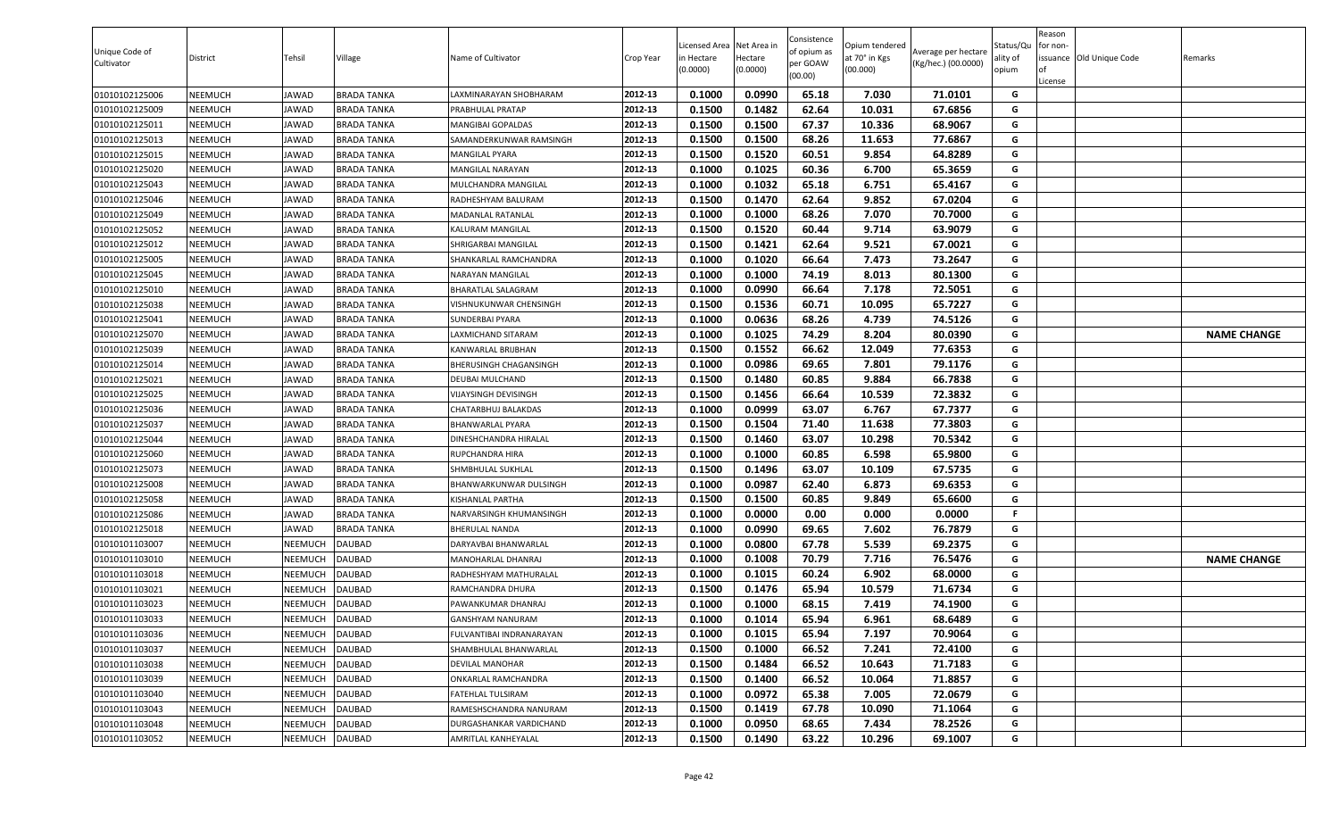| Unique Code of Cultivator | District | Tehsil | Village | Name of Cultivator | Crop Year | Licensed Area in Hectare (0.0000) | Net Area in Hectare (0.0000) | Consistence of opium as per GOAW (00.00) | Opium tendered at 70° in Kgs (00.000) | Average per hectare (Kg/hec.) (00.0000) | Status/Quality of opium | Reason for non-issuance of License | Old Unique Code | Remarks |
|---|---|---|---|---|---|---|---|---|---|---|---|---|---|---|
| 01010102125006 | NEEMUCH | JAWAD | BRADA TANKA | LAXMINARAYAN SHOBHARAM | 2012-13 | 0.1000 | 0.0990 | 65.18 | 7.030 | 71.0101 | G | | | |
| 01010102125009 | NEEMUCH | JAWAD | BRADA TANKA | PRABHULAL PRATAP | 2012-13 | 0.1500 | 0.1482 | 62.64 | 10.031 | 67.6856 | G | | | |
| 01010102125011 | NEEMUCH | JAWAD | BRADA TANKA | MANGIBAI GOPALDAS | 2012-13 | 0.1500 | 0.1500 | 67.37 | 10.336 | 68.9067 | G | | | |
| 01010102125013 | NEEMUCH | JAWAD | BRADA TANKA | SAMANDERKUNWAR RAMSINGH | 2012-13 | 0.1500 | 0.1500 | 68.26 | 11.653 | 77.6867 | G | | | |
| 01010102125015 | NEEMUCH | JAWAD | BRADA TANKA | MANGILAL PYARA | 2012-13 | 0.1500 | 0.1520 | 60.51 | 9.854 | 64.8289 | G | | | |
| 01010102125020 | NEEMUCH | JAWAD | BRADA TANKA | MANGILAL NARAYAN | 2012-13 | 0.1000 | 0.1025 | 60.36 | 6.700 | 65.3659 | G | | | |
| 01010102125043 | NEEMUCH | JAWAD | BRADA TANKA | MULCHANDRA MANGILAL | 2012-13 | 0.1000 | 0.1032 | 65.18 | 6.751 | 65.4167 | G | | | |
| 01010102125046 | NEEMUCH | JAWAD | BRADA TANKA | RADHESHYAM BALURAM | 2012-13 | 0.1500 | 0.1470 | 62.64 | 9.852 | 67.0204 | G | | | |
| 01010102125049 | NEEMUCH | JAWAD | BRADA TANKA | MADANLAL RATANLAL | 2012-13 | 0.1000 | 0.1000 | 68.26 | 7.070 | 70.7000 | G | | | |
| 01010102125052 | NEEMUCH | JAWAD | BRADA TANKA | KALURAM MANGILAL | 2012-13 | 0.1500 | 0.1520 | 60.44 | 9.714 | 63.9079 | G | | | |
| 01010102125012 | NEEMUCH | JAWAD | BRADA TANKA | SHRIGARBAI MANGILAL | 2012-13 | 0.1500 | 0.1421 | 62.64 | 9.521 | 67.0021 | G | | | |
| 01010102125005 | NEEMUCH | JAWAD | BRADA TANKA | SHANKARLAL RAMCHANDRA | 2012-13 | 0.1000 | 0.1020 | 66.64 | 7.473 | 73.2647 | G | | | |
| 01010102125045 | NEEMUCH | JAWAD | BRADA TANKA | NARAYAN MANGILAL | 2012-13 | 0.1000 | 0.1000 | 74.19 | 8.013 | 80.1300 | G | | | |
| 01010102125010 | NEEMUCH | JAWAD | BRADA TANKA | BHARATLAL SALAGRAM | 2012-13 | 0.1000 | 0.0990 | 66.64 | 7.178 | 72.5051 | G | | | |
| 01010102125038 | NEEMUCH | JAWAD | BRADA TANKA | VISHNUKUNWAR CHENSINGH | 2012-13 | 0.1500 | 0.1536 | 60.71 | 10.095 | 65.7227 | G | | | |
| 01010102125041 | NEEMUCH | JAWAD | BRADA TANKA | SUNDERBAI PYARA | 2012-13 | 0.1000 | 0.0636 | 68.26 | 4.739 | 74.5126 | G | | | |
| 01010102125070 | NEEMUCH | JAWAD | BRADA TANKA | LAXMICHAND SITARAM | 2012-13 | 0.1000 | 0.1025 | 74.29 | 8.204 | 80.0390 | G | | | NAME CHANGE |
| 01010102125039 | NEEMUCH | JAWAD | BRADA TANKA | KANWARLAL BRIJBHAN | 2012-13 | 0.1500 | 0.1552 | 66.62 | 12.049 | 77.6353 | G | | | |
| 01010102125014 | NEEMUCH | JAWAD | BRADA TANKA | BHERUSINGH CHAGANSINGH | 2012-13 | 0.1000 | 0.0986 | 69.65 | 7.801 | 79.1176 | G | | | |
| 01010102125021 | NEEMUCH | JAWAD | BRADA TANKA | DEUBAI MULCHAND | 2012-13 | 0.1500 | 0.1480 | 60.85 | 9.884 | 66.7838 | G | | | |
| 01010102125025 | NEEMUCH | JAWAD | BRADA TANKA | VIJAYSINGH DEVISINGH | 2012-13 | 0.1500 | 0.1456 | 66.64 | 10.539 | 72.3832 | G | | | |
| 01010102125036 | NEEMUCH | JAWAD | BRADA TANKA | CHATARBHUJ BALAKDAS | 2012-13 | 0.1000 | 0.0999 | 63.07 | 6.767 | 67.7377 | G | | | |
| 01010102125037 | NEEMUCH | JAWAD | BRADA TANKA | BHANWARLAL PYARA | 2012-13 | 0.1500 | 0.1504 | 71.40 | 11.638 | 77.3803 | G | | | |
| 01010102125044 | NEEMUCH | JAWAD | BRADA TANKA | DINESHCHANDRA HIRALAL | 2012-13 | 0.1500 | 0.1460 | 63.07 | 10.298 | 70.5342 | G | | | |
| 01010102125060 | NEEMUCH | JAWAD | BRADA TANKA | RUPCHANDRA HIRA | 2012-13 | 0.1000 | 0.1000 | 60.85 | 6.598 | 65.9800 | G | | | |
| 01010102125073 | NEEMUCH | JAWAD | BRADA TANKA | SHMBHULAL SUKHLAL | 2012-13 | 0.1500 | 0.1496 | 63.07 | 10.109 | 67.5735 | G | | | |
| 01010102125008 | NEEMUCH | JAWAD | BRADA TANKA | BHANWARKUNWAR DULSINGH | 2012-13 | 0.1000 | 0.0987 | 62.40 | 6.873 | 69.6353 | G | | | |
| 01010102125058 | NEEMUCH | JAWAD | BRADA TANKA | KISHANLAL PARTHA | 2012-13 | 0.1500 | 0.1500 | 60.85 | 9.849 | 65.6600 | G | | | |
| 01010102125086 | NEEMUCH | JAWAD | BRADA TANKA | NARVARSINGH KHUMANSINGH | 2012-13 | 0.1000 | 0.0000 | 0.00 | 0.000 | 0.0000 | F | | | |
| 01010102125018 | NEEMUCH | JAWAD | BRADA TANKA | BHERULAL NANDA | 2012-13 | 0.1000 | 0.0990 | 69.65 | 7.602 | 76.7879 | G | | | |
| 01010101103007 | NEEMUCH | NEEMUCH | DAUBAD | DARYAVBAI BHANWARLAL | 2012-13 | 0.1000 | 0.0800 | 67.78 | 5.539 | 69.2375 | G | | | |
| 01010101103010 | NEEMUCH | NEEMUCH | DAUBAD | MANOHARLAL DHANRAJ | 2012-13 | 0.1000 | 0.1008 | 70.79 | 7.716 | 76.5476 | G | | | NAME CHANGE |
| 01010101103018 | NEEMUCH | NEEMUCH | DAUBAD | RADHESHYAM MATHURALAL | 2012-13 | 0.1000 | 0.1015 | 60.24 | 6.902 | 68.0000 | G | | | |
| 01010101103021 | NEEMUCH | NEEMUCH | DAUBAD | RAMCHANDRA DHURA | 2012-13 | 0.1500 | 0.1476 | 65.94 | 10.579 | 71.6734 | G | | | |
| 01010101103023 | NEEMUCH | NEEMUCH | DAUBAD | PAWANKUMAR DHANRAJ | 2012-13 | 0.1000 | 0.1000 | 68.15 | 7.419 | 74.1900 | G | | | |
| 01010101103033 | NEEMUCH | NEEMUCH | DAUBAD | GANSHYAM NANURAM | 2012-13 | 0.1000 | 0.1014 | 65.94 | 6.961 | 68.6489 | G | | | |
| 01010101103036 | NEEMUCH | NEEMUCH | DAUBAD | FULVANTIBAI INDRANARAYAN | 2012-13 | 0.1000 | 0.1015 | 65.94 | 7.197 | 70.9064 | G | | | |
| 01010101103037 | NEEMUCH | NEEMUCH | DAUBAD | SHAMBHULAL BHANWARLAL | 2012-13 | 0.1500 | 0.1000 | 66.52 | 7.241 | 72.4100 | G | | | |
| 01010101103038 | NEEMUCH | NEEMUCH | DAUBAD | DEVILAL MANOHAR | 2012-13 | 0.1500 | 0.1484 | 66.52 | 10.643 | 71.7183 | G | | | |
| 01010101103039 | NEEMUCH | NEEMUCH | DAUBAD | ONKARLAL RAMCHANDRA | 2012-13 | 0.1500 | 0.1400 | 66.52 | 10.064 | 71.8857 | G | | | |
| 01010101103040 | NEEMUCH | NEEMUCH | DAUBAD | FATEHLAL TULSIRAM | 2012-13 | 0.1000 | 0.0972 | 65.38 | 7.005 | 72.0679 | G | | | |
| 01010101103043 | NEEMUCH | NEEMUCH | DAUBAD | RAMESHSCHANDRA NANURAM | 2012-13 | 0.1500 | 0.1419 | 67.78 | 10.090 | 71.1064 | G | | | |
| 01010101103048 | NEEMUCH | NEEMUCH | DAUBAD | DURGASHANKAR VARDICHAND | 2012-13 | 0.1000 | 0.0950 | 68.65 | 7.434 | 78.2526 | G | | | |
| 01010101103052 | NEEMUCH | NEEMUCH | DAUBAD | AMRITLAL KANHEYALAL | 2012-13 | 0.1500 | 0.1490 | 63.22 | 10.296 | 69.1007 | G | | | |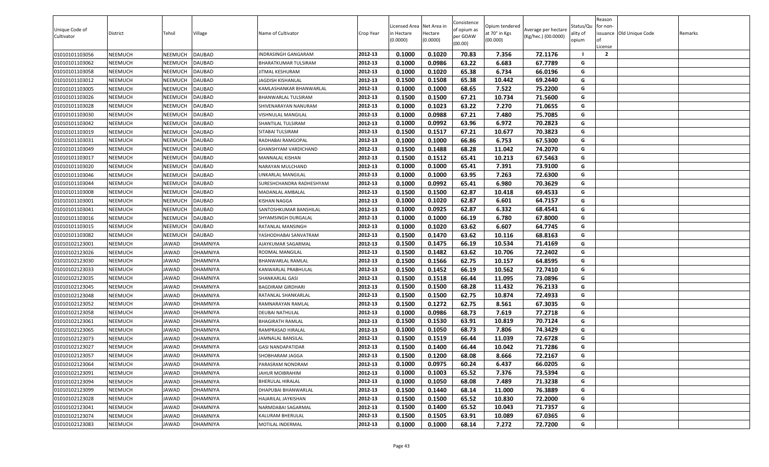| Unique Code of Cultivator | District | Tehsil | Village | Name of Cultivator | Crop Year | Licensed Area in Hectare (0.0000) | Net Area in Hectare (0.0000) | Consistence of opium as per GOAW (00.00) | Opium tendered at 70° in Kgs (00.000) | Average per hectare (Kg/hec.) (00.0000) | Status/Quality of opium | Reason for non-issuance of License | Old Unique Code | Remarks |
|---|---|---|---|---|---|---|---|---|---|---|---|---|---|---|
| 01010101103056 | NEEMUCH | NEEMUCH | DAUBAD | INDRASINGH GANGARAM | 2012-13 | 0.1000 | 0.1020 | 70.83 | 7.356 | 72.1176 | I | 2 | | |
| 01010101103062 | NEEMUCH | NEEMUCH | DAUBAD | BHARATKUMAR TULSIRAM | 2012-13 | 0.1000 | 0.0986 | 63.22 | 6.683 | 67.7789 | G | | | |
| 01010101103058 | NEEMUCH | NEEMUCH | DAUBAD | JITMAL KESHURAM | 2012-13 | 0.1000 | 0.1020 | 65.38 | 6.734 | 66.0196 | G | | | |
| 01010101103012 | NEEMUCH | NEEMUCH | DAUBAD | JAGDISH KISHANLAL | 2012-13 | 0.1500 | 0.1508 | 65.38 | 10.442 | 69.2440 | G | | | |
| 01010101103005 | NEEMUCH | NEEMUCH | DAUBAD | KAMLASHANKAR BHANWARLAL | 2012-13 | 0.1000 | 0.1000 | 68.65 | 7.522 | 75.2200 | G | | | |
| 01010101103026 | NEEMUCH | NEEMUCH | DAUBAD | BHANWARLAL TULSIRAM | 2012-13 | 0.1500 | 0.1500 | 67.21 | 10.734 | 71.5600 | G | | | |
| 01010101103028 | NEEMUCH | NEEMUCH | DAUBAD | SHIVENARAYAN NANURAM | 2012-13 | 0.1000 | 0.1023 | 63.22 | 7.270 | 71.0655 | G | | | |
| 01010101103030 | NEEMUCH | NEEMUCH | DAUBAD | VISHNULAL MANGILAL | 2012-13 | 0.1000 | 0.0988 | 67.21 | 7.480 | 75.7085 | G | | | |
| 01010101103042 | NEEMUCH | NEEMUCH | DAUBAD | SHANTILAL TULSIRAM | 2012-13 | 0.1000 | 0.0992 | 63.96 | 6.972 | 70.2823 | G | | | |
| 01010101103019 | NEEMUCH | NEEMUCH | DAUBAD | SITABAI TULSIRAM | 2012-13 | 0.1500 | 0.1517 | 67.21 | 10.677 | 70.3823 | G | | | |
| 01010101103031 | NEEMUCH | NEEMUCH | DAUBAD | RADHABAI RAMGOPAL | 2012-13 | 0.1000 | 0.1000 | 66.86 | 6.753 | 67.5300 | G | | | |
| 01010101103049 | NEEMUCH | NEEMUCH | DAUBAD | GHANSHYAM VARDICHAND | 2012-13 | 0.1500 | 0.1488 | 68.28 | 11.042 | 74.2070 | G | | | |
| 01010101103017 | NEEMUCH | NEEMUCH | DAUBAD | MANNALAL KISHAN | 2012-13 | 0.1500 | 0.1512 | 65.41 | 10.213 | 67.5463 | G | | | |
| 01010101103020 | NEEMUCH | NEEMUCH | DAUBAD | NARAYAN MULCHAND | 2012-13 | 0.1000 | 0.1000 | 65.41 | 7.391 | 73.9100 | G | | | |
| 01010101103046 | NEEMUCH | NEEMUCH | DAUBAD | UNKARLAL MANGILAL | 2012-13 | 0.1000 | 0.1000 | 63.95 | 7.263 | 72.6300 | G | | | |
| 01010101103044 | NEEMUCH | NEEMUCH | DAUBAD | SURESHCHANDRA RADHESHYAM | 2012-13 | 0.1000 | 0.0992 | 65.41 | 6.980 | 70.3629 | G | | | |
| 01010101103008 | NEEMUCH | NEEMUCH | DAUBAD | MADANLAL AMBALAL | 2012-13 | 0.1500 | 0.1500 | 62.87 | 10.418 | 69.4533 | G | | | |
| 01010101103001 | NEEMUCH | NEEMUCH | DAUBAD | KISHAN NAGGA | 2012-13 | 0.1000 | 0.1020 | 62.87 | 6.601 | 64.7157 | G | | | |
| 01010101103041 | NEEMUCH | NEEMUCH | DAUBAD | SANTOSHKUMAR BANSHILAL | 2012-13 | 0.1000 | 0.0925 | 62.87 | 6.332 | 68.4541 | G | | | |
| 01010101103016 | NEEMUCH | NEEMUCH | DAUBAD | SHYAMSINGH DURGALAL | 2012-13 | 0.1000 | 0.1000 | 66.19 | 6.780 | 67.8000 | G | | | |
| 01010101103015 | NEEMUCH | NEEMUCH | DAUBAD | RATANLAL MANSINGH | 2012-13 | 0.1000 | 0.1020 | 63.62 | 6.607 | 64.7745 | G | | | |
| 01010101103082 | NEEMUCH | NEEMUCH | DAUBAD | YASHODHABAI SANVATRAM | 2012-13 | 0.1500 | 0.1470 | 63.62 | 10.116 | 68.8163 | G | | | |
| 01010102123001 | NEEMUCH | JAWAD | DHAMNIYA | AJAYKUMAR SAGARMAL | 2012-13 | 0.1500 | 0.1475 | 66.19 | 10.534 | 71.4169 | G | | | |
| 01010102123026 | NEEMUCH | JAWAD | DHAMNIYA | RODMAL MANGILAL | 2012-13 | 0.1500 | 0.1482 | 63.62 | 10.706 | 72.2402 | G | | | |
| 01010102123030 | NEEMUCH | JAWAD | DHAMNIYA | BHANWARLAL RAMLAL | 2012-13 | 0.1500 | 0.1566 | 62.75 | 10.157 | 64.8595 | G | | | |
| 01010102123033 | NEEMUCH | JAWAD | DHAMNIYA | KANWARLAL PRABHULAL | 2012-13 | 0.1500 | 0.1452 | 66.19 | 10.562 | 72.7410 | G | | | |
| 01010102123035 | NEEMUCH | JAWAD | DHAMNIYA | SHANKARLAL GASI | 2012-13 | 0.1500 | 0.1518 | 66.44 | 11.095 | 73.0896 | G | | | |
| 01010102123045 | NEEMUCH | JAWAD | DHAMNIYA | BAGDIRAM GIRDHARI | 2012-13 | 0.1500 | 0.1500 | 68.28 | 11.432 | 76.2133 | G | | | |
| 01010102123048 | NEEMUCH | JAWAD | DHAMNIYA | RATANLAL SHANKARLAL | 2012-13 | 0.1500 | 0.1500 | 62.75 | 10.874 | 72.4933 | G | | | |
| 01010102123052 | NEEMUCH | JAWAD | DHAMNIYA | RAMNARAYAN RAMLAL | 2012-13 | 0.1500 | 0.1272 | 62.75 | 8.561 | 67.3035 | G | | | |
| 01010102123058 | NEEMUCH | JAWAD | DHAMNIYA | DEUBAI NATHULAL | 2012-13 | 0.1000 | 0.0986 | 68.73 | 7.619 | 77.2718 | G | | | |
| 01010102123061 | NEEMUCH | JAWAD | DHAMNIYA | BHAGIRATH RAMLAL | 2012-13 | 0.1500 | 0.1530 | 63.91 | 10.819 | 70.7124 | G | | | |
| 01010102123065 | NEEMUCH | JAWAD | DHAMNIYA | RAMPRASAD HIRALAL | 2012-13 | 0.1000 | 0.1050 | 68.73 | 7.806 | 74.3429 | G | | | |
| 01010102123073 | NEEMUCH | JAWAD | DHAMNIYA | JAMNALAL BANSILAL | 2012-13 | 0.1500 | 0.1519 | 66.44 | 11.039 | 72.6728 | G | | | |
| 01010102123027 | NEEMUCH | JAWAD | DHAMNIYA | GASI NANDAPATIDAR | 2012-13 | 0.1500 | 0.1400 | 66.44 | 10.042 | 71.7286 | G | | | |
| 01010102123057 | NEEMUCH | JAWAD | DHAMNIYA | SHOBHARAM JAGGA | 2012-13 | 0.1500 | 0.1200 | 68.08 | 8.666 | 72.2167 | G | | | |
| 01010102123064 | NEEMUCH | JAWAD | DHAMNIYA | PARASRAM NONDRAM | 2012-13 | 0.1000 | 0.0975 | 60.24 | 6.437 | 66.0205 | G | | | |
| 01010102123091 | NEEMUCH | JAWAD | DHAMNIYA | JAHUR MOIBRAHIM | 2012-13 | 0.1000 | 0.1003 | 65.52 | 7.376 | 73.5394 | G | | | |
| 01010102123094 | NEEMUCH | JAWAD | DHAMNIYA | BHERULAL HIRALAL | 2012-13 | 0.1000 | 0.1050 | 68.08 | 7.489 | 71.3238 | G | | | |
| 01010102123099 | NEEMUCH | JAWAD | DHAMNIYA | DHAPUBAI BHANWARLAL | 2012-13 | 0.1500 | 0.1440 | 68.14 | 11.000 | 76.3889 | G | | | |
| 01010102123028 | NEEMUCH | JAWAD | DHAMNIYA | HAJARILAL JAYKISHAN | 2012-13 | 0.1500 | 0.1500 | 65.52 | 10.830 | 72.2000 | G | | | |
| 01010102123041 | NEEMUCH | JAWAD | DHAMNIYA | NARMDABAI SAGARMAL | 2012-13 | 0.1500 | 0.1400 | 65.52 | 10.043 | 71.7357 | G | | | |
| 01010102123074 | NEEMUCH | JAWAD | DHAMNIYA | KALURAM BHERULAL | 2012-13 | 0.1500 | 0.1505 | 63.91 | 10.089 | 67.0365 | G | | | |
| 01010102123083 | NEEMUCH | JAWAD | DHAMNIYA | MOTILAL INDERMAL | 2012-13 | 0.1000 | 0.1000 | 68.14 | 7.272 | 72.7200 | G | | | |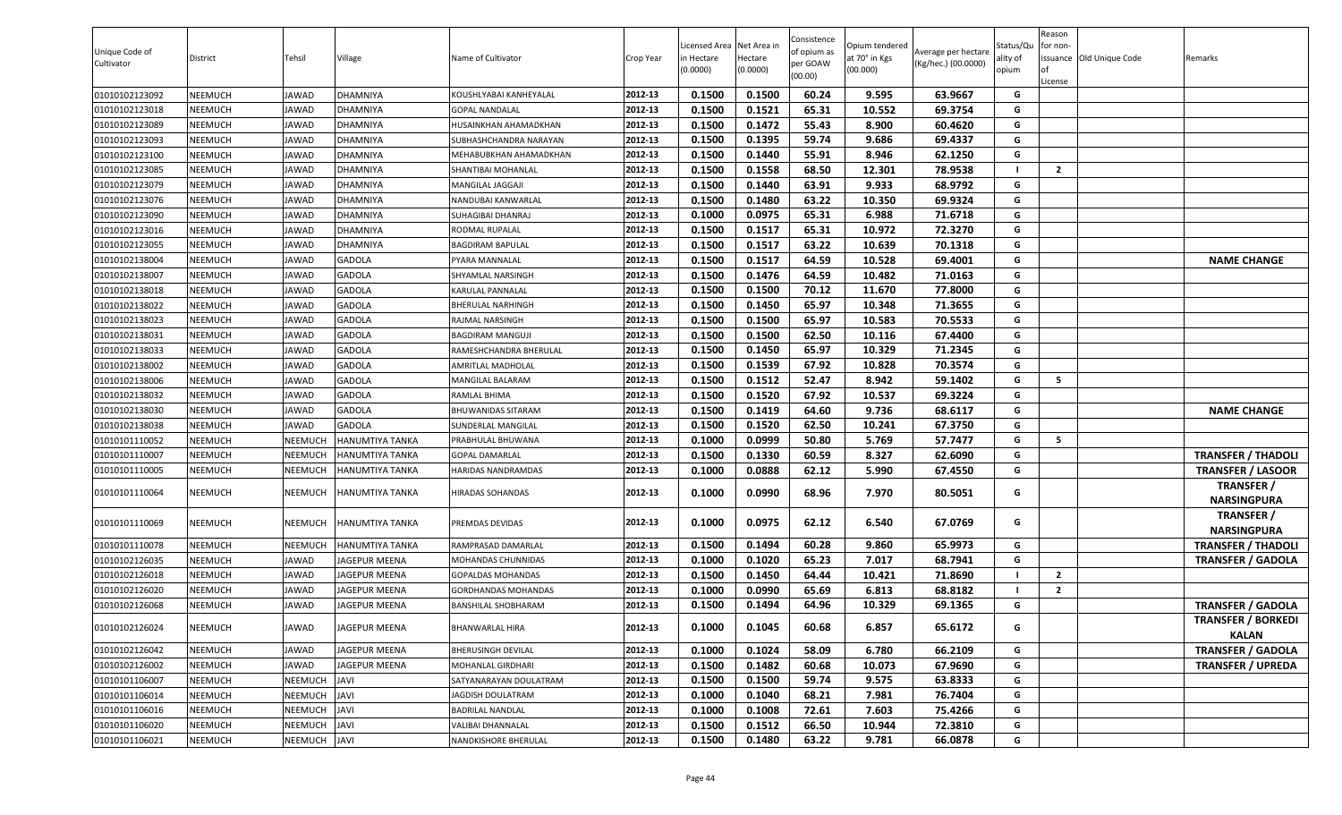| Unique Code of Cultivator | District | Tehsil | Village | Name of Cultivator | Crop Year | Licensed Area in Hectare (0.0000) | Net Area in Hectare (0.0000) | Consistence of opium as per GOAW (00.00) | Opium tendered at 70° in Kgs (00.000) | Average per hectare (Kg/hec.) (00.0000) | Status/Quality of opium | Reason for non-issuance of License | Old Unique Code | Remarks |
|---|---|---|---|---|---|---|---|---|---|---|---|---|---|---|
| 01010102123092 | NEEMUCH | JAWAD | DHAMNIYA | KOUSHLYABAI KANHEYALAL | 2012-13 | 0.1500 | 0.1500 | 60.24 | 9.595 | 63.9667 | G | | | |
| 01010102123018 | NEEMUCH | JAWAD | DHAMNIYA | GOPAL NANDALAL | 2012-13 | 0.1500 | 0.1521 | 65.31 | 10.552 | 69.3754 | G | | | |
| 01010102123089 | NEEMUCH | JAWAD | DHAMNIYA | HUSAINKHAN AHAMADKHAN | 2012-13 | 0.1500 | 0.1472 | 55.43 | 8.900 | 60.4620 | G | | | |
| 01010102123093 | NEEMUCH | JAWAD | DHAMNIYA | SUBHASHCHANDRA NARAYAN | 2012-13 | 0.1500 | 0.1395 | 59.74 | 9.686 | 69.4337 | G | | | |
| 01010102123100 | NEEMUCH | JAWAD | DHAMNIYA | MEHABUBKHAN AHAMADKHAN | 2012-13 | 0.1500 | 0.1440 | 55.91 | 8.946 | 62.1250 | G | | | |
| 01010102123085 | NEEMUCH | JAWAD | DHAMNIYA | SHANTIBAI MOHANLAL | 2012-13 | 0.1500 | 0.1558 | 68.50 | 12.301 | 78.9538 | I | 2 | | |
| 01010102123079 | NEEMUCH | JAWAD | DHAMNIYA | MANGILAL JAGGAJI | 2012-13 | 0.1500 | 0.1440 | 63.91 | 9.933 | 68.9792 | G | | | |
| 01010102123076 | NEEMUCH | JAWAD | DHAMNIYA | NANDUBAI KANWARLAL | 2012-13 | 0.1500 | 0.1480 | 63.22 | 10.350 | 69.9324 | G | | | |
| 01010102123090 | NEEMUCH | JAWAD | DHAMNIYA | SUHAGIBAI DHANRAJ | 2012-13 | 0.1000 | 0.0975 | 65.31 | 6.988 | 71.6718 | G | | | |
| 01010102123016 | NEEMUCH | JAWAD | DHAMNIYA | RODMAL RUPALAL | 2012-13 | 0.1500 | 0.1517 | 65.31 | 10.972 | 72.3270 | G | | | |
| 01010102123055 | NEEMUCH | JAWAD | DHAMNIYA | BAGDIRAM BAPULAL | 2012-13 | 0.1500 | 0.1517 | 63.22 | 10.639 | 70.1318 | G | | | |
| 01010102138004 | NEEMUCH | JAWAD | GADOLA | PYARA MANNALAL | 2012-13 | 0.1500 | 0.1517 | 64.59 | 10.528 | 69.4001 | G | | | **NAME CHANGE** |
| 01010102138007 | NEEMUCH | JAWAD | GADOLA | SHYAMLAL NARSINGH | 2012-13 | 0.1500 | 0.1476 | 64.59 | 10.482 | 71.0163 | G | | | |
| 01010102138018 | NEEMUCH | JAWAD | GADOLA | KARULAL PANNALAL | 2012-13 | 0.1500 | 0.1500 | 70.12 | 11.670 | 77.8000 | G | | | |
| 01010102138022 | NEEMUCH | JAWAD | GADOLA | BHERULAL NARHINGH | 2012-13 | 0.1500 | 0.1450 | 65.97 | 10.348 | 71.3655 | G | | | |
| 01010102138023 | NEEMUCH | JAWAD | GADOLA | RAJMAL NARSINGH | 2012-13 | 0.1500 | 0.1500 | 65.97 | 10.583 | 70.5533 | G | | | |
| 01010102138031 | NEEMUCH | JAWAD | GADOLA | BAGDIRAM MANGUJI | 2012-13 | 0.1500 | 0.1500 | 62.50 | 10.116 | 67.4400 | G | | | |
| 01010102138033 | NEEMUCH | JAWAD | GADOLA | RAMESHCHANDRA BHERULAL | 2012-13 | 0.1500 | 0.1450 | 65.97 | 10.329 | 71.2345 | G | | | |
| 01010102138002 | NEEMUCH | JAWAD | GADOLA | AMRITLAL MADHOLAL | 2012-13 | 0.1500 | 0.1539 | 67.92 | 10.828 | 70.3574 | G | | | |
| 01010102138006 | NEEMUCH | JAWAD | GADOLA | MANGILAL BALARAM | 2012-13 | 0.1500 | 0.1512 | 52.47 | 8.942 | 59.1402 | G | 5 | | |
| 01010102138032 | NEEMUCH | JAWAD | GADOLA | RAMLAL BHIMA | 2012-13 | 0.1500 | 0.1520 | 67.92 | 10.537 | 69.3224 | G | | | |
| 01010102138030 | NEEMUCH | JAWAD | GADOLA | BHUWANIDAS SITARAM | 2012-13 | 0.1500 | 0.1419 | 64.60 | 9.736 | 68.6117 | G | | | **NAME CHANGE** |
| 01010102138038 | NEEMUCH | JAWAD | GADOLA | SUNDERLAL MANGILAL | 2012-13 | 0.1500 | 0.1520 | 62.50 | 10.241 | 67.3750 | G | | | |
| 01010101110052 | NEEMUCH | NEEMUCH | HANUMTIYA TANKA | PRABHULAL BHUWANA | 2012-13 | 0.1000 | 0.0999 | 50.80 | 5.769 | 57.7477 | G | 5 | | |
| 01010101110007 | NEEMUCH | NEEMUCH | HANUMTIYA TANKA | GOPAL DAMARLAL | 2012-13 | 0.1500 | 0.1330 | 60.59 | 8.327 | 62.6090 | G | | | **TRANSFER / THADOLI** |
| 01010101110005 | NEEMUCH | NEEMUCH | HANUMTIYA TANKA | HARIDAS NANDRAMDAS | 2012-13 | 0.1000 | 0.0888 | 62.12 | 5.990 | 67.4550 | G | | | **TRANSFER / LASOOR** |
| 01010101110064 | NEEMUCH | NEEMUCH | HANUMTIYA TANKA | HIRADAS SOHANDAS | 2012-13 | 0.1000 | 0.0990 | 68.96 | 7.970 | 80.5051 | G | | | **TRANSFER / NARSINGPURA** |
| 01010101110069 | NEEMUCH | NEEMUCH | HANUMTIYA TANKA | PREMDAS DEVIDAS | 2012-13 | 0.1000 | 0.0975 | 62.12 | 6.540 | 67.0769 | G | | | **TRANSFER / NARSINGPURA** |
| 01010101110078 | NEEMUCH | NEEMUCH | HANUMTIYA TANKA | RAMPRASAD DAMARLAL | 2012-13 | 0.1500 | 0.1494 | 60.28 | 9.860 | 65.9973 | G | | | **TRANSFER / THADOLI** |
| 01010102126035 | NEEMUCH | JAWAD | JAGEPUR MEENA | MOHANDAS CHUNNIDAS | 2012-13 | 0.1000 | 0.1020 | 65.23 | 7.017 | 68.7941 | G | | | **TRANSFER / GADOLA** |
| 01010102126018 | NEEMUCH | JAWAD | JAGEPUR MEENA | GOPALDAS MOHANDAS | 2012-13 | 0.1500 | 0.1450 | 64.44 | 10.421 | 71.8690 | I | 2 | | |
| 01010102126020 | NEEMUCH | JAWAD | JAGEPUR MEENA | GORDHANDAS MOHANDAS | 2012-13 | 0.1000 | 0.0990 | 65.69 | 6.813 | 68.8182 | I | 2 | | |
| 01010102126068 | NEEMUCH | JAWAD | JAGEPUR MEENA | BANSHILAL SHOBHARAM | 2012-13 | 0.1500 | 0.1494 | 64.96 | 10.329 | 69.1365 | G | | | **TRANSFER / GADOLA** |
| 01010102126024 | NEEMUCH | JAWAD | JAGEPUR MEENA | BHANWARLAL HIRA | 2012-13 | 0.1000 | 0.1045 | 60.68 | 6.857 | 65.6172 | G | | | **TRANSFER / BORKEDI KALAN** |
| 01010102126042 | NEEMUCH | JAWAD | JAGEPUR MEENA | BHERUSINGH DEVILAL | 2012-13 | 0.1000 | 0.1024 | 58.09 | 6.780 | 66.2109 | G | | | **TRANSFER / GADOLA** |
| 01010102126002 | NEEMUCH | JAWAD | JAGEPUR MEENA | MOHANLAL GIRDHARI | 2012-13 | 0.1500 | 0.1482 | 60.68 | 10.073 | 67.9690 | G | | | **TRANSFER / UPREDA** |
| 01010101106007 | NEEMUCH | NEEMUCH | JAVI | SATYANARAYAN DOULATRAM | 2012-13 | 0.1500 | 0.1500 | 59.74 | 9.575 | 63.8333 | G | | | |
| 01010101106014 | NEEMUCH | NEEMUCH | JAVI | JAGDISH DOULATRAM | 2012-13 | 0.1000 | 0.1040 | 68.21 | 7.981 | 76.7404 | G | | | |
| 01010101106016 | NEEMUCH | NEEMUCH | JAVI | BADRILAL NANDLAL | 2012-13 | 0.1000 | 0.1008 | 72.61 | 7.603 | 75.4266 | G | | | |
| 01010101106020 | NEEMUCH | NEEMUCH | JAVI | VALIBAI DHANNALAL | 2012-13 | 0.1500 | 0.1512 | 66.50 | 10.944 | 72.3810 | G | | | |
| 01010101106021 | NEEMUCH | NEEMUCH | JAVI | NANDKISHORE BHERULAL | 2012-13 | 0.1500 | 0.1480 | 63.22 | 9.781 | 66.0878 | G | | | |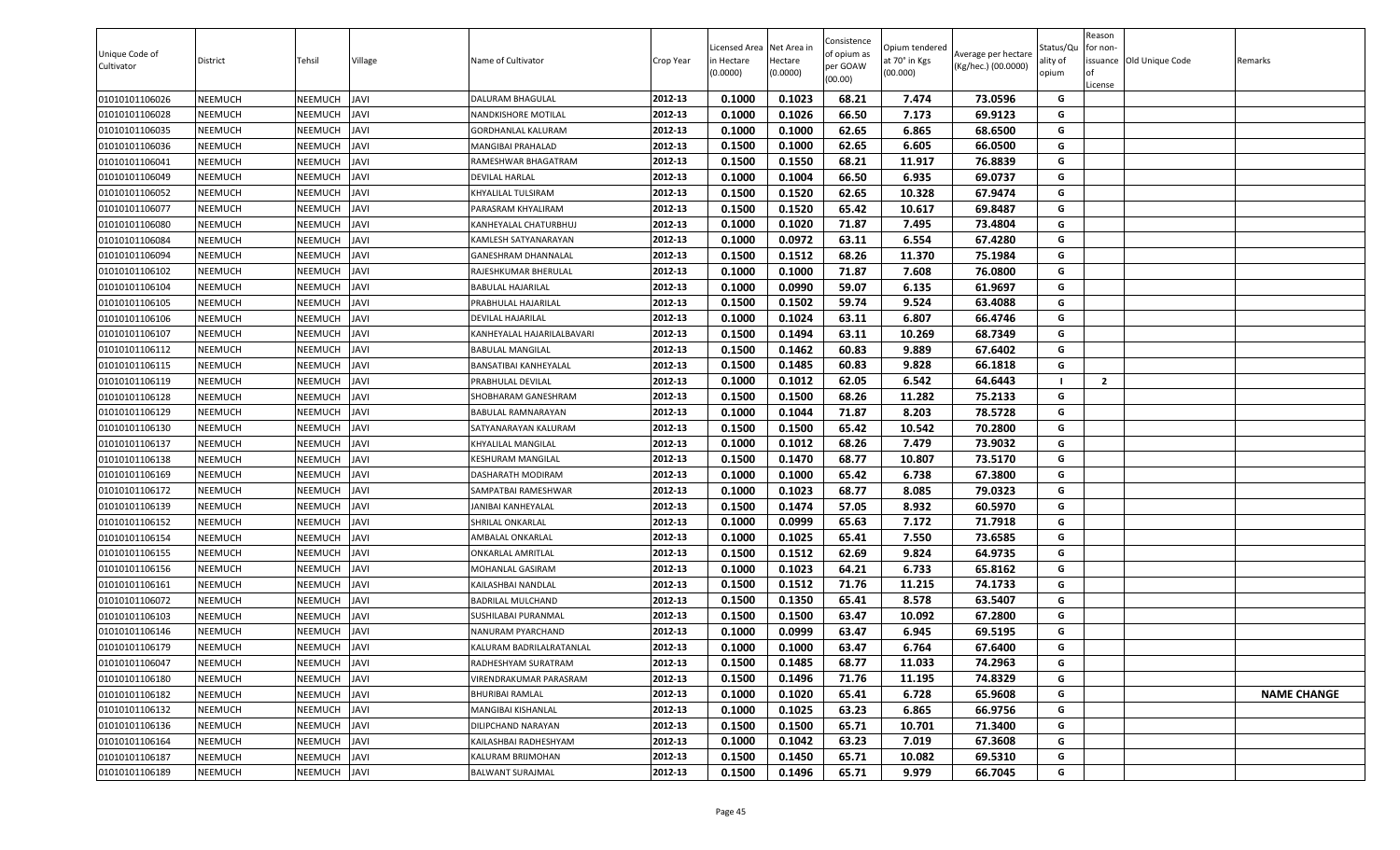| Unique Code of Cultivator | District | Tehsil | Village | Name of Cultivator | Crop Year | Licensed Area in Hectare (0.0000) | Net Area in Hectare (0.0000) | Consistence of opium as per GOAW (00.00) | Opium tendered at 70° in Kgs (00.000) | Average per hectare (Kg/hec.) (00.0000) | Status/Quality of opium | Reason for non-issuance of License | Old Unique Code | Remarks |
|---|---|---|---|---|---|---|---|---|---|---|---|---|---|---|
| 01010101106026 | NEEMUCH | NEEMUCH | JAVI | DALURAM BHAGULAL | 2012-13 | 0.1000 | 0.1023 | 68.21 | 7.474 | 73.0596 | G | | | |
| 01010101106028 | NEEMUCH | NEEMUCH | JAVI | NANDKISHORE MOTILAL | 2012-13 | 0.1000 | 0.1026 | 66.50 | 7.173 | 69.9123 | G | | | |
| 01010101106035 | NEEMUCH | NEEMUCH | JAVI | GORDHANLAL KALURAM | 2012-13 | 0.1000 | 0.1000 | 62.65 | 6.865 | 68.6500 | G | | | |
| 01010101106036 | NEEMUCH | NEEMUCH | JAVI | MANGIBAI PRAHALAD | 2012-13 | 0.1500 | 0.1000 | 62.65 | 6.605 | 66.0500 | G | | | |
| 01010101106041 | NEEMUCH | NEEMUCH | JAVI | RAMESHWAR BHAGATRAM | 2012-13 | 0.1500 | 0.1550 | 68.21 | 11.917 | 76.8839 | G | | | |
| 01010101106049 | NEEMUCH | NEEMUCH | JAVI | DEVILAL HARLAL | 2012-13 | 0.1000 | 0.1004 | 66.50 | 6.935 | 69.0737 | G | | | |
| 01010101106052 | NEEMUCH | NEEMUCH | JAVI | KHYALILAL TULSIRAM | 2012-13 | 0.1500 | 0.1520 | 62.65 | 10.328 | 67.9474 | G | | | |
| 01010101106077 | NEEMUCH | NEEMUCH | JAVI | PARASRAM KHYALIRAM | 2012-13 | 0.1500 | 0.1520 | 65.42 | 10.617 | 69.8487 | G | | | |
| 01010101106080 | NEEMUCH | NEEMUCH | JAVI | KANHEYALAL CHATURBHUJ | 2012-13 | 0.1000 | 0.1020 | 71.87 | 7.495 | 73.4804 | G | | | |
| 01010101106084 | NEEMUCH | NEEMUCH | JAVI | KAMLESH SATYANARAYAN | 2012-13 | 0.1000 | 0.0972 | 63.11 | 6.554 | 67.4280 | G | | | |
| 01010101106094 | NEEMUCH | NEEMUCH | JAVI | GANESHRAM DHANNALAL | 2012-13 | 0.1500 | 0.1512 | 68.26 | 11.370 | 75.1984 | G | | | |
| 01010101106102 | NEEMUCH | NEEMUCH | JAVI | RAJESHKUMAR BHERULAL | 2012-13 | 0.1000 | 0.1000 | 71.87 | 7.608 | 76.0800 | G | | | |
| 01010101106104 | NEEMUCH | NEEMUCH | JAVI | BABULAL HAJARILAL | 2012-13 | 0.1000 | 0.0990 | 59.07 | 6.135 | 61.9697 | G | | | |
| 01010101106105 | NEEMUCH | NEEMUCH | JAVI | PRABHULAL HAJARILAL | 2012-13 | 0.1500 | 0.1502 | 59.74 | 9.524 | 63.4088 | G | | | |
| 01010101106106 | NEEMUCH | NEEMUCH | JAVI | DEVILAL HAJARILAL | 2012-13 | 0.1000 | 0.1024 | 63.11 | 6.807 | 66.4746 | G | | | |
| 01010101106107 | NEEMUCH | NEEMUCH | JAVI | KANHEYALAL HAJARILALBAVARI | 2012-13 | 0.1500 | 0.1494 | 63.11 | 10.269 | 68.7349 | G | | | |
| 01010101106112 | NEEMUCH | NEEMUCH | JAVI | BABULAL MANGILAL | 2012-13 | 0.1500 | 0.1462 | 60.83 | 9.889 | 67.6402 | G | | | |
| 01010101106115 | NEEMUCH | NEEMUCH | JAVI | BANSATIBAI KANHEYALAL | 2012-13 | 0.1500 | 0.1485 | 60.83 | 9.828 | 66.1818 | G | | | |
| 01010101106119 | NEEMUCH | NEEMUCH | JAVI | PRABHULAL DEVILAL | 2012-13 | 0.1000 | 0.1012 | 62.05 | 6.542 | 64.6443 | I | 2 | | |
| 01010101106128 | NEEMUCH | NEEMUCH | JAVI | SHOBHARAM GANESHRAM | 2012-13 | 0.1500 | 0.1500 | 68.26 | 11.282 | 75.2133 | G | | | |
| 01010101106129 | NEEMUCH | NEEMUCH | JAVI | BABULAL RAMNARAYAN | 2012-13 | 0.1000 | 0.1044 | 71.87 | 8.203 | 78.5728 | G | | | |
| 01010101106130 | NEEMUCH | NEEMUCH | JAVI | SATYANARAYAN KALURAM | 2012-13 | 0.1500 | 0.1500 | 65.42 | 10.542 | 70.2800 | G | | | |
| 01010101106137 | NEEMUCH | NEEMUCH | JAVI | KHYALILAL MANGILAL | 2012-13 | 0.1000 | 0.1012 | 68.26 | 7.479 | 73.9032 | G | | | |
| 01010101106138 | NEEMUCH | NEEMUCH | JAVI | KESHURAM MANGILAL | 2012-13 | 0.1500 | 0.1470 | 68.77 | 10.807 | 73.5170 | G | | | |
| 01010101106169 | NEEMUCH | NEEMUCH | JAVI | DASHARATH MODIRAM | 2012-13 | 0.1000 | 0.1000 | 65.42 | 6.738 | 67.3800 | G | | | |
| 01010101106172 | NEEMUCH | NEEMUCH | JAVI | SAMPATBAI RAMESHWAR | 2012-13 | 0.1000 | 0.1023 | 68.77 | 8.085 | 79.0323 | G | | | |
| 01010101106139 | NEEMUCH | NEEMUCH | JAVI | JANIBAI KANHEYALAL | 2012-13 | 0.1500 | 0.1474 | 57.05 | 8.932 | 60.5970 | G | | | |
| 01010101106152 | NEEMUCH | NEEMUCH | JAVI | SHRILAL ONKARLAL | 2012-13 | 0.1000 | 0.0999 | 65.63 | 7.172 | 71.7918 | G | | | |
| 01010101106154 | NEEMUCH | NEEMUCH | JAVI | AMBALAL ONKARLAL | 2012-13 | 0.1000 | 0.1025 | 65.41 | 7.550 | 73.6585 | G | | | |
| 01010101106155 | NEEMUCH | NEEMUCH | JAVI | ONKARLAL AMRITLAL | 2012-13 | 0.1500 | 0.1512 | 62.69 | 9.824 | 64.9735 | G | | | |
| 01010101106156 | NEEMUCH | NEEMUCH | JAVI | MOHANLAL GASIRAM | 2012-13 | 0.1000 | 0.1023 | 64.21 | 6.733 | 65.8162 | G | | | |
| 01010101106161 | NEEMUCH | NEEMUCH | JAVI | KAILASHBAI NANDLAL | 2012-13 | 0.1500 | 0.1512 | 71.76 | 11.215 | 74.1733 | G | | | |
| 01010101106072 | NEEMUCH | NEEMUCH | JAVI | BADRILAL MULCHAND | 2012-13 | 0.1500 | 0.1350 | 65.41 | 8.578 | 63.5407 | G | | | |
| 01010101106103 | NEEMUCH | NEEMUCH | JAVI | SUSHILABAI PURANMAL | 2012-13 | 0.1500 | 0.1500 | 63.47 | 10.092 | 67.2800 | G | | | |
| 01010101106146 | NEEMUCH | NEEMUCH | JAVI | NANURAM PYARCHAND | 2012-13 | 0.1000 | 0.0999 | 63.47 | 6.945 | 69.5195 | G | | | |
| 01010101106179 | NEEMUCH | NEEMUCH | JAVI | KALURAM BADRILALRATANLAL | 2012-13 | 0.1000 | 0.1000 | 63.47 | 6.764 | 67.6400 | G | | | |
| 01010101106047 | NEEMUCH | NEEMUCH | JAVI | RADHESHYAM SURATRAM | 2012-13 | 0.1500 | 0.1485 | 68.77 | 11.033 | 74.2963 | G | | | |
| 01010101106180 | NEEMUCH | NEEMUCH | JAVI | VIRENDRAKUMAR PARASRAM | 2012-13 | 0.1500 | 0.1496 | 71.76 | 11.195 | 74.8329 | G | | | |
| 01010101106182 | NEEMUCH | NEEMUCH | JAVI | BHURIBAI RAMLAL | 2012-13 | 0.1000 | 0.1020 | 65.41 | 6.728 | 65.9608 | G | | | NAME CHANGE |
| 01010101106132 | NEEMUCH | NEEMUCH | JAVI | MANGIBAI KISHANLAL | 2012-13 | 0.1000 | 0.1025 | 63.23 | 6.865 | 66.9756 | G | | | |
| 01010101106136 | NEEMUCH | NEEMUCH | JAVI | DILIPCHAND NARAYAN | 2012-13 | 0.1500 | 0.1500 | 65.71 | 10.701 | 71.3400 | G | | | |
| 01010101106164 | NEEMUCH | NEEMUCH | JAVI | KAILASHBAI RADHESHYAM | 2012-13 | 0.1000 | 0.1042 | 63.23 | 7.019 | 67.3608 | G | | | |
| 01010101106187 | NEEMUCH | NEEMUCH | JAVI | KALURAM BRIJMOHAN | 2012-13 | 0.1500 | 0.1450 | 65.71 | 10.082 | 69.5310 | G | | | |
| 01010101106189 | NEEMUCH | NEEMUCH | JAVI | BALWANT SURAJMAL | 2012-13 | 0.1500 | 0.1496 | 65.71 | 9.979 | 66.7045 | G | | | |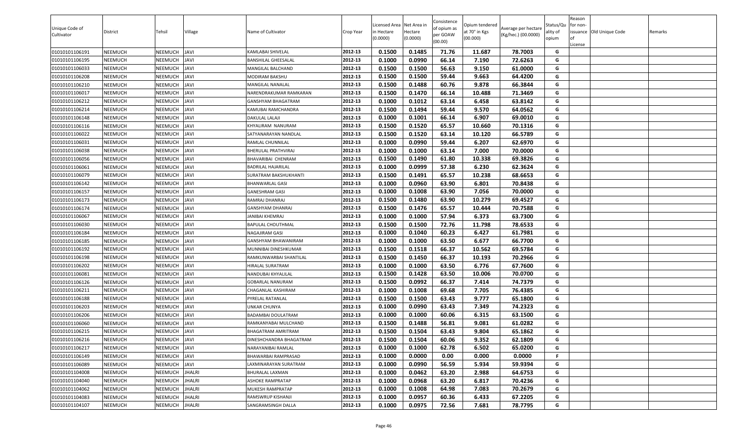| Unique Code of Cultivator | District | Tehsil | Village | Name of Cultivator | Crop Year | Licensed Area in Hectare (0.0000) | Net Area in Hectare (0.0000) | Consistence of opium as per GOAW (00.00) | Opium tendered at 70° in Kgs (00.000) | Average per hectare (Kg/hec.) (00.0000) | Status/Quality of opium | Reason for non-issuance of License | Old Unique Code | Remarks |
|---|---|---|---|---|---|---|---|---|---|---|---|---|---|---|
| 01010101106191 | NEEMUCH | NEEMUCH | JAVI | KAMLABAI SHIVELAL | 2012-13 | 0.1500 | 0.1485 | 71.76 | 11.687 | 78.7003 | G | | | |
| 01010101106195 | NEEMUCH | NEEMUCH | JAVI | BANSHILAL GHEESALAL | 2012-13 | 0.1000 | 0.0990 | 66.14 | 7.190 | 72.6263 | G | | | |
| 01010101106033 | NEEMUCH | NEEMUCH | JAVI | MANGILAL BALCHAND | 2012-13 | 0.1500 | 0.1500 | 56.63 | 9.150 | 61.0000 | G | | | |
| 01010101106208 | NEEMUCH | NEEMUCH | JAVI | MODIRAM BAKSHU | 2012-13 | 0.1500 | 0.1500 | 59.44 | 9.663 | 64.4200 | G | | | |
| 01010101106210 | NEEMUCH | NEEMUCH | JAVI | MANGILAL NANALAL | 2012-13 | 0.1500 | 0.1488 | 60.76 | 9.878 | 66.3844 | G | | | |
| 01010101106017 | NEEMUCH | NEEMUCH | JAVI | NARENDRAKUMAR RAMKARAN | 2012-13 | 0.1500 | 0.1470 | 66.14 | 10.488 | 71.3469 | G | | | |
| 01010101106212 | NEEMUCH | NEEMUCH | JAVI | GANSHYAM BHAGATRAM | 2012-13 | 0.1000 | 0.1012 | 63.14 | 6.458 | 63.8142 | G | | | |
| 01010101106214 | NEEMUCH | NEEMUCH | JAVI | KAMUBAI RAMCHANDRA | 2012-13 | 0.1500 | 0.1494 | 59.44 | 9.570 | 64.0562 | G | | | |
| 01010101106148 | NEEMUCH | NEEMUCH | JAVI | DAKULAL LALAJI | 2012-13 | 0.1000 | 0.1001 | 66.14 | 6.907 | 69.0010 | G | | | |
| 01010101106116 | NEEMUCH | NEEMUCH | JAVI | KHYALIRAM NANURAM | 2012-13 | 0.1500 | 0.1520 | 65.57 | 10.660 | 70.1316 | G | | | |
| 01010101106022 | NEEMUCH | NEEMUCH | JAVI | SATYANARAYAN NANDLAL | 2012-13 | 0.1500 | 0.1520 | 63.14 | 10.120 | 66.5789 | G | | | |
| 01010101106031 | NEEMUCH | NEEMUCH | JAVI | RAMLAL CHUNNILAL | 2012-13 | 0.1000 | 0.0990 | 59.44 | 6.207 | 62.6970 | G | | | |
| 01010101106038 | NEEMUCH | NEEMUCH | JAVI | BHERULAL PRATHVIRAJ | 2012-13 | 0.1000 | 0.1000 | 63.14 | 7.000 | 70.0000 | G | | | |
| 01010101106056 | NEEMUCH | NEEMUCH | JAVI | BHAVARIBAI CHENRAM | 2012-13 | 0.1500 | 0.1490 | 61.80 | 10.338 | 69.3826 | G | | | |
| 01010101106061 | NEEMUCH | NEEMUCH | JAVI | BADRILAL HAJARILAL | 2012-13 | 0.1000 | 0.0999 | 57.38 | 6.230 | 62.3624 | G | | | |
| 01010101106079 | NEEMUCH | NEEMUCH | JAVI | SURATRAM BAKSHUKHANTI | 2012-13 | 0.1500 | 0.1491 | 65.57 | 10.238 | 68.6653 | G | | | |
| 01010101106142 | NEEMUCH | NEEMUCH | JAVI | BHANWARLAL GASI | 2012-13 | 0.1000 | 0.0960 | 63.90 | 6.801 | 70.8438 | G | | | |
| 01010101106157 | NEEMUCH | NEEMUCH | JAVI | GANESHRAM GASI | 2012-13 | 0.1000 | 0.1008 | 63.90 | 7.056 | 70.0000 | G | | | |
| 01010101106173 | NEEMUCH | NEEMUCH | JAVI | RAMRAJ DHANRAJ | 2012-13 | 0.1500 | 0.1480 | 63.90 | 10.279 | 69.4527 | G | | | |
| 01010101106174 | NEEMUCH | NEEMUCH | JAVI | GANSHYAM DHANRAJ | 2012-13 | 0.1500 | 0.1476 | 65.57 | 10.444 | 70.7588 | G | | | |
| 01010101106067 | NEEMUCH | NEEMUCH | JAVI | JANIBAI KHEMRAJ | 2012-13 | 0.1000 | 0.1000 | 57.94 | 6.373 | 63.7300 | G | | | |
| 01010101106030 | NEEMUCH | NEEMUCH | JAVI | BAPULAL CHOUTHMAL | 2012-13 | 0.1500 | 0.1500 | 72.76 | 11.798 | 78.6533 | G | | | |
| 01010101106184 | NEEMUCH | NEEMUCH | JAVI | NAGAJIRAM GASI | 2012-13 | 0.1000 | 0.1040 | 60.23 | 6.427 | 61.7981 | G | | | |
| 01010101106185 | NEEMUCH | NEEMUCH | JAVI | GANSHYAM BHAWANIRAM | 2012-13 | 0.1000 | 0.1000 | 63.50 | 6.677 | 66.7700 | G | | | |
| 01010101106192 | NEEMUCH | NEEMUCH | JAVI | MUNNIBAI DINESHKUMAR | 2012-13 | 0.1500 | 0.1518 | 66.37 | 10.562 | 69.5784 | G | | | |
| 01010101106198 | NEEMUCH | NEEMUCH | JAVI | RAMKUNWARBAI SHANTILAL | 2012-13 | 0.1500 | 0.1450 | 66.37 | 10.193 | 70.2966 | G | | | |
| 01010101106202 | NEEMUCH | NEEMUCH | JAVI | HIRALAL SURATRAM | 2012-13 | 0.1000 | 0.1000 | 63.50 | 6.776 | 67.7600 | G | | | |
| 01010101106081 | NEEMUCH | NEEMUCH | JAVI | NANDUBAI KHYALILAL | 2012-13 | 0.1500 | 0.1428 | 63.50 | 10.006 | 70.0700 | G | | | |
| 01010101106126 | NEEMUCH | NEEMUCH | JAVI | GOBARLAL NANURAM | 2012-13 | 0.1500 | 0.0992 | 66.37 | 7.414 | 74.7379 | G | | | |
| 01010101106211 | NEEMUCH | NEEMUCH | JAVI | CHAGANLAL KASHIRAM | 2012-13 | 0.1000 | 0.1008 | 69.68 | 7.705 | 76.4385 | G | | | |
| 01010101106188 | NEEMUCH | NEEMUCH | JAVI | PYRELAL RATANLAL | 2012-13 | 0.1500 | 0.1500 | 63.43 | 9.777 | 65.1800 | G | | | |
| 01010101106203 | NEEMUCH | NEEMUCH | JAVI | UNKAR CHUNYA | 2012-13 | 0.1000 | 0.0990 | 63.43 | 7.349 | 74.2323 | G | | | |
| 01010101106206 | NEEMUCH | NEEMUCH | JAVI | BADAMBAI DOULATRAM | 2012-13 | 0.1000 | 0.1000 | 60.06 | 6.315 | 63.1500 | G | | | |
| 01010101106060 | NEEMUCH | NEEMUCH | JAVI | RAMKANYABAI MULCHAND | 2012-13 | 0.1500 | 0.1488 | 56.81 | 9.081 | 61.0282 | G | | | |
| 01010101106215 | NEEMUCH | NEEMUCH | JAVI | BHAGATRAM AMRITRAM | 2012-13 | 0.1500 | 0.1504 | 63.43 | 9.804 | 65.1862 | G | | | |
| 01010101106216 | NEEMUCH | NEEMUCH | JAVI | DINESHCHANDRA BHAGATRAM | 2012-13 | 0.1500 | 0.1504 | 60.06 | 9.352 | 62.1809 | G | | | |
| 01010101106217 | NEEMUCH | NEEMUCH | JAVI | NARAYANIBAI RAMLAL | 2012-13 | 0.1000 | 0.1000 | 62.78 | 6.502 | 65.0200 | G | | | |
| 01010101106149 | NEEMUCH | NEEMUCH | JAVI | BHAWARBAI RAMPRASAD | 2012-13 | 0.1000 | 0.0000 | 0.00 | 0.000 | 0.0000 | F | | | |
| 01010101106089 | NEEMUCH | NEEMUCH | JAVI | LAXMINARAYAN SURATRAM | 2012-13 | 0.1000 | 0.0990 | 56.59 | 5.934 | 59.9394 | G | | | |
| 01010101104008 | NEEMUCH | NEEMUCH | JHALRI | BHURALAL LAXMAN | 2012-13 | 0.1000 | 0.0462 | 63.20 | 2.988 | 64.6753 | G | | | |
| 01010101104040 | NEEMUCH | NEEMUCH | JHALRI | ASHOKE RAMPRATAP | 2012-13 | 0.1000 | 0.0968 | 63.20 | 6.817 | 70.4236 | G | | | |
| 01010101104062 | NEEMUCH | NEEMUCH | JHALRI | MUKESH RAMPRATAP | 2012-13 | 0.1000 | 0.1008 | 64.98 | 7.083 | 70.2679 | G | | | |
| 01010101104083 | NEEMUCH | NEEMUCH | JHALRI | RAMSWRUP KISHANJI | 2012-13 | 0.1000 | 0.0957 | 60.36 | 6.433 | 67.2205 | G | | | |
| 01010101104107 | NEEMUCH | NEEMUCH | JHALRI | SANGRAMSINGH DALLA | 2012-13 | 0.1000 | 0.0975 | 72.56 | 7.681 | 78.7795 | G | | | |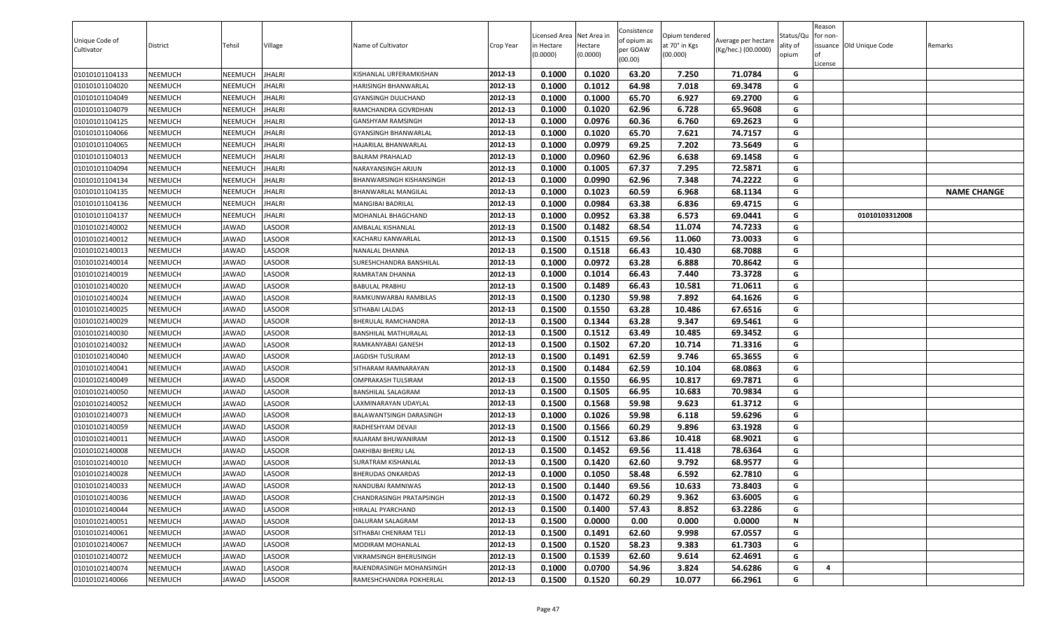| Unique Code of Cultivator | District | Tehsil | Village | Name of Cultivator | Crop Year | Licensed Area in Hectare (0.0000) | Net Area in Hectare (0.0000) | Consistence of opium as per GOAW (00.00) | Opium tendered at 70° in Kgs (00.000) | Average per hectare (Kg/hec.) (00.0000) | Status/Quality of opium | Reason for non-issuance of License | Old Unique Code | Remarks |
|---|---|---|---|---|---|---|---|---|---|---|---|---|---|---|
| 01010101104133 | NEEMUCH | NEEMUCH | JHALRI | KISHANLAL URFERAMKISHAN | 2012-13 | 0.1000 | 0.1020 | 63.20 | 7.250 | 71.0784 | G | | | |
| 01010101104020 | NEEMUCH | NEEMUCH | JHALRI | HARISINGH BHANWARLAL | 2012-13 | 0.1000 | 0.1012 | 64.98 | 7.018 | 69.3478 | G | | | |
| 01010101104049 | NEEMUCH | NEEMUCH | JHALRI | GYANSINGH DULICHAND | 2012-13 | 0.1000 | 0.1000 | 65.70 | 6.927 | 69.2700 | G | | | |
| 01010101104079 | NEEMUCH | NEEMUCH | JHALRI | RAMCHANDRA GOVRDHAN | 2012-13 | 0.1000 | 0.1020 | 62.96 | 6.728 | 65.9608 | G | | | |
| 01010101104125 | NEEMUCH | NEEMUCH | JHALRI | GANSHYAM RAMSINGH | 2012-13 | 0.1000 | 0.0976 | 60.36 | 6.760 | 69.2623 | G | | | |
| 01010101104066 | NEEMUCH | NEEMUCH | JHALRI | GYANSINGH BHANWARLAL | 2012-13 | 0.1000 | 0.1020 | 65.70 | 7.621 | 74.7157 | G | | | |
| 01010101104065 | NEEMUCH | NEEMUCH | JHALRI | HAJARILAL BHANWARLAL | 2012-13 | 0.1000 | 0.0979 | 69.25 | 7.202 | 73.5649 | G | | | |
| 01010101104013 | NEEMUCH | NEEMUCH | JHALRI | BALRAM PRAHALAD | 2012-13 | 0.1000 | 0.0960 | 62.96 | 6.638 | 69.1458 | G | | | |
| 01010101104094 | NEEMUCH | NEEMUCH | JHALRI | NARAYANSINGH ARJUN | 2012-13 | 0.1000 | 0.1005 | 67.37 | 7.295 | 72.5871 | G | | | |
| 01010101104134 | NEEMUCH | NEEMUCH | JHALRI | BHANWARSINGH KISHANSINGH | 2012-13 | 0.1000 | 0.0990 | 62.96 | 7.348 | 74.2222 | G | | | |
| 01010101104135 | NEEMUCH | NEEMUCH | JHALRI | BHANWARLAL MANGILAL | 2012-13 | 0.1000 | 0.1023 | 60.59 | 6.968 | 68.1134 | G | | | NAME CHANGE |
| 01010101104136 | NEEMUCH | NEEMUCH | JHALRI | MANGIBAI BADRILAL | 2012-13 | 0.1000 | 0.0984 | 63.38 | 6.836 | 69.4715 | G | | | |
| 01010101104137 | NEEMUCH | NEEMUCH | JHALRI | MOHANLAL BHAGCHAND | 2012-13 | 0.1000 | 0.0952 | 63.38 | 6.573 | 69.0441 | G | | 01010103312008 | |
| 01010102140002 | NEEMUCH | JAWAD | LASOOR | AMBALAL KISHANLAL | 2012-13 | 0.1500 | 0.1482 | 68.54 | 11.074 | 74.7233 | G | | | |
| 01010102140012 | NEEMUCH | JAWAD | LASOOR | KACHARU KANWARLAL | 2012-13 | 0.1500 | 0.1515 | 69.56 | 11.060 | 73.0033 | G | | | |
| 01010102140013 | NEEMUCH | JAWAD | LASOOR | NANALAL DHANNA | 2012-13 | 0.1500 | 0.1518 | 66.43 | 10.430 | 68.7088 | G | | | |
| 01010102140014 | NEEMUCH | JAWAD | LASOOR | SURESHCHANDRA BANSHILAL | 2012-13 | 0.1000 | 0.0972 | 63.28 | 6.888 | 70.8642 | G | | | |
| 01010102140019 | NEEMUCH | JAWAD | LASOOR | RAMRATAN DHANNA | 2012-13 | 0.1000 | 0.1014 | 66.43 | 7.440 | 73.3728 | G | | | |
| 01010102140020 | NEEMUCH | JAWAD | LASOOR | BABULAL PRABHU | 2012-13 | 0.1500 | 0.1489 | 66.43 | 10.581 | 71.0611 | G | | | |
| 01010102140024 | NEEMUCH | JAWAD | LASOOR | RAMKUNWARBAI RAMBILAS | 2012-13 | 0.1500 | 0.1230 | 59.98 | 7.892 | 64.1626 | G | | | |
| 01010102140025 | NEEMUCH | JAWAD | LASOOR | SITHABAI LALDAS | 2012-13 | 0.1500 | 0.1550 | 63.28 | 10.486 | 67.6516 | G | | | |
| 01010102140029 | NEEMUCH | JAWAD | LASOOR | BHERULAL RAMCHANDRA | 2012-13 | 0.1500 | 0.1344 | 63.28 | 9.347 | 69.5461 | G | | | |
| 01010102140030 | NEEMUCH | JAWAD | LASOOR | BANSHILAL MATHURALAL | 2012-13 | 0.1500 | 0.1512 | 63.49 | 10.485 | 69.3452 | G | | | |
| 01010102140032 | NEEMUCH | JAWAD | LASOOR | RAMKANYABAI GANESH | 2012-13 | 0.1500 | 0.1502 | 67.20 | 10.714 | 71.3316 | G | | | |
| 01010102140040 | NEEMUCH | JAWAD | LASOOR | JAGDISH TUSLIRAM | 2012-13 | 0.1500 | 0.1491 | 62.59 | 9.746 | 65.3655 | G | | | |
| 01010102140041 | NEEMUCH | JAWAD | LASOOR | SITHARAM RAMNARAYAN | 2012-13 | 0.1500 | 0.1484 | 62.59 | 10.104 | 68.0863 | G | | | |
| 01010102140049 | NEEMUCH | JAWAD | LASOOR | OMPRAKASH TULSIRAM | 2012-13 | 0.1500 | 0.1550 | 66.95 | 10.817 | 69.7871 | G | | | |
| 01010102140050 | NEEMUCH | JAWAD | LASOOR | BANSHILAL SALAGRAM | 2012-13 | 0.1500 | 0.1505 | 66.95 | 10.683 | 70.9834 | G | | | |
| 01010102140052 | NEEMUCH | JAWAD | LASOOR | LAXMINARAYAN UDAYLAL | 2012-13 | 0.1500 | 0.1568 | 59.98 | 9.623 | 61.3712 | G | | | |
| 01010102140073 | NEEMUCH | JAWAD | LASOOR | BALAWANTSINGH DARASINGH | 2012-13 | 0.1000 | 0.1026 | 59.98 | 6.118 | 59.6296 | G | | | |
| 01010102140059 | NEEMUCH | JAWAD | LASOOR | RADHESHYAM DEVAJI | 2012-13 | 0.1500 | 0.1566 | 60.29 | 9.896 | 63.1928 | G | | | |
| 01010102140011 | NEEMUCH | JAWAD | LASOOR | RAJARAM BHUWANIRAM | 2012-13 | 0.1500 | 0.1512 | 63.86 | 10.418 | 68.9021 | G | | | |
| 01010102140008 | NEEMUCH | JAWAD | LASOOR | DAKHIBAI BHERU LAL | 2012-13 | 0.1500 | 0.1452 | 69.56 | 11.418 | 78.6364 | G | | | |
| 01010102140010 | NEEMUCH | JAWAD | LASOOR | SURATRAM KISHANLAL | 2012-13 | 0.1500 | 0.1420 | 62.60 | 9.792 | 68.9577 | G | | | |
| 01010102140028 | NEEMUCH | JAWAD | LASOOR | BHERUDAS ONKARDAS | 2012-13 | 0.1000 | 0.1050 | 58.48 | 6.592 | 62.7810 | G | | | |
| 01010102140033 | NEEMUCH | JAWAD | LASOOR | NANDUBAI RAMNIWAS | 2012-13 | 0.1500 | 0.1440 | 69.56 | 10.633 | 73.8403 | G | | | |
| 01010102140036 | NEEMUCH | JAWAD | LASOOR | CHANDRASINGH PRATAPSINGH | 2012-13 | 0.1500 | 0.1472 | 60.29 | 9.362 | 63.6005 | G | | | |
| 01010102140044 | NEEMUCH | JAWAD | LASOOR | HIRALAL PYARCHAND | 2012-13 | 0.1500 | 0.1400 | 57.43 | 8.852 | 63.2286 | G | | | |
| 01010102140051 | NEEMUCH | JAWAD | LASOOR | DALURAM SALAGRAM | 2012-13 | 0.1500 | 0.0000 | 0.00 | 0.000 | 0.0000 | N | | | |
| 01010102140061 | NEEMUCH | JAWAD | LASOOR | SITHABAI CHENRAM TELI | 2012-13 | 0.1500 | 0.1491 | 62.60 | 9.998 | 67.0557 | G | | | |
| 01010102140067 | NEEMUCH | JAWAD | LASOOR | MODIRAM MOHANLAL | 2012-13 | 0.1500 | 0.1520 | 58.23 | 9.383 | 61.7303 | G | | | |
| 01010102140072 | NEEMUCH | JAWAD | LASOOR | VIKRAMSINGH BHERUSINGH | 2012-13 | 0.1500 | 0.1539 | 62.60 | 9.614 | 62.4691 | G | | | |
| 01010102140074 | NEEMUCH | JAWAD | LASOOR | RAJENDRASINGH MOHANSINGH | 2012-13 | 0.1000 | 0.0700 | 54.96 | 3.824 | 54.6286 | G | 4 | | |
| 01010102140066 | NEEMUCH | JAWAD | LASOOR | RAMESHCHANDRA POKHERLAL | 2012-13 | 0.1500 | 0.1520 | 60.29 | 10.077 | 66.2961 | G | | | |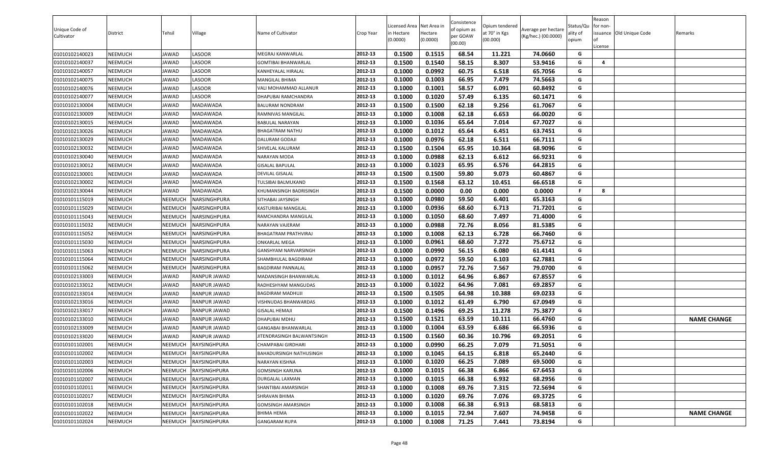| Unique Code of Cultivator | District | Tehsil | Village | Name of Cultivator | Crop Year | Licensed Area in Hectare (0.0000) | Net Area in Hectare (0.0000) | Consistence of opium as per GOAW (00.00) | Opium tendered at 70° in Kgs (00.000) | Average per hectare (Kg/hec.) (00.0000) | Status/Quality of opium | Reason for non-issuance of License | Old Unique Code | Remarks |
|---|---|---|---|---|---|---|---|---|---|---|---|---|---|---|
| 01010102140023 | NEEMUCH | JAWAD | LASOOR | MEGRAJ KANWARLAL | 2012-13 | 0.1500 | 0.1515 | 68.54 | 11.221 | 74.0660 | G | | | |
| 01010102140037 | NEEMUCH | JAWAD | LASOOR | GOMTIBAI BHANWARLAL | 2012-13 | 0.1500 | 0.1540 | 58.15 | 8.307 | 53.9416 | G | 4 | | |
| 01010102140057 | NEEMUCH | JAWAD | LASOOR | KANHEYALAL HIRALAL | 2012-13 | 0.1000 | 0.0992 | 60.75 | 6.518 | 65.7056 | G | | | |
| 01010102140075 | NEEMUCH | JAWAD | LASOOR | MANGILAL BHIMA | 2012-13 | 0.1000 | 0.1003 | 66.95 | 7.479 | 74.5663 | G | | | |
| 01010102140076 | NEEMUCH | JAWAD | LASOOR | VALI MOHAMMAD ALLANUR | 2012-13 | 0.1000 | 0.1001 | 58.57 | 6.091 | 60.8492 | G | | | |
| 01010102140077 | NEEMUCH | JAWAD | LASOOR | DHAPUBAI RAMCHANDRA | 2012-13 | 0.1000 | 0.1020 | 57.49 | 6.135 | 60.1471 | G | | | |
| 01010102130004 | NEEMUCH | JAWAD | MADAWADA | BALURAM NONDRAM | 2012-13 | 0.1500 | 0.1500 | 62.18 | 9.256 | 61.7067 | G | | | |
| 01010102130009 | NEEMUCH | JAWAD | MADAWADA | RAMNIVAS MANGILAL | 2012-13 | 0.1000 | 0.1008 | 62.18 | 6.653 | 66.0020 | G | | | |
| 01010102130015 | NEEMUCH | JAWAD | MADAWADA | BABULAL NARAYAN | 2012-13 | 0.1000 | 0.1036 | 65.64 | 7.014 | 67.7027 | G | | | |
| 01010102130026 | NEEMUCH | JAWAD | MADAWADA | BHAGATRAM NATHU | 2012-13 | 0.1000 | 0.1012 | 65.64 | 6.451 | 63.7451 | G | | | |
| 01010102130029 | NEEMUCH | JAWAD | MADAWADA | DALURAM GODAJI | 2012-13 | 0.1000 | 0.0976 | 62.18 | 6.511 | 66.7111 | G | | | |
| 01010102130032 | NEEMUCH | JAWAD | MADAWADA | SHIVELAL KALURAM | 2012-13 | 0.1500 | 0.1504 | 65.95 | 10.364 | 68.9096 | G | | | |
| 01010102130040 | NEEMUCH | JAWAD | MADAWADA | NARAYAN MODA | 2012-13 | 0.1000 | 0.0988 | 62.13 | 6.612 | 66.9231 | G | | | |
| 01010102130012 | NEEMUCH | JAWAD | MADAWADA | GISALAL BAPULAL | 2012-13 | 0.1000 | 0.1023 | 65.95 | 6.576 | 64.2815 | G | | | |
| 01010102130001 | NEEMUCH | JAWAD | MADAWADA | DEVILAL GISALAL | 2012-13 | 0.1500 | 0.1500 | 59.80 | 9.073 | 60.4867 | G | | | |
| 01010102130002 | NEEMUCH | JAWAD | MADAWADA | TULSIBAI BALMUKAND | 2012-13 | 0.1500 | 0.1568 | 63.12 | 10.451 | 66.6518 | G | | | |
| 01010102130044 | NEEMUCH | JAWAD | MADAWADA | KHUMANSINGH BADRISINGH | 2012-13 | 0.1500 | 0.0000 | 0.00 | 0.000 | 0.0000 | F | 8 | | |
| 01010101115019 | NEEMUCH | NEEMUCH | NARSINGHPURA | SITHABAI JAYSINGH | 2012-13 | 0.1000 | 0.0980 | 59.50 | 6.401 | 65.3163 | G | | | |
| 01010101115029 | NEEMUCH | NEEMUCH | NARSINGHPURA | KASTURIBAI MANGILAL | 2012-13 | 0.1000 | 0.0936 | 68.60 | 6.713 | 71.7201 | G | | | |
| 01010101115043 | NEEMUCH | NEEMUCH | NARSINGHPURA | RAMCHANDRA MANGILAL | 2012-13 | 0.1000 | 0.1050 | 68.60 | 7.497 | 71.4000 | G | | | |
| 01010101115032 | NEEMUCH | NEEMUCH | NARSINGHPURA | NARAYAN VAJERAM | 2012-13 | 0.1000 | 0.0988 | 72.76 | 8.056 | 81.5385 | G | | | |
| 01010101115052 | NEEMUCH | NEEMUCH | NARSINGHPURA | BHAGATRAM PRATHVIRAJ | 2012-13 | 0.1000 | 0.1008 | 62.13 | 6.728 | 66.7460 | G | | | |
| 01010101115030 | NEEMUCH | NEEMUCH | NARSINGHPURA | ONKARLAL MEGA | 2012-13 | 0.1000 | 0.0961 | 68.60 | 7.272 | 75.6712 | G | | | |
| 01010101115063 | NEEMUCH | NEEMUCH | NARSINGHPURA | GANSHYAM NARVARSINGH | 2012-13 | 0.1000 | 0.0990 | 56.15 | 6.080 | 61.4141 | G | | | |
| 01010101115064 | NEEMUCH | NEEMUCH | NARSINGHPURA | SHAMBHULAL BAGDIRAM | 2012-13 | 0.1000 | 0.0972 | 59.50 | 6.103 | 62.7881 | G | | | |
| 01010101115062 | NEEMUCH | NEEMUCH | NARSINGHPURA | BAGDIRAM PANNALAL | 2012-13 | 0.1000 | 0.0957 | 72.76 | 7.567 | 79.0700 | G | | | |
| 01010102133003 | NEEMUCH | JAWAD | RANPUR JAWAD | MADANSINGH BHANWARLAL | 2012-13 | 0.1000 | 0.1012 | 64.96 | 6.867 | 67.8557 | G | | | |
| 01010102133012 | NEEMUCH | JAWAD | RANPUR JAWAD | RADHESHYAM MANGUDAS | 2012-13 | 0.1000 | 0.1022 | 64.96 | 7.081 | 69.2857 | G | | | |
| 01010102133014 | NEEMUCH | JAWAD | RANPUR JAWAD | BAGDIRAM MADHUJI | 2012-13 | 0.1500 | 0.1505 | 64.98 | 10.388 | 69.0233 | G | | | |
| 01010102133016 | NEEMUCH | JAWAD | RANPUR JAWAD | VISHNUDAS BHANWARDAS | 2012-13 | 0.1000 | 0.1012 | 61.49 | 6.790 | 67.0949 | G | | | |
| 01010102133017 | NEEMUCH | JAWAD | RANPUR JAWAD | GISALAL HEMAJI | 2012-13 | 0.1500 | 0.1496 | 69.25 | 11.278 | 75.3877 | G | | | |
| 01010102133010 | NEEMUCH | JAWAD | RANPUR JAWAD | DHAPUBAI MDHU | 2012-13 | 0.1500 | 0.1521 | 63.59 | 10.111 | 66.4760 | G | | | NAME CHANGE |
| 01010102133009 | NEEMUCH | JAWAD | RANPUR JAWAD | GANGABAI BHANWARLAL | 2012-13 | 0.1000 | 0.1004 | 63.59 | 6.686 | 66.5936 | G | | | |
| 01010102133020 | NEEMUCH | JAWAD | RANPUR JAWAD | JITENDRASINGH BALWANTSINGH | 2012-13 | 0.1500 | 0.1560 | 60.36 | 10.796 | 69.2051 | G | | | |
| 01010101102001 | NEEMUCH | NEEMUCH | RAYSINGHPURA | CHAMPABAI GIRDHARI | 2012-13 | 0.1000 | 0.0990 | 66.25 | 7.079 | 71.5051 | G | | | |
| 01010101102002 | NEEMUCH | NEEMUCH | RAYSINGHPURA | BAHADURSINGH NATHUSINGH | 2012-13 | 0.1000 | 0.1045 | 64.15 | 6.818 | 65.2440 | G | | | |
| 01010101102003 | NEEMUCH | NEEMUCH | RAYSINGHPURA | NARAYAN KISHNA | 2012-13 | 0.1000 | 0.1020 | 66.25 | 7.089 | 69.5000 | G | | | |
| 01010101102006 | NEEMUCH | NEEMUCH | RAYSINGHPURA | GOMSINGH KARUNA | 2012-13 | 0.1000 | 0.1015 | 66.38 | 6.866 | 67.6453 | G | | | |
| 01010101102007 | NEEMUCH | NEEMUCH | RAYSINGHPURA | DURGALAL LAXMAN | 2012-13 | 0.1000 | 0.1015 | 66.38 | 6.932 | 68.2956 | G | | | |
| 01010101102011 | NEEMUCH | NEEMUCH | RAYSINGHPURA | SHANTIBAI AMARSINGH | 2012-13 | 0.1000 | 0.1008 | 69.76 | 7.315 | 72.5694 | G | | | |
| 01010101102017 | NEEMUCH | NEEMUCH | RAYSINGHPURA | SHRAVAN BHIMA | 2012-13 | 0.1000 | 0.1020 | 69.76 | 7.076 | 69.3725 | G | | | |
| 01010101102018 | NEEMUCH | NEEMUCH | RAYSINGHPURA | GOMSINGH AMARSINGH | 2012-13 | 0.1000 | 0.1008 | 66.38 | 6.913 | 68.5813 | G | | | |
| 01010101102022 | NEEMUCH | NEEMUCH | RAYSINGHPURA | BHIMA HEMA | 2012-13 | 0.1000 | 0.1015 | 72.94 | 7.607 | 74.9458 | G | | | NAME CHANGE |
| 01010101102024 | NEEMUCH | NEEMUCH | RAYSINGHPURA | GANGARAM RUPA | 2012-13 | 0.1000 | 0.1008 | 71.25 | 7.441 | 73.8194 | G | | | |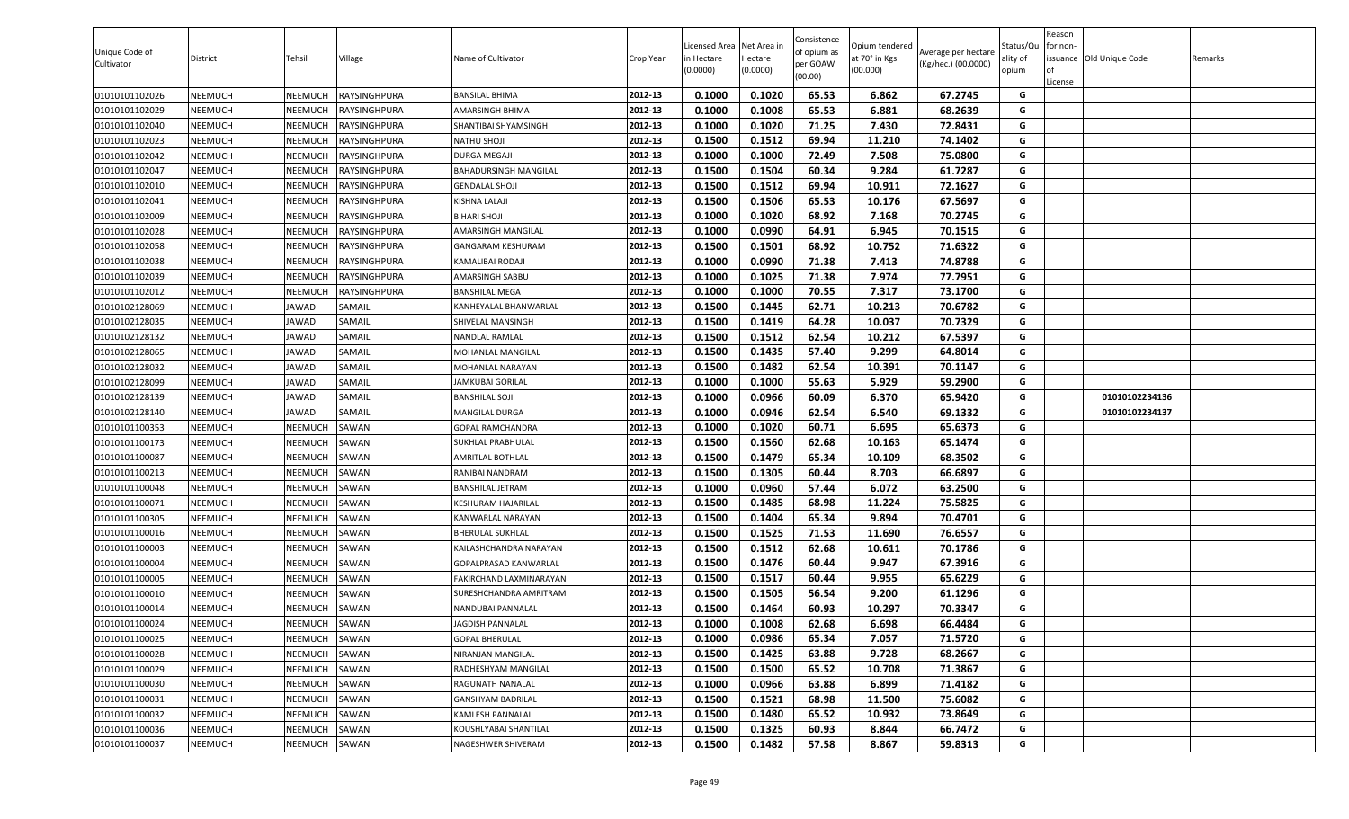| Unique Code of Cultivator | District | Tehsil | Village | Name of Cultivator | Crop Year | Licensed Area in Hectare (0.0000) | Net Area in Hectare (0.0000) | Consistence of opium as per GOAW (00.00) | Opium tendered at 70° in Kgs (00.000) | Average per hectare (Kg/hec.) (00.0000) | Status/Quality of opium | Reason for non-issuance of License | Old Unique Code | Remarks |
|---|---|---|---|---|---|---|---|---|---|---|---|---|---|---|
| 01010101102026 | NEEMUCH | NEEMUCH | RAYSINGHPURA | BANSILAL BHIMA | 2012-13 | 0.1000 | 0.1020 | 65.53 | 6.862 | 67.2745 | G | | | |
| 01010101102029 | NEEMUCH | NEEMUCH | RAYSINGHPURA | AMARSINGH BHIMA | 2012-13 | 0.1000 | 0.1008 | 65.53 | 6.881 | 68.2639 | G | | | |
| 01010101102040 | NEEMUCH | NEEMUCH | RAYSINGHPURA | SHANTIBAI SHYAMSINGH | 2012-13 | 0.1000 | 0.1020 | 71.25 | 7.430 | 72.8431 | G | | | |
| 01010101102023 | NEEMUCH | NEEMUCH | RAYSINGHPURA | NATHU SHOJI | 2012-13 | 0.1500 | 0.1512 | 69.94 | 11.210 | 74.1402 | G | | | |
| 01010101102042 | NEEMUCH | NEEMUCH | RAYSINGHPURA | DURGA MEGAJI | 2012-13 | 0.1000 | 0.1000 | 72.49 | 7.508 | 75.0800 | G | | | |
| 01010101102047 | NEEMUCH | NEEMUCH | RAYSINGHPURA | BAHADURSINGH MANGILAL | 2012-13 | 0.1500 | 0.1504 | 60.34 | 9.284 | 61.7287 | G | | | |
| 01010101102010 | NEEMUCH | NEEMUCH | RAYSINGHPURA | GENDALAL SHOJI | 2012-13 | 0.1500 | 0.1512 | 69.94 | 10.911 | 72.1627 | G | | | |
| 01010101102041 | NEEMUCH | NEEMUCH | RAYSINGHPURA | KISHNA LALAJI | 2012-13 | 0.1500 | 0.1506 | 65.53 | 10.176 | 67.5697 | G | | | |
| 01010101102009 | NEEMUCH | NEEMUCH | RAYSINGHPURA | BIHARI SHOJI | 2012-13 | 0.1000 | 0.1020 | 68.92 | 7.168 | 70.2745 | G | | | |
| 01010101102028 | NEEMUCH | NEEMUCH | RAYSINGHPURA | AMARSINGH MANGILAL | 2012-13 | 0.1000 | 0.0990 | 64.91 | 6.945 | 70.1515 | G | | | |
| 01010101102058 | NEEMUCH | NEEMUCH | RAYSINGHPURA | GANGARAM KESHURAM | 2012-13 | 0.1500 | 0.1501 | 68.92 | 10.752 | 71.6322 | G | | | |
| 01010101102038 | NEEMUCH | NEEMUCH | RAYSINGHPURA | KAMALIBAI RODAJI | 2012-13 | 0.1000 | 0.0990 | 71.38 | 7.413 | 74.8788 | G | | | |
| 01010101102039 | NEEMUCH | NEEMUCH | RAYSINGHPURA | AMARSINGH SABBU | 2012-13 | 0.1000 | 0.1025 | 71.38 | 7.974 | 77.7951 | G | | | |
| 01010101102012 | NEEMUCH | NEEMUCH | RAYSINGHPURA | BANSHILAL MEGA | 2012-13 | 0.1000 | 0.1000 | 70.55 | 7.317 | 73.1700 | G | | | |
| 01010102128069 | NEEMUCH | JAWAD | SAMAIL | KANHEYALAL BHANWARLAL | 2012-13 | 0.1500 | 0.1445 | 62.71 | 10.213 | 70.6782 | G | | | |
| 01010102128035 | NEEMUCH | JAWAD | SAMAIL | SHIVELAL MANSINGH | 2012-13 | 0.1500 | 0.1419 | 64.28 | 10.037 | 70.7329 | G | | | |
| 01010102128132 | NEEMUCH | JAWAD | SAMAIL | NANDLAL RAMLAL | 2012-13 | 0.1500 | 0.1512 | 62.54 | 10.212 | 67.5397 | G | | | |
| 01010102128065 | NEEMUCH | JAWAD | SAMAIL | MOHANLAL MANGILAL | 2012-13 | 0.1500 | 0.1435 | 57.40 | 9.299 | 64.8014 | G | | | |
| 01010102128032 | NEEMUCH | JAWAD | SAMAIL | MOHANLAL NARAYAN | 2012-13 | 0.1500 | 0.1482 | 62.54 | 10.391 | 70.1147 | G | | | |
| 01010102128099 | NEEMUCH | JAWAD | SAMAIL | JAMKUBAI GORILAL | 2012-13 | 0.1000 | 0.1000 | 55.63 | 5.929 | 59.2900 | G | | | |
| 01010102128139 | NEEMUCH | JAWAD | SAMAIL | BANSHILAL SOJI | 2012-13 | 0.1000 | 0.0966 | 60.09 | 6.370 | 65.9420 | G | | 01010102234136 | |
| 01010102128140 | NEEMUCH | JAWAD | SAMAIL | MANGILAL DURGA | 2012-13 | 0.1000 | 0.0946 | 62.54 | 6.540 | 69.1332 | G | | 01010102234137 | |
| 01010101100353 | NEEMUCH | NEEMUCH | SAWAN | GOPAL RAMCHANDRA | 2012-13 | 0.1000 | 0.1020 | 60.71 | 6.695 | 65.6373 | G | | | |
| 01010101100173 | NEEMUCH | NEEMUCH | SAWAN | SUKHLAL PRABHULAL | 2012-13 | 0.1500 | 0.1560 | 62.68 | 10.163 | 65.1474 | G | | | |
| 01010101100087 | NEEMUCH | NEEMUCH | SAWAN | AMRITLAL BOTHLAL | 2012-13 | 0.1500 | 0.1479 | 65.34 | 10.109 | 68.3502 | G | | | |
| 01010101100213 | NEEMUCH | NEEMUCH | SAWAN | RANIBAI NANDRAM | 2012-13 | 0.1500 | 0.1305 | 60.44 | 8.703 | 66.6897 | G | | | |
| 01010101100048 | NEEMUCH | NEEMUCH | SAWAN | BANSHILAL JETRAM | 2012-13 | 0.1000 | 0.0960 | 57.44 | 6.072 | 63.2500 | G | | | |
| 01010101100071 | NEEMUCH | NEEMUCH | SAWAN | KESHURAM HAJARILAL | 2012-13 | 0.1500 | 0.1485 | 68.98 | 11.224 | 75.5825 | G | | | |
| 01010101100305 | NEEMUCH | NEEMUCH | SAWAN | KANWARLAL NARAYAN | 2012-13 | 0.1500 | 0.1404 | 65.34 | 9.894 | 70.4701 | G | | | |
| 01010101100016 | NEEMUCH | NEEMUCH | SAWAN | BHERULAL SUKHLAL | 2012-13 | 0.1500 | 0.1525 | 71.53 | 11.690 | 76.6557 | G | | | |
| 01010101100003 | NEEMUCH | NEEMUCH | SAWAN | KAILASHCHANDRA NARAYAN | 2012-13 | 0.1500 | 0.1512 | 62.68 | 10.611 | 70.1786 | G | | | |
| 01010101100004 | NEEMUCH | NEEMUCH | SAWAN | GOPALPRASAD KANWARLAL | 2012-13 | 0.1500 | 0.1476 | 60.44 | 9.947 | 67.3916 | G | | | |
| 01010101100005 | NEEMUCH | NEEMUCH | SAWAN | FAKIRCHAND LAXMINARAYAN | 2012-13 | 0.1500 | 0.1517 | 60.44 | 9.955 | 65.6229 | G | | | |
| 01010101100010 | NEEMUCH | NEEMUCH | SAWAN | SURESHCHANDRA AMRITRAM | 2012-13 | 0.1500 | 0.1505 | 56.54 | 9.200 | 61.1296 | G | | | |
| 01010101100014 | NEEMUCH | NEEMUCH | SAWAN | NANDUBAI PANNALAL | 2012-13 | 0.1500 | 0.1464 | 60.93 | 10.297 | 70.3347 | G | | | |
| 01010101100024 | NEEMUCH | NEEMUCH | SAWAN | JAGDISH PANNALAL | 2012-13 | 0.1000 | 0.1008 | 62.68 | 6.698 | 66.4484 | G | | | |
| 01010101100025 | NEEMUCH | NEEMUCH | SAWAN | GOPAL BHERULAL | 2012-13 | 0.1000 | 0.0986 | 65.34 | 7.057 | 71.5720 | G | | | |
| 01010101100028 | NEEMUCH | NEEMUCH | SAWAN | NIRANJAN MANGILAL | 2012-13 | 0.1500 | 0.1425 | 63.88 | 9.728 | 68.2667 | G | | | |
| 01010101100029 | NEEMUCH | NEEMUCH | SAWAN | RADHESHYAM MANGILAL | 2012-13 | 0.1500 | 0.1500 | 65.52 | 10.708 | 71.3867 | G | | | |
| 01010101100030 | NEEMUCH | NEEMUCH | SAWAN | RAGUNATH NANALAL | 2012-13 | 0.1000 | 0.0966 | 63.88 | 6.899 | 71.4182 | G | | | |
| 01010101100031 | NEEMUCH | NEEMUCH | SAWAN | GANSHYAM BADRILAL | 2012-13 | 0.1500 | 0.1521 | 68.98 | 11.500 | 75.6082 | G | | | |
| 01010101100032 | NEEMUCH | NEEMUCH | SAWAN | KAMLESH PANNALAL | 2012-13 | 0.1500 | 0.1480 | 65.52 | 10.932 | 73.8649 | G | | | |
| 01010101100036 | NEEMUCH | NEEMUCH | SAWAN | KOUSHLYABAI SHANTILAL | 2012-13 | 0.1500 | 0.1325 | 60.93 | 8.844 | 66.7472 | G | | | |
| 01010101100037 | NEEMUCH | NEEMUCH | SAWAN | NAGESHWER SHIVERAM | 2012-13 | 0.1500 | 0.1482 | 57.58 | 8.867 | 59.8313 | G | | | |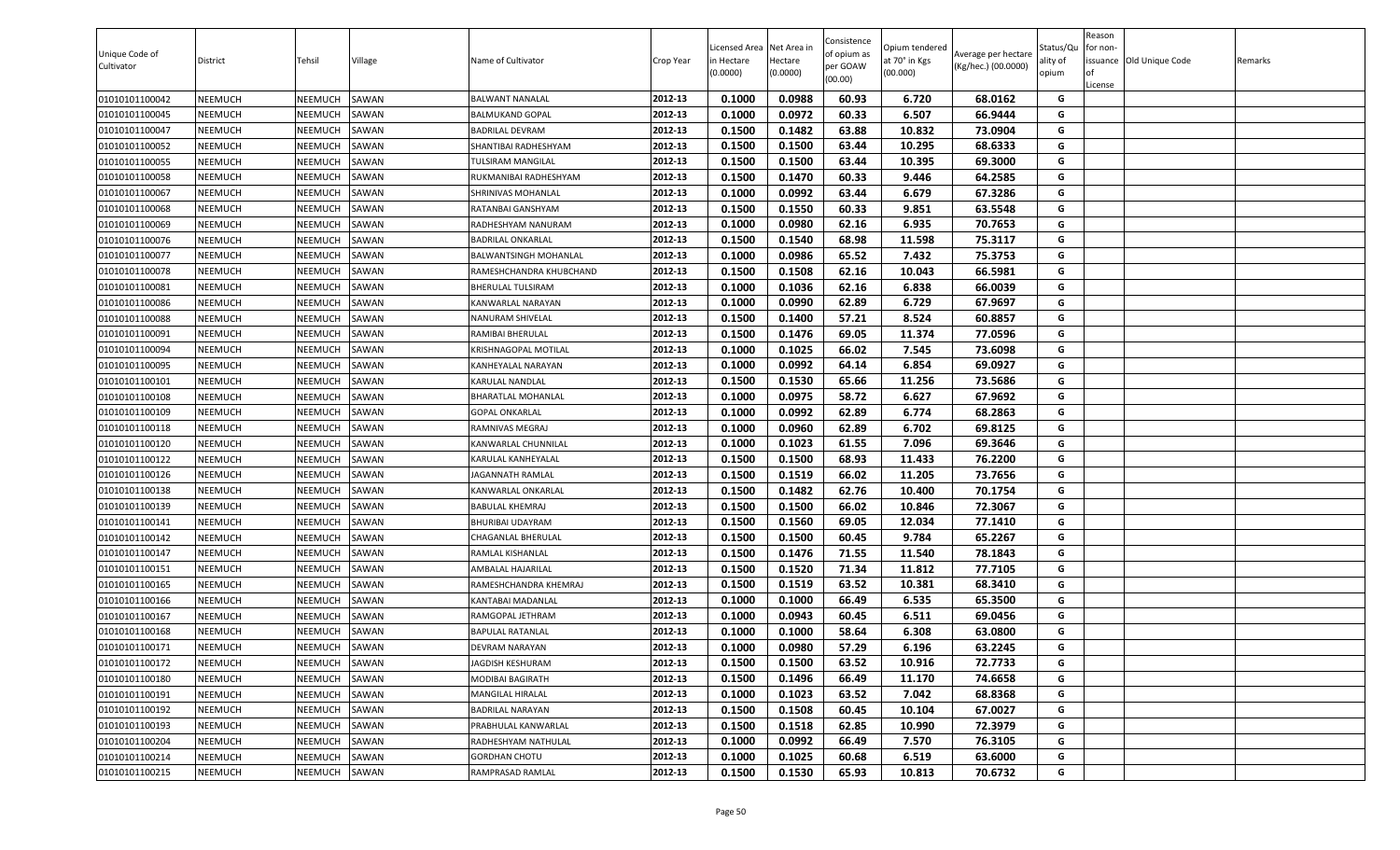| Unique Code of Cultivator | District | Tehsil | Village | Name of Cultivator | Crop Year | Licensed Area in Hectare (0.0000) | Net Area in Hectare (0.0000) | Consistence of opium as per GOAW (00.00) | Opium tendered at 70° in Kgs (00.000) | Average per hectare (Kg/hec.) (00.0000) | Status/Quality of opium | Reason for non-issuance of License | Old Unique Code | Remarks |
|---|---|---|---|---|---|---|---|---|---|---|---|---|---|---|
| 01010101100042 | NEEMUCH | NEEMUCH | SAWAN | BALWANT NANALAL | 2012-13 | 0.1000 | 0.0988 | 60.93 | 6.720 | 68.0162 | G | | | |
| 01010101100045 | NEEMUCH | NEEMUCH | SAWAN | BALMUKAND GOPAL | 2012-13 | 0.1000 | 0.0972 | 60.33 | 6.507 | 66.9444 | G | | | |
| 01010101100047 | NEEMUCH | NEEMUCH | SAWAN | BADRILAL DEVRAM | 2012-13 | 0.1500 | 0.1482 | 63.88 | 10.832 | 73.0904 | G | | | |
| 01010101100052 | NEEMUCH | NEEMUCH | SAWAN | SHANTIBAI RADHESHYAM | 2012-13 | 0.1500 | 0.1500 | 63.44 | 10.295 | 68.6333 | G | | | |
| 01010101100055 | NEEMUCH | NEEMUCH | SAWAN | TULSIRAM MANGILAL | 2012-13 | 0.1500 | 0.1500 | 63.44 | 10.395 | 69.3000 | G | | | |
| 01010101100058 | NEEMUCH | NEEMUCH | SAWAN | RUKMANIBAI RADHESHYAM | 2012-13 | 0.1500 | 0.1470 | 60.33 | 9.446 | 64.2585 | G | | | |
| 01010101100067 | NEEMUCH | NEEMUCH | SAWAN | SHRINIVAS MOHANLAL | 2012-13 | 0.1000 | 0.0992 | 63.44 | 6.679 | 67.3286 | G | | | |
| 01010101100068 | NEEMUCH | NEEMUCH | SAWAN | RATANBAI GANSHYAM | 2012-13 | 0.1500 | 0.1550 | 60.33 | 9.851 | 63.5548 | G | | | |
| 01010101100069 | NEEMUCH | NEEMUCH | SAWAN | RADHESHYAM NANURAM | 2012-13 | 0.1000 | 0.0980 | 62.16 | 6.935 | 70.7653 | G | | | |
| 01010101100076 | NEEMUCH | NEEMUCH | SAWAN | BADRILAL ONKARLAL | 2012-13 | 0.1500 | 0.1540 | 68.98 | 11.598 | 75.3117 | G | | | |
| 01010101100077 | NEEMUCH | NEEMUCH | SAWAN | BALWANTSINGH MOHANLAL | 2012-13 | 0.1000 | 0.0986 | 65.52 | 7.432 | 75.3753 | G | | | |
| 01010101100078 | NEEMUCH | NEEMUCH | SAWAN | RAMESHCHANDRA KHUBCHAND | 2012-13 | 0.1500 | 0.1508 | 62.16 | 10.043 | 66.5981 | G | | | |
| 01010101100081 | NEEMUCH | NEEMUCH | SAWAN | BHERULAL TULSIRAM | 2012-13 | 0.1000 | 0.1036 | 62.16 | 6.838 | 66.0039 | G | | | |
| 01010101100086 | NEEMUCH | NEEMUCH | SAWAN | KANWARLAL NARAYAN | 2012-13 | 0.1000 | 0.0990 | 62.89 | 6.729 | 67.9697 | G | | | |
| 01010101100088 | NEEMUCH | NEEMUCH | SAWAN | NANURAM SHIVELAL | 2012-13 | 0.1500 | 0.1400 | 57.21 | 8.524 | 60.8857 | G | | | |
| 01010101100091 | NEEMUCH | NEEMUCH | SAWAN | RAMIBAI BHERULAL | 2012-13 | 0.1500 | 0.1476 | 69.05 | 11.374 | 77.0596 | G | | | |
| 01010101100094 | NEEMUCH | NEEMUCH | SAWAN | KRISHNAGOPAL MOTILAL | 2012-13 | 0.1000 | 0.1025 | 66.02 | 7.545 | 73.6098 | G | | | |
| 01010101100095 | NEEMUCH | NEEMUCH | SAWAN | KANHEYALAL NARAYAN | 2012-13 | 0.1000 | 0.0992 | 64.14 | 6.854 | 69.0927 | G | | | |
| 01010101100101 | NEEMUCH | NEEMUCH | SAWAN | KARULAL NANDLAL | 2012-13 | 0.1500 | 0.1530 | 65.66 | 11.256 | 73.5686 | G | | | |
| 01010101100108 | NEEMUCH | NEEMUCH | SAWAN | BHARATLAL MOHANLAL | 2012-13 | 0.1000 | 0.0975 | 58.72 | 6.627 | 67.9692 | G | | | |
| 01010101100109 | NEEMUCH | NEEMUCH | SAWAN | GOPAL ONKARLAL | 2012-13 | 0.1000 | 0.0992 | 62.89 | 6.774 | 68.2863 | G | | | |
| 01010101100118 | NEEMUCH | NEEMUCH | SAWAN | RAMNIVAS MEGRAJ | 2012-13 | 0.1000 | 0.0960 | 62.89 | 6.702 | 69.8125 | G | | | |
| 01010101100120 | NEEMUCH | NEEMUCH | SAWAN | KANWARLAL CHUNNILAL | 2012-13 | 0.1000 | 0.1023 | 61.55 | 7.096 | 69.3646 | G | | | |
| 01010101100122 | NEEMUCH | NEEMUCH | SAWAN | KARULAL KANHEYALAL | 2012-13 | 0.1500 | 0.1500 | 68.93 | 11.433 | 76.2200 | G | | | |
| 01010101100126 | NEEMUCH | NEEMUCH | SAWAN | JAGANNATH RAMLAL | 2012-13 | 0.1500 | 0.1519 | 66.02 | 11.205 | 73.7656 | G | | | |
| 01010101100138 | NEEMUCH | NEEMUCH | SAWAN | KANWARLAL ONKARLAL | 2012-13 | 0.1500 | 0.1482 | 62.76 | 10.400 | 70.1754 | G | | | |
| 01010101100139 | NEEMUCH | NEEMUCH | SAWAN | BABULAL KHEMRAJ | 2012-13 | 0.1500 | 0.1500 | 66.02 | 10.846 | 72.3067 | G | | | |
| 01010101100141 | NEEMUCH | NEEMUCH | SAWAN | BHURIBAI UDAYRAM | 2012-13 | 0.1500 | 0.1560 | 69.05 | 12.034 | 77.1410 | G | | | |
| 01010101100142 | NEEMUCH | NEEMUCH | SAWAN | CHAGANLAL BHERULAL | 2012-13 | 0.1500 | 0.1500 | 60.45 | 9.784 | 65.2267 | G | | | |
| 01010101100147 | NEEMUCH | NEEMUCH | SAWAN | RAMLAL KISHANLAL | 2012-13 | 0.1500 | 0.1476 | 71.55 | 11.540 | 78.1843 | G | | | |
| 01010101100151 | NEEMUCH | NEEMUCH | SAWAN | AMBALAL HAJARILAL | 2012-13 | 0.1500 | 0.1520 | 71.34 | 11.812 | 77.7105 | G | | | |
| 01010101100165 | NEEMUCH | NEEMUCH | SAWAN | RAMESHCHANDRA KHEMRAJ | 2012-13 | 0.1500 | 0.1519 | 63.52 | 10.381 | 68.3410 | G | | | |
| 01010101100166 | NEEMUCH | NEEMUCH | SAWAN | KANTABAI MADANLAL | 2012-13 | 0.1000 | 0.1000 | 66.49 | 6.535 | 65.3500 | G | | | |
| 01010101100167 | NEEMUCH | NEEMUCH | SAWAN | RAMGOPAL JETHRAM | 2012-13 | 0.1000 | 0.0943 | 60.45 | 6.511 | 69.0456 | G | | | |
| 01010101100168 | NEEMUCH | NEEMUCH | SAWAN | BAPULAL RATANLAL | 2012-13 | 0.1000 | 0.1000 | 58.64 | 6.308 | 63.0800 | G | | | |
| 01010101100171 | NEEMUCH | NEEMUCH | SAWAN | DEVRAM NARAYAN | 2012-13 | 0.1000 | 0.0980 | 57.29 | 6.196 | 63.2245 | G | | | |
| 01010101100172 | NEEMUCH | NEEMUCH | SAWAN | JAGDISH KESHURAM | 2012-13 | 0.1500 | 0.1500 | 63.52 | 10.916 | 72.7733 | G | | | |
| 01010101100180 | NEEMUCH | NEEMUCH | SAWAN | MODIBAI BAGIRATH | 2012-13 | 0.1500 | 0.1496 | 66.49 | 11.170 | 74.6658 | G | | | |
| 01010101100191 | NEEMUCH | NEEMUCH | SAWAN | MANGILAL HIRALAL | 2012-13 | 0.1000 | 0.1023 | 63.52 | 7.042 | 68.8368 | G | | | |
| 01010101100192 | NEEMUCH | NEEMUCH | SAWAN | BADRILAL NARAYAN | 2012-13 | 0.1500 | 0.1508 | 60.45 | 10.104 | 67.0027 | G | | | |
| 01010101100193 | NEEMUCH | NEEMUCH | SAWAN | PRABHULAL KANWARLAL | 2012-13 | 0.1500 | 0.1518 | 62.85 | 10.990 | 72.3979 | G | | | |
| 01010101100204 | NEEMUCH | NEEMUCH | SAWAN | RADHESHYAM NATHULAL | 2012-13 | 0.1000 | 0.0992 | 66.49 | 7.570 | 76.3105 | G | | | |
| 01010101100214 | NEEMUCH | NEEMUCH | SAWAN | GORDHAN CHOTU | 2012-13 | 0.1000 | 0.1025 | 60.68 | 6.519 | 63.6000 | G | | | |
| 01010101100215 | NEEMUCH | NEEMUCH | SAWAN | RAMPRASAD RAMLAL | 2012-13 | 0.1500 | 0.1530 | 65.93 | 10.813 | 70.6732 | G | | | |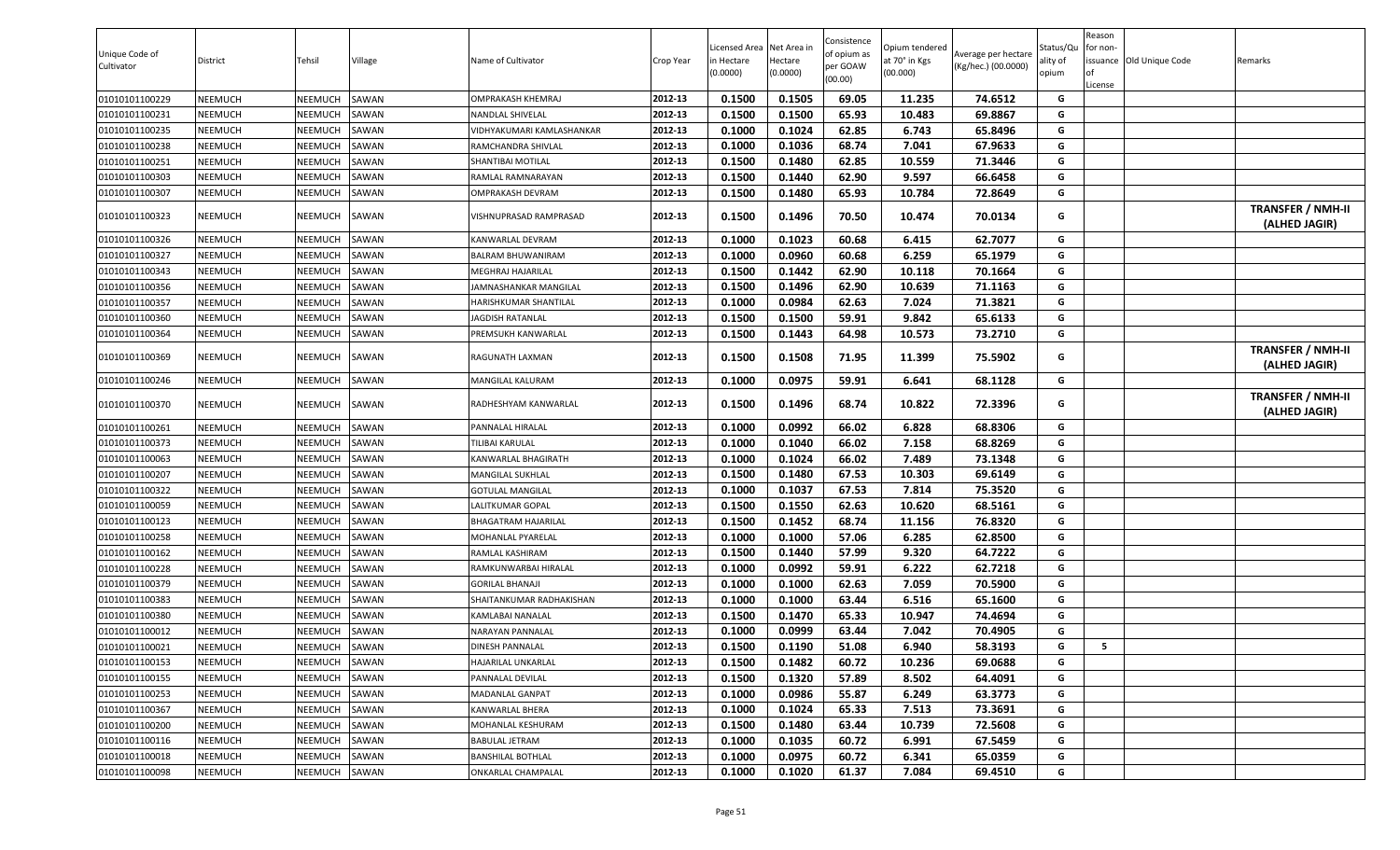| Unique Code of Cultivator | District | Tehsil | Village | Name of Cultivator | Crop Year | Licensed Area in Hectare (0.0000) | Net Area in Hectare (0.0000) | Consistence of opium as per GOAW (00.00) | Opium tendered at 70° in Kgs (00.000) | Average per hectare (Kg/hec.) (00.0000) | Status/Quality of opium | Reason for non-issuance of License | Old Unique Code | Remarks |
|---|---|---|---|---|---|---|---|---|---|---|---|---|---|---|
| 01010101100229 | NEEMUCH | NEEMUCH | SAWAN | OMPRAKASH KHEMRAJ | 2012-13 | 0.1500 | 0.1505 | 69.05 | 11.235 | 74.6512 | G | | | |
| 01010101100231 | NEEMUCH | NEEMUCH | SAWAN | NANDLAL SHIVELAL | 2012-13 | 0.1500 | 0.1500 | 65.93 | 10.483 | 69.8867 | G | | | |
| 01010101100235 | NEEMUCH | NEEMUCH | SAWAN | VIDHYAKUMARI KAMLASHANKAR | 2012-13 | 0.1000 | 0.1024 | 62.85 | 6.743 | 65.8496 | G | | | |
| 01010101100238 | NEEMUCH | NEEMUCH | SAWAN | RAMCHANDRA SHIVLAL | 2012-13 | 0.1000 | 0.1036 | 68.74 | 7.041 | 67.9633 | G | | | |
| 01010101100251 | NEEMUCH | NEEMUCH | SAWAN | SHANTIBAI MOTILAL | 2012-13 | 0.1500 | 0.1480 | 62.85 | 10.559 | 71.3446 | G | | | |
| 01010101100303 | NEEMUCH | NEEMUCH | SAWAN | RAMLAL RAMNARAYAN | 2012-13 | 0.1500 | 0.1440 | 62.90 | 9.597 | 66.6458 | G | | | |
| 01010101100307 | NEEMUCH | NEEMUCH | SAWAN | OMPRAKASH DEVRAM | 2012-13 | 0.1500 | 0.1480 | 65.93 | 10.784 | 72.8649 | G | | | |
| 01010101100323 | NEEMUCH | NEEMUCH | SAWAN | VISHNUPRASAD RAMPRASAD | 2012-13 | 0.1500 | 0.1496 | 70.50 | 10.474 | 70.0134 | G | | | **TRANSFER / NMH-II (ALHED JAGIR)** |
| 01010101100326 | NEEMUCH | NEEMUCH | SAWAN | KANWARLAL DEVRAM | 2012-13 | 0.1000 | 0.1023 | 60.68 | 6.415 | 62.7077 | G | | | |
| 01010101100327 | NEEMUCH | NEEMUCH | SAWAN | BALRAM BHUWANIRAM | 2012-13 | 0.1000 | 0.0960 | 60.68 | 6.259 | 65.1979 | G | | | |
| 01010101100343 | NEEMUCH | NEEMUCH | SAWAN | MEGHRAJ HAJARILAL | 2012-13 | 0.1500 | 0.1442 | 62.90 | 10.118 | 70.1664 | G | | | |
| 01010101100356 | NEEMUCH | NEEMUCH | SAWAN | JAMNASHANKAR MANGILAL | 2012-13 | 0.1500 | 0.1496 | 62.90 | 10.639 | 71.1163 | G | | | |
| 01010101100357 | NEEMUCH | NEEMUCH | SAWAN | HARISHKUMAR SHANTILAL | 2012-13 | 0.1000 | 0.0984 | 62.63 | 7.024 | 71.3821 | G | | | |
| 01010101100360 | NEEMUCH | NEEMUCH | SAWAN | JAGDISH RATANLAL | 2012-13 | 0.1500 | 0.1500 | 59.91 | 9.842 | 65.6133 | G | | | |
| 01010101100364 | NEEMUCH | NEEMUCH | SAWAN | PREMSUKH KANWARLAL | 2012-13 | 0.1500 | 0.1443 | 64.98 | 10.573 | 73.2710 | G | | | |
| 01010101100369 | NEEMUCH | NEEMUCH | SAWAN | RAGUNATH LAXMAN | 2012-13 | 0.1500 | 0.1508 | 71.95 | 11.399 | 75.5902 | G | | | **TRANSFER / NMH-II (ALHED JAGIR)** |
| 01010101100246 | NEEMUCH | NEEMUCH | SAWAN | MANGILAL KALURAM | 2012-13 | 0.1000 | 0.0975 | 59.91 | 6.641 | 68.1128 | G | | | |
| 01010101100370 | NEEMUCH | NEEMUCH | SAWAN | RADHESHYAM KANWARLAL | 2012-13 | 0.1500 | 0.1496 | 68.74 | 10.822 | 72.3396 | G | | | **TRANSFER / NMH-II (ALHED JAGIR)** |
| 01010101100261 | NEEMUCH | NEEMUCH | SAWAN | PANNALAL HIRALAL | 2012-13 | 0.1000 | 0.0992 | 66.02 | 6.828 | 68.8306 | G | | | |
| 01010101100373 | NEEMUCH | NEEMUCH | SAWAN | TILIBAI KARULAL | 2012-13 | 0.1000 | 0.1040 | 66.02 | 7.158 | 68.8269 | G | | | |
| 01010101100063 | NEEMUCH | NEEMUCH | SAWAN | KANWARLAL BHAGIRATH | 2012-13 | 0.1000 | 0.1024 | 66.02 | 7.489 | 73.1348 | G | | | |
| 01010101100207 | NEEMUCH | NEEMUCH | SAWAN | MANGILAL SUKHLAL | 2012-13 | 0.1500 | 0.1480 | 67.53 | 10.303 | 69.6149 | G | | | |
| 01010101100322 | NEEMUCH | NEEMUCH | SAWAN | GOTULAL MANGILAL | 2012-13 | 0.1000 | 0.1037 | 67.53 | 7.814 | 75.3520 | G | | | |
| 01010101100059 | NEEMUCH | NEEMUCH | SAWAN | LALITKUMAR GOPAL | 2012-13 | 0.1500 | 0.1550 | 62.63 | 10.620 | 68.5161 | G | | | |
| 01010101100123 | NEEMUCH | NEEMUCH | SAWAN | BHAGATRAM HAJARILAL | 2012-13 | 0.1500 | 0.1452 | 68.74 | 11.156 | 76.8320 | G | | | |
| 01010101100258 | NEEMUCH | NEEMUCH | SAWAN | MOHANLAL PYARELAL | 2012-13 | 0.1000 | 0.1000 | 57.06 | 6.285 | 62.8500 | G | | | |
| 01010101100162 | NEEMUCH | NEEMUCH | SAWAN | RAMLAL KASHIRAM | 2012-13 | 0.1500 | 0.1440 | 57.99 | 9.320 | 64.7222 | G | | | |
| 01010101100228 | NEEMUCH | NEEMUCH | SAWAN | RAMKUNWARBAI HIRALAL | 2012-13 | 0.1000 | 0.0992 | 59.91 | 6.222 | 62.7218 | G | | | |
| 01010101100379 | NEEMUCH | NEEMUCH | SAWAN | GORILAL BHANAJI | 2012-13 | 0.1000 | 0.1000 | 62.63 | 7.059 | 70.5900 | G | | | |
| 01010101100383 | NEEMUCH | NEEMUCH | SAWAN | SHAITANKUMAR RADHAKISHAN | 2012-13 | 0.1000 | 0.1000 | 63.44 | 6.516 | 65.1600 | G | | | |
| 01010101100380 | NEEMUCH | NEEMUCH | SAWAN | KAMLABAI NANALAL | 2012-13 | 0.1500 | 0.1470 | 65.33 | 10.947 | 74.4694 | G | | | |
| 01010101100012 | NEEMUCH | NEEMUCH | SAWAN | NARAYAN PANNALAL | 2012-13 | 0.1000 | 0.0999 | 63.44 | 7.042 | 70.4905 | G | | | |
| 01010101100021 | NEEMUCH | NEEMUCH | SAWAN | DINESH PANNALAL | 2012-13 | 0.1500 | 0.1190 | 51.08 | 6.940 | 58.3193 | G | 5 | | |
| 01010101100153 | NEEMUCH | NEEMUCH | SAWAN | HAJARILAL UNKARLAL | 2012-13 | 0.1500 | 0.1482 | 60.72 | 10.236 | 69.0688 | G | | | |
| 01010101100155 | NEEMUCH | NEEMUCH | SAWAN | PANNALAL DEVILAL | 2012-13 | 0.1500 | 0.1320 | 57.89 | 8.502 | 64.4091 | G | | | |
| 01010101100253 | NEEMUCH | NEEMUCH | SAWAN | MADANLAL GANPAT | 2012-13 | 0.1000 | 0.0986 | 55.87 | 6.249 | 63.3773 | G | | | |
| 01010101100367 | NEEMUCH | NEEMUCH | SAWAN | KANWARLAL BHERA | 2012-13 | 0.1000 | 0.1024 | 65.33 | 7.513 | 73.3691 | G | | | |
| 01010101100200 | NEEMUCH | NEEMUCH | SAWAN | MOHANLAL KESHURAM | 2012-13 | 0.1500 | 0.1480 | 63.44 | 10.739 | 72.5608 | G | | | |
| 01010101100116 | NEEMUCH | NEEMUCH | SAWAN | BABULAL JETRAM | 2012-13 | 0.1000 | 0.1035 | 60.72 | 6.991 | 67.5459 | G | | | |
| 01010101100018 | NEEMUCH | NEEMUCH | SAWAN | BANSHILAL BOTHLAL | 2012-13 | 0.1000 | 0.0975 | 60.72 | 6.341 | 65.0359 | G | | | |
| 01010101100098 | NEEMUCH | NEEMUCH | SAWAN | ONKARLAL CHAMPALAL | 2012-13 | 0.1000 | 0.1020 | 61.37 | 7.084 | 69.4510 | G | | | |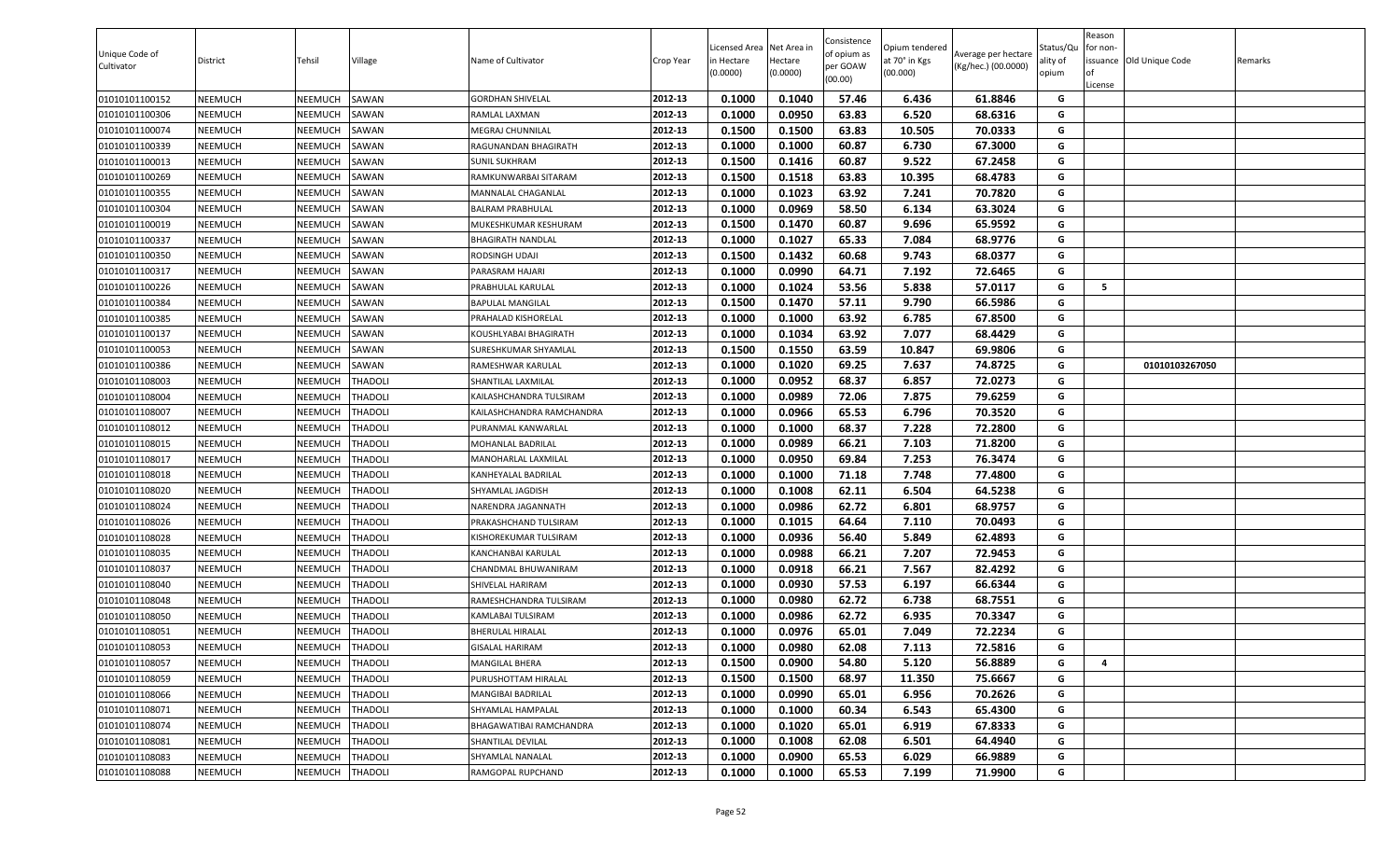| Unique Code of Cultivator | District | Tehsil | Village | Name of Cultivator | Crop Year | Licensed Area in Hectare (0.0000) | Net Area in Hectare (0.0000) | Consistence of opium as per GOAW (00.00) | Opium tendered at 70° in Kgs (00.000) | Average per hectare (Kg/hec.) (00.0000) | Status/Quality of opium | Reason for non-issuance of License | Old Unique Code | Remarks |
|---|---|---|---|---|---|---|---|---|---|---|---|---|---|---|
| 01010101100152 | NEEMUCH | NEEMUCH | SAWAN | GORDHAN SHIVELAL | 2012-13 | 0.1000 | 0.1040 | 57.46 | 6.436 | 61.8846 | G | | | |
| 01010101100306 | NEEMUCH | NEEMUCH | SAWAN | RAMLAL LAXMAN | 2012-13 | 0.1000 | 0.0950 | 63.83 | 6.520 | 68.6316 | G | | | |
| 01010101100074 | NEEMUCH | NEEMUCH | SAWAN | MEGRAJ CHUNNILAL | 2012-13 | 0.1500 | 0.1500 | 63.83 | 10.505 | 70.0333 | G | | | |
| 01010101100339 | NEEMUCH | NEEMUCH | SAWAN | RAGUNANDAN BHAGIRATH | 2012-13 | 0.1000 | 0.1000 | 60.87 | 6.730 | 67.3000 | G | | | |
| 01010101100013 | NEEMUCH | NEEMUCH | SAWAN | SUNIL SUKHRAM | 2012-13 | 0.1500 | 0.1416 | 60.87 | 9.522 | 67.2458 | G | | | |
| 01010101100269 | NEEMUCH | NEEMUCH | SAWAN | RAMKUNWARBAI SITARAM | 2012-13 | 0.1500 | 0.1518 | 63.83 | 10.395 | 68.4783 | G | | | |
| 01010101100355 | NEEMUCH | NEEMUCH | SAWAN | MANNALAL CHAGANLAL | 2012-13 | 0.1000 | 0.1023 | 63.92 | 7.241 | 70.7820 | G | | | |
| 01010101100304 | NEEMUCH | NEEMUCH | SAWAN | BALRAM PRABHULAL | 2012-13 | 0.1000 | 0.0969 | 58.50 | 6.134 | 63.3024 | G | | | |
| 01010101100019 | NEEMUCH | NEEMUCH | SAWAN | MUKESHKUMAR KESHURAM | 2012-13 | 0.1500 | 0.1470 | 60.87 | 9.696 | 65.9592 | G | | | |
| 01010101100337 | NEEMUCH | NEEMUCH | SAWAN | BHAGIRATH NANDLAL | 2012-13 | 0.1000 | 0.1027 | 65.33 | 7.084 | 68.9776 | G | | | |
| 01010101100350 | NEEMUCH | NEEMUCH | SAWAN | RODSINGH UDAJI | 2012-13 | 0.1500 | 0.1432 | 60.68 | 9.743 | 68.0377 | G | | | |
| 01010101100317 | NEEMUCH | NEEMUCH | SAWAN | PARASRAM HAJARI | 2012-13 | 0.1000 | 0.0990 | 64.71 | 7.192 | 72.6465 | G | | | |
| 01010101100226 | NEEMUCH | NEEMUCH | SAWAN | PRABHULAL KARULAL | 2012-13 | 0.1000 | 0.1024 | 53.56 | 5.838 | 57.0117 | G | 5 | | |
| 01010101100384 | NEEMUCH | NEEMUCH | SAWAN | BAPULAL MANGILAL | 2012-13 | 0.1500 | 0.1470 | 57.11 | 9.790 | 66.5986 | G | | | |
| 01010101100385 | NEEMUCH | NEEMUCH | SAWAN | PRAHALAD KISHORELAL | 2012-13 | 0.1000 | 0.1000 | 63.92 | 6.785 | 67.8500 | G | | | |
| 01010101100137 | NEEMUCH | NEEMUCH | SAWAN | KOUSHLYABAI BHAGIRATH | 2012-13 | 0.1000 | 0.1034 | 63.92 | 7.077 | 68.4429 | G | | | |
| 01010101100053 | NEEMUCH | NEEMUCH | SAWAN | SURESHKUMAR SHYAMLAL | 2012-13 | 0.1500 | 0.1550 | 63.59 | 10.847 | 69.9806 | G | | | |
| 01010101100386 | NEEMUCH | NEEMUCH | SAWAN | RAMESHWAR KARULAL | 2012-13 | 0.1000 | 0.1020 | 69.25 | 7.637 | 74.8725 | G | | 01010103267050 | |
| 01010101108003 | NEEMUCH | NEEMUCH | THADOLI | SHANTILAL LAXMILAL | 2012-13 | 0.1000 | 0.0952 | 68.37 | 6.857 | 72.0273 | G | | | |
| 01010101108004 | NEEMUCH | NEEMUCH | THADOLI | KAILASHCHANDRA TULSIRAM | 2012-13 | 0.1000 | 0.0989 | 72.06 | 7.875 | 79.6259 | G | | | |
| 01010101108007 | NEEMUCH | NEEMUCH | THADOLI | KAILASHCHANDRA RAMCHANDRA | 2012-13 | 0.1000 | 0.0966 | 65.53 | 6.796 | 70.3520 | G | | | |
| 01010101108012 | NEEMUCH | NEEMUCH | THADOLI | PURANMAL KANWARLAL | 2012-13 | 0.1000 | 0.1000 | 68.37 | 7.228 | 72.2800 | G | | | |
| 01010101108015 | NEEMUCH | NEEMUCH | THADOLI | MOHANLAL BADRILAL | 2012-13 | 0.1000 | 0.0989 | 66.21 | 7.103 | 71.8200 | G | | | |
| 01010101108017 | NEEMUCH | NEEMUCH | THADOLI | MANOHARLAL LAXMILAL | 2012-13 | 0.1000 | 0.0950 | 69.84 | 7.253 | 76.3474 | G | | | |
| 01010101108018 | NEEMUCH | NEEMUCH | THADOLI | KANHEYALAL BADRILAL | 2012-13 | 0.1000 | 0.1000 | 71.18 | 7.748 | 77.4800 | G | | | |
| 01010101108020 | NEEMUCH | NEEMUCH | THADOLI | SHYAMLAL JAGDISH | 2012-13 | 0.1000 | 0.1008 | 62.11 | 6.504 | 64.5238 | G | | | |
| 01010101108024 | NEEMUCH | NEEMUCH | THADOLI | NARENDRA JAGANNATH | 2012-13 | 0.1000 | 0.0986 | 62.72 | 6.801 | 68.9757 | G | | | |
| 01010101108026 | NEEMUCH | NEEMUCH | THADOLI | PRAKASHCHAND TULSIRAM | 2012-13 | 0.1000 | 0.1015 | 64.64 | 7.110 | 70.0493 | G | | | |
| 01010101108028 | NEEMUCH | NEEMUCH | THADOLI | KISHOREKUMAR TULSIRAM | 2012-13 | 0.1000 | 0.0936 | 56.40 | 5.849 | 62.4893 | G | | | |
| 01010101108035 | NEEMUCH | NEEMUCH | THADOLI | KANCHANBAI KARULAL | 2012-13 | 0.1000 | 0.0988 | 66.21 | 7.207 | 72.9453 | G | | | |
| 01010101108037 | NEEMUCH | NEEMUCH | THADOLI | CHANDMAL BHUWANIRAM | 2012-13 | 0.1000 | 0.0918 | 66.21 | 7.567 | 82.4292 | G | | | |
| 01010101108040 | NEEMUCH | NEEMUCH | THADOLI | SHIVELAL HARIRAM | 2012-13 | 0.1000 | 0.0930 | 57.53 | 6.197 | 66.6344 | G | | | |
| 01010101108048 | NEEMUCH | NEEMUCH | THADOLI | RAMESHCHANDRA TULSIRAM | 2012-13 | 0.1000 | 0.0980 | 62.72 | 6.738 | 68.7551 | G | | | |
| 01010101108050 | NEEMUCH | NEEMUCH | THADOLI | KAMLABAI TULSIRAM | 2012-13 | 0.1000 | 0.0986 | 62.72 | 6.935 | 70.3347 | G | | | |
| 01010101108051 | NEEMUCH | NEEMUCH | THADOLI | BHERULAL HIRALAL | 2012-13 | 0.1000 | 0.0976 | 65.01 | 7.049 | 72.2234 | G | | | |
| 01010101108053 | NEEMUCH | NEEMUCH | THADOLI | GISALAL HARIRAM | 2012-13 | 0.1000 | 0.0980 | 62.08 | 7.113 | 72.5816 | G | | | |
| 01010101108057 | NEEMUCH | NEEMUCH | THADOLI | MANGILAL BHERA | 2012-13 | 0.1500 | 0.0900 | 54.80 | 5.120 | 56.8889 | G | 4 | | |
| 01010101108059 | NEEMUCH | NEEMUCH | THADOLI | PURUSHOTTAM HIRALAL | 2012-13 | 0.1500 | 0.1500 | 68.97 | 11.350 | 75.6667 | G | | | |
| 01010101108066 | NEEMUCH | NEEMUCH | THADOLI | MANGIBAI BADRILAL | 2012-13 | 0.1000 | 0.0990 | 65.01 | 6.956 | 70.2626 | G | | | |
| 01010101108071 | NEEMUCH | NEEMUCH | THADOLI | SHYAMLAL HAMPALAL | 2012-13 | 0.1000 | 0.1000 | 60.34 | 6.543 | 65.4300 | G | | | |
| 01010101108074 | NEEMUCH | NEEMUCH | THADOLI | BHAGAWATIBAI RAMCHANDRA | 2012-13 | 0.1000 | 0.1020 | 65.01 | 6.919 | 67.8333 | G | | | |
| 01010101108081 | NEEMUCH | NEEMUCH | THADOLI | SHANTILAL DEVILAL | 2012-13 | 0.1000 | 0.1008 | 62.08 | 6.501 | 64.4940 | G | | | |
| 01010101108083 | NEEMUCH | NEEMUCH | THADOLI | SHYAMLAL NANALAL | 2012-13 | 0.1000 | 0.0900 | 65.53 | 6.029 | 66.9889 | G | | | |
| 01010101108088 | NEEMUCH | NEEMUCH | THADOLI | RAMGOPAL RUPCHAND | 2012-13 | 0.1000 | 0.1000 | 65.53 | 7.199 | 71.9900 | G | | | |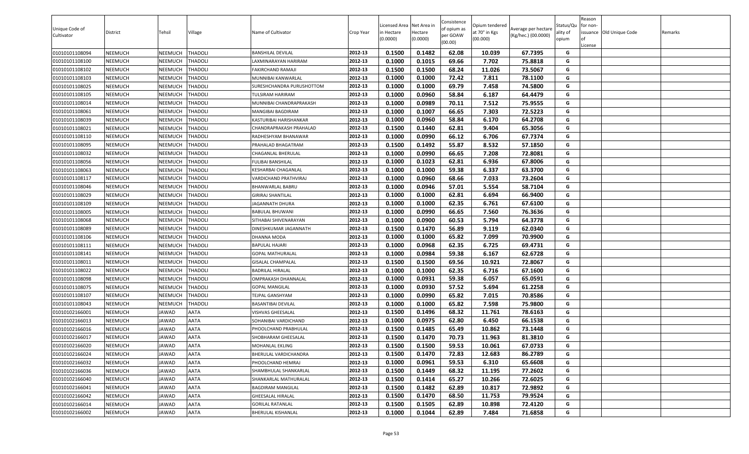| Unique Code of Cultivator | District | Tehsil | Village | Name of Cultivator | Crop Year | Licensed Area in Hectare (0.0000) | Net Area in Hectare (0.0000) | Consistence of opium as per GOAW (00.00) | Opium tendered at 70° in Kgs (00.000) | Average per hectare (Kg/hec.) (00.0000) | Status/Quality of opium | Reason for non-issuance of License | Old Unique Code | Remarks |
|---|---|---|---|---|---|---|---|---|---|---|---|---|---|---|
| 01010101108094 | NEEMUCH | NEEMUCH | THADOLI | BANSHILAL DEVILAL | 2012-13 | 0.1500 | 0.1482 | 62.08 | 10.039 | 67.7395 | G | | | |
| 01010101108100 | NEEMUCH | NEEMUCH | THADOLI | LAXMINARAYAN HARIRAM | 2012-13 | 0.1000 | 0.1015 | 69.66 | 7.702 | 75.8818 | G | | | |
| 01010101108102 | NEEMUCH | NEEMUCH | THADOLI | FAKIRCHAND RAMAJI | 2012-13 | 0.1500 | 0.1500 | 68.24 | 11.026 | 73.5067 | G | | | |
| 01010101108103 | NEEMUCH | NEEMUCH | THADOLI | MUNNIBAI KANWARLAL | 2012-13 | 0.1000 | 0.1000 | 72.42 | 7.811 | 78.1100 | G | | | |
| 01010101108025 | NEEMUCH | NEEMUCH | THADOLI | SURESHCHANDRA PURUSHOTTOM | 2012-13 | 0.1000 | 0.1000 | 69.79 | 7.458 | 74.5800 | G | | | |
| 01010101108105 | NEEMUCH | NEEMUCH | THADOLI | TULSIRAM HARIRAM | 2012-13 | 0.1000 | 0.0960 | 58.84 | 6.187 | 64.4479 | G | | | |
| 01010101108014 | NEEMUCH | NEEMUCH | THADOLI | MUNNIBAI CHANDRAPRAKASH | 2012-13 | 0.1000 | 0.0989 | 70.11 | 7.512 | 75.9555 | G | | | |
| 01010101108061 | NEEMUCH | NEEMUCH | THADOLI | MANGIBAI BAGDIRAM | 2012-13 | 0.1000 | 0.1007 | 66.65 | 7.303 | 72.5223 | G | | | |
| 01010101108039 | NEEMUCH | NEEMUCH | THADOLI | KASTURIBAI HARISHANKAR | 2012-13 | 0.1000 | 0.0960 | 58.84 | 6.170 | 64.2708 | G | | | |
| 01010101108021 | NEEMUCH | NEEMUCH | THADOLI | CHANDRAPRAKASH PRAHALAD | 2012-13 | 0.1500 | 0.1440 | 62.81 | 9.404 | 65.3056 | G | | | |
| 01010101108110 | NEEMUCH | NEEMUCH | THADOLI | RADHESHYAM BHANAWAR | 2012-13 | 0.1000 | 0.0990 | 66.12 | 6.706 | 67.7374 | G | | | |
| 01010101108095 | NEEMUCH | NEEMUCH | THADOLI | PRAHALAD BHAGATRAM | 2012-13 | 0.1500 | 0.1492 | 55.87 | 8.532 | 57.1850 | G | | | |
| 01010101108032 | NEEMUCH | NEEMUCH | THADOLI | CHAGANLAL BHERULAL | 2012-13 | 0.1000 | 0.0990 | 66.65 | 7.208 | 72.8081 | G | | | |
| 01010101108056 | NEEMUCH | NEEMUCH | THADOLI | FULIBAI BANSHILAL | 2012-13 | 0.1000 | 0.1023 | 62.81 | 6.936 | 67.8006 | G | | | |
| 01010101108063 | NEEMUCH | NEEMUCH | THADOLI | KESHARBAI CHAGANLAL | 2012-13 | 0.1000 | 0.1000 | 59.38 | 6.337 | 63.3700 | G | | | |
| 01010101108117 | NEEMUCH | NEEMUCH | THADOLI | VARDICHAND PRATHVIRAJ | 2012-13 | 0.1000 | 0.0960 | 68.66 | 7.033 | 73.2604 | G | | | |
| 01010101108046 | NEEMUCH | NEEMUCH | THADOLI | BHANWARLAL BABRU | 2012-13 | 0.1000 | 0.0946 | 57.01 | 5.554 | 58.7104 | G | | | |
| 01010101108029 | NEEMUCH | NEEMUCH | THADOLI | GIRIRAJ SHANTILAL | 2012-13 | 0.1000 | 0.1000 | 62.81 | 6.694 | 66.9400 | G | | | |
| 01010101108109 | NEEMUCH | NEEMUCH | THADOLI | JAGANNATH DHURA | 2012-13 | 0.1000 | 0.1000 | 62.35 | 6.761 | 67.6100 | G | | | |
| 01010101108005 | NEEMUCH | NEEMUCH | THADOLI | BABULAL BHUWANI | 2012-13 | 0.1000 | 0.0990 | 66.65 | 7.560 | 76.3636 | G | | | |
| 01010101108068 | NEEMUCH | NEEMUCH | THADOLI | SITHABAI SHIVENARAYAN | 2012-13 | 0.1000 | 0.0900 | 60.53 | 5.794 | 64.3778 | G | | | |
| 01010101108089 | NEEMUCH | NEEMUCH | THADOLI | DINESHKUMAR JAGANNATH | 2012-13 | 0.1500 | 0.1470 | 56.89 | 9.119 | 62.0340 | G | | | |
| 01010101108106 | NEEMUCH | NEEMUCH | THADOLI | DHANNA MODA | 2012-13 | 0.1000 | 0.1000 | 65.82 | 7.099 | 70.9900 | G | | | |
| 01010101108111 | NEEMUCH | NEEMUCH | THADOLI | BAPULAL HAJARI | 2012-13 | 0.1000 | 0.0968 | 62.35 | 6.725 | 69.4731 | G | | | |
| 01010101108141 | NEEMUCH | NEEMUCH | THADOLI | GOPAL MATHURALAL | 2012-13 | 0.1000 | 0.0984 | 59.38 | 6.167 | 62.6728 | G | | | |
| 01010101108011 | NEEMUCH | NEEMUCH | THADOLI | GISALAL CHAMPALAL | 2012-13 | 0.1500 | 0.1500 | 69.56 | 10.921 | 72.8067 | G | | | |
| 01010101108022 | NEEMUCH | NEEMUCH | THADOLI | BADRILAL HIRALAL | 2012-13 | 0.1000 | 0.1000 | 62.35 | 6.716 | 67.1600 | G | | | |
| 01010101108098 | NEEMUCH | NEEMUCH | THADOLI | OMPRAKASH DHANNALAL | 2012-13 | 0.1000 | 0.0931 | 59.38 | 6.057 | 65.0591 | G | | | |
| 01010101108075 | NEEMUCH | NEEMUCH | THADOLI | GOPAL MANGILAL | 2012-13 | 0.1000 | 0.0930 | 57.52 | 5.694 | 61.2258 | G | | | |
| 01010101108107 | NEEMUCH | NEEMUCH | THADOLI | TEJPAL GANSHYAM | 2012-13 | 0.1000 | 0.0990 | 65.82 | 7.015 | 70.8586 | G | | | |
| 01010101108043 | NEEMUCH | NEEMUCH | THADOLI | BASANTIBAI DEVILAL | 2012-13 | 0.1000 | 0.1000 | 65.82 | 7.598 | 75.9800 | G | | | |
| 01010102166001 | NEEMUCH | JAWAD | AATA | VISHVAS GHEESALAL | 2012-13 | 0.1500 | 0.1496 | 68.32 | 11.761 | 78.6163 | G | | | |
| 01010102166013 | NEEMUCH | JAWAD | AATA | SOHANIBAI VARDICHAND | 2012-13 | 0.1000 | 0.0975 | 62.80 | 6.450 | 66.1538 | G | | | |
| 01010102166016 | NEEMUCH | JAWAD | AATA | PHOOLCHAND PRABHULAL | 2012-13 | 0.1500 | 0.1485 | 65.49 | 10.862 | 73.1448 | G | | | |
| 01010102166017 | NEEMUCH | JAWAD | AATA | SHOBHARAM GHEESALAL | 2012-13 | 0.1500 | 0.1470 | 70.73 | 11.963 | 81.3810 | G | | | |
| 01010102166020 | NEEMUCH | JAWAD | AATA | MOHANLAL EKLING | 2012-13 | 0.1500 | 0.1500 | 59.53 | 10.061 | 67.0733 | G | | | |
| 01010102166024 | NEEMUCH | JAWAD | AATA | BHERULAL VARDICHANDRA | 2012-13 | 0.1500 | 0.1470 | 72.83 | 12.683 | 86.2789 | G | | | |
| 01010102166032 | NEEMUCH | JAWAD | AATA | PHOOLCHAND HEMRAJ | 2012-13 | 0.1000 | 0.0961 | 59.53 | 6.310 | 65.6608 | G | | | |
| 01010102166036 | NEEMUCH | JAWAD | AATA | SHAMBHULAL SHANKARLAL | 2012-13 | 0.1500 | 0.1449 | 68.32 | 11.195 | 77.2602 | G | | | |
| 01010102166040 | NEEMUCH | JAWAD | AATA | SHANKARLAL MATHURALAL | 2012-13 | 0.1500 | 0.1414 | 65.27 | 10.266 | 72.6025 | G | | | |
| 01010102166041 | NEEMUCH | JAWAD | AATA | BAGDIRAM MANGILAL | 2012-13 | 0.1500 | 0.1482 | 62.89 | 10.817 | 72.9892 | G | | | |
| 01010102166042 | NEEMUCH | JAWAD | AATA | GHEESALAL HIRALAL | 2012-13 | 0.1500 | 0.1470 | 68.50 | 11.753 | 79.9524 | G | | | |
| 01010102166014 | NEEMUCH | JAWAD | AATA | GORILAL RATANLAL | 2012-13 | 0.1500 | 0.1505 | 62.89 | 10.898 | 72.4120 | G | | | |
| 01010102166002 | NEEMUCH | JAWAD | AATA | BHERULAL KISHANLAL | 2012-13 | 0.1000 | 0.1044 | 62.89 | 7.484 | 71.6858 | G | | | |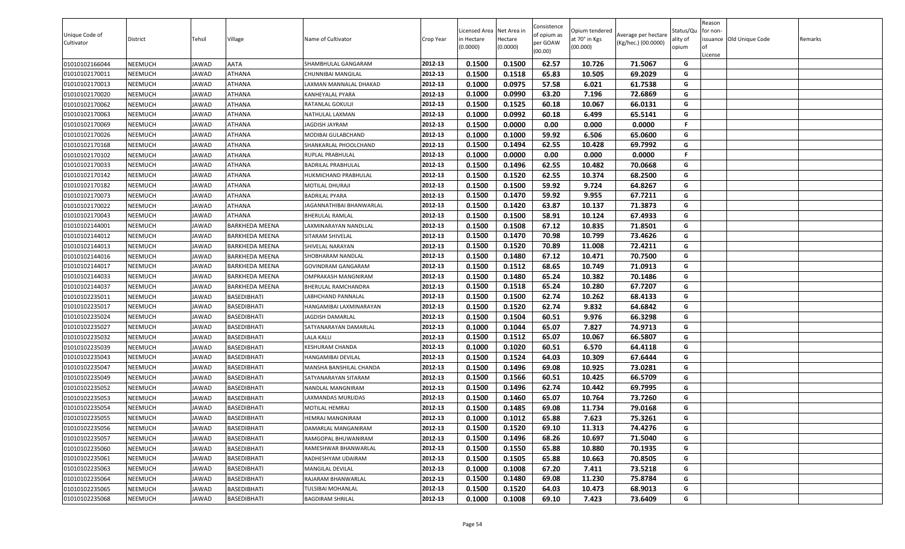| Unique Code of Cultivator | District | Tehsil | Village | Name of Cultivator | Crop Year | Licensed Area in Hectare (0.0000) | Net Area in Hectare (0.0000) | Consistence of opium as per GOAW (00.00) | Opium tendered at 70° in Kgs (00.000) | Average per hectare (Kg/hec.) (00.0000) | Status/Quality of opium | Reason for non-issuance of License | Old Unique Code | Remarks |
|---|---|---|---|---|---|---|---|---|---|---|---|---|---|---|
| 01010102166044 | NEEMUCH | JAWAD | AATA | SHAMBHULAL GANGARAM | 2012-13 | 0.1500 | 0.1500 | 62.57 | 10.726 | 71.5067 | G | | | |
| 01010102170011 | NEEMUCH | JAWAD | ATHANA | CHUNNIBAI MANGILAL | 2012-13 | 0.1500 | 0.1518 | 65.83 | 10.505 | 69.2029 | G | | | |
| 01010102170013 | NEEMUCH | JAWAD | ATHANA | LAXMAN MANNALAL DHAKAD | 2012-13 | 0.1000 | 0.0975 | 57.58 | 6.021 | 61.7538 | G | | | |
| 01010102170020 | NEEMUCH | JAWAD | ATHANA | KANHEYALAL PYARA | 2012-13 | 0.1000 | 0.0990 | 63.20 | 7.196 | 72.6869 | G | | | |
| 01010102170062 | NEEMUCH | JAWAD | ATHANA | RATANLAL GOKULJI | 2012-13 | 0.1500 | 0.1525 | 60.18 | 10.067 | 66.0131 | G | | | |
| 01010102170063 | NEEMUCH | JAWAD | ATHANA | NATHULAL LAXMAN | 2012-13 | 0.1000 | 0.0992 | 60.18 | 6.499 | 65.5141 | G | | | |
| 01010102170069 | NEEMUCH | JAWAD | ATHANA | JAGDISH JAYRAM | 2012-13 | 0.1500 | 0.0000 | 0.00 | 0.000 | 0.0000 | F | | | |
| 01010102170026 | NEEMUCH | JAWAD | ATHANA | MODIBAI GULABCHAND | 2012-13 | 0.1000 | 0.1000 | 59.92 | 6.506 | 65.0600 | G | | | |
| 01010102170168 | NEEMUCH | JAWAD | ATHANA | SHANKARLAL PHOOLCHAND | 2012-13 | 0.1500 | 0.1494 | 62.55 | 10.428 | 69.7992 | G | | | |
| 01010102170102 | NEEMUCH | JAWAD | ATHANA | RUPLAL PRABHULAL | 2012-13 | 0.1000 | 0.0000 | 0.00 | 0.000 | 0.0000 | F | | | |
| 01010102170033 | NEEMUCH | JAWAD | ATHANA | BADRILAL PRABHULAL | 2012-13 | 0.1500 | 0.1496 | 62.55 | 10.482 | 70.0668 | G | | | |
| 01010102170142 | NEEMUCH | JAWAD | ATHANA | HUKMICHAND PRABHULAL | 2012-13 | 0.1500 | 0.1520 | 62.55 | 10.374 | 68.2500 | G | | | |
| 01010102170182 | NEEMUCH | JAWAD | ATHANA | MOTILAL DHURAJI | 2012-13 | 0.1500 | 0.1500 | 59.92 | 9.724 | 64.8267 | G | | | |
| 01010102170073 | NEEMUCH | JAWAD | ATHANA | BADRILAL PYARA | 2012-13 | 0.1500 | 0.1470 | 59.92 | 9.955 | 67.7211 | G | | | |
| 01010102170022 | NEEMUCH | JAWAD | ATHANA | JAGANNATHIBAI BHANWARLAL | 2012-13 | 0.1500 | 0.1420 | 63.87 | 10.137 | 71.3873 | G | | | |
| 01010102170043 | NEEMUCH | JAWAD | ATHANA | BHERULAL RAMLAL | 2012-13 | 0.1500 | 0.1500 | 58.91 | 10.124 | 67.4933 | G | | | |
| 01010102144001 | NEEMUCH | JAWAD | BARKHEDA MEENA | LAXMINARAYAN NANDLLAL | 2012-13 | 0.1500 | 0.1508 | 67.12 | 10.835 | 71.8501 | G | | | |
| 01010102144012 | NEEMUCH | JAWAD | BARKHEDA MEENA | SITARAM SHIVELAL | 2012-13 | 0.1500 | 0.1470 | 70.98 | 10.799 | 73.4626 | G | | | |
| 01010102144013 | NEEMUCH | JAWAD | BARKHEDA MEENA | SHIVELAL NARAYAN | 2012-13 | 0.1500 | 0.1520 | 70.89 | 11.008 | 72.4211 | G | | | |
| 01010102144016 | NEEMUCH | JAWAD | BARKHEDA MEENA | SHOBHARAM NANDLAL | 2012-13 | 0.1500 | 0.1480 | 67.12 | 10.471 | 70.7500 | G | | | |
| 01010102144017 | NEEMUCH | JAWAD | BARKHEDA MEENA | GOVINDRAM GANGARAM | 2012-13 | 0.1500 | 0.1512 | 68.65 | 10.749 | 71.0913 | G | | | |
| 01010102144033 | NEEMUCH | JAWAD | BARKHEDA MEENA | OMPRAKASH MANGNIRAM | 2012-13 | 0.1500 | 0.1480 | 65.24 | 10.382 | 70.1486 | G | | | |
| 01010102144037 | NEEMUCH | JAWAD | BARKHEDA MEENA | BHERULAL RAMCHANDRA | 2012-13 | 0.1500 | 0.1518 | 65.24 | 10.280 | 67.7207 | G | | | |
| 01010102235011 | NEEMUCH | JAWAD | BASEDIBHATI | LABHCHAND PANNALAL | 2012-13 | 0.1500 | 0.1500 | 62.74 | 10.262 | 68.4133 | G | | | |
| 01010102235017 | NEEMUCH | JAWAD | BASEDIBHATI | HANGAMIBAI LAXMINARAYAN | 2012-13 | 0.1500 | 0.1520 | 62.74 | 9.832 | 64.6842 | G | | | |
| 01010102235024 | NEEMUCH | JAWAD | BASEDIBHATI | JAGDISH DAMARLAL | 2012-13 | 0.1500 | 0.1504 | 60.51 | 9.976 | 66.3298 | G | | | |
| 01010102235027 | NEEMUCH | JAWAD | BASEDIBHATI | SATYANARAYAN DAMARLAL | 2012-13 | 0.1000 | 0.1044 | 65.07 | 7.827 | 74.9713 | G | | | |
| 01010102235032 | NEEMUCH | JAWAD | BASEDIBHATI | LALA KALU | 2012-13 | 0.1500 | 0.1512 | 65.07 | 10.067 | 66.5807 | G | | | |
| 01010102235039 | NEEMUCH | JAWAD | BASEDIBHATI | KESHURAM CHANDA | 2012-13 | 0.1000 | 0.1020 | 60.51 | 6.570 | 64.4118 | G | | | |
| 01010102235043 | NEEMUCH | JAWAD | BASEDIBHATI | HANGAMIBAI DEVILAL | 2012-13 | 0.1500 | 0.1524 | 64.03 | 10.309 | 67.6444 | G | | | |
| 01010102235047 | NEEMUCH | JAWAD | BASEDIBHATI | MANSHA BANSHILAL CHANDA | 2012-13 | 0.1500 | 0.1496 | 69.08 | 10.925 | 73.0281 | G | | | |
| 01010102235049 | NEEMUCH | JAWAD | BASEDIBHATI | SATYANARAYAN SITARAM | 2012-13 | 0.1500 | 0.1566 | 60.51 | 10.425 | 66.5709 | G | | | |
| 01010102235052 | NEEMUCH | JAWAD | BASEDIBHATI | NANDLAL MANGNIRAM | 2012-13 | 0.1500 | 0.1496 | 62.74 | 10.442 | 69.7995 | G | | | |
| 01010102235053 | NEEMUCH | JAWAD | BASEDIBHATI | LAXMANDAS MURLIDAS | 2012-13 | 0.1500 | 0.1460 | 65.07 | 10.764 | 73.7260 | G | | | |
| 01010102235054 | NEEMUCH | JAWAD | BASEDIBHATI | MOTILAL HEMRAJ | 2012-13 | 0.1500 | 0.1485 | 69.08 | 11.734 | 79.0168 | G | | | |
| 01010102235055 | NEEMUCH | JAWAD | BASEDIBHATI | HEMRAJ MANGNIRAM | 2012-13 | 0.1000 | 0.1012 | 65.88 | 7.623 | 75.3261 | G | | | |
| 01010102235056 | NEEMUCH | JAWAD | BASEDIBHATI | DAMARLAL MANGANIRAM | 2012-13 | 0.1500 | 0.1520 | 69.10 | 11.313 | 74.4276 | G | | | |
| 01010102235057 | NEEMUCH | JAWAD | BASEDIBHATI | RAMGOPAL BHUWANIRAM | 2012-13 | 0.1500 | 0.1496 | 68.26 | 10.697 | 71.5040 | G | | | |
| 01010102235060 | NEEMUCH | JAWAD | BASEDIBHATI | RAMESHWAR BHANWARLAL | 2012-13 | 0.1500 | 0.1550 | 65.88 | 10.880 | 70.1935 | G | | | |
| 01010102235061 | NEEMUCH | JAWAD | BASEDIBHATI | RADHESHYAM UDAIRAM | 2012-13 | 0.1500 | 0.1505 | 65.88 | 10.663 | 70.8505 | G | | | |
| 01010102235063 | NEEMUCH | JAWAD | BASEDIBHATI | MANGILAL DEVILAL | 2012-13 | 0.1000 | 0.1008 | 67.20 | 7.411 | 73.5218 | G | | | |
| 01010102235064 | NEEMUCH | JAWAD | BASEDIBHATI | RAJARAM BHANWARLAL | 2012-13 | 0.1500 | 0.1480 | 69.08 | 11.230 | 75.8784 | G | | | |
| 01010102235065 | NEEMUCH | JAWAD | BASEDIBHATI | TULSIBAI MOHANLAL | 2012-13 | 0.1500 | 0.1520 | 64.03 | 10.473 | 68.9013 | G | | | |
| 01010102235068 | NEEMUCH | JAWAD | BASEDIBHATI | BAGDIRAM SHRILAL | 2012-13 | 0.1000 | 0.1008 | 69.10 | 7.423 | 73.6409 | G | | | |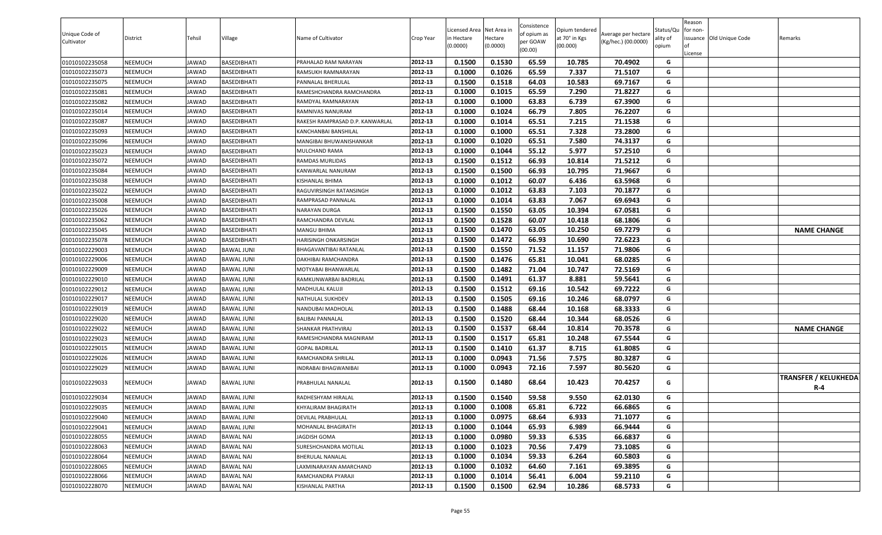| Unique Code of Cultivator | District | Tehsil | Village | Name of Cultivator | Crop Year | Licensed Area in Hectare (0.0000) | Net Area in Hectare (0.0000) | Consistence of opium as per GOAW (00.00) | Opium tendered at 70° in Kgs (00.000) | Average per hectare (Kg/hec.) (00.0000) | Status/Quality of opium | Reason for non-issuance of License | Old Unique Code | Remarks |
|---|---|---|---|---|---|---|---|---|---|---|---|---|---|---|
| 01010102235058 | NEEMUCH | JAWAD | BASEDIBHATI | PRAHALAD RAM NARAYAN | 2012-13 | 0.1500 | 0.1530 | 65.59 | 10.785 | 70.4902 | G | | | |
| 01010102235073 | NEEMUCH | JAWAD | BASEDIBHATI | RAMSUKH RAMNARAYAN | 2012-13 | 0.1000 | 0.1026 | 65.59 | 7.337 | 71.5107 | G | | | |
| 01010102235075 | NEEMUCH | JAWAD | BASEDIBHATI | PANNALAL BHERULAL | 2012-13 | 0.1500 | 0.1518 | 64.03 | 10.583 | 69.7167 | G | | | |
| 01010102235081 | NEEMUCH | JAWAD | BASEDIBHATI | RAMESHCHANDRA RAMCHANDRA | 2012-13 | 0.1000 | 0.1015 | 65.59 | 7.290 | 71.8227 | G | | | |
| 01010102235082 | NEEMUCH | JAWAD | BASEDIBHATI | RAMDYAL RAMNARAYAN | 2012-13 | 0.1000 | 0.1000 | 63.83 | 6.739 | 67.3900 | G | | | |
| 01010102235014 | NEEMUCH | JAWAD | BASEDIBHATI | RAMNIVAS NANURAM | 2012-13 | 0.1000 | 0.1024 | 66.79 | 7.805 | 76.2207 | G | | | |
| 01010102235087 | NEEMUCH | JAWAD | BASEDIBHATI | RAKESH RAMPRASAD D.P. KANWARLAL | 2012-13 | 0.1000 | 0.1014 | 65.51 | 7.215 | 71.1538 | G | | | |
| 01010102235093 | NEEMUCH | JAWAD | BASEDIBHATI | KANCHANBAI BANSHILAL | 2012-13 | 0.1000 | 0.1000 | 65.51 | 7.328 | 73.2800 | G | | | |
| 01010102235096 | NEEMUCH | JAWAD | BASEDIBHATI | MANGIBAI BHUWANISHANKAR | 2012-13 | 0.1000 | 0.1020 | 65.51 | 7.580 | 74.3137 | G | | | |
| 01010102235023 | NEEMUCH | JAWAD | BASEDIBHATI | MULCHAND RAMA | 2012-13 | 0.1000 | 0.1044 | 55.12 | 5.977 | 57.2510 | G | | | |
| 01010102235072 | NEEMUCH | JAWAD | BASEDIBHATI | RAMDAS MURLIDAS | 2012-13 | 0.1500 | 0.1512 | 66.93 | 10.814 | 71.5212 | G | | | |
| 01010102235084 | NEEMUCH | JAWAD | BASEDIBHATI | KANWARLAL NANURAM | 2012-13 | 0.1500 | 0.1500 | 66.93 | 10.795 | 71.9667 | G | | | |
| 01010102235038 | NEEMUCH | JAWAD | BASEDIBHATI | KISHANLAL BHIMA | 2012-13 | 0.1000 | 0.1012 | 60.07 | 6.436 | 63.5968 | G | | | |
| 01010102235022 | NEEMUCH | JAWAD | BASEDIBHATI | RAGUVIRSINGH RATANSINGH | 2012-13 | 0.1000 | 0.1012 | 63.83 | 7.103 | 70.1877 | G | | | |
| 01010102235008 | NEEMUCH | JAWAD | BASEDIBHATI | RAMPRASAD PANNALAL | 2012-13 | 0.1000 | 0.1014 | 63.83 | 7.067 | 69.6943 | G | | | |
| 01010102235026 | NEEMUCH | JAWAD | BASEDIBHATI | NARAYAN DURGA | 2012-13 | 0.1500 | 0.1550 | 63.05 | 10.394 | 67.0581 | G | | | |
| 01010102235062 | NEEMUCH | JAWAD | BASEDIBHATI | RAMCHANDRA DEVILAL | 2012-13 | 0.1500 | 0.1528 | 60.07 | 10.418 | 68.1806 | G | | | |
| 01010102235045 | NEEMUCH | JAWAD | BASEDIBHATI | MANGU BHIMA | 2012-13 | 0.1500 | 0.1470 | 63.05 | 10.250 | 69.7279 | G | | | **NAME CHANGE** |
| 01010102235078 | NEEMUCH | JAWAD | BASEDIBHATI | HARISINGH ONKARSINGH | 2012-13 | 0.1500 | 0.1472 | 66.93 | 10.690 | 72.6223 | G | | | |
| 01010102229003 | NEEMUCH | JAWAD | BAWAL JUNI | BHAGAVANTIBAI RATANLAL | 2012-13 | 0.1500 | 0.1550 | 71.52 | 11.157 | 71.9806 | G | | | |
| 01010102229006 | NEEMUCH | JAWAD | BAWAL JUNI | DAKHIBAI RAMCHANDRA | 2012-13 | 0.1500 | 0.1476 | 65.81 | 10.041 | 68.0285 | G | | | |
| 01010102229009 | NEEMUCH | JAWAD | BAWAL JUNI | MOTYABAI BHANWARLAL | 2012-13 | 0.1500 | 0.1482 | 71.04 | 10.747 | 72.5169 | G | | | |
| 01010102229010 | NEEMUCH | JAWAD | BAWAL JUNI | RAMKUNWARBAI BADRILAL | 2012-13 | 0.1500 | 0.1491 | 61.37 | 8.881 | 59.5641 | G | | | |
| 01010102229012 | NEEMUCH | JAWAD | BAWAL JUNI | MADHULAL KALUJI | 2012-13 | 0.1500 | 0.1512 | 69.16 | 10.542 | 69.7222 | G | | | |
| 01010102229017 | NEEMUCH | JAWAD | BAWAL JUNI | NATHULAL SUKHDEV | 2012-13 | 0.1500 | 0.1505 | 69.16 | 10.246 | 68.0797 | G | | | |
| 01010102229019 | NEEMUCH | JAWAD | BAWAL JUNI | NANDUBAI MADHOLAL | 2012-13 | 0.1500 | 0.1488 | 68.44 | 10.168 | 68.3333 | G | | | |
| 01010102229020 | NEEMUCH | JAWAD | BAWAL JUNI | BALIBAI PANNALAL | 2012-13 | 0.1500 | 0.1520 | 68.44 | 10.344 | 68.0526 | G | | | |
| 01010102229022 | NEEMUCH | JAWAD | BAWAL JUNI | SHANKAR PRATHVIRAJ | 2012-13 | 0.1500 | 0.1537 | 68.44 | 10.814 | 70.3578 | G | | | **NAME CHANGE** |
| 01010102229023 | NEEMUCH | JAWAD | BAWAL JUNI | RAMESHCHANDRA MAGNIRAM | 2012-13 | 0.1500 | 0.1517 | 65.81 | 10.248 | 67.5544 | G | | | |
| 01010102229015 | NEEMUCH | JAWAD | BAWAL JUNI | GOPAL BADRILAL | 2012-13 | 0.1500 | 0.1410 | 61.37 | 8.715 | 61.8085 | G | | | |
| 01010102229026 | NEEMUCH | JAWAD | BAWAL JUNI | RAMCHANDRA SHRILAL | 2012-13 | 0.1000 | 0.0943 | 71.56 | 7.575 | 80.3287 | G | | | |
| 01010102229029 | NEEMUCH | JAWAD | BAWAL JUNI | INDRABAI BHAGWANIBAI | 2012-13 | 0.1000 | 0.0943 | 72.16 | 7.597 | 80.5620 | G | | | |
| 01010102229033 | NEEMUCH | JAWAD | BAWAL JUNI | PRABHULAL NANALAL | 2012-13 | 0.1500 | 0.1480 | 68.64 | 10.423 | 70.4257 | G | | | **TRANSFER / KELUKHEDA R-4** |
| 01010102229034 | NEEMUCH | JAWAD | BAWAL JUNI | RADHESHYAM HIRALAL | 2012-13 | 0.1500 | 0.1540 | 59.58 | 9.550 | 62.0130 | G | | | |
| 01010102229035 | NEEMUCH | JAWAD | BAWAL JUNI | KHYALIRAM BHAGIRATH | 2012-13 | 0.1000 | 0.1008 | 65.81 | 6.722 | 66.6865 | G | | | |
| 01010102229040 | NEEMUCH | JAWAD | BAWAL JUNI | DEVILAL PRABHULAL | 2012-13 | 0.1000 | 0.0975 | 68.64 | 6.933 | 71.1077 | G | | | |
| 01010102229041 | NEEMUCH | JAWAD | BAWAL JUNI | MOHANLAL BHAGIRATH | 2012-13 | 0.1000 | 0.1044 | 65.93 | 6.989 | 66.9444 | G | | | |
| 01010102228055 | NEEMUCH | JAWAD | BAWAL NAI | JAGDISH GOMA | 2012-13 | 0.1000 | 0.0980 | 59.33 | 6.535 | 66.6837 | G | | | |
| 01010102228063 | NEEMUCH | JAWAD | BAWAL NAI | SURESHCHANDRA MOTILAL | 2012-13 | 0.1000 | 0.1023 | 70.56 | 7.479 | 73.1085 | G | | | |
| 01010102228064 | NEEMUCH | JAWAD | BAWAL NAI | BHERULAL NANALAL | 2012-13 | 0.1000 | 0.1034 | 59.33 | 6.264 | 60.5803 | G | | | |
| 01010102228065 | NEEMUCH | JAWAD | BAWAL NAI | LAXMINARAYAN AMARCHAND | 2012-13 | 0.1000 | 0.1032 | 64.60 | 7.161 | 69.3895 | G | | | |
| 01010102228066 | NEEMUCH | JAWAD | BAWAL NAI | RAMCHANDRA PYARAJI | 2012-13 | 0.1000 | 0.1014 | 56.41 | 6.004 | 59.2110 | G | | | |
| 01010102228070 | NEEMUCH | JAWAD | BAWAL NAI | KISHANLAL PARTHA | 2012-13 | 0.1500 | 0.1500 | 62.94 | 10.286 | 68.5733 | G | | | |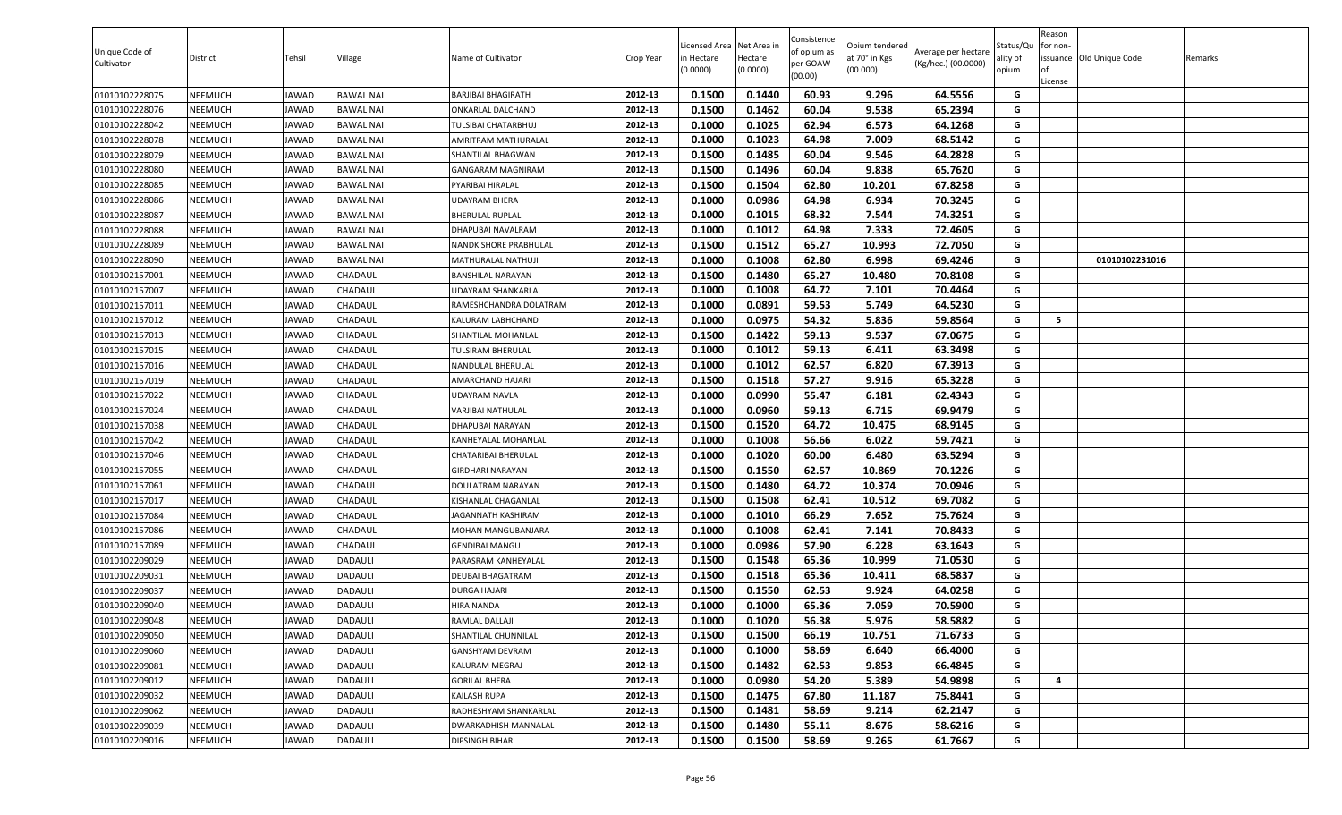| Unique Code of Cultivator | District | Tehsil | Village | Name of Cultivator | Crop Year | Licensed Area in Hectare (0.0000) | Net Area in Hectare (0.0000) | Consistence of opium as per GOAW (00.00) | Opium tendered at 70° in Kgs (00.000) | Average per hectare (Kg/hec.) (00.0000) | Status/Quality of opium | Reason for non-issuance of License | Old Unique Code | Remarks |
|---|---|---|---|---|---|---|---|---|---|---|---|---|---|---|
| 01010102228075 | NEEMUCH | JAWAD | BAWAL NAI | BARJIBAI BHAGIRATH | 2012-13 | 0.1500 | 0.1440 | 60.93 | 9.296 | 64.5556 | G | | | |
| 01010102228076 | NEEMUCH | JAWAD | BAWAL NAI | ONKARLAL DALCHAND | 2012-13 | 0.1500 | 0.1462 | 60.04 | 9.538 | 65.2394 | G | | | |
| 01010102228042 | NEEMUCH | JAWAD | BAWAL NAI | TULSIBAI CHATARBHUJ | 2012-13 | 0.1000 | 0.1025 | 62.94 | 6.573 | 64.1268 | G | | | |
| 01010102228078 | NEEMUCH | JAWAD | BAWAL NAI | AMRITRAM MATHURALAL | 2012-13 | 0.1000 | 0.1023 | 64.98 | 7.009 | 68.5142 | G | | | |
| 01010102228079 | NEEMUCH | JAWAD | BAWAL NAI | SHANTILAL BHAGWAN | 2012-13 | 0.1500 | 0.1485 | 60.04 | 9.546 | 64.2828 | G | | | |
| 01010102228080 | NEEMUCH | JAWAD | BAWAL NAI | GANGARAM MAGNIRAM | 2012-13 | 0.1500 | 0.1496 | 60.04 | 9.838 | 65.7620 | G | | | |
| 01010102228085 | NEEMUCH | JAWAD | BAWAL NAI | PYARIBAI HIRALAL | 2012-13 | 0.1500 | 0.1504 | 62.80 | 10.201 | 67.8258 | G | | | |
| 01010102228086 | NEEMUCH | JAWAD | BAWAL NAI | UDAYRAM BHERA | 2012-13 | 0.1000 | 0.0986 | 64.98 | 6.934 | 70.3245 | G | | | |
| 01010102228087 | NEEMUCH | JAWAD | BAWAL NAI | BHERULAL RUPLAL | 2012-13 | 0.1000 | 0.1015 | 68.32 | 7.544 | 74.3251 | G | | | |
| 01010102228088 | NEEMUCH | JAWAD | BAWAL NAI | DHAPUBAI NAVALRAM | 2012-13 | 0.1000 | 0.1012 | 64.98 | 7.333 | 72.4605 | G | | | |
| 01010102228089 | NEEMUCH | JAWAD | BAWAL NAI | NANDKISHORE PRABHULAL | 2012-13 | 0.1500 | 0.1512 | 65.27 | 10.993 | 72.7050 | G | | | |
| 01010102228090 | NEEMUCH | JAWAD | BAWAL NAI | MATHURALAL NATHUJI | 2012-13 | 0.1000 | 0.1008 | 62.80 | 6.998 | 69.4246 | G | | 01010102231016 | |
| 01010102157001 | NEEMUCH | JAWAD | CHADAUL | BANSHILAL NARAYAN | 2012-13 | 0.1500 | 0.1480 | 65.27 | 10.480 | 70.8108 | G | | | |
| 01010102157007 | NEEMUCH | JAWAD | CHADAUL | UDAYRAM SHANKARLAL | 2012-13 | 0.1000 | 0.1008 | 64.72 | 7.101 | 70.4464 | G | | | |
| 01010102157011 | NEEMUCH | JAWAD | CHADAUL | RAMESHCHANDRA DOLATRAM | 2012-13 | 0.1000 | 0.0891 | 59.53 | 5.749 | 64.5230 | G | | | |
| 01010102157012 | NEEMUCH | JAWAD | CHADAUL | KALURAM LABHCHAND | 2012-13 | 0.1000 | 0.0975 | 54.32 | 5.836 | 59.8564 | G | 5 | | |
| 01010102157013 | NEEMUCH | JAWAD | CHADAUL | SHANTILAL MOHANLAL | 2012-13 | 0.1500 | 0.1422 | 59.13 | 9.537 | 67.0675 | G | | | |
| 01010102157015 | NEEMUCH | JAWAD | CHADAUL | TULSIRAM BHERULAL | 2012-13 | 0.1000 | 0.1012 | 59.13 | 6.411 | 63.3498 | G | | | |
| 01010102157016 | NEEMUCH | JAWAD | CHADAUL | NANDULAL BHERULAL | 2012-13 | 0.1000 | 0.1012 | 62.57 | 6.820 | 67.3913 | G | | | |
| 01010102157019 | NEEMUCH | JAWAD | CHADAUL | AMARCHAND HAJARI | 2012-13 | 0.1500 | 0.1518 | 57.27 | 9.916 | 65.3228 | G | | | |
| 01010102157022 | NEEMUCH | JAWAD | CHADAUL | UDAYRAM NAVLA | 2012-13 | 0.1000 | 0.0990 | 55.47 | 6.181 | 62.4343 | G | | | |
| 01010102157024 | NEEMUCH | JAWAD | CHADAUL | VARJIBAI NATHULAL | 2012-13 | 0.1000 | 0.0960 | 59.13 | 6.715 | 69.9479 | G | | | |
| 01010102157038 | NEEMUCH | JAWAD | CHADAUL | DHAPUBAI NARAYAN | 2012-13 | 0.1500 | 0.1520 | 64.72 | 10.475 | 68.9145 | G | | | |
| 01010102157042 | NEEMUCH | JAWAD | CHADAUL | KANHEYALAL MOHANLAL | 2012-13 | 0.1000 | 0.1008 | 56.66 | 6.022 | 59.7421 | G | | | |
| 01010102157046 | NEEMUCH | JAWAD | CHADAUL | CHATARIBAI BHERULAL | 2012-13 | 0.1000 | 0.1020 | 60.00 | 6.480 | 63.5294 | G | | | |
| 01010102157055 | NEEMUCH | JAWAD | CHADAUL | GIRDHARI NARAYAN | 2012-13 | 0.1500 | 0.1550 | 62.57 | 10.869 | 70.1226 | G | | | |
| 01010102157061 | NEEMUCH | JAWAD | CHADAUL | DOULATRAM NARAYAN | 2012-13 | 0.1500 | 0.1480 | 64.72 | 10.374 | 70.0946 | G | | | |
| 01010102157017 | NEEMUCH | JAWAD | CHADAUL | KISHANLAL CHAGANLAL | 2012-13 | 0.1500 | 0.1508 | 62.41 | 10.512 | 69.7082 | G | | | |
| 01010102157084 | NEEMUCH | JAWAD | CHADAUL | JAGANNATH KASHIRAM | 2012-13 | 0.1000 | 0.1010 | 66.29 | 7.652 | 75.7624 | G | | | |
| 01010102157086 | NEEMUCH | JAWAD | CHADAUL | MOHAN MANGUBANJARA | 2012-13 | 0.1000 | 0.1008 | 62.41 | 7.141 | 70.8433 | G | | | |
| 01010102157089 | NEEMUCH | JAWAD | CHADAUL | GENDIBAI MANGU | 2012-13 | 0.1000 | 0.0986 | 57.90 | 6.228 | 63.1643 | G | | | |
| 01010102209029 | NEEMUCH | JAWAD | DADAULI | PARASRAM KANHEYALAL | 2012-13 | 0.1500 | 0.1548 | 65.36 | 10.999 | 71.0530 | G | | | |
| 01010102209031 | NEEMUCH | JAWAD | DADAULI | DEUBAI BHAGATRAM | 2012-13 | 0.1500 | 0.1518 | 65.36 | 10.411 | 68.5837 | G | | | |
| 01010102209037 | NEEMUCH | JAWAD | DADAULI | DURGA HAJARI | 2012-13 | 0.1500 | 0.1550 | 62.53 | 9.924 | 64.0258 | G | | | |
| 01010102209040 | NEEMUCH | JAWAD | DADAULI | HIRA NANDA | 2012-13 | 0.1000 | 0.1000 | 65.36 | 7.059 | 70.5900 | G | | | |
| 01010102209048 | NEEMUCH | JAWAD | DADAULI | RAMLAL DALLAJI | 2012-13 | 0.1000 | 0.1020 | 56.38 | 5.976 | 58.5882 | G | | | |
| 01010102209050 | NEEMUCH | JAWAD | DADAULI | SHANTILAL CHUNNILAL | 2012-13 | 0.1500 | 0.1500 | 66.19 | 10.751 | 71.6733 | G | | | |
| 01010102209060 | NEEMUCH | JAWAD | DADAULI | GANSHYAM DEVRAM | 2012-13 | 0.1000 | 0.1000 | 58.69 | 6.640 | 66.4000 | G | | | |
| 01010102209081 | NEEMUCH | JAWAD | DADAULI | KALURAM MEGRAJ | 2012-13 | 0.1500 | 0.1482 | 62.53 | 9.853 | 66.4845 | G | | | |
| 01010102209012 | NEEMUCH | JAWAD | DADAULI | GORILAL BHERA | 2012-13 | 0.1000 | 0.0980 | 54.20 | 5.389 | 54.9898 | G | 4 | | |
| 01010102209032 | NEEMUCH | JAWAD | DADAULI | KAILASH RUPA | 2012-13 | 0.1500 | 0.1475 | 67.80 | 11.187 | 75.8441 | G | | | |
| 01010102209062 | NEEMUCH | JAWAD | DADAULI | RADHESHYAM SHANKARLAL | 2012-13 | 0.1500 | 0.1481 | 58.69 | 9.214 | 62.2147 | G | | | |
| 01010102209039 | NEEMUCH | JAWAD | DADAULI | DWARKADHISH MANNALAL | 2012-13 | 0.1500 | 0.1480 | 55.11 | 8.676 | 58.6216 | G | | | |
| 01010102209016 | NEEMUCH | JAWAD | DADAULI | DIPSINGH BIHARI | 2012-13 | 0.1500 | 0.1500 | 58.69 | 9.265 | 61.7667 | G | | | |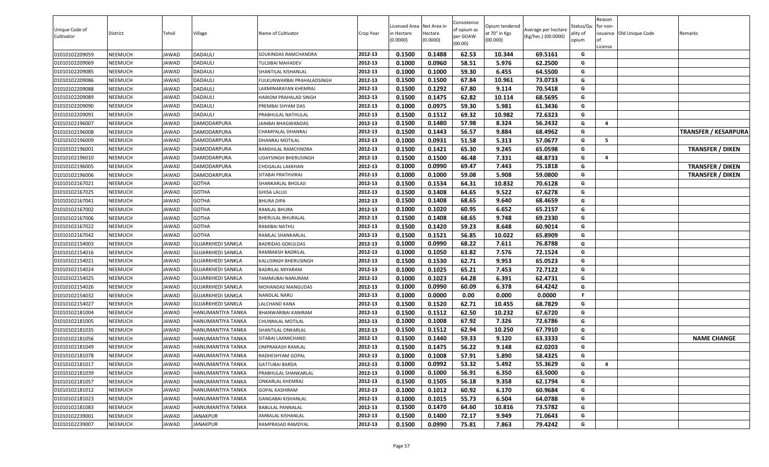| Unique Code of Cultivator | District | Tehsil | Village | Name of Cultivator | Crop Year | Licensed Area in Hectare (0.0000) | Net Area in Hectare (0.0000) | Consistence of opium as per GOAW (00.00) | Opium tendered at 70° in Kgs (00.000) | Average per hectare (Kg/hec.) (00.0000) | Status/Quality of opium | Reason for non-issuance of License | Old Unique Code | Remarks |
|---|---|---|---|---|---|---|---|---|---|---|---|---|---|---|
| 01010102209059 | NEEMUCH | JAWAD | DADAULI | SOUKINDAS RAMCHANDRA | 2012-13 | 0.1500 | 0.1488 | 62.53 | 10.344 | 69.5161 | G | | | |
| 01010102209069 | NEEMUCH | JAWAD | DADAULI | TULSIBAI MAHADEV | 2012-13 | 0.1000 | 0.0960 | 58.51 | 5.976 | 62.2500 | G | | | |
| 01010102209085 | NEEMUCH | JAWAD | DADAULI | SHANTILAL KISHANLAL | 2012-13 | 0.1000 | 0.1000 | 59.30 | 6.455 | 64.5500 | G | | | |
| 01010102209086 | NEEMUCH | JAWAD | DADAULI | FULKUNWARBAI PRAHALADSINGH | 2012-13 | 0.1500 | 0.1500 | 67.84 | 10.961 | 73.0733 | G | | | |
| 01010102209088 | NEEMUCH | JAWAD | DADAULI | LAXMINARAYAN KHEMRAJ | 2012-13 | 0.1500 | 0.1292 | 67.80 | 9.114 | 70.5418 | G | | | |
| 01010102209089 | NEEMUCH | JAWAD | DADAULI | HARIOM PRAHALAD SINGH | 2012-13 | 0.1500 | 0.1475 | 62.82 | 10.114 | 68.5695 | G | | | |
| 01010102209090 | NEEMUCH | JAWAD | DADAULI | PREMBAI SHYAM DAS | 2012-13 | 0.1000 | 0.0975 | 59.30 | 5.981 | 61.3436 | G | | | |
| 01010102209091 | NEEMUCH | JAWAD | DADAULI | PRABHULAL NATHULAL | 2012-13 | 0.1500 | 0.1512 | 69.32 | 10.982 | 72.6323 | G | | | |
| 01010102196007 | NEEMUCH | JAWAD | DAMODARPURA | JANIBAI BHAGWANDAS | 2012-13 | 0.1500 | 0.1480 | 57.98 | 8.324 | 56.2432 | G | 4 | | |
| 01010102196008 | NEEMUCH | JAWAD | DAMODARPURA | CHAMPALAL DHANRAJ | 2012-13 | 0.1500 | 0.1443 | 56.57 | 9.884 | 68.4962 | G | | | TRANSFER / KESARPURA |
| 01010102196009 | NEEMUCH | JAWAD | DAMODARPURA | DHANRAJ MOTILAL | 2012-13 | 0.1000 | 0.0931 | 51.58 | 5.313 | 57.0677 | G | 5 | | |
| 01010102196001 | NEEMUCH | JAWAD | DAMODARPURA | BANSHILAL RAMCHNDRA | 2012-13 | 0.1500 | 0.1421 | 65.30 | 9.245 | 65.0598 | G | | | TRANSFER / DIKEN |
| 01010102196010 | NEEMUCH | JAWAD | DAMODARPURA | UDAYSINGH BHERUSINGH | 2012-13 | 0.1500 | 0.1500 | 46.48 | 7.331 | 48.8733 | G | 4 | | |
| 01010102196005 | NEEMUCH | JAWAD | DAMODARPURA | CHOGALAL LAKKHAN | 2012-13 | 0.1000 | 0.0990 | 69.47 | 7.443 | 75.1818 | G | | | TRANSFER / DIKEN |
| 01010102196006 | NEEMUCH | JAWAD | DAMODARPURA | SITABAI PRATHVIRAJ | 2012-13 | 0.1000 | 0.1000 | 59.08 | 5.908 | 59.0800 | G | | | TRANSFER / DIKEN |
| 01010102167021 | NEEMUCH | JAWAD | GOTHA | SHANKARLAL BHOLAJI | 2012-13 | 0.1500 | 0.1534 | 64.31 | 10.832 | 70.6128 | G | | | |
| 01010102167025 | NEEMUCH | JAWAD | GOTHA | GHISA LALUJI | 2012-13 | 0.1500 | 0.1408 | 64.65 | 9.522 | 67.6278 | G | | | |
| 01010102167041 | NEEMUCH | JAWAD | GOTHA | BHURA DIPA | 2012-13 | 0.1500 | 0.1408 | 68.65 | 9.640 | 68.4659 | G | | | |
| 01010102167002 | NEEMUCH | JAWAD | GOTHA | RAMLAL BHURA | 2012-13 | 0.1000 | 0.1020 | 60.95 | 6.652 | 65.2157 | G | | | |
| 01010102167006 | NEEMUCH | JAWAD | GOTHA | BHERULAL BHURALAL | 2012-13 | 0.1500 | 0.1408 | 68.65 | 9.748 | 69.2330 | G | | | |
| 01010102167022 | NEEMUCH | JAWAD | GOTHA | RAMIBAI NATHU | 2012-13 | 0.1500 | 0.1420 | 59.23 | 8.648 | 60.9014 | G | | | |
| 01010102167042 | NEEMUCH | JAWAD | GOTHA | RAMLAL SHANKARLAL | 2012-13 | 0.1500 | 0.1521 | 56.85 | 10.022 | 65.8909 | G | | | |
| 01010102154003 | NEEMUCH | JAWAD | GUJARKHEDI SANKLA | BADRIDAS GOKULDAS | 2012-13 | 0.1000 | 0.0990 | 68.22 | 7.611 | 76.8788 | G | | | |
| 01010102154016 | NEEMUCH | JAWAD | GUJARKHEDI SANKLA | RAMBAKSH BADRILAL | 2012-13 | 0.1000 | 0.1050 | 63.82 | 7.576 | 72.1524 | G | | | |
| 01010102154021 | NEEMUCH | JAWAD | GUJARKHEDI SANKLA | KALUSINGH BHERUSINGH | 2012-13 | 0.1500 | 0.1530 | 62.71 | 9.953 | 65.0523 | G | | | |
| 01010102154024 | NEEMUCH | JAWAD | GUJARKHEDI SANKLA | BADRILAL MIYARAM | 2012-13 | 0.1000 | 0.1025 | 65.21 | 7.453 | 72.7122 | G | | | |
| 01010102154025 | NEEMUCH | JAWAD | GUJARKHEDI SANKLA | TAMMUBAI NANURAM | 2012-13 | 0.1000 | 0.1023 | 64.28 | 6.391 | 62.4731 | G | | | |
| 01010102154026 | NEEMUCH | JAWAD | GUJARKHEDI SANKLA | MOHANDAS MANGUDAS | 2012-13 | 0.1000 | 0.0990 | 60.09 | 6.378 | 64.4242 | G | | | |
| 01010102154032 | NEEMUCH | JAWAD | GUJARKHEDI SANKLA | NANDLAL NARU | 2012-13 | 0.1000 | 0.0000 | 0.00 | 0.000 | 0.0000 | F | | | |
| 01010102154027 | NEEMUCH | JAWAD | GUJARKHEDI SANKLA | LALCHAND KANA | 2012-13 | 0.1500 | 0.1520 | 62.71 | 10.455 | 68.7829 | G | | | |
| 01010102181004 | NEEMUCH | JAWAD | HANUMANTIYA TANKA | BHANWARIBAI KANIRAM | 2012-13 | 0.1500 | 0.1512 | 62.50 | 10.232 | 67.6720 | G | | | |
| 01010102181005 | NEEMUCH | JAWAD | HANUMANTIYA TANKA | CHUNNILAL MOTILAL | 2012-13 | 0.1000 | 0.1008 | 67.92 | 7.326 | 72.6786 | G | | | |
| 01010102181035 | NEEMUCH | JAWAD | HANUMANTIYA TANKA | SHANTILAL ONKARLAL | 2012-13 | 0.1500 | 0.1512 | 62.94 | 10.250 | 67.7910 | G | | | |
| 01010102181056 | NEEMUCH | JAWAD | HANUMANTIYA TANKA | SITABAI LAXMICHAND | 2012-13 | 0.1500 | 0.1440 | 59.33 | 9.120 | 63.3333 | G | | | NAME CHANGE |
| 01010102181049 | NEEMUCH | JAWAD | HANUMANTIYA TANKA | OMPRAKASH RAMLAL | 2012-13 | 0.1500 | 0.1475 | 56.22 | 9.148 | 62.0203 | G | | | |
| 01010102181078 | NEEMUCH | JAWAD | HANUMANTIYA TANKA | RADHESHYAM GOPAL | 2012-13 | 0.1000 | 0.1008 | 57.91 | 5.890 | 58.4325 | G | | | |
| 01010102181017 | NEEMUCH | JAWAD | HANUMANTIYA TANKA | GATTUBAI BARDA | 2012-13 | 0.1000 | 0.0992 | 53.32 | 5.492 | 55.3629 | G | 4 | | |
| 01010102181039 | NEEMUCH | JAWAD | HANUMANTIYA TANKA | PRABHULAL SHANKARLAL | 2012-13 | 0.1000 | 0.1000 | 56.91 | 6.350 | 63.5000 | G | | | |
| 01010102181057 | NEEMUCH | JAWAD | HANUMANTIYA TANKA | ONKARLAL KHEMRAJ | 2012-13 | 0.1500 | 0.1505 | 56.18 | 9.358 | 62.1794 | G | | | |
| 01010102181012 | NEEMUCH | JAWAD | HANUMANTIYA TANKA | GOPAL KASHIRAM | 2012-13 | 0.1000 | 0.1012 | 60.92 | 6.170 | 60.9684 | G | | | |
| 01010102181023 | NEEMUCH | JAWAD | HANUMANTIYA TANKA | GANGABAI KISHANLAL | 2012-13 | 0.1000 | 0.1015 | 55.73 | 6.504 | 64.0788 | G | | | |
| 01010102181083 | NEEMUCH | JAWAD | HANUMANTIYA TANKA | BABULAL PANNALAL | 2012-13 | 0.1500 | 0.1470 | 64.60 | 10.816 | 73.5782 | G | | | |
| 01010102239001 | NEEMUCH | JAWAD | JANAKPUR | AMBALAL KISHANLAL | 2012-13 | 0.1500 | 0.1400 | 72.17 | 9.949 | 71.0643 | G | | | |
| 01010102239007 | NEEMUCH | JAWAD | JANAKPUR | RAMPRASAD RAMDYAL | 2012-13 | 0.1500 | 0.0990 | 75.81 | 7.863 | 79.4242 | G | | | |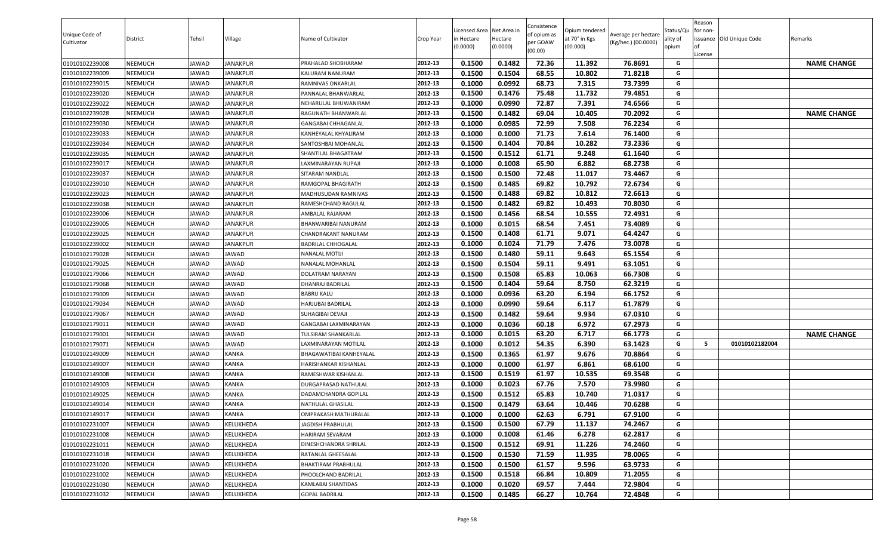| Unique Code of Cultivator | District | Tehsil | Village | Name of Cultivator | Crop Year | Licensed Area in Hectare (0.0000) | Net Area in Hectare (0.0000) | Consistence of opium as per GOAW (00.00) | Opium tendered at 70° in Kgs (00.000) | Average per hectare (Kg/hec.) (00.0000) | Status/Quality of opium | Reason for non-issuance of License | Old Unique Code | Remarks |
|---|---|---|---|---|---|---|---|---|---|---|---|---|---|---|
| 01010102239008 | NEEMUCH | JAWAD | JANAKPUR | PRAHALAD SHOBHARAM | 2012-13 | 0.1500 | 0.1482 | 72.36 | 11.392 | 76.8691 | G | | | NAME CHANGE |
| 01010102239009 | NEEMUCH | JAWAD | JANAKPUR | KALURAM NANURAM | 2012-13 | 0.1500 | 0.1504 | 68.55 | 10.802 | 71.8218 | G | | | |
| 01010102239015 | NEEMUCH | JAWAD | JANAKPUR | RAMNIVAS ONKARLAL | 2012-13 | 0.1000 | 0.0992 | 68.73 | 7.315 | 73.7399 | G | | | |
| 01010102239020 | NEEMUCH | JAWAD | JANAKPUR | PANNALAL BHANWARLAL | 2012-13 | 0.1500 | 0.1476 | 75.48 | 11.732 | 79.4851 | G | | | |
| 01010102239022 | NEEMUCH | JAWAD | JANAKPUR | NEHARULAL BHUWANIRAM | 2012-13 | 0.1000 | 0.0990 | 72.87 | 7.391 | 74.6566 | G | | | |
| 01010102239028 | NEEMUCH | JAWAD | JANAKPUR | RAGUNATH BHANWARLAL | 2012-13 | 0.1500 | 0.1482 | 69.04 | 10.405 | 70.2092 | G | | | NAME CHANGE |
| 01010102239030 | NEEMUCH | JAWAD | JANAKPUR | GANGABAI CHHAGANLAL | 2012-13 | 0.1000 | 0.0985 | 72.99 | 7.508 | 76.2234 | G | | | |
| 01010102239033 | NEEMUCH | JAWAD | JANAKPUR | KANHEYALAL KHYALIRAM | 2012-13 | 0.1000 | 0.1000 | 71.73 | 7.614 | 76.1400 | G | | | |
| 01010102239034 | NEEMUCH | JAWAD | JANAKPUR | SANTOSHBAI MOHANLAL | 2012-13 | 0.1500 | 0.1404 | 70.84 | 10.282 | 73.2336 | G | | | |
| 01010102239035 | NEEMUCH | JAWAD | JANAKPUR | SHANTILAL BHAGATRAM | 2012-13 | 0.1500 | 0.1512 | 61.71 | 9.248 | 61.1640 | G | | | |
| 01010102239017 | NEEMUCH | JAWAD | JANAKPUR | LAXMINARAYAN RUPAJI | 2012-13 | 0.1000 | 0.1008 | 65.90 | 6.882 | 68.2738 | G | | | |
| 01010102239037 | NEEMUCH | JAWAD | JANAKPUR | SITARAM NANDLAL | 2012-13 | 0.1500 | 0.1500 | 72.48 | 11.017 | 73.4467 | G | | | |
| 01010102239010 | NEEMUCH | JAWAD | JANAKPUR | RAMGOPAL BHAGIRATH | 2012-13 | 0.1500 | 0.1485 | 69.82 | 10.792 | 72.6734 | G | | | |
| 01010102239023 | NEEMUCH | JAWAD | JANAKPUR | MADHUSUDAN RAMNIVAS | 2012-13 | 0.1500 | 0.1488 | 69.82 | 10.812 | 72.6613 | G | | | |
| 01010102239038 | NEEMUCH | JAWAD | JANAKPUR | RAMESHCHAND RAGULAL | 2012-13 | 0.1500 | 0.1482 | 69.82 | 10.493 | 70.8030 | G | | | |
| 01010102239006 | NEEMUCH | JAWAD | JANAKPUR | AMBALAL RAJARAM | 2012-13 | 0.1500 | 0.1456 | 68.54 | 10.555 | 72.4931 | G | | | |
| 01010102239005 | NEEMUCH | JAWAD | JANAKPUR | BHANWARIBAI NANURAM | 2012-13 | 0.1000 | 0.1015 | 68.54 | 7.451 | 73.4089 | G | | | |
| 01010102239025 | NEEMUCH | JAWAD | JANAKPUR | CHANDRAKANT NANURAM | 2012-13 | 0.1500 | 0.1408 | 61.71 | 9.071 | 64.4247 | G | | | |
| 01010102239002 | NEEMUCH | JAWAD | JANAKPUR | BADRILAL CHHOGALAL | 2012-13 | 0.1000 | 0.1024 | 71.79 | 7.476 | 73.0078 | G | | | |
| 01010102179028 | NEEMUCH | JAWAD | JAWAD | NANALAL MOTIJI | 2012-13 | 0.1500 | 0.1480 | 59.11 | 9.643 | 65.1554 | G | | | |
| 01010102179025 | NEEMUCH | JAWAD | JAWAD | NANALAL MOHANLAL | 2012-13 | 0.1500 | 0.1504 | 59.11 | 9.491 | 63.1051 | G | | | |
| 01010102179066 | NEEMUCH | JAWAD | JAWAD | DOLATRAM NARAYAN | 2012-13 | 0.1500 | 0.1508 | 65.83 | 10.063 | 66.7308 | G | | | |
| 01010102179068 | NEEMUCH | JAWAD | JAWAD | DHANRAJ BADRILAL | 2012-13 | 0.1500 | 0.1404 | 59.64 | 8.750 | 62.3219 | G | | | |
| 01010102179009 | NEEMUCH | JAWAD | JAWAD | BABRU KALU | 2012-13 | 0.1000 | 0.0936 | 63.20 | 6.194 | 66.1752 | G | | | |
| 01010102179034 | NEEMUCH | JAWAD | JAWAD | HARJUBAI BADRILAL | 2012-13 | 0.1000 | 0.0990 | 59.64 | 6.117 | 61.7879 | G | | | |
| 01010102179067 | NEEMUCH | JAWAD | JAWAD | SUHAGIBAI DEVAJI | 2012-13 | 0.1500 | 0.1482 | 59.64 | 9.934 | 67.0310 | G | | | |
| 01010102179011 | NEEMUCH | JAWAD | JAWAD | GANGABAI LAXMINARAYAN | 2012-13 | 0.1000 | 0.1036 | 60.18 | 6.972 | 67.2973 | G | | | |
| 01010102179001 | NEEMUCH | JAWAD | JAWAD | TULSIRAM SHANKARLAL | 2012-13 | 0.1000 | 0.1015 | 63.20 | 6.717 | 66.1773 | G | | | NAME CHANGE |
| 01010102179071 | NEEMUCH | JAWAD | JAWAD | LAXMINARAYAN MOTILAL | 2012-13 | 0.1000 | 0.1012 | 54.35 | 6.390 | 63.1423 | G | 5 | 01010102182004 | |
| 01010102149009 | NEEMUCH | JAWAD | KANKA | BHAGAWATIBAI KANHEYALAL | 2012-13 | 0.1500 | 0.1365 | 61.97 | 9.676 | 70.8864 | G | | | |
| 01010102149007 | NEEMUCH | JAWAD | KANKA | HARISHANKAR KISHANLAL | 2012-13 | 0.1000 | 0.1000 | 61.97 | 6.861 | 68.6100 | G | | | |
| 01010102149008 | NEEMUCH | JAWAD | KANKA | RAMESHWAR KISHANLAL | 2012-13 | 0.1500 | 0.1519 | 61.97 | 10.535 | 69.3548 | G | | | |
| 01010102149003 | NEEMUCH | JAWAD | KANKA | DURGAPRASAD NATHULAL | 2012-13 | 0.1000 | 0.1023 | 67.76 | 7.570 | 73.9980 | G | | | |
| 01010102149025 | NEEMUCH | JAWAD | KANKA | DADAMCHANDRA GOPILAL | 2012-13 | 0.1500 | 0.1512 | 65.83 | 10.740 | 71.0317 | G | | | |
| 01010102149014 | NEEMUCH | JAWAD | KANKA | NATHULAL GHASILAL | 2012-13 | 0.1500 | 0.1479 | 63.64 | 10.446 | 70.6288 | G | | | |
| 01010102149017 | NEEMUCH | JAWAD | KANKA | OMPRAKASH MATHURALAL | 2012-13 | 0.1000 | 0.1000 | 62.63 | 6.791 | 67.9100 | G | | | |
| 01010102231007 | NEEMUCH | JAWAD | KELUKHEDA | JAGDISH PRABHULAL | 2012-13 | 0.1500 | 0.1500 | 67.79 | 11.137 | 74.2467 | G | | | |
| 01010102231008 | NEEMUCH | JAWAD | KELUKHEDA | HARIRAM SEVARAM | 2012-13 | 0.1000 | 0.1008 | 61.46 | 6.278 | 62.2817 | G | | | |
| 01010102231011 | NEEMUCH | JAWAD | KELUKHEDA | DINESHCHANDRA SHRILAL | 2012-13 | 0.1500 | 0.1512 | 69.91 | 11.226 | 74.2460 | G | | | |
| 01010102231018 | NEEMUCH | JAWAD | KELUKHEDA | RATANLAL GHEESALAL | 2012-13 | 0.1500 | 0.1530 | 71.59 | 11.935 | 78.0065 | G | | | |
| 01010102231020 | NEEMUCH | JAWAD | KELUKHEDA | BHAKTIRAM PRABHULAL | 2012-13 | 0.1500 | 0.1500 | 61.57 | 9.596 | 63.9733 | G | | | |
| 01010102231002 | NEEMUCH | JAWAD | KELUKHEDA | PHOOLCHAND BADRILAL | 2012-13 | 0.1500 | 0.1518 | 66.84 | 10.809 | 71.2055 | G | | | |
| 01010102231030 | NEEMUCH | JAWAD | KELUKHEDA | KAMLABAI SHANTIDAS | 2012-13 | 0.1000 | 0.1020 | 69.57 | 7.444 | 72.9804 | G | | | |
| 01010102231032 | NEEMUCH | JAWAD | KELUKHEDA | GOPAL BADRILAL | 2012-13 | 0.1500 | 0.1485 | 66.27 | 10.764 | 72.4848 | G | | | |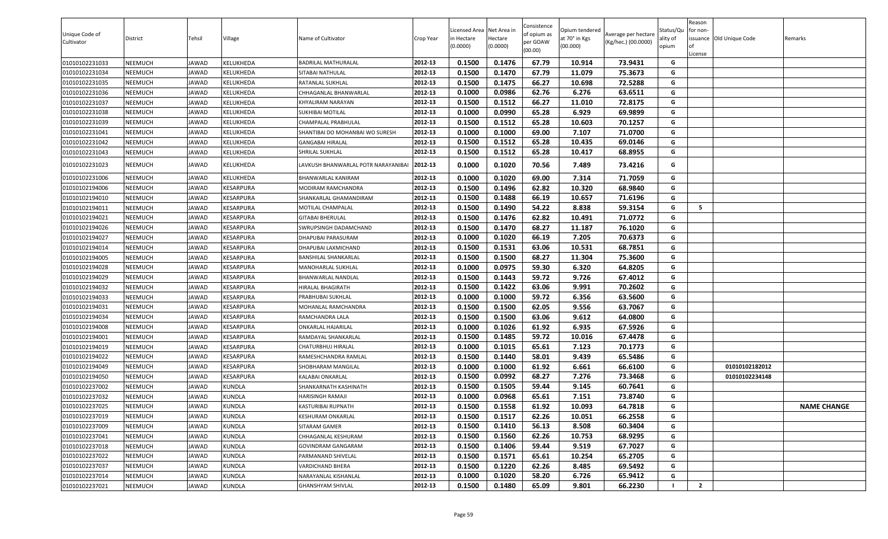| Unique Code of Cultivator | District | Tehsil | Village | Name of Cultivator | Crop Year | Licensed Area in Hectare (0.0000) | Net Area in Hectare (0.0000) | Consistence of opium as per GOAW (00.00) | Opium tendered at 70° in Kgs (00.000) | Average per hectare (Kg/hec.) (00.0000) | Status/Quality of opium | Reason for non-issuance of License | Old Unique Code | Remarks |
|---|---|---|---|---|---|---|---|---|---|---|---|---|---|---|
| 01010102231033 | NEEMUCH | JAWAD | KELUKHEDA | BADRILAL MATHURALAL | 2012-13 | 0.1500 | 0.1476 | 67.79 | 10.914 | 73.9431 | G | | | |
| 01010102231034 | NEEMUCH | JAWAD | KELUKHEDA | SITABAI NATHULAL | 2012-13 | 0.1500 | 0.1470 | 67.79 | 11.079 | 75.3673 | G | | | |
| 01010102231035 | NEEMUCH | JAWAD | KELUKHEDA | RATANLAL SUKHLAL | 2012-13 | 0.1500 | 0.1475 | 66.27 | 10.698 | 72.5288 | G | | | |
| 01010102231036 | NEEMUCH | JAWAD | KELUKHEDA | CHHAGANLAL BHANWARLAL | 2012-13 | 0.1000 | 0.0986 | 62.76 | 6.276 | 63.6511 | G | | | |
| 01010102231037 | NEEMUCH | JAWAD | KELUKHEDA | KHYALIRAM NARAYAN | 2012-13 | 0.1500 | 0.1512 | 66.27 | 11.010 | 72.8175 | G | | | |
| 01010102231038 | NEEMUCH | JAWAD | KELUKHEDA | SUKHIBAI MOTILAL | 2012-13 | 0.1000 | 0.0990 | 65.28 | 6.929 | 69.9899 | G | | | |
| 01010102231039 | NEEMUCH | JAWAD | KELUKHEDA | CHAMPALAL PRABHULAL | 2012-13 | 0.1500 | 0.1512 | 65.28 | 10.603 | 70.1257 | G | | | |
| 01010102231041 | NEEMUCH | JAWAD | KELUKHEDA | SHANTIBAI DO MOHANBAI WO SURESH | 2012-13 | 0.1000 | 0.1000 | 69.00 | 7.107 | 71.0700 | G | | | |
| 01010102231042 | NEEMUCH | JAWAD | KELUKHEDA | GANGABAI HIRALAL | 2012-13 | 0.1500 | 0.1512 | 65.28 | 10.435 | 69.0146 | G | | | |
| 01010102231043 | NEEMUCH | JAWAD | KELUKHEDA | SHRILAL SUKHLAL | 2012-13 | 0.1500 | 0.1512 | 65.28 | 10.417 | 68.8955 | G | | | |
| 01010102231023 | NEEMUCH | JAWAD | KELUKHEDA | LAVKUSH BHANWARLAL POTR NARAYANIBAI | 2012-13 | 0.1000 | 0.1020 | 70.56 | 7.489 | 73.4216 | G | | | |
| 01010102231006 | NEEMUCH | JAWAD | KELUKHEDA | BHANWARLAL KANIRAM | 2012-13 | 0.1000 | 0.1020 | 69.00 | 7.314 | 71.7059 | G | | | |
| 01010102194006 | NEEMUCH | JAWAD | KESARPURA | MODIRAM RAMCHANDRA | 2012-13 | 0.1500 | 0.1496 | 62.82 | 10.320 | 68.9840 | G | | | |
| 01010102194010 | NEEMUCH | JAWAD | KESARPURA | SHANKARLAL GHAMANDIRAM | 2012-13 | 0.1500 | 0.1488 | 66.19 | 10.657 | 71.6196 | G | | | |
| 01010102194011 | NEEMUCH | JAWAD | KESARPURA | MOTILAL CHAMPALAL | 2012-13 | 0.1500 | 0.1490 | 54.22 | 8.838 | 59.3154 | G | 5 | | |
| 01010102194021 | NEEMUCH | JAWAD | KESARPURA | GITABAI BHERULAL | 2012-13 | 0.1500 | 0.1476 | 62.82 | 10.491 | 71.0772 | G | | | |
| 01010102194026 | NEEMUCH | JAWAD | KESARPURA | SWRUPSINGH DADAMCHAND | 2012-13 | 0.1500 | 0.1470 | 68.27 | 11.187 | 76.1020 | G | | | |
| 01010102194027 | NEEMUCH | JAWAD | KESARPURA | DHAPUBAI PARASURAM | 2012-13 | 0.1000 | 0.1020 | 66.19 | 7.205 | 70.6373 | G | | | |
| 01010102194014 | NEEMUCH | JAWAD | KESARPURA | DHAPUBAI LAXMICHAND | 2012-13 | 0.1500 | 0.1531 | 63.06 | 10.531 | 68.7851 | G | | | |
| 01010102194005 | NEEMUCH | JAWAD | KESARPURA | BANSHILAL SHANKARLAL | 2012-13 | 0.1500 | 0.1500 | 68.27 | 11.304 | 75.3600 | G | | | |
| 01010102194028 | NEEMUCH | JAWAD | KESARPURA | MANOHARLAL SUKHLAL | 2012-13 | 0.1000 | 0.0975 | 59.30 | 6.320 | 64.8205 | G | | | |
| 01010102194029 | NEEMUCH | JAWAD | KESARPURA | BHANWARLAL NANDLAL | 2012-13 | 0.1500 | 0.1443 | 59.72 | 9.726 | 67.4012 | G | | | |
| 01010102194032 | NEEMUCH | JAWAD | KESARPURA | HIRALAL BHAGIRATH | 2012-13 | 0.1500 | 0.1422 | 63.06 | 9.991 | 70.2602 | G | | | |
| 01010102194033 | NEEMUCH | JAWAD | KESARPURA | PRABHUBAI SUKHLAL | 2012-13 | 0.1000 | 0.1000 | 59.72 | 6.356 | 63.5600 | G | | | |
| 01010102194031 | NEEMUCH | JAWAD | KESARPURA | MOHANLAL RAMCHANDRA | 2012-13 | 0.1500 | 0.1500 | 62.05 | 9.556 | 63.7067 | G | | | |
| 01010102194034 | NEEMUCH | JAWAD | KESARPURA | RAMCHANDRA LALA | 2012-13 | 0.1500 | 0.1500 | 63.06 | 9.612 | 64.0800 | G | | | |
| 01010102194008 | NEEMUCH | JAWAD | KESARPURA | ONKARLAL HAJARILAL | 2012-13 | 0.1000 | 0.1026 | 61.92 | 6.935 | 67.5926 | G | | | |
| 01010102194001 | NEEMUCH | JAWAD | KESARPURA | RAMDAYAL SHANKARLAL | 2012-13 | 0.1500 | 0.1485 | 59.72 | 10.016 | 67.4478 | G | | | |
| 01010102194019 | NEEMUCH | JAWAD | KESARPURA | CHATURBHUJ HIRALAL | 2012-13 | 0.1000 | 0.1015 | 65.61 | 7.123 | 70.1773 | G | | | |
| 01010102194022 | NEEMUCH | JAWAD | KESARPURA | RAMESHCHANDRA RAMLAL | 2012-13 | 0.1500 | 0.1440 | 58.01 | 9.439 | 65.5486 | G | | | |
| 01010102194049 | NEEMUCH | JAWAD | KESARPURA | SHOBHARAM MANGILAL | 2012-13 | 0.1000 | 0.1000 | 61.92 | 6.661 | 66.6100 | G | | 01010102182012 | |
| 01010102194050 | NEEMUCH | JAWAD | KESARPURA | KALABAI ONKARLAL | 2012-13 | 0.1500 | 0.0992 | 68.27 | 7.276 | 73.3468 | G | | 01010102234148 | |
| 01010102237002 | NEEMUCH | JAWAD | KUNDLA | SHANKARNATH KASHINATH | 2012-13 | 0.1500 | 0.1505 | 59.44 | 9.145 | 60.7641 | G | | | |
| 01010102237032 | NEEMUCH | JAWAD | KUNDLA | HARISINGH RAMAJI | 2012-13 | 0.1000 | 0.0968 | 65.61 | 7.151 | 73.8740 | G | | | |
| 01010102237025 | NEEMUCH | JAWAD | KUNDLA | KASTURIBAI RUPNATH | 2012-13 | 0.1500 | 0.1558 | 61.92 | 10.093 | 64.7818 | G | | | NAME CHANGE |
| 01010102237019 | NEEMUCH | JAWAD | KUNDLA | KESHURAM ONKARLAL | 2012-13 | 0.1500 | 0.1517 | 62.26 | 10.051 | 66.2558 | G | | | |
| 01010102237009 | NEEMUCH | JAWAD | KUNDLA | SITARAM GAMER | 2012-13 | 0.1500 | 0.1410 | 56.13 | 8.508 | 60.3404 | G | | | |
| 01010102237041 | NEEMUCH | JAWAD | KUNDLA | CHHAGANLAL KESHURAM | 2012-13 | 0.1500 | 0.1560 | 62.26 | 10.753 | 68.9295 | G | | | |
| 01010102237018 | NEEMUCH | JAWAD | KUNDLA | GOVINDRAM GANGARAM | 2012-13 | 0.1500 | 0.1406 | 59.44 | 9.519 | 67.7027 | G | | | |
| 01010102237022 | NEEMUCH | JAWAD | KUNDLA | PARMANAND SHIVELAL | 2012-13 | 0.1500 | 0.1571 | 65.61 | 10.254 | 65.2705 | G | | | |
| 01010102237037 | NEEMUCH | JAWAD | KUNDLA | VARDICHAND BHERA | 2012-13 | 0.1500 | 0.1220 | 62.26 | 8.485 | 69.5492 | G | | | |
| 01010102237014 | NEEMUCH | JAWAD | KUNDLA | NARAYANLAL KISHANLAL | 2012-13 | 0.1000 | 0.1020 | 58.20 | 6.726 | 65.9412 | G | | | |
| 01010102237021 | NEEMUCH | JAWAD | KUNDLA | GHANSHYAM SHIVLAL | 2012-13 | 0.1500 | 0.1480 | 65.09 | 9.801 | 66.2230 | I | 2 | | |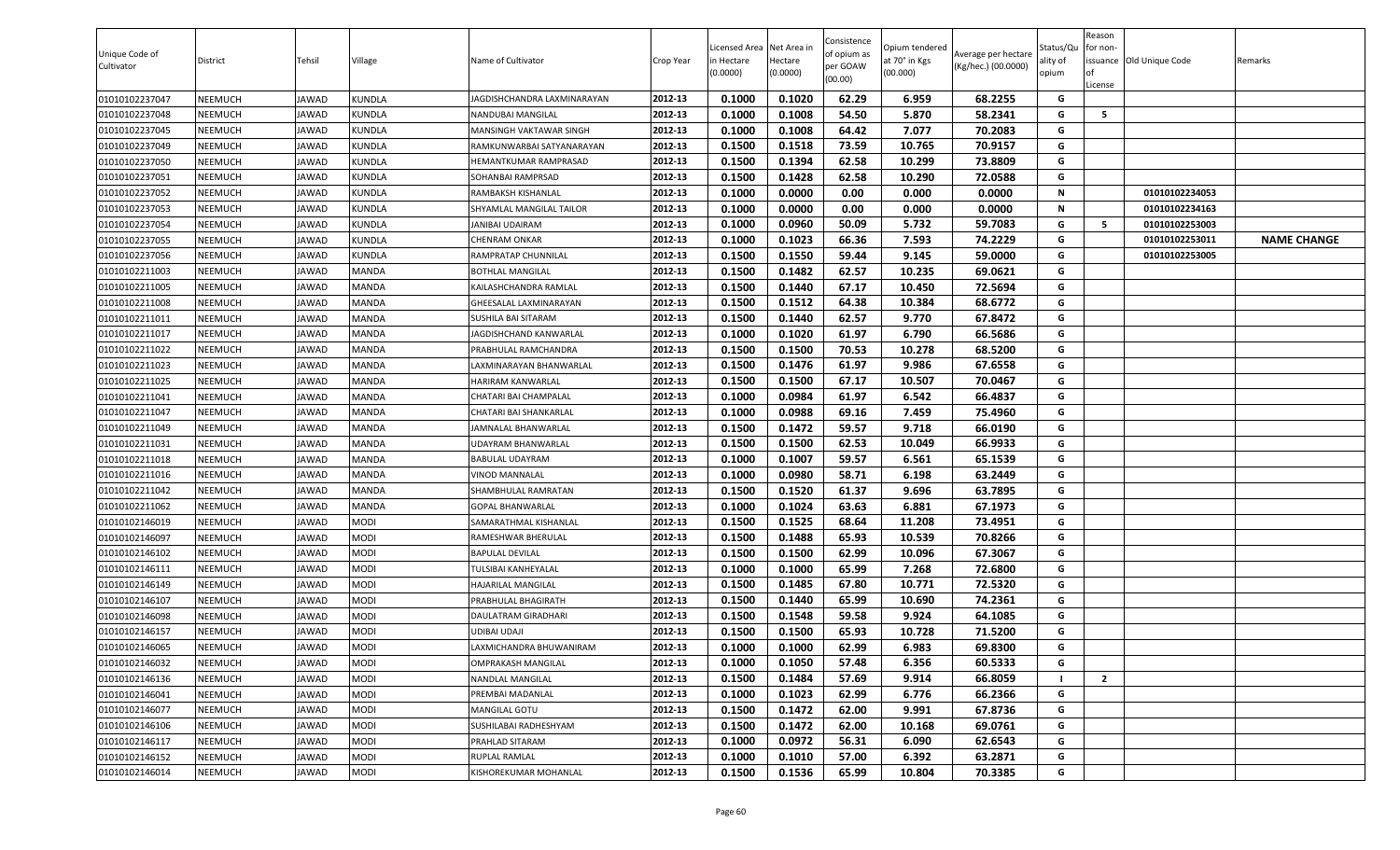| Unique Code of Cultivator | District | Tehsil | Village | Name of Cultivator | Crop Year | Licensed Area in Hectare (0.0000) | Net Area in Hectare (0.0000) | Consistence of opium as per GOAW (00.00) | Opium tendered at 70° in Kgs (00.000) | Average per hectare (Kg/hec.) (00.0000) | Status/Quality of opium | Reason for non-issuance of License | Old Unique Code | Remarks |
|---|---|---|---|---|---|---|---|---|---|---|---|---|---|---|
| 01010102237047 | NEEMUCH | JAWAD | KUNDLA | JAGDISHCHANDRA LAXMINARAYAN | 2012-13 | 0.1000 | 0.1020 | 62.29 | 6.959 | 68.2255 | G | | | |
| 01010102237048 | NEEMUCH | JAWAD | KUNDLA | NANDUBAI MANGILAL | 2012-13 | 0.1000 | 0.1008 | 54.50 | 5.870 | 58.2341 | G | 5 | | |
| 01010102237045 | NEEMUCH | JAWAD | KUNDLA | MANSINGH VAKTAWAR SINGH | 2012-13 | 0.1000 | 0.1008 | 64.42 | 7.077 | 70.2083 | G | | | |
| 01010102237049 | NEEMUCH | JAWAD | KUNDLA | RAMKUNWARBAI SATYANARAYAN | 2012-13 | 0.1500 | 0.1518 | 73.59 | 10.765 | 70.9157 | G | | | |
| 01010102237050 | NEEMUCH | JAWAD | KUNDLA | HEMANTKUMAR RAMPRASAD | 2012-13 | 0.1500 | 0.1394 | 62.58 | 10.299 | 73.8809 | G | | | |
| 01010102237051 | NEEMUCH | JAWAD | KUNDLA | SOHANBAI RAMPRSAD | 2012-13 | 0.1500 | 0.1428 | 62.58 | 10.290 | 72.0588 | G | | | |
| 01010102237052 | NEEMUCH | JAWAD | KUNDLA | RAMBAKSH KISHANLAL | 2012-13 | 0.1000 | 0.0000 | 0.00 | 0.000 | 0.0000 | N | | 01010102234053 | |
| 01010102237053 | NEEMUCH | JAWAD | KUNDLA | SHYAMLAL MANGILAL TAILOR | 2012-13 | 0.1000 | 0.0000 | 0.00 | 0.000 | 0.0000 | N | | 01010102234163 | |
| 01010102237054 | NEEMUCH | JAWAD | KUNDLA | JANIBAI UDAIRAM | 2012-13 | 0.1000 | 0.0960 | 50.09 | 5.732 | 59.7083 | G | 5 | 01010102253003 | |
| 01010102237055 | NEEMUCH | JAWAD | KUNDLA | CHENRAM ONKAR | 2012-13 | 0.1000 | 0.1023 | 66.36 | 7.593 | 74.2229 | G | | 01010102253011 | NAME CHANGE |
| 01010102237056 | NEEMUCH | JAWAD | KUNDLA | RAMPRATAP CHUNNILAL | 2012-13 | 0.1500 | 0.1550 | 59.44 | 9.145 | 59.0000 | G | | 01010102253005 | |
| 01010102211003 | NEEMUCH | JAWAD | MANDA | BOTHLAL MANGILAL | 2012-13 | 0.1500 | 0.1482 | 62.57 | 10.235 | 69.0621 | G | | | |
| 01010102211005 | NEEMUCH | JAWAD | MANDA | KAILASHCHANDRA RAMLAL | 2012-13 | 0.1500 | 0.1440 | 67.17 | 10.450 | 72.5694 | G | | | |
| 01010102211008 | NEEMUCH | JAWAD | MANDA | GHEESALAL LAXMINARAYAN | 2012-13 | 0.1500 | 0.1512 | 64.38 | 10.384 | 68.6772 | G | | | |
| 01010102211011 | NEEMUCH | JAWAD | MANDA | SUSHILA BAI SITARAM | 2012-13 | 0.1500 | 0.1440 | 62.57 | 9.770 | 67.8472 | G | | | |
| 01010102211017 | NEEMUCH | JAWAD | MANDA | JAGDISHCHAND KANWARLAL | 2012-13 | 0.1000 | 0.1020 | 61.97 | 6.790 | 66.5686 | G | | | |
| 01010102211022 | NEEMUCH | JAWAD | MANDA | PRABHULAL RAMCHANDRA | 2012-13 | 0.1500 | 0.1500 | 70.53 | 10.278 | 68.5200 | G | | | |
| 01010102211023 | NEEMUCH | JAWAD | MANDA | LAXMINARAYAN BHANWARLAL | 2012-13 | 0.1500 | 0.1476 | 61.97 | 9.986 | 67.6558 | G | | | |
| 01010102211025 | NEEMUCH | JAWAD | MANDA | HARIRAM KANWARLAL | 2012-13 | 0.1500 | 0.1500 | 67.17 | 10.507 | 70.0467 | G | | | |
| 01010102211041 | NEEMUCH | JAWAD | MANDA | CHATARI BAI CHAMPALAL | 2012-13 | 0.1000 | 0.0984 | 61.97 | 6.542 | 66.4837 | G | | | |
| 01010102211047 | NEEMUCH | JAWAD | MANDA | CHATARI BAI SHANKARLAL | 2012-13 | 0.1000 | 0.0988 | 69.16 | 7.459 | 75.4960 | G | | | |
| 01010102211049 | NEEMUCH | JAWAD | MANDA | JAMNALAL BHANWARLAL | 2012-13 | 0.1500 | 0.1472 | 59.57 | 9.718 | 66.0190 | G | | | |
| 01010102211031 | NEEMUCH | JAWAD | MANDA | UDAYRAM BHANWARLAL | 2012-13 | 0.1500 | 0.1500 | 62.53 | 10.049 | 66.9933 | G | | | |
| 01010102211018 | NEEMUCH | JAWAD | MANDA | BABULAL UDAYRAM | 2012-13 | 0.1000 | 0.1007 | 59.57 | 6.561 | 65.1539 | G | | | |
| 01010102211016 | NEEMUCH | JAWAD | MANDA | VINOD MANNALAL | 2012-13 | 0.1000 | 0.0980 | 58.71 | 6.198 | 63.2449 | G | | | |
| 01010102211042 | NEEMUCH | JAWAD | MANDA | SHAMBHULAL RAMRATAN | 2012-13 | 0.1500 | 0.1520 | 61.37 | 9.696 | 63.7895 | G | | | |
| 01010102211062 | NEEMUCH | JAWAD | MANDA | GOPAL BHANWARLAL | 2012-13 | 0.1000 | 0.1024 | 63.63 | 6.881 | 67.1973 | G | | | |
| 01010102146019 | NEEMUCH | JAWAD | MODI | SAMARATHMAL KISHANLAL | 2012-13 | 0.1500 | 0.1525 | 68.64 | 11.208 | 73.4951 | G | | | |
| 01010102146097 | NEEMUCH | JAWAD | MODI | RAMESHWAR BHERULAL | 2012-13 | 0.1500 | 0.1488 | 65.93 | 10.539 | 70.8266 | G | | | |
| 01010102146102 | NEEMUCH | JAWAD | MODI | BAPULAL DEVILAL | 2012-13 | 0.1500 | 0.1500 | 62.99 | 10.096 | 67.3067 | G | | | |
| 01010102146111 | NEEMUCH | JAWAD | MODI | TULSIBAI KANHEYALAL | 2012-13 | 0.1000 | 0.1000 | 65.99 | 7.268 | 72.6800 | G | | | |
| 01010102146149 | NEEMUCH | JAWAD | MODI | HAJARILAL MANGILAL | 2012-13 | 0.1500 | 0.1485 | 67.80 | 10.771 | 72.5320 | G | | | |
| 01010102146107 | NEEMUCH | JAWAD | MODI | PRABHULAL BHAGIRATH | 2012-13 | 0.1500 | 0.1440 | 65.99 | 10.690 | 74.2361 | G | | | |
| 01010102146098 | NEEMUCH | JAWAD | MODI | DAULATRAM GIRADHARI | 2012-13 | 0.1500 | 0.1548 | 59.58 | 9.924 | 64.1085 | G | | | |
| 01010102146157 | NEEMUCH | JAWAD | MODI | UDIBAI UDAJI | 2012-13 | 0.1500 | 0.1500 | 65.93 | 10.728 | 71.5200 | G | | | |
| 01010102146065 | NEEMUCH | JAWAD | MODI | LAXMICHANDRA BHUWANIRAM | 2012-13 | 0.1000 | 0.1000 | 62.99 | 6.983 | 69.8300 | G | | | |
| 01010102146032 | NEEMUCH | JAWAD | MODI | OMPRAKASH MANGILAL | 2012-13 | 0.1000 | 0.1050 | 57.48 | 6.356 | 60.5333 | G | | | |
| 01010102146136 | NEEMUCH | JAWAD | MODI | NANDLAL MANGILAL | 2012-13 | 0.1500 | 0.1484 | 57.69 | 9.914 | 66.8059 | I | 2 | | |
| 01010102146041 | NEEMUCH | JAWAD | MODI | PREMBAI MADANLAL | 2012-13 | 0.1000 | 0.1023 | 62.99 | 6.776 | 66.2366 | G | | | |
| 01010102146077 | NEEMUCH | JAWAD | MODI | MANGILAL GOTU | 2012-13 | 0.1500 | 0.1472 | 62.00 | 9.991 | 67.8736 | G | | | |
| 01010102146106 | NEEMUCH | JAWAD | MODI | SUSHILABAI RADHESHYAM | 2012-13 | 0.1500 | 0.1472 | 62.00 | 10.168 | 69.0761 | G | | | |
| 01010102146117 | NEEMUCH | JAWAD | MODI | PRAHLAD SITARAM | 2012-13 | 0.1000 | 0.0972 | 56.31 | 6.090 | 62.6543 | G | | | |
| 01010102146152 | NEEMUCH | JAWAD | MODI | RUPLAL RAMLAL | 2012-13 | 0.1000 | 0.1010 | 57.00 | 6.392 | 63.2871 | G | | | |
| 01010102146014 | NEEMUCH | JAWAD | MODI | KISHOREKUMAR MOHANLAL | 2012-13 | 0.1500 | 0.1536 | 65.99 | 10.804 | 70.3385 | G | | | |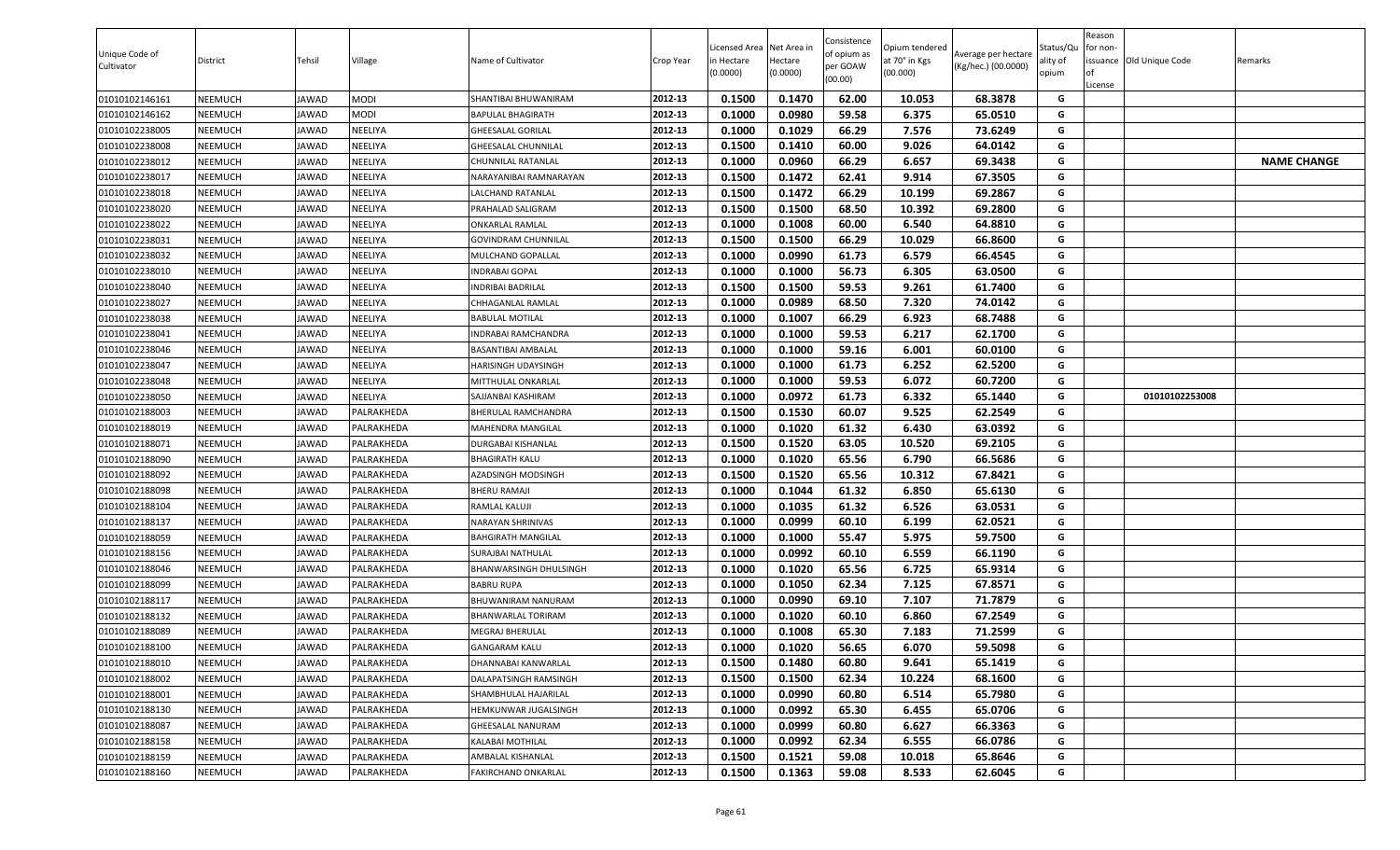| Unique Code of Cultivator | District | Tehsil | Village | Name of Cultivator | Crop Year | Licensed Area in Hectare (0.0000) | Net Area in Hectare (0.0000) | Consistence of opium as per GOAW (00.00) | Opium tendered at 70° in Kgs (00.000) | Average per hectare (Kg/hec.) (00.0000) | Status/Quality of opium | Reason for non-issuance of License | Old Unique Code | Remarks |
|---|---|---|---|---|---|---|---|---|---|---|---|---|---|---|
| 01010102146161 | NEEMUCH | JAWAD | MODI | SHANTIBAI BHUWANIRAM | 2012-13 | 0.1500 | 0.1470 | 62.00 | 10.053 | 68.3878 | G | | | |
| 01010102146162 | NEEMUCH | JAWAD | MODI | BAPULAL BHAGIRATH | 2012-13 | 0.1000 | 0.0980 | 59.58 | 6.375 | 65.0510 | G | | | |
| 01010102238005 | NEEMUCH | JAWAD | NEELIYA | GHEESALAL GORILAL | 2012-13 | 0.1000 | 0.1029 | 66.29 | 7.576 | 73.6249 | G | | | |
| 01010102238008 | NEEMUCH | JAWAD | NEELIYA | GHEESALAL CHUNNILAL | 2012-13 | 0.1500 | 0.1410 | 60.00 | 9.026 | 64.0142 | G | | | |
| 01010102238012 | NEEMUCH | JAWAD | NEELIYA | CHUNNILAL RATANLAL | 2012-13 | 0.1000 | 0.0960 | 66.29 | 6.657 | 69.3438 | G | | | NAME CHANGE |
| 01010102238017 | NEEMUCH | JAWAD | NEELIYA | NARAYANIBAI RAMNARAYAN | 2012-13 | 0.1500 | 0.1472 | 62.41 | 9.914 | 67.3505 | G | | | |
| 01010102238018 | NEEMUCH | JAWAD | NEELIYA | LALCHAND RATANLAL | 2012-13 | 0.1500 | 0.1472 | 66.29 | 10.199 | 69.2867 | G | | | |
| 01010102238020 | NEEMUCH | JAWAD | NEELIYA | PRAHALAD SALIGRAM | 2012-13 | 0.1500 | 0.1500 | 68.50 | 10.392 | 69.2800 | G | | | |
| 01010102238022 | NEEMUCH | JAWAD | NEELIYA | ONKARLAL RAMLAL | 2012-13 | 0.1000 | 0.1008 | 60.00 | 6.540 | 64.8810 | G | | | |
| 01010102238031 | NEEMUCH | JAWAD | NEELIYA | GOVINDRAM CHUNNILAL | 2012-13 | 0.1500 | 0.1500 | 66.29 | 10.029 | 66.8600 | G | | | |
| 01010102238032 | NEEMUCH | JAWAD | NEELIYA | MULCHAND GOPALLAL | 2012-13 | 0.1000 | 0.0990 | 61.73 | 6.579 | 66.4545 | G | | | |
| 01010102238010 | NEEMUCH | JAWAD | NEELIYA | INDRABAI GOPAL | 2012-13 | 0.1000 | 0.1000 | 56.73 | 6.305 | 63.0500 | G | | | |
| 01010102238040 | NEEMUCH | JAWAD | NEELIYA | INDRIBAI BADRILAL | 2012-13 | 0.1500 | 0.1500 | 59.53 | 9.261 | 61.7400 | G | | | |
| 01010102238027 | NEEMUCH | JAWAD | NEELIYA | CHHAGANLAL RAMLAL | 2012-13 | 0.1000 | 0.0989 | 68.50 | 7.320 | 74.0142 | G | | | |
| 01010102238038 | NEEMUCH | JAWAD | NEELIYA | BABULAL MOTILAL | 2012-13 | 0.1000 | 0.1007 | 66.29 | 6.923 | 68.7488 | G | | | |
| 01010102238041 | NEEMUCH | JAWAD | NEELIYA | INDRABAI RAMCHANDRA | 2012-13 | 0.1000 | 0.1000 | 59.53 | 6.217 | 62.1700 | G | | | |
| 01010102238046 | NEEMUCH | JAWAD | NEELIYA | BASANTIBAI AMBALAL | 2012-13 | 0.1000 | 0.1000 | 59.16 | 6.001 | 60.0100 | G | | | |
| 01010102238047 | NEEMUCH | JAWAD | NEELIYA | HARISINGH UDAYSINGH | 2012-13 | 0.1000 | 0.1000 | 61.73 | 6.252 | 62.5200 | G | | | |
| 01010102238048 | NEEMUCH | JAWAD | NEELIYA | MITTHULAL ONKARLAL | 2012-13 | 0.1000 | 0.1000 | 59.53 | 6.072 | 60.7200 | G | | | |
| 01010102238050 | NEEMUCH | JAWAD | NEELIYA | SAJJANBAI KASHIRAM | 2012-13 | 0.1000 | 0.0972 | 61.73 | 6.332 | 65.1440 | G | | 01010102253008 | |
| 01010102188003 | NEEMUCH | JAWAD | PALRAKHEDA | BHERULAL RAMCHANDRA | 2012-13 | 0.1500 | 0.1530 | 60.07 | 9.525 | 62.2549 | G | | | |
| 01010102188019 | NEEMUCH | JAWAD | PALRAKHEDA | MAHENDRA MANGILAL | 2012-13 | 0.1000 | 0.1020 | 61.32 | 6.430 | 63.0392 | G | | | |
| 01010102188071 | NEEMUCH | JAWAD | PALRAKHEDA | DURGABAI KISHANLAL | 2012-13 | 0.1500 | 0.1520 | 63.05 | 10.520 | 69.2105 | G | | | |
| 01010102188090 | NEEMUCH | JAWAD | PALRAKHEDA | BHAGIRATH KALU | 2012-13 | 0.1000 | 0.1020 | 65.56 | 6.790 | 66.5686 | G | | | |
| 01010102188092 | NEEMUCH | JAWAD | PALRAKHEDA | AZADSINGH MODSINGH | 2012-13 | 0.1500 | 0.1520 | 65.56 | 10.312 | 67.8421 | G | | | |
| 01010102188098 | NEEMUCH | JAWAD | PALRAKHEDA | BHERU RAMAJI | 2012-13 | 0.1000 | 0.1044 | 61.32 | 6.850 | 65.6130 | G | | | |
| 01010102188104 | NEEMUCH | JAWAD | PALRAKHEDA | RAMLAL KALUJI | 2012-13 | 0.1000 | 0.1035 | 61.32 | 6.526 | 63.0531 | G | | | |
| 01010102188137 | NEEMUCH | JAWAD | PALRAKHEDA | NARAYAN SHRINIVAS | 2012-13 | 0.1000 | 0.0999 | 60.10 | 6.199 | 62.0521 | G | | | |
| 01010102188059 | NEEMUCH | JAWAD | PALRAKHEDA | BAHGIRATH MANGILAL | 2012-13 | 0.1000 | 0.1000 | 55.47 | 5.975 | 59.7500 | G | | | |
| 01010102188156 | NEEMUCH | JAWAD | PALRAKHEDA | SURAJBAI NATHULAL | 2012-13 | 0.1000 | 0.0992 | 60.10 | 6.559 | 66.1190 | G | | | |
| 01010102188046 | NEEMUCH | JAWAD | PALRAKHEDA | BHANWARSINGH DHULSINGH | 2012-13 | 0.1000 | 0.1020 | 65.56 | 6.725 | 65.9314 | G | | | |
| 01010102188099 | NEEMUCH | JAWAD | PALRAKHEDA | BABRU RUPA | 2012-13 | 0.1000 | 0.1050 | 62.34 | 7.125 | 67.8571 | G | | | |
| 01010102188117 | NEEMUCH | JAWAD | PALRAKHEDA | BHUWANIRAM NANURAM | 2012-13 | 0.1000 | 0.0990 | 69.10 | 7.107 | 71.7879 | G | | | |
| 01010102188132 | NEEMUCH | JAWAD | PALRAKHEDA | BHANWARLAL TORIRAM | 2012-13 | 0.1000 | 0.1020 | 60.10 | 6.860 | 67.2549 | G | | | |
| 01010102188089 | NEEMUCH | JAWAD | PALRAKHEDA | MEGRAJ BHERULAL | 2012-13 | 0.1000 | 0.1008 | 65.30 | 7.183 | 71.2599 | G | | | |
| 01010102188100 | NEEMUCH | JAWAD | PALRAKHEDA | GANGARAM KALU | 2012-13 | 0.1000 | 0.1020 | 56.65 | 6.070 | 59.5098 | G | | | |
| 01010102188010 | NEEMUCH | JAWAD | PALRAKHEDA | DHANNABAI KANWARLAL | 2012-13 | 0.1500 | 0.1480 | 60.80 | 9.641 | 65.1419 | G | | | |
| 01010102188002 | NEEMUCH | JAWAD | PALRAKHEDA | DALAPATSINGH RAMSINGH | 2012-13 | 0.1500 | 0.1500 | 62.34 | 10.224 | 68.1600 | G | | | |
| 01010102188001 | NEEMUCH | JAWAD | PALRAKHEDA | SHAMBHULAL HAJARILAL | 2012-13 | 0.1000 | 0.0990 | 60.80 | 6.514 | 65.7980 | G | | | |
| 01010102188130 | NEEMUCH | JAWAD | PALRAKHEDA | HEMKUNWAR JUGALSINGH | 2012-13 | 0.1000 | 0.0992 | 65.30 | 6.455 | 65.0706 | G | | | |
| 01010102188087 | NEEMUCH | JAWAD | PALRAKHEDA | GHEESALAL NANURAM | 2012-13 | 0.1000 | 0.0999 | 60.80 | 6.627 | 66.3363 | G | | | |
| 01010102188158 | NEEMUCH | JAWAD | PALRAKHEDA | KALABAI MOTHILAL | 2012-13 | 0.1000 | 0.0992 | 62.34 | 6.555 | 66.0786 | G | | | |
| 01010102188159 | NEEMUCH | JAWAD | PALRAKHEDA | AMBALAL KISHANLAL | 2012-13 | 0.1500 | 0.1521 | 59.08 | 10.018 | 65.8646 | G | | | |
| 01010102188160 | NEEMUCH | JAWAD | PALRAKHEDA | FAKIRCHAND ONKARLAL | 2012-13 | 0.1500 | 0.1363 | 59.08 | 8.533 | 62.6045 | G | | | |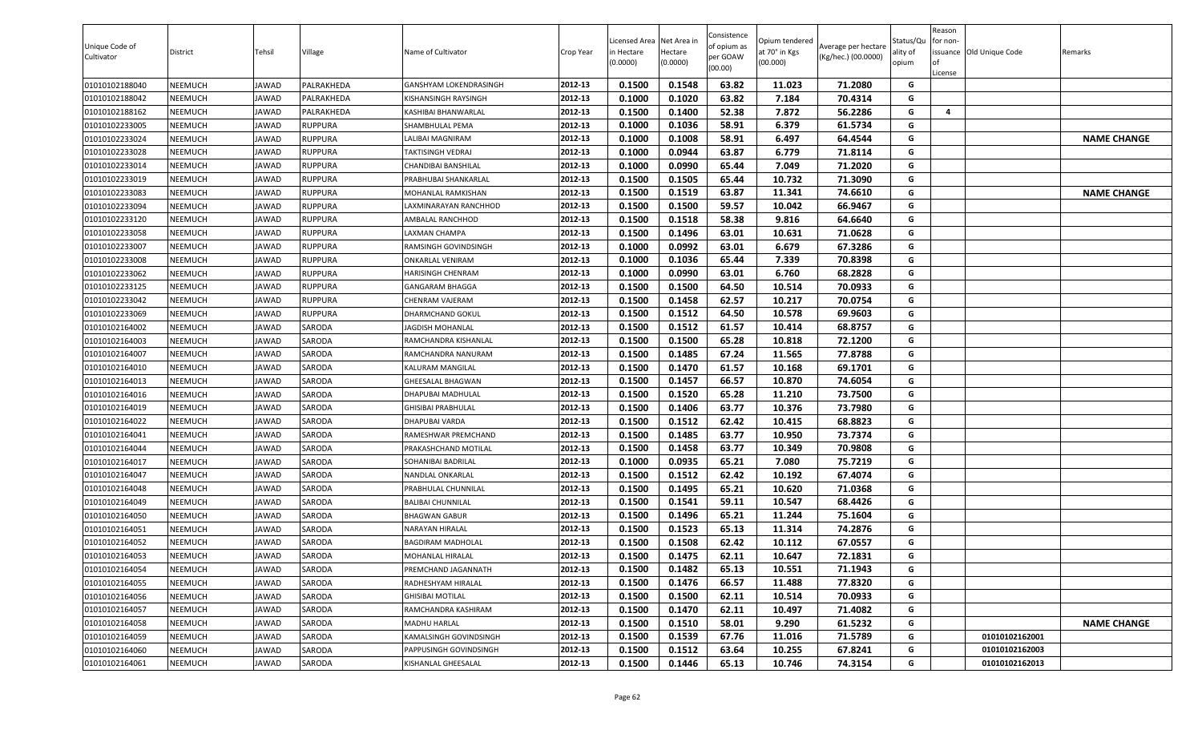| Unique Code of Cultivator | District | Tehsil | Village | Name of Cultivator | Crop Year | Licensed Area in Hectare (0.0000) | Net Area in Hectare (0.0000) | Consistence of opium as per GOAW (00.00) | Opium tendered at 70° in Kgs (00.000) | Average per hectare (Kg/hec.) (00.0000) | Status/Quality of opium | Reason for non-issuance of License | Old Unique Code | Remarks |
|---|---|---|---|---|---|---|---|---|---|---|---|---|---|---|
| 01010102188040 | NEEMUCH | JAWAD | PALRAKHEDA | GANSHYAM LOKENDRASINGH | 2012-13 | 0.1500 | 0.1548 | 63.82 | 11.023 | 71.2080 | G | | | |
| 01010102188042 | NEEMUCH | JAWAD | PALRAKHEDA | KISHANSINGH RAYSINGH | 2012-13 | 0.1000 | 0.1020 | 63.82 | 7.184 | 70.4314 | G | | | |
| 01010102188162 | NEEMUCH | JAWAD | PALRAKHEDA | KASHIBAI BHANWARLAL | 2012-13 | 0.1500 | 0.1400 | 52.38 | 7.872 | 56.2286 | G | 4 | | |
| 01010102233005 | NEEMUCH | JAWAD | RUPPURA | SHAMBHULAL PEMA | 2012-13 | 0.1000 | 0.1036 | 58.91 | 6.379 | 61.5734 | G | | | |
| 01010102233024 | NEEMUCH | JAWAD | RUPPURA | LALIBAI MAGNIRAM | 2012-13 | 0.1000 | 0.1008 | 58.91 | 6.497 | 64.4544 | G | | | NAME CHANGE |
| 01010102233028 | NEEMUCH | JAWAD | RUPPURA | TAKTISINGH VEDRAJ | 2012-13 | 0.1000 | 0.0944 | 63.87 | 6.779 | 71.8114 | G | | | |
| 01010102233014 | NEEMUCH | JAWAD | RUPPURA | CHANDIBAI BANSHILAL | 2012-13 | 0.1000 | 0.0990 | 65.44 | 7.049 | 71.2020 | G | | | |
| 01010102233019 | NEEMUCH | JAWAD | RUPPURA | PRABHUBAI SHANKARLAL | 2012-13 | 0.1500 | 0.1505 | 65.44 | 10.732 | 71.3090 | G | | | |
| 01010102233083 | NEEMUCH | JAWAD | RUPPURA | MOHANLAL RAMKISHAN | 2012-13 | 0.1500 | 0.1519 | 63.87 | 11.341 | 74.6610 | G | | | NAME CHANGE |
| 01010102233094 | NEEMUCH | JAWAD | RUPPURA | LAXMINARAYAN RANCHHOD | 2012-13 | 0.1500 | 0.1500 | 59.57 | 10.042 | 66.9467 | G | | | |
| 01010102233120 | NEEMUCH | JAWAD | RUPPURA | AMBALAL RANCHHOD | 2012-13 | 0.1500 | 0.1518 | 58.38 | 9.816 | 64.6640 | G | | | |
| 01010102233058 | NEEMUCH | JAWAD | RUPPURA | LAXMAN CHAMPA | 2012-13 | 0.1500 | 0.1496 | 63.01 | 10.631 | 71.0628 | G | | | |
| 01010102233007 | NEEMUCH | JAWAD | RUPPURA | RAMSINGH GOVINDSINGH | 2012-13 | 0.1000 | 0.0992 | 63.01 | 6.679 | 67.3286 | G | | | |
| 01010102233008 | NEEMUCH | JAWAD | RUPPURA | ONKARLAL VENIRAM | 2012-13 | 0.1000 | 0.1036 | 65.44 | 7.339 | 70.8398 | G | | | |
| 01010102233062 | NEEMUCH | JAWAD | RUPPURA | HARISINGH CHENRAM | 2012-13 | 0.1000 | 0.0990 | 63.01 | 6.760 | 68.2828 | G | | | |
| 01010102233125 | NEEMUCH | JAWAD | RUPPURA | GANGARAM BHAGGA | 2012-13 | 0.1500 | 0.1500 | 64.50 | 10.514 | 70.0933 | G | | | |
| 01010102233042 | NEEMUCH | JAWAD | RUPPURA | CHENRAM VAJERAM | 2012-13 | 0.1500 | 0.1458 | 62.57 | 10.217 | 70.0754 | G | | | |
| 01010102233069 | NEEMUCH | JAWAD | RUPPURA | DHARMCHAND GOKUL | 2012-13 | 0.1500 | 0.1512 | 64.50 | 10.578 | 69.9603 | G | | | |
| 01010102164002 | NEEMUCH | JAWAD | SARODA | JAGDISH MOHANLAL | 2012-13 | 0.1500 | 0.1512 | 61.57 | 10.414 | 68.8757 | G | | | |
| 01010102164003 | NEEMUCH | JAWAD | SARODA | RAMCHANDRA KISHANLAL | 2012-13 | 0.1500 | 0.1500 | 65.28 | 10.818 | 72.1200 | G | | | |
| 01010102164007 | NEEMUCH | JAWAD | SARODA | RAMCHANDRA NANURAM | 2012-13 | 0.1500 | 0.1485 | 67.24 | 11.565 | 77.8788 | G | | | |
| 01010102164010 | NEEMUCH | JAWAD | SARODA | KALURAM MANGILAL | 2012-13 | 0.1500 | 0.1470 | 61.57 | 10.168 | 69.1701 | G | | | |
| 01010102164013 | NEEMUCH | JAWAD | SARODA | GHEESALAL BHAGWAN | 2012-13 | 0.1500 | 0.1457 | 66.57 | 10.870 | 74.6054 | G | | | |
| 01010102164016 | NEEMUCH | JAWAD | SARODA | DHAPUBAI MADHULAL | 2012-13 | 0.1500 | 0.1520 | 65.28 | 11.210 | 73.7500 | G | | | |
| 01010102164019 | NEEMUCH | JAWAD | SARODA | GHISIBAI PRABHULAL | 2012-13 | 0.1500 | 0.1406 | 63.77 | 10.376 | 73.7980 | G | | | |
| 01010102164022 | NEEMUCH | JAWAD | SARODA | DHAPUBAI VARDA | 2012-13 | 0.1500 | 0.1512 | 62.42 | 10.415 | 68.8823 | G | | | |
| 01010102164041 | NEEMUCH | JAWAD | SARODA | RAMESHWAR PREMCHAND | 2012-13 | 0.1500 | 0.1485 | 63.77 | 10.950 | 73.7374 | G | | | |
| 01010102164044 | NEEMUCH | JAWAD | SARODA | PRAKASHCHAND MOTILAL | 2012-13 | 0.1500 | 0.1458 | 63.77 | 10.349 | 70.9808 | G | | | |
| 01010102164017 | NEEMUCH | JAWAD | SARODA | SOHANIBAI BADRILAL | 2012-13 | 0.1000 | 0.0935 | 65.21 | 7.080 | 75.7219 | G | | | |
| 01010102164047 | NEEMUCH | JAWAD | SARODA | NANDLAL ONKARLAL | 2012-13 | 0.1500 | 0.1512 | 62.42 | 10.192 | 67.4074 | G | | | |
| 01010102164048 | NEEMUCH | JAWAD | SARODA | PRABHULAL CHUNNILAL | 2012-13 | 0.1500 | 0.1495 | 65.21 | 10.620 | 71.0368 | G | | | |
| 01010102164049 | NEEMUCH | JAWAD | SARODA | BALIBAI CHUNNILAL | 2012-13 | 0.1500 | 0.1541 | 59.11 | 10.547 | 68.4426 | G | | | |
| 01010102164050 | NEEMUCH | JAWAD | SARODA | BHAGWAN GABUR | 2012-13 | 0.1500 | 0.1496 | 65.21 | 11.244 | 75.1604 | G | | | |
| 01010102164051 | NEEMUCH | JAWAD | SARODA | NARAYAN HIRALAL | 2012-13 | 0.1500 | 0.1523 | 65.13 | 11.314 | 74.2876 | G | | | |
| 01010102164052 | NEEMUCH | JAWAD | SARODA | BAGDIRAM MADHOLAL | 2012-13 | 0.1500 | 0.1508 | 62.42 | 10.112 | 67.0557 | G | | | |
| 01010102164053 | NEEMUCH | JAWAD | SARODA | MOHANLAL HIRALAL | 2012-13 | 0.1500 | 0.1475 | 62.11 | 10.647 | 72.1831 | G | | | |
| 01010102164054 | NEEMUCH | JAWAD | SARODA | PREMCHAND JAGANNATH | 2012-13 | 0.1500 | 0.1482 | 65.13 | 10.551 | 71.1943 | G | | | |
| 01010102164055 | NEEMUCH | JAWAD | SARODA | RADHESHYAM HIRALAL | 2012-13 | 0.1500 | 0.1476 | 66.57 | 11.488 | 77.8320 | G | | | |
| 01010102164056 | NEEMUCH | JAWAD | SARODA | GHISIBAI MOTILAL | 2012-13 | 0.1500 | 0.1500 | 62.11 | 10.514 | 70.0933 | G | | | |
| 01010102164057 | NEEMUCH | JAWAD | SARODA | RAMCHANDRA KASHIRAM | 2012-13 | 0.1500 | 0.1470 | 62.11 | 10.497 | 71.4082 | G | | | |
| 01010102164058 | NEEMUCH | JAWAD | SARODA | MADHU HARLAL | 2012-13 | 0.1500 | 0.1510 | 58.01 | 9.290 | 61.5232 | G | | | NAME CHANGE |
| 01010102164059 | NEEMUCH | JAWAD | SARODA | KAMALSINGH GOVINDSINGH | 2012-13 | 0.1500 | 0.1539 | 67.76 | 11.016 | 71.5789 | G | | 01010102162001 | |
| 01010102164060 | NEEMUCH | JAWAD | SARODA | PAPPUSINGH GOVINDSINGH | 2012-13 | 0.1500 | 0.1512 | 63.64 | 10.255 | 67.8241 | G | | 01010102162003 | |
| 01010102164061 | NEEMUCH | JAWAD | SARODA | KISHANLAL GHEESALAL | 2012-13 | 0.1500 | 0.1446 | 65.13 | 10.746 | 74.3154 | G | | 01010102162013 | |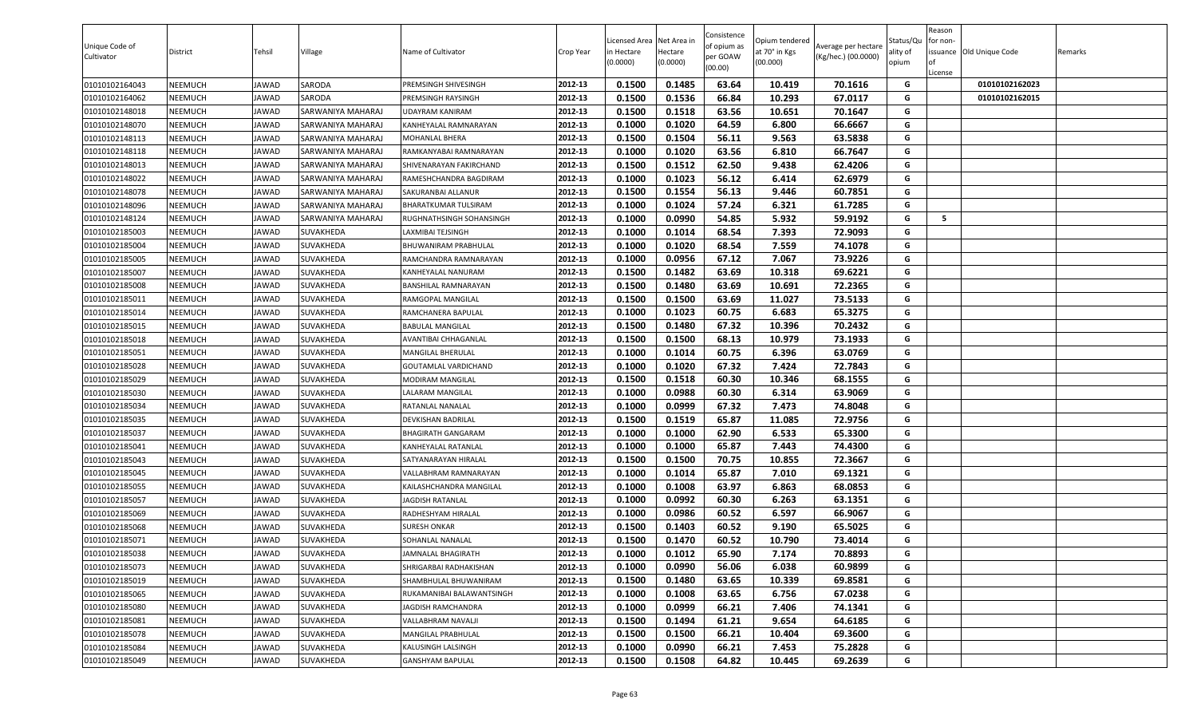| Unique Code of Cultivator | District | Tehsil | Village | Name of Cultivator | Crop Year | Licensed Area in Hectare (0.0000) | Net Area in Hectare (0.0000) | Consistence of opium as per GOAW (00.00) | Opium tendered at 70° in Kgs (00.000) | Average per hectare (Kg/hec.) (00.0000) | Status/Quality of opium | Reason for non-issuance of License | Old Unique Code | Remarks |
|---|---|---|---|---|---|---|---|---|---|---|---|---|---|---|
| 01010102164043 | NEEMUCH | JAWAD | SARODA | PREMSINGH SHIVESINGH | 2012-13 | 0.1500 | 0.1485 | 63.64 | 10.419 | 70.1616 | G | | 01010102162023 | |
| 01010102164062 | NEEMUCH | JAWAD | SARODA | PREMSINGH RAYSINGH | 2012-13 | 0.1500 | 0.1536 | 66.84 | 10.293 | 67.0117 | G | | 01010102162015 | |
| 01010102148018 | NEEMUCH | JAWAD | SARWANIYA MAHARAJ | UDAYRAM KANIRAM | 2012-13 | 0.1500 | 0.1518 | 63.56 | 10.651 | 70.1647 | G | | | |
| 01010102148070 | NEEMUCH | JAWAD | SARWANIYA MAHARAJ | KANHEYALAL RAMNARAYAN | 2012-13 | 0.1000 | 0.1020 | 64.59 | 6.800 | 66.6667 | G | | | |
| 01010102148113 | NEEMUCH | JAWAD | SARWANIYA MAHARAJ | MOHANLAL BHERA | 2012-13 | 0.1500 | 0.1504 | 56.11 | 9.563 | 63.5838 | G | | | |
| 01010102148118 | NEEMUCH | JAWAD | SARWANIYA MAHARAJ | RAMKANYABAI RAMNARAYAN | 2012-13 | 0.1000 | 0.1020 | 63.56 | 6.810 | 66.7647 | G | | | |
| 01010102148013 | NEEMUCH | JAWAD | SARWANIYA MAHARAJ | SHIVENARAYAN FAKIRCHAND | 2012-13 | 0.1500 | 0.1512 | 62.50 | 9.438 | 62.4206 | G | | | |
| 01010102148022 | NEEMUCH | JAWAD | SARWANIYA MAHARAJ | RAMESHCHANDRA BAGDIRAM | 2012-13 | 0.1000 | 0.1023 | 56.12 | 6.414 | 62.6979 | G | | | |
| 01010102148078 | NEEMUCH | JAWAD | SARWANIYA MAHARAJ | SAKURANBAI ALLANUR | 2012-13 | 0.1500 | 0.1554 | 56.13 | 9.446 | 60.7851 | G | | | |
| 01010102148096 | NEEMUCH | JAWAD | SARWANIYA MAHARAJ | BHARATKUMAR TULSIRAM | 2012-13 | 0.1000 | 0.1024 | 57.24 | 6.321 | 61.7285 | G | | | |
| 01010102148124 | NEEMUCH | JAWAD | SARWANIYA MAHARAJ | RUGHNATHSINGH SOHANSINGH | 2012-13 | 0.1000 | 0.0990 | 54.85 | 5.932 | 59.9192 | G | 5 | | |
| 01010102185003 | NEEMUCH | JAWAD | SUVAKHEDA | LAXMIBAI TEJSINGH | 2012-13 | 0.1000 | 0.1014 | 68.54 | 7.393 | 72.9093 | G | | | |
| 01010102185004 | NEEMUCH | JAWAD | SUVAKHEDA | BHUWANIRAM PRABHULAL | 2012-13 | 0.1000 | 0.1020 | 68.54 | 7.559 | 74.1078 | G | | | |
| 01010102185005 | NEEMUCH | JAWAD | SUVAKHEDA | RAMCHANDRA RAMNARAYAN | 2012-13 | 0.1000 | 0.0956 | 67.12 | 7.067 | 73.9226 | G | | | |
| 01010102185007 | NEEMUCH | JAWAD | SUVAKHEDA | KANHEYALAL NANURAM | 2012-13 | 0.1500 | 0.1482 | 63.69 | 10.318 | 69.6221 | G | | | |
| 01010102185008 | NEEMUCH | JAWAD | SUVAKHEDA | BANSHILAL RAMNARAYAN | 2012-13 | 0.1500 | 0.1480 | 63.69 | 10.691 | 72.2365 | G | | | |
| 01010102185011 | NEEMUCH | JAWAD | SUVAKHEDA | RAMGOPAL MANGILAL | 2012-13 | 0.1500 | 0.1500 | 63.69 | 11.027 | 73.5133 | G | | | |
| 01010102185014 | NEEMUCH | JAWAD | SUVAKHEDA | RAMCHANERA BAPULAL | 2012-13 | 0.1000 | 0.1023 | 60.75 | 6.683 | 65.3275 | G | | | |
| 01010102185015 | NEEMUCH | JAWAD | SUVAKHEDA | BABULAL MANGILAL | 2012-13 | 0.1500 | 0.1480 | 67.32 | 10.396 | 70.2432 | G | | | |
| 01010102185018 | NEEMUCH | JAWAD | SUVAKHEDA | AVANTIBAI CHHAGANLAL | 2012-13 | 0.1500 | 0.1500 | 68.13 | 10.979 | 73.1933 | G | | | |
| 01010102185051 | NEEMUCH | JAWAD | SUVAKHEDA | MANGILAL BHERULAL | 2012-13 | 0.1000 | 0.1014 | 60.75 | 6.396 | 63.0769 | G | | | |
| 01010102185028 | NEEMUCH | JAWAD | SUVAKHEDA | GOUTAMLAL VARDICHAND | 2012-13 | 0.1000 | 0.1020 | 67.32 | 7.424 | 72.7843 | G | | | |
| 01010102185029 | NEEMUCH | JAWAD | SUVAKHEDA | MODIRAM MANGILAL | 2012-13 | 0.1500 | 0.1518 | 60.30 | 10.346 | 68.1555 | G | | | |
| 01010102185030 | NEEMUCH | JAWAD | SUVAKHEDA | LALARAM MANGILAL | 2012-13 | 0.1000 | 0.0988 | 60.30 | 6.314 | 63.9069 | G | | | |
| 01010102185034 | NEEMUCH | JAWAD | SUVAKHEDA | RATANLAL NANALAL | 2012-13 | 0.1000 | 0.0999 | 67.32 | 7.473 | 74.8048 | G | | | |
| 01010102185035 | NEEMUCH | JAWAD | SUVAKHEDA | DEVKISHAN BADRILAL | 2012-13 | 0.1500 | 0.1519 | 65.87 | 11.085 | 72.9756 | G | | | |
| 01010102185037 | NEEMUCH | JAWAD | SUVAKHEDA | BHAGIRATH GANGARAM | 2012-13 | 0.1000 | 0.1000 | 62.90 | 6.533 | 65.3300 | G | | | |
| 01010102185041 | NEEMUCH | JAWAD | SUVAKHEDA | KANHEYALAL RATANLAL | 2012-13 | 0.1000 | 0.1000 | 65.87 | 7.443 | 74.4300 | G | | | |
| 01010102185043 | NEEMUCH | JAWAD | SUVAKHEDA | SATYANARAYAN HIRALAL | 2012-13 | 0.1500 | 0.1500 | 70.75 | 10.855 | 72.3667 | G | | | |
| 01010102185045 | NEEMUCH | JAWAD | SUVAKHEDA | VALLABHRAM RAMNARAYAN | 2012-13 | 0.1000 | 0.1014 | 65.87 | 7.010 | 69.1321 | G | | | |
| 01010102185055 | NEEMUCH | JAWAD | SUVAKHEDA | KAILASHCHANDRA MANGILAL | 2012-13 | 0.1000 | 0.1008 | 63.97 | 6.863 | 68.0853 | G | | | |
| 01010102185057 | NEEMUCH | JAWAD | SUVAKHEDA | JAGDISH RATANLAL | 2012-13 | 0.1000 | 0.0992 | 60.30 | 6.263 | 63.1351 | G | | | |
| 01010102185069 | NEEMUCH | JAWAD | SUVAKHEDA | RADHESHYAM HIRALAL | 2012-13 | 0.1000 | 0.0986 | 60.52 | 6.597 | 66.9067 | G | | | |
| 01010102185068 | NEEMUCH | JAWAD | SUVAKHEDA | SURESH ONKAR | 2012-13 | 0.1500 | 0.1403 | 60.52 | 9.190 | 65.5025 | G | | | |
| 01010102185071 | NEEMUCH | JAWAD | SUVAKHEDA | SOHANLAL NANALAL | 2012-13 | 0.1500 | 0.1470 | 60.52 | 10.790 | 73.4014 | G | | | |
| 01010102185038 | NEEMUCH | JAWAD | SUVAKHEDA | JAMNALAL BHAGIRATH | 2012-13 | 0.1000 | 0.1012 | 65.90 | 7.174 | 70.8893 | G | | | |
| 01010102185073 | NEEMUCH | JAWAD | SUVAKHEDA | SHRIGARBAI RADHAKISHAN | 2012-13 | 0.1000 | 0.0990 | 56.06 | 6.038 | 60.9899 | G | | | |
| 01010102185019 | NEEMUCH | JAWAD | SUVAKHEDA | SHAMBHULAL BHUWANIRAM | 2012-13 | 0.1500 | 0.1480 | 63.65 | 10.339 | 69.8581 | G | | | |
| 01010102185065 | NEEMUCH | JAWAD | SUVAKHEDA | RUKAMANIBAI BALAWANTSINGH | 2012-13 | 0.1000 | 0.1008 | 63.65 | 6.756 | 67.0238 | G | | | |
| 01010102185080 | NEEMUCH | JAWAD | SUVAKHEDA | JAGDISH RAMCHANDRA | 2012-13 | 0.1000 | 0.0999 | 66.21 | 7.406 | 74.1341 | G | | | |
| 01010102185081 | NEEMUCH | JAWAD | SUVAKHEDA | VALLABHRAM NAVALJI | 2012-13 | 0.1500 | 0.1494 | 61.21 | 9.654 | 64.6185 | G | | | |
| 01010102185078 | NEEMUCH | JAWAD | SUVAKHEDA | MANGILAL PRABHULAL | 2012-13 | 0.1500 | 0.1500 | 66.21 | 10.404 | 69.3600 | G | | | |
| 01010102185084 | NEEMUCH | JAWAD | SUVAKHEDA | KALUSINGH LALSINGH | 2012-13 | 0.1000 | 0.0990 | 66.21 | 7.453 | 75.2828 | G | | | |
| 01010102185049 | NEEMUCH | JAWAD | SUVAKHEDA | GANSHYAM BAPULAL | 2012-13 | 0.1500 | 0.1508 | 64.82 | 10.445 | 69.2639 | G | | | |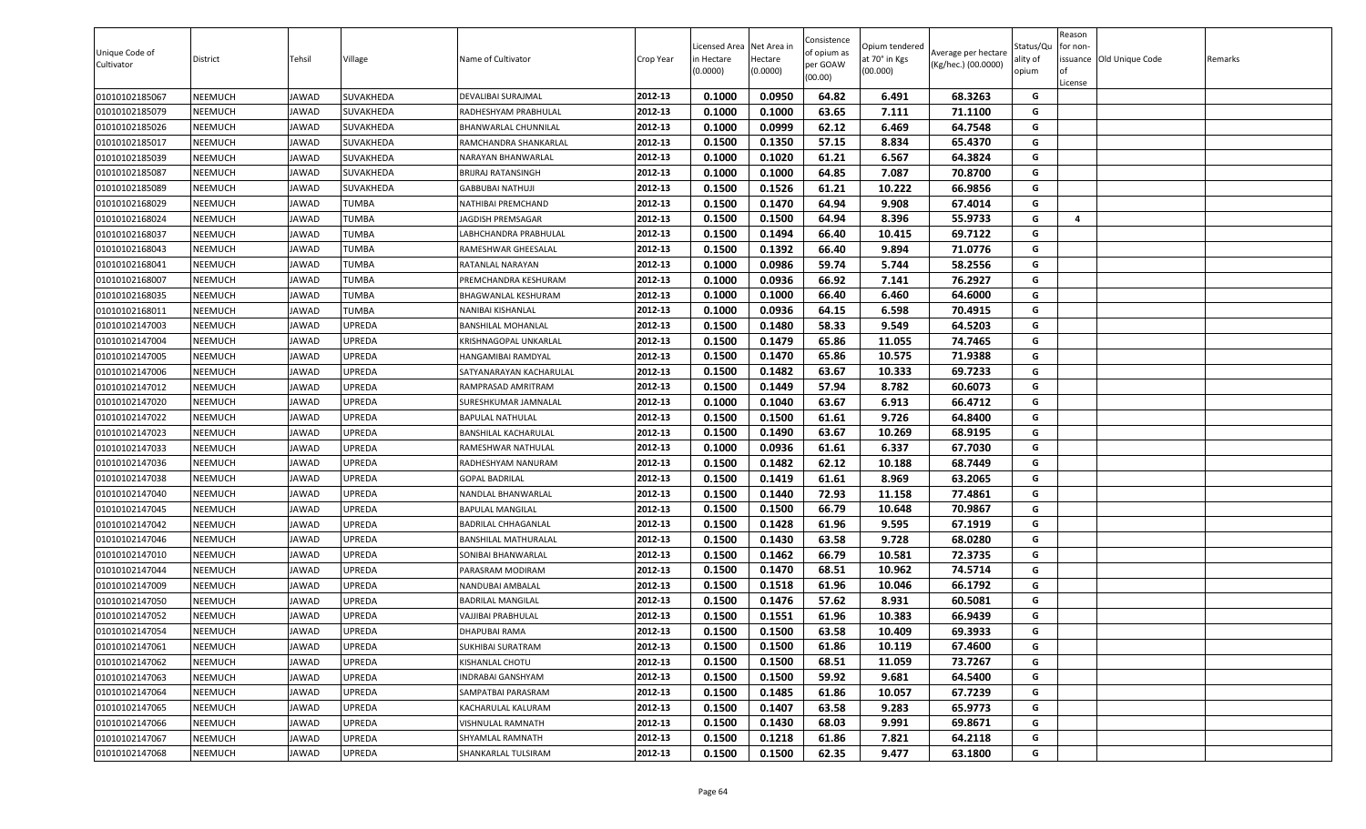| Unique Code of Cultivator | District | Tehsil | Village | Name of Cultivator | Crop Year | Licensed Area in Hectare (0.0000) | Net Area in Hectare (0.0000) | Consistence of opium as per GOAW (00.00) | Opium tendered at 70° in Kgs (00.000) | Average per hectare (Kg/hec.) (00.0000) | Status/Quality of opium | Reason for non-issuance of License | Old Unique Code | Remarks |
|---|---|---|---|---|---|---|---|---|---|---|---|---|---|---|
| 01010102185067 | NEEMUCH | JAWAD | SUVAKHEDA | DEVALIBAI SURAJMAL | 2012-13 | 0.1000 | 0.0950 | 64.82 | 6.491 | 68.3263 | G | | | |
| 01010102185079 | NEEMUCH | JAWAD | SUVAKHEDA | RADHESHYAM PRABHULAL | 2012-13 | 0.1000 | 0.1000 | 63.65 | 7.111 | 71.1100 | G | | | |
| 01010102185026 | NEEMUCH | JAWAD | SUVAKHEDA | BHANWARLAL CHUNNILAL | 2012-13 | 0.1000 | 0.0999 | 62.12 | 6.469 | 64.7548 | G | | | |
| 01010102185017 | NEEMUCH | JAWAD | SUVAKHEDA | RAMCHANDRA SHANKARLAL | 2012-13 | 0.1500 | 0.1350 | 57.15 | 8.834 | 65.4370 | G | | | |
| 01010102185039 | NEEMUCH | JAWAD | SUVAKHEDA | NARAYAN BHANWARLAL | 2012-13 | 0.1000 | 0.1020 | 61.21 | 6.567 | 64.3824 | G | | | |
| 01010102185087 | NEEMUCH | JAWAD | SUVAKHEDA | BRIJRAJ RATANSINGH | 2012-13 | 0.1000 | 0.1000 | 64.85 | 7.087 | 70.8700 | G | | | |
| 01010102185089 | NEEMUCH | JAWAD | SUVAKHEDA | GABBUBAI NATHUJI | 2012-13 | 0.1500 | 0.1526 | 61.21 | 10.222 | 66.9856 | G | | | |
| 01010102168029 | NEEMUCH | JAWAD | TUMBA | NATHIBAI PREMCHAND | 2012-13 | 0.1500 | 0.1470 | 64.94 | 9.908 | 67.4014 | G | | | |
| 01010102168024 | NEEMUCH | JAWAD | TUMBA | JAGDISH PREMSAGAR | 2012-13 | 0.1500 | 0.1500 | 64.94 | 8.396 | 55.9733 | G | 4 | | |
| 01010102168037 | NEEMUCH | JAWAD | TUMBA | LABHCHANDRA PRABHULAL | 2012-13 | 0.1500 | 0.1494 | 66.40 | 10.415 | 69.7122 | G | | | |
| 01010102168043 | NEEMUCH | JAWAD | TUMBA | RAMESHWAR GHEESALAL | 2012-13 | 0.1500 | 0.1392 | 66.40 | 9.894 | 71.0776 | G | | | |
| 01010102168041 | NEEMUCH | JAWAD | TUMBA | RATANLAL NARAYAN | 2012-13 | 0.1000 | 0.0986 | 59.74 | 5.744 | 58.2556 | G | | | |
| 01010102168007 | NEEMUCH | JAWAD | TUMBA | PREMCHANDRA KESHURAM | 2012-13 | 0.1000 | 0.0936 | 66.92 | 7.141 | 76.2927 | G | | | |
| 01010102168035 | NEEMUCH | JAWAD | TUMBA | BHAGWANLAL KESHURAM | 2012-13 | 0.1000 | 0.1000 | 66.40 | 6.460 | 64.6000 | G | | | |
| 01010102168011 | NEEMUCH | JAWAD | TUMBA | NANIBAI KISHANLAL | 2012-13 | 0.1000 | 0.0936 | 64.15 | 6.598 | 70.4915 | G | | | |
| 01010102147003 | NEEMUCH | JAWAD | UPREDA | BANSHILAL MOHANLAL | 2012-13 | 0.1500 | 0.1480 | 58.33 | 9.549 | 64.5203 | G | | | |
| 01010102147004 | NEEMUCH | JAWAD | UPREDA | KRISHNAGOPAL UNKARLAL | 2012-13 | 0.1500 | 0.1479 | 65.86 | 11.055 | 74.7465 | G | | | |
| 01010102147005 | NEEMUCH | JAWAD | UPREDA | HANGAMIBAI RAMDYAL | 2012-13 | 0.1500 | 0.1470 | 65.86 | 10.575 | 71.9388 | G | | | |
| 01010102147006 | NEEMUCH | JAWAD | UPREDA | SATYANARAYAN KACHARULAL | 2012-13 | 0.1500 | 0.1482 | 63.67 | 10.333 | 69.7233 | G | | | |
| 01010102147012 | NEEMUCH | JAWAD | UPREDA | RAMPRASAD AMRITRAM | 2012-13 | 0.1500 | 0.1449 | 57.94 | 8.782 | 60.6073 | G | | | |
| 01010102147020 | NEEMUCH | JAWAD | UPREDA | SURESHKUMAR JAMNALAL | 2012-13 | 0.1000 | 0.1040 | 63.67 | 6.913 | 66.4712 | G | | | |
| 01010102147022 | NEEMUCH | JAWAD | UPREDA | BAPULAL NATHULAL | 2012-13 | 0.1500 | 0.1500 | 61.61 | 9.726 | 64.8400 | G | | | |
| 01010102147023 | NEEMUCH | JAWAD | UPREDA | BANSHILAL KACHARULAL | 2012-13 | 0.1500 | 0.1490 | 63.67 | 10.269 | 68.9195 | G | | | |
| 01010102147033 | NEEMUCH | JAWAD | UPREDA | RAMESHWAR NATHULAL | 2012-13 | 0.1000 | 0.0936 | 61.61 | 6.337 | 67.7030 | G | | | |
| 01010102147036 | NEEMUCH | JAWAD | UPREDA | RADHESHYAM NANURAM | 2012-13 | 0.1500 | 0.1482 | 62.12 | 10.188 | 68.7449 | G | | | |
| 01010102147038 | NEEMUCH | JAWAD | UPREDA | GOPAL BADRILAL | 2012-13 | 0.1500 | 0.1419 | 61.61 | 8.969 | 63.2065 | G | | | |
| 01010102147040 | NEEMUCH | JAWAD | UPREDA | NANDLAL BHANWARLAL | 2012-13 | 0.1500 | 0.1440 | 72.93 | 11.158 | 77.4861 | G | | | |
| 01010102147045 | NEEMUCH | JAWAD | UPREDA | BAPULAL MANGILAL | 2012-13 | 0.1500 | 0.1500 | 66.79 | 10.648 | 70.9867 | G | | | |
| 01010102147042 | NEEMUCH | JAWAD | UPREDA | BADRILAL CHHAGANLAL | 2012-13 | 0.1500 | 0.1428 | 61.96 | 9.595 | 67.1919 | G | | | |
| 01010102147046 | NEEMUCH | JAWAD | UPREDA | BANSHILAL MATHURALAL | 2012-13 | 0.1500 | 0.1430 | 63.58 | 9.728 | 68.0280 | G | | | |
| 01010102147010 | NEEMUCH | JAWAD | UPREDA | SONIBAI BHANWARLAL | 2012-13 | 0.1500 | 0.1462 | 66.79 | 10.581 | 72.3735 | G | | | |
| 01010102147044 | NEEMUCH | JAWAD | UPREDA | PARASRAM MODIRAM | 2012-13 | 0.1500 | 0.1470 | 68.51 | 10.962 | 74.5714 | G | | | |
| 01010102147009 | NEEMUCH | JAWAD | UPREDA | NANDUBAI AMBALAL | 2012-13 | 0.1500 | 0.1518 | 61.96 | 10.046 | 66.1792 | G | | | |
| 01010102147050 | NEEMUCH | JAWAD | UPREDA | BADRILAL MANGILAL | 2012-13 | 0.1500 | 0.1476 | 57.62 | 8.931 | 60.5081 | G | | | |
| 01010102147052 | NEEMUCH | JAWAD | UPREDA | VAJJIBAI PRABHULAL | 2012-13 | 0.1500 | 0.1551 | 61.96 | 10.383 | 66.9439 | G | | | |
| 01010102147054 | NEEMUCH | JAWAD | UPREDA | DHAPUBAI RAMA | 2012-13 | 0.1500 | 0.1500 | 63.58 | 10.409 | 69.3933 | G | | | |
| 01010102147061 | NEEMUCH | JAWAD | UPREDA | SUKHIBAI SURATRAM | 2012-13 | 0.1500 | 0.1500 | 61.86 | 10.119 | 67.4600 | G | | | |
| 01010102147062 | NEEMUCH | JAWAD | UPREDA | KISHANLAL CHOTU | 2012-13 | 0.1500 | 0.1500 | 68.51 | 11.059 | 73.7267 | G | | | |
| 01010102147063 | NEEMUCH | JAWAD | UPREDA | INDRABAI GANSHYAM | 2012-13 | 0.1500 | 0.1500 | 59.92 | 9.681 | 64.5400 | G | | | |
| 01010102147064 | NEEMUCH | JAWAD | UPREDA | SAMPATBAI PARASRAM | 2012-13 | 0.1500 | 0.1485 | 61.86 | 10.057 | 67.7239 | G | | | |
| 01010102147065 | NEEMUCH | JAWAD | UPREDA | KACHARULAL KALURAM | 2012-13 | 0.1500 | 0.1407 | 63.58 | 9.283 | 65.9773 | G | | | |
| 01010102147066 | NEEMUCH | JAWAD | UPREDA | VISHNULAL RAMNATH | 2012-13 | 0.1500 | 0.1430 | 68.03 | 9.991 | 69.8671 | G | | | |
| 01010102147067 | NEEMUCH | JAWAD | UPREDA | SHYAMLAL RAMNATH | 2012-13 | 0.1500 | 0.1218 | 61.86 | 7.821 | 64.2118 | G | | | |
| 01010102147068 | NEEMUCH | JAWAD | UPREDA | SHANKARLAL TULSIRAM | 2012-13 | 0.1500 | 0.1500 | 62.35 | 9.477 | 63.1800 | G | | | |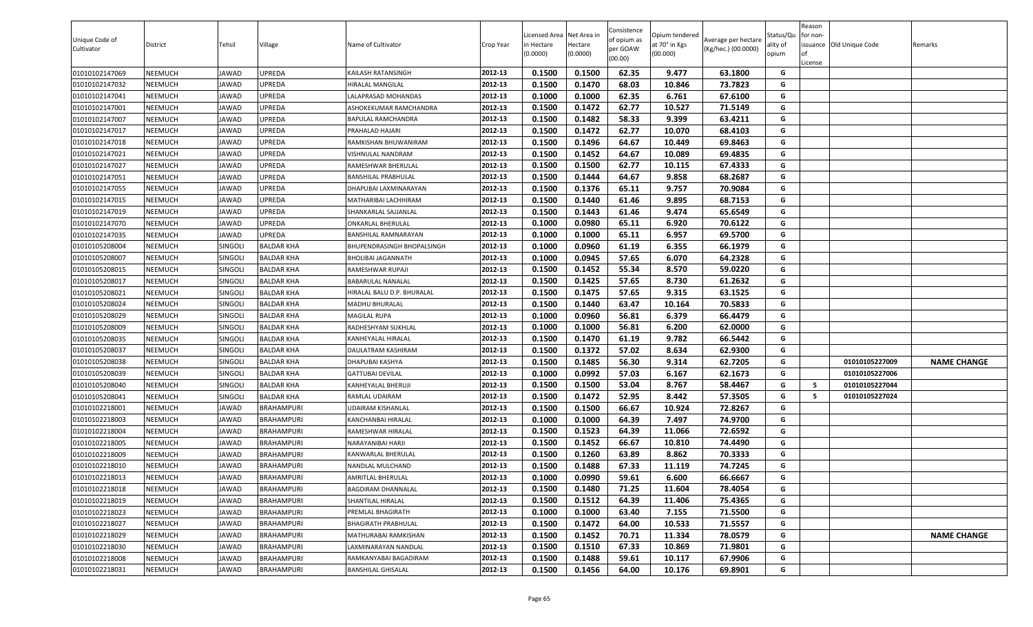| Unique Code of Cultivator | District | Tehsil | Village | Name of Cultivator | Crop Year | Licensed Area in Hectare (0.0000) | Net Area in Hectare (0.0000) | Consistence of opium as per GOAW (00.00) | Opium tendered at 70° in Kgs (00.000) | Average per hectare (Kg/hec.) (00.0000) | Status/Quality of opium | Reason for non-issuance of License | Old Unique Code | Remarks |
|---|---|---|---|---|---|---|---|---|---|---|---|---|---|---|
| 01010102147069 | NEEMUCH | JAWAD | UPREDA | KAILASH RATANSINGH | 2012-13 | 0.1500 | 0.1500 | 62.35 | 9.477 | 63.1800 | G | | | |
| 01010102147032 | NEEMUCH | JAWAD | UPREDA | HIRALAL MANGILAL | 2012-13 | 0.1500 | 0.1470 | 68.03 | 10.846 | 73.7823 | G | | | |
| 01010102147041 | NEEMUCH | JAWAD | UPREDA | LALAPRASAD MOHANDAS | 2012-13 | 0.1000 | 0.1000 | 62.35 | 6.761 | 67.6100 | G | | | |
| 01010102147001 | NEEMUCH | JAWAD | UPREDA | ASHOKEKUMAR RAMCHANDRA | 2012-13 | 0.1500 | 0.1472 | 62.77 | 10.527 | 71.5149 | G | | | |
| 01010102147007 | NEEMUCH | JAWAD | UPREDA | BAPULAL RAMCHANDRA | 2012-13 | 0.1500 | 0.1482 | 58.33 | 9.399 | 63.4211 | G | | | |
| 01010102147017 | NEEMUCH | JAWAD | UPREDA | PRAHALAD HAJARI | 2012-13 | 0.1500 | 0.1472 | 62.77 | 10.070 | 68.4103 | G | | | |
| 01010102147018 | NEEMUCH | JAWAD | UPREDA | RAMKISHAN BHUWANIRAM | 2012-13 | 0.1500 | 0.1496 | 64.67 | 10.449 | 69.8463 | G | | | |
| 01010102147021 | NEEMUCH | JAWAD | UPREDA | VISHNULAL NANDRAM | 2012-13 | 0.1500 | 0.1452 | 64.67 | 10.089 | 69.4835 | G | | | |
| 01010102147027 | NEEMUCH | JAWAD | UPREDA | RAMESHWAR BHERULAL | 2012-13 | 0.1500 | 0.1500 | 62.77 | 10.115 | 67.4333 | G | | | |
| 01010102147051 | NEEMUCH | JAWAD | UPREDA | BANSHILAL PRABHULAL | 2012-13 | 0.1500 | 0.1444 | 64.67 | 9.858 | 68.2687 | G | | | |
| 01010102147055 | NEEMUCH | JAWAD | UPREDA | DHAPUBAI LAXMINARAYAN | 2012-13 | 0.1500 | 0.1376 | 65.11 | 9.757 | 70.9084 | G | | | |
| 01010102147015 | NEEMUCH | JAWAD | UPREDA | MATHARIBAI LACHHIRAM | 2012-13 | 0.1500 | 0.1440 | 61.46 | 9.895 | 68.7153 | G | | | |
| 01010102147019 | NEEMUCH | JAWAD | UPREDA | SHANKARLAL SAJJANLAL | 2012-13 | 0.1500 | 0.1443 | 61.46 | 9.474 | 65.6549 | G | | | |
| 01010102147070 | NEEMUCH | JAWAD | UPREDA | ONKARLAL BHERULAL | 2012-13 | 0.1000 | 0.0980 | 65.11 | 6.920 | 70.6122 | G | | | |
| 01010102147035 | NEEMUCH | JAWAD | UPREDA | BANSHILAL RAMNARAYAN | 2012-13 | 0.1000 | 0.1000 | 65.11 | 6.957 | 69.5700 | G | | | |
| 01010105208004 | NEEMUCH | SINGOLI | BALDAR KHA | BHUPENDRASINGH BHOPALSINGH | 2012-13 | 0.1000 | 0.0960 | 61.19 | 6.355 | 66.1979 | G | | | |
| 01010105208007 | NEEMUCH | SINGOLI | BALDAR KHA | BHOLIBAI JAGANNATH | 2012-13 | 0.1000 | 0.0945 | 57.65 | 6.070 | 64.2328 | G | | | |
| 01010105208015 | NEEMUCH | SINGOLI | BALDAR KHA | RAMESHWAR RUPAJI | 2012-13 | 0.1500 | 0.1452 | 55.34 | 8.570 | 59.0220 | G | | | |
| 01010105208017 | NEEMUCH | SINGOLI | BALDAR KHA | BABARULAL NANALAL | 2012-13 | 0.1500 | 0.1425 | 57.65 | 8.730 | 61.2632 | G | | | |
| 01010105208021 | NEEMUCH | SINGOLI | BALDAR KHA | HIRALAL BALU D.P. BHURALAL | 2012-13 | 0.1500 | 0.1475 | 57.65 | 9.315 | 63.1525 | G | | | |
| 01010105208024 | NEEMUCH | SINGOLI | BALDAR KHA | MADHU BHURALAL | 2012-13 | 0.1500 | 0.1440 | 63.47 | 10.164 | 70.5833 | G | | | |
| 01010105208029 | NEEMUCH | SINGOLI | BALDAR KHA | MAGILAL RUPA | 2012-13 | 0.1000 | 0.0960 | 56.81 | 6.379 | 66.4479 | G | | | |
| 01010105208009 | NEEMUCH | SINGOLI | BALDAR KHA | RADHESHYAM SUKHLAL | 2012-13 | 0.1000 | 0.1000 | 56.81 | 6.200 | 62.0000 | G | | | |
| 01010105208035 | NEEMUCH | SINGOLI | BALDAR KHA | KANHEYALAL HIRALAL | 2012-13 | 0.1500 | 0.1470 | 61.19 | 9.782 | 66.5442 | G | | | |
| 01010105208037 | NEEMUCH | SINGOLI | BALDAR KHA | DAULATRAM KASHIRAM | 2012-13 | 0.1500 | 0.1372 | 57.02 | 8.634 | 62.9300 | G | | | |
| 01010105208038 | NEEMUCH | SINGOLI | BALDAR KHA | DHAPUBAI KASHYA | 2012-13 | 0.1500 | 0.1485 | 56.30 | 9.314 | 62.7205 | G | | 01010105227009 | NAME CHANGE |
| 01010105208039 | NEEMUCH | SINGOLI | BALDAR KHA | GATTUBAI DEVILAL | 2012-13 | 0.1000 | 0.0992 | 57.03 | 6.167 | 62.1673 | G | | 01010105227006 | |
| 01010105208040 | NEEMUCH | SINGOLI | BALDAR KHA | KANHEYALAL BHERUJI | 2012-13 | 0.1500 | 0.1500 | 53.04 | 8.767 | 58.4467 | G | 5 | 01010105227044 | |
| 01010105208041 | NEEMUCH | SINGOLI | BALDAR KHA | RAMLAL UDAIRAM | 2012-13 | 0.1500 | 0.1472 | 52.95 | 8.442 | 57.3505 | G | 5 | 01010105227024 | |
| 01010102218001 | NEEMUCH | JAWAD | BRAHAMPURI | UDAIRAM KISHANLAL | 2012-13 | 0.1500 | 0.1500 | 66.67 | 10.924 | 72.8267 | G | | | |
| 01010102218003 | NEEMUCH | JAWAD | BRAHAMPURI | KANCHANBAI HIRALAL | 2012-13 | 0.1000 | 0.1000 | 64.39 | 7.497 | 74.9700 | G | | | |
| 01010102218004 | NEEMUCH | JAWAD | BRAHAMPURI | RAMESHWAR HIRALAL | 2012-13 | 0.1500 | 0.1523 | 64.39 | 11.066 | 72.6592 | G | | | |
| 01010102218005 | NEEMUCH | JAWAD | BRAHAMPURI | NARAYANIBAI HARJI | 2012-13 | 0.1500 | 0.1452 | 66.67 | 10.810 | 74.4490 | G | | | |
| 01010102218009 | NEEMUCH | JAWAD | BRAHAMPURI | KANWARLAL BHERULAL | 2012-13 | 0.1500 | 0.1260 | 63.89 | 8.862 | 70.3333 | G | | | |
| 01010102218010 | NEEMUCH | JAWAD | BRAHAMPURI | NANDLAL MULCHAND | 2012-13 | 0.1500 | 0.1488 | 67.33 | 11.119 | 74.7245 | G | | | |
| 01010102218013 | NEEMUCH | JAWAD | BRAHAMPURI | AMRITLAL BHERULAL | 2012-13 | 0.1000 | 0.0990 | 59.61 | 6.600 | 66.6667 | G | | | |
| 01010102218018 | NEEMUCH | JAWAD | BRAHAMPURI | BAGDIRAM DHANNALAL | 2012-13 | 0.1500 | 0.1480 | 71.25 | 11.604 | 78.4054 | G | | | |
| 01010102218019 | NEEMUCH | JAWAD | BRAHAMPURI | SHANTILAL HIRALAL | 2012-13 | 0.1500 | 0.1512 | 64.39 | 11.406 | 75.4365 | G | | | |
| 01010102218023 | NEEMUCH | JAWAD | BRAHAMPURI | PREMLAL BHAGIRATH | 2012-13 | 0.1000 | 0.1000 | 63.40 | 7.155 | 71.5500 | G | | | |
| 01010102218027 | NEEMUCH | JAWAD | BRAHAMPURI | BHAGIRATH PRABHULAL | 2012-13 | 0.1500 | 0.1472 | 64.00 | 10.533 | 71.5557 | G | | | |
| 01010102218029 | NEEMUCH | JAWAD | BRAHAMPURI | MATHURABAI RAMKISHAN | 2012-13 | 0.1500 | 0.1452 | 70.71 | 11.334 | 78.0579 | G | | | NAME CHANGE |
| 01010102218030 | NEEMUCH | JAWAD | BRAHAMPURI | LAXMINARAYAN NANDLAL | 2012-13 | 0.1500 | 0.1510 | 67.33 | 10.869 | 71.9801 | G | | | |
| 01010102218008 | NEEMUCH | JAWAD | BRAHAMPURI | RAMKANYABAI BAGADIRAM | 2012-13 | 0.1500 | 0.1488 | 59.61 | 10.117 | 67.9906 | G | | | |
| 01010102218031 | NEEMUCH | JAWAD | BRAHAMPURI | BANSHILAL GHISALAL | 2012-13 | 0.1500 | 0.1456 | 64.00 | 10.176 | 69.8901 | G | | | |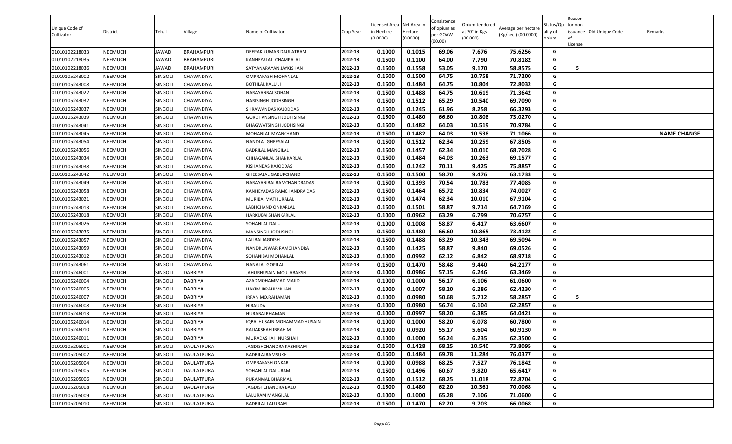| Unique Code of Cultivator | District | Tehsil | Village | Name of Cultivator | Crop Year | Licensed Area in Hectare (0.0000) | Net Area in Hectare (0.0000) | Consistence of opium as per GOAW (00.00) | Opium tendered at 70° in Kgs (00.000) | Average per hectare (Kg/hec.) (00.0000) | Status/Quality of opium | Reason for non-issuance of License | Old Unique Code | Remarks |
|---|---|---|---|---|---|---|---|---|---|---|---|---|---|---|
| 01010102218033 | NEEMUCH | JAWAD | BRAHAMPURI | DEEPAK KUMAR DAULATRAM | 2012-13 | 0.1000 | 0.1015 | 69.06 | 7.676 | 75.6256 | G | | | |
| 01010102218035 | NEEMUCH | JAWAD | BRAHAMPURI | KANHEYALAL CHAMPALAL | 2012-13 | 0.1500 | 0.1100 | 64.00 | 7.790 | 70.8182 | G | | | |
| 01010102218036 | NEEMUCH | JAWAD | BRAHAMPURI | SATYANARAYAN JAYKISHAN | 2012-13 | 0.1500 | 0.1558 | 53.05 | 9.170 | 58.8575 | G | 5 | | |
| 01010105243002 | NEEMUCH | SINGOLI | CHAWNDIYA | OMPRAKASH MOHANLAL | 2012-13 | 0.1500 | 0.1500 | 64.75 | 10.758 | 71.7200 | G | | | |
| 01010105243008 | NEEMUCH | SINGOLI | CHAWNDIYA | BOTHLAL KALU JI | 2012-13 | 0.1500 | 0.1484 | 64.75 | 10.804 | 72.8032 | G | | | |
| 01010105243022 | NEEMUCH | SINGOLI | CHAWNDIYA | NARAYANBAI SOHAN | 2012-13 | 0.1500 | 0.1488 | 64.75 | 10.619 | 71.3642 | G | | | |
| 01010105243032 | NEEMUCH | SINGOLI | CHAWNDIYA | HARISINGH JODHSINGH | 2012-13 | 0.1500 | 0.1512 | 65.29 | 10.540 | 69.7090 | G | | | |
| 01010105243037 | NEEMUCH | SINGOLI | CHAWNDIYA | SHRAWANDAS KAJODDAS | 2012-13 | 0.1500 | 0.1245 | 61.96 | 8.258 | 66.3293 | G | | | |
| 01010105243039 | NEEMUCH | SINGOLI | CHAWNDIYA | GORDHANSINGH JODH SINGH | 2012-13 | 0.1500 | 0.1480 | 66.60 | 10.808 | 73.0270 | G | | | |
| 01010105243041 | NEEMUCH | SINGOLI | CHAWNDIYA | BHAGWATSINGH JODHSINGH | 2012-13 | 0.1500 | 0.1482 | 64.03 | 10.519 | 70.9784 | G | | | |
| 01010105243045 | NEEMUCH | SINGOLI | CHAWNDIYA | MOHANLAL MYANCHAND | 2012-13 | 0.1500 | 0.1482 | 64.03 | 10.538 | 71.1066 | G | | | NAME CHANGE |
| 01010105243054 | NEEMUCH | SINGOLI | CHAWNDIYA | NANDLAL GHEESALAL | 2012-13 | 0.1500 | 0.1512 | 62.34 | 10.259 | 67.8505 | G | | | |
| 01010105243056 | NEEMUCH | SINGOLI | CHAWNDIYA | BADRILAL MANGILAL | 2012-13 | 0.1500 | 0.1457 | 62.34 | 10.010 | 68.7028 | G | | | |
| 01010105243034 | NEEMUCH | SINGOLI | CHAWNDIYA | CHHAGANLAL SHANKARLAL | 2012-13 | 0.1500 | 0.1484 | 64.03 | 10.263 | 69.1577 | G | | | |
| 01010105243038 | NEEMUCH | SINGOLI | CHAWNDIYA | KISHANDAS KAJODDAS | 2012-13 | 0.1500 | 0.1242 | 70.11 | 9.425 | 75.8857 | G | | | |
| 01010105243042 | NEEMUCH | SINGOLI | CHAWNDIYA | GHEESALAL GABURCHAND | 2012-13 | 0.1500 | 0.1500 | 58.70 | 9.476 | 63.1733 | G | | | |
| 01010105243049 | NEEMUCH | SINGOLI | CHAWNDIYA | NARAYANIBAI RAMCHANDRADAS | 2012-13 | 0.1500 | 0.1393 | 70.54 | 10.783 | 77.4085 | G | | | |
| 01010105243058 | NEEMUCH | SINGOLI | CHAWNDIYA | KANHEYADAS RAMCHANDRA DAS | 2012-13 | 0.1500 | 0.1464 | 65.72 | 10.834 | 74.0027 | G | | | |
| 01010105243021 | NEEMUCH | SINGOLI | CHAWNDIYA | MURIBAI MATHURALAL | 2012-13 | 0.1500 | 0.1474 | 62.34 | 10.010 | 67.9104 | G | | | |
| 01010105243013 | NEEMUCH | SINGOLI | CHAWNDIYA | LABHCHAND ONKARLAL | 2012-13 | 0.1500 | 0.1501 | 58.87 | 9.714 | 64.7169 | G | | | |
| 01010105243018 | NEEMUCH | SINGOLI | CHAWNDIYA | HARKUBAI SHANKARLAL | 2012-13 | 0.1000 | 0.0962 | 63.29 | 6.799 | 70.6757 | G | | | |
| 01010105243026 | NEEMUCH | SINGOLI | CHAWNDIYA | SOHANLAL DALU | 2012-13 | 0.1000 | 0.1008 | 58.87 | 6.417 | 63.6607 | G | | | |
| 01010105243035 | NEEMUCH | SINGOLI | CHAWNDIYA | MANSINGH JODHSINGH | 2012-13 | 0.1500 | 0.1480 | 66.60 | 10.865 | 73.4122 | G | | | |
| 01010105243057 | NEEMUCH | SINGOLI | CHAWNDIYA | LALIBAI JAGDISH | 2012-13 | 0.1500 | 0.1488 | 63.29 | 10.343 | 69.5094 | G | | | |
| 01010105243059 | NEEMUCH | SINGOLI | CHAWNDIYA | NANDKUNWAR RAMCHANDRA | 2012-13 | 0.1500 | 0.1425 | 58.87 | 9.840 | 69.0526 | G | | | |
| 01010105243012 | NEEMUCH | SINGOLI | CHAWNDIYA | SOHANIBAI MOHANLAL | 2012-13 | 0.1000 | 0.0992 | 62.12 | 6.842 | 68.9718 | G | | | |
| 01010105243061 | NEEMUCH | SINGOLI | CHAWNDIYA | NANALAL GOPILAL | 2012-13 | 0.1500 | 0.1470 | 58.48 | 9.440 | 64.2177 | G | | | |
| 01010105246001 | NEEMUCH | SINGOLI | DABRIYA | JAHURHUSAIN MOULABAKSH | 2012-13 | 0.1000 | 0.0986 | 57.15 | 6.246 | 63.3469 | G | | | |
| 01010105246004 | NEEMUCH | SINGOLI | DABRIYA | AZADMOHAMMAD MAJID | 2012-13 | 0.1000 | 0.1000 | 56.17 | 6.106 | 61.0600 | G | | | |
| 01010105246005 | NEEMUCH | SINGOLI | DABRIYA | HAKIM IBRAHIMKHAN | 2012-13 | 0.1000 | 0.1007 | 58.20 | 6.286 | 62.4230 | G | | | |
| 01010105246007 | NEEMUCH | SINGOLI | DABRIYA | IRFAN MO.RAHAMAN | 2012-13 | 0.1000 | 0.0980 | 50.68 | 5.712 | 58.2857 | G | 5 | | |
| 01010105246008 | NEEMUCH | SINGOLI | DABRIYA | HIRAUDA | 2012-13 | 0.1000 | 0.0980 | 56.74 | 6.104 | 62.2857 | G | | | |
| 01010105246013 | NEEMUCH | SINGOLI | DABRIYA | HURABAI RHAMAN | 2012-13 | 0.1000 | 0.0997 | 58.20 | 6.385 | 64.0421 | G | | | |
| 01010105246014 | NEEMUCH | SINGOLI | DABRIYA | IQBALHUSAIN MOHAMMAD HUSAIN | 2012-13 | 0.1000 | 0.1000 | 58.20 | 6.078 | 60.7800 | G | | | |
| 01010105246010 | NEEMUCH | SINGOLI | DABRIYA | RAJJAKSHAH IBRAHIM | 2012-13 | 0.1000 | 0.0920 | 55.17 | 5.604 | 60.9130 | G | | | |
| 01010105246011 | NEEMUCH | SINGOLI | DABRIYA | MURADASHAH NURSHAH | 2012-13 | 0.1000 | 0.1000 | 56.24 | 6.235 | 62.3500 | G | | | |
| 01010105205001 | NEEMUCH | SINGOLI | DAULATPURA | JAGDISHCHANDRA KASHIRAM | 2012-13 | 0.1500 | 0.1428 | 68.25 | 10.540 | 73.8095 | G | | | |
| 01010105205002 | NEEMUCH | SINGOLI | DAULATPURA | BADRILALRAMSUKH | 2012-13 | 0.1500 | 0.1484 | 69.78 | 11.284 | 76.0377 | G | | | |
| 01010105205004 | NEEMUCH | SINGOLI | DAULATPURA | OMPRAKASH ONKAR | 2012-13 | 0.1000 | 0.0988 | 68.25 | 7.527 | 76.1842 | G | | | |
| 01010105205005 | NEEMUCH | SINGOLI | DAULATPURA | SOHANLAL DALURAM | 2012-13 | 0.1500 | 0.1496 | 60.67 | 9.820 | 65.6417 | G | | | |
| 01010105205006 | NEEMUCH | SINGOLI | DAULATPURA | PURANMAL BHARMAL | 2012-13 | 0.1500 | 0.1512 | 68.25 | 11.018 | 72.8704 | G | | | |
| 01010105205008 | NEEMUCH | SINGOLI | DAULATPURA | JAGDISHCHANDRA BALU | 2012-13 | 0.1500 | 0.1480 | 62.20 | 10.361 | 70.0068 | G | | | |
| 01010105205009 | NEEMUCH | SINGOLI | DAULATPURA | LALURAM MANGILAL | 2012-13 | 0.1000 | 0.1000 | 65.28 | 7.106 | 71.0600 | G | | | |
| 01010105205010 | NEEMUCH | SINGOLI | DAULATPURA | BADRILAL LALURAM | 2012-13 | 0.1500 | 0.1470 | 62.20 | 9.703 | 66.0068 | G | | | |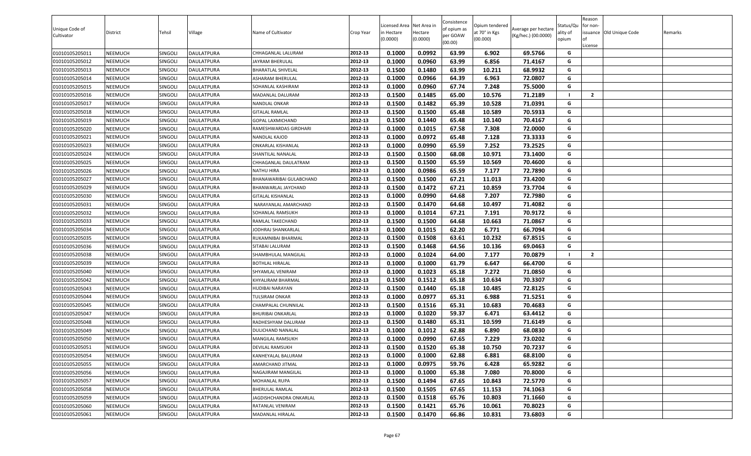| Unique Code of Cultivator | District | Tehsil | Village | Name of Cultivator | Crop Year | Licensed Area in Hectare (0.0000) | Net Area in Hectare (0.0000) | Consistence of opium as per GOAW (00.00) | Opium tendered at 70° in Kgs (00.000) | Average per hectare (Kg/hec.) (00.0000) | Status/Quality of opium | Reason for non-issuance of License | Old Unique Code | Remarks |
|---|---|---|---|---|---|---|---|---|---|---|---|---|---|---|
| 01010105205011 | NEEMUCH | SINGOLI | DAULATPURA | CHHAGANLAL LALURAM | 2012-13 | 0.1000 | 0.0992 | 63.99 | 6.902 | 69.5766 | G | | | |
| 01010105205012 | NEEMUCH | SINGOLI | DAULATPURA | JAYRAM BHERULAL | 2012-13 | 0.1000 | 0.0960 | 63.99 | 6.856 | 71.4167 | G | | | |
| 01010105205013 | NEEMUCH | SINGOLI | DAULATPURA | BHARATLAL SHIVELAL | 2012-13 | 0.1500 | 0.1480 | 63.99 | 10.211 | 68.9932 | G | | | |
| 01010105205014 | NEEMUCH | SINGOLI | DAULATPURA | ASHARAM BHERULAL | 2012-13 | 0.1000 | 0.0966 | 64.39 | 6.963 | 72.0807 | G | | | |
| 01010105205015 | NEEMUCH | SINGOLI | DAULATPURA | SOHANLAL KASHIRAM | 2012-13 | 0.1000 | 0.0960 | 67.74 | 7.248 | 75.5000 | G | | | |
| 01010105205016 | NEEMUCH | SINGOLI | DAULATPURA | MADANLAL DALURAM | 2012-13 | 0.1500 | 0.1485 | 65.00 | 10.576 | 71.2189 | I | 2 | | |
| 01010105205017 | NEEMUCH | SINGOLI | DAULATPURA | NANDLAL ONKAR | 2012-13 | 0.1500 | 0.1482 | 65.39 | 10.528 | 71.0391 | G | | | |
| 01010105205018 | NEEMUCH | SINGOLI | DAULATPURA | GITALAL RAMLAL | 2012-13 | 0.1500 | 0.1500 | 65.48 | 10.589 | 70.5933 | G | | | |
| 01010105205019 | NEEMUCH | SINGOLI | DAULATPURA | GOPAL LAXMICHAND | 2012-13 | 0.1500 | 0.1440 | 65.48 | 10.140 | 70.4167 | G | | | |
| 01010105205020 | NEEMUCH | SINGOLI | DAULATPURA | RAMESHWARDAS GIRDHARI | 2012-13 | 0.1000 | 0.1015 | 67.58 | 7.308 | 72.0000 | G | | | |
| 01010105205021 | NEEMUCH | SINGOLI | DAULATPURA | NANDLAL KAJOD | 2012-13 | 0.1000 | 0.0972 | 65.48 | 7.128 | 73.3333 | G | | | |
| 01010105205023 | NEEMUCH | SINGOLI | DAULATPURA | ONKARLAL KISHANLAL | 2012-13 | 0.1000 | 0.0990 | 65.59 | 7.252 | 73.2525 | G | | | |
| 01010105205024 | NEEMUCH | SINGOLI | DAULATPURA | SHANTILAL NANALAL | 2012-13 | 0.1500 | 0.1500 | 68.08 | 10.971 | 73.1400 | G | | | |
| 01010105205025 | NEEMUCH | SINGOLI | DAULATPURA | CHHAGANLAL DAULATRAM | 2012-13 | 0.1500 | 0.1500 | 65.59 | 10.569 | 70.4600 | G | | | |
| 01010105205026 | NEEMUCH | SINGOLI | DAULATPURA | NATHU HIRA | 2012-13 | 0.1000 | 0.0986 | 65.59 | 7.177 | 72.7890 | G | | | |
| 01010105205027 | NEEMUCH | SINGOLI | DAULATPURA | BHANAWARIBAI GULABCHAND | 2012-13 | 0.1500 | 0.1500 | 67.21 | 11.013 | 73.4200 | G | | | |
| 01010105205029 | NEEMUCH | SINGOLI | DAULATPURA | BHANWARLAL JAYCHAND | 2012-13 | 0.1500 | 0.1472 | 67.21 | 10.859 | 73.7704 | G | | | |
| 01010105205030 | NEEMUCH | SINGOLI | DAULATPURA | GITALAL KISHANLAL | 2012-13 | 0.1000 | 0.0990 | 64.68 | 7.207 | 72.7980 | G | | | |
| 01010105205031 | NEEMUCH | SINGOLI | DAULATPURA | NARAYANLAL AMARCHAND | 2012-13 | 0.1500 | 0.1470 | 64.68 | 10.497 | 71.4082 | G | | | |
| 01010105205032 | NEEMUCH | SINGOLI | DAULATPURA | SOHANLAL RAMSUKH | 2012-13 | 0.1000 | 0.1014 | 67.21 | 7.191 | 70.9172 | G | | | |
| 01010105205033 | NEEMUCH | SINGOLI | DAULATPURA | RAMLAL TAKECHAND | 2012-13 | 0.1500 | 0.1500 | 64.68 | 10.663 | 71.0867 | G | | | |
| 01010105205034 | NEEMUCH | SINGOLI | DAULATPURA | JODHRAJ SHANKARLAL | 2012-13 | 0.1000 | 0.1015 | 62.20 | 6.771 | 66.7094 | G | | | |
| 01010105205035 | NEEMUCH | SINGOLI | DAULATPURA | RUKAMNIBAI BHARMAL | 2012-13 | 0.1500 | 0.1508 | 63.61 | 10.232 | 67.8515 | G | | | |
| 01010105205036 | NEEMUCH | SINGOLI | DAULATPURA | SITABAI LALURAM | 2012-13 | 0.1500 | 0.1468 | 64.56 | 10.136 | 69.0463 | G | | | |
| 01010105205038 | NEEMUCH | SINGOLI | DAULATPURA | SHAMBHULAL MANGILAL | 2012-13 | 0.1000 | 0.1024 | 64.00 | 7.177 | 70.0879 | I | 2 | | |
| 01010105205039 | NEEMUCH | SINGOLI | DAULATPURA | BOTHLAL HIRALAL | 2012-13 | 0.1000 | 0.1000 | 61.79 | 6.647 | 66.4700 | G | | | |
| 01010105205040 | NEEMUCH | SINGOLI | DAULATPURA | SHYAMLAL VENIRAM | 2012-13 | 0.1000 | 0.1023 | 65.18 | 7.272 | 71.0850 | G | | | |
| 01010105205042 | NEEMUCH | SINGOLI | DAULATPURA | KHYALIRAM BHARMAL | 2012-13 | 0.1500 | 0.1512 | 65.18 | 10.634 | 70.3307 | G | | | |
| 01010105205043 | NEEMUCH | SINGOLI | DAULATPURA | HUDIBAI NARAYAN | 2012-13 | 0.1500 | 0.1440 | 65.18 | 10.485 | 72.8125 | G | | | |
| 01010105205044 | NEEMUCH | SINGOLI | DAULATPURA | TULSIRAM ONKAR | 2012-13 | 0.1000 | 0.0977 | 65.31 | 6.988 | 71.5251 | G | | | |
| 01010105205045 | NEEMUCH | SINGOLI | DAULATPURA | CHAMPALAL CHUNNILAL | 2012-13 | 0.1500 | 0.1516 | 65.31 | 10.683 | 70.4683 | G | | | |
| 01010105205047 | NEEMUCH | SINGOLI | DAULATPURA | BHURIBAI ONKARLAL | 2012-13 | 0.1000 | 0.1020 | 59.37 | 6.471 | 63.4412 | G | | | |
| 01010105205048 | NEEMUCH | SINGOLI | DAULATPURA | RADHESHYAM DALURAM | 2012-13 | 0.1500 | 0.1480 | 65.31 | 10.599 | 71.6149 | G | | | |
| 01010105205049 | NEEMUCH | SINGOLI | DAULATPURA | DULICHAND NANALAL | 2012-13 | 0.1000 | 0.1012 | 62.88 | 6.890 | 68.0830 | G | | | |
| 01010105205050 | NEEMUCH | SINGOLI | DAULATPURA | MANGILAL RAMSUKH | 2012-13 | 0.1000 | 0.0990 | 67.65 | 7.229 | 73.0202 | G | | | |
| 01010105205051 | NEEMUCH | SINGOLI | DAULATPURA | DEVILAL RAMSUKH | 2012-13 | 0.1500 | 0.1520 | 65.38 | 10.750 | 70.7237 | G | | | |
| 01010105205054 | NEEMUCH | SINGOLI | DAULATPURA | KANHEYALAL BALURAM | 2012-13 | 0.1000 | 0.1000 | 62.88 | 6.881 | 68.8100 | G | | | |
| 01010105205055 | NEEMUCH | SINGOLI | DAULATPURA | AMARCHAND JITMAL | 2012-13 | 0.1000 | 0.0975 | 59.76 | 6.428 | 65.9282 | G | | | |
| 01010105205056 | NEEMUCH | SINGOLI | DAULATPURA | NAGAJIRAM MANGILAL | 2012-13 | 0.1000 | 0.1000 | 65.38 | 7.080 | 70.8000 | G | | | |
| 01010105205057 | NEEMUCH | SINGOLI | DAULATPURA | MOHANLAL RUPA | 2012-13 | 0.1500 | 0.1494 | 67.65 | 10.843 | 72.5770 | G | | | |
| 01010105205058 | NEEMUCH | SINGOLI | DAULATPURA | BHERULAL RAMLAL | 2012-13 | 0.1500 | 0.1505 | 67.65 | 11.153 | 74.1063 | G | | | |
| 01010105205059 | NEEMUCH | SINGOLI | DAULATPURA | JAGDISHCHANDRA ONKARLAL | 2012-13 | 0.1500 | 0.1518 | 65.76 | 10.803 | 71.1660 | G | | | |
| 01010105205060 | NEEMUCH | SINGOLI | DAULATPURA | RATANLAL VENIRAM | 2012-13 | 0.1500 | 0.1421 | 65.76 | 10.061 | 70.8023 | G | | | |
| 01010105205061 | NEEMUCH | SINGOLI | DAULATPURA | MADANLAL HIRALAL | 2012-13 | 0.1500 | 0.1470 | 66.86 | 10.831 | 73.6803 | G | | | |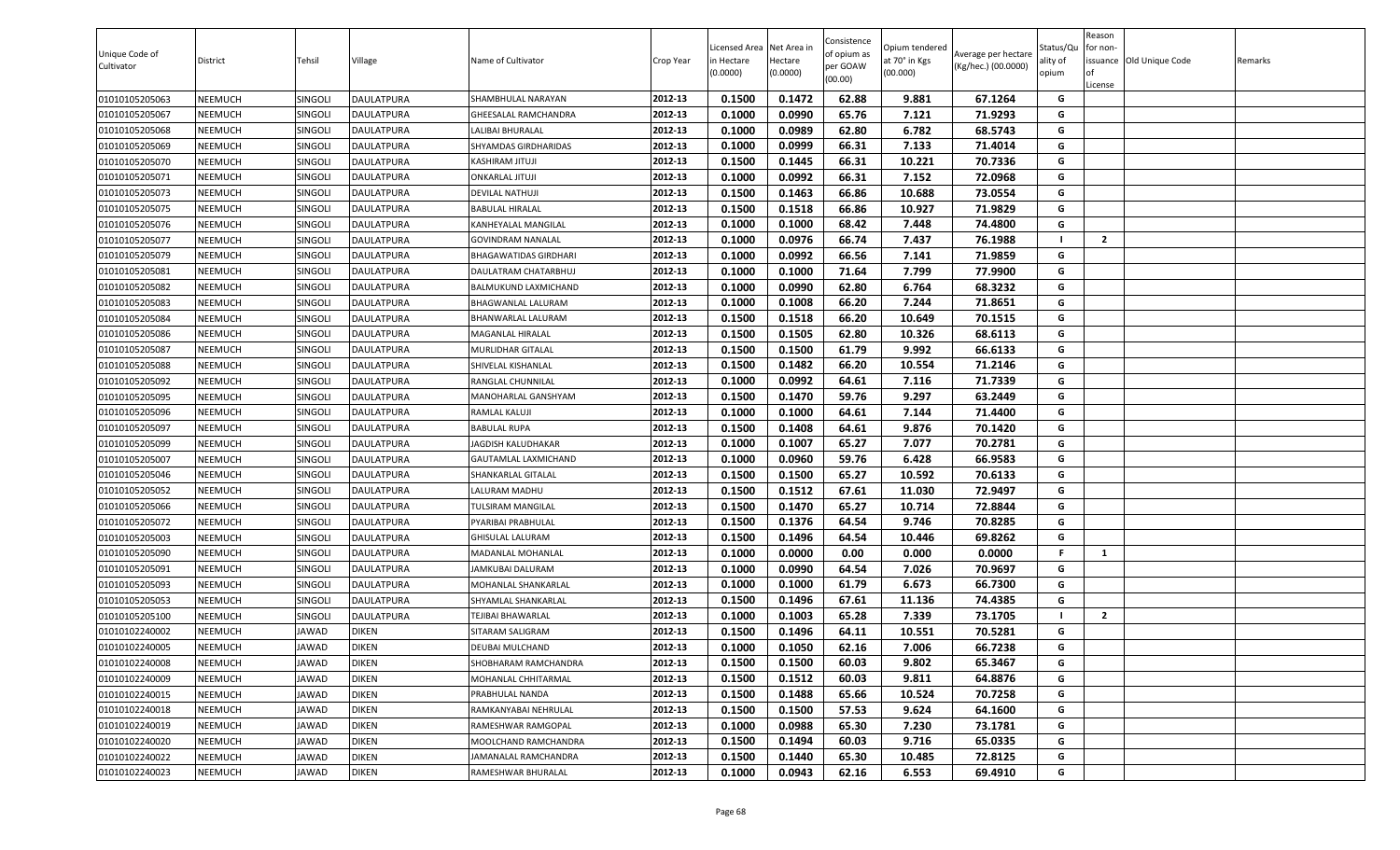| Unique Code of Cultivator | District | Tehsil | Village | Name of Cultivator | Crop Year | Licensed Area in Hectare (0.0000) | Net Area in Hectare (0.0000) | Consistence of opium as per GOAW (00.00) | Opium tendered at 70° in Kgs (00.000) | Average per hectare (Kg/hec.) (00.0000) | Status/Quality of opium | Reason for non-issuance of License | Old Unique Code | Remarks |
|---|---|---|---|---|---|---|---|---|---|---|---|---|---|---|
| 01010105205063 | NEEMUCH | SINGOLI | DAULATPURA | SHAMBHULAL NARAYAN | 2012-13 | 0.1500 | 0.1472 | 62.88 | 9.881 | 67.1264 | G | | | |
| 01010105205067 | NEEMUCH | SINGOLI | DAULATPURA | GHEESALAL RAMCHANDRA | 2012-13 | 0.1000 | 0.0990 | 65.76 | 7.121 | 71.9293 | G | | | |
| 01010105205068 | NEEMUCH | SINGOLI | DAULATPURA | LALIBAI BHURALAL | 2012-13 | 0.1000 | 0.0989 | 62.80 | 6.782 | 68.5743 | G | | | |
| 01010105205069 | NEEMUCH | SINGOLI | DAULATPURA | SHYAMDAS GIRDHARIDAS | 2012-13 | 0.1000 | 0.0999 | 66.31 | 7.133 | 71.4014 | G | | | |
| 01010105205070 | NEEMUCH | SINGOLI | DAULATPURA | KASHIRAM JITUJI | 2012-13 | 0.1500 | 0.1445 | 66.31 | 10.221 | 70.7336 | G | | | |
| 01010105205071 | NEEMUCH | SINGOLI | DAULATPURA | ONKARLAL JITUJI | 2012-13 | 0.1000 | 0.0992 | 66.31 | 7.152 | 72.0968 | G | | | |
| 01010105205073 | NEEMUCH | SINGOLI | DAULATPURA | DEVILAL NATHUJI | 2012-13 | 0.1500 | 0.1463 | 66.86 | 10.688 | 73.0554 | G | | | |
| 01010105205075 | NEEMUCH | SINGOLI | DAULATPURA | BABULAL HIRALAL | 2012-13 | 0.1500 | 0.1518 | 66.86 | 10.927 | 71.9829 | G | | | |
| 01010105205076 | NEEMUCH | SINGOLI | DAULATPURA | KANHEYALAL MANGILAL | 2012-13 | 0.1000 | 0.1000 | 68.42 | 7.448 | 74.4800 | G | | | |
| 01010105205077 | NEEMUCH | SINGOLI | DAULATPURA | GOVINDRAM NANALAL | 2012-13 | 0.1000 | 0.0976 | 66.74 | 7.437 | 76.1988 | I | 2 | | |
| 01010105205079 | NEEMUCH | SINGOLI | DAULATPURA | BHAGAWATIDAS GIRDHARI | 2012-13 | 0.1000 | 0.0992 | 66.56 | 7.141 | 71.9859 | G | | | |
| 01010105205081 | NEEMUCH | SINGOLI | DAULATPURA | DAULATRAM CHATARBHUJ | 2012-13 | 0.1000 | 0.1000 | 71.64 | 7.799 | 77.9900 | G | | | |
| 01010105205082 | NEEMUCH | SINGOLI | DAULATPURA | BALMUKUND LAXMICHAND | 2012-13 | 0.1000 | 0.0990 | 62.80 | 6.764 | 68.3232 | G | | | |
| 01010105205083 | NEEMUCH | SINGOLI | DAULATPURA | BHAGWANLAL LALURAM | 2012-13 | 0.1000 | 0.1008 | 66.20 | 7.244 | 71.8651 | G | | | |
| 01010105205084 | NEEMUCH | SINGOLI | DAULATPURA | BHANWARLAL LALURAM | 2012-13 | 0.1500 | 0.1518 | 66.20 | 10.649 | 70.1515 | G | | | |
| 01010105205086 | NEEMUCH | SINGOLI | DAULATPURA | MAGANLAL HIRALAL | 2012-13 | 0.1500 | 0.1505 | 62.80 | 10.326 | 68.6113 | G | | | |
| 01010105205087 | NEEMUCH | SINGOLI | DAULATPURA | MURLIDHAR GITALAL | 2012-13 | 0.1500 | 0.1500 | 61.79 | 9.992 | 66.6133 | G | | | |
| 01010105205088 | NEEMUCH | SINGOLI | DAULATPURA | SHIVELAL KISHANLAL | 2012-13 | 0.1500 | 0.1482 | 66.20 | 10.554 | 71.2146 | G | | | |
| 01010105205092 | NEEMUCH | SINGOLI | DAULATPURA | RANGLAL CHUNNILAL | 2012-13 | 0.1000 | 0.0992 | 64.61 | 7.116 | 71.7339 | G | | | |
| 01010105205095 | NEEMUCH | SINGOLI | DAULATPURA | MANOHARLAL GANSHYAM | 2012-13 | 0.1500 | 0.1470 | 59.76 | 9.297 | 63.2449 | G | | | |
| 01010105205096 | NEEMUCH | SINGOLI | DAULATPURA | RAMLAL KALUJI | 2012-13 | 0.1000 | 0.1000 | 64.61 | 7.144 | 71.4400 | G | | | |
| 01010105205097 | NEEMUCH | SINGOLI | DAULATPURA | BABULAL RUPA | 2012-13 | 0.1500 | 0.1408 | 64.61 | 9.876 | 70.1420 | G | | | |
| 01010105205099 | NEEMUCH | SINGOLI | DAULATPURA | JAGDISH KALUDHAKAR | 2012-13 | 0.1000 | 0.1007 | 65.27 | 7.077 | 70.2781 | G | | | |
| 01010105205007 | NEEMUCH | SINGOLI | DAULATPURA | GAUTAMLAL LAXMICHAND | 2012-13 | 0.1000 | 0.0960 | 59.76 | 6.428 | 66.9583 | G | | | |
| 01010105205046 | NEEMUCH | SINGOLI | DAULATPURA | SHANKARLAL GITALAL | 2012-13 | 0.1500 | 0.1500 | 65.27 | 10.592 | 70.6133 | G | | | |
| 01010105205052 | NEEMUCH | SINGOLI | DAULATPURA | LALURAM MADHU | 2012-13 | 0.1500 | 0.1512 | 67.61 | 11.030 | 72.9497 | G | | | |
| 01010105205066 | NEEMUCH | SINGOLI | DAULATPURA | TULSIRAM MANGILAL | 2012-13 | 0.1500 | 0.1470 | 65.27 | 10.714 | 72.8844 | G | | | |
| 01010105205072 | NEEMUCH | SINGOLI | DAULATPURA | PYARIBAI PRABHULAL | 2012-13 | 0.1500 | 0.1376 | 64.54 | 9.746 | 70.8285 | G | | | |
| 01010105205003 | NEEMUCH | SINGOLI | DAULATPURA | GHISULAL LALURAM | 2012-13 | 0.1500 | 0.1496 | 64.54 | 10.446 | 69.8262 | G | | | |
| 01010105205090 | NEEMUCH | SINGOLI | DAULATPURA | MADANLAL MOHANLAL | 2012-13 | 0.1000 | 0.0000 | 0.00 | 0.000 | 0.0000 | F | 1 | | |
| 01010105205091 | NEEMUCH | SINGOLI | DAULATPURA | JAMKUBAI DALURAM | 2012-13 | 0.1000 | 0.0990 | 64.54 | 7.026 | 70.9697 | G | | | |
| 01010105205093 | NEEMUCH | SINGOLI | DAULATPURA | MOHANLAL SHANKARLAL | 2012-13 | 0.1000 | 0.1000 | 61.79 | 6.673 | 66.7300 | G | | | |
| 01010105205053 | NEEMUCH | SINGOLI | DAULATPURA | SHYAMLAL SHANKARLAL | 2012-13 | 0.1500 | 0.1496 | 67.61 | 11.136 | 74.4385 | G | | | |
| 01010105205100 | NEEMUCH | SINGOLI | DAULATPURA | TEJIBAI BHAWARLAL | 2012-13 | 0.1000 | 0.1003 | 65.28 | 7.339 | 73.1705 | I | 2 | | |
| 01010102240002 | NEEMUCH | JAWAD | DIKEN | SITARAM SALIGRAM | 2012-13 | 0.1500 | 0.1496 | 64.11 | 10.551 | 70.5281 | G | | | |
| 01010102240005 | NEEMUCH | JAWAD | DIKEN | DEUBAI MULCHAND | 2012-13 | 0.1000 | 0.1050 | 62.16 | 7.006 | 66.7238 | G | | | |
| 01010102240008 | NEEMUCH | JAWAD | DIKEN | SHOBHARAM RAMCHANDRA | 2012-13 | 0.1500 | 0.1500 | 60.03 | 9.802 | 65.3467 | G | | | |
| 01010102240009 | NEEMUCH | JAWAD | DIKEN | MOHANLAL CHHITARMAL | 2012-13 | 0.1500 | 0.1512 | 60.03 | 9.811 | 64.8876 | G | | | |
| 01010102240015 | NEEMUCH | JAWAD | DIKEN | PRABHULAL NANDA | 2012-13 | 0.1500 | 0.1488 | 65.66 | 10.524 | 70.7258 | G | | | |
| 01010102240018 | NEEMUCH | JAWAD | DIKEN | RAMKANYABAI NEHRULAL | 2012-13 | 0.1500 | 0.1500 | 57.53 | 9.624 | 64.1600 | G | | | |
| 01010102240019 | NEEMUCH | JAWAD | DIKEN | RAMESHWAR RAMGOPAL | 2012-13 | 0.1000 | 0.0988 | 65.30 | 7.230 | 73.1781 | G | | | |
| 01010102240020 | NEEMUCH | JAWAD | DIKEN | MOOLCHAND RAMCHANDRA | 2012-13 | 0.1500 | 0.1494 | 60.03 | 9.716 | 65.0335 | G | | | |
| 01010102240022 | NEEMUCH | JAWAD | DIKEN | JAMANALAL RAMCHANDRA | 2012-13 | 0.1500 | 0.1440 | 65.30 | 10.485 | 72.8125 | G | | | |
| 01010102240023 | NEEMUCH | JAWAD | DIKEN | RAMESHWAR BHURALAL | 2012-13 | 0.1000 | 0.0943 | 62.16 | 6.553 | 69.4910 | G | | | |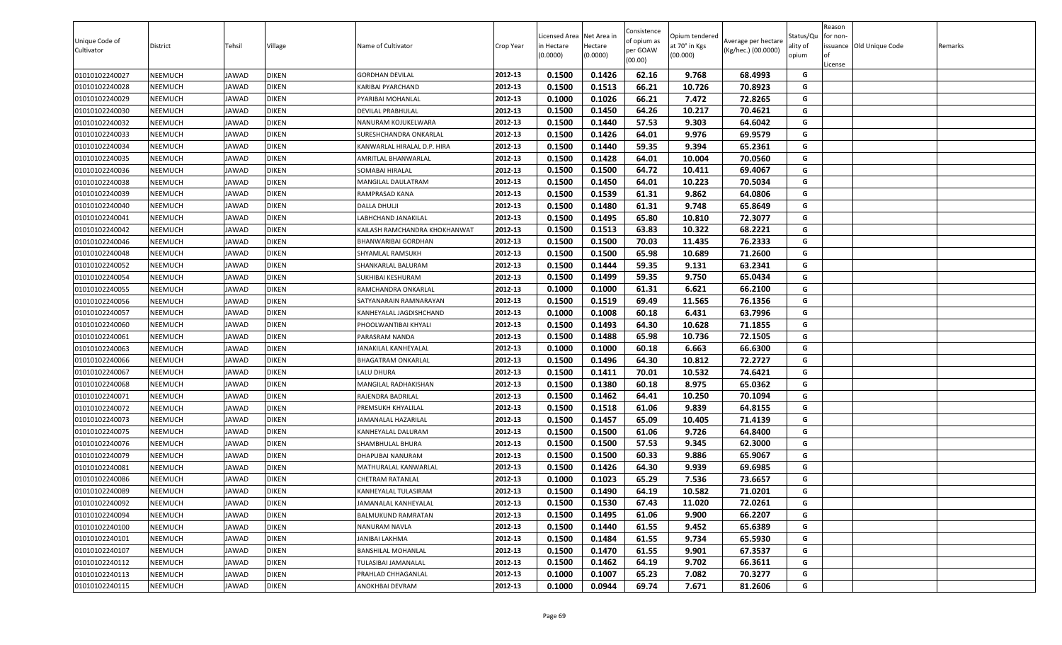| Unique Code of Cultivator | District | Tehsil | Village | Name of Cultivator | Crop Year | Licensed Area in Hectare (0.0000) | Net Area in Hectare (0.0000) | Consistence of opium as per GOAW (00.00) | Opium tendered at 70° in Kgs (00.000) | Average per hectare (Kg/hec.) (00.0000) | Status/Quality of opium | Reason for non-issuance of License | Old Unique Code | Remarks |
|---|---|---|---|---|---|---|---|---|---|---|---|---|---|---|
| 01010102240027 | NEEMUCH | JAWAD | DIKEN | GORDHAN DEVILAL | 2012-13 | 0.1500 | 0.1426 | 62.16 | 9.768 | 68.4993 | G | | | |
| 01010102240028 | NEEMUCH | JAWAD | DIKEN | KARIBAI PYARCHAND | 2012-13 | 0.1500 | 0.1513 | 66.21 | 10.726 | 70.8923 | G | | | |
| 01010102240029 | NEEMUCH | JAWAD | DIKEN | PYARIBAI MOHANLAL | 2012-13 | 0.1000 | 0.1026 | 66.21 | 7.472 | 72.8265 | G | | | |
| 01010102240030 | NEEMUCH | JAWAD | DIKEN | DEVILAL PRABHULAL | 2012-13 | 0.1500 | 0.1450 | 64.26 | 10.217 | 70.4621 | G | | | |
| 01010102240032 | NEEMUCH | JAWAD | DIKEN | NANURAM KOJUKELWARA | 2012-13 | 0.1500 | 0.1440 | 57.53 | 9.303 | 64.6042 | G | | | |
| 01010102240033 | NEEMUCH | JAWAD | DIKEN | SURESHCHANDRA ONKARLAL | 2012-13 | 0.1500 | 0.1426 | 64.01 | 9.976 | 69.9579 | G | | | |
| 01010102240034 | NEEMUCH | JAWAD | DIKEN | KANWARLAL HIRALAL D.P. HIRA | 2012-13 | 0.1500 | 0.1440 | 59.35 | 9.394 | 65.2361 | G | | | |
| 01010102240035 | NEEMUCH | JAWAD | DIKEN | AMRITLAL BHANWARLAL | 2012-13 | 0.1500 | 0.1428 | 64.01 | 10.004 | 70.0560 | G | | | |
| 01010102240036 | NEEMUCH | JAWAD | DIKEN | SOMABAI HIRALAL | 2012-13 | 0.1500 | 0.1500 | 64.72 | 10.411 | 69.4067 | G | | | |
| 01010102240038 | NEEMUCH | JAWAD | DIKEN | MANGILAL DAULATRAM | 2012-13 | 0.1500 | 0.1450 | 64.01 | 10.223 | 70.5034 | G | | | |
| 01010102240039 | NEEMUCH | JAWAD | DIKEN | RAMPRASAD KANA | 2012-13 | 0.1500 | 0.1539 | 61.31 | 9.862 | 64.0806 | G | | | |
| 01010102240040 | NEEMUCH | JAWAD | DIKEN | DALLA DHULJI | 2012-13 | 0.1500 | 0.1480 | 61.31 | 9.748 | 65.8649 | G | | | |
| 01010102240041 | NEEMUCH | JAWAD | DIKEN | LABHCHAND JANAKILAL | 2012-13 | 0.1500 | 0.1495 | 65.80 | 10.810 | 72.3077 | G | | | |
| 01010102240042 | NEEMUCH | JAWAD | DIKEN | KAILASH RAMCHANDRA KHOKHANWAT | 2012-13 | 0.1500 | 0.1513 | 63.83 | 10.322 | 68.2221 | G | | | |
| 01010102240046 | NEEMUCH | JAWAD | DIKEN | BHANWARIBAI GORDHAN | 2012-13 | 0.1500 | 0.1500 | 70.03 | 11.435 | 76.2333 | G | | | |
| 01010102240048 | NEEMUCH | JAWAD | DIKEN | SHYAMLAL RAMSUKH | 2012-13 | 0.1500 | 0.1500 | 65.98 | 10.689 | 71.2600 | G | | | |
| 01010102240052 | NEEMUCH | JAWAD | DIKEN | SHANKARLAL BALURAM | 2012-13 | 0.1500 | 0.1444 | 59.35 | 9.131 | 63.2341 | G | | | |
| 01010102240054 | NEEMUCH | JAWAD | DIKEN | SUKHIBAI KESHURAM | 2012-13 | 0.1500 | 0.1499 | 59.35 | 9.750 | 65.0434 | G | | | |
| 01010102240055 | NEEMUCH | JAWAD | DIKEN | RAMCHANDRA ONKARLAL | 2012-13 | 0.1000 | 0.1000 | 61.31 | 6.621 | 66.2100 | G | | | |
| 01010102240056 | NEEMUCH | JAWAD | DIKEN | SATYANARAIN RAMNARAYAN | 2012-13 | 0.1500 | 0.1519 | 69.49 | 11.565 | 76.1356 | G | | | |
| 01010102240057 | NEEMUCH | JAWAD | DIKEN | KANHEYALAL JAGDISHCHAND | 2012-13 | 0.1000 | 0.1008 | 60.18 | 6.431 | 63.7996 | G | | | |
| 01010102240060 | NEEMUCH | JAWAD | DIKEN | PHOOLWANTIBAI KHYALI | 2012-13 | 0.1500 | 0.1493 | 64.30 | 10.628 | 71.1855 | G | | | |
| 01010102240061 | NEEMUCH | JAWAD | DIKEN | PARASRAM NANDA | 2012-13 | 0.1500 | 0.1488 | 65.98 | 10.736 | 72.1505 | G | | | |
| 01010102240063 | NEEMUCH | JAWAD | DIKEN | JANAKILAL KANHEYALAL | 2012-13 | 0.1000 | 0.1000 | 60.18 | 6.663 | 66.6300 | G | | | |
| 01010102240066 | NEEMUCH | JAWAD | DIKEN | BHAGATRAM ONKARLAL | 2012-13 | 0.1500 | 0.1496 | 64.30 | 10.812 | 72.2727 | G | | | |
| 01010102240067 | NEEMUCH | JAWAD | DIKEN | LALU DHURA | 2012-13 | 0.1500 | 0.1411 | 70.01 | 10.532 | 74.6421 | G | | | |
| 01010102240068 | NEEMUCH | JAWAD | DIKEN | MANGILAL RADHAKISHAN | 2012-13 | 0.1500 | 0.1380 | 60.18 | 8.975 | 65.0362 | G | | | |
| 01010102240071 | NEEMUCH | JAWAD | DIKEN | RAJENDRA BADRILAL | 2012-13 | 0.1500 | 0.1462 | 64.41 | 10.250 | 70.1094 | G | | | |
| 01010102240072 | NEEMUCH | JAWAD | DIKEN | PREMSUKH KHYALILAL | 2012-13 | 0.1500 | 0.1518 | 61.06 | 9.839 | 64.8155 | G | | | |
| 01010102240073 | NEEMUCH | JAWAD | DIKEN | JAMANALAL HAZARILAL | 2012-13 | 0.1500 | 0.1457 | 65.09 | 10.405 | 71.4139 | G | | | |
| 01010102240075 | NEEMUCH | JAWAD | DIKEN | KANHEYALAL DALURAM | 2012-13 | 0.1500 | 0.1500 | 61.06 | 9.726 | 64.8400 | G | | | |
| 01010102240076 | NEEMUCH | JAWAD | DIKEN | SHAMBHULAL BHURA | 2012-13 | 0.1500 | 0.1500 | 57.53 | 9.345 | 62.3000 | G | | | |
| 01010102240079 | NEEMUCH | JAWAD | DIKEN | DHAPUBAI NANURAM | 2012-13 | 0.1500 | 0.1500 | 60.33 | 9.886 | 65.9067 | G | | | |
| 01010102240081 | NEEMUCH | JAWAD | DIKEN | MATHURALAL KANWARLAL | 2012-13 | 0.1500 | 0.1426 | 64.30 | 9.939 | 69.6985 | G | | | |
| 01010102240086 | NEEMUCH | JAWAD | DIKEN | CHETRAM RATANLAL | 2012-13 | 0.1000 | 0.1023 | 65.29 | 7.536 | 73.6657 | G | | | |
| 01010102240089 | NEEMUCH | JAWAD | DIKEN | KANHEYALAL TULASIRAM | 2012-13 | 0.1500 | 0.1490 | 64.19 | 10.582 | 71.0201 | G | | | |
| 01010102240092 | NEEMUCH | JAWAD | DIKEN | JAMANALAL KANHEYALAL | 2012-13 | 0.1500 | 0.1530 | 67.43 | 11.020 | 72.0261 | G | | | |
| 01010102240094 | NEEMUCH | JAWAD | DIKEN | BALMUKUND RAMRATAN | 2012-13 | 0.1500 | 0.1495 | 61.06 | 9.900 | 66.2207 | G | | | |
| 01010102240100 | NEEMUCH | JAWAD | DIKEN | NANURAM NAVLA | 2012-13 | 0.1500 | 0.1440 | 61.55 | 9.452 | 65.6389 | G | | | |
| 01010102240101 | NEEMUCH | JAWAD | DIKEN | JANIBAI LAKHMA | 2012-13 | 0.1500 | 0.1484 | 61.55 | 9.734 | 65.5930 | G | | | |
| 01010102240107 | NEEMUCH | JAWAD | DIKEN | BANSHILAL MOHANLAL | 2012-13 | 0.1500 | 0.1470 | 61.55 | 9.901 | 67.3537 | G | | | |
| 01010102240112 | NEEMUCH | JAWAD | DIKEN | TULASIBAI JAMANALAL | 2012-13 | 0.1500 | 0.1462 | 64.19 | 9.702 | 66.3611 | G | | | |
| 01010102240113 | NEEMUCH | JAWAD | DIKEN | PRAHLAD CHHAGANLAL | 2012-13 | 0.1000 | 0.1007 | 65.23 | 7.082 | 70.3277 | G | | | |
| 01010102240115 | NEEMUCH | JAWAD | DIKEN | ANOKHBAI DEVRAM | 2012-13 | 0.1000 | 0.0944 | 69.74 | 7.671 | 81.2606 | G | | | |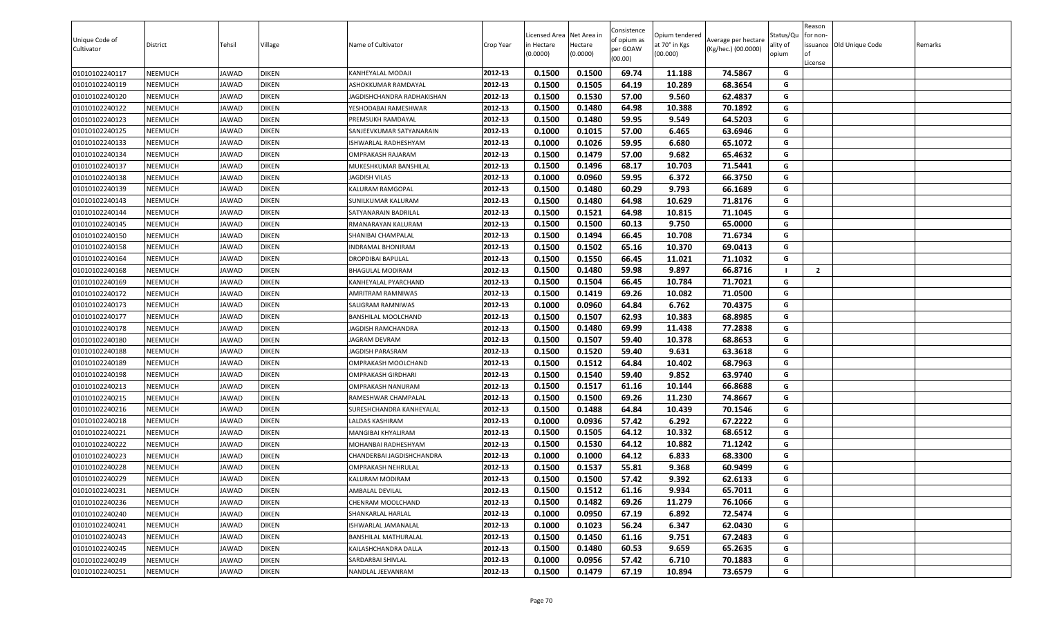| Unique Code of Cultivator | District | Tehsil | Village | Name of Cultivator | Crop Year | Licensed Area in Hectare (0.0000) | Net Area in Hectare (0.0000) | Consistence of opium as per GOAW (00.00) | Opium tendered at 70° in Kgs (00.000) | Average per hectare (Kg/hec.) (00.0000) | Status/Quality of opium | Reason for non-issuance of License | Old Unique Code | Remarks |
|---|---|---|---|---|---|---|---|---|---|---|---|---|---|---|
| 01010102240117 | NEEMUCH | JAWAD | DIKEN | KANHEYALAL MODAJI | 2012-13 | 0.1500 | 0.1500 | 69.74 | 11.188 | 74.5867 | G | | | |
| 01010102240119 | NEEMUCH | JAWAD | DIKEN | ASHOKKUMAR RAMDAYAL | 2012-13 | 0.1500 | 0.1505 | 64.19 | 10.289 | 68.3654 | G | | | |
| 01010102240120 | NEEMUCH | JAWAD | DIKEN | JAGDISHCHANDRA RADHAKISHAN | 2012-13 | 0.1500 | 0.1530 | 57.00 | 9.560 | 62.4837 | G | | | |
| 01010102240122 | NEEMUCH | JAWAD | DIKEN | YESHODABAI RAMESHWAR | 2012-13 | 0.1500 | 0.1480 | 64.98 | 10.388 | 70.1892 | G | | | |
| 01010102240123 | NEEMUCH | JAWAD | DIKEN | PREMSUKH RAMDAYAL | 2012-13 | 0.1500 | 0.1480 | 59.95 | 9.549 | 64.5203 | G | | | |
| 01010102240125 | NEEMUCH | JAWAD | DIKEN | SANJEEVKUMAR SATYANARAIN | 2012-13 | 0.1000 | 0.1015 | 57.00 | 6.465 | 63.6946 | G | | | |
| 01010102240133 | NEEMUCH | JAWAD | DIKEN | ISHWARLAL RADHESHYAM | 2012-13 | 0.1000 | 0.1026 | 59.95 | 6.680 | 65.1072 | G | | | |
| 01010102240134 | NEEMUCH | JAWAD | DIKEN | OMPRAKASH RAJARAM | 2012-13 | 0.1500 | 0.1479 | 57.00 | 9.682 | 65.4632 | G | | | |
| 01010102240137 | NEEMUCH | JAWAD | DIKEN | MUKESHKUMAR BANSHILAL | 2012-13 | 0.1500 | 0.1496 | 68.17 | 10.703 | 71.5441 | G | | | |
| 01010102240138 | NEEMUCH | JAWAD | DIKEN | JAGDISH VILAS | 2012-13 | 0.1000 | 0.0960 | 59.95 | 6.372 | 66.3750 | G | | | |
| 01010102240139 | NEEMUCH | JAWAD | DIKEN | KALURAM RAMGOPAL | 2012-13 | 0.1500 | 0.1480 | 60.29 | 9.793 | 66.1689 | G | | | |
| 01010102240143 | NEEMUCH | JAWAD | DIKEN | SUNILKUMAR KALURAM | 2012-13 | 0.1500 | 0.1480 | 64.98 | 10.629 | 71.8176 | G | | | |
| 01010102240144 | NEEMUCH | JAWAD | DIKEN | SATYANARAIN BADRILAL | 2012-13 | 0.1500 | 0.1521 | 64.98 | 10.815 | 71.1045 | G | | | |
| 01010102240145 | NEEMUCH | JAWAD | DIKEN | RMANARAYAN KALURAM | 2012-13 | 0.1500 | 0.1500 | 60.13 | 9.750 | 65.0000 | G | | | |
| 01010102240150 | NEEMUCH | JAWAD | DIKEN | SHANIBAI CHAMPALAL | 2012-13 | 0.1500 | 0.1494 | 66.45 | 10.708 | 71.6734 | G | | | |
| 01010102240158 | NEEMUCH | JAWAD | DIKEN | INDRAMAL BHONIRAM | 2012-13 | 0.1500 | 0.1502 | 65.16 | 10.370 | 69.0413 | G | | | |
| 01010102240164 | NEEMUCH | JAWAD | DIKEN | DROPDIBAI BAPULAL | 2012-13 | 0.1500 | 0.1550 | 66.45 | 11.021 | 71.1032 | G | | | |
| 01010102240168 | NEEMUCH | JAWAD | DIKEN | BHAGULAL MODIRAM | 2012-13 | 0.1500 | 0.1480 | 59.98 | 9.897 | 66.8716 | I | 2 | | |
| 01010102240169 | NEEMUCH | JAWAD | DIKEN | KANHEYALAL PYARCHAND | 2012-13 | 0.1500 | 0.1504 | 66.45 | 10.784 | 71.7021 | G | | | |
| 01010102240172 | NEEMUCH | JAWAD | DIKEN | AMRITRAM RAMNIWAS | 2012-13 | 0.1500 | 0.1419 | 69.26 | 10.082 | 71.0500 | G | | | |
| 01010102240173 | NEEMUCH | JAWAD | DIKEN | SALIGRAM RAMNIWAS | 2012-13 | 0.1000 | 0.0960 | 64.84 | 6.762 | 70.4375 | G | | | |
| 01010102240177 | NEEMUCH | JAWAD | DIKEN | BANSHILAL MOOLCHAND | 2012-13 | 0.1500 | 0.1507 | 62.93 | 10.383 | 68.8985 | G | | | |
| 01010102240178 | NEEMUCH | JAWAD | DIKEN | JAGDISH RAMCHANDRA | 2012-13 | 0.1500 | 0.1480 | 69.99 | 11.438 | 77.2838 | G | | | |
| 01010102240180 | NEEMUCH | JAWAD | DIKEN | JAGRAM DEVRAM | 2012-13 | 0.1500 | 0.1507 | 59.40 | 10.378 | 68.8653 | G | | | |
| 01010102240188 | NEEMUCH | JAWAD | DIKEN | JAGDISH PARASRAM | 2012-13 | 0.1500 | 0.1520 | 59.40 | 9.631 | 63.3618 | G | | | |
| 01010102240189 | NEEMUCH | JAWAD | DIKEN | OMPRAKASH MOOLCHAND | 2012-13 | 0.1500 | 0.1512 | 64.84 | 10.402 | 68.7963 | G | | | |
| 01010102240198 | NEEMUCH | JAWAD | DIKEN | OMPRAKASH GIRDHARI | 2012-13 | 0.1500 | 0.1540 | 59.40 | 9.852 | 63.9740 | G | | | |
| 01010102240213 | NEEMUCH | JAWAD | DIKEN | OMPRAKASH NANURAM | 2012-13 | 0.1500 | 0.1517 | 61.16 | 10.144 | 66.8688 | G | | | |
| 01010102240215 | NEEMUCH | JAWAD | DIKEN | RAMESHWAR CHAMPALAL | 2012-13 | 0.1500 | 0.1500 | 69.26 | 11.230 | 74.8667 | G | | | |
| 01010102240216 | NEEMUCH | JAWAD | DIKEN | SURESHCHANDRA KANHEYALAL | 2012-13 | 0.1500 | 0.1488 | 64.84 | 10.439 | 70.1546 | G | | | |
| 01010102240218 | NEEMUCH | JAWAD | DIKEN | LALDAS KASHIRAM | 2012-13 | 0.1000 | 0.0936 | 57.42 | 6.292 | 67.2222 | G | | | |
| 01010102240221 | NEEMUCH | JAWAD | DIKEN | MANGIBAI KHYALIRAM | 2012-13 | 0.1500 | 0.1505 | 64.12 | 10.332 | 68.6512 | G | | | |
| 01010102240222 | NEEMUCH | JAWAD | DIKEN | MOHANBAI RADHESHYAM | 2012-13 | 0.1500 | 0.1530 | 64.12 | 10.882 | 71.1242 | G | | | |
| 01010102240223 | NEEMUCH | JAWAD | DIKEN | CHANDERBAI JAGDISHCHANDRA | 2012-13 | 0.1000 | 0.1000 | 64.12 | 6.833 | 68.3300 | G | | | |
| 01010102240228 | NEEMUCH | JAWAD | DIKEN | OMPRAKASH NEHRULAL | 2012-13 | 0.1500 | 0.1537 | 55.81 | 9.368 | 60.9499 | G | | | |
| 01010102240229 | NEEMUCH | JAWAD | DIKEN | KALURAM MODIRAM | 2012-13 | 0.1500 | 0.1500 | 57.42 | 9.392 | 62.6133 | G | | | |
| 01010102240231 | NEEMUCH | JAWAD | DIKEN | AMBALAL DEVILAL | 2012-13 | 0.1500 | 0.1512 | 61.16 | 9.934 | 65.7011 | G | | | |
| 01010102240236 | NEEMUCH | JAWAD | DIKEN | CHENRAM MOOLCHAND | 2012-13 | 0.1500 | 0.1482 | 69.26 | 11.279 | 76.1066 | G | | | |
| 01010102240240 | NEEMUCH | JAWAD | DIKEN | SHANKARLAL HARLAL | 2012-13 | 0.1000 | 0.0950 | 67.19 | 6.892 | 72.5474 | G | | | |
| 01010102240241 | NEEMUCH | JAWAD | DIKEN | ISHWARLAL JAMANALAL | 2012-13 | 0.1000 | 0.1023 | 56.24 | 6.347 | 62.0430 | G | | | |
| 01010102240243 | NEEMUCH | JAWAD | DIKEN | BANSHILAL MATHURALAL | 2012-13 | 0.1500 | 0.1450 | 61.16 | 9.751 | 67.2483 | G | | | |
| 01010102240245 | NEEMUCH | JAWAD | DIKEN | KAILASHCHANDRA DALLA | 2012-13 | 0.1500 | 0.1480 | 60.53 | 9.659 | 65.2635 | G | | | |
| 01010102240249 | NEEMUCH | JAWAD | DIKEN | SARDARBAI SHIVLAL | 2012-13 | 0.1000 | 0.0956 | 57.42 | 6.710 | 70.1883 | G | | | |
| 01010102240251 | NEEMUCH | JAWAD | DIKEN | NANDLAL JEEVANRAM | 2012-13 | 0.1500 | 0.1479 | 67.19 | 10.894 | 73.6579 | G | | | |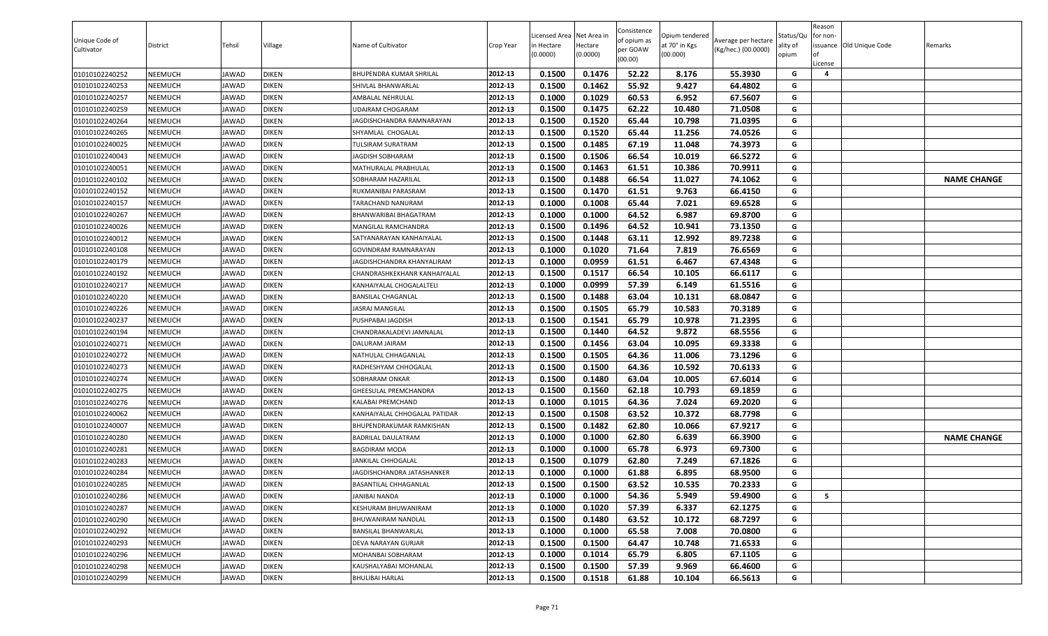| Unique Code of Cultivator | District | Tehsil | Village | Name of Cultivator | Crop Year | Licensed Area in Hectare (0.0000) | Net Area in Hectare (0.0000) | Consistence of opium as per GOAW (00.00) | Opium tendered at 70° in Kgs (00.000) | Average per hectare (Kg/hec.) (00.0000) | Status/Quality of opium | Reason for non-issuance of License | Old Unique Code | Remarks |
|---|---|---|---|---|---|---|---|---|---|---|---|---|---|---|
| 01010102240252 | NEEMUCH | JAWAD | DIKEN | BHUPENDRA KUMAR SHRILAL | 2012-13 | 0.1500 | 0.1476 | 52.22 | 8.176 | 55.3930 | G | 4 | | |
| 01010102240253 | NEEMUCH | JAWAD | DIKEN | SHIVLAL BHANWARLAL | 2012-13 | 0.1500 | 0.1462 | 55.92 | 9.427 | 64.4802 | G | | | |
| 01010102240257 | NEEMUCH | JAWAD | DIKEN | AMBALAL NEHRULAL | 2012-13 | 0.1000 | 0.1029 | 60.53 | 6.952 | 67.5607 | G | | | |
| 01010102240259 | NEEMUCH | JAWAD | DIKEN | UDAIRAM CHOGARAM | 2012-13 | 0.1500 | 0.1475 | 62.22 | 10.480 | 71.0508 | G | | | |
| 01010102240264 | NEEMUCH | JAWAD | DIKEN | JAGDISHCHANDRA RAMNARAYAN | 2012-13 | 0.1500 | 0.1520 | 65.44 | 10.798 | 71.0395 | G | | | |
| 01010102240265 | NEEMUCH | JAWAD | DIKEN | SHYAMLAL CHOGALAL | 2012-13 | 0.1500 | 0.1520 | 65.44 | 11.256 | 74.0526 | G | | | |
| 01010102240025 | NEEMUCH | JAWAD | DIKEN | TULSIRAM SURATRAM | 2012-13 | 0.1500 | 0.1485 | 67.19 | 11.048 | 74.3973 | G | | | |
| 01010102240043 | NEEMUCH | JAWAD | DIKEN | JAGDISH SOBHARAM | 2012-13 | 0.1500 | 0.1506 | 66.54 | 10.019 | 66.5272 | G | | | |
| 01010102240051 | NEEMUCH | JAWAD | DIKEN | MATHURALAL PRABHULAL | 2012-13 | 0.1500 | 0.1463 | 61.51 | 10.386 | 70.9911 | G | | | |
| 01010102240102 | NEEMUCH | JAWAD | DIKEN | SOBHARAM HAZARILAL | 2012-13 | 0.1500 | 0.1488 | 66.54 | 11.027 | 74.1062 | G | | | NAME CHANGE |
| 01010102240152 | NEEMUCH | JAWAD | DIKEN | RUKMANIBAI PARASRAM | 2012-13 | 0.1500 | 0.1470 | 61.51 | 9.763 | 66.4150 | G | | | |
| 01010102240157 | NEEMUCH | JAWAD | DIKEN | TARACHAND NANURAM | 2012-13 | 0.1000 | 0.1008 | 65.44 | 7.021 | 69.6528 | G | | | |
| 01010102240267 | NEEMUCH | JAWAD | DIKEN | BHANWARIBAI BHAGATRAM | 2012-13 | 0.1000 | 0.1000 | 64.52 | 6.987 | 69.8700 | G | | | |
| 01010102240026 | NEEMUCH | JAWAD | DIKEN | MANGILAL RAMCHANDRA | 2012-13 | 0.1500 | 0.1496 | 64.52 | 10.941 | 73.1350 | G | | | |
| 01010102240012 | NEEMUCH | JAWAD | DIKEN | SATYANARAYAN KANHAIYALAL | 2012-13 | 0.1500 | 0.1448 | 63.11 | 12.992 | 89.7238 | G | | | |
| 01010102240108 | NEEMUCH | JAWAD | DIKEN | GOVINDRAM RAMNARAYAN | 2012-13 | 0.1000 | 0.1020 | 71.64 | 7.819 | 76.6569 | G | | | |
| 01010102240179 | NEEMUCH | JAWAD | DIKEN | JAGDISHCHANDRA KHANYALIRAM | 2012-13 | 0.1000 | 0.0959 | 61.51 | 6.467 | 67.4348 | G | | | |
| 01010102240192 | NEEMUCH | JAWAD | DIKEN | CHANDRASHKEKHANR KANHAIYALAL | 2012-13 | 0.1500 | 0.1517 | 66.54 | 10.105 | 66.6117 | G | | | |
| 01010102240217 | NEEMUCH | JAWAD | DIKEN | KANHAIYALAL CHOGALALTELI | 2012-13 | 0.1000 | 0.0999 | 57.39 | 6.149 | 61.5516 | G | | | |
| 01010102240220 | NEEMUCH | JAWAD | DIKEN | BANSILAL CHAGANLAL | 2012-13 | 0.1500 | 0.1488 | 63.04 | 10.131 | 68.0847 | G | | | |
| 01010102240226 | NEEMUCH | JAWAD | DIKEN | JASRAJ MANGILAL | 2012-13 | 0.1500 | 0.1505 | 65.79 | 10.583 | 70.3189 | G | | | |
| 01010102240237 | NEEMUCH | JAWAD | DIKEN | PUSHPABAI JAGDISH | 2012-13 | 0.1500 | 0.1541 | 65.79 | 10.978 | 71.2395 | G | | | |
| 01010102240194 | NEEMUCH | JAWAD | DIKEN | CHANDRAKALADEVI JAMNALAL | 2012-13 | 0.1500 | 0.1440 | 64.52 | 9.872 | 68.5556 | G | | | |
| 01010102240271 | NEEMUCH | JAWAD | DIKEN | DALURAM JAIRAM | 2012-13 | 0.1500 | 0.1456 | 63.04 | 10.095 | 69.3338 | G | | | |
| 01010102240272 | NEEMUCH | JAWAD | DIKEN | NATHULAL CHHAGANLAL | 2012-13 | 0.1500 | 0.1505 | 64.36 | 11.006 | 73.1296 | G | | | |
| 01010102240273 | NEEMUCH | JAWAD | DIKEN | RADHESHYAM CHHOGALAL | 2012-13 | 0.1500 | 0.1500 | 64.36 | 10.592 | 70.6133 | G | | | |
| 01010102240274 | NEEMUCH | JAWAD | DIKEN | SOBHARAM ONKAR | 2012-13 | 0.1500 | 0.1480 | 63.04 | 10.005 | 67.6014 | G | | | |
| 01010102240275 | NEEMUCH | JAWAD | DIKEN | GHEESULAL PREMCHANDRA | 2012-13 | 0.1500 | 0.1560 | 62.18 | 10.793 | 69.1859 | G | | | |
| 01010102240276 | NEEMUCH | JAWAD | DIKEN | KALABAI PREMCHAND | 2012-13 | 0.1000 | 0.1015 | 64.36 | 7.024 | 69.2020 | G | | | |
| 01010102240062 | NEEMUCH | JAWAD | DIKEN | KANHAIYALAL CHHOGALAL PATIDAR | 2012-13 | 0.1500 | 0.1508 | 63.52 | 10.372 | 68.7798 | G | | | |
| 01010102240007 | NEEMUCH | JAWAD | DIKEN | BHUPENDRAKUMAR RAMKISHAN | 2012-13 | 0.1500 | 0.1482 | 62.80 | 10.066 | 67.9217 | G | | | |
| 01010102240280 | NEEMUCH | JAWAD | DIKEN | BADRILAL DAULATRAM | 2012-13 | 0.1000 | 0.1000 | 62.80 | 6.639 | 66.3900 | G | | | NAME CHANGE |
| 01010102240281 | NEEMUCH | JAWAD | DIKEN | BAGDIRAM MODA | 2012-13 | 0.1000 | 0.1000 | 65.78 | 6.973 | 69.7300 | G | | | |
| 01010102240283 | NEEMUCH | JAWAD | DIKEN | JANKILAL CHHOGALAL | 2012-13 | 0.1500 | 0.1079 | 62.80 | 7.249 | 67.1826 | G | | | |
| 01010102240284 | NEEMUCH | JAWAD | DIKEN | JAGDISHCHANDRA JATASHANKER | 2012-13 | 0.1000 | 0.1000 | 61.88 | 6.895 | 68.9500 | G | | | |
| 01010102240285 | NEEMUCH | JAWAD | DIKEN | BASANTILAL CHHAGANLAL | 2012-13 | 0.1500 | 0.1500 | 63.52 | 10.535 | 70.2333 | G | | | |
| 01010102240286 | NEEMUCH | JAWAD | DIKEN | JANIBAI NANDA | 2012-13 | 0.1000 | 0.1000 | 54.36 | 5.949 | 59.4900 | G | 5 | | |
| 01010102240287 | NEEMUCH | JAWAD | DIKEN | KESHURAM BHUWANIRAM | 2012-13 | 0.1000 | 0.1020 | 57.39 | 6.337 | 62.1275 | G | | | |
| 01010102240290 | NEEMUCH | JAWAD | DIKEN | BHUWANIRAM NANDLAL | 2012-13 | 0.1500 | 0.1480 | 63.52 | 10.172 | 68.7297 | G | | | |
| 01010102240292 | NEEMUCH | JAWAD | DIKEN | BANSILAL BHANWARLAL | 2012-13 | 0.1000 | 0.1000 | 65.58 | 7.008 | 70.0800 | G | | | |
| 01010102240293 | NEEMUCH | JAWAD | DIKEN | DEVA NARAYAN GURJAR | 2012-13 | 0.1500 | 0.1500 | 64.47 | 10.748 | 71.6533 | G | | | |
| 01010102240296 | NEEMUCH | JAWAD | DIKEN | MOHANBAI SOBHARAM | 2012-13 | 0.1000 | 0.1014 | 65.79 | 6.805 | 67.1105 | G | | | |
| 01010102240298 | NEEMUCH | JAWAD | DIKEN | KAUSHALYABAI MOHANLAL | 2012-13 | 0.1500 | 0.1500 | 57.39 | 9.969 | 66.4600 | G | | | |
| 01010102240299 | NEEMUCH | JAWAD | DIKEN | BHULIBAI HARLAL | 2012-13 | 0.1500 | 0.1518 | 61.88 | 10.104 | 66.5613 | G | | | |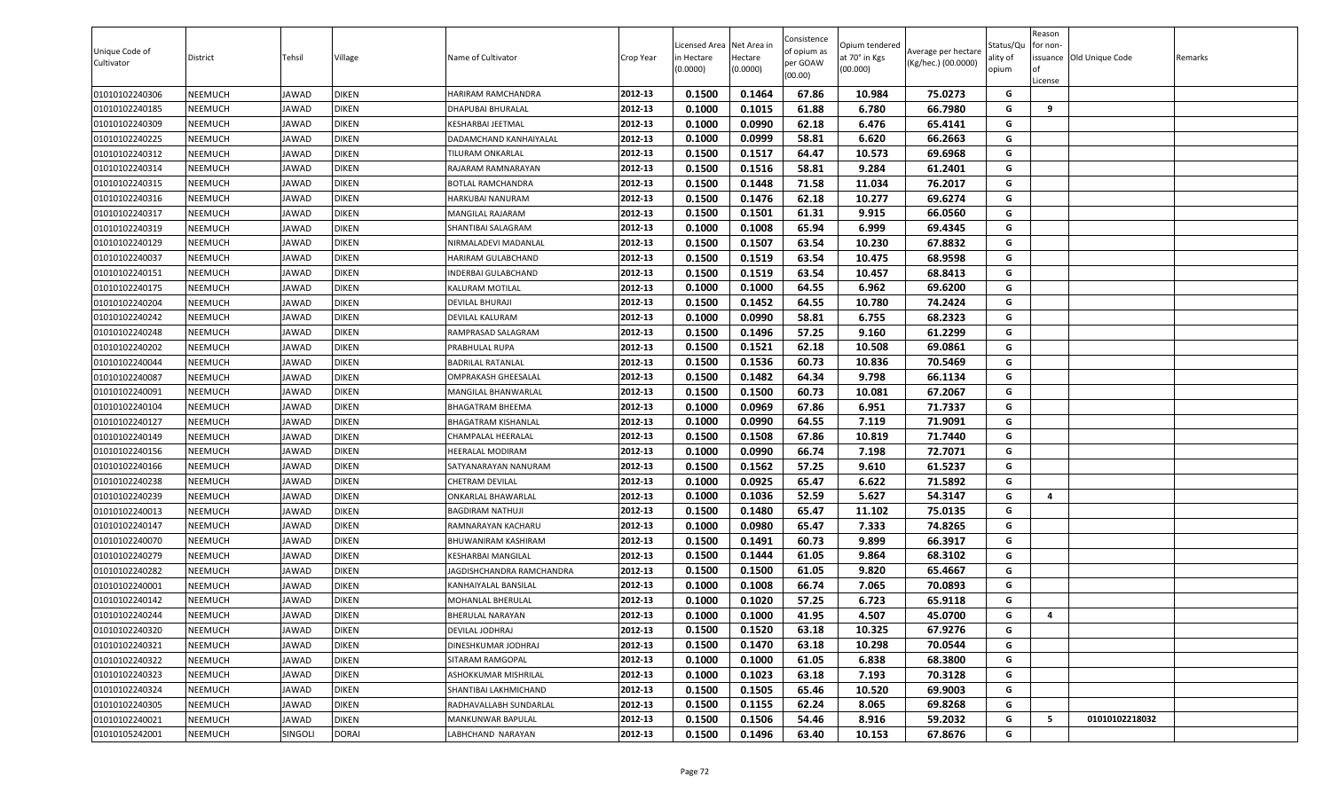| Unique Code of Cultivator | District | Tehsil | Village | Name of Cultivator | Crop Year | Licensed Area in Hectare (0.0000) | Net Area in Hectare (0.0000) | Consistence of opium as per GOAW (00.00) | Opium tendered at 70° in Kgs (00.000) | Average per hectare (Kg/hec.) (00.0000) | Status/Quality of opium | Reason for non-issuance of License | Old Unique Code | Remarks |
|---|---|---|---|---|---|---|---|---|---|---|---|---|---|---|
| 01010102240306 | NEEMUCH | JAWAD | DIKEN | HARIRAM RAMCHANDRA | 2012-13 | 0.1500 | 0.1464 | 67.86 | 10.984 | 75.0273 | G | | | |
| 01010102240185 | NEEMUCH | JAWAD | DIKEN | DHAPUBAI BHURALAL | 2012-13 | 0.1000 | 0.1015 | 61.88 | 6.780 | 66.7980 | G | 9 | | |
| 01010102240309 | NEEMUCH | JAWAD | DIKEN | KESHARBAI JEETMAL | 2012-13 | 0.1000 | 0.0990 | 62.18 | 6.476 | 65.4141 | G | | | |
| 01010102240225 | NEEMUCH | JAWAD | DIKEN | DADAMCHAND KANHAIYALAL | 2012-13 | 0.1000 | 0.0999 | 58.81 | 6.620 | 66.2663 | G | | | |
| 01010102240312 | NEEMUCH | JAWAD | DIKEN | TILURAM ONKARLAL | 2012-13 | 0.1500 | 0.1517 | 64.47 | 10.573 | 69.6968 | G | | | |
| 01010102240314 | NEEMUCH | JAWAD | DIKEN | RAJARAM RAMNARAYAN | 2012-13 | 0.1500 | 0.1516 | 58.81 | 9.284 | 61.2401 | G | | | |
| 01010102240315 | NEEMUCH | JAWAD | DIKEN | BOTLAL RAMCHANDRA | 2012-13 | 0.1500 | 0.1448 | 71.58 | 11.034 | 76.2017 | G | | | |
| 01010102240316 | NEEMUCH | JAWAD | DIKEN | HARKUBAI NANURAM | 2012-13 | 0.1500 | 0.1476 | 62.18 | 10.277 | 69.6274 | G | | | |
| 01010102240317 | NEEMUCH | JAWAD | DIKEN | MANGILAL RAJARAM | 2012-13 | 0.1500 | 0.1501 | 61.31 | 9.915 | 66.0560 | G | | | |
| 01010102240319 | NEEMUCH | JAWAD | DIKEN | SHANTIBAI SALAGRAM | 2012-13 | 0.1000 | 0.1008 | 65.94 | 6.999 | 69.4345 | G | | | |
| 01010102240129 | NEEMUCH | JAWAD | DIKEN | NIRMALADEVI MADANLAL | 2012-13 | 0.1500 | 0.1507 | 63.54 | 10.230 | 67.8832 | G | | | |
| 01010102240037 | NEEMUCH | JAWAD | DIKEN | HARIRAM GULABCHAND | 2012-13 | 0.1500 | 0.1519 | 63.54 | 10.475 | 68.9598 | G | | | |
| 01010102240151 | NEEMUCH | JAWAD | DIKEN | INDERBAI GULABCHAND | 2012-13 | 0.1500 | 0.1519 | 63.54 | 10.457 | 68.8413 | G | | | |
| 01010102240175 | NEEMUCH | JAWAD | DIKEN | KALURAM MOTILAL | 2012-13 | 0.1000 | 0.1000 | 64.55 | 6.962 | 69.6200 | G | | | |
| 01010102240204 | NEEMUCH | JAWAD | DIKEN | DEVILAL BHURAJI | 2012-13 | 0.1500 | 0.1452 | 64.55 | 10.780 | 74.2424 | G | | | |
| 01010102240242 | NEEMUCH | JAWAD | DIKEN | DEVILAL KALURAM | 2012-13 | 0.1000 | 0.0990 | 58.81 | 6.755 | 68.2323 | G | | | |
| 01010102240248 | NEEMUCH | JAWAD | DIKEN | RAMPRASAD SALAGRAM | 2012-13 | 0.1500 | 0.1496 | 57.25 | 9.160 | 61.2299 | G | | | |
| 01010102240202 | NEEMUCH | JAWAD | DIKEN | PRABHULAL RUPA | 2012-13 | 0.1500 | 0.1521 | 62.18 | 10.508 | 69.0861 | G | | | |
| 01010102240044 | NEEMUCH | JAWAD | DIKEN | BADRILAL RATANLAL | 2012-13 | 0.1500 | 0.1536 | 60.73 | 10.836 | 70.5469 | G | | | |
| 01010102240087 | NEEMUCH | JAWAD | DIKEN | OMPRAKASH GHEESALAL | 2012-13 | 0.1500 | 0.1482 | 64.34 | 9.798 | 66.1134 | G | | | |
| 01010102240091 | NEEMUCH | JAWAD | DIKEN | MANGILAL BHANWARLAL | 2012-13 | 0.1500 | 0.1500 | 60.73 | 10.081 | 67.2067 | G | | | |
| 01010102240104 | NEEMUCH | JAWAD | DIKEN | BHAGATRAM BHEEMA | 2012-13 | 0.1000 | 0.0969 | 67.86 | 6.951 | 71.7337 | G | | | |
| 01010102240127 | NEEMUCH | JAWAD | DIKEN | BHAGATRAM KISHANLAL | 2012-13 | 0.1000 | 0.0990 | 64.55 | 7.119 | 71.9091 | G | | | |
| 01010102240149 | NEEMUCH | JAWAD | DIKEN | CHAMPALAL HEERALAL | 2012-13 | 0.1500 | 0.1508 | 67.86 | 10.819 | 71.7440 | G | | | |
| 01010102240156 | NEEMUCH | JAWAD | DIKEN | HEERALAL MODIRAM | 2012-13 | 0.1000 | 0.0990 | 66.74 | 7.198 | 72.7071 | G | | | |
| 01010102240166 | NEEMUCH | JAWAD | DIKEN | SATYANARAYAN NANURAM | 2012-13 | 0.1500 | 0.1562 | 57.25 | 9.610 | 61.5237 | G | | | |
| 01010102240238 | NEEMUCH | JAWAD | DIKEN | CHETRAM DEVILAL | 2012-13 | 0.1000 | 0.0925 | 65.47 | 6.622 | 71.5892 | G | | | |
| 01010102240239 | NEEMUCH | JAWAD | DIKEN | ONKARLAL BHAWARLAL | 2012-13 | 0.1000 | 0.1036 | 52.59 | 5.627 | 54.3147 | G | 4 | | |
| 01010102240013 | NEEMUCH | JAWAD | DIKEN | BAGDIRAM NATHUJI | 2012-13 | 0.1500 | 0.1480 | 65.47 | 11.102 | 75.0135 | G | | | |
| 01010102240147 | NEEMUCH | JAWAD | DIKEN | RAMNARAYAN KACHARU | 2012-13 | 0.1000 | 0.0980 | 65.47 | 7.333 | 74.8265 | G | | | |
| 01010102240070 | NEEMUCH | JAWAD | DIKEN | BHUWANIRAM KASHIRAM | 2012-13 | 0.1500 | 0.1491 | 60.73 | 9.899 | 66.3917 | G | | | |
| 01010102240279 | NEEMUCH | JAWAD | DIKEN | KESHARBAI MANGILAL | 2012-13 | 0.1500 | 0.1444 | 61.05 | 9.864 | 68.3102 | G | | | |
| 01010102240282 | NEEMUCH | JAWAD | DIKEN | JAGDISHCHANDRA RAMCHANDRA | 2012-13 | 0.1500 | 0.1500 | 61.05 | 9.820 | 65.4667 | G | | | |
| 01010102240001 | NEEMUCH | JAWAD | DIKEN | KANHAIYALAL BANSILAL | 2012-13 | 0.1000 | 0.1008 | 66.74 | 7.065 | 70.0893 | G | | | |
| 01010102240142 | NEEMUCH | JAWAD | DIKEN | MOHANLAL BHERULAL | 2012-13 | 0.1000 | 0.1020 | 57.25 | 6.723 | 65.9118 | G | | | |
| 01010102240244 | NEEMUCH | JAWAD | DIKEN | BHERULAL NARAYAN | 2012-13 | 0.1000 | 0.1000 | 41.95 | 4.507 | 45.0700 | G | 4 | | |
| 01010102240320 | NEEMUCH | JAWAD | DIKEN | DEVILAL JODHRAJ | 2012-13 | 0.1500 | 0.1520 | 63.18 | 10.325 | 67.9276 | G | | | |
| 01010102240321 | NEEMUCH | JAWAD | DIKEN | DINESHKUMAR JODHRAJ | 2012-13 | 0.1500 | 0.1470 | 63.18 | 10.298 | 70.0544 | G | | | |
| 01010102240322 | NEEMUCH | JAWAD | DIKEN | SITARAM RAMGOPAL | 2012-13 | 0.1000 | 0.1000 | 61.05 | 6.838 | 68.3800 | G | | | |
| 01010102240323 | NEEMUCH | JAWAD | DIKEN | ASHOKKUMAR MISHRILAL | 2012-13 | 0.1000 | 0.1023 | 63.18 | 7.193 | 70.3128 | G | | | |
| 01010102240324 | NEEMUCH | JAWAD | DIKEN | SHANTIBAI LAKHMICHAND | 2012-13 | 0.1500 | 0.1505 | 65.46 | 10.520 | 69.9003 | G | | | |
| 01010102240305 | NEEMUCH | JAWAD | DIKEN | RADHAVALLABH SUNDARLAL | 2012-13 | 0.1500 | 0.1155 | 62.24 | 8.065 | 69.8268 | G | | | |
| 01010102240021 | NEEMUCH | JAWAD | DIKEN | MANKUNWAR BAPULAL | 2012-13 | 0.1500 | 0.1506 | 54.46 | 8.916 | 59.2032 | G | 5 | 01010102218032 | |
| 01010105242001 | NEEMUCH | SINGOLI | DORAI | LABHCHAND NARAYAN | 2012-13 | 0.1500 | 0.1496 | 63.40 | 10.153 | 67.8676 | G | | | |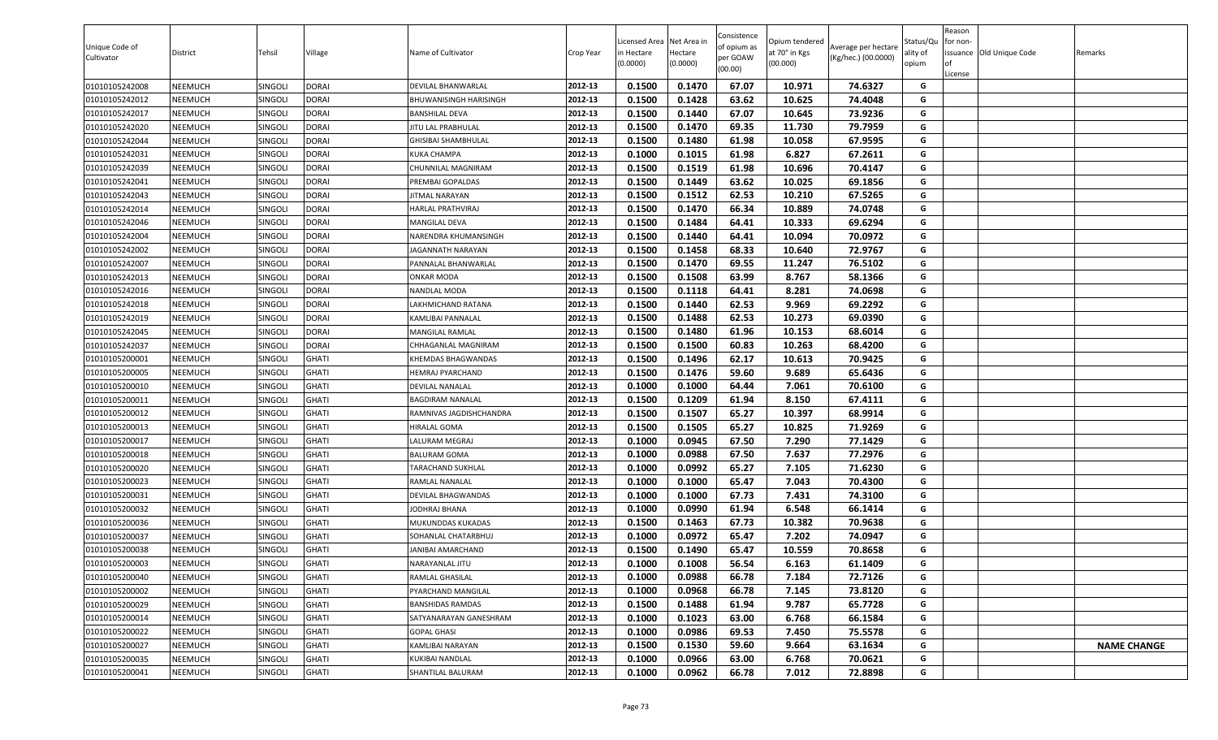| Unique Code of Cultivator | District | Tehsil | Village | Name of Cultivator | Crop Year | Licensed Area in Hectare (0.0000) | Net Area in Hectare (0.0000) | Consistence of opium as per GOAW (00.00) | Opium tendered at 70° in Kgs (00.000) | Average per hectare (Kg/hec.) (00.0000) | Status/Quality of opium | Reason for non-issuance of License | Old Unique Code | Remarks |
|---|---|---|---|---|---|---|---|---|---|---|---|---|---|---|
| 01010105242008 | NEEMUCH | SINGOLI | DORAI | DEVILAL BHANWARLAL | 2012-13 | 0.1500 | 0.1470 | 67.07 | 10.971 | 74.6327 | G | | | |
| 01010105242012 | NEEMUCH | SINGOLI | DORAI | BHUWANISINGH HARISINGH | 2012-13 | 0.1500 | 0.1428 | 63.62 | 10.625 | 74.4048 | G | | | |
| 01010105242017 | NEEMUCH | SINGOLI | DORAI | BANSHILAL DEVA | 2012-13 | 0.1500 | 0.1440 | 67.07 | 10.645 | 73.9236 | G | | | |
| 01010105242020 | NEEMUCH | SINGOLI | DORAI | JITU LAL PRABHULAL | 2012-13 | 0.1500 | 0.1470 | 69.35 | 11.730 | 79.7959 | G | | | |
| 01010105242044 | NEEMUCH | SINGOLI | DORAI | GHISIBAI SHAMBHULAL | 2012-13 | 0.1500 | 0.1480 | 61.98 | 10.058 | 67.9595 | G | | | |
| 01010105242031 | NEEMUCH | SINGOLI | DORAI | KUKA CHAMPA | 2012-13 | 0.1000 | 0.1015 | 61.98 | 6.827 | 67.2611 | G | | | |
| 01010105242039 | NEEMUCH | SINGOLI | DORAI | CHUNNILAL MAGNIRAM | 2012-13 | 0.1500 | 0.1519 | 61.98 | 10.696 | 70.4147 | G | | | |
| 01010105242041 | NEEMUCH | SINGOLI | DORAI | PREMBAI GOPALDAS | 2012-13 | 0.1500 | 0.1449 | 63.62 | 10.025 | 69.1856 | G | | | |
| 01010105242043 | NEEMUCH | SINGOLI | DORAI | JITMAL NARAYAN | 2012-13 | 0.1500 | 0.1512 | 62.53 | 10.210 | 67.5265 | G | | | |
| 01010105242014 | NEEMUCH | SINGOLI | DORAI | HARLAL PRATHVIRAJ | 2012-13 | 0.1500 | 0.1470 | 66.34 | 10.889 | 74.0748 | G | | | |
| 01010105242046 | NEEMUCH | SINGOLI | DORAI | MANGILAL DEVA | 2012-13 | 0.1500 | 0.1484 | 64.41 | 10.333 | 69.6294 | G | | | |
| 01010105242004 | NEEMUCH | SINGOLI | DORAI | NARENDRA KHUMANSINGH | 2012-13 | 0.1500 | 0.1440 | 64.41 | 10.094 | 70.0972 | G | | | |
| 01010105242002 | NEEMUCH | SINGOLI | DORAI | JAGANNATH NARAYAN | 2012-13 | 0.1500 | 0.1458 | 68.33 | 10.640 | 72.9767 | G | | | |
| 01010105242007 | NEEMUCH | SINGOLI | DORAI | PANNALAL BHANWARLAL | 2012-13 | 0.1500 | 0.1470 | 69.55 | 11.247 | 76.5102 | G | | | |
| 01010105242013 | NEEMUCH | SINGOLI | DORAI | ONKAR MODA | 2012-13 | 0.1500 | 0.1508 | 63.99 | 8.767 | 58.1366 | G | | | |
| 01010105242016 | NEEMUCH | SINGOLI | DORAI | NANDLAL MODA | 2012-13 | 0.1500 | 0.1118 | 64.41 | 8.281 | 74.0698 | G | | | |
| 01010105242018 | NEEMUCH | SINGOLI | DORAI | LAKHMICHAND RATANA | 2012-13 | 0.1500 | 0.1440 | 62.53 | 9.969 | 69.2292 | G | | | |
| 01010105242019 | NEEMUCH | SINGOLI | DORAI | KAMLIBAI PANNALAL | 2012-13 | 0.1500 | 0.1488 | 62.53 | 10.273 | 69.0390 | G | | | |
| 01010105242045 | NEEMUCH | SINGOLI | DORAI | MANGILAL RAMLAL | 2012-13 | 0.1500 | 0.1480 | 61.96 | 10.153 | 68.6014 | G | | | |
| 01010105242037 | NEEMUCH | SINGOLI | DORAI | CHHAGANLAL MAGNIRAM | 2012-13 | 0.1500 | 0.1500 | 60.83 | 10.263 | 68.4200 | G | | | |
| 01010105200001 | NEEMUCH | SINGOLI | GHATI | KHEMDAS BHAGWANDAS | 2012-13 | 0.1500 | 0.1496 | 62.17 | 10.613 | 70.9425 | G | | | |
| 01010105200005 | NEEMUCH | SINGOLI | GHATI | HEMRAJ PYARCHAND | 2012-13 | 0.1500 | 0.1476 | 59.60 | 9.689 | 65.6436 | G | | | |
| 01010105200010 | NEEMUCH | SINGOLI | GHATI | DEVILAL NANALAL | 2012-13 | 0.1000 | 0.1000 | 64.44 | 7.061 | 70.6100 | G | | | |
| 01010105200011 | NEEMUCH | SINGOLI | GHATI | BAGDIRAM NANALAL | 2012-13 | 0.1500 | 0.1209 | 61.94 | 8.150 | 67.4111 | G | | | |
| 01010105200012 | NEEMUCH | SINGOLI | GHATI | RAMNIVAS JAGDISHCHANDRA | 2012-13 | 0.1500 | 0.1507 | 65.27 | 10.397 | 68.9914 | G | | | |
| 01010105200013 | NEEMUCH | SINGOLI | GHATI | HIRALAL GOMA | 2012-13 | 0.1500 | 0.1505 | 65.27 | 10.825 | 71.9269 | G | | | |
| 01010105200017 | NEEMUCH | SINGOLI | GHATI | LALURAM MEGRAJ | 2012-13 | 0.1000 | 0.0945 | 67.50 | 7.290 | 77.1429 | G | | | |
| 01010105200018 | NEEMUCH | SINGOLI | GHATI | BALURAM GOMA | 2012-13 | 0.1000 | 0.0988 | 67.50 | 7.637 | 77.2976 | G | | | |
| 01010105200020 | NEEMUCH | SINGOLI | GHATI | TARACHAND SUKHLAL | 2012-13 | 0.1000 | 0.0992 | 65.27 | 7.105 | 71.6230 | G | | | |
| 01010105200023 | NEEMUCH | SINGOLI | GHATI | RAMLAL NANALAL | 2012-13 | 0.1000 | 0.1000 | 65.47 | 7.043 | 70.4300 | G | | | |
| 01010105200031 | NEEMUCH | SINGOLI | GHATI | DEVILAL BHAGWANDAS | 2012-13 | 0.1000 | 0.1000 | 67.73 | 7.431 | 74.3100 | G | | | |
| 01010105200032 | NEEMUCH | SINGOLI | GHATI | JODHRAJ BHANA | 2012-13 | 0.1000 | 0.0990 | 61.94 | 6.548 | 66.1414 | G | | | |
| 01010105200036 | NEEMUCH | SINGOLI | GHATI | MUKUNDDAS KUKADAS | 2012-13 | 0.1500 | 0.1463 | 67.73 | 10.382 | 70.9638 | G | | | |
| 01010105200037 | NEEMUCH | SINGOLI | GHATI | SOHANLAL CHATARBHUJ | 2012-13 | 0.1000 | 0.0972 | 65.47 | 7.202 | 74.0947 | G | | | |
| 01010105200038 | NEEMUCH | SINGOLI | GHATI | JANIBAI AMARCHAND | 2012-13 | 0.1500 | 0.1490 | 65.47 | 10.559 | 70.8658 | G | | | |
| 01010105200003 | NEEMUCH | SINGOLI | GHATI | NARAYANLAL JITU | 2012-13 | 0.1000 | 0.1008 | 56.54 | 6.163 | 61.1409 | G | | | |
| 01010105200040 | NEEMUCH | SINGOLI | GHATI | RAMLAL GHASILAL | 2012-13 | 0.1000 | 0.0988 | 66.78 | 7.184 | 72.7126 | G | | | |
| 01010105200002 | NEEMUCH | SINGOLI | GHATI | PYARCHAND MANGILAL | 2012-13 | 0.1000 | 0.0968 | 66.78 | 7.145 | 73.8120 | G | | | |
| 01010105200029 | NEEMUCH | SINGOLI | GHATI | BANSHIDAS RAMDAS | 2012-13 | 0.1500 | 0.1488 | 61.94 | 9.787 | 65.7728 | G | | | |
| 01010105200014 | NEEMUCH | SINGOLI | GHATI | SATYANARAYAN GANESHRAM | 2012-13 | 0.1000 | 0.1023 | 63.00 | 6.768 | 66.1584 | G | | | |
| 01010105200022 | NEEMUCH | SINGOLI | GHATI | GOPAL GHASI | 2012-13 | 0.1000 | 0.0986 | 69.53 | 7.450 | 75.5578 | G | | | |
| 01010105200027 | NEEMUCH | SINGOLI | GHATI | KAMLIBAI NARAYAN | 2012-13 | 0.1500 | 0.1530 | 59.60 | 9.664 | 63.1634 | G | | | NAME CHANGE |
| 01010105200035 | NEEMUCH | SINGOLI | GHATI | KUKIBAI NANDLAL | 2012-13 | 0.1000 | 0.0966 | 63.00 | 6.768 | 70.0621 | G | | | |
| 01010105200041 | NEEMUCH | SINGOLI | GHATI | SHANTILAL BALURAM | 2012-13 | 0.1000 | 0.0962 | 66.78 | 7.012 | 72.8898 | G | | | |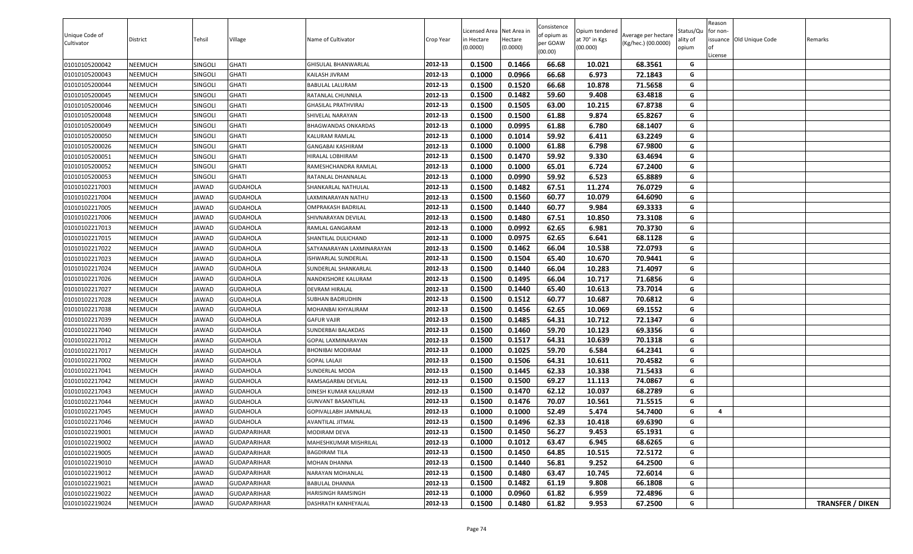| Unique Code of Cultivator | District | Tehsil | Village | Name of Cultivator | Crop Year | Licensed Area in Hectare (0.0000) | Net Area in Hectare (0.0000) | Consistence of opium as per GOAW (00.00) | Opium tendered at 70° in Kgs (00.000) | Average per hectare (Kg/hec.) (00.0000) | Status/Quality of opium | Reason for non-issuance of License | Old Unique Code | Remarks |
|---|---|---|---|---|---|---|---|---|---|---|---|---|---|---|
| 01010105200042 | NEEMUCH | SINGOLI | GHATI | GHISULAL BHANWARLAL | 2012-13 | 0.1500 | 0.1466 | 66.68 | 10.021 | 68.3561 | G | | | |
| 01010105200043 | NEEMUCH | SINGOLI | GHATI | KAILASH JIVRAM | 2012-13 | 0.1000 | 0.0966 | 66.68 | 6.973 | 72.1843 | G | | | |
| 01010105200044 | NEEMUCH | SINGOLI | GHATI | BABULAL LALURAM | 2012-13 | 0.1500 | 0.1520 | 66.68 | 10.878 | 71.5658 | G | | | |
| 01010105200045 | NEEMUCH | SINGOLI | GHATI | RATANLAL CHUNNILA | 2012-13 | 0.1500 | 0.1482 | 59.60 | 9.408 | 63.4818 | G | | | |
| 01010105200046 | NEEMUCH | SINGOLI | GHATI | GHASILAL PRATHVIRAJ | 2012-13 | 0.1500 | 0.1505 | 63.00 | 10.215 | 67.8738 | G | | | |
| 01010105200048 | NEEMUCH | SINGOLI | GHATI | SHIVELAL NARAYAN | 2012-13 | 0.1500 | 0.1500 | 61.88 | 9.874 | 65.8267 | G | | | |
| 01010105200049 | NEEMUCH | SINGOLI | GHATI | BHAGWANDAS ONKARDAS | 2012-13 | 0.1000 | 0.0995 | 61.88 | 6.780 | 68.1407 | G | | | |
| 01010105200050 | NEEMUCH | SINGOLI | GHATI | KALURAM RAMLAL | 2012-13 | 0.1000 | 0.1014 | 59.92 | 6.411 | 63.2249 | G | | | |
| 01010105200026 | NEEMUCH | SINGOLI | GHATI | GANGABAI KASHIRAM | 2012-13 | 0.1000 | 0.1000 | 61.88 | 6.798 | 67.9800 | G | | | |
| 01010105200051 | NEEMUCH | SINGOLI | GHATI | HIRALAL LOBHIRAM | 2012-13 | 0.1500 | 0.1470 | 59.92 | 9.330 | 63.4694 | G | | | |
| 01010105200052 | NEEMUCH | SINGOLI | GHATI | RAMESHCHANDRA RAMLAL | 2012-13 | 0.1000 | 0.1000 | 65.01 | 6.724 | 67.2400 | G | | | |
| 01010105200053 | NEEMUCH | SINGOLI | GHATI | RATANLAL DHANNALAL | 2012-13 | 0.1000 | 0.0990 | 59.92 | 6.523 | 65.8889 | G | | | |
| 01010102217003 | NEEMUCH | JAWAD | GUDAHOLA | SHANKARLAL NATHULAL | 2012-13 | 0.1500 | 0.1482 | 67.51 | 11.274 | 76.0729 | G | | | |
| 01010102217004 | NEEMUCH | JAWAD | GUDAHOLA | LAXMINARAYAN NATHU | 2012-13 | 0.1500 | 0.1560 | 60.77 | 10.079 | 64.6090 | G | | | |
| 01010102217005 | NEEMUCH | JAWAD | GUDAHOLA | OMPRAKASH BADRILAL | 2012-13 | 0.1500 | 0.1440 | 60.77 | 9.984 | 69.3333 | G | | | |
| 01010102217006 | NEEMUCH | JAWAD | GUDAHOLA | SHIVNARAYAN DEVILAL | 2012-13 | 0.1500 | 0.1480 | 67.51 | 10.850 | 73.3108 | G | | | |
| 01010102217013 | NEEMUCH | JAWAD | GUDAHOLA | RAMLAL GANGARAM | 2012-13 | 0.1000 | 0.0992 | 62.65 | 6.981 | 70.3730 | G | | | |
| 01010102217015 | NEEMUCH | JAWAD | GUDAHOLA | SHANTILAL DULICHAND | 2012-13 | 0.1000 | 0.0975 | 62.65 | 6.641 | 68.1128 | G | | | |
| 01010102217022 | NEEMUCH | JAWAD | GUDAHOLA | SATYANARAYAN LAXMINARAYAN | 2012-13 | 0.1500 | 0.1462 | 66.04 | 10.538 | 72.0793 | G | | | |
| 01010102217023 | NEEMUCH | JAWAD | GUDAHOLA | ISHWARLAL SUNDERLAL | 2012-13 | 0.1500 | 0.1504 | 65.40 | 10.670 | 70.9441 | G | | | |
| 01010102217024 | NEEMUCH | JAWAD | GUDAHOLA | SUNDERLAL SHANKARLAL | 2012-13 | 0.1500 | 0.1440 | 66.04 | 10.283 | 71.4097 | G | | | |
| 01010102217026 | NEEMUCH | JAWAD | GUDAHOLA | NANDKISHORE KALURAM | 2012-13 | 0.1500 | 0.1495 | 66.04 | 10.717 | 71.6856 | G | | | |
| 01010102217027 | NEEMUCH | JAWAD | GUDAHOLA | DEVRAM HIRALAL | 2012-13 | 0.1500 | 0.1440 | 65.40 | 10.613 | 73.7014 | G | | | |
| 01010102217028 | NEEMUCH | JAWAD | GUDAHOLA | SUBHAN BADRUDHIN | 2012-13 | 0.1500 | 0.1512 | 60.77 | 10.687 | 70.6812 | G | | | |
| 01010102217038 | NEEMUCH | JAWAD | GUDAHOLA | MOHANBAI KHYALIRAM | 2012-13 | 0.1500 | 0.1456 | 62.65 | 10.069 | 69.1552 | G | | | |
| 01010102217039 | NEEMUCH | JAWAD | GUDAHOLA | GAFUR VAJIR | 2012-13 | 0.1500 | 0.1485 | 64.31 | 10.712 | 72.1347 | G | | | |
| 01010102217040 | NEEMUCH | JAWAD | GUDAHOLA | SUNDERBAI BALAKDAS | 2012-13 | 0.1500 | 0.1460 | 59.70 | 10.123 | 69.3356 | G | | | |
| 01010102217012 | NEEMUCH | JAWAD | GUDAHOLA | GOPAL LAXMINARAYAN | 2012-13 | 0.1500 | 0.1517 | 64.31 | 10.639 | 70.1318 | G | | | |
| 01010102217017 | NEEMUCH | JAWAD | GUDAHOLA | BHONIBAI MODIRAM | 2012-13 | 0.1000 | 0.1025 | 59.70 | 6.584 | 64.2341 | G | | | |
| 01010102217002 | NEEMUCH | JAWAD | GUDAHOLA | GOPAL LALAJI | 2012-13 | 0.1500 | 0.1506 | 64.31 | 10.611 | 70.4582 | G | | | |
| 01010102217041 | NEEMUCH | JAWAD | GUDAHOLA | SUNDERLAL MODA | 2012-13 | 0.1500 | 0.1445 | 62.33 | 10.338 | 71.5433 | G | | | |
| 01010102217042 | NEEMUCH | JAWAD | GUDAHOLA | RAMSAGARBAI DEVILAL | 2012-13 | 0.1500 | 0.1500 | 69.27 | 11.113 | 74.0867 | G | | | |
| 01010102217043 | NEEMUCH | JAWAD | GUDAHOLA | DINESH KUMAR KALURAM | 2012-13 | 0.1500 | 0.1470 | 62.12 | 10.037 | 68.2789 | G | | | |
| 01010102217044 | NEEMUCH | JAWAD | GUDAHOLA | GUNVANT BASANTILAL | 2012-13 | 0.1500 | 0.1476 | 70.07 | 10.561 | 71.5515 | G | | | |
| 01010102217045 | NEEMUCH | JAWAD | GUDAHOLA | GOPIVALLABH JAMNALAL | 2012-13 | 0.1000 | 0.1000 | 52.49 | 5.474 | 54.7400 | G | 4 | | |
| 01010102217046 | NEEMUCH | JAWAD | GUDAHOLA | AVANTILAL JITMAL | 2012-13 | 0.1500 | 0.1496 | 62.33 | 10.418 | 69.6390 | G | | | |
| 01010102219001 | NEEMUCH | JAWAD | GUDAPARIHAR | MODIRAM DEVA | 2012-13 | 0.1500 | 0.1450 | 56.27 | 9.453 | 65.1931 | G | | | |
| 01010102219002 | NEEMUCH | JAWAD | GUDAPARIHAR | MAHESHKUMAR MISHRILAL | 2012-13 | 0.1000 | 0.1012 | 63.47 | 6.945 | 68.6265 | G | | | |
| 01010102219005 | NEEMUCH | JAWAD | GUDAPARIHAR | BAGDIRAM TILA | 2012-13 | 0.1500 | 0.1450 | 64.85 | 10.515 | 72.5172 | G | | | |
| 01010102219010 | NEEMUCH | JAWAD | GUDAPARIHAR | MOHAN DHANNA | 2012-13 | 0.1500 | 0.1440 | 56.81 | 9.252 | 64.2500 | G | | | |
| 01010102219012 | NEEMUCH | JAWAD | GUDAPARIHAR | NARAYAN MOHANLAL | 2012-13 | 0.1500 | 0.1480 | 63.47 | 10.745 | 72.6014 | G | | | |
| 01010102219021 | NEEMUCH | JAWAD | GUDAPARIHAR | BABULAL DHANNA | 2012-13 | 0.1500 | 0.1482 | 61.19 | 9.808 | 66.1808 | G | | | |
| 01010102219022 | NEEMUCH | JAWAD | GUDAPARIHAR | HARISINGH RAMSINGH | 2012-13 | 0.1000 | 0.0960 | 61.82 | 6.959 | 72.4896 | G | | | |
| 01010102219024 | NEEMUCH | JAWAD | GUDAPARIHAR | DASHRATH KANHEYALAL | 2012-13 | 0.1500 | 0.1480 | 61.82 | 9.953 | 67.2500 | G | | | TRANSFER / DIKEN |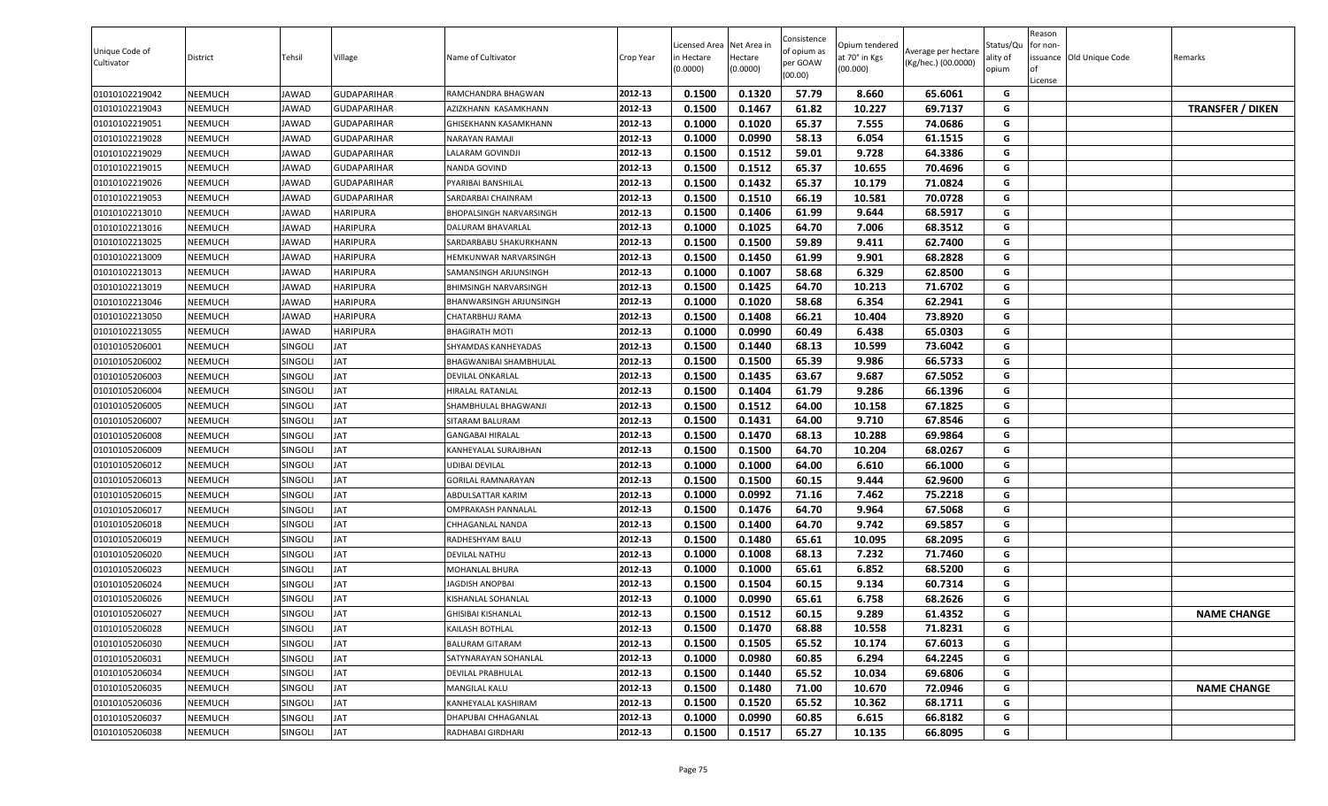| Unique Code of Cultivator | District | Tehsil | Village | Name of Cultivator | Crop Year | Licensed Area in Hectare (0.0000) | Net Area in Hectare (0.0000) | Consistence of opium as per GOAW (00.00) | Opium tendered at 70° in Kgs (00.000) | Average per hectare (Kg/hec.) (00.0000) | Status/Quality of opium | Reason for non-issuance of License | Old Unique Code | Remarks |
|---|---|---|---|---|---|---|---|---|---|---|---|---|---|---|
| 01010102219042 | NEEMUCH | JAWAD | GUDAPARIHAR | RAMCHANDRA BHAGWAN | 2012-13 | 0.1500 | 0.1320 | 57.79 | 8.660 | 65.6061 | G | | | |
| 01010102219043 | NEEMUCH | JAWAD | GUDAPARIHAR | AZIZKHANN KASAMKHANN | 2012-13 | 0.1500 | 0.1467 | 61.82 | 10.227 | 69.7137 | G | | | TRANSFER / DIKEN |
| 01010102219051 | NEEMUCH | JAWAD | GUDAPARIHAR | GHISEKHANN KASAMKHANN | 2012-13 | 0.1000 | 0.1020 | 65.37 | 7.555 | 74.0686 | G | | | |
| 01010102219028 | NEEMUCH | JAWAD | GUDAPARIHAR | NARAYAN RAMAJI | 2012-13 | 0.1000 | 0.0990 | 58.13 | 6.054 | 61.1515 | G | | | |
| 01010102219029 | NEEMUCH | JAWAD | GUDAPARIHAR | LALARAM GOVINDJI | 2012-13 | 0.1500 | 0.1512 | 59.01 | 9.728 | 64.3386 | G | | | |
| 01010102219015 | NEEMUCH | JAWAD | GUDAPARIHAR | NANDA GOVIND | 2012-13 | 0.1500 | 0.1512 | 65.37 | 10.655 | 70.4696 | G | | | |
| 01010102219026 | NEEMUCH | JAWAD | GUDAPARIHAR | PYARIBAI BANSHILAL | 2012-13 | 0.1500 | 0.1432 | 65.37 | 10.179 | 71.0824 | G | | | |
| 01010102219053 | NEEMUCH | JAWAD | GUDAPARIHAR | SARDARBAI CHAINRAM | 2012-13 | 0.1500 | 0.1510 | 66.19 | 10.581 | 70.0728 | G | | | |
| 01010102213010 | NEEMUCH | JAWAD | HARIPURA | BHOPALSINGH NARVARSINGH | 2012-13 | 0.1500 | 0.1406 | 61.99 | 9.644 | 68.5917 | G | | | |
| 01010102213016 | NEEMUCH | JAWAD | HARIPURA | DALURAM BHAVARLAL | 2012-13 | 0.1000 | 0.1025 | 64.70 | 7.006 | 68.3512 | G | | | |
| 01010102213025 | NEEMUCH | JAWAD | HARIPURA | SARDARBABU SHAKURKHANN | 2012-13 | 0.1500 | 0.1500 | 59.89 | 9.411 | 62.7400 | G | | | |
| 01010102213009 | NEEMUCH | JAWAD | HARIPURA | HEMKUNWAR NARVARSINGH | 2012-13 | 0.1500 | 0.1450 | 61.99 | 9.901 | 68.2828 | G | | | |
| 01010102213013 | NEEMUCH | JAWAD | HARIPURA | SAMANSINGH ARJUNSINGH | 2012-13 | 0.1000 | 0.1007 | 58.68 | 6.329 | 62.8500 | G | | | |
| 01010102213019 | NEEMUCH | JAWAD | HARIPURA | BHIMSINGH NARVARSINGH | 2012-13 | 0.1500 | 0.1425 | 64.70 | 10.213 | 71.6702 | G | | | |
| 01010102213046 | NEEMUCH | JAWAD | HARIPURA | BHANWARSINGH ARJUNSINGH | 2012-13 | 0.1000 | 0.1020 | 58.68 | 6.354 | 62.2941 | G | | | |
| 01010102213050 | NEEMUCH | JAWAD | HARIPURA | CHATARBHUJ RAMA | 2012-13 | 0.1500 | 0.1408 | 66.21 | 10.404 | 73.8920 | G | | | |
| 01010102213055 | NEEMUCH | JAWAD | HARIPURA | BHAGIRATH MOTI | 2012-13 | 0.1000 | 0.0990 | 60.49 | 6.438 | 65.0303 | G | | | |
| 01010105206001 | NEEMUCH | SINGOLI | JAT | SHYAMDAS KANHEYADAS | 2012-13 | 0.1500 | 0.1440 | 68.13 | 10.599 | 73.6042 | G | | | |
| 01010105206002 | NEEMUCH | SINGOLI | JAT | BHAGWANIBAI SHAMBHULAL | 2012-13 | 0.1500 | 0.1500 | 65.39 | 9.986 | 66.5733 | G | | | |
| 01010105206003 | NEEMUCH | SINGOLI | JAT | DEVILAL ONKARLAL | 2012-13 | 0.1500 | 0.1435 | 63.67 | 9.687 | 67.5052 | G | | | |
| 01010105206004 | NEEMUCH | SINGOLI | JAT | HIRALAL RATANLAL | 2012-13 | 0.1500 | 0.1404 | 61.79 | 9.286 | 66.1396 | G | | | |
| 01010105206005 | NEEMUCH | SINGOLI | JAT | SHAMBHULAL BHAGWANJI | 2012-13 | 0.1500 | 0.1512 | 64.00 | 10.158 | 67.1825 | G | | | |
| 01010105206007 | NEEMUCH | SINGOLI | JAT | SITARAM BALURAM | 2012-13 | 0.1500 | 0.1431 | 64.00 | 9.710 | 67.8546 | G | | | |
| 01010105206008 | NEEMUCH | SINGOLI | JAT | GANGABAI HIRALAL | 2012-13 | 0.1500 | 0.1470 | 68.13 | 10.288 | 69.9864 | G | | | |
| 01010105206009 | NEEMUCH | SINGOLI | JAT | KANHEYALAL SURAJBHAN | 2012-13 | 0.1500 | 0.1500 | 64.70 | 10.204 | 68.0267 | G | | | |
| 01010105206012 | NEEMUCH | SINGOLI | JAT | UDIBAI DEVILAL | 2012-13 | 0.1000 | 0.1000 | 64.00 | 6.610 | 66.1000 | G | | | |
| 01010105206013 | NEEMUCH | SINGOLI | JAT | GORILAL RAMNARAYAN | 2012-13 | 0.1500 | 0.1500 | 60.15 | 9.444 | 62.9600 | G | | | |
| 01010105206015 | NEEMUCH | SINGOLI | JAT | ABDULSATTAR KARIM | 2012-13 | 0.1000 | 0.0992 | 71.16 | 7.462 | 75.2218 | G | | | |
| 01010105206017 | NEEMUCH | SINGOLI | JAT | OMPRAKASH PANNALAL | 2012-13 | 0.1500 | 0.1476 | 64.70 | 9.964 | 67.5068 | G | | | |
| 01010105206018 | NEEMUCH | SINGOLI | JAT | CHHAGANLAL NANDA | 2012-13 | 0.1500 | 0.1400 | 64.70 | 9.742 | 69.5857 | G | | | |
| 01010105206019 | NEEMUCH | SINGOLI | JAT | RADHESHYAM BALU | 2012-13 | 0.1500 | 0.1480 | 65.61 | 10.095 | 68.2095 | G | | | |
| 01010105206020 | NEEMUCH | SINGOLI | JAT | DEVILAL NATHU | 2012-13 | 0.1000 | 0.1008 | 68.13 | 7.232 | 71.7460 | G | | | |
| 01010105206023 | NEEMUCH | SINGOLI | JAT | MOHANLAL BHURA | 2012-13 | 0.1000 | 0.1000 | 65.61 | 6.852 | 68.5200 | G | | | |
| 01010105206024 | NEEMUCH | SINGOLI | JAT | JAGDISH ANOPBAI | 2012-13 | 0.1500 | 0.1504 | 60.15 | 9.134 | 60.7314 | G | | | |
| 01010105206026 | NEEMUCH | SINGOLI | JAT | KISHANLAL SOHANLAL | 2012-13 | 0.1000 | 0.0990 | 65.61 | 6.758 | 68.2626 | G | | | |
| 01010105206027 | NEEMUCH | SINGOLI | JAT | GHISIBAI KISHANLAL | 2012-13 | 0.1500 | 0.1512 | 60.15 | 9.289 | 61.4352 | G | | | NAME CHANGE |
| 01010105206028 | NEEMUCH | SINGOLI | JAT | KAILASH BOTHLAL | 2012-13 | 0.1500 | 0.1470 | 68.88 | 10.558 | 71.8231 | G | | | |
| 01010105206030 | NEEMUCH | SINGOLI | JAT | BALURAM GITARAM | 2012-13 | 0.1500 | 0.1505 | 65.52 | 10.174 | 67.6013 | G | | | |
| 01010105206031 | NEEMUCH | SINGOLI | JAT | SATYNARAYAN SOHANLAL | 2012-13 | 0.1000 | 0.0980 | 60.85 | 6.294 | 64.2245 | G | | | |
| 01010105206034 | NEEMUCH | SINGOLI | JAT | DEVILAL PRABHULAL | 2012-13 | 0.1500 | 0.1440 | 65.52 | 10.034 | 69.6806 | G | | | |
| 01010105206035 | NEEMUCH | SINGOLI | JAT | MANGILAL KALU | 2012-13 | 0.1500 | 0.1480 | 71.00 | 10.670 | 72.0946 | G | | | NAME CHANGE |
| 01010105206036 | NEEMUCH | SINGOLI | JAT | KANHEYALAL KASHIRAM | 2012-13 | 0.1500 | 0.1520 | 65.52 | 10.362 | 68.1711 | G | | | |
| 01010105206037 | NEEMUCH | SINGOLI | JAT | DHAPUBAI CHHAGANLAL | 2012-13 | 0.1000 | 0.0990 | 60.85 | 6.615 | 66.8182 | G | | | |
| 01010105206038 | NEEMUCH | SINGOLI | JAT | RADHABAI GIRDHARI | 2012-13 | 0.1500 | 0.1517 | 65.27 | 10.135 | 66.8095 | G | | | |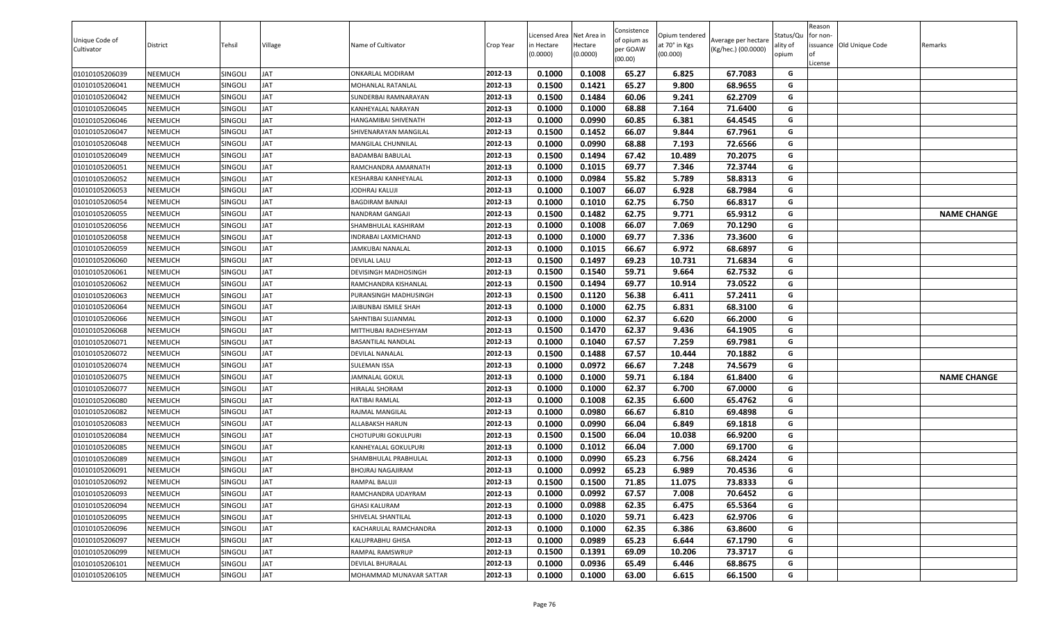| Unique Code of Cultivator | District | Tehsil | Village | Name of Cultivator | Crop Year | Licensed Area in Hectare (0.0000) | Net Area in Hectare (0.0000) | Consistence of opium as per GOAW (00.00) | Opium tendered at 70° in Kgs (00.000) | Average per hectare (Kg/hec.) (00.0000) | Status/Quality of opium | Reason for non-issuance of License | Old Unique Code | Remarks |
|---|---|---|---|---|---|---|---|---|---|---|---|---|---|---|
| 01010105206039 | NEEMUCH | SINGOLI | JAT | ONKARLAL MODIRAM | 2012-13 | 0.1000 | 0.1008 | 65.27 | 6.825 | 67.7083 | G | | | |
| 01010105206041 | NEEMUCH | SINGOLI | JAT | MOHANLAL RATANLAL | 2012-13 | 0.1500 | 0.1421 | 65.27 | 9.800 | 68.9655 | G | | | |
| 01010105206042 | NEEMUCH | SINGOLI | JAT | SUNDERBAI RAMNARAYAN | 2012-13 | 0.1500 | 0.1484 | 60.06 | 9.241 | 62.2709 | G | | | |
| 01010105206045 | NEEMUCH | SINGOLI | JAT | KANHEYALAL NARAYAN | 2012-13 | 0.1000 | 0.1000 | 68.88 | 7.164 | 71.6400 | G | | | |
| 01010105206046 | NEEMUCH | SINGOLI | JAT | HANGAMIBAI SHIVENATH | 2012-13 | 0.1000 | 0.0990 | 60.85 | 6.381 | 64.4545 | G | | | |
| 01010105206047 | NEEMUCH | SINGOLI | JAT | SHIVENARAYAN MANGILAL | 2012-13 | 0.1500 | 0.1452 | 66.07 | 9.844 | 67.7961 | G | | | |
| 01010105206048 | NEEMUCH | SINGOLI | JAT | MANGILAL CHUNNILAL | 2012-13 | 0.1000 | 0.0990 | 68.88 | 7.193 | 72.6566 | G | | | |
| 01010105206049 | NEEMUCH | SINGOLI | JAT | BADAMBAI BABULAL | 2012-13 | 0.1500 | 0.1494 | 67.42 | 10.489 | 70.2075 | G | | | |
| 01010105206051 | NEEMUCH | SINGOLI | JAT | RAMCHANDRA AMARNATH | 2012-13 | 0.1000 | 0.1015 | 69.77 | 7.346 | 72.3744 | G | | | |
| 01010105206052 | NEEMUCH | SINGOLI | JAT | KESHARBAI KANHEYALAL | 2012-13 | 0.1000 | 0.0984 | 55.82 | 5.789 | 58.8313 | G | | | |
| 01010105206053 | NEEMUCH | SINGOLI | JAT | JODHRAJ KALUJI | 2012-13 | 0.1000 | 0.1007 | 66.07 | 6.928 | 68.7984 | G | | | |
| 01010105206054 | NEEMUCH | SINGOLI | JAT | BAGDIRAM BAINAJI | 2012-13 | 0.1000 | 0.1010 | 62.75 | 6.750 | 66.8317 | G | | | |
| 01010105206055 | NEEMUCH | SINGOLI | JAT | NANDRAM GANGAJI | 2012-13 | 0.1500 | 0.1482 | 62.75 | 9.771 | 65.9312 | G | | | NAME CHANGE |
| 01010105206056 | NEEMUCH | SINGOLI | JAT | SHAMBHULAL KASHIRAM | 2012-13 | 0.1000 | 0.1008 | 66.07 | 7.069 | 70.1290 | G | | | |
| 01010105206058 | NEEMUCH | SINGOLI | JAT | INDRABAI LAXMICHAND | 2012-13 | 0.1000 | 0.1000 | 69.77 | 7.336 | 73.3600 | G | | | |
| 01010105206059 | NEEMUCH | SINGOLI | JAT | JAMKUBAI NANALAL | 2012-13 | 0.1000 | 0.1015 | 66.67 | 6.972 | 68.6897 | G | | | |
| 01010105206060 | NEEMUCH | SINGOLI | JAT | DEVILAL LALU | 2012-13 | 0.1500 | 0.1497 | 69.23 | 10.731 | 71.6834 | G | | | |
| 01010105206061 | NEEMUCH | SINGOLI | JAT | DEVISINGH MADHOSINGH | 2012-13 | 0.1500 | 0.1540 | 59.71 | 9.664 | 62.7532 | G | | | |
| 01010105206062 | NEEMUCH | SINGOLI | JAT | RAMCHANDRA KISHANLAL | 2012-13 | 0.1500 | 0.1494 | 69.77 | 10.914 | 73.0522 | G | | | |
| 01010105206063 | NEEMUCH | SINGOLI | JAT | PURANSINGH MADHUSINGH | 2012-13 | 0.1500 | 0.1120 | 56.38 | 6.411 | 57.2411 | G | | | |
| 01010105206064 | NEEMUCH | SINGOLI | JAT | JAIBUNBAI ISMILE SHAH | 2012-13 | 0.1000 | 0.1000 | 62.75 | 6.831 | 68.3100 | G | | | |
| 01010105206066 | NEEMUCH | SINGOLI | JAT | SAHNTIBAI SUJANMAL | 2012-13 | 0.1000 | 0.1000 | 62.37 | 6.620 | 66.2000 | G | | | |
| 01010105206068 | NEEMUCH | SINGOLI | JAT | MITTHUBAI RADHESHYAM | 2012-13 | 0.1500 | 0.1470 | 62.37 | 9.436 | 64.1905 | G | | | |
| 01010105206071 | NEEMUCH | SINGOLI | JAT | BASANTILAL NANDLAL | 2012-13 | 0.1000 | 0.1040 | 67.57 | 7.259 | 69.7981 | G | | | |
| 01010105206072 | NEEMUCH | SINGOLI | JAT | DEVILAL NANALAL | 2012-13 | 0.1500 | 0.1488 | 67.57 | 10.444 | 70.1882 | G | | | |
| 01010105206074 | NEEMUCH | SINGOLI | JAT | SULEMAN ISSA | 2012-13 | 0.1000 | 0.0972 | 66.67 | 7.248 | 74.5679 | G | | | |
| 01010105206075 | NEEMUCH | SINGOLI | JAT | JAMNALAL GOKUL | 2012-13 | 0.1000 | 0.1000 | 59.71 | 6.184 | 61.8400 | G | | | NAME CHANGE |
| 01010105206077 | NEEMUCH | SINGOLI | JAT | HIRALAL SHORAM | 2012-13 | 0.1000 | 0.1000 | 62.37 | 6.700 | 67.0000 | G | | | |
| 01010105206080 | NEEMUCH | SINGOLI | JAT | RATIBAI RAMLAL | 2012-13 | 0.1000 | 0.1008 | 62.35 | 6.600 | 65.4762 | G | | | |
| 01010105206082 | NEEMUCH | SINGOLI | JAT | RAJMAL MANGILAL | 2012-13 | 0.1000 | 0.0980 | 66.67 | 6.810 | 69.4898 | G | | | |
| 01010105206083 | NEEMUCH | SINGOLI | JAT | ALLABAKSH HARUN | 2012-13 | 0.1000 | 0.0990 | 66.04 | 6.849 | 69.1818 | G | | | |
| 01010105206084 | NEEMUCH | SINGOLI | JAT | CHOTUPURI GOKULPURI | 2012-13 | 0.1500 | 0.1500 | 66.04 | 10.038 | 66.9200 | G | | | |
| 01010105206085 | NEEMUCH | SINGOLI | JAT | KANHEYALAL GOKULPURI | 2012-13 | 0.1000 | 0.1012 | 66.04 | 7.000 | 69.1700 | G | | | |
| 01010105206089 | NEEMUCH | SINGOLI | JAT | SHAMBHULAL PRABHULAL | 2012-13 | 0.1000 | 0.0990 | 65.23 | 6.756 | 68.2424 | G | | | |
| 01010105206091 | NEEMUCH | SINGOLI | JAT | BHOJRAJ NAGAJIRAM | 2012-13 | 0.1000 | 0.0992 | 65.23 | 6.989 | 70.4536 | G | | | |
| 01010105206092 | NEEMUCH | SINGOLI | JAT | RAMPAL BALUJI | 2012-13 | 0.1500 | 0.1500 | 71.85 | 11.075 | 73.8333 | G | | | |
| 01010105206093 | NEEMUCH | SINGOLI | JAT | RAMCHANDRA UDAYRAM | 2012-13 | 0.1000 | 0.0992 | 67.57 | 7.008 | 70.6452 | G | | | |
| 01010105206094 | NEEMUCH | SINGOLI | JAT | GHASI KALURAM | 2012-13 | 0.1000 | 0.0988 | 62.35 | 6.475 | 65.5364 | G | | | |
| 01010105206095 | NEEMUCH | SINGOLI | JAT | SHIVELAL SHANTILAL | 2012-13 | 0.1000 | 0.1020 | 59.71 | 6.423 | 62.9706 | G | | | |
| 01010105206096 | NEEMUCH | SINGOLI | JAT | KACHARULAL RAMCHANDRA | 2012-13 | 0.1000 | 0.1000 | 62.35 | 6.386 | 63.8600 | G | | | |
| 01010105206097 | NEEMUCH | SINGOLI | JAT | KALUPRABHU GHISA | 2012-13 | 0.1000 | 0.0989 | 65.23 | 6.644 | 67.1790 | G | | | |
| 01010105206099 | NEEMUCH | SINGOLI | JAT | RAMPAL RAMSWRUP | 2012-13 | 0.1500 | 0.1391 | 69.09 | 10.206 | 73.3717 | G | | | |
| 01010105206101 | NEEMUCH | SINGOLI | JAT | DEVILAL BHURALAL | 2012-13 | 0.1000 | 0.0936 | 65.49 | 6.446 | 68.8675 | G | | | |
| 01010105206105 | NEEMUCH | SINGOLI | JAT | MOHAMMAD MUNAVAR SATTAR | 2012-13 | 0.1000 | 0.1000 | 63.00 | 6.615 | 66.1500 | G | | | |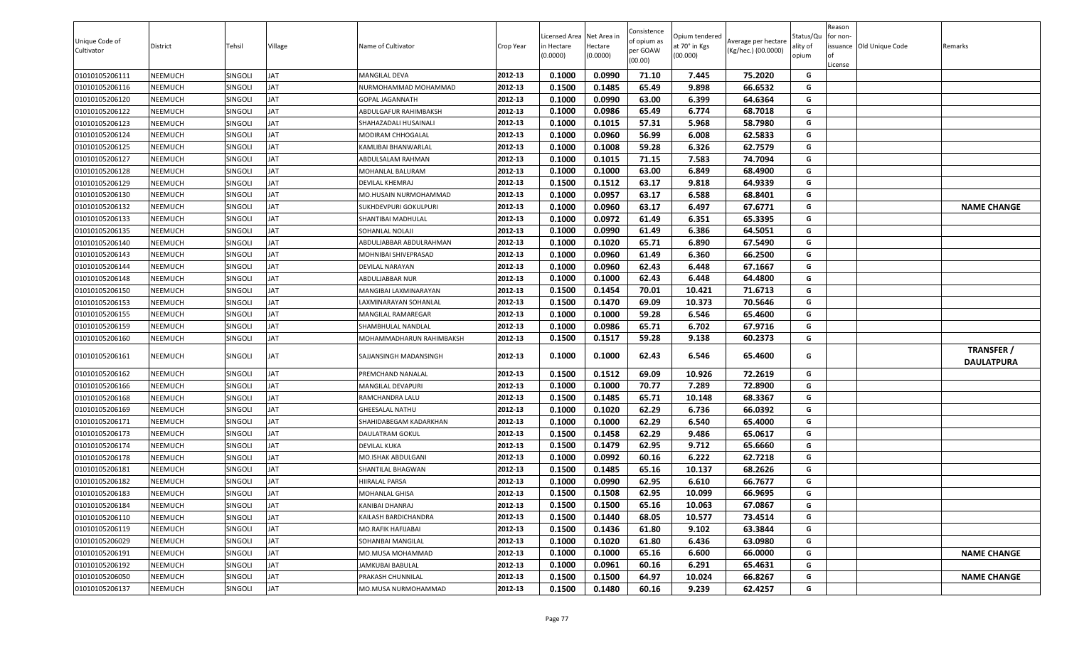| Unique Code of Cultivator | District | Tehsil | Village | Name of Cultivator | Crop Year | Licensed Area in Hectare (0.0000) | Net Area in Hectare (0.0000) | Consistence of opium as per GOAW (00.00) | Opium tendered at 70° in Kgs (00.000) | Average per hectare (Kg/hec.) (00.0000) | Status/Quality of opium | Reason for non-issuance of License | Old Unique Code | Remarks |
|---|---|---|---|---|---|---|---|---|---|---|---|---|---|---|
| 01010105206111 | NEEMUCH | SINGOLI | JAT | MANGILAL DEVA | 2012-13 | 0.1000 | 0.0990 | 71.10 | 7.445 | 75.2020 | G | | | |
| 01010105206116 | NEEMUCH | SINGOLI | JAT | NURMOHAMMAD MOHAMMAD | 2012-13 | 0.1500 | 0.1485 | 65.49 | 9.898 | 66.6532 | G | | | |
| 01010105206120 | NEEMUCH | SINGOLI | JAT | GOPAL JAGANNATH | 2012-13 | 0.1000 | 0.0990 | 63.00 | 6.399 | 64.6364 | G | | | |
| 01010105206122 | NEEMUCH | SINGOLI | JAT | ABDULGAFUR RAHIMBAKSH | 2012-13 | 0.1000 | 0.0986 | 65.49 | 6.774 | 68.7018 | G | | | |
| 01010105206123 | NEEMUCH | SINGOLI | JAT | SHAHAZADALI HUSAINALI | 2012-13 | 0.1000 | 0.1015 | 57.31 | 5.968 | 58.7980 | G | | | |
| 01010105206124 | NEEMUCH | SINGOLI | JAT | MODIRAM CHHOGALAL | 2012-13 | 0.1000 | 0.0960 | 56.99 | 6.008 | 62.5833 | G | | | |
| 01010105206125 | NEEMUCH | SINGOLI | JAT | KAMLIBAI BHANWARLAL | 2012-13 | 0.1000 | 0.1008 | 59.28 | 6.326 | 62.7579 | G | | | |
| 01010105206127 | NEEMUCH | SINGOLI | JAT | ABDULSALAM RAHMAN | 2012-13 | 0.1000 | 0.1015 | 71.15 | 7.583 | 74.7094 | G | | | |
| 01010105206128 | NEEMUCH | SINGOLI | JAT | MOHANLAL BALURAM | 2012-13 | 0.1000 | 0.1000 | 63.00 | 6.849 | 68.4900 | G | | | |
| 01010105206129 | NEEMUCH | SINGOLI | JAT | DEVILAL KHEMRAJ | 2012-13 | 0.1500 | 0.1512 | 63.17 | 9.818 | 64.9339 | G | | | |
| 01010105206130 | NEEMUCH | SINGOLI | JAT | MO.HUSAIN NURMOHAMMAD | 2012-13 | 0.1000 | 0.0957 | 63.17 | 6.588 | 68.8401 | G | | | |
| 01010105206132 | NEEMUCH | SINGOLI | JAT | SUKHDEVPURI GOKULPURI | 2012-13 | 0.1000 | 0.0960 | 63.17 | 6.497 | 67.6771 | G | | | **NAME CHANGE** |
| 01010105206133 | NEEMUCH | SINGOLI | JAT | SHANTIBAI MADHULAL | 2012-13 | 0.1000 | 0.0972 | 61.49 | 6.351 | 65.3395 | G | | | |
| 01010105206135 | NEEMUCH | SINGOLI | JAT | SOHANLAL NOLAJI | 2012-13 | 0.1000 | 0.0990 | 61.49 | 6.386 | 64.5051 | G | | | |
| 01010105206140 | NEEMUCH | SINGOLI | JAT | ABDULJABBAR ABDULRAHMAN | 2012-13 | 0.1000 | 0.1020 | 65.71 | 6.890 | 67.5490 | G | | | |
| 01010105206143 | NEEMUCH | SINGOLI | JAT | MOHNIBAI SHIVEPRASAD | 2012-13 | 0.1000 | 0.0960 | 61.49 | 6.360 | 66.2500 | G | | | |
| 01010105206144 | NEEMUCH | SINGOLI | JAT | DEVILAL NARAYAN | 2012-13 | 0.1000 | 0.0960 | 62.43 | 6.448 | 67.1667 | G | | | |
| 01010105206148 | NEEMUCH | SINGOLI | JAT | ABDULJABBAR NUR | 2012-13 | 0.1000 | 0.1000 | 62.43 | 6.448 | 64.4800 | G | | | |
| 01010105206150 | NEEMUCH | SINGOLI | JAT | MANGIBAI LAXMINARAYAN | 2012-13 | 0.1500 | 0.1454 | 70.01 | 10.421 | 71.6713 | G | | | |
| 01010105206153 | NEEMUCH | SINGOLI | JAT | LAXMINARAYAN SOHANLAL | 2012-13 | 0.1500 | 0.1470 | 69.09 | 10.373 | 70.5646 | G | | | |
| 01010105206155 | NEEMUCH | SINGOLI | JAT | MANGILAL RAMAREGAR | 2012-13 | 0.1000 | 0.1000 | 59.28 | 6.546 | 65.4600 | G | | | |
| 01010105206159 | NEEMUCH | SINGOLI | JAT | SHAMBHULAL NANDLAL | 2012-13 | 0.1000 | 0.0986 | 65.71 | 6.702 | 67.9716 | G | | | |
| 01010105206160 | NEEMUCH | SINGOLI | JAT | MOHAMMADHARUN RAHIMBAKSH | 2012-13 | 0.1500 | 0.1517 | 59.28 | 9.138 | 60.2373 | G | | | |
| 01010105206161 | NEEMUCH | SINGOLI | JAT | SAJJANSINGH MADANSINGH | 2012-13 | 0.1000 | 0.1000 | 62.43 | 6.546 | 65.4600 | G | | | **TRANSFER / DAULATPURA** |
| 01010105206162 | NEEMUCH | SINGOLI | JAT | PREMCHAND NANALAL | 2012-13 | 0.1500 | 0.1512 | 69.09 | 10.926 | 72.2619 | G | | | |
| 01010105206166 | NEEMUCH | SINGOLI | JAT | MANGILAL DEVAPURI | 2012-13 | 0.1000 | 0.1000 | 70.77 | 7.289 | 72.8900 | G | | | |
| 01010105206168 | NEEMUCH | SINGOLI | JAT | RAMCHANDRA LALU | 2012-13 | 0.1500 | 0.1485 | 65.71 | 10.148 | 68.3367 | G | | | |
| 01010105206169 | NEEMUCH | SINGOLI | JAT | GHEESALAL NATHU | 2012-13 | 0.1000 | 0.1020 | 62.29 | 6.736 | 66.0392 | G | | | |
| 01010105206171 | NEEMUCH | SINGOLI | JAT | SHAHIDABEGAM KADARKHAN | 2012-13 | 0.1000 | 0.1000 | 62.29 | 6.540 | 65.4000 | G | | | |
| 01010105206173 | NEEMUCH | SINGOLI | JAT | DAULATRAM GOKUL | 2012-13 | 0.1500 | 0.1458 | 62.29 | 9.486 | 65.0617 | G | | | |
| 01010105206174 | NEEMUCH | SINGOLI | JAT | DEVILAL KUKA | 2012-13 | 0.1500 | 0.1479 | 62.95 | 9.712 | 65.6660 | G | | | |
| 01010105206178 | NEEMUCH | SINGOLI | JAT | MO.ISHAK ABDULGANI | 2012-13 | 0.1000 | 0.0992 | 60.16 | 6.222 | 62.7218 | G | | | |
| 01010105206181 | NEEMUCH | SINGOLI | JAT | SHANTILAL BHAGWAN | 2012-13 | 0.1500 | 0.1485 | 65.16 | 10.137 | 68.2626 | G | | | |
| 01010105206182 | NEEMUCH | SINGOLI | JAT | HIIRALAL PARSA | 2012-13 | 0.1000 | 0.0990 | 62.95 | 6.610 | 66.7677 | G | | | |
| 01010105206183 | NEEMUCH | SINGOLI | JAT | MOHANLAL GHISA | 2012-13 | 0.1500 | 0.1508 | 62.95 | 10.099 | 66.9695 | G | | | |
| 01010105206184 | NEEMUCH | SINGOLI | JAT | KANIBAI DHANRAJ | 2012-13 | 0.1500 | 0.1500 | 65.16 | 10.063 | 67.0867 | G | | | |
| 01010105206110 | NEEMUCH | SINGOLI | JAT | KAILASH BARDICHANDRA | 2012-13 | 0.1500 | 0.1440 | 68.05 | 10.577 | 73.4514 | G | | | |
| 01010105206119 | NEEMUCH | SINGOLI | JAT | MO.RAFIK HAFIJABAI | 2012-13 | 0.1500 | 0.1436 | 61.80 | 9.102 | 63.3844 | G | | | |
| 01010105206029 | NEEMUCH | SINGOLI | JAT | SOHANBAI MANGILAL | 2012-13 | 0.1000 | 0.1020 | 61.80 | 6.436 | 63.0980 | G | | | |
| 01010105206191 | NEEMUCH | SINGOLI | JAT | MO.MUSA MOHAMMAD | 2012-13 | 0.1000 | 0.1000 | 65.16 | 6.600 | 66.0000 | G | | | **NAME CHANGE** |
| 01010105206192 | NEEMUCH | SINGOLI | JAT | JAMKUBAI BABULAL | 2012-13 | 0.1000 | 0.0961 | 60.16 | 6.291 | 65.4631 | G | | | |
| 01010105206050 | NEEMUCH | SINGOLI | JAT | PRAKASH CHUNNILAL | 2012-13 | 0.1500 | 0.1500 | 64.97 | 10.024 | 66.8267 | G | | | **NAME CHANGE** |
| 01010105206137 | NEEMUCH | SINGOLI | JAT | MO.MUSA NURMOHAMMAD | 2012-13 | 0.1500 | 0.1480 | 60.16 | 9.239 | 62.4257 | G | | | |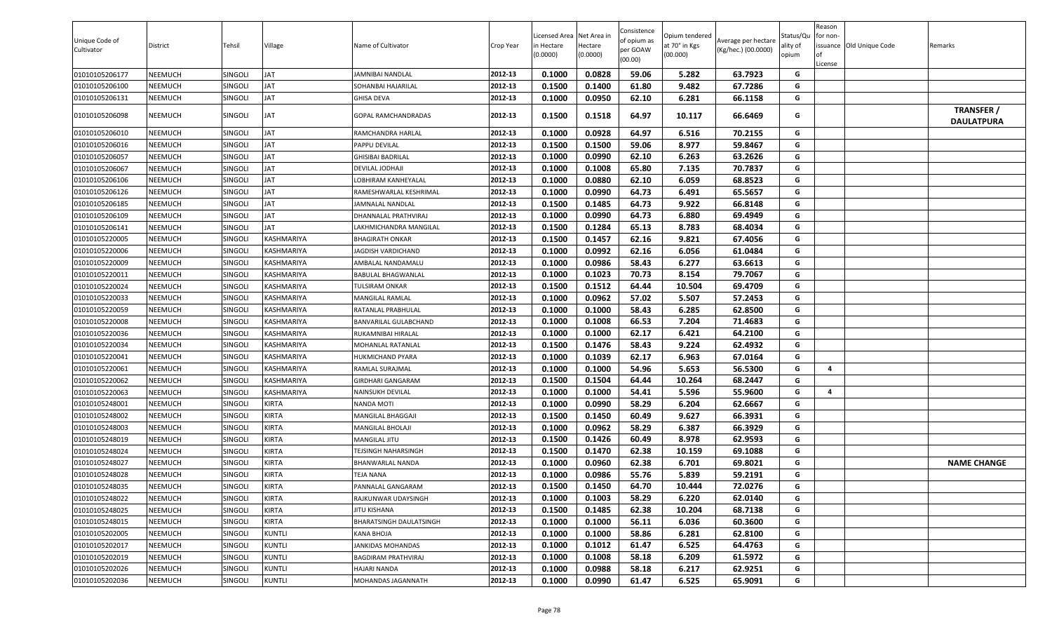| Unique Code of Cultivator | District | Tehsil | Village | Name of Cultivator | Crop Year | Licensed Area in Hectare (0.0000) | Net Area in Hectare (0.0000) | Consistence of opium as per GOAW (00.00) | Opium tendered at 70° in Kgs (00.000) | Average per hectare (Kg/hec.) (00.0000) | Status/Quality of opium | Reason for non-issuance of License | Old Unique Code | Remarks |
|---|---|---|---|---|---|---|---|---|---|---|---|---|---|---|
| 01010105206177 | NEEMUCH | SINGOLI | JAT | JAMNIBAI NANDLAL | 2012-13 | 0.1000 | 0.0828 | 59.06 | 5.282 | 63.7923 | G | | | |
| 01010105206100 | NEEMUCH | SINGOLI | JAT | SOHANBAI HAJARILAL | 2012-13 | 0.1500 | 0.1400 | 61.80 | 9.482 | 67.7286 | G | | | |
| 01010105206131 | NEEMUCH | SINGOLI | JAT | GHISA DEVA | 2012-13 | 0.1000 | 0.0950 | 62.10 | 6.281 | 66.1158 | G | | | |
| 01010105206098 | NEEMUCH | SINGOLI | JAT | GOPAL RAMCHANDRADAS | 2012-13 | 0.1500 | 0.1518 | 64.97 | 10.117 | 66.6469 | G | | | TRANSFER / DAULATPURA |
| 01010105206010 | NEEMUCH | SINGOLI | JAT | RAMCHANDRA HARLAL | 2012-13 | 0.1000 | 0.0928 | 64.97 | 6.516 | 70.2155 | G | | | |
| 01010105206016 | NEEMUCH | SINGOLI | JAT | PAPPU DEVILAL | 2012-13 | 0.1500 | 0.1500 | 59.06 | 8.977 | 59.8467 | G | | | |
| 01010105206057 | NEEMUCH | SINGOLI | JAT | GHISIBAI BADRILAL | 2012-13 | 0.1000 | 0.0990 | 62.10 | 6.263 | 63.2626 | G | | | |
| 01010105206067 | NEEMUCH | SINGOLI | JAT | DEVILAL JODHAJI | 2012-13 | 0.1000 | 0.1008 | 65.80 | 7.135 | 70.7837 | G | | | |
| 01010105206106 | NEEMUCH | SINGOLI | JAT | LOBHIRAM KANHEYALAL | 2012-13 | 0.1000 | 0.0880 | 62.10 | 6.059 | 68.8523 | G | | | |
| 01010105206126 | NEEMUCH | SINGOLI | JAT | RAMESHWARLAL KESHRIMAL | 2012-13 | 0.1000 | 0.0990 | 64.73 | 6.491 | 65.5657 | G | | | |
| 01010105206185 | NEEMUCH | SINGOLI | JAT | JAMNALAL NANDLAL | 2012-13 | 0.1500 | 0.1485 | 64.73 | 9.922 | 66.8148 | G | | | |
| 01010105206109 | NEEMUCH | SINGOLI | JAT | DHANNALAL PRATHVIRAJ | 2012-13 | 0.1000 | 0.0990 | 64.73 | 6.880 | 69.4949 | G | | | |
| 01010105206141 | NEEMUCH | SINGOLI | JAT | LAKHMICHANDRA MANGILAL | 2012-13 | 0.1500 | 0.1284 | 65.13 | 8.783 | 68.4034 | G | | | |
| 01010105220005 | NEEMUCH | SINGOLI | KASHMARIYA | BHAGIRATH ONKAR | 2012-13 | 0.1500 | 0.1457 | 62.16 | 9.821 | 67.4056 | G | | | |
| 01010105220006 | NEEMUCH | SINGOLI | KASHMARIYA | JAGDISH VARDICHAND | 2012-13 | 0.1000 | 0.0992 | 62.16 | 6.056 | 61.0484 | G | | | |
| 01010105220009 | NEEMUCH | SINGOLI | KASHMARIYA | AMBALAL NANDAMALU | 2012-13 | 0.1000 | 0.0986 | 58.43 | 6.277 | 63.6613 | G | | | |
| 01010105220011 | NEEMUCH | SINGOLI | KASHMARIYA | BABULAL BHAGWANLAL | 2012-13 | 0.1000 | 0.1023 | 70.73 | 8.154 | 79.7067 | G | | | |
| 01010105220024 | NEEMUCH | SINGOLI | KASHMARIYA | TULSIRAM ONKAR | 2012-13 | 0.1500 | 0.1512 | 64.44 | 10.504 | 69.4709 | G | | | |
| 01010105220033 | NEEMUCH | SINGOLI | KASHMARIYA | MANGILAL RAMLAL | 2012-13 | 0.1000 | 0.0962 | 57.02 | 5.507 | 57.2453 | G | | | |
| 01010105220059 | NEEMUCH | SINGOLI | KASHMARIYA | RATANLAL PRABHULAL | 2012-13 | 0.1000 | 0.1000 | 58.43 | 6.285 | 62.8500 | G | | | |
| 01010105220008 | NEEMUCH | SINGOLI | KASHMARIYA | BANVARILAL GULABCHAND | 2012-13 | 0.1000 | 0.1008 | 66.53 | 7.204 | 71.4683 | G | | | |
| 01010105220036 | NEEMUCH | SINGOLI | KASHMARIYA | RUKAMNIBAI HIRALAL | 2012-13 | 0.1000 | 0.1000 | 62.17 | 6.421 | 64.2100 | G | | | |
| 01010105220034 | NEEMUCH | SINGOLI | KASHMARIYA | MOHANLAL RATANLAL | 2012-13 | 0.1500 | 0.1476 | 58.43 | 9.224 | 62.4932 | G | | | |
| 01010105220041 | NEEMUCH | SINGOLI | KASHMARIYA | HUKMICHAND PYARA | 2012-13 | 0.1000 | 0.1039 | 62.17 | 6.963 | 67.0164 | G | | | |
| 01010105220061 | NEEMUCH | SINGOLI | KASHMARIYA | RAMLAL SURAJMAL | 2012-13 | 0.1000 | 0.1000 | 54.96 | 5.653 | 56.5300 | G | 4 | | |
| 01010105220062 | NEEMUCH | SINGOLI | KASHMARIYA | GIRDHARI GANGARAM | 2012-13 | 0.1500 | 0.1504 | 64.44 | 10.264 | 68.2447 | G | | | |
| 01010105220063 | NEEMUCH | SINGOLI | KASHMARIYA | NAINSUKH DEVILAL | 2012-13 | 0.1000 | 0.1000 | 54.41 | 5.596 | 55.9600 | G | 4 | | |
| 01010105248001 | NEEMUCH | SINGOLI | KIRTA | NANDA MOTI | 2012-13 | 0.1000 | 0.0990 | 58.29 | 6.204 | 62.6667 | G | | | |
| 01010105248002 | NEEMUCH | SINGOLI | KIRTA | MANGILAL BHAGGAJI | 2012-13 | 0.1500 | 0.1450 | 60.49 | 9.627 | 66.3931 | G | | | |
| 01010105248003 | NEEMUCH | SINGOLI | KIRTA | MANGILAL BHOLAJI | 2012-13 | 0.1000 | 0.0962 | 58.29 | 6.387 | 66.3929 | G | | | |
| 01010105248019 | NEEMUCH | SINGOLI | KIRTA | MANGILAL JITU | 2012-13 | 0.1500 | 0.1426 | 60.49 | 8.978 | 62.9593 | G | | | |
| 01010105248024 | NEEMUCH | SINGOLI | KIRTA | TEJSINGH NAHARSINGH | 2012-13 | 0.1500 | 0.1470 | 62.38 | 10.159 | 69.1088 | G | | | |
| 01010105248027 | NEEMUCH | SINGOLI | KIRTA | BHANWARLAL NANDA | 2012-13 | 0.1000 | 0.0960 | 62.38 | 6.701 | 69.8021 | G | | | NAME CHANGE |
| 01010105248028 | NEEMUCH | SINGOLI | KIRTA | TEJA NANA | 2012-13 | 0.1000 | 0.0986 | 55.76 | 5.839 | 59.2191 | G | | | |
| 01010105248035 | NEEMUCH | SINGOLI | KIRTA | PANNALAL GANGARAM | 2012-13 | 0.1500 | 0.1450 | 64.70 | 10.444 | 72.0276 | G | | | |
| 01010105248022 | NEEMUCH | SINGOLI | KIRTA | RAJKUNWAR UDAYSINGH | 2012-13 | 0.1000 | 0.1003 | 58.29 | 6.220 | 62.0140 | G | | | |
| 01010105248025 | NEEMUCH | SINGOLI | KIRTA | JITU KISHANA | 2012-13 | 0.1500 | 0.1485 | 62.38 | 10.204 | 68.7138 | G | | | |
| 01010105248015 | NEEMUCH | SINGOLI | KIRTA | BHARATSINGH DAULATSINGH | 2012-13 | 0.1000 | 0.1000 | 56.11 | 6.036 | 60.3600 | G | | | |
| 01010105202005 | NEEMUCH | SINGOLI | KUNTLI | KANA BHOJA | 2012-13 | 0.1000 | 0.1000 | 58.86 | 6.281 | 62.8100 | G | | | |
| 01010105202017 | NEEMUCH | SINGOLI | KUNTLI | JANKIDAS MOHANDAS | 2012-13 | 0.1000 | 0.1012 | 61.47 | 6.525 | 64.4763 | G | | | |
| 01010105202019 | NEEMUCH | SINGOLI | KUNTLI | BAGDIRAM PRATHVIRAJ | 2012-13 | 0.1000 | 0.1008 | 58.18 | 6.209 | 61.5972 | G | | | |
| 01010105202026 | NEEMUCH | SINGOLI | KUNTLI | HAJARI NANDA | 2012-13 | 0.1000 | 0.0988 | 58.18 | 6.217 | 62.9251 | G | | | |
| 01010105202036 | NEEMUCH | SINGOLI | KUNTLI | MOHANDAS JAGANNATH | 2012-13 | 0.1000 | 0.0990 | 61.47 | 6.525 | 65.9091 | G | | | |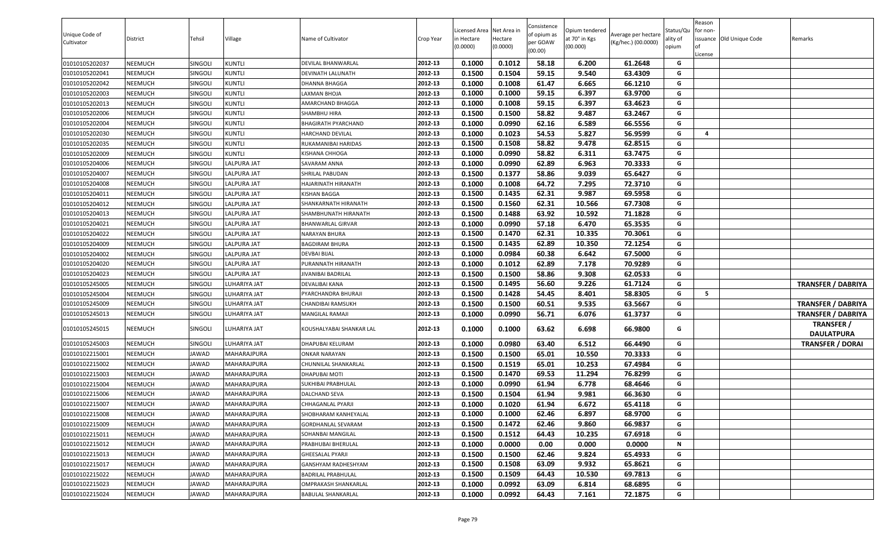| Unique Code of Cultivator | District | Tehsil | Village | Name of Cultivator | Crop Year | Licensed Area in Hectare (0.0000) | Net Area in Hectare (0.0000) | Consistence of opium as per GOAW (00.00) | Opium tendered at 70° in Kgs (00.000) | Average per hectare (Kg/hec.) (00.0000) | Status/Quality of opium | Reason for non-issuance of License | Old Unique Code | Remarks |
|---|---|---|---|---|---|---|---|---|---|---|---|---|---|---|
| 01010105202037 | NEEMUCH | SINGOLI | KUNTLI | DEVILAL BHANWARLAL | 2012-13 | 0.1000 | 0.1012 | 58.18 | 6.200 | 61.2648 | G | | | |
| 01010105202041 | NEEMUCH | SINGOLI | KUNTLI | DEVINATH LALUNATH | 2012-13 | 0.1500 | 0.1504 | 59.15 | 9.540 | 63.4309 | G | | | |
| 01010105202042 | NEEMUCH | SINGOLI | KUNTLI | DHANNA BHAGGA | 2012-13 | 0.1000 | 0.1008 | 61.47 | 6.665 | 66.1210 | G | | | |
| 01010105202003 | NEEMUCH | SINGOLI | KUNTLI | LAXMAN BHOJA | 2012-13 | 0.1000 | 0.1000 | 59.15 | 6.397 | 63.9700 | G | | | |
| 01010105202013 | NEEMUCH | SINGOLI | KUNTLI | AMARCHAND BHAGGA | 2012-13 | 0.1000 | 0.1008 | 59.15 | 6.397 | 63.4623 | G | | | |
| 01010105202006 | NEEMUCH | SINGOLI | KUNTLI | SHAMBHU HIRA | 2012-13 | 0.1500 | 0.1500 | 58.82 | 9.487 | 63.2467 | G | | | |
| 01010105202004 | NEEMUCH | SINGOLI | KUNTLI | BHAGIRATH PYARCHAND | 2012-13 | 0.1000 | 0.0990 | 62.16 | 6.589 | 66.5556 | G | | | |
| 01010105202030 | NEEMUCH | SINGOLI | KUNTLI | HARCHAND DEVILAL | 2012-13 | 0.1000 | 0.1023 | 54.53 | 5.827 | 56.9599 | G | 4 | | |
| 01010105202035 | NEEMUCH | SINGOLI | KUNTLI | RUKAMANIBAI HARIDAS | 2012-13 | 0.1500 | 0.1508 | 58.82 | 9.478 | 62.8515 | G | | | |
| 01010105202009 | NEEMUCH | SINGOLI | KUNTLI | KISHANA CHHOGA | 2012-13 | 0.1000 | 0.0990 | 58.82 | 6.311 | 63.7475 | G | | | |
| 01010105204006 | NEEMUCH | SINGOLI | LALPURA JAT | SAVARAM ANNA | 2012-13 | 0.1000 | 0.0990 | 62.89 | 6.963 | 70.3333 | G | | | |
| 01010105204007 | NEEMUCH | SINGOLI | LALPURA JAT | SHRILAL PABUDAN | 2012-13 | 0.1500 | 0.1377 | 58.86 | 9.039 | 65.6427 | G | | | |
| 01010105204008 | NEEMUCH | SINGOLI | LALPURA JAT | HAJARINATH HIRANATH | 2012-13 | 0.1000 | 0.1008 | 64.72 | 7.295 | 72.3710 | G | | | |
| 01010105204011 | NEEMUCH | SINGOLI | LALPURA JAT | KISHAN BAGGA | 2012-13 | 0.1500 | 0.1435 | 62.31 | 9.987 | 69.5958 | G | | | |
| 01010105204012 | NEEMUCH | SINGOLI | LALPURA JAT | SHANKARNATH HIRANATH | 2012-13 | 0.1500 | 0.1560 | 62.31 | 10.566 | 67.7308 | G | | | |
| 01010105204013 | NEEMUCH | SINGOLI | LALPURA JAT | SHAMBHUNATH HIRANATH | 2012-13 | 0.1500 | 0.1488 | 63.92 | 10.592 | 71.1828 | G | | | |
| 01010105204021 | NEEMUCH | SINGOLI | LALPURA JAT | BHANWARLAL GIRVAR | 2012-13 | 0.1000 | 0.0990 | 57.18 | 6.470 | 65.3535 | G | | | |
| 01010105204022 | NEEMUCH | SINGOLI | LALPURA JAT | NARAYAN BHURA | 2012-13 | 0.1500 | 0.1470 | 62.31 | 10.335 | 70.3061 | G | | | |
| 01010105204009 | NEEMUCH | SINGOLI | LALPURA JAT | BAGDIRAM BHURA | 2012-13 | 0.1500 | 0.1435 | 62.89 | 10.350 | 72.1254 | G | | | |
| 01010105204002 | NEEMUCH | SINGOLI | LALPURA JAT | DEVBAI BIJAL | 2012-13 | 0.1000 | 0.0984 | 60.38 | 6.642 | 67.5000 | G | | | |
| 01010105204020 | NEEMUCH | SINGOLI | LALPURA JAT | PURANNATH HIRANATH | 2012-13 | 0.1000 | 0.1012 | 62.89 | 7.178 | 70.9289 | G | | | |
| 01010105204023 | NEEMUCH | SINGOLI | LALPURA JAT | JIVANIBAI BADRILAL | 2012-13 | 0.1500 | 0.1500 | 58.86 | 9.308 | 62.0533 | G | | | |
| 01010105245005 | NEEMUCH | SINGOLI | LUHARIYA JAT | DEVALIBAI KANA | 2012-13 | 0.1500 | 0.1495 | 56.60 | 9.226 | 61.7124 | G | | | TRANSFER / DABRIYA |
| 01010105245004 | NEEMUCH | SINGOLI | LUHARIYA JAT | PYARCHANDRA BHURAJI | 2012-13 | 0.1500 | 0.1428 | 54.45 | 8.401 | 58.8305 | G | 5 | | |
| 01010105245009 | NEEMUCH | SINGOLI | LUHARIYA JAT | CHANDIBAI RAMSUKH | 2012-13 | 0.1500 | 0.1500 | 60.51 | 9.535 | 63.5667 | G | | | TRANSFER / DABRIYA |
| 01010105245013 | NEEMUCH | SINGOLI | LUHARIYA JAT | MANGILAL RAMAJI | 2012-13 | 0.1000 | 0.0990 | 56.71 | 6.076 | 61.3737 | G | | | TRANSFER / DABRIYA |
| 01010105245015 | NEEMUCH | SINGOLI | LUHARIYA JAT | KOUSHALYABAI SHANKAR LAL | 2012-13 | 0.1000 | 0.1000 | 63.62 | 6.698 | 66.9800 | G | | | TRANSFER / DAULATPURA |
| 01010105245003 | NEEMUCH | SINGOLI | LUHARIYA JAT | DHAPUBAI KELURAM | 2012-13 | 0.1000 | 0.0980 | 63.40 | 6.512 | 66.4490 | G | | | TRANSFER / DORAI |
| 01010102215001 | NEEMUCH | JAWAD | MAHARAJPURA | ONKAR NARAYAN | 2012-13 | 0.1500 | 0.1500 | 65.01 | 10.550 | 70.3333 | G | | | |
| 01010102215002 | NEEMUCH | JAWAD | MAHARAJPURA | CHUNNILAL SHANKARLAL | 2012-13 | 0.1500 | 0.1519 | 65.01 | 10.253 | 67.4984 | G | | | |
| 01010102215003 | NEEMUCH | JAWAD | MAHARAJPURA | DHAPUBAI MOTI | 2012-13 | 0.1500 | 0.1470 | 69.53 | 11.294 | 76.8299 | G | | | |
| 01010102215004 | NEEMUCH | JAWAD | MAHARAJPURA | SUKHIBAI PRABHULAL | 2012-13 | 0.1000 | 0.0990 | 61.94 | 6.778 | 68.4646 | G | | | |
| 01010102215006 | NEEMUCH | JAWAD | MAHARAJPURA | DALCHAND SEVA | 2012-13 | 0.1500 | 0.1504 | 61.94 | 9.981 | 66.3630 | G | | | |
| 01010102215007 | NEEMUCH | JAWAD | MAHARAJPURA | CHHAGANLAL PYARJI | 2012-13 | 0.1000 | 0.1020 | 61.94 | 6.672 | 65.4118 | G | | | |
| 01010102215008 | NEEMUCH | JAWAD | MAHARAJPURA | SHOBHARAM KANHEYALAL | 2012-13 | 0.1000 | 0.1000 | 62.46 | 6.897 | 68.9700 | G | | | |
| 01010102215009 | NEEMUCH | JAWAD | MAHARAJPURA | GORDHANLAL SEVARAM | 2012-13 | 0.1500 | 0.1472 | 62.46 | 9.860 | 66.9837 | G | | | |
| 01010102215011 | NEEMUCH | JAWAD | MAHARAJPURA | SOHANBAI MANGILAL | 2012-13 | 0.1500 | 0.1512 | 64.43 | 10.235 | 67.6918 | G | | | |
| 01010102215012 | NEEMUCH | JAWAD | MAHARAJPURA | PRABHUBAI BHERULAL | 2012-13 | 0.1000 | 0.0000 | 0.00 | 0.000 | 0.0000 | N | | | |
| 01010102215013 | NEEMUCH | JAWAD | MAHARAJPURA | GHEESALAL PYARJI | 2012-13 | 0.1500 | 0.1500 | 62.46 | 9.824 | 65.4933 | G | | | |
| 01010102215017 | NEEMUCH | JAWAD | MAHARAJPURA | GANSHYAM RADHESHYAM | 2012-13 | 0.1500 | 0.1508 | 63.09 | 9.932 | 65.8621 | G | | | |
| 01010102215022 | NEEMUCH | JAWAD | MAHARAJPURA | BADRILAL PRABHULAL | 2012-13 | 0.1500 | 0.1509 | 64.43 | 10.530 | 69.7813 | G | | | |
| 01010102215023 | NEEMUCH | JAWAD | MAHARAJPURA | OMPRAKASH SHANKARLAL | 2012-13 | 0.1000 | 0.0992 | 63.09 | 6.814 | 68.6895 | G | | | |
| 01010102215024 | NEEMUCH | JAWAD | MAHARAJPURA | BABULAL SHANKARLAL | 2012-13 | 0.1000 | 0.0992 | 64.43 | 7.161 | 72.1875 | G | | | |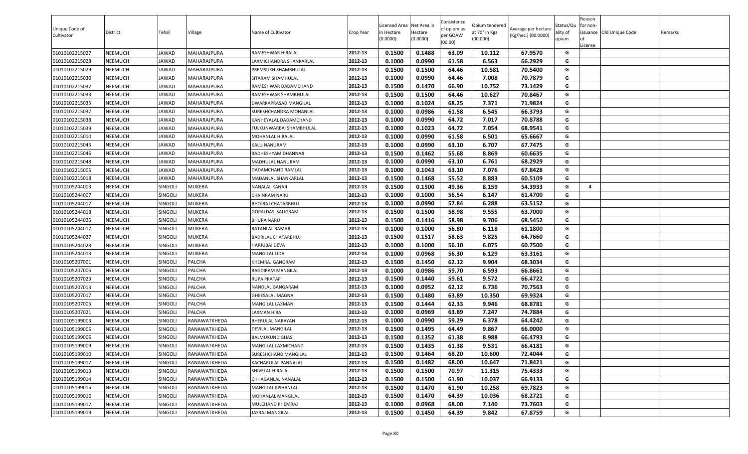| Unique Code of Cultivator | District | Tehsil | Village | Name of Cultivator | Crop Year | Licensed Area in Hectare (0.0000) | Net Area in Hectare (0.0000) | Consistence of opium as per GOAW (00.00) | Opium tendered at 70° in Kgs (00.000) | Average per hectare (Kg/hec.) (00.0000) | Status/Quality of opium | Reason for non-issuance of License | Old Unique Code | Remarks |
|---|---|---|---|---|---|---|---|---|---|---|---|---|---|---|
| 01010102215027 | NEEMUCH | JAWAD | MAHARAJPURA | RAMESHWAR HIRALAL | 2012-13 | 0.1500 | 0.1488 | 63.09 | 10.112 | 67.9570 | G | | | |
| 01010102215028 | NEEMUCH | JAWAD | MAHARAJPURA | LAXMICHANDRA SHANKARLAL | 2012-13 | 0.1000 | 0.0990 | 61.58 | 6.563 | 66.2929 | G | | | |
| 01010102215029 | NEEMUCH | JAWAD | MAHARAJPURA | PREMSUKH SHAMBHULAL | 2012-13 | 0.1500 | 0.1500 | 64.46 | 10.581 | 70.5400 | G | | | |
| 01010102215030 | NEEMUCH | JAWAD | MAHARAJPURA | SITARAM SHAMHULAL | 2012-13 | 0.1000 | 0.0990 | 64.46 | 7.008 | 70.7879 | G | | | |
| 01010102215032 | NEEMUCH | JAWAD | MAHARAJPURA | RAMESHWAR DADAMCHAND | 2012-13 | 0.1500 | 0.1470 | 66.90 | 10.752 | 73.1429 | G | | | |
| 01010102215033 | NEEMUCH | JAWAD | MAHARAJPURA | RAMESHWAR SHAMBHULAL | 2012-13 | 0.1500 | 0.1500 | 64.46 | 10.627 | 70.8467 | G | | | |
| 01010102215035 | NEEMUCH | JAWAD | MAHARAJPURA | DWARKAPRASAD MANGILAL | 2012-13 | 0.1000 | 0.1024 | 68.25 | 7.371 | 71.9824 | G | | | |
| 01010102215037 | NEEMUCH | JAWAD | MAHARAJPURA | SURESHCHANDRA MOHANLAL | 2012-13 | 0.1000 | 0.0986 | 61.58 | 6.545 | 66.3793 | G | | | |
| 01010102215038 | NEEMUCH | JAWAD | MAHARAJPURA | KANHEYALAL DADAMCHAND | 2012-13 | 0.1000 | 0.0990 | 64.72 | 7.017 | 70.8788 | G | | | |
| 01010102215039 | NEEMUCH | JAWAD | MAHARAJPURA | FULKUNWARBAI SHAMBHULAL | 2012-13 | 0.1000 | 0.1023 | 64.72 | 7.054 | 68.9541 | G | | | |
| 01010102215010 | NEEMUCH | JAWAD | MAHARAJPURA | MOHANLAL HIRALAL | 2012-13 | 0.1000 | 0.0990 | 61.58 | 6.501 | 65.6667 | G | | | |
| 01010102215045 | NEEMUCH | JAWAD | MAHARAJPURA | KALU NANURAM | 2012-13 | 0.1000 | 0.0990 | 63.10 | 6.707 | 67.7475 | G | | | |
| 01010102215046 | NEEMUCH | JAWAD | MAHARAJPURA | RADHESHYAM DHANNAJI | 2012-13 | 0.1500 | 0.1462 | 55.68 | 8.869 | 60.6635 | G | | | |
| 01010102215048 | NEEMUCH | JAWAD | MAHARAJPURA | MADHULAL NANURAM | 2012-13 | 0.1000 | 0.0990 | 63.10 | 6.761 | 68.2929 | G | | | |
| 01010102215005 | NEEMUCH | JAWAD | MAHARAJPURA | DADAMCHAND RAMLAL | 2012-13 | 0.1000 | 0.1043 | 63.10 | 7.076 | 67.8428 | G | | | |
| 01010102215018 | NEEMUCH | JAWAD | MAHARAJPURA | MADANLAL SHANKARLAL | 2012-13 | 0.1500 | 0.1468 | 55.52 | 8.883 | 60.5109 | G | | | |
| 01010105244003 | NEEMUCH | SINGOLI | MUKERA | NANALAL KANAJI | 2012-13 | 0.1500 | 0.1500 | 49.36 | 8.159 | 54.3933 | G | 4 | | |
| 01010105244007 | NEEMUCH | SINGOLI | MUKERA | CHAINRAM NARU | 2012-13 | 0.1000 | 0.1000 | 56.54 | 6.147 | 61.4700 | G | | | |
| 01010105244012 | NEEMUCH | SINGOLI | MUKERA | BHOJRAJ CHATARBHUJ | 2012-13 | 0.1000 | 0.0990 | 57.84 | 6.288 | 63.5152 | G | | | |
| 01010105244018 | NEEMUCH | SINGOLI | MUKERA | GOPALDAS SALIGRAM | 2012-13 | 0.1500 | 0.1500 | 58.98 | 9.555 | 63.7000 | G | | | |
| 01010105244025 | NEEMUCH | SINGOLI | MUKERA | BHURA NARU | 2012-13 | 0.1500 | 0.1416 | 58.98 | 9.706 | 68.5452 | G | | | |
| 01010105244017 | NEEMUCH | SINGOLI | MUKERA | RATANLAL RAMAJI | 2012-13 | 0.1000 | 0.1000 | 56.80 | 6.118 | 61.1800 | G | | | |
| 01010105244027 | NEEMUCH | SINGOLI | MUKERA | BADRILAL CHATARBHUJ | 2012-13 | 0.1500 | 0.1517 | 58.63 | 9.825 | 64.7660 | G | | | |
| 01010105244028 | NEEMUCH | SINGOLI | MUKERA | HARJUBAI DEVA | 2012-13 | 0.1000 | 0.1000 | 56.10 | 6.075 | 60.7500 | G | | | |
| 01010105244013 | NEEMUCH | SINGOLI | MUKERA | MANGILAL UDA | 2012-13 | 0.1000 | 0.0968 | 56.30 | 6.129 | 63.3161 | G | | | |
| 01010105207001 | NEEMUCH | SINGOLI | PALCHA | KHEMRAJ GANGRAM | 2012-13 | 0.1500 | 0.1450 | 62.12 | 9.904 | 68.3034 | G | | | |
| 01010105207006 | NEEMUCH | SINGOLI | PALCHA | BAGDIRAM MANGILAL | 2012-13 | 0.1000 | 0.0986 | 59.70 | 6.593 | 66.8661 | G | | | |
| 01010105207023 | NEEMUCH | SINGOLI | PALCHA | RUPA PRATAP | 2012-13 | 0.1500 | 0.1440 | 59.61 | 9.572 | 66.4722 | G | | | |
| 01010105207013 | NEEMUCH | SINGOLI | PALCHA | NANDLAL GANGARAM | 2012-13 | 0.1000 | 0.0952 | 62.12 | 6.736 | 70.7563 | G | | | |
| 01010105207017 | NEEMUCH | SINGOLI | PALCHA | GHEESALAL MAGNA | 2012-13 | 0.1500 | 0.1480 | 63.89 | 10.350 | 69.9324 | G | | | |
| 01010105207005 | NEEMUCH | SINGOLI | PALCHA | MANGILAL LAXMAN | 2012-13 | 0.1500 | 0.1444 | 62.33 | 9.946 | 68.8781 | G | | | |
| 01010105207021 | NEEMUCH | SINGOLI | PALCHA | LAXMAN HIRA | 2012-13 | 0.1000 | 0.0969 | 63.89 | 7.247 | 74.7884 | G | | | |
| 01010105199003 | NEEMUCH | SINGOLI | RANAWATKHEDA | BHERULAL NARAYAN | 2012-13 | 0.1000 | 0.0990 | 59.29 | 6.378 | 64.4242 | G | | | |
| 01010105199005 | NEEMUCH | SINGOLI | RANAWATKHEDA | DEVILAL MANGILAL | 2012-13 | 0.1500 | 0.1495 | 64.49 | 9.867 | 66.0000 | G | | | |
| 01010105199006 | NEEMUCH | SINGOLI | RANAWATKHEDA | BALMUKUND GHASI | 2012-13 | 0.1500 | 0.1352 | 61.38 | 8.988 | 66.4793 | G | | | |
| 01010105199009 | NEEMUCH | SINGOLI | RANAWATKHEDA | MANGILAL LAXMICHAND | 2012-13 | 0.1500 | 0.1435 | 61.38 | 9.531 | 66.4181 | G | | | |
| 01010105199010 | NEEMUCH | SINGOLI | RANAWATKHEDA | SURESHCHAND MANGILAL | 2012-13 | 0.1500 | 0.1464 | 68.20 | 10.600 | 72.4044 | G | | | |
| 01010105199012 | NEEMUCH | SINGOLI | RANAWATKHEDA | KACHARULAL PANNALAL | 2012-13 | 0.1500 | 0.1482 | 68.00 | 10.647 | 71.8421 | G | | | |
| 01010105199013 | NEEMUCH | SINGOLI | RANAWATKHEDA | SHIVELAL HIRALAL | 2012-13 | 0.1500 | 0.1500 | 70.97 | 11.315 | 75.4333 | G | | | |
| 01010105199014 | NEEMUCH | SINGOLI | RANAWATKHEDA | CHHAGANLAL NANALAL | 2012-13 | 0.1500 | 0.1500 | 61.90 | 10.037 | 66.9133 | G | | | |
| 01010105199015 | NEEMUCH | SINGOLI | RANAWATKHEDA | MANGILAL KISHANLAL | 2012-13 | 0.1500 | 0.1470 | 61.90 | 10.258 | 69.7823 | G | | | |
| 01010105199016 | NEEMUCH | SINGOLI | RANAWATKHEDA | MOHANLAL MANGILAL | 2012-13 | 0.1500 | 0.1470 | 64.39 | 10.036 | 68.2721 | G | | | |
| 01010105199017 | NEEMUCH | SINGOLI | RANAWATKHEDA | MULCHAND KHEMRAJ | 2012-13 | 0.1000 | 0.0968 | 68.00 | 7.140 | 73.7603 | G | | | |
| 01010105199019 | NEEMUCH | SINGOLI | RANAWATKHEDA | JASRAJ MANGILAL | 2012-13 | 0.1500 | 0.1450 | 64.39 | 9.842 | 67.8759 | G | | | |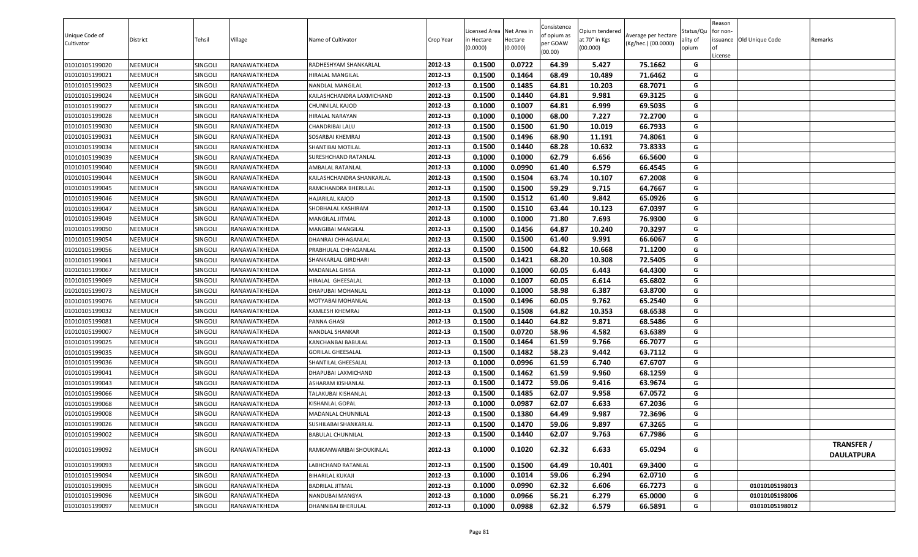| Unique Code of Cultivator | District | Tehsil | Village | Name of Cultivator | Crop Year | Licensed Area in Hectare (0.0000) | Net Area in Hectare (0.0000) | Consistence of opium as per GOAW (00.00) | Opium tendered at 70° in Kgs (00.000) | Average per hectare (Kg/hec.) (00.0000) | Status/Quality of opium | Reason for non-issuance of License | Old Unique Code | Remarks |
|---|---|---|---|---|---|---|---|---|---|---|---|---|---|---|
| 01010105199020 | NEEMUCH | SINGOLI | RANAWATKHEDA | RADHESHYAM SHANKARLAL | 2012-13 | 0.1500 | 0.0722 | 64.39 | 5.427 | 75.1662 | G | | | |
| 01010105199021 | NEEMUCH | SINGOLI | RANAWATKHEDA | HIRALAL MANGILAL | 2012-13 | 0.1500 | 0.1464 | 68.49 | 10.489 | 71.6462 | G | | | |
| 01010105199023 | NEEMUCH | SINGOLI | RANAWATKHEDA | NANDLAL MANGILAL | 2012-13 | 0.1500 | 0.1485 | 64.81 | 10.203 | 68.7071 | G | | | |
| 01010105199024 | NEEMUCH | SINGOLI | RANAWATKHEDA | KAILASHCHANDRA LAXMICHAND | 2012-13 | 0.1500 | 0.1440 | 64.81 | 9.981 | 69.3125 | G | | | |
| 01010105199027 | NEEMUCH | SINGOLI | RANAWATKHEDA | CHUNNILAL KAJOD | 2012-13 | 0.1000 | 0.1007 | 64.81 | 6.999 | 69.5035 | G | | | |
| 01010105199028 | NEEMUCH | SINGOLI | RANAWATKHEDA | HIRALAL NARAYAN | 2012-13 | 0.1000 | 0.1000 | 68.00 | 7.227 | 72.2700 | G | | | |
| 01010105199030 | NEEMUCH | SINGOLI | RANAWATKHEDA | CHANDRIBAI LALU | 2012-13 | 0.1500 | 0.1500 | 61.90 | 10.019 | 66.7933 | G | | | |
| 01010105199031 | NEEMUCH | SINGOLI | RANAWATKHEDA | SOSARBAI KHEMRAJ | 2012-13 | 0.1500 | 0.1496 | 68.90 | 11.191 | 74.8061 | G | | | |
| 01010105199034 | NEEMUCH | SINGOLI | RANAWATKHEDA | SHANTIBAI MOTILAL | 2012-13 | 0.1500 | 0.1440 | 68.28 | 10.632 | 73.8333 | G | | | |
| 01010105199039 | NEEMUCH | SINGOLI | RANAWATKHEDA | SURESHCHAND RATANLAL | 2012-13 | 0.1000 | 0.1000 | 62.79 | 6.656 | 66.5600 | G | | | |
| 01010105199040 | NEEMUCH | SINGOLI | RANAWATKHEDA | AMBALAL RATANLAL | 2012-13 | 0.1000 | 0.0990 | 61.40 | 6.579 | 66.4545 | G | | | |
| 01010105199044 | NEEMUCH | SINGOLI | RANAWATKHEDA | KAILASHCHANDRA SHANKARLAL | 2012-13 | 0.1500 | 0.1504 | 63.74 | 10.107 | 67.2008 | G | | | |
| 01010105199045 | NEEMUCH | SINGOLI | RANAWATKHEDA | RAMCHANDRA BHERULAL | 2012-13 | 0.1500 | 0.1500 | 59.29 | 9.715 | 64.7667 | G | | | |
| 01010105199046 | NEEMUCH | SINGOLI | RANAWATKHEDA | HAJARILAL KAJOD | 2012-13 | 0.1500 | 0.1512 | 61.40 | 9.842 | 65.0926 | G | | | |
| 01010105199047 | NEEMUCH | SINGOLI | RANAWATKHEDA | SHOBHALAL KASHIRAM | 2012-13 | 0.1500 | 0.1510 | 63.44 | 10.123 | 67.0397 | G | | | |
| 01010105199049 | NEEMUCH | SINGOLI | RANAWATKHEDA | MANGILAL JITMAL | 2012-13 | 0.1000 | 0.1000 | 71.80 | 7.693 | 76.9300 | G | | | |
| 01010105199050 | NEEMUCH | SINGOLI | RANAWATKHEDA | MANGIBAI MANGILAL | 2012-13 | 0.1500 | 0.1456 | 64.87 | 10.240 | 70.3297 | G | | | |
| 01010105199054 | NEEMUCH | SINGOLI | RANAWATKHEDA | DHANRAJ CHHAGANLAL | 2012-13 | 0.1500 | 0.1500 | 61.40 | 9.991 | 66.6067 | G | | | |
| 01010105199056 | NEEMUCH | SINGOLI | RANAWATKHEDA | PRABHULAL CHHAGANLAL | 2012-13 | 0.1500 | 0.1500 | 64.82 | 10.668 | 71.1200 | G | | | |
| 01010105199061 | NEEMUCH | SINGOLI | RANAWATKHEDA | SHANKARLAL GIRDHARI | 2012-13 | 0.1500 | 0.1421 | 68.20 | 10.308 | 72.5405 | G | | | |
| 01010105199067 | NEEMUCH | SINGOLI | RANAWATKHEDA | MADANLAL GHISA | 2012-13 | 0.1000 | 0.1000 | 60.05 | 6.443 | 64.4300 | G | | | |
| 01010105199069 | NEEMUCH | SINGOLI | RANAWATKHEDA | HIRALAL GHEESALAL | 2012-13 | 0.1000 | 0.1007 | 60.05 | 6.614 | 65.6802 | G | | | |
| 01010105199073 | NEEMUCH | SINGOLI | RANAWATKHEDA | DHAPUBAI MOHANLAL | 2012-13 | 0.1000 | 0.1000 | 58.98 | 6.387 | 63.8700 | G | | | |
| 01010105199076 | NEEMUCH | SINGOLI | RANAWATKHEDA | MOTYABAI MOHANLAL | 2012-13 | 0.1500 | 0.1496 | 60.05 | 9.762 | 65.2540 | G | | | |
| 01010105199032 | NEEMUCH | SINGOLI | RANAWATKHEDA | KAMLESH KHEMRAJ | 2012-13 | 0.1500 | 0.1508 | 64.82 | 10.353 | 68.6538 | G | | | |
| 01010105199081 | NEEMUCH | SINGOLI | RANAWATKHEDA | PANNA GHASI | 2012-13 | 0.1500 | 0.1440 | 64.82 | 9.871 | 68.5486 | G | | | |
| 01010105199007 | NEEMUCH | SINGOLI | RANAWATKHEDA | NANDLAL SHANKAR | 2012-13 | 0.1500 | 0.0720 | 58.96 | 4.582 | 63.6389 | G | | | |
| 01010105199025 | NEEMUCH | SINGOLI | RANAWATKHEDA | KANCHANBAI BABULAL | 2012-13 | 0.1500 | 0.1464 | 61.59 | 9.766 | 66.7077 | G | | | |
| 01010105199035 | NEEMUCH | SINGOLI | RANAWATKHEDA | GORILAL GHEESALAL | 2012-13 | 0.1500 | 0.1482 | 58.23 | 9.442 | 63.7112 | G | | | |
| 01010105199036 | NEEMUCH | SINGOLI | RANAWATKHEDA | SHANTILAL GHEESALAL | 2012-13 | 0.1000 | 0.0996 | 61.59 | 6.740 | 67.6707 | G | | | |
| 01010105199041 | NEEMUCH | SINGOLI | RANAWATKHEDA | DHAPUBAI LAXMICHAND | 2012-13 | 0.1500 | 0.1462 | 61.59 | 9.960 | 68.1259 | G | | | |
| 01010105199043 | NEEMUCH | SINGOLI | RANAWATKHEDA | ASHARAM KISHANLAL | 2012-13 | 0.1500 | 0.1472 | 59.06 | 9.416 | 63.9674 | G | | | |
| 01010105199066 | NEEMUCH | SINGOLI | RANAWATKHEDA | TALAKUBAI KISHANLAL | 2012-13 | 0.1500 | 0.1485 | 62.07 | 9.958 | 67.0572 | G | | | |
| 01010105199068 | NEEMUCH | SINGOLI | RANAWATKHEDA | KISHANLAL GOPAL | 2012-13 | 0.1000 | 0.0987 | 62.07 | 6.633 | 67.2036 | G | | | |
| 01010105199008 | NEEMUCH | SINGOLI | RANAWATKHEDA | MADANLAL CHUNNILAL | 2012-13 | 0.1500 | 0.1380 | 64.49 | 9.987 | 72.3696 | G | | | |
| 01010105199026 | NEEMUCH | SINGOLI | RANAWATKHEDA | SUSHILABAI SHANKARLAL | 2012-13 | 0.1500 | 0.1470 | 59.06 | 9.897 | 67.3265 | G | | | |
| 01010105199002 | NEEMUCH | SINGOLI | RANAWATKHEDA | BABULAL CHUNNILAL | 2012-13 | 0.1500 | 0.1440 | 62.07 | 9.763 | 67.7986 | G | | | |
| 01010105199092 | NEEMUCH | SINGOLI | RANAWATKHEDA | RAMKANWARIBAI SHOUKINLAL | 2012-13 | 0.1000 | 0.1020 | 62.32 | 6.633 | 65.0294 | G | | | TRANSFER / DAULATPURA |
| 01010105199093 | NEEMUCH | SINGOLI | RANAWATKHEDA | LABHCHAND RATANLAL | 2012-13 | 0.1500 | 0.1500 | 64.49 | 10.401 | 69.3400 | G | | | |
| 01010105199094 | NEEMUCH | SINGOLI | RANAWATKHEDA | BIHARILAL KUKAJI | 2012-13 | 0.1000 | 0.1014 | 59.06 | 6.294 | 62.0710 | G | | | |
| 01010105199095 | NEEMUCH | SINGOLI | RANAWATKHEDA | BADRILAL JITMAL | 2012-13 | 0.1000 | 0.0990 | 62.32 | 6.606 | 66.7273 | G | | 01010105198013 | |
| 01010105199096 | NEEMUCH | SINGOLI | RANAWATKHEDA | NANDUBAI MANGYA | 2012-13 | 0.1000 | 0.0966 | 56.21 | 6.279 | 65.0000 | G | | 01010105198006 | |
| 01010105199097 | NEEMUCH | SINGOLI | RANAWATKHEDA | DHANNIBAI BHERULAL | 2012-13 | 0.1000 | 0.0988 | 62.32 | 6.579 | 66.5891 | G | | 01010105198012 | |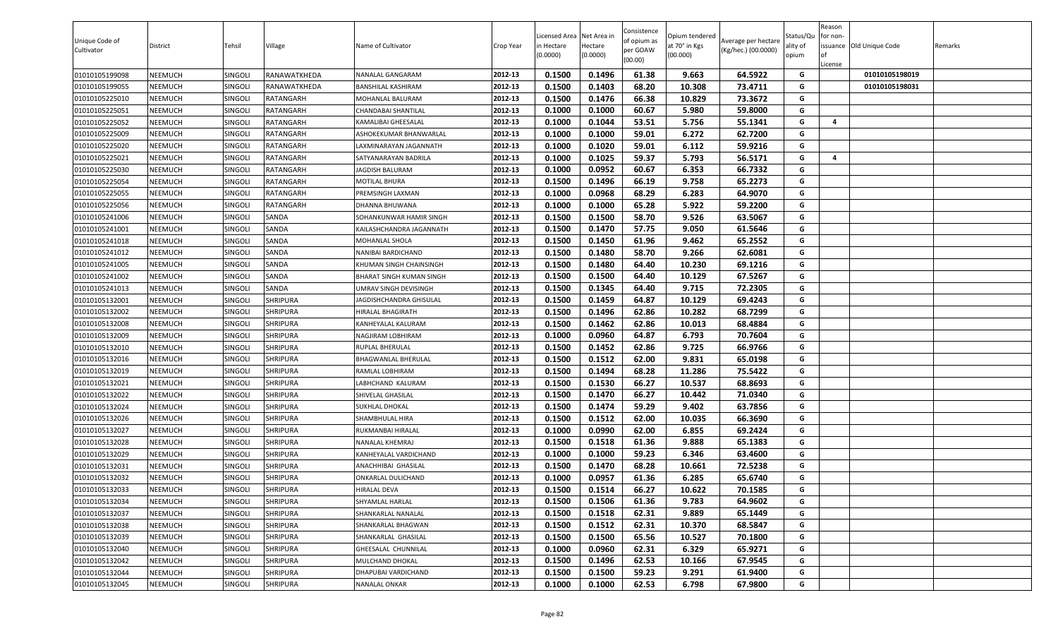| Unique Code of Cultivator | District | Tehsil | Village | Name of Cultivator | Crop Year | Licensed Area in Hectare (0.0000) | Net Area in Hectare (0.0000) | Consistence of opium as per GOAW (00.00) | Opium tendered at 70° in Kgs (00.000) | Average per hectare (Kg/hec.) (00.0000) | Status/Quality of opium | Reason for non-issuance of License | Old Unique Code | Remarks |
|---|---|---|---|---|---|---|---|---|---|---|---|---|---|---|
| 01010105199098 | NEEMUCH | SINGOLI | RANAWATKHEDA | NANALAL GANGARAM | 2012-13 | 0.1500 | 0.1496 | 61.38 | 9.663 | 64.5922 | G | | 01010105198019 | |
| 01010105199055 | NEEMUCH | SINGOLI | RANAWATKHEDA | BANSHILAL KASHIRAM | 2012-13 | 0.1500 | 0.1403 | 68.20 | 10.308 | 73.4711 | G | | 01010105198031 | |
| 01010105225010 | NEEMUCH | SINGOLI | RATANGARH | MOHANLAL BALURAM | 2012-13 | 0.1500 | 0.1476 | 66.38 | 10.829 | 73.3672 | G | | | |
| 01010105225051 | NEEMUCH | SINGOLI | RATANGARH | CHANDABAI SHANTILAL | 2012-13 | 0.1000 | 0.1000 | 60.67 | 5.980 | 59.8000 | G | | | |
| 01010105225052 | NEEMUCH | SINGOLI | RATANGARH | KAMALIBAI GHEESALAL | 2012-13 | 0.1000 | 0.1044 | 53.51 | 5.756 | 55.1341 | G | 4 | | |
| 01010105225009 | NEEMUCH | SINGOLI | RATANGARH | ASHOKEKUMAR BHANWARLAL | 2012-13 | 0.1000 | 0.1000 | 59.01 | 6.272 | 62.7200 | G | | | |
| 01010105225020 | NEEMUCH | SINGOLI | RATANGARH | LAXMINARAYAN JAGANNATH | 2012-13 | 0.1000 | 0.1020 | 59.01 | 6.112 | 59.9216 | G | | | |
| 01010105225021 | NEEMUCH | SINGOLI | RATANGARH | SATYANARAYAN BADRILA | 2012-13 | 0.1000 | 0.1025 | 59.37 | 5.793 | 56.5171 | G | 4 | | |
| 01010105225030 | NEEMUCH | SINGOLI | RATANGARH | JAGDISH BALURAM | 2012-13 | 0.1000 | 0.0952 | 60.67 | 6.353 | 66.7332 | G | | | |
| 01010105225054 | NEEMUCH | SINGOLI | RATANGARH | MOTILAL BHURA | 2012-13 | 0.1500 | 0.1496 | 66.19 | 9.758 | 65.2273 | G | | | |
| 01010105225055 | NEEMUCH | SINGOLI | RATANGARH | PREMSINGH LAXMAN | 2012-13 | 0.1000 | 0.0968 | 68.29 | 6.283 | 64.9070 | G | | | |
| 01010105225056 | NEEMUCH | SINGOLI | RATANGARH | DHANNA BHUWANA | 2012-13 | 0.1000 | 0.1000 | 65.28 | 5.922 | 59.2200 | G | | | |
| 01010105241006 | NEEMUCH | SINGOLI | SANDA | SOHANKUNWAR HAMIR SINGH | 2012-13 | 0.1500 | 0.1500 | 58.70 | 9.526 | 63.5067 | G | | | |
| 01010105241001 | NEEMUCH | SINGOLI | SANDA | KAILASHCHANDRA JAGANNATH | 2012-13 | 0.1500 | 0.1470 | 57.75 | 9.050 | 61.5646 | G | | | |
| 01010105241018 | NEEMUCH | SINGOLI | SANDA | MOHANLAL SHOLA | 2012-13 | 0.1500 | 0.1450 | 61.96 | 9.462 | 65.2552 | G | | | |
| 01010105241012 | NEEMUCH | SINGOLI | SANDA | NANIBAI BARDICHAND | 2012-13 | 0.1500 | 0.1480 | 58.70 | 9.266 | 62.6081 | G | | | |
| 01010105241005 | NEEMUCH | SINGOLI | SANDA | KHUMAN SINGH CHAINSINGH | 2012-13 | 0.1500 | 0.1480 | 64.40 | 10.230 | 69.1216 | G | | | |
| 01010105241002 | NEEMUCH | SINGOLI | SANDA | BHARAT SINGH KUMAN SINGH | 2012-13 | 0.1500 | 0.1500 | 64.40 | 10.129 | 67.5267 | G | | | |
| 01010105241013 | NEEMUCH | SINGOLI | SANDA | UMRAV SINGH DEVISINGH | 2012-13 | 0.1500 | 0.1345 | 64.40 | 9.715 | 72.2305 | G | | | |
| 01010105132001 | NEEMUCH | SINGOLI | SHRIPURA | JAGDISHCHANDRA GHISULAL | 2012-13 | 0.1500 | 0.1459 | 64.87 | 10.129 | 69.4243 | G | | | |
| 01010105132002 | NEEMUCH | SINGOLI | SHRIPURA | HIRALAL BHAGIRATH | 2012-13 | 0.1500 | 0.1496 | 62.86 | 10.282 | 68.7299 | G | | | |
| 01010105132008 | NEEMUCH | SINGOLI | SHRIPURA | KANHEYALAL KALURAM | 2012-13 | 0.1500 | 0.1462 | 62.86 | 10.013 | 68.4884 | G | | | |
| 01010105132009 | NEEMUCH | SINGOLI | SHRIPURA | NAGJIRAM LOBHIRAM | 2012-13 | 0.1000 | 0.0960 | 64.87 | 6.793 | 70.7604 | G | | | |
| 01010105132010 | NEEMUCH | SINGOLI | SHRIPURA | RUPLAL BHERULAL | 2012-13 | 0.1500 | 0.1452 | 62.86 | 9.725 | 66.9766 | G | | | |
| 01010105132016 | NEEMUCH | SINGOLI | SHRIPURA | BHAGWANLAL BHERULAL | 2012-13 | 0.1500 | 0.1512 | 62.00 | 9.831 | 65.0198 | G | | | |
| 01010105132019 | NEEMUCH | SINGOLI | SHRIPURA | RAMLAL LOBHIRAM | 2012-13 | 0.1500 | 0.1494 | 68.28 | 11.286 | 75.5422 | G | | | |
| 01010105132021 | NEEMUCH | SINGOLI | SHRIPURA | LABHCHAND KALURAM | 2012-13 | 0.1500 | 0.1530 | 66.27 | 10.537 | 68.8693 | G | | | |
| 01010105132022 | NEEMUCH | SINGOLI | SHRIPURA | SHIVELAL GHASILAL | 2012-13 | 0.1500 | 0.1470 | 66.27 | 10.442 | 71.0340 | G | | | |
| 01010105132024 | NEEMUCH | SINGOLI | SHRIPURA | SUKHLAL DHOKAL | 2012-13 | 0.1500 | 0.1474 | 59.29 | 9.402 | 63.7856 | G | | | |
| 01010105132026 | NEEMUCH | SINGOLI | SHRIPURA | SHAMBHULAL HIRA | 2012-13 | 0.1500 | 0.1512 | 62.00 | 10.035 | 66.3690 | G | | | |
| 01010105132027 | NEEMUCH | SINGOLI | SHRIPURA | RUKMANBAI HIRALAL | 2012-13 | 0.1000 | 0.0990 | 62.00 | 6.855 | 69.2424 | G | | | |
| 01010105132028 | NEEMUCH | SINGOLI | SHRIPURA | NANALAL KHEMRAJ | 2012-13 | 0.1500 | 0.1518 | 61.36 | 9.888 | 65.1383 | G | | | |
| 01010105132029 | NEEMUCH | SINGOLI | SHRIPURA | KANHEYALAL VARDICHAND | 2012-13 | 0.1000 | 0.1000 | 59.23 | 6.346 | 63.4600 | G | | | |
| 01010105132031 | NEEMUCH | SINGOLI | SHRIPURA | ANACHHIBAI GHASILAL | 2012-13 | 0.1500 | 0.1470 | 68.28 | 10.661 | 72.5238 | G | | | |
| 01010105132032 | NEEMUCH | SINGOLI | SHRIPURA | ONKARLAL DULICHAND | 2012-13 | 0.1000 | 0.0957 | 61.36 | 6.285 | 65.6740 | G | | | |
| 01010105132033 | NEEMUCH | SINGOLI | SHRIPURA | HIRALAL DEVA | 2012-13 | 0.1500 | 0.1514 | 66.27 | 10.622 | 70.1585 | G | | | |
| 01010105132034 | NEEMUCH | SINGOLI | SHRIPURA | SHYAMLAL HARLAL | 2012-13 | 0.1500 | 0.1506 | 61.36 | 9.783 | 64.9602 | G | | | |
| 01010105132037 | NEEMUCH | SINGOLI | SHRIPURA | SHANKARLAL NANALAL | 2012-13 | 0.1500 | 0.1518 | 62.31 | 9.889 | 65.1449 | G | | | |
| 01010105132038 | NEEMUCH | SINGOLI | SHRIPURA | SHANKARLAL BHAGWAN | 2012-13 | 0.1500 | 0.1512 | 62.31 | 10.370 | 68.5847 | G | | | |
| 01010105132039 | NEEMUCH | SINGOLI | SHRIPURA | SHANKARLAL GHASILAL | 2012-13 | 0.1500 | 0.1500 | 65.56 | 10.527 | 70.1800 | G | | | |
| 01010105132040 | NEEMUCH | SINGOLI | SHRIPURA | GHEESALAL CHUNNILAL | 2012-13 | 0.1000 | 0.0960 | 62.31 | 6.329 | 65.9271 | G | | | |
| 01010105132042 | NEEMUCH | SINGOLI | SHRIPURA | MULCHAND DHOKAL | 2012-13 | 0.1500 | 0.1496 | 62.53 | 10.166 | 67.9545 | G | | | |
| 01010105132044 | NEEMUCH | SINGOLI | SHRIPURA | DHAPUBAI VARDICHAND | 2012-13 | 0.1500 | 0.1500 | 59.23 | 9.291 | 61.9400 | G | | | |
| 01010105132045 | NEEMUCH | SINGOLI | SHRIPURA | NANALAL ONKAR | 2012-13 | 0.1000 | 0.1000 | 62.53 | 6.798 | 67.9800 | G | | | |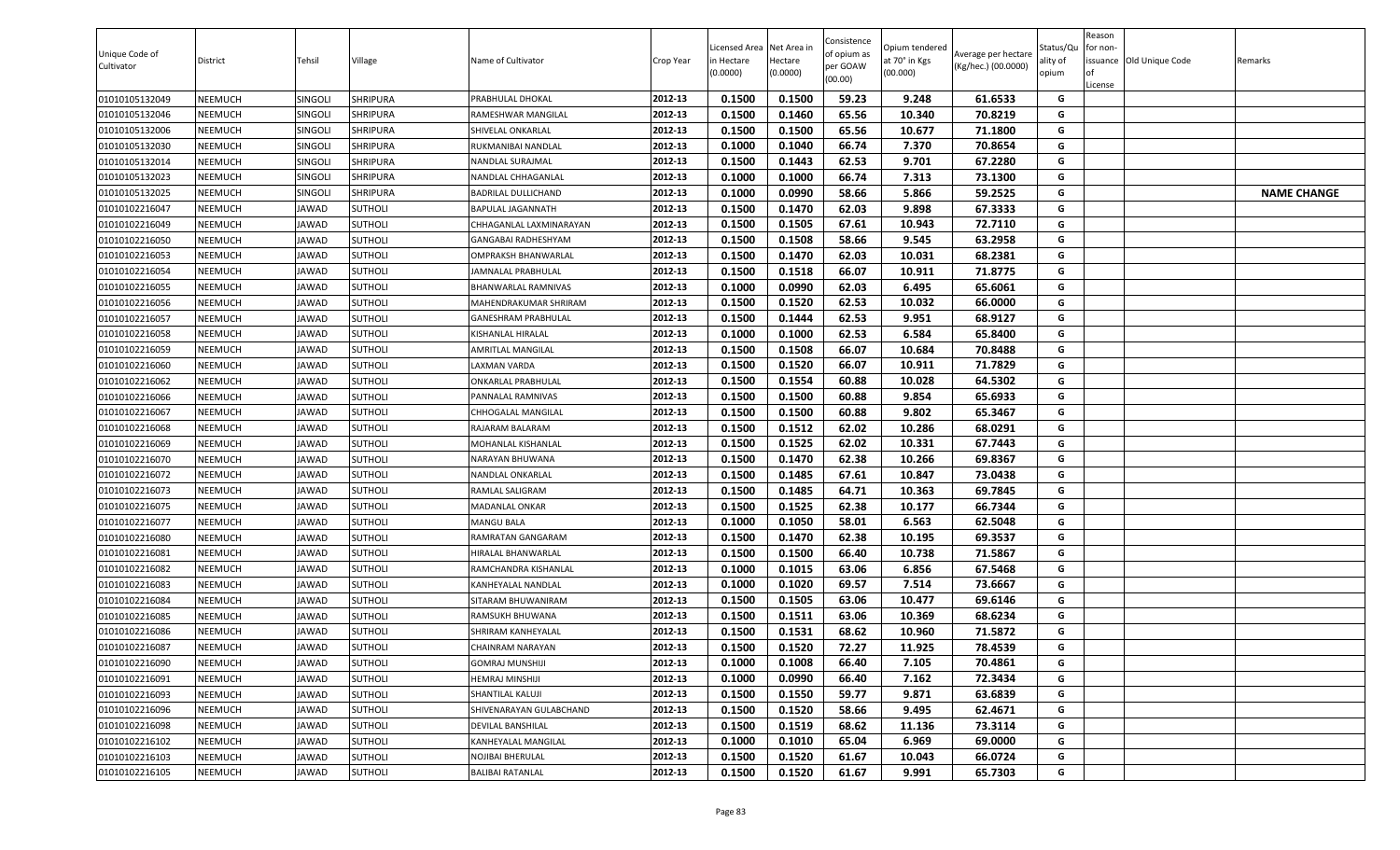| Unique Code of Cultivator | District | Tehsil | Village | Name of Cultivator | Crop Year | Licensed Area in Hectare (0.0000) | Net Area in Hectare (0.0000) | Consistence of opium as per GOAW (00.00) | Opium tendered at 70° in Kgs (00.000) | Average per hectare (Kg/hec.) (00.0000) | Status/Quality of opium | Reason for non-issuance of License | Old Unique Code | Remarks |
|---|---|---|---|---|---|---|---|---|---|---|---|---|---|---|
| 01010105132049 | NEEMUCH | SINGOLI | SHRIPURA | PRABHULAL DHOKAL | 2012-13 | 0.1500 | 0.1500 | 59.23 | 9.248 | 61.6533 | G | | | |
| 01010105132046 | NEEMUCH | SINGOLI | SHRIPURA | RAMESHWAR MANGILAL | 2012-13 | 0.1500 | 0.1460 | 65.56 | 10.340 | 70.8219 | G | | | |
| 01010105132006 | NEEMUCH | SINGOLI | SHRIPURA | SHIVELAL ONKARLAL | 2012-13 | 0.1500 | 0.1500 | 65.56 | 10.677 | 71.1800 | G | | | |
| 01010105132030 | NEEMUCH | SINGOLI | SHRIPURA | RUKMANIBAI NANDLAL | 2012-13 | 0.1000 | 0.1040 | 66.74 | 7.370 | 70.8654 | G | | | |
| 01010105132014 | NEEMUCH | SINGOLI | SHRIPURA | NANDLAL SURAJMAL | 2012-13 | 0.1500 | 0.1443 | 62.53 | 9.701 | 67.2280 | G | | | |
| 01010105132023 | NEEMUCH | SINGOLI | SHRIPURA | NANDLAL CHHAGANLAL | 2012-13 | 0.1000 | 0.1000 | 66.74 | 7.313 | 73.1300 | G | | | |
| 01010105132025 | NEEMUCH | SINGOLI | SHRIPURA | BADRILAL DULLICHAND | 2012-13 | 0.1000 | 0.0990 | 58.66 | 5.866 | 59.2525 | G | | | **NAME CHANGE** |
| 01010102216047 | NEEMUCH | JAWAD | SUTHOLI | BAPULAL JAGANNATH | 2012-13 | 0.1500 | 0.1470 | 62.03 | 9.898 | 67.3333 | G | | | |
| 01010102216049 | NEEMUCH | JAWAD | SUTHOLI | CHHAGANLAL LAXMINARAYAN | 2012-13 | 0.1500 | 0.1505 | 67.61 | 10.943 | 72.7110 | G | | | |
| 01010102216050 | NEEMUCH | JAWAD | SUTHOLI | GANGABAI RADHESHYAM | 2012-13 | 0.1500 | 0.1508 | 58.66 | 9.545 | 63.2958 | G | | | |
| 01010102216053 | NEEMUCH | JAWAD | SUTHOLI | OMPRAKSH BHANWARLAL | 2012-13 | 0.1500 | 0.1470 | 62.03 | 10.031 | 68.2381 | G | | | |
| 01010102216054 | NEEMUCH | JAWAD | SUTHOLI | JAMNALAL PRABHULAL | 2012-13 | 0.1500 | 0.1518 | 66.07 | 10.911 | 71.8775 | G | | | |
| 01010102216055 | NEEMUCH | JAWAD | SUTHOLI | BHANWARLAL RAMNIVAS | 2012-13 | 0.1000 | 0.0990 | 62.03 | 6.495 | 65.6061 | G | | | |
| 01010102216056 | NEEMUCH | JAWAD | SUTHOLI | MAHENDRAKUMAR SHRIRAM | 2012-13 | 0.1500 | 0.1520 | 62.53 | 10.032 | 66.0000 | G | | | |
| 01010102216057 | NEEMUCH | JAWAD | SUTHOLI | GANESHRAM PRABHULAL | 2012-13 | 0.1500 | 0.1444 | 62.53 | 9.951 | 68.9127 | G | | | |
| 01010102216058 | NEEMUCH | JAWAD | SUTHOLI | KISHANLAL HIRALAL | 2012-13 | 0.1000 | 0.1000 | 62.53 | 6.584 | 65.8400 | G | | | |
| 01010102216059 | NEEMUCH | JAWAD | SUTHOLI | AMRITLAL MANGILAL | 2012-13 | 0.1500 | 0.1508 | 66.07 | 10.684 | 70.8488 | G | | | |
| 01010102216060 | NEEMUCH | JAWAD | SUTHOLI | LAXMAN VARDA | 2012-13 | 0.1500 | 0.1520 | 66.07 | 10.911 | 71.7829 | G | | | |
| 01010102216062 | NEEMUCH | JAWAD | SUTHOLI | ONKARLAL PRABHULAL | 2012-13 | 0.1500 | 0.1554 | 60.88 | 10.028 | 64.5302 | G | | | |
| 01010102216066 | NEEMUCH | JAWAD | SUTHOLI | PANNALAL RAMNIVAS | 2012-13 | 0.1500 | 0.1500 | 60.88 | 9.854 | 65.6933 | G | | | |
| 01010102216067 | NEEMUCH | JAWAD | SUTHOLI | CHHOGALAL MANGILAL | 2012-13 | 0.1500 | 0.1500 | 60.88 | 9.802 | 65.3467 | G | | | |
| 01010102216068 | NEEMUCH | JAWAD | SUTHOLI | RAJARAM BALARAM | 2012-13 | 0.1500 | 0.1512 | 62.02 | 10.286 | 68.0291 | G | | | |
| 01010102216069 | NEEMUCH | JAWAD | SUTHOLI | MOHANLAL KISHANLAL | 2012-13 | 0.1500 | 0.1525 | 62.02 | 10.331 | 67.7443 | G | | | |
| 01010102216070 | NEEMUCH | JAWAD | SUTHOLI | NARAYAN BHUWANA | 2012-13 | 0.1500 | 0.1470 | 62.38 | 10.266 | 69.8367 | G | | | |
| 01010102216072 | NEEMUCH | JAWAD | SUTHOLI | NANDLAL ONKARLAL | 2012-13 | 0.1500 | 0.1485 | 67.61 | 10.847 | 73.0438 | G | | | |
| 01010102216073 | NEEMUCH | JAWAD | SUTHOLI | RAMLAL SALIGRAM | 2012-13 | 0.1500 | 0.1485 | 64.71 | 10.363 | 69.7845 | G | | | |
| 01010102216075 | NEEMUCH | JAWAD | SUTHOLI | MADANLAL ONKAR | 2012-13 | 0.1500 | 0.1525 | 62.38 | 10.177 | 66.7344 | G | | | |
| 01010102216077 | NEEMUCH | JAWAD | SUTHOLI | MANGU BALA | 2012-13 | 0.1000 | 0.1050 | 58.01 | 6.563 | 62.5048 | G | | | |
| 01010102216080 | NEEMUCH | JAWAD | SUTHOLI | RAMRATAN GANGARAM | 2012-13 | 0.1500 | 0.1470 | 62.38 | 10.195 | 69.3537 | G | | | |
| 01010102216081 | NEEMUCH | JAWAD | SUTHOLI | HIRALAL BHANWARLAL | 2012-13 | 0.1500 | 0.1500 | 66.40 | 10.738 | 71.5867 | G | | | |
| 01010102216082 | NEEMUCH | JAWAD | SUTHOLI | RAMCHANDRA KISHANLAL | 2012-13 | 0.1000 | 0.1015 | 63.06 | 6.856 | 67.5468 | G | | | |
| 01010102216083 | NEEMUCH | JAWAD | SUTHOLI | KANHEYALAL NANDLAL | 2012-13 | 0.1000 | 0.1020 | 69.57 | 7.514 | 73.6667 | G | | | |
| 01010102216084 | NEEMUCH | JAWAD | SUTHOLI | SITARAM BHUWANIRAM | 2012-13 | 0.1500 | 0.1505 | 63.06 | 10.477 | 69.6146 | G | | | |
| 01010102216085 | NEEMUCH | JAWAD | SUTHOLI | RAMSUKH BHUWANA | 2012-13 | 0.1500 | 0.1511 | 63.06 | 10.369 | 68.6234 | G | | | |
| 01010102216086 | NEEMUCH | JAWAD | SUTHOLI | SHRIRAM KANHEYALAL | 2012-13 | 0.1500 | 0.1531 | 68.62 | 10.960 | 71.5872 | G | | | |
| 01010102216087 | NEEMUCH | JAWAD | SUTHOLI | CHAINRAM NARAYAN | 2012-13 | 0.1500 | 0.1520 | 72.27 | 11.925 | 78.4539 | G | | | |
| 01010102216090 | NEEMUCH | JAWAD | SUTHOLI | GOMRAJ MUNSHIJI | 2012-13 | 0.1000 | 0.1008 | 66.40 | 7.105 | 70.4861 | G | | | |
| 01010102216091 | NEEMUCH | JAWAD | SUTHOLI | HEMRAJ MINSHIJI | 2012-13 | 0.1000 | 0.0990 | 66.40 | 7.162 | 72.3434 | G | | | |
| 01010102216093 | NEEMUCH | JAWAD | SUTHOLI | SHANTILAL KALUJI | 2012-13 | 0.1500 | 0.1550 | 59.77 | 9.871 | 63.6839 | G | | | |
| 01010102216096 | NEEMUCH | JAWAD | SUTHOLI | SHIVENARAYAN GULABCHAND | 2012-13 | 0.1500 | 0.1520 | 58.66 | 9.495 | 62.4671 | G | | | |
| 01010102216098 | NEEMUCH | JAWAD | SUTHOLI | DEVILAL BANSHILAL | 2012-13 | 0.1500 | 0.1519 | 68.62 | 11.136 | 73.3114 | G | | | |
| 01010102216102 | NEEMUCH | JAWAD | SUTHOLI | KANHEYALAL MANGILAL | 2012-13 | 0.1000 | 0.1010 | 65.04 | 6.969 | 69.0000 | G | | | |
| 01010102216103 | NEEMUCH | JAWAD | SUTHOLI | NOJIBAI BHERULAL | 2012-13 | 0.1500 | 0.1520 | 61.67 | 10.043 | 66.0724 | G | | | |
| 01010102216105 | NEEMUCH | JAWAD | SUTHOLI | BALIBAI RATANLAL | 2012-13 | 0.1500 | 0.1520 | 61.67 | 9.991 | 65.7303 | G | | | |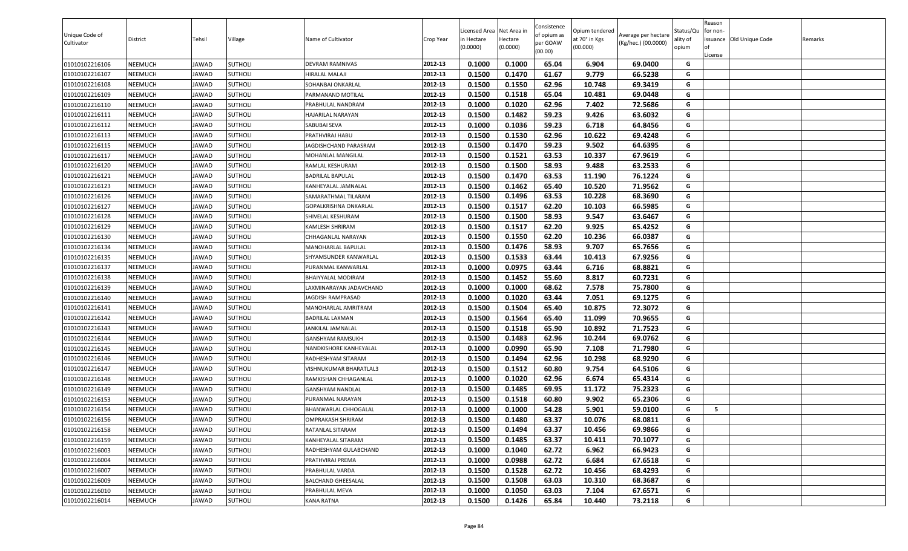| Unique Code of Cultivator | District | Tehsil | Village | Name of Cultivator | Crop Year | Licensed Area in Hectare (0.0000) | Net Area in Hectare (0.0000) | Consistence of opium as per GOAW (00.00) | Opium tendered at 70° in Kgs (00.000) | Average per hectare (Kg/hec.) (00.0000) | Status/Quality of opium | Reason for non-issuance of License | Old Unique Code | Remarks |
|---|---|---|---|---|---|---|---|---|---|---|---|---|---|---|
| 01010102216106 | NEEMUCH | JAWAD | SUTHOLI | DEVRAM RAMNIVAS | 2012-13 | 0.1000 | 0.1000 | 65.04 | 6.904 | 69.0400 | G | | | |
| 01010102216107 | NEEMUCH | JAWAD | SUTHOLI | HIRALAL MALAJI | 2012-13 | 0.1500 | 0.1470 | 61.67 | 9.779 | 66.5238 | G | | | |
| 01010102216108 | NEEMUCH | JAWAD | SUTHOLI | SOHANBAI ONKARLAL | 2012-13 | 0.1500 | 0.1550 | 62.96 | 10.748 | 69.3419 | G | | | |
| 01010102216109 | NEEMUCH | JAWAD | SUTHOLI | PARMANAND MOTILAL | 2012-13 | 0.1500 | 0.1518 | 65.04 | 10.481 | 69.0448 | G | | | |
| 01010102216110 | NEEMUCH | JAWAD | SUTHOLI | PRABHULAL NANDRAM | 2012-13 | 0.1000 | 0.1020 | 62.96 | 7.402 | 72.5686 | G | | | |
| 01010102216111 | NEEMUCH | JAWAD | SUTHOLI | HAJARILAL NARAYAN | 2012-13 | 0.1500 | 0.1482 | 59.23 | 9.426 | 63.6032 | G | | | |
| 01010102216112 | NEEMUCH | JAWAD | SUTHOLI | SABUBAI SEVA | 2012-13 | 0.1000 | 0.1036 | 59.23 | 6.718 | 64.8456 | G | | | |
| 01010102216113 | NEEMUCH | JAWAD | SUTHOLI | PRATHVIRAJ HABU | 2012-13 | 0.1500 | 0.1530 | 62.96 | 10.622 | 69.4248 | G | | | |
| 01010102216115 | NEEMUCH | JAWAD | SUTHOLI | JAGDISHCHAND PARASRAM | 2012-13 | 0.1500 | 0.1470 | 59.23 | 9.502 | 64.6395 | G | | | |
| 01010102216117 | NEEMUCH | JAWAD | SUTHOLI | MOHANLAL MANGILAL | 2012-13 | 0.1500 | 0.1521 | 63.53 | 10.337 | 67.9619 | G | | | |
| 01010102216120 | NEEMUCH | JAWAD | SUTHOLI | RAMLAL KESHURAM | 2012-13 | 0.1500 | 0.1500 | 58.93 | 9.488 | 63.2533 | G | | | |
| 01010102216121 | NEEMUCH | JAWAD | SUTHOLI | BADRILAL BAPULAL | 2012-13 | 0.1500 | 0.1470 | 63.53 | 11.190 | 76.1224 | G | | | |
| 01010102216123 | NEEMUCH | JAWAD | SUTHOLI | KANHEYALAL JAMNALAL | 2012-13 | 0.1500 | 0.1462 | 65.40 | 10.520 | 71.9562 | G | | | |
| 01010102216126 | NEEMUCH | JAWAD | SUTHOLI | SAMARATHMAL TILARAM | 2012-13 | 0.1500 | 0.1496 | 63.53 | 10.228 | 68.3690 | G | | | |
| 01010102216127 | NEEMUCH | JAWAD | SUTHOLI | GOPALKRISHNA ONKARLAL | 2012-13 | 0.1500 | 0.1517 | 62.20 | 10.103 | 66.5985 | G | | | |
| 01010102216128 | NEEMUCH | JAWAD | SUTHOLI | SHIVELAL KESHURAM | 2012-13 | 0.1500 | 0.1500 | 58.93 | 9.547 | 63.6467 | G | | | |
| 01010102216129 | NEEMUCH | JAWAD | SUTHOLI | KAMLESH SHRIRAM | 2012-13 | 0.1500 | 0.1517 | 62.20 | 9.925 | 65.4252 | G | | | |
| 01010102216130 | NEEMUCH | JAWAD | SUTHOLI | CHHAGANLAL NARAYAN | 2012-13 | 0.1500 | 0.1550 | 62.20 | 10.236 | 66.0387 | G | | | |
| 01010102216134 | NEEMUCH | JAWAD | SUTHOLI | MANOHARLAL BAPULAL | 2012-13 | 0.1500 | 0.1476 | 58.93 | 9.707 | 65.7656 | G | | | |
| 01010102216135 | NEEMUCH | JAWAD | SUTHOLI | SHYAMSUNDER KANWARLAL | 2012-13 | 0.1500 | 0.1533 | 63.44 | 10.413 | 67.9256 | G | | | |
| 01010102216137 | NEEMUCH | JAWAD | SUTHOLI | PURANMAL KANWARLAL | 2012-13 | 0.1000 | 0.0975 | 63.44 | 6.716 | 68.8821 | G | | | |
| 01010102216138 | NEEMUCH | JAWAD | SUTHOLI | BHAIYYALAL MODIRAM | 2012-13 | 0.1500 | 0.1452 | 55.60 | 8.817 | 60.7231 | G | | | |
| 01010102216139 | NEEMUCH | JAWAD | SUTHOLI | LAXMINARAYAN JADAVCHAND | 2012-13 | 0.1000 | 0.1000 | 68.62 | 7.578 | 75.7800 | G | | | |
| 01010102216140 | NEEMUCH | JAWAD | SUTHOLI | JAGDISH RAMPRASAD | 2012-13 | 0.1000 | 0.1020 | 63.44 | 7.051 | 69.1275 | G | | | |
| 01010102216141 | NEEMUCH | JAWAD | SUTHOLI | MANOHARLAL AMRITRAM | 2012-13 | 0.1500 | 0.1504 | 65.40 | 10.875 | 72.3072 | G | | | |
| 01010102216142 | NEEMUCH | JAWAD | SUTHOLI | BADRILAL LAXMAN | 2012-13 | 0.1500 | 0.1564 | 65.40 | 11.099 | 70.9655 | G | | | |
| 01010102216143 | NEEMUCH | JAWAD | SUTHOLI | JANKILAL JAMNALAL | 2012-13 | 0.1500 | 0.1518 | 65.90 | 10.892 | 71.7523 | G | | | |
| 01010102216144 | NEEMUCH | JAWAD | SUTHOLI | GANSHYAM RAMSUKH | 2012-13 | 0.1500 | 0.1483 | 62.96 | 10.244 | 69.0762 | G | | | |
| 01010102216145 | NEEMUCH | JAWAD | SUTHOLI | NANDKISHORE KANHEYALAL | 2012-13 | 0.1000 | 0.0990 | 65.90 | 7.108 | 71.7980 | G | | | |
| 01010102216146 | NEEMUCH | JAWAD | SUTHOLI | RADHESHYAM SITARAM | 2012-13 | 0.1500 | 0.1494 | 62.96 | 10.298 | 68.9290 | G | | | |
| 01010102216147 | NEEMUCH | JAWAD | SUTHOLI | VISHNUKUMAR BHARATLAL3 | 2012-13 | 0.1500 | 0.1512 | 60.80 | 9.754 | 64.5106 | G | | | |
| 01010102216148 | NEEMUCH | JAWAD | SUTHOLI | RAMKISHAN CHHAGANLAL | 2012-13 | 0.1000 | 0.1020 | 62.96 | 6.674 | 65.4314 | G | | | |
| 01010102216149 | NEEMUCH | JAWAD | SUTHOLI | GANSHYAM NANDLAL | 2012-13 | 0.1500 | 0.1485 | 69.95 | 11.172 | 75.2323 | G | | | |
| 01010102216153 | NEEMUCH | JAWAD | SUTHOLI | PURANMAL NARAYAN | 2012-13 | 0.1500 | 0.1518 | 60.80 | 9.902 | 65.2306 | G | | | |
| 01010102216154 | NEEMUCH | JAWAD | SUTHOLI | BHANWARLAL CHHOGALAL | 2012-13 | 0.1000 | 0.1000 | 54.28 | 5.901 | 59.0100 | G | 5 | | |
| 01010102216156 | NEEMUCH | JAWAD | SUTHOLI | OMPRAKASH SHRIRAM | 2012-13 | 0.1500 | 0.1480 | 63.37 | 10.076 | 68.0811 | G | | | |
| 01010102216158 | NEEMUCH | JAWAD | SUTHOLI | RATANLAL SITARAM | 2012-13 | 0.1500 | 0.1494 | 63.37 | 10.456 | 69.9866 | G | | | |
| 01010102216159 | NEEMUCH | JAWAD | SUTHOLI | KANHEYALAL SITARAM | 2012-13 | 0.1500 | 0.1485 | 63.37 | 10.411 | 70.1077 | G | | | |
| 01010102216003 | NEEMUCH | JAWAD | SUTHOLI | RADHESHYAM GULABCHAND | 2012-13 | 0.1000 | 0.1040 | 62.72 | 6.962 | 66.9423 | G | | | |
| 01010102216004 | NEEMUCH | JAWAD | SUTHOLI | PRATHVIRAJ PREMA | 2012-13 | 0.1000 | 0.0988 | 62.72 | 6.684 | 67.6518 | G | | | |
| 01010102216007 | NEEMUCH | JAWAD | SUTHOLI | PRABHULAL VARDA | 2012-13 | 0.1500 | 0.1528 | 62.72 | 10.456 | 68.4293 | G | | | |
| 01010102216009 | NEEMUCH | JAWAD | SUTHOLI | BALCHAND GHEESALAL | 2012-13 | 0.1500 | 0.1508 | 63.03 | 10.310 | 68.3687 | G | | | |
| 01010102216010 | NEEMUCH | JAWAD | SUTHOLI | PRABHULAL MEVA | 2012-13 | 0.1000 | 0.1050 | 63.03 | 7.104 | 67.6571 | G | | | |
| 01010102216014 | NEEMUCH | JAWAD | SUTHOLI | KANA RATNA | 2012-13 | 0.1500 | 0.1426 | 65.84 | 10.440 | 73.2118 | G | | | |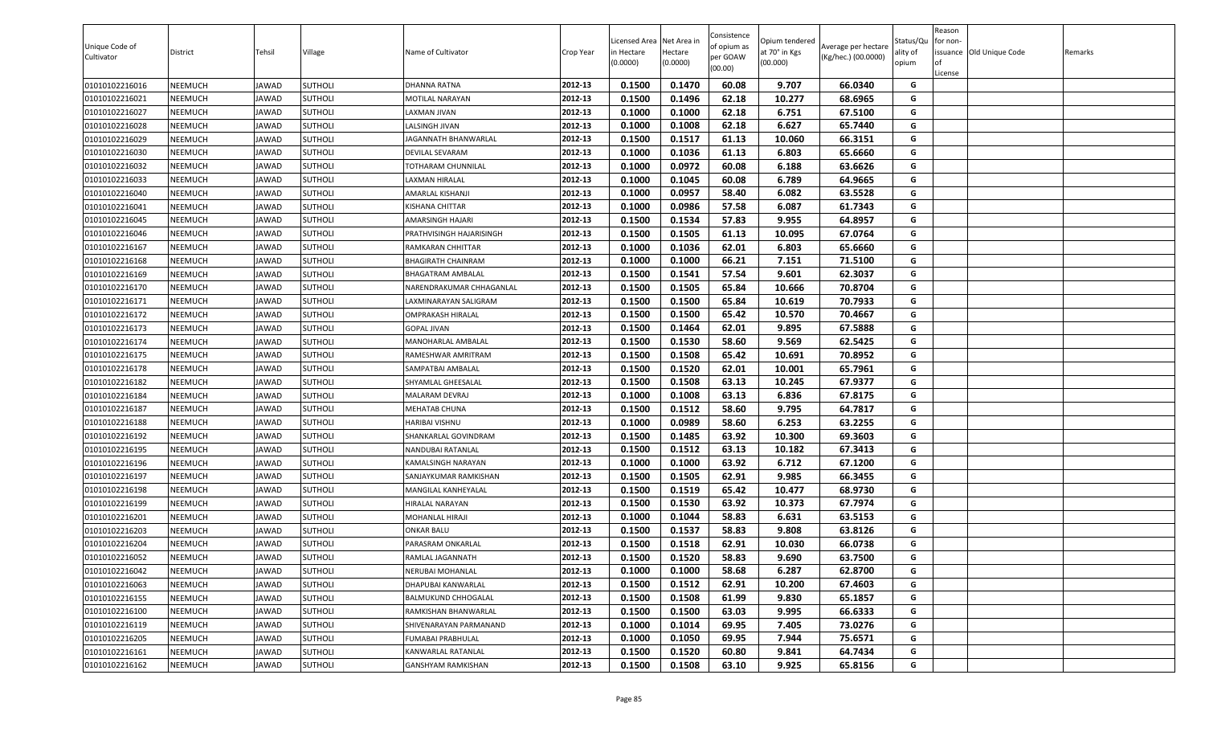| Unique Code of Cultivator | District | Tehsil | Village | Name of Cultivator | Crop Year | Licensed Area in Hectare (0.0000) | Net Area in Hectare (0.0000) | Consistence of opium as per GOAW (00.00) | Opium tendered at 70° in Kgs (00.000) | Average per hectare (Kg/hec.) (00.0000) | Status/Quality of opium | Reason for non-issuance of License | Old Unique Code | Remarks |
|---|---|---|---|---|---|---|---|---|---|---|---|---|---|---|
| 01010102216016 | NEEMUCH | JAWAD | SUTHOLI | DHANNA RATNA | 2012-13 | 0.1500 | 0.1470 | 60.08 | 9.707 | 66.0340 | G | | | |
| 01010102216021 | NEEMUCH | JAWAD | SUTHOLI | MOTILAL NARAYAN | 2012-13 | 0.1500 | 0.1496 | 62.18 | 10.277 | 68.6965 | G | | | |
| 01010102216027 | NEEMUCH | JAWAD | SUTHOLI | LAXMAN JIVAN | 2012-13 | 0.1000 | 0.1000 | 62.18 | 6.751 | 67.5100 | G | | | |
| 01010102216028 | NEEMUCH | JAWAD | SUTHOLI | LALSINGH JIVAN | 2012-13 | 0.1000 | 0.1008 | 62.18 | 6.627 | 65.7440 | G | | | |
| 01010102216029 | NEEMUCH | JAWAD | SUTHOLI | JAGANNATH BHANWARLAL | 2012-13 | 0.1500 | 0.1517 | 61.13 | 10.060 | 66.3151 | G | | | |
| 01010102216030 | NEEMUCH | JAWAD | SUTHOLI | DEVILAL SEVARAM | 2012-13 | 0.1000 | 0.1036 | 61.13 | 6.803 | 65.6660 | G | | | |
| 01010102216032 | NEEMUCH | JAWAD | SUTHOLI | TOTHARAM CHUNNILAL | 2012-13 | 0.1000 | 0.0972 | 60.08 | 6.188 | 63.6626 | G | | | |
| 01010102216033 | NEEMUCH | JAWAD | SUTHOLI | LAXMAN HIRALAL | 2012-13 | 0.1000 | 0.1045 | 60.08 | 6.789 | 64.9665 | G | | | |
| 01010102216040 | NEEMUCH | JAWAD | SUTHOLI | AMARLAL KISHANJI | 2012-13 | 0.1000 | 0.0957 | 58.40 | 6.082 | 63.5528 | G | | | |
| 01010102216041 | NEEMUCH | JAWAD | SUTHOLI | KISHANA CHITTAR | 2012-13 | 0.1000 | 0.0986 | 57.58 | 6.087 | 61.7343 | G | | | |
| 01010102216045 | NEEMUCH | JAWAD | SUTHOLI | AMARSINGH HAJARI | 2012-13 | 0.1500 | 0.1534 | 57.83 | 9.955 | 64.8957 | G | | | |
| 01010102216046 | NEEMUCH | JAWAD | SUTHOLI | PRATHVISINGH HAJARISINGH | 2012-13 | 0.1500 | 0.1505 | 61.13 | 10.095 | 67.0764 | G | | | |
| 01010102216167 | NEEMUCH | JAWAD | SUTHOLI | RAMKARAN CHHITTAR | 2012-13 | 0.1000 | 0.1036 | 62.01 | 6.803 | 65.6660 | G | | | |
| 01010102216168 | NEEMUCH | JAWAD | SUTHOLI | BHAGIRATH CHAINRAM | 2012-13 | 0.1000 | 0.1000 | 66.21 | 7.151 | 71.5100 | G | | | |
| 01010102216169 | NEEMUCH | JAWAD | SUTHOLI | BHAGATRAM AMBALAL | 2012-13 | 0.1500 | 0.1541 | 57.54 | 9.601 | 62.3037 | G | | | |
| 01010102216170 | NEEMUCH | JAWAD | SUTHOLI | NARENDRAKUMAR CHHAGANLAL | 2012-13 | 0.1500 | 0.1505 | 65.84 | 10.666 | 70.8704 | G | | | |
| 01010102216171 | NEEMUCH | JAWAD | SUTHOLI | LAXMINARAYAN SALIGRAM | 2012-13 | 0.1500 | 0.1500 | 65.84 | 10.619 | 70.7933 | G | | | |
| 01010102216172 | NEEMUCH | JAWAD | SUTHOLI | OMPRAKASH HIRALAL | 2012-13 | 0.1500 | 0.1500 | 65.42 | 10.570 | 70.4667 | G | | | |
| 01010102216173 | NEEMUCH | JAWAD | SUTHOLI | GOPAL JIVAN | 2012-13 | 0.1500 | 0.1464 | 62.01 | 9.895 | 67.5888 | G | | | |
| 01010102216174 | NEEMUCH | JAWAD | SUTHOLI | MANOHARLAL AMBALAL | 2012-13 | 0.1500 | 0.1530 | 58.60 | 9.569 | 62.5425 | G | | | |
| 01010102216175 | NEEMUCH | JAWAD | SUTHOLI | RAMESHWAR AMRITRAM | 2012-13 | 0.1500 | 0.1508 | 65.42 | 10.691 | 70.8952 | G | | | |
| 01010102216178 | NEEMUCH | JAWAD | SUTHOLI | SAMPATBAI AMBALAL | 2012-13 | 0.1500 | 0.1520 | 62.01 | 10.001 | 65.7961 | G | | | |
| 01010102216182 | NEEMUCH | JAWAD | SUTHOLI | SHYAMLAL GHEESALAL | 2012-13 | 0.1500 | 0.1508 | 63.13 | 10.245 | 67.9377 | G | | | |
| 01010102216184 | NEEMUCH | JAWAD | SUTHOLI | MALARAM DEVRAJ | 2012-13 | 0.1000 | 0.1008 | 63.13 | 6.836 | 67.8175 | G | | | |
| 01010102216187 | NEEMUCH | JAWAD | SUTHOLI | MEHATAB CHUNA | 2012-13 | 0.1500 | 0.1512 | 58.60 | 9.795 | 64.7817 | G | | | |
| 01010102216188 | NEEMUCH | JAWAD | SUTHOLI | HARIBAI VISHNU | 2012-13 | 0.1000 | 0.0989 | 58.60 | 6.253 | 63.2255 | G | | | |
| 01010102216192 | NEEMUCH | JAWAD | SUTHOLI | SHANKARLAL GOVINDRAM | 2012-13 | 0.1500 | 0.1485 | 63.92 | 10.300 | 69.3603 | G | | | |
| 01010102216195 | NEEMUCH | JAWAD | SUTHOLI | NANDUBAI RATANLAL | 2012-13 | 0.1500 | 0.1512 | 63.13 | 10.182 | 67.3413 | G | | | |
| 01010102216196 | NEEMUCH | JAWAD | SUTHOLI | KAMALSINGH NARAYAN | 2012-13 | 0.1000 | 0.1000 | 63.92 | 6.712 | 67.1200 | G | | | |
| 01010102216197 | NEEMUCH | JAWAD | SUTHOLI | SANJAYKUMAR RAMKISHAN | 2012-13 | 0.1500 | 0.1505 | 62.91 | 9.985 | 66.3455 | G | | | |
| 01010102216198 | NEEMUCH | JAWAD | SUTHOLI | MANGILAL KANHEYALAL | 2012-13 | 0.1500 | 0.1519 | 65.42 | 10.477 | 68.9730 | G | | | |
| 01010102216199 | NEEMUCH | JAWAD | SUTHOLI | HIRALAL NARAYAN | 2012-13 | 0.1500 | 0.1530 | 63.92 | 10.373 | 67.7974 | G | | | |
| 01010102216201 | NEEMUCH | JAWAD | SUTHOLI | MOHANLAL HIRAJI | 2012-13 | 0.1000 | 0.1044 | 58.83 | 6.631 | 63.5153 | G | | | |
| 01010102216203 | NEEMUCH | JAWAD | SUTHOLI | ONKAR BALU | 2012-13 | 0.1500 | 0.1537 | 58.83 | 9.808 | 63.8126 | G | | | |
| 01010102216204 | NEEMUCH | JAWAD | SUTHOLI | PARASRAM ONKARLAL | 2012-13 | 0.1500 | 0.1518 | 62.91 | 10.030 | 66.0738 | G | | | |
| 01010102216052 | NEEMUCH | JAWAD | SUTHOLI | RAMLAL JAGANNATH | 2012-13 | 0.1500 | 0.1520 | 58.83 | 9.690 | 63.7500 | G | | | |
| 01010102216042 | NEEMUCH | JAWAD | SUTHOLI | NERUBAI MOHANLAL | 2012-13 | 0.1000 | 0.1000 | 58.68 | 6.287 | 62.8700 | G | | | |
| 01010102216063 | NEEMUCH | JAWAD | SUTHOLI | DHAPUBAI KANWARLAL | 2012-13 | 0.1500 | 0.1512 | 62.91 | 10.200 | 67.4603 | G | | | |
| 01010102216155 | NEEMUCH | JAWAD | SUTHOLI | BALMUKUND CHHOGALAL | 2012-13 | 0.1500 | 0.1508 | 61.99 | 9.830 | 65.1857 | G | | | |
| 01010102216100 | NEEMUCH | JAWAD | SUTHOLI | RAMKISHAN BHANWARLAL | 2012-13 | 0.1500 | 0.1500 | 63.03 | 9.995 | 66.6333 | G | | | |
| 01010102216119 | NEEMUCH | JAWAD | SUTHOLI | SHIVENARAYAN PARMANAND | 2012-13 | 0.1000 | 0.1014 | 69.95 | 7.405 | 73.0276 | G | | | |
| 01010102216205 | NEEMUCH | JAWAD | SUTHOLI | FUMABAI PRABHULAL | 2012-13 | 0.1000 | 0.1050 | 69.95 | 7.944 | 75.6571 | G | | | |
| 01010102216161 | NEEMUCH | JAWAD | SUTHOLI | KANWARLAL RATANLAL | 2012-13 | 0.1500 | 0.1520 | 60.80 | 9.841 | 64.7434 | G | | | |
| 01010102216162 | NEEMUCH | JAWAD | SUTHOLI | GANSHYAM RAMKISHAN | 2012-13 | 0.1500 | 0.1508 | 63.10 | 9.925 | 65.8156 | G | | | |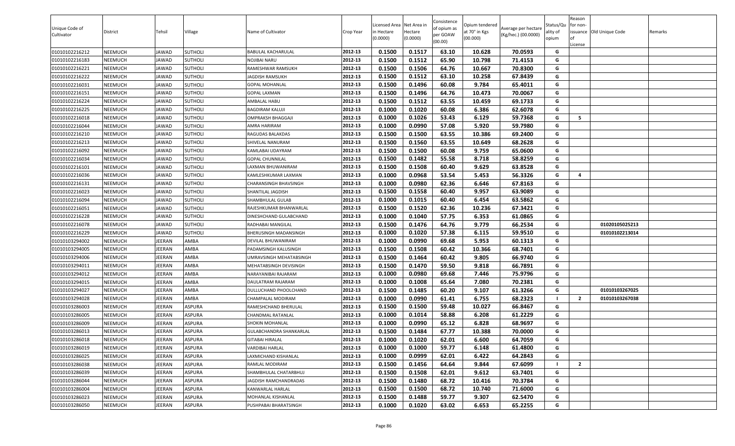| Unique Code of Cultivator | District | Tehsil | Village | Name of Cultivator | Crop Year | Licensed Area in Hectare (0.0000) | Net Area in Hectare (0.0000) | Consistence of opium as per GOAW (00.00) | Opium tendered at 70° in Kgs (00.000) | Average per hectare (Kg/hec.) (00.0000) | Status/Quality of opium | Reason for non-issuance of License | Old Unique Code | Remarks |
|---|---|---|---|---|---|---|---|---|---|---|---|---|---|---|
| 01010102216212 | NEEMUCH | JAWAD | SUTHOLI | BABULAL KACHARULAL | 2012-13 | 0.1500 | 0.1517 | 63.10 | 10.628 | 70.0593 | G | | | |
| 01010102216183 | NEEMUCH | JAWAD | SUTHOLI | NOJIBAI NARU | 2012-13 | 0.1500 | 0.1512 | 65.90 | 10.798 | 71.4153 | G | | | |
| 01010102216221 | NEEMUCH | JAWAD | SUTHOLI | RAMESHWAR RAMSUKH | 2012-13 | 0.1500 | 0.1506 | 64.76 | 10.667 | 70.8300 | G | | | |
| 01010102216222 | NEEMUCH | JAWAD | SUTHOLI | JAGDISH RAMSUKH | 2012-13 | 0.1500 | 0.1512 | 63.10 | 10.258 | 67.8439 | G | | | |
| 01010102216031 | NEEMUCH | JAWAD | SUTHOLI | GOPAL MOHANLAL | 2012-13 | 0.1500 | 0.1496 | 60.08 | 9.784 | 65.4011 | G | | | |
| 01010102216151 | NEEMUCH | JAWAD | SUTHOLI | GOPAL LAXMAN | 2012-13 | 0.1500 | 0.1496 | 64.76 | 10.473 | 70.0067 | G | | | |
| 01010102216224 | NEEMUCH | JAWAD | SUTHOLI | AMBALAL HABU | 2012-13 | 0.1500 | 0.1512 | 63.55 | 10.459 | 69.1733 | G | | | |
| 01010102216225 | NEEMUCH | JAWAD | SUTHOLI | BAGDIRAM KALUJI | 2012-13 | 0.1000 | 0.1020 | 60.08 | 6.386 | 62.6078 | G | | | |
| 01010102216018 | NEEMUCH | JAWAD | SUTHOLI | OMPRAKSH BHAGGAJI | 2012-13 | 0.1000 | 0.1026 | 53.43 | 6.129 | 59.7368 | G | 5 | | |
| 01010102216044 | NEEMUCH | JAWAD | SUTHOLI | AMRA HARIRAM | 2012-13 | 0.1000 | 0.0990 | 57.08 | 5.920 | 59.7980 | G | | | |
| 01010102216210 | NEEMUCH | JAWAD | SUTHOLI | RAGUDAS BALAKDAS | 2012-13 | 0.1500 | 0.1500 | 63.55 | 10.386 | 69.2400 | G | | | |
| 01010102216213 | NEEMUCH | JAWAD | SUTHOLI | SHIVELAL NANURAM | 2012-13 | 0.1500 | 0.1560 | 63.55 | 10.649 | 68.2628 | G | | | |
| 01010102216092 | NEEMUCH | JAWAD | SUTHOLI | KAMLABAI UDAYRAM | 2012-13 | 0.1500 | 0.1500 | 60.08 | 9.759 | 65.0600 | G | | | |
| 01010102216034 | NEEMUCH | JAWAD | SUTHOLI | GOPAL CHUNNILAL | 2012-13 | 0.1500 | 0.1482 | 55.58 | 8.718 | 58.8259 | G | | | |
| 01010102216101 | NEEMUCH | JAWAD | SUTHOLI | LAXMAN BHUWANIRAM | 2012-13 | 0.1500 | 0.1508 | 60.40 | 9.629 | 63.8528 | G | | | |
| 01010102216036 | NEEMUCH | JAWAD | SUTHOLI | KAMLESHKUMAR LAXMAN | 2012-13 | 0.1000 | 0.0968 | 53.54 | 5.453 | 56.3326 | G | 4 | | |
| 01010102216131 | NEEMUCH | JAWAD | SUTHOLI | CHARANSINGH BHAVSINGH | 2012-13 | 0.1000 | 0.0980 | 62.36 | 6.646 | 67.8163 | G | | | |
| 01010102216023 | NEEMUCH | JAWAD | SUTHOLI | SHANTILAL JAGDISH | 2012-13 | 0.1500 | 0.1558 | 60.40 | 9.957 | 63.9089 | G | | | |
| 01010102216094 | NEEMUCH | JAWAD | SUTHOLI | SHAMBHULAL GULAB | 2012-13 | 0.1000 | 0.1015 | 60.40 | 6.454 | 63.5862 | G | | | |
| 01010102216051 | NEEMUCH | JAWAD | SUTHOLI | RAJESHKUMAR BHANWARLAL | 2012-13 | 0.1500 | 0.1520 | 62.36 | 10.236 | 67.3421 | G | | | |
| 01010102216228 | NEEMUCH | JAWAD | SUTHOLI | DINESHCHAND GULABCHAND | 2012-13 | 0.1000 | 0.1040 | 57.75 | 6.353 | 61.0865 | G | | | |
| 01010102216078 | NEEMUCH | JAWAD | SUTHOLI | RADHABAI MANGILAL | 2012-13 | 0.1500 | 0.1476 | 64.76 | 9.779 | 66.2534 | G | | 01020105025213 | |
| 01010102216229 | NEEMUCH | JAWAD | SUTHOLI | BHERUSINGH MADANSINGH | 2012-13 | 0.1000 | 0.1020 | 57.38 | 6.115 | 59.9510 | G | | 01010102213014 | |
| 01010103294002 | NEEMUCH | JEERAN | AMBA | DEVILAL BHUWANIRAM | 2012-13 | 0.1000 | 0.0990 | 69.68 | 5.953 | 60.1313 | G | | | |
| 01010103294005 | NEEMUCH | JEERAN | AMBA | PADAMSINGH KALUSINGH | 2012-13 | 0.1500 | 0.1508 | 60.42 | 10.366 | 68.7401 | G | | | |
| 01010103294006 | NEEMUCH | JEERAN | AMBA | UMRAVSINGH MEHATABSINGH | 2012-13 | 0.1500 | 0.1464 | 60.42 | 9.805 | 66.9740 | G | | | |
| 01010103294011 | NEEMUCH | JEERAN | AMBA | MEHATABSINGH DEVISINGH | 2012-13 | 0.1500 | 0.1470 | 59.50 | 9.818 | 66.7891 | G | | | |
| 01010103294012 | NEEMUCH | JEERAN | AMBA | NARAYANIBAI RAJARAM | 2012-13 | 0.1000 | 0.0980 | 69.68 | 7.446 | 75.9796 | G | | | |
| 01010103294015 | NEEMUCH | JEERAN | AMBA | DAULATRAM RAJARAM | 2012-13 | 0.1000 | 0.1008 | 65.64 | 7.080 | 70.2381 | G | | | |
| 01010103294027 | NEEMUCH | JEERAN | AMBA | DULLUCHAND PHOOLCHAND | 2012-13 | 0.1500 | 0.1485 | 60.20 | 9.107 | 61.3266 | G | | 01010103267025 | |
| 01010103294028 | NEEMUCH | JEERAN | AMBA | CHAMPALAL MODIRAM | 2012-13 | 0.1000 | 0.0990 | 61.41 | 6.755 | 68.2323 | I | 2 | 01010103267038 | |
| 01010103286003 | NEEMUCH | JEERAN | ASPURA | RAMESHCHAND BHERULAL | 2012-13 | 0.1500 | 0.1500 | 59.48 | 10.027 | 66.8467 | G | | | |
| 01010103286005 | NEEMUCH | JEERAN | ASPURA | CHANDMAL RATANLAL | 2012-13 | 0.1000 | 0.1014 | 58.88 | 6.208 | 61.2229 | G | | | |
| 01010103286009 | NEEMUCH | JEERAN | ASPURA | SHOKIN MOHANLAL | 2012-13 | 0.1000 | 0.0990 | 65.12 | 6.828 | 68.9697 | G | | | |
| 01010103286013 | NEEMUCH | JEERAN | ASPURA | GULABCHANDRA SHANKARLAL | 2012-13 | 0.1500 | 0.1484 | 67.77 | 10.388 | 70.0000 | G | | | |
| 01010103286018 | NEEMUCH | JEERAN | ASPURA | GITABAI HIRALAL | 2012-13 | 0.1000 | 0.1020 | 62.01 | 6.600 | 64.7059 | G | | | |
| 01010103286019 | NEEMUCH | JEERAN | ASPURA | VARDIBAI HARLAL | 2012-13 | 0.1000 | 0.1000 | 59.77 | 6.148 | 61.4800 | G | | | |
| 01010103286025 | NEEMUCH | JEERAN | ASPURA | LAXMICHAND KISHANLAL | 2012-13 | 0.1000 | 0.0999 | 62.01 | 6.422 | 64.2843 | G | | | |
| 01010103286038 | NEEMUCH | JEERAN | ASPURA | RAMLAL MODIRAM | 2012-13 | 0.1500 | 0.1456 | 64.64 | 9.844 | 67.6099 | I | 2 | | |
| 01010103286039 | NEEMUCH | JEERAN | ASPURA | SHAMBHULAL CHATARBHUJ | 2012-13 | 0.1500 | 0.1508 | 62.01 | 9.612 | 63.7401 | G | | | |
| 01010103286044 | NEEMUCH | JEERAN | ASPURA | JAGDISH RAMCHANDRADAS | 2012-13 | 0.1500 | 0.1480 | 68.72 | 10.416 | 70.3784 | G | | | |
| 01010103286004 | NEEMUCH | JEERAN | ASPURA | KANWARLAL HARLAL | 2012-13 | 0.1500 | 0.1500 | 68.72 | 10.740 | 71.6000 | G | | | |
| 01010103286023 | NEEMUCH | JEERAN | ASPURA | MOHANLAL KISHANLAL | 2012-13 | 0.1500 | 0.1488 | 59.77 | 9.307 | 62.5470 | G | | | |
| 01010103286050 | NEEMUCH | JEERAN | ASPURA | PUSHPABAI BHARATSINGH | 2012-13 | 0.1000 | 0.1020 | 63.02 | 6.653 | 65.2255 | G | | | |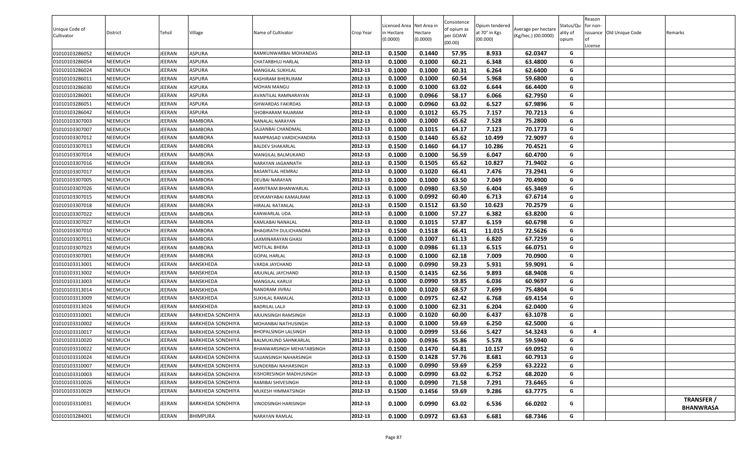| Unique Code of Cultivator | District | Tehsil | Village | Name of Cultivator | Crop Year | Licensed Area in Hectare (0.0000) | Net Area in Hectare (0.0000) | Consistence of opium as per GOAW (00.00) | Opium tendered at 70° in Kgs (00.000) | Average per hectare (Kg/hec.) (00.0000) | Status/Quality of opium | Reason for non-issuance of License | Old Unique Code | Remarks |
|---|---|---|---|---|---|---|---|---|---|---|---|---|---|---|
| 01010103286052 | NEEMUCH | JEERAN | ASPURA | RAMKUNWARBAI MOHANDAS | 2012-13 | 0.1500 | 0.1440 | 57.95 | 8.933 | 62.0347 | G | | | |
| 01010103286054 | NEEMUCH | JEERAN | ASPURA | CHATARBHUJ HARLAL | 2012-13 | 0.1000 | 0.1000 | 60.21 | 6.348 | 63.4800 | G | | | |
| 01010103286024 | NEEMUCH | JEERAN | ASPURA | MANGILAL SUKHLAL | 2012-13 | 0.1000 | 0.1000 | 60.31 | 6.264 | 62.6400 | G | | | |
| 01010103286011 | NEEMUCH | JEERAN | ASPURA | KASHIRAM BHERURAM | 2012-13 | 0.1000 | 0.1000 | 60.54 | 5.968 | 59.6800 | G | | | |
| 01010103286030 | NEEMUCH | JEERAN | ASPURA | MOHAN MANGU | 2012-13 | 0.1000 | 0.1000 | 63.02 | 6.644 | 66.4400 | G | | | |
| 01010103286001 | NEEMUCH | JEERAN | ASPURA | AVANTILAL RAMNARAYAN | 2012-13 | 0.1000 | 0.0966 | 58.17 | 6.066 | 62.7950 | G | | | |
| 01010103286051 | NEEMUCH | JEERAN | ASPURA | ISHWARDAS FAKIRDAS | 2012-13 | 0.1000 | 0.0960 | 63.02 | 6.527 | 67.9896 | G | | | |
| 01010103286042 | NEEMUCH | JEERAN | ASPURA | SHOBHARAM RAJARAM | 2012-13 | 0.1000 | 0.1012 | 65.75 | 7.157 | 70.7213 | G | | | |
| 01010103307003 | NEEMUCH | JEERAN | BAMBORA | NANALAL NARAYAN | 2012-13 | 0.1000 | 0.1000 | 65.62 | 7.528 | 75.2800 | G | | | |
| 01010103307007 | NEEMUCH | JEERAN | BAMBORA | SAJJANBAI CHANDMAL | 2012-13 | 0.1000 | 0.1015 | 64.17 | 7.123 | 70.1773 | G | | | |
| 01010103307012 | NEEMUCH | JEERAN | BAMBORA | RAMPRASAD VARDICHANDRA | 2012-13 | 0.1500 | 0.1440 | 65.62 | 10.499 | 72.9097 | G | | | |
| 01010103307013 | NEEMUCH | JEERAN | BAMBORA | BALDEV SHAKARLAL | 2012-13 | 0.1500 | 0.1460 | 64.17 | 10.286 | 70.4521 | G | | | |
| 01010103307014 | NEEMUCH | JEERAN | BAMBORA | MANGILAL BALMUKAND | 2012-13 | 0.1000 | 0.1000 | 56.59 | 6.047 | 60.4700 | G | | | |
| 01010103307016 | NEEMUCH | JEERAN | BAMBORA | NARAYAN JAGANNATH | 2012-13 | 0.1500 | 0.1505 | 65.62 | 10.827 | 71.9402 | G | | | |
| 01010103307017 | NEEMUCH | JEERAN | BAMBORA | BASANTILAL HEMRAJ | 2012-13 | 0.1000 | 0.1020 | 66.41 | 7.476 | 73.2941 | G | | | |
| 01010103307005 | NEEMUCH | JEERAN | BAMBORA | DEUBAI NARAYAN | 2012-13 | 0.1000 | 0.1000 | 63.50 | 7.049 | 70.4900 | G | | | |
| 01010103307026 | NEEMUCH | JEERAN | BAMBORA | AMRITRAM BHANWARLAL | 2012-13 | 0.1000 | 0.0980 | 63.50 | 6.404 | 65.3469 | G | | | |
| 01010103307015 | NEEMUCH | JEERAN | BAMBORA | DEVKANYABAI KAMALRAM | 2012-13 | 0.1000 | 0.0992 | 60.40 | 6.713 | 67.6714 | G | | | |
| 01010103307018 | NEEMUCH | JEERAN | BAMBORA | HIRALAL RATANLAL | 2012-13 | 0.1500 | 0.1512 | 63.50 | 10.623 | 70.2579 | G | | | |
| 01010103307022 | NEEMUCH | JEERAN | BAMBORA | KANWARLAL UDA | 2012-13 | 0.1000 | 0.1000 | 57.27 | 6.382 | 63.8200 | G | | | |
| 01010103307027 | NEEMUCH | JEERAN | BAMBORA | KAMLABAI NANALAL | 2012-13 | 0.1000 | 0.1015 | 57.87 | 6.159 | 60.6798 | G | | | |
| 01010103307010 | NEEMUCH | JEERAN | BAMBORA | BHAGIRATH DULICHANDRA | 2012-13 | 0.1500 | 0.1518 | 66.41 | 11.015 | 72.5626 | G | | | |
| 01010103307011 | NEEMUCH | JEERAN | BAMBORA | LAXMINARAYAN GHASI | 2012-13 | 0.1000 | 0.1007 | 61.13 | 6.820 | 67.7259 | G | | | |
| 01010103307023 | NEEMUCH | JEERAN | BAMBORA | MOTILAL BHERA | 2012-13 | 0.1000 | 0.0986 | 61.13 | 6.515 | 66.0751 | G | | | |
| 01010103307001 | NEEMUCH | JEERAN | BAMBORA | GOPAL HARLAL | 2012-13 | 0.1000 | 0.1000 | 62.18 | 7.009 | 70.0900 | G | | | |
| 01010103313001 | NEEMUCH | JEERAN | BANSKHEDA | VARDA JAYCHAND | 2012-13 | 0.1000 | 0.0990 | 59.23 | 5.931 | 59.9091 | G | | | |
| 01010103313002 | NEEMUCH | JEERAN | BANSKHEDA | ARJUNLAL JAYCHAND | 2012-13 | 0.1500 | 0.1435 | 62.56 | 9.893 | 68.9408 | G | | | |
| 01010103313003 | NEEMUCH | JEERAN | BANSKHEDA | MANGILAL KARUJI | 2012-13 | 0.1000 | 0.0990 | 59.85 | 6.036 | 60.9697 | G | | | |
| 01010103313014 | NEEMUCH | JEERAN | BANSKHEDA | NANDRAM JIVRAJ | 2012-13 | 0.1000 | 0.1020 | 68.57 | 7.699 | 75.4804 | G | | | |
| 01010103313009 | NEEMUCH | JEERAN | BANSKHEDA | SUKHLAL RAMALAL | 2012-13 | 0.1000 | 0.0975 | 62.42 | 6.768 | 69.4154 | G | | | |
| 01010103313024 | NEEMUCH | JEERAN | BANSKHEDA | BADRILAL LALJI | 2012-13 | 0.1000 | 0.1000 | 62.31 | 6.204 | 62.0400 | G | | | |
| 01010103310001 | NEEMUCH | JEERAN | BARKHEDA SONDHIYA | ARJUNSINGH RAMSINGH | 2012-13 | 0.1000 | 0.1020 | 60.00 | 6.437 | 63.1078 | G | | | |
| 01010103310002 | NEEMUCH | JEERAN | BARKHEDA SONDHIYA | MOHANBAI NATHUSINGH | 2012-13 | 0.1000 | 0.1000 | 59.69 | 6.250 | 62.5000 | G | | | |
| 01010103310017 | NEEMUCH | JEERAN | BARKHEDA SONDHIYA | BHOPALSINGH LALSINGH | 2012-13 | 0.1000 | 0.0999 | 53.66 | 5.427 | 54.3243 | G | 4 | | |
| 01010103310020 | NEEMUCH | JEERAN | BARKHEDA SONDHIYA | BALMUKUND SAHNKARLAL | 2012-13 | 0.1000 | 0.0936 | 55.86 | 5.578 | 59.5940 | G | | | |
| 01010103310022 | NEEMUCH | JEERAN | BARKHEDA SONDHIYA | BHANWARSINGH MEHATABSINGH | 2012-13 | 0.1500 | 0.1470 | 64.81 | 10.157 | 69.0952 | G | | | |
| 01010103310024 | NEEMUCH | JEERAN | BARKHEDA SONDHIYA | SAJJANSINGH NAHARSINGH | 2012-13 | 0.1500 | 0.1428 | 57.76 | 8.681 | 60.7913 | G | | | |
| 01010103310007 | NEEMUCH | JEERAN | BARKHEDA SONDHIYA | SUNDERBAI NAHARSINGH | 2012-13 | 0.1000 | 0.0990 | 59.69 | 6.259 | 63.2222 | G | | | |
| 01010103310003 | NEEMUCH | JEERAN | BARKHEDA SONDHIYA | KISHORESINGH MADHUSINGH | 2012-13 | 0.1000 | 0.0990 | 63.02 | 6.752 | 68.2020 | G | | | |
| 01010103310026 | NEEMUCH | JEERAN | BARKHEDA SONDHIYA | RAMIBAI SHIVESINGH | 2012-13 | 0.1000 | 0.0990 | 71.58 | 7.291 | 73.6465 | G | | | |
| 01010103310029 | NEEMUCH | JEERAN | BARKHEDA SONDHIYA | MUKESH HIMMATSINGH | 2012-13 | 0.1500 | 0.1456 | 59.69 | 9.286 | 63.7775 | G | | | |
| 01010103310031 | NEEMUCH | JEERAN | BARKHEDA SONDHIYA | VINODSINGH HARISINGH | 2012-13 | 0.1000 | 0.0990 | 63.02 | 6.536 | 66.0202 | G | | | TRANSFER / BHANWRASA |
| 01010103284001 | NEEMUCH | JEERAN | BHIMPURA | NARAYAN RAMLAL | 2012-13 | 0.1000 | 0.0972 | 63.63 | 6.681 | 68.7346 | G | | | |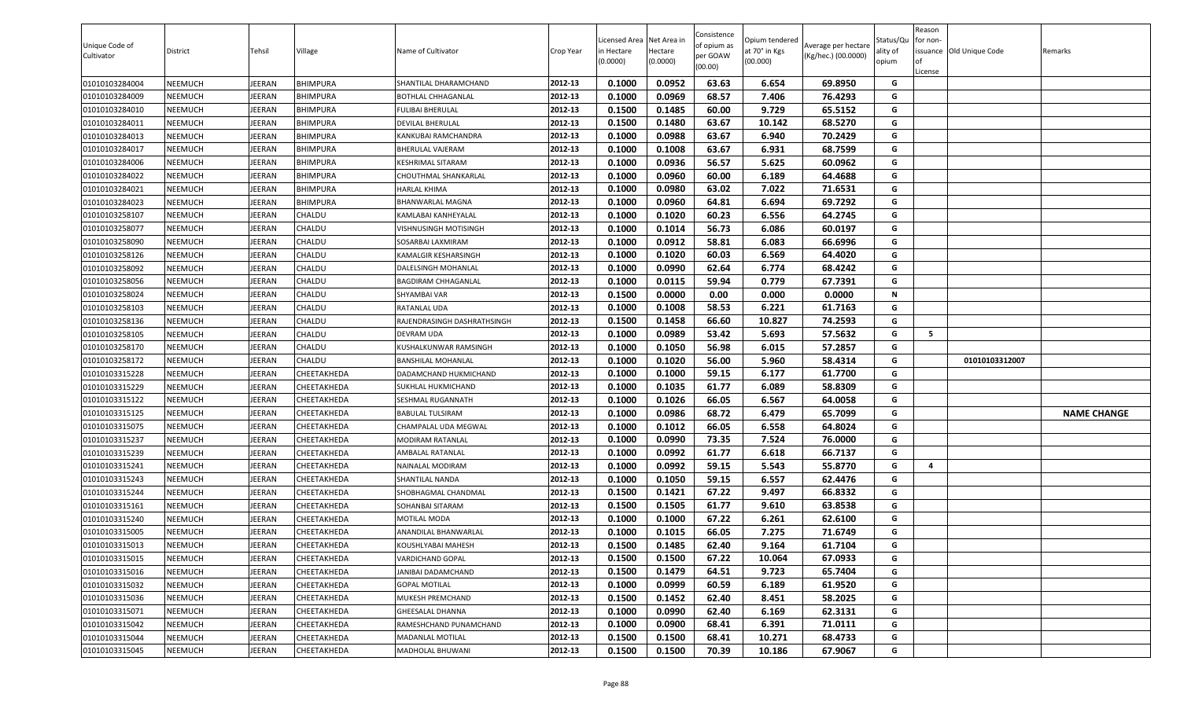| Unique Code of Cultivator | District | Tehsil | Village | Name of Cultivator | Crop Year | Licensed Area in Hectare (0.0000) | Net Area in Hectare (0.0000) | Consistence of opium as per GOAW (00.00) | Opium tendered at 70° in Kgs (00.000) | Average per hectare (Kg/hec.) (00.0000) | Status/Quality of opium | Reason for non-issuance of License | Old Unique Code | Remarks |
|---|---|---|---|---|---|---|---|---|---|---|---|---|---|---|
| 01010103284004 | NEEMUCH | JEERAN | BHIMPURA | SHANTILAL DHARAMCHAND | 2012-13 | 0.1000 | 0.0952 | 63.63 | 6.654 | 69.8950 | G | | | |
| 01010103284009 | NEEMUCH | JEERAN | BHIMPURA | BOTHLAL CHHAGANLAL | 2012-13 | 0.1000 | 0.0969 | 68.57 | 7.406 | 76.4293 | G | | | |
| 01010103284010 | NEEMUCH | JEERAN | BHIMPURA | FULIBAI BHERULAL | 2012-13 | 0.1500 | 0.1485 | 60.00 | 9.729 | 65.5152 | G | | | |
| 01010103284011 | NEEMUCH | JEERAN | BHIMPURA | DEVILAL BHERULAL | 2012-13 | 0.1500 | 0.1480 | 63.67 | 10.142 | 68.5270 | G | | | |
| 01010103284013 | NEEMUCH | JEERAN | BHIMPURA | KANKUBAI RAMCHANDRA | 2012-13 | 0.1000 | 0.0988 | 63.67 | 6.940 | 70.2429 | G | | | |
| 01010103284017 | NEEMUCH | JEERAN | BHIMPURA | BHERULAL VAJERAM | 2012-13 | 0.1000 | 0.1008 | 63.67 | 6.931 | 68.7599 | G | | | |
| 01010103284006 | NEEMUCH | JEERAN | BHIMPURA | KESHRIMAL SITARAM | 2012-13 | 0.1000 | 0.0936 | 56.57 | 5.625 | 60.0962 | G | | | |
| 01010103284022 | NEEMUCH | JEERAN | BHIMPURA | CHOUTHMAL SHANKARLAL | 2012-13 | 0.1000 | 0.0960 | 60.00 | 6.189 | 64.4688 | G | | | |
| 01010103284021 | NEEMUCH | JEERAN | BHIMPURA | HARLAL KHIMA | 2012-13 | 0.1000 | 0.0980 | 63.02 | 7.022 | 71.6531 | G | | | |
| 01010103284023 | NEEMUCH | JEERAN | BHIMPURA | BHANWARLAL MAGNA | 2012-13 | 0.1000 | 0.0960 | 64.81 | 6.694 | 69.7292 | G | | | |
| 01010103258107 | NEEMUCH | JEERAN | CHALDU | KAMLABAI KANHEYALAL | 2012-13 | 0.1000 | 0.1020 | 60.23 | 6.556 | 64.2745 | G | | | |
| 01010103258077 | NEEMUCH | JEERAN | CHALDU | VISHNUSINGH MOTISINGH | 2012-13 | 0.1000 | 0.1014 | 56.73 | 6.086 | 60.0197 | G | | | |
| 01010103258090 | NEEMUCH | JEERAN | CHALDU | SOSARBAI LAXMIRAM | 2012-13 | 0.1000 | 0.0912 | 58.81 | 6.083 | 66.6996 | G | | | |
| 01010103258126 | NEEMUCH | JEERAN | CHALDU | KAMALGIR KESHARSINGH | 2012-13 | 0.1000 | 0.1020 | 60.03 | 6.569 | 64.4020 | G | | | |
| 01010103258092 | NEEMUCH | JEERAN | CHALDU | DALELSINGH MOHANLAL | 2012-13 | 0.1000 | 0.0990 | 62.64 | 6.774 | 68.4242 | G | | | |
| 01010103258056 | NEEMUCH | JEERAN | CHALDU | BAGDIRAM CHHAGANLAL | 2012-13 | 0.1000 | 0.0115 | 59.94 | 0.779 | 67.7391 | G | | | |
| 01010103258024 | NEEMUCH | JEERAN | CHALDU | SHYAMBAI VAR | 2012-13 | 0.1500 | 0.0000 | 0.00 | 0.000 | 0.0000 | N | | | |
| 01010103258103 | NEEMUCH | JEERAN | CHALDU | RATANLAL UDA | 2012-13 | 0.1000 | 0.1008 | 58.53 | 6.221 | 61.7163 | G | | | |
| 01010103258136 | NEEMUCH | JEERAN | CHALDU | RAJENDRASINGH DASHRATHSINGH | 2012-13 | 0.1500 | 0.1458 | 66.60 | 10.827 | 74.2593 | G | | | |
| 01010103258105 | NEEMUCH | JEERAN | CHALDU | DEVRAM UDA | 2012-13 | 0.1000 | 0.0989 | 53.42 | 5.693 | 57.5632 | G | 5 | | |
| 01010103258170 | NEEMUCH | JEERAN | CHALDU | KUSHALKUNWAR RAMSINGH | 2012-13 | 0.1000 | 0.1050 | 56.98 | 6.015 | 57.2857 | G | | | |
| 01010103258172 | NEEMUCH | JEERAN | CHALDU | BANSHILAL MOHANLAL | 2012-13 | 0.1000 | 0.1020 | 56.00 | 5.960 | 58.4314 | G | | 01010103312007 | |
| 01010103315228 | NEEMUCH | JEERAN | CHEETAKHEDA | DADAMCHAND HUKMICHAND | 2012-13 | 0.1000 | 0.1000 | 59.15 | 6.177 | 61.7700 | G | | | |
| 01010103315229 | NEEMUCH | JEERAN | CHEETAKHEDA | SUKHLAL HUKMICHAND | 2012-13 | 0.1000 | 0.1035 | 61.77 | 6.089 | 58.8309 | G | | | |
| 01010103315122 | NEEMUCH | JEERAN | CHEETAKHEDA | SESHMAL RUGANNATH | 2012-13 | 0.1000 | 0.1026 | 66.05 | 6.567 | 64.0058 | G | | | |
| 01010103315125 | NEEMUCH | JEERAN | CHEETAKHEDA | BABULAL TULSIRAM | 2012-13 | 0.1000 | 0.0986 | 68.72 | 6.479 | 65.7099 | G | | | NAME CHANGE |
| 01010103315075 | NEEMUCH | JEERAN | CHEETAKHEDA | CHAMPALAL UDA MEGWAL | 2012-13 | 0.1000 | 0.1012 | 66.05 | 6.558 | 64.8024 | G | | | |
| 01010103315237 | NEEMUCH | JEERAN | CHEETAKHEDA | MODIRAM RATANLAL | 2012-13 | 0.1000 | 0.0990 | 73.35 | 7.524 | 76.0000 | G | | | |
| 01010103315239 | NEEMUCH | JEERAN | CHEETAKHEDA | AMBALAL RATANLAL | 2012-13 | 0.1000 | 0.0992 | 61.77 | 6.618 | 66.7137 | G | | | |
| 01010103315241 | NEEMUCH | JEERAN | CHEETAKHEDA | NAINALAL MODIRAM | 2012-13 | 0.1000 | 0.0992 | 59.15 | 5.543 | 55.8770 | G | 4 | | |
| 01010103315243 | NEEMUCH | JEERAN | CHEETAKHEDA | SHANTILAL NANDA | 2012-13 | 0.1000 | 0.1050 | 59.15 | 6.557 | 62.4476 | G | | | |
| 01010103315244 | NEEMUCH | JEERAN | CHEETAKHEDA | SHOBHAGMAL CHANDMAL | 2012-13 | 0.1500 | 0.1421 | 67.22 | 9.497 | 66.8332 | G | | | |
| 01010103315161 | NEEMUCH | JEERAN | CHEETAKHEDA | SOHANBAI SITARAM | 2012-13 | 0.1500 | 0.1505 | 61.77 | 9.610 | 63.8538 | G | | | |
| 01010103315240 | NEEMUCH | JEERAN | CHEETAKHEDA | MOTILAL MODA | 2012-13 | 0.1000 | 0.1000 | 67.22 | 6.261 | 62.6100 | G | | | |
| 01010103315005 | NEEMUCH | JEERAN | CHEETAKHEDA | ANANDILAL BHANWARLAL | 2012-13 | 0.1000 | 0.1015 | 66.05 | 7.275 | 71.6749 | G | | | |
| 01010103315013 | NEEMUCH | JEERAN | CHEETAKHEDA | KOUSHLYABAI MAHESH | 2012-13 | 0.1500 | 0.1485 | 62.40 | 9.164 | 61.7104 | G | | | |
| 01010103315015 | NEEMUCH | JEERAN | CHEETAKHEDA | VARDICHAND GOPAL | 2012-13 | 0.1500 | 0.1500 | 67.22 | 10.064 | 67.0933 | G | | | |
| 01010103315016 | NEEMUCH | JEERAN | CHEETAKHEDA | JANIBAI DADAMCHAND | 2012-13 | 0.1500 | 0.1479 | 64.51 | 9.723 | 65.7404 | G | | | |
| 01010103315032 | NEEMUCH | JEERAN | CHEETAKHEDA | GOPAL MOTILAL | 2012-13 | 0.1000 | 0.0999 | 60.59 | 6.189 | 61.9520 | G | | | |
| 01010103315036 | NEEMUCH | JEERAN | CHEETAKHEDA | MUKESH PREMCHAND | 2012-13 | 0.1500 | 0.1452 | 62.40 | 8.451 | 58.2025 | G | | | |
| 01010103315071 | NEEMUCH | JEERAN | CHEETAKHEDA | GHEESALAL DHANNA | 2012-13 | 0.1000 | 0.0990 | 62.40 | 6.169 | 62.3131 | G | | | |
| 01010103315042 | NEEMUCH | JEERAN | CHEETAKHEDA | RAMESHCHAND PUNAMCHAND | 2012-13 | 0.1000 | 0.0900 | 68.41 | 6.391 | 71.0111 | G | | | |
| 01010103315044 | NEEMUCH | JEERAN | CHEETAKHEDA | MADANLAL MOTILAL | 2012-13 | 0.1500 | 0.1500 | 68.41 | 10.271 | 68.4733 | G | | | |
| 01010103315045 | NEEMUCH | JEERAN | CHEETAKHEDA | MADHOLAL BHUWANI | 2012-13 | 0.1500 | 0.1500 | 70.39 | 10.186 | 67.9067 | G | | | |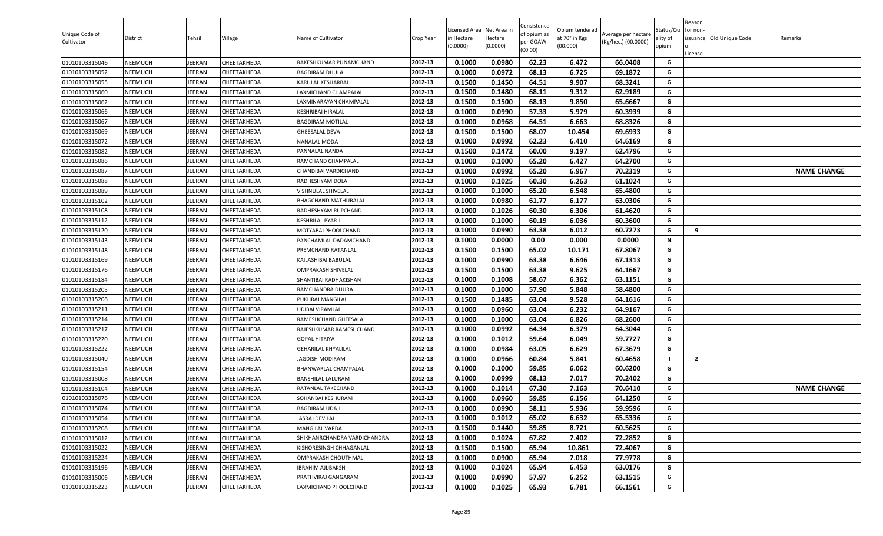| Unique Code of Cultivator | District | Tehsil | Village | Name of Cultivator | Crop Year | Licensed Area in Hectare (0.0000) | Net Area in Hectare (0.0000) | Consistence of opium as per GOAW (00.00) | Opium tendered at 70° in Kgs (00.000) | Average per hectare (Kg/hec.) (00.0000) | Status/Quality of opium | Reason for non-issuance of License | Old Unique Code | Remarks |
|---|---|---|---|---|---|---|---|---|---|---|---|---|---|---|
| 01010103315046 | NEEMUCH | JEERAN | CHEETAKHEDA | RAKESHKUMAR PUNAMCHAND | 2012-13 | 0.1000 | 0.0980 | 62.23 | 6.472 | 66.0408 | G | | | |
| 01010103315052 | NEEMUCH | JEERAN | CHEETAKHEDA | BAGDIRAM DHULA | 2012-13 | 0.1000 | 0.0972 | 68.13 | 6.725 | 69.1872 | G | | | |
| 01010103315055 | NEEMUCH | JEERAN | CHEETAKHEDA | KARULAL KESHARBAI | 2012-13 | 0.1500 | 0.1450 | 64.51 | 9.907 | 68.3241 | G | | | |
| 01010103315060 | NEEMUCH | JEERAN | CHEETAKHEDA | LAXMICHAND CHAMPALAL | 2012-13 | 0.1500 | 0.1480 | 68.11 | 9.312 | 62.9189 | G | | | |
| 01010103315062 | NEEMUCH | JEERAN | CHEETAKHEDA | LAXMINARAYAN CHAMPALAL | 2012-13 | 0.1500 | 0.1500 | 68.13 | 9.850 | 65.6667 | G | | | |
| 01010103315066 | NEEMUCH | JEERAN | CHEETAKHEDA | KESHRIBAI HIRALAL | 2012-13 | 0.1000 | 0.0990 | 57.33 | 5.979 | 60.3939 | G | | | |
| 01010103315067 | NEEMUCH | JEERAN | CHEETAKHEDA | BAGDIRAM MOTILAL | 2012-13 | 0.1000 | 0.0968 | 64.51 | 6.663 | 68.8326 | G | | | |
| 01010103315069 | NEEMUCH | JEERAN | CHEETAKHEDA | GHEESALAL DEVA | 2012-13 | 0.1500 | 0.1500 | 68.07 | 10.454 | 69.6933 | G | | | |
| 01010103315072 | NEEMUCH | JEERAN | CHEETAKHEDA | NANALAL MODA | 2012-13 | 0.1000 | 0.0992 | 62.23 | 6.410 | 64.6169 | G | | | |
| 01010103315082 | NEEMUCH | JEERAN | CHEETAKHEDA | PANNALAL NANDA | 2012-13 | 0.1500 | 0.1472 | 60.00 | 9.197 | 62.4796 | G | | | |
| 01010103315086 | NEEMUCH | JEERAN | CHEETAKHEDA | RAMCHAND CHAMPALAL | 2012-13 | 0.1000 | 0.1000 | 65.20 | 6.427 | 64.2700 | G | | | |
| 01010103315087 | NEEMUCH | JEERAN | CHEETAKHEDA | CHANDIBAI VARDICHAND | 2012-13 | 0.1000 | 0.0992 | 65.20 | 6.967 | 70.2319 | G | | | NAME CHANGE |
| 01010103315088 | NEEMUCH | JEERAN | CHEETAKHEDA | RADHESHYAM DOLA | 2012-13 | 0.1000 | 0.1025 | 60.30 | 6.263 | 61.1024 | G | | | |
| 01010103315089 | NEEMUCH | JEERAN | CHEETAKHEDA | VISHNULAL SHIVELAL | 2012-13 | 0.1000 | 0.1000 | 65.20 | 6.548 | 65.4800 | G | | | |
| 01010103315102 | NEEMUCH | JEERAN | CHEETAKHEDA | BHAGCHAND MATHURALAL | 2012-13 | 0.1000 | 0.0980 | 61.77 | 6.177 | 63.0306 | G | | | |
| 01010103315108 | NEEMUCH | JEERAN | CHEETAKHEDA | RADHESHYAM RUPCHAND | 2012-13 | 0.1000 | 0.1026 | 60.30 | 6.306 | 61.4620 | G | | | |
| 01010103315112 | NEEMUCH | JEERAN | CHEETAKHEDA | KESHRILAL PYARJI | 2012-13 | 0.1000 | 0.1000 | 60.19 | 6.036 | 60.3600 | G | | | |
| 01010103315120 | NEEMUCH | JEERAN | CHEETAKHEDA | MOTYABAI PHOOLCHAND | 2012-13 | 0.1000 | 0.0990 | 63.38 | 6.012 | 60.7273 | G | 9 | | |
| 01010103315143 | NEEMUCH | JEERAN | CHEETAKHEDA | PANCHAMLAL DADAMCHAND | 2012-13 | 0.1000 | 0.0000 | 0.00 | 0.000 | 0.0000 | N | | | |
| 01010103315148 | NEEMUCH | JEERAN | CHEETAKHEDA | PREMCHAND RATANLAL | 2012-13 | 0.1500 | 0.1500 | 65.02 | 10.171 | 67.8067 | G | | | |
| 01010103315169 | NEEMUCH | JEERAN | CHEETAKHEDA | KAILASHIBAI BABULAL | 2012-13 | 0.1000 | 0.0990 | 63.38 | 6.646 | 67.1313 | G | | | |
| 01010103315176 | NEEMUCH | JEERAN | CHEETAKHEDA | OMPRAKASH SHIVELAL | 2012-13 | 0.1500 | 0.1500 | 63.38 | 9.625 | 64.1667 | G | | | |
| 01010103315184 | NEEMUCH | JEERAN | CHEETAKHEDA | SHANTIBAI RADHAKISHAN | 2012-13 | 0.1000 | 0.1008 | 58.67 | 6.362 | 63.1151 | G | | | |
| 01010103315205 | NEEMUCH | JEERAN | CHEETAKHEDA | RAMCHANDRA DHURA | 2012-13 | 0.1000 | 0.1000 | 57.90 | 5.848 | 58.4800 | G | | | |
| 01010103315206 | NEEMUCH | JEERAN | CHEETAKHEDA | PUKHRAJ MANGILAL | 2012-13 | 0.1500 | 0.1485 | 63.04 | 9.528 | 64.1616 | G | | | |
| 01010103315211 | NEEMUCH | JEERAN | CHEETAKHEDA | UDIBAI VIRAMLAL | 2012-13 | 0.1000 | 0.0960 | 63.04 | 6.232 | 64.9167 | G | | | |
| 01010103315214 | NEEMUCH | JEERAN | CHEETAKHEDA | RAMESHCHAND GHEESALAL | 2012-13 | 0.1000 | 0.1000 | 63.04 | 6.826 | 68.2600 | G | | | |
| 01010103315217 | NEEMUCH | JEERAN | CHEETAKHEDA | RAJESHKUMAR RAMESHCHAND | 2012-13 | 0.1000 | 0.0992 | 64.34 | 6.379 | 64.3044 | G | | | |
| 01010103315220 | NEEMUCH | JEERAN | CHEETAKHEDA | GOPAL HITRIYA | 2012-13 | 0.1000 | 0.1012 | 59.64 | 6.049 | 59.7727 | G | | | |
| 01010103315222 | NEEMUCH | JEERAN | CHEETAKHEDA | GEHARILAL KHYALILAL | 2012-13 | 0.1000 | 0.0984 | 63.05 | 6.629 | 67.3679 | G | | | |
| 01010103315040 | NEEMUCH | JEERAN | CHEETAKHEDA | JAGDISH MODIRAM | 2012-13 | 0.1000 | 0.0966 | 60.84 | 5.841 | 60.4658 | I | 2 | | |
| 01010103315154 | NEEMUCH | JEERAN | CHEETAKHEDA | BHANWARLAL CHAMPALAL | 2012-13 | 0.1000 | 0.1000 | 59.85 | 6.062 | 60.6200 | G | | | |
| 01010103315008 | NEEMUCH | JEERAN | CHEETAKHEDA | BANSHILAL LALURAM | 2012-13 | 0.1000 | 0.0999 | 68.13 | 7.017 | 70.2402 | G | | | |
| 01010103315104 | NEEMUCH | JEERAN | CHEETAKHEDA | RATANLAL TAKECHAND | 2012-13 | 0.1000 | 0.1014 | 67.30 | 7.163 | 70.6410 | G | | | NAME CHANGE |
| 01010103315076 | NEEMUCH | JEERAN | CHEETAKHEDA | SOHANBAI KESHURAM | 2012-13 | 0.1000 | 0.0960 | 59.85 | 6.156 | 64.1250 | G | | | |
| 01010103315074 | NEEMUCH | JEERAN | CHEETAKHEDA | BAGDIRAM UDAJI | 2012-13 | 0.1000 | 0.0990 | 58.11 | 5.936 | 59.9596 | G | | | |
| 01010103315054 | NEEMUCH | JEERAN | CHEETAKHEDA | JASRAJ DEVILAL | 2012-13 | 0.1000 | 0.1012 | 65.02 | 6.632 | 65.5336 | G | | | |
| 01010103315208 | NEEMUCH | JEERAN | CHEETAKHEDA | MANGILAL VARDA | 2012-13 | 0.1500 | 0.1440 | 59.85 | 8.721 | 60.5625 | G | | | |
| 01010103315012 | NEEMUCH | JEERAN | CHEETAKHEDA | SHIKHANRCHANDRA VARDICHANDRA | 2012-13 | 0.1000 | 0.1024 | 67.82 | 7.402 | 72.2852 | G | | | |
| 01010103315022 | NEEMUCH | JEERAN | CHEETAKHEDA | KISHORESINGH CHHAGANLAL | 2012-13 | 0.1500 | 0.1500 | 65.94 | 10.861 | 72.4067 | G | | | |
| 01010103315224 | NEEMUCH | JEERAN | CHEETAKHEDA | OMPRAKASH CHOUTHMAL | 2012-13 | 0.1000 | 0.0900 | 65.94 | 7.018 | 77.9778 | G | | | |
| 01010103315196 | NEEMUCH | JEERAN | CHEETAKHEDA | IBRAHIM AJIJBAKSH | 2012-13 | 0.1000 | 0.1024 | 65.94 | 6.453 | 63.0176 | G | | | |
| 01010103315006 | NEEMUCH | JEERAN | CHEETAKHEDA | PRATHVIRAJ GANGARAM | 2012-13 | 0.1000 | 0.0990 | 57.97 | 6.252 | 63.1515 | G | | | |
| 01010103315223 | NEEMUCH | JEERAN | CHEETAKHEDA | LAXMICHAND PHOOLCHAND | 2012-13 | 0.1000 | 0.1025 | 65.93 | 6.781 | 66.1561 | G | | | |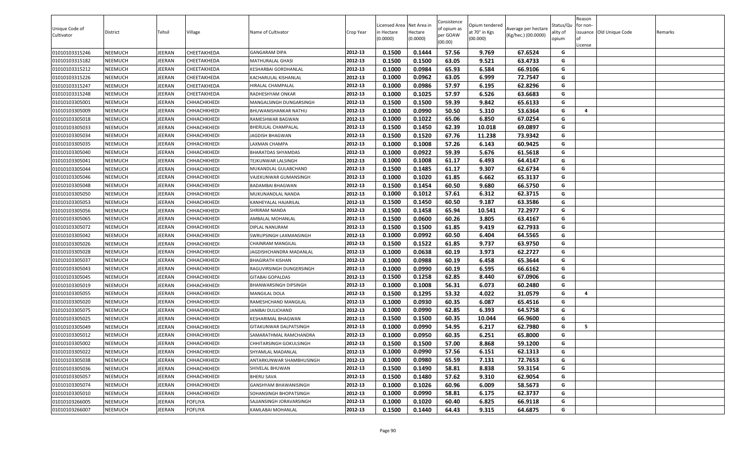| Unique Code of Cultivator | District | Tehsil | Village | Name of Cultivator | Crop Year | Licensed Area in Hectare (0.0000) | Net Area in Hectare (0.0000) | Consistence of opium as per GOAW (00.00) | Opium tendered at 70° in Kgs (00.000) | Average per hectare (Kg/hec.) (00.0000) | Status/Quality of opium | Reason for non-issuance of License | Old Unique Code | Remarks |
|---|---|---|---|---|---|---|---|---|---|---|---|---|---|---|
| 01010103315246 | NEEMUCH | JEERAN | CHEETAKHEDA | GANGARAM DIPA | 2012-13 | 0.1500 | 0.1444 | 57.56 | 9.769 | 67.6524 | G | | | |
| 01010103315182 | NEEMUCH | JEERAN | CHEETAKHEDA | MATHURALAL GHASI | 2012-13 | 0.1500 | 0.1500 | 63.05 | 9.521 | 63.4733 | G | | | |
| 01010103315212 | NEEMUCH | JEERAN | CHEETAKHEDA | KESHARBAI GORDHANLAL | 2012-13 | 0.1000 | 0.0984 | 65.93 | 6.584 | 66.9106 | G | | | |
| 01010103315226 | NEEMUCH | JEERAN | CHEETAKHEDA | KACHARULAL KISHANLAL | 2012-13 | 0.1000 | 0.0962 | 63.05 | 6.999 | 72.7547 | G | | | |
| 01010103315247 | NEEMUCH | JEERAN | CHEETAKHEDA | HIRALAL CHAMPALAL | 2012-13 | 0.1000 | 0.0986 | 57.97 | 6.195 | 62.8296 | G | | | |
| 01010103315248 | NEEMUCH | JEERAN | CHEETAKHEDA | RADHESHYAM ONKAR | 2012-13 | 0.1000 | 0.1025 | 57.97 | 6.526 | 63.6683 | G | | | |
| 01010103305001 | NEEMUCH | JEERAN | CHHACHKHEDI | MANGALSINGH DUNGARSINGH | 2012-13 | 0.1500 | 0.1500 | 59.39 | 9.842 | 65.6133 | G | | | |
| 01010103305009 | NEEMUCH | JEERAN | CHHACHKHEDI | BHUWANISHANKAR NATHU | 2012-13 | 0.1000 | 0.0990 | 50.50 | 5.310 | 53.6364 | G | 4 | | |
| 01010103305018 | NEEMUCH | JEERAN | CHHACHKHEDI | RAMESHWAR BAGWAN | 2012-13 | 0.1000 | 0.1022 | 65.06 | 6.850 | 67.0254 | G | | | |
| 01010103305033 | NEEMUCH | JEERAN | CHHACHKHEDI | BHERULAL CHAMPALAL | 2012-13 | 0.1500 | 0.1450 | 62.39 | 10.018 | 69.0897 | G | | | |
| 01010103305034 | NEEMUCH | JEERAN | CHHACHKHEDI | JAGDISH BHAGWAN | 2012-13 | 0.1500 | 0.1520 | 67.76 | 11.238 | 73.9342 | G | | | |
| 01010103305035 | NEEMUCH | JEERAN | CHHACHKHEDI | LAXMAN CHAMPA | 2012-13 | 0.1000 | 0.1008 | 57.26 | 6.143 | 60.9425 | G | | | |
| 01010103305040 | NEEMUCH | JEERAN | CHHACHKHEDI | BHARATDAS SHYAMDAS | 2012-13 | 0.1000 | 0.0922 | 59.39 | 5.676 | 61.5618 | G | | | |
| 01010103305041 | NEEMUCH | JEERAN | CHHACHKHEDI | TEJKUNWAR LALSINGH | 2012-13 | 0.1000 | 0.1008 | 61.17 | 6.493 | 64.4147 | G | | | |
| 01010103305044 | NEEMUCH | JEERAN | CHHACHKHEDI | MUKANDLAL GULABCHAND | 2012-13 | 0.1500 | 0.1485 | 61.17 | 9.307 | 62.6734 | G | | | |
| 01010103305046 | NEEMUCH | JEERAN | CHHACHKHEDI | VAJEKUNWAR GUMANSINGH | 2012-13 | 0.1000 | 0.1020 | 61.85 | 6.662 | 65.3137 | G | | | |
| 01010103305048 | NEEMUCH | JEERAN | CHHACHKHEDI | BADAMBAI BHAGWAN | 2012-13 | 0.1500 | 0.1454 | 60.50 | 9.680 | 66.5750 | G | | | |
| 01010103305050 | NEEMUCH | JEERAN | CHHACHKHEDI | MUKUNANDLAL NANDA | 2012-13 | 0.1000 | 0.1012 | 57.61 | 6.312 | 62.3715 | G | | | |
| 01010103305053 | NEEMUCH | JEERAN | CHHACHKHEDI | KANHEYALAL HAJARILAL | 2012-13 | 0.1500 | 0.1450 | 60.50 | 9.187 | 63.3586 | G | | | |
| 01010103305056 | NEEMUCH | JEERAN | CHHACHKHEDI | SHRIRAM NANDA | 2012-13 | 0.1500 | 0.1458 | 65.94 | 10.541 | 72.2977 | G | | | |
| 01010103305065 | NEEMUCH | JEERAN | CHHACHKHEDI | AMBALAL MOHANLAL | 2012-13 | 0.1500 | 0.0600 | 60.26 | 3.805 | 63.4167 | G | | | |
| 01010103305072 | NEEMUCH | JEERAN | CHHACHKHEDI | DIPLAL NANURAM | 2012-13 | 0.1500 | 0.1500 | 61.85 | 9.419 | 62.7933 | G | | | |
| 01010103305042 | NEEMUCH | JEERAN | CHHACHKHEDI | SWRUPSINGH LAXMANSINGH | 2012-13 | 0.1000 | 0.0992 | 60.50 | 6.404 | 64.5565 | G | | | |
| 01010103305026 | NEEMUCH | JEERAN | CHHACHKHEDI | CHAINRAM MANGILAL | 2012-13 | 0.1500 | 0.1522 | 61.85 | 9.737 | 63.9750 | G | | | |
| 01010103305028 | NEEMUCH | JEERAN | CHHACHKHEDI | JAGDISHCHANDRA MADANLAL | 2012-13 | 0.1000 | 0.0638 | 60.19 | 3.973 | 62.2727 | G | | | |
| 01010103305037 | NEEMUCH | JEERAN | CHHACHKHEDI | BHAGIRATH KISHAN | 2012-13 | 0.1000 | 0.0988 | 60.19 | 6.458 | 65.3644 | G | | | |
| 01010103305043 | NEEMUCH | JEERAN | CHHACHKHEDI | RAGUVIRSINGH DUNGERSINGH | 2012-13 | 0.1000 | 0.0990 | 60.19 | 6.595 | 66.6162 | G | | | |
| 01010103305045 | NEEMUCH | JEERAN | CHHACHKHEDI | GITABAI GOPALDAS | 2012-13 | 0.1500 | 0.1258 | 62.85 | 8.440 | 67.0906 | G | | | |
| 01010103305019 | NEEMUCH | JEERAN | CHHACHKHEDI | BHANWARSINGH DIPSINGH | 2012-13 | 0.1000 | 0.1008 | 56.31 | 6.073 | 60.2480 | G | | | |
| 01010103305055 | NEEMUCH | JEERAN | CHHACHKHEDI | MANGILAL DOLA | 2012-13 | 0.1500 | 0.1295 | 53.32 | 4.022 | 31.0579 | G | 4 | | |
| 01010103305020 | NEEMUCH | JEERAN | CHHACHKHEDI | RAMESHCHAND MANGILAL | 2012-13 | 0.1000 | 0.0930 | 60.35 | 6.087 | 65.4516 | G | | | |
| 01010103305075 | NEEMUCH | JEERAN | CHHACHKHEDI | JANIBAI DULICHAND | 2012-13 | 0.1000 | 0.0990 | 62.85 | 6.393 | 64.5758 | G | | | |
| 01010103305025 | NEEMUCH | JEERAN | CHHACHKHEDI | KESHARIMAL BHAGWAN | 2012-13 | 0.1500 | 0.1500 | 60.35 | 10.044 | 66.9600 | G | | | |
| 01010103305049 | NEEMUCH | JEERAN | CHHACHKHEDI | GITAKUNWAR DALPATSINGH | 2012-13 | 0.1000 | 0.0990 | 54.95 | 6.217 | 62.7980 | G | 5 | | |
| 01010103305012 | NEEMUCH | JEERAN | CHHACHKHEDI | SAMARATHMAL RAMCHANDRA | 2012-13 | 0.1000 | 0.0950 | 60.35 | 6.251 | 65.8000 | G | | | |
| 01010103305002 | NEEMUCH | JEERAN | CHHACHKHEDI | CHHITARSINGH GOKULSINGH | 2012-13 | 0.1500 | 0.1500 | 57.00 | 8.868 | 59.1200 | G | | | |
| 01010103305022 | NEEMUCH | JEERAN | CHHACHKHEDI | SHYAMLAL MADANLAL | 2012-13 | 0.1000 | 0.0990 | 57.56 | 6.151 | 62.1313 | G | | | |
| 01010103305038 | NEEMUCH | JEERAN | CHHACHKHEDI | ANTARKUNWAR SHAMBHUSINGH | 2012-13 | 0.1000 | 0.0980 | 65.59 | 7.131 | 72.7653 | G | | | |
| 01010103305036 | NEEMUCH | JEERAN | CHHACHKHEDI | SHIVELAL BHUWAN | 2012-13 | 0.1500 | 0.1490 | 58.81 | 8.838 | 59.3154 | G | | | |
| 01010103305057 | NEEMUCH | JEERAN | CHHACHKHEDI | BHERU SAVA | 2012-13 | 0.1500 | 0.1480 | 57.62 | 9.310 | 62.9054 | G | | | |
| 01010103305074 | NEEMUCH | JEERAN | CHHACHKHEDI | GANSHYAM BHAWANISINGH | 2012-13 | 0.1000 | 0.1026 | 60.96 | 6.009 | 58.5673 | G | | | |
| 01010103305010 | NEEMUCH | JEERAN | CHHACHKHEDI | SOHANSINGH BHOPATSINGH | 2012-13 | 0.1000 | 0.0990 | 58.81 | 6.175 | 62.3737 | G | | | |
| 01010103266005 | NEEMUCH | JEERAN | FOFLIYA | SAJJANSINGH JORAVARSINGH | 2012-13 | 0.1000 | 0.1020 | 60.40 | 6.825 | 66.9118 | G | | | |
| 01010103266007 | NEEMUCH | JEERAN | FOFLIYA | KAMLABAI MOHANLAL | 2012-13 | 0.1500 | 0.1440 | 64.43 | 9.315 | 64.6875 | G | | | |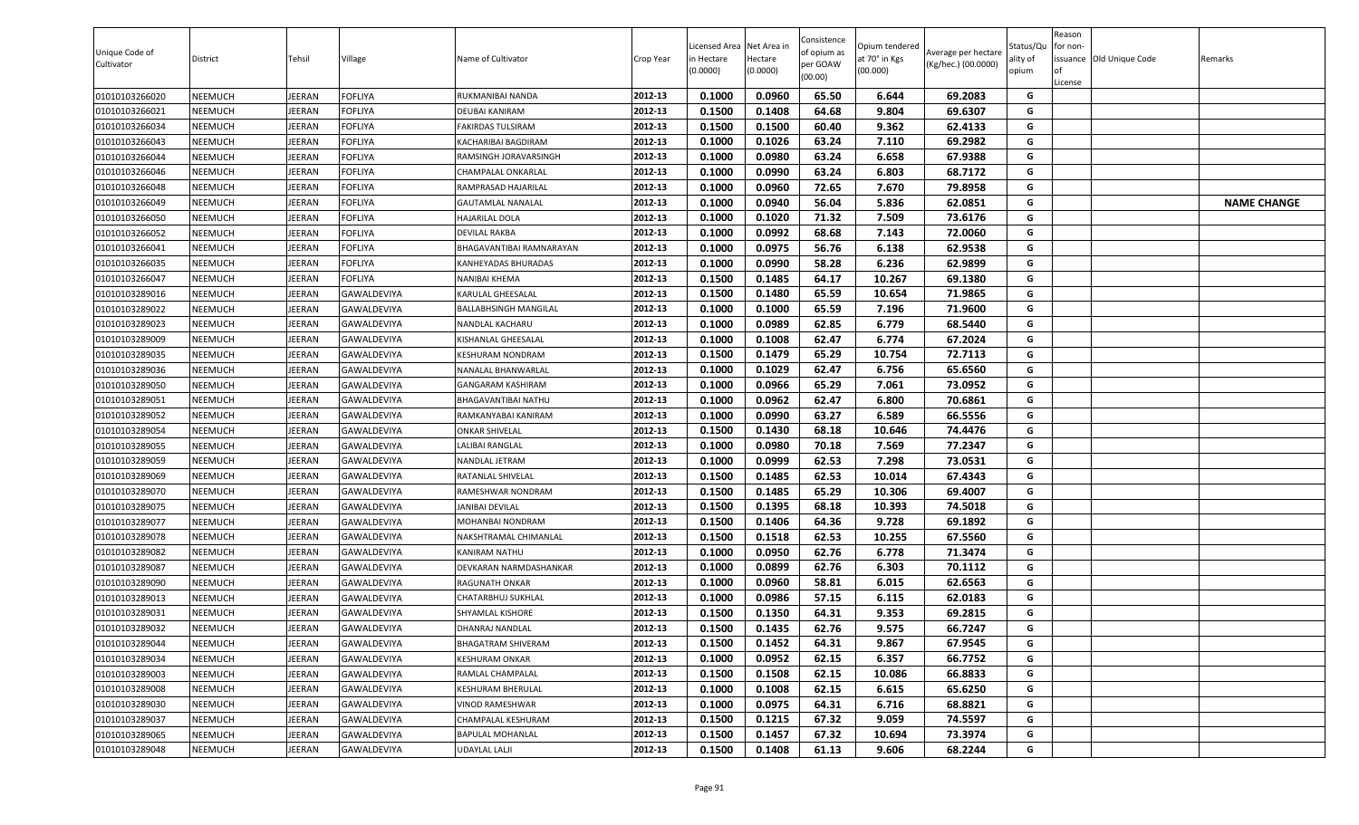| Unique Code of Cultivator | District | Tehsil | Village | Name of Cultivator | Crop Year | Licensed Area in Hectare (0.0000) | Net Area in Hectare (0.0000) | Consistence of opium as per GOAW (00.00) | Opium tendered at 70° in Kgs (00.000) | Average per hectare (Kg/hec.) (00.0000) | Status/Quality of opium | Reason for non-issuance of License | Old Unique Code | Remarks |
|---|---|---|---|---|---|---|---|---|---|---|---|---|---|---|
| 01010103266020 | NEEMUCH | JEERAN | FOFLIYA | RUKMANIBAI NANDA | 2012-13 | 0.1000 | 0.0960 | 65.50 | 6.644 | 69.2083 | G | | | |
| 01010103266021 | NEEMUCH | JEERAN | FOFLIYA | DEUBAI KANIRAM | 2012-13 | 0.1500 | 0.1408 | 64.68 | 9.804 | 69.6307 | G | | | |
| 01010103266034 | NEEMUCH | JEERAN | FOFLIYA | FAKIRDAS TULSIRAM | 2012-13 | 0.1500 | 0.1500 | 60.40 | 9.362 | 62.4133 | G | | | |
| 01010103266043 | NEEMUCH | JEERAN | FOFLIYA | KACHARIBAI BAGDIRAM | 2012-13 | 0.1000 | 0.1026 | 63.24 | 7.110 | 69.2982 | G | | | |
| 01010103266044 | NEEMUCH | JEERAN | FOFLIYA | RAMSINGH JORAVARSINGH | 2012-13 | 0.1000 | 0.0980 | 63.24 | 6.658 | 67.9388 | G | | | |
| 01010103266046 | NEEMUCH | JEERAN | FOFLIYA | CHAMPALAL ONKARLAL | 2012-13 | 0.1000 | 0.0990 | 63.24 | 6.803 | 68.7172 | G | | | |
| 01010103266048 | NEEMUCH | JEERAN | FOFLIYA | RAMPRASAD HAJARILAL | 2012-13 | 0.1000 | 0.0960 | 72.65 | 7.670 | 79.8958 | G | | | |
| 01010103266049 | NEEMUCH | JEERAN | FOFLIYA | GAUTAMLAL NANALAL | 2012-13 | 0.1000 | 0.0940 | 56.04 | 5.836 | 62.0851 | G | | | NAME CHANGE |
| 01010103266050 | NEEMUCH | JEERAN | FOFLIYA | HAJARILAL DOLA | 2012-13 | 0.1000 | 0.1020 | 71.32 | 7.509 | 73.6176 | G | | | |
| 01010103266052 | NEEMUCH | JEERAN | FOFLIYA | DEVILAL RAKBA | 2012-13 | 0.1000 | 0.0992 | 68.68 | 7.143 | 72.0060 | G | | | |
| 01010103266041 | NEEMUCH | JEERAN | FOFLIYA | BHAGAVANTIBAI RAMNARAYAN | 2012-13 | 0.1000 | 0.0975 | 56.76 | 6.138 | 62.9538 | G | | | |
| 01010103266035 | NEEMUCH | JEERAN | FOFLIYA | KANHEYADAS BHURADAS | 2012-13 | 0.1000 | 0.0990 | 58.28 | 6.236 | 62.9899 | G | | | |
| 01010103266047 | NEEMUCH | JEERAN | FOFLIYA | NANIBAI KHEMA | 2012-13 | 0.1500 | 0.1485 | 64.17 | 10.267 | 69.1380 | G | | | |
| 01010103289016 | NEEMUCH | JEERAN | GAWALDEVIYA | KARULAL GHEESALAL | 2012-13 | 0.1500 | 0.1480 | 65.59 | 10.654 | 71.9865 | G | | | |
| 01010103289022 | NEEMUCH | JEERAN | GAWALDEVIYA | BALLABHSINGH MANGILAL | 2012-13 | 0.1000 | 0.1000 | 65.59 | 7.196 | 71.9600 | G | | | |
| 01010103289023 | NEEMUCH | JEERAN | GAWALDEVIYA | NANDLAL KACHARU | 2012-13 | 0.1000 | 0.0989 | 62.85 | 6.779 | 68.5440 | G | | | |
| 01010103289009 | NEEMUCH | JEERAN | GAWALDEVIYA | KISHANLAL GHEESALAL | 2012-13 | 0.1000 | 0.1008 | 62.47 | 6.774 | 67.2024 | G | | | |
| 01010103289035 | NEEMUCH | JEERAN | GAWALDEVIYA | KESHURAM NONDRAM | 2012-13 | 0.1500 | 0.1479 | 65.29 | 10.754 | 72.7113 | G | | | |
| 01010103289036 | NEEMUCH | JEERAN | GAWALDEVIYA | NANALAL BHANWARLAL | 2012-13 | 0.1000 | 0.1029 | 62.47 | 6.756 | 65.6560 | G | | | |
| 01010103289050 | NEEMUCH | JEERAN | GAWALDEVIYA | GANGARAM KASHIRAM | 2012-13 | 0.1000 | 0.0966 | 65.29 | 7.061 | 73.0952 | G | | | |
| 01010103289051 | NEEMUCH | JEERAN | GAWALDEVIYA | BHAGAVANTIBAI NATHU | 2012-13 | 0.1000 | 0.0962 | 62.47 | 6.800 | 70.6861 | G | | | |
| 01010103289052 | NEEMUCH | JEERAN | GAWALDEVIYA | RAMKANYABAI KANIRAM | 2012-13 | 0.1000 | 0.0990 | 63.27 | 6.589 | 66.5556 | G | | | |
| 01010103289054 | NEEMUCH | JEERAN | GAWALDEVIYA | ONKAR SHIVELAL | 2012-13 | 0.1500 | 0.1430 | 68.18 | 10.646 | 74.4476 | G | | | |
| 01010103289055 | NEEMUCH | JEERAN | GAWALDEVIYA | LALIBAI RANGLAL | 2012-13 | 0.1000 | 0.0980 | 70.18 | 7.569 | 77.2347 | G | | | |
| 01010103289059 | NEEMUCH | JEERAN | GAWALDEVIYA | NANDLAL JETRAM | 2012-13 | 0.1000 | 0.0999 | 62.53 | 7.298 | 73.0531 | G | | | |
| 01010103289069 | NEEMUCH | JEERAN | GAWALDEVIYA | RATANLAL SHIVELAL | 2012-13 | 0.1500 | 0.1485 | 62.53 | 10.014 | 67.4343 | G | | | |
| 01010103289070 | NEEMUCH | JEERAN | GAWALDEVIYA | RAMESHWAR NONDRAM | 2012-13 | 0.1500 | 0.1485 | 65.29 | 10.306 | 69.4007 | G | | | |
| 01010103289075 | NEEMUCH | JEERAN | GAWALDEVIYA | JANIBAI DEVILAL | 2012-13 | 0.1500 | 0.1395 | 68.18 | 10.393 | 74.5018 | G | | | |
| 01010103289077 | NEEMUCH | JEERAN | GAWALDEVIYA | MOHANBAI NONDRAM | 2012-13 | 0.1500 | 0.1406 | 64.36 | 9.728 | 69.1892 | G | | | |
| 01010103289078 | NEEMUCH | JEERAN | GAWALDEVIYA | NAKSHTRAMAL CHIMANLAL | 2012-13 | 0.1500 | 0.1518 | 62.53 | 10.255 | 67.5560 | G | | | |
| 01010103289082 | NEEMUCH | JEERAN | GAWALDEVIYA | KANIRAM NATHU | 2012-13 | 0.1000 | 0.0950 | 62.76 | 6.778 | 71.3474 | G | | | |
| 01010103289087 | NEEMUCH | JEERAN | GAWALDEVIYA | DEVKARAN NARMDASHANKAR | 2012-13 | 0.1000 | 0.0899 | 62.76 | 6.303 | 70.1112 | G | | | |
| 01010103289090 | NEEMUCH | JEERAN | GAWALDEVIYA | RAGUNATH ONKAR | 2012-13 | 0.1000 | 0.0960 | 58.81 | 6.015 | 62.6563 | G | | | |
| 01010103289013 | NEEMUCH | JEERAN | GAWALDEVIYA | CHATARBHUJ SUKHLAL | 2012-13 | 0.1000 | 0.0986 | 57.15 | 6.115 | 62.0183 | G | | | |
| 01010103289031 | NEEMUCH | JEERAN | GAWALDEVIYA | SHYAMLAL KISHORE | 2012-13 | 0.1500 | 0.1350 | 64.31 | 9.353 | 69.2815 | G | | | |
| 01010103289032 | NEEMUCH | JEERAN | GAWALDEVIYA | DHANRAJ NANDLAL | 2012-13 | 0.1500 | 0.1435 | 62.76 | 9.575 | 66.7247 | G | | | |
| 01010103289044 | NEEMUCH | JEERAN | GAWALDEVIYA | BHAGATRAM SHIVERAM | 2012-13 | 0.1500 | 0.1452 | 64.31 | 9.867 | 67.9545 | G | | | |
| 01010103289034 | NEEMUCH | JEERAN | GAWALDEVIYA | KESHURAM ONKAR | 2012-13 | 0.1000 | 0.0952 | 62.15 | 6.357 | 66.7752 | G | | | |
| 01010103289003 | NEEMUCH | JEERAN | GAWALDEVIYA | RAMLAL CHAMPALAL | 2012-13 | 0.1500 | 0.1508 | 62.15 | 10.086 | 66.8833 | G | | | |
| 01010103289008 | NEEMUCH | JEERAN | GAWALDEVIYA | KESHURAM BHERULAL | 2012-13 | 0.1000 | 0.1008 | 62.15 | 6.615 | 65.6250 | G | | | |
| 01010103289030 | NEEMUCH | JEERAN | GAWALDEVIYA | VINOD RAMESHWAR | 2012-13 | 0.1000 | 0.0975 | 64.31 | 6.716 | 68.8821 | G | | | |
| 01010103289037 | NEEMUCH | JEERAN | GAWALDEVIYA | CHAMPALAL KESHURAM | 2012-13 | 0.1500 | 0.1215 | 67.32 | 9.059 | 74.5597 | G | | | |
| 01010103289065 | NEEMUCH | JEERAN | GAWALDEVIYA | BAPULAL MOHANLAL | 2012-13 | 0.1500 | 0.1457 | 67.32 | 10.694 | 73.3974 | G | | | |
| 01010103289048 | NEEMUCH | JEERAN | GAWALDEVIYA | UDAYLAL LALJI | 2012-13 | 0.1500 | 0.1408 | 61.13 | 9.606 | 68.2244 | G | | | |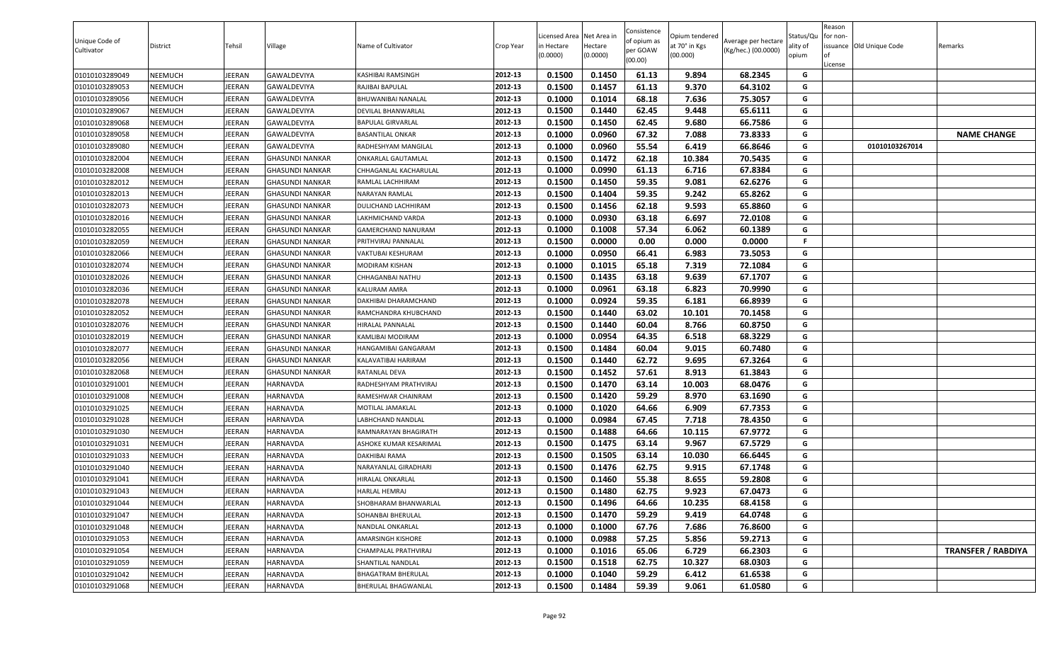| Unique Code of Cultivator | District | Tehsil | Village | Name of Cultivator | Crop Year | Licensed Area in Hectare (0.0000) | Net Area in Hectare (0.0000) | Consistence of opium as per GOAW (00.00) | Opium tendered at 70° in Kgs (00.000) | Average per hectare (Kg/hec.) (00.0000) | Status/Quality of opium | Reason for non-issuance of License | Old Unique Code | Remarks |
|---|---|---|---|---|---|---|---|---|---|---|---|---|---|---|
| 01010103289049 | NEEMUCH | JEERAN | GAWALDEVIYA | KASHIBAI RAMSINGH | 2012-13 | 0.1500 | 0.1450 | 61.13 | 9.894 | 68.2345 | G | | | |
| 01010103289053 | NEEMUCH | JEERAN | GAWALDEVIYA | RAJIBAI BAPULAL | 2012-13 | 0.1500 | 0.1457 | 61.13 | 9.370 | 64.3102 | G | | | |
| 01010103289056 | NEEMUCH | JEERAN | GAWALDEVIYA | BHUWANIBAI NANALAL | 2012-13 | 0.1000 | 0.1014 | 68.18 | 7.636 | 75.3057 | G | | | |
| 01010103289067 | NEEMUCH | JEERAN | GAWALDEVIYA | DEVILAL BHANWARLAL | 2012-13 | 0.1500 | 0.1440 | 62.45 | 9.448 | 65.6111 | G | | | |
| 01010103289068 | NEEMUCH | JEERAN | GAWALDEVIYA | BAPULAL GIRVARLAL | 2012-13 | 0.1500 | 0.1450 | 62.45 | 9.680 | 66.7586 | G | | | |
| 01010103289058 | NEEMUCH | JEERAN | GAWALDEVIYA | BASANTILAL ONKAR | 2012-13 | 0.1000 | 0.0960 | 67.32 | 7.088 | 73.8333 | G | | | **NAME CHANGE** |
| 01010103289080 | NEEMUCH | JEERAN | GAWALDEVIYA | RADHESHYAM MANGILAL | 2012-13 | 0.1000 | 0.0960 | 55.54 | 6.419 | 66.8646 | G | | 01010103267014 | |
| 01010103282004 | NEEMUCH | JEERAN | GHASUNDI NANKAR | ONKARLAL GAUTAMLAL | 2012-13 | 0.1500 | 0.1472 | 62.18 | 10.384 | 70.5435 | G | | | |
| 01010103282008 | NEEMUCH | JEERAN | GHASUNDI NANKAR | CHHAGANLAL KACHARULAL | 2012-13 | 0.1000 | 0.0990 | 61.13 | 6.716 | 67.8384 | G | | | |
| 01010103282012 | NEEMUCH | JEERAN | GHASUNDI NANKAR | RAMLAL LACHHIRAM | 2012-13 | 0.1500 | 0.1450 | 59.35 | 9.081 | 62.6276 | G | | | |
| 01010103282013 | NEEMUCH | JEERAN | GHASUNDI NANKAR | NARAYAN RAMLAL | 2012-13 | 0.1500 | 0.1404 | 59.35 | 9.242 | 65.8262 | G | | | |
| 01010103282073 | NEEMUCH | JEERAN | GHASUNDI NANKAR | DULICHAND LACHHIRAM | 2012-13 | 0.1500 | 0.1456 | 62.18 | 9.593 | 65.8860 | G | | | |
| 01010103282016 | NEEMUCH | JEERAN | GHASUNDI NANKAR | LAKHMICHAND VARDA | 2012-13 | 0.1000 | 0.0930 | 63.18 | 6.697 | 72.0108 | G | | | |
| 01010103282055 | NEEMUCH | JEERAN | GHASUNDI NANKAR | GAMERCHAND NANURAM | 2012-13 | 0.1000 | 0.1008 | 57.34 | 6.062 | 60.1389 | G | | | |
| 01010103282059 | NEEMUCH | JEERAN | GHASUNDI NANKAR | PRITHVIRAJ PANNALAL | 2012-13 | 0.1500 | 0.0000 | 0.00 | 0.000 | 0.0000 | F | | | |
| 01010103282066 | NEEMUCH | JEERAN | GHASUNDI NANKAR | VAKTUBAI KESHURAM | 2012-13 | 0.1000 | 0.0950 | 66.41 | 6.983 | 73.5053 | G | | | |
| 01010103282074 | NEEMUCH | JEERAN | GHASUNDI NANKAR | MODIRAM KISHAN | 2012-13 | 0.1000 | 0.1015 | 65.18 | 7.319 | 72.1084 | G | | | |
| 01010103282026 | NEEMUCH | JEERAN | GHASUNDI NANKAR | CHHAGANBAI NATHU | 2012-13 | 0.1500 | 0.1435 | 63.18 | 9.639 | 67.1707 | G | | | |
| 01010103282036 | NEEMUCH | JEERAN | GHASUNDI NANKAR | KALURAM AMRA | 2012-13 | 0.1000 | 0.0961 | 63.18 | 6.823 | 70.9990 | G | | | |
| 01010103282078 | NEEMUCH | JEERAN | GHASUNDI NANKAR | DAKHIBAI DHARAMCHAND | 2012-13 | 0.1000 | 0.0924 | 59.35 | 6.181 | 66.8939 | G | | | |
| 01010103282052 | NEEMUCH | JEERAN | GHASUNDI NANKAR | RAMCHANDRA KHUBCHAND | 2012-13 | 0.1500 | 0.1440 | 63.02 | 10.101 | 70.1458 | G | | | |
| 01010103282076 | NEEMUCH | JEERAN | GHASUNDI NANKAR | HIRALAL PANNALAL | 2012-13 | 0.1500 | 0.1440 | 60.04 | 8.766 | 60.8750 | G | | | |
| 01010103282019 | NEEMUCH | JEERAN | GHASUNDI NANKAR | KAMLIBAI MODIRAM | 2012-13 | 0.1000 | 0.0954 | 64.35 | 6.518 | 68.3229 | G | | | |
| 01010103282077 | NEEMUCH | JEERAN | GHASUNDI NANKAR | HANGAMIBAI GANGARAM | 2012-13 | 0.1500 | 0.1484 | 60.04 | 9.015 | 60.7480 | G | | | |
| 01010103282056 | NEEMUCH | JEERAN | GHASUNDI NANKAR | KALAVATIBAI HARIRAM | 2012-13 | 0.1500 | 0.1440 | 62.72 | 9.695 | 67.3264 | G | | | |
| 01010103282068 | NEEMUCH | JEERAN | GHASUNDI NANKAR | RATANLAL DEVA | 2012-13 | 0.1500 | 0.1452 | 57.61 | 8.913 | 61.3843 | G | | | |
| 01010103291001 | NEEMUCH | JEERAN | HARNAVDA | RADHESHYAM PRATHVIRAJ | 2012-13 | 0.1500 | 0.1470 | 63.14 | 10.003 | 68.0476 | G | | | |
| 01010103291008 | NEEMUCH | JEERAN | HARNAVDA | RAMESHWAR CHAINRAM | 2012-13 | 0.1500 | 0.1420 | 59.29 | 8.970 | 63.1690 | G | | | |
| 01010103291025 | NEEMUCH | JEERAN | HARNAVDA | MOTILAL JAMAKLAL | 2012-13 | 0.1000 | 0.1020 | 64.66 | 6.909 | 67.7353 | G | | | |
| 01010103291028 | NEEMUCH | JEERAN | HARNAVDA | LABHCHAND NANDLAL | 2012-13 | 0.1000 | 0.0984 | 67.45 | 7.718 | 78.4350 | G | | | |
| 01010103291030 | NEEMUCH | JEERAN | HARNAVDA | RAMNARAYAN BHAGIRATH | 2012-13 | 0.1500 | 0.1488 | 64.66 | 10.115 | 67.9772 | G | | | |
| 01010103291031 | NEEMUCH | JEERAN | HARNAVDA | ASHOKE KUMAR KESARIMAL | 2012-13 | 0.1500 | 0.1475 | 63.14 | 9.967 | 67.5729 | G | | | |
| 01010103291033 | NEEMUCH | JEERAN | HARNAVDA | DAKHIBAI RAMA | 2012-13 | 0.1500 | 0.1505 | 63.14 | 10.030 | 66.6445 | G | | | |
| 01010103291040 | NEEMUCH | JEERAN | HARNAVDA | NARAYANLAL GIRADHARI | 2012-13 | 0.1500 | 0.1476 | 62.75 | 9.915 | 67.1748 | G | | | |
| 01010103291041 | NEEMUCH | JEERAN | HARNAVDA | HIRALAL ONKARLAL | 2012-13 | 0.1500 | 0.1460 | 55.38 | 8.655 | 59.2808 | G | | | |
| 01010103291043 | NEEMUCH | JEERAN | HARNAVDA | HARLAL HEMRAJ | 2012-13 | 0.1500 | 0.1480 | 62.75 | 9.923 | 67.0473 | G | | | |
| 01010103291044 | NEEMUCH | JEERAN | HARNAVDA | SHOBHARAM BHANWARLAL | 2012-13 | 0.1500 | 0.1496 | 64.66 | 10.235 | 68.4158 | G | | | |
| 01010103291047 | NEEMUCH | JEERAN | HARNAVDA | SOHANBAI BHERULAL | 2012-13 | 0.1500 | 0.1470 | 59.29 | 9.419 | 64.0748 | G | | | |
| 01010103291048 | NEEMUCH | JEERAN | HARNAVDA | NANDLAL ONKARLAL | 2012-13 | 0.1000 | 0.1000 | 67.76 | 7.686 | 76.8600 | G | | | |
| 01010103291053 | NEEMUCH | JEERAN | HARNAVDA | AMARSINGH KISHORE | 2012-13 | 0.1000 | 0.0988 | 57.25 | 5.856 | 59.2713 | G | | | |
| 01010103291054 | NEEMUCH | JEERAN | HARNAVDA | CHAMPALAL PRATHVIRAJ | 2012-13 | 0.1000 | 0.1016 | 65.06 | 6.729 | 66.2303 | G | | | **TRANSFER / RABDIYA** |
| 01010103291059 | NEEMUCH | JEERAN | HARNAVDA | SHANTILAL NANDLAL | 2012-13 | 0.1500 | 0.1518 | 62.75 | 10.327 | 68.0303 | G | | | |
| 01010103291042 | NEEMUCH | JEERAN | HARNAVDA | BHAGATRAM BHERULAL | 2012-13 | 0.1000 | 0.1040 | 59.29 | 6.412 | 61.6538 | G | | | |
| 01010103291068 | NEEMUCH | JEERAN | HARNAVDA | BHERULAL BHAGWANLAL | 2012-13 | 0.1500 | 0.1484 | 59.39 | 9.061 | 61.0580 | G | | | |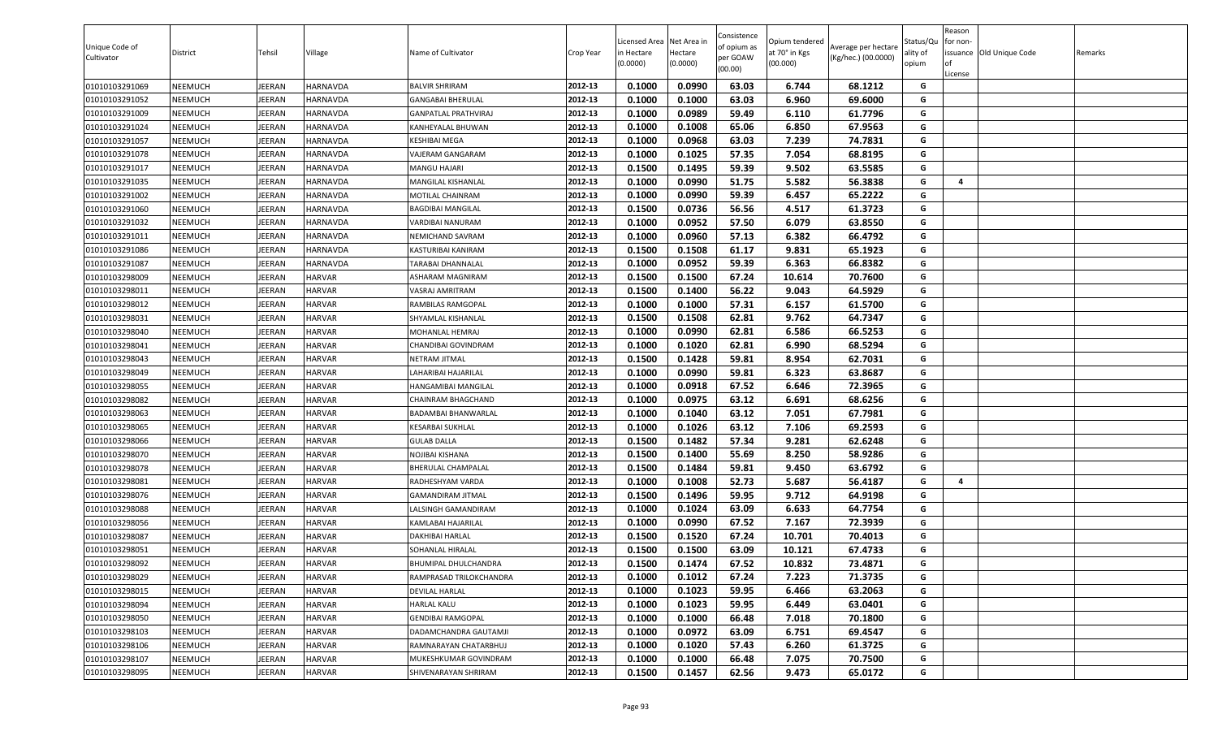| Unique Code of Cultivator | District | Tehsil | Village | Name of Cultivator | Crop Year | Licensed Area in Hectare (0.0000) | Net Area in Hectare (0.0000) | Consistence of opium as per GOAW (00.00) | Opium tendered at 70° in Kgs (00.000) | Average per hectare (Kg/hec.) (00.0000) | Status/Quality of opium | Reason for non-issuance of License | Old Unique Code | Remarks |
|---|---|---|---|---|---|---|---|---|---|---|---|---|---|---|
| 01010103291069 | NEEMUCH | JEERAN | HARNAVDA | BALVIR SHRIRAM | 2012-13 | 0.1000 | 0.0990 | 63.03 | 6.744 | 68.1212 | G | | | |
| 01010103291052 | NEEMUCH | JEERAN | HARNAVDA | GANGABAI BHERULAL | 2012-13 | 0.1000 | 0.1000 | 63.03 | 6.960 | 69.6000 | G | | | |
| 01010103291009 | NEEMUCH | JEERAN | HARNAVDA | GANPATLAL PRATHVIRAJ | 2012-13 | 0.1000 | 0.0989 | 59.49 | 6.110 | 61.7796 | G | | | |
| 01010103291024 | NEEMUCH | JEERAN | HARNAVDA | KANHEYALAL BHUWAN | 2012-13 | 0.1000 | 0.1008 | 65.06 | 6.850 | 67.9563 | G | | | |
| 01010103291057 | NEEMUCH | JEERAN | HARNAVDA | KESHIBAI MEGA | 2012-13 | 0.1000 | 0.0968 | 63.03 | 7.239 | 74.7831 | G | | | |
| 01010103291078 | NEEMUCH | JEERAN | HARNAVDA | VAJERAM GANGARAM | 2012-13 | 0.1000 | 0.1025 | 57.35 | 7.054 | 68.8195 | G | | | |
| 01010103291017 | NEEMUCH | JEERAN | HARNAVDA | MANGU HAJARI | 2012-13 | 0.1500 | 0.1495 | 59.39 | 9.502 | 63.5585 | G | | | |
| 01010103291035 | NEEMUCH | JEERAN | HARNAVDA | MANGILAL KISHANLAL | 2012-13 | 0.1000 | 0.0990 | 51.75 | 5.582 | 56.3838 | G | 4 | | |
| 01010103291002 | NEEMUCH | JEERAN | HARNAVDA | MOTILAL CHAINRAM | 2012-13 | 0.1000 | 0.0990 | 59.39 | 6.457 | 65.2222 | G | | | |
| 01010103291060 | NEEMUCH | JEERAN | HARNAVDA | BAGDIBAI MANGILAL | 2012-13 | 0.1500 | 0.0736 | 56.56 | 4.517 | 61.3723 | G | | | |
| 01010103291032 | NEEMUCH | JEERAN | HARNAVDA | VARDIBAI NANURAM | 2012-13 | 0.1000 | 0.0952 | 57.50 | 6.079 | 63.8550 | G | | | |
| 01010103291011 | NEEMUCH | JEERAN | HARNAVDA | NEMICHAND SAVRAM | 2012-13 | 0.1000 | 0.0960 | 57.13 | 6.382 | 66.4792 | G | | | |
| 01010103291086 | NEEMUCH | JEERAN | HARNAVDA | KASTURIBAI KANIRAM | 2012-13 | 0.1500 | 0.1508 | 61.17 | 9.831 | 65.1923 | G | | | |
| 01010103291087 | NEEMUCH | JEERAN | HARNAVDA | TARABAI DHANNALAL | 2012-13 | 0.1000 | 0.0952 | 59.39 | 6.363 | 66.8382 | G | | | |
| 01010103298009 | NEEMUCH | JEERAN | HARVAR | ASHARAM MAGNIRAM | 2012-13 | 0.1500 | 0.1500 | 67.24 | 10.614 | 70.7600 | G | | | |
| 01010103298011 | NEEMUCH | JEERAN | HARVAR | VASRAJ AMRITRAM | 2012-13 | 0.1500 | 0.1400 | 56.22 | 9.043 | 64.5929 | G | | | |
| 01010103298012 | NEEMUCH | JEERAN | HARVAR | RAMBILAS RAMGOPAL | 2012-13 | 0.1000 | 0.1000 | 57.31 | 6.157 | 61.5700 | G | | | |
| 01010103298031 | NEEMUCH | JEERAN | HARVAR | SHYAMLAL KISHANLAL | 2012-13 | 0.1500 | 0.1508 | 62.81 | 9.762 | 64.7347 | G | | | |
| 01010103298040 | NEEMUCH | JEERAN | HARVAR | MOHANLAL HEMRAJ | 2012-13 | 0.1000 | 0.0990 | 62.81 | 6.586 | 66.5253 | G | | | |
| 01010103298041 | NEEMUCH | JEERAN | HARVAR | CHANDIBAI GOVINDRAM | 2012-13 | 0.1000 | 0.1020 | 62.81 | 6.990 | 68.5294 | G | | | |
| 01010103298043 | NEEMUCH | JEERAN | HARVAR | NETRAM JITMAL | 2012-13 | 0.1500 | 0.1428 | 59.81 | 8.954 | 62.7031 | G | | | |
| 01010103298049 | NEEMUCH | JEERAN | HARVAR | LAHARIBAI HAJARILAL | 2012-13 | 0.1000 | 0.0990 | 59.81 | 6.323 | 63.8687 | G | | | |
| 01010103298055 | NEEMUCH | JEERAN | HARVAR | HANGAMIBAI MANGILAL | 2012-13 | 0.1000 | 0.0918 | 67.52 | 6.646 | 72.3965 | G | | | |
| 01010103298082 | NEEMUCH | JEERAN | HARVAR | CHAINRAM BHAGCHAND | 2012-13 | 0.1000 | 0.0975 | 63.12 | 6.691 | 68.6256 | G | | | |
| 01010103298063 | NEEMUCH | JEERAN | HARVAR | BADAMBAI BHANWARLAL | 2012-13 | 0.1000 | 0.1040 | 63.12 | 7.051 | 67.7981 | G | | | |
| 01010103298065 | NEEMUCH | JEERAN | HARVAR | KESARBAI SUKHLAL | 2012-13 | 0.1000 | 0.1026 | 63.12 | 7.106 | 69.2593 | G | | | |
| 01010103298066 | NEEMUCH | JEERAN | HARVAR | GULAB DALLA | 2012-13 | 0.1500 | 0.1482 | 57.34 | 9.281 | 62.6248 | G | | | |
| 01010103298070 | NEEMUCH | JEERAN | HARVAR | NOJIBAI KISHANA | 2012-13 | 0.1500 | 0.1400 | 55.69 | 8.250 | 58.9286 | G | | | |
| 01010103298078 | NEEMUCH | JEERAN | HARVAR | BHERULAL CHAMPALAL | 2012-13 | 0.1500 | 0.1484 | 59.81 | 9.450 | 63.6792 | G | | | |
| 01010103298081 | NEEMUCH | JEERAN | HARVAR | RADHESHYAM VARDA | 2012-13 | 0.1000 | 0.1008 | 52.73 | 5.687 | 56.4187 | G | 4 | | |
| 01010103298076 | NEEMUCH | JEERAN | HARVAR | GAMANDIRAM JITMAL | 2012-13 | 0.1500 | 0.1496 | 59.95 | 9.712 | 64.9198 | G | | | |
| 01010103298088 | NEEMUCH | JEERAN | HARVAR | LALSINGH GAMANDIRAM | 2012-13 | 0.1000 | 0.1024 | 63.09 | 6.633 | 64.7754 | G | | | |
| 01010103298056 | NEEMUCH | JEERAN | HARVAR | KAMLABAI HAJARILAL | 2012-13 | 0.1000 | 0.0990 | 67.52 | 7.167 | 72.3939 | G | | | |
| 01010103298087 | NEEMUCH | JEERAN | HARVAR | DAKHIBAI HARLAL | 2012-13 | 0.1500 | 0.1520 | 67.24 | 10.701 | 70.4013 | G | | | |
| 01010103298051 | NEEMUCH | JEERAN | HARVAR | SOHANLAL HIRALAL | 2012-13 | 0.1500 | 0.1500 | 63.09 | 10.121 | 67.4733 | G | | | |
| 01010103298092 | NEEMUCH | JEERAN | HARVAR | BHUMIPAL DHULCHANDRA | 2012-13 | 0.1500 | 0.1474 | 67.52 | 10.832 | 73.4871 | G | | | |
| 01010103298029 | NEEMUCH | JEERAN | HARVAR | RAMPRASAD TRILOKCHANDRA | 2012-13 | 0.1000 | 0.1012 | 67.24 | 7.223 | 71.3735 | G | | | |
| 01010103298015 | NEEMUCH | JEERAN | HARVAR | DEVILAL HARLAL | 2012-13 | 0.1000 | 0.1023 | 59.95 | 6.466 | 63.2063 | G | | | |
| 01010103298094 | NEEMUCH | JEERAN | HARVAR | HARLAL KALU | 2012-13 | 0.1000 | 0.1023 | 59.95 | 6.449 | 63.0401 | G | | | |
| 01010103298050 | NEEMUCH | JEERAN | HARVAR | GENDIBAI RAMGOPAL | 2012-13 | 0.1000 | 0.1000 | 66.48 | 7.018 | 70.1800 | G | | | |
| 01010103298103 | NEEMUCH | JEERAN | HARVAR | DADAMCHANDRA GAUTAMJI | 2012-13 | 0.1000 | 0.0972 | 63.09 | 6.751 | 69.4547 | G | | | |
| 01010103298106 | NEEMUCH | JEERAN | HARVAR | RAMNARAYAN CHATARBHUJ | 2012-13 | 0.1000 | 0.1020 | 57.43 | 6.260 | 61.3725 | G | | | |
| 01010103298107 | NEEMUCH | JEERAN | HARVAR | MUKESHKUMAR GOVINDRAM | 2012-13 | 0.1000 | 0.1000 | 66.48 | 7.075 | 70.7500 | G | | | |
| 01010103298095 | NEEMUCH | JEERAN | HARVAR | SHIVENARAYAN SHRIRAM | 2012-13 | 0.1500 | 0.1457 | 62.56 | 9.473 | 65.0172 | G | | | |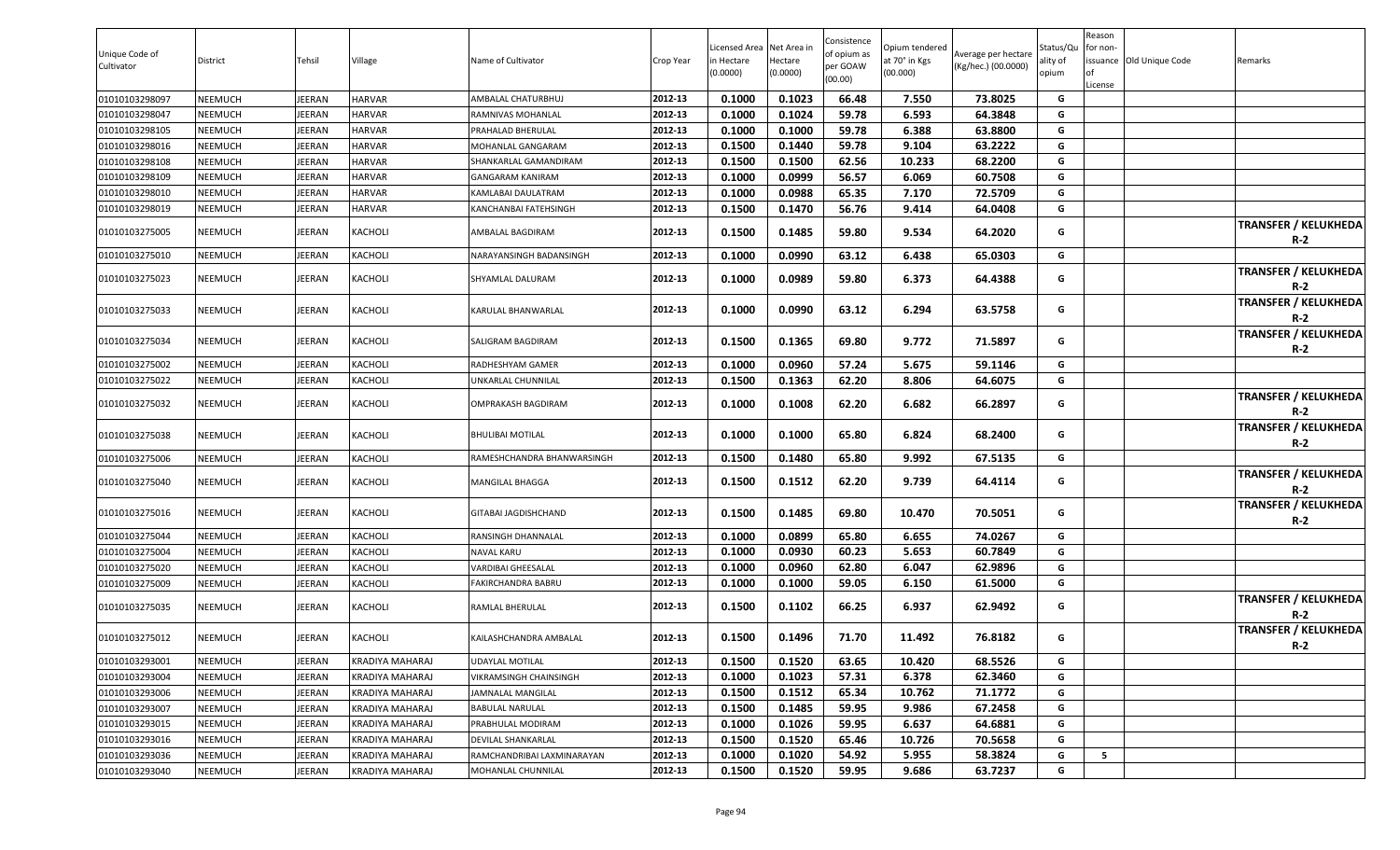| Unique Code of Cultivator | District | Tehsil | Village | Name of Cultivator | Crop Year | Licensed Area in Hectare (0.0000) | Net Area in Hectare (0.0000) | Consistence of opium as per GOAW (00.00) | Opium tendered at 70° in Kgs (00.000) | Average per hectare (Kg/hec.) (00.0000) | Status/Quality of opium | Reason for non-issuance of License | Old Unique Code | Remarks |
|---|---|---|---|---|---|---|---|---|---|---|---|---|---|---|
| 01010103298097 | NEEMUCH | JEERAN | HARVAR | AMBALAL CHATURBHUJ | 2012-13 | 0.1000 | 0.1023 | 66.48 | 7.550 | 73.8025 | G | | | |
| 01010103298047 | NEEMUCH | JEERAN | HARVAR | RAMNIVAS MOHANLAL | 2012-13 | 0.1000 | 0.1024 | 59.78 | 6.593 | 64.3848 | G | | | |
| 01010103298105 | NEEMUCH | JEERAN | HARVAR | PRAHALAD BHERULAL | 2012-13 | 0.1000 | 0.1000 | 59.78 | 6.388 | 63.8800 | G | | | |
| 01010103298016 | NEEMUCH | JEERAN | HARVAR | MOHANLAL GANGARAM | 2012-13 | 0.1500 | 0.1440 | 59.78 | 9.104 | 63.2222 | G | | | |
| 01010103298108 | NEEMUCH | JEERAN | HARVAR | SHANKARLAL GAMANDIRAM | 2012-13 | 0.1500 | 0.1500 | 62.56 | 10.233 | 68.2200 | G | | | |
| 01010103298109 | NEEMUCH | JEERAN | HARVAR | GANGARAM KANIRAM | 2012-13 | 0.1000 | 0.0999 | 56.57 | 6.069 | 60.7508 | G | | | |
| 01010103298010 | NEEMUCH | JEERAN | HARVAR | KAMLABAI DAULATRAM | 2012-13 | 0.1000 | 0.0988 | 65.35 | 7.170 | 72.5709 | G | | | |
| 01010103298019 | NEEMUCH | JEERAN | HARVAR | KANCHANBAI FATEHSINGH | 2012-13 | 0.1500 | 0.1470 | 56.76 | 9.414 | 64.0408 | G | | | |
| 01010103275005 | NEEMUCH | JEERAN | KACHOLI | AMBALAL BAGDIRAM | 2012-13 | 0.1500 | 0.1485 | 59.80 | 9.534 | 64.2020 | G | | | TRANSFER / KELUKHEDA R-2 |
| 01010103275010 | NEEMUCH | JEERAN | KACHOLI | NARAYANSINGH BADANSINGH | 2012-13 | 0.1000 | 0.0990 | 63.12 | 6.438 | 65.0303 | G | | | |
| 01010103275023 | NEEMUCH | JEERAN | KACHOLI | SHYAMLAL DALURAM | 2012-13 | 0.1000 | 0.0989 | 59.80 | 6.373 | 64.4388 | G | | | TRANSFER / KELUKHEDA R-2 |
| 01010103275033 | NEEMUCH | JEERAN | KACHOLI | KARULAL BHANWARLAL | 2012-13 | 0.1000 | 0.0990 | 63.12 | 6.294 | 63.5758 | G | | | TRANSFER / KELUKHEDA R-2 |
| 01010103275034 | NEEMUCH | JEERAN | KACHOLI | SALIGRAM BAGDIRAM | 2012-13 | 0.1500 | 0.1365 | 69.80 | 9.772 | 71.5897 | G | | | TRANSFER / KELUKHEDA R-2 |
| 01010103275002 | NEEMUCH | JEERAN | KACHOLI | RADHESHYAM GAMER | 2012-13 | 0.1000 | 0.0960 | 57.24 | 5.675 | 59.1146 | G | | | |
| 01010103275022 | NEEMUCH | JEERAN | KACHOLI | UNKARLAL CHUNNILAL | 2012-13 | 0.1500 | 0.1363 | 62.20 | 8.806 | 64.6075 | G | | | |
| 01010103275032 | NEEMUCH | JEERAN | KACHOLI | OMPRAKASH BAGDIRAM | 2012-13 | 0.1000 | 0.1008 | 62.20 | 6.682 | 66.2897 | G | | | TRANSFER / KELUKHEDA R-2 |
| 01010103275038 | NEEMUCH | JEERAN | KACHOLI | BHULIBAI MOTILAL | 2012-13 | 0.1000 | 0.1000 | 65.80 | 6.824 | 68.2400 | G | | | TRANSFER / KELUKHEDA R-2 |
| 01010103275006 | NEEMUCH | JEERAN | KACHOLI | RAMESHCHANDRA BHANWARSINGH | 2012-13 | 0.1500 | 0.1480 | 65.80 | 9.992 | 67.5135 | G | | | |
| 01010103275040 | NEEMUCH | JEERAN | KACHOLI | MANGILAL BHAGGA | 2012-13 | 0.1500 | 0.1512 | 62.20 | 9.739 | 64.4114 | G | | | TRANSFER / KELUKHEDA R-2 |
| 01010103275016 | NEEMUCH | JEERAN | KACHOLI | GITABAI JAGDISHCHAND | 2012-13 | 0.1500 | 0.1485 | 69.80 | 10.470 | 70.5051 | G | | | TRANSFER / KELUKHEDA R-2 |
| 01010103275044 | NEEMUCH | JEERAN | KACHOLI | RANSINGH DHANNALAL | 2012-13 | 0.1000 | 0.0899 | 65.80 | 6.655 | 74.0267 | G | | | |
| 01010103275004 | NEEMUCH | JEERAN | KACHOLI | NAVAL KARU | 2012-13 | 0.1000 | 0.0930 | 60.23 | 5.653 | 60.7849 | G | | | |
| 01010103275020 | NEEMUCH | JEERAN | KACHOLI | VARDIBAI GHEESALAL | 2012-13 | 0.1000 | 0.0960 | 62.80 | 6.047 | 62.9896 | G | | | |
| 01010103275009 | NEEMUCH | JEERAN | KACHOLI | FAKIRCHANDRA BABRU | 2012-13 | 0.1000 | 0.1000 | 59.05 | 6.150 | 61.5000 | G | | | |
| 01010103275035 | NEEMUCH | JEERAN | KACHOLI | RAMLAL BHERULAL | 2012-13 | 0.1500 | 0.1102 | 66.25 | 6.937 | 62.9492 | G | | | TRANSFER / KELUKHEDA R-2 |
| 01010103275012 | NEEMUCH | JEERAN | KACHOLI | KAILASHCHANDRA AMBALAL | 2012-13 | 0.1500 | 0.1496 | 71.70 | 11.492 | 76.8182 | G | | | TRANSFER / KELUKHEDA R-2 |
| 01010103293001 | NEEMUCH | JEERAN | KRADIYA MAHARAJ | UDAYLAL MOTILAL | 2012-13 | 0.1500 | 0.1520 | 63.65 | 10.420 | 68.5526 | G | | | |
| 01010103293004 | NEEMUCH | JEERAN | KRADIYA MAHARAJ | VIKRAMSINGH CHAINSINGH | 2012-13 | 0.1000 | 0.1023 | 57.31 | 6.378 | 62.3460 | G | | | |
| 01010103293006 | NEEMUCH | JEERAN | KRADIYA MAHARAJ | JAMNALAL MANGILAL | 2012-13 | 0.1500 | 0.1512 | 65.34 | 10.762 | 71.1772 | G | | | |
| 01010103293007 | NEEMUCH | JEERAN | KRADIYA MAHARAJ | BABULAL NARULAL | 2012-13 | 0.1500 | 0.1485 | 59.95 | 9.986 | 67.2458 | G | | | |
| 01010103293015 | NEEMUCH | JEERAN | KRADIYA MAHARAJ | PRABHULAL MODIRAM | 2012-13 | 0.1000 | 0.1026 | 59.95 | 6.637 | 64.6881 | G | | | |
| 01010103293016 | NEEMUCH | JEERAN | KRADIYA MAHARAJ | DEVILAL SHANKARLAL | 2012-13 | 0.1500 | 0.1520 | 65.46 | 10.726 | 70.5658 | G | | | |
| 01010103293036 | NEEMUCH | JEERAN | KRADIYA MAHARAJ | RAMCHANDRIBAI LAXMINARAYAN | 2012-13 | 0.1000 | 0.1020 | 54.92 | 5.955 | 58.3824 | G | 5 | | |
| 01010103293040 | NEEMUCH | JEERAN | KRADIYA MAHARAJ | MOHANLAL CHUNNILAL | 2012-13 | 0.1500 | 0.1520 | 59.95 | 9.686 | 63.7237 | G | | | |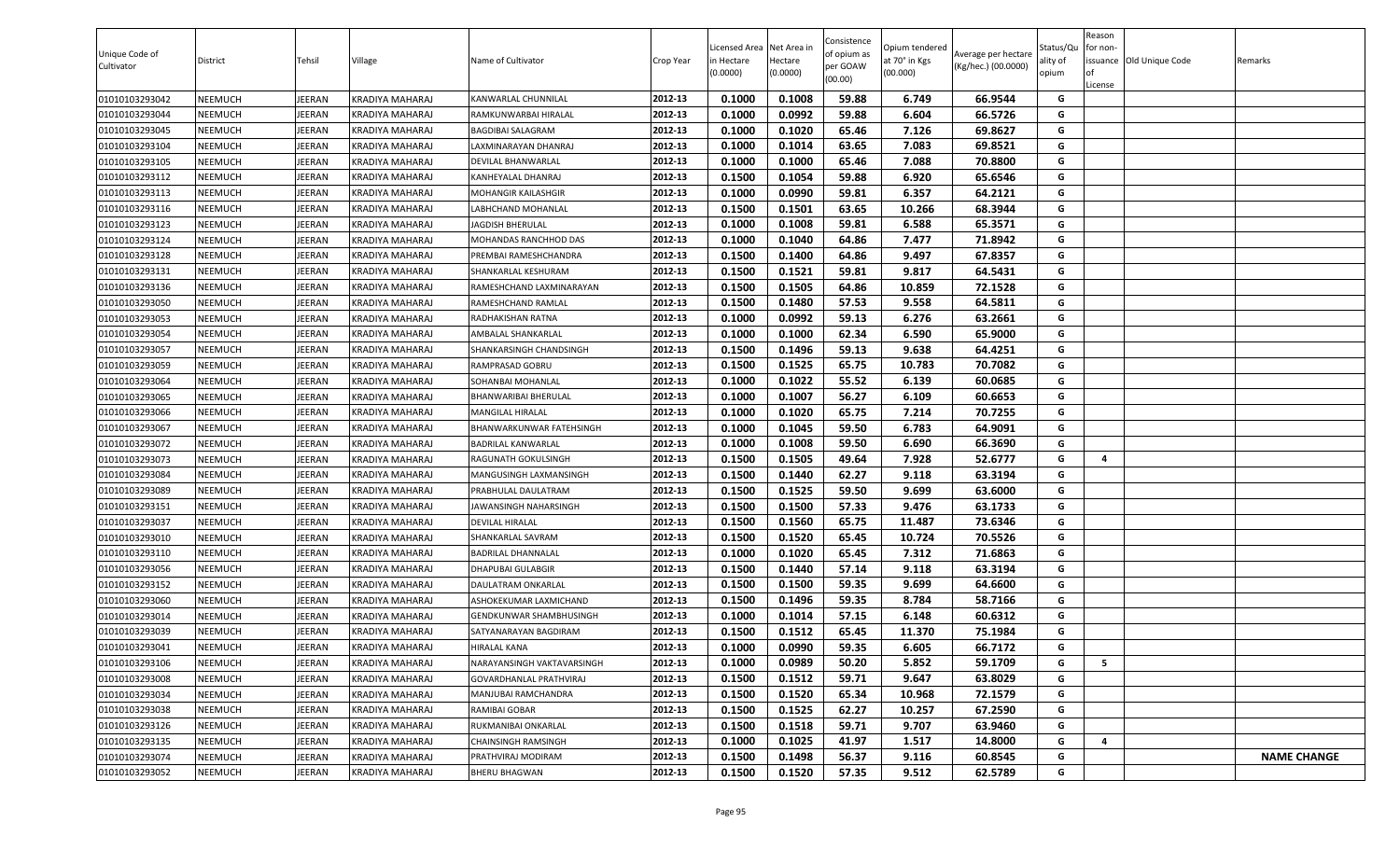| Unique Code of Cultivator | District | Tehsil | Village | Name of Cultivator | Crop Year | Licensed Area in Hectare (0.0000) | Net Area in Hectare (0.0000) | Consistence of opium as per GOAW (00.00) | Opium tendered at 70° in Kgs (00.000) | Average per hectare (Kg/hec.) (00.0000) | Status/Quality of opium | Reason for non-issuance of License | Old Unique Code | Remarks |
|---|---|---|---|---|---|---|---|---|---|---|---|---|---|---|
| 01010103293042 | NEEMUCH | JEERAN | KRADIYA MAHARAJ | KANWARLAL CHUNNILAL | 2012-13 | 0.1000 | 0.1008 | 59.88 | 6.749 | 66.9544 | G | | | |
| 01010103293044 | NEEMUCH | JEERAN | KRADIYA MAHARAJ | RAMKUNWARBAI HIRALAL | 2012-13 | 0.1000 | 0.0992 | 59.88 | 6.604 | 66.5726 | G | | | |
| 01010103293045 | NEEMUCH | JEERAN | KRADIYA MAHARAJ | BAGDIBAI SALAGRAM | 2012-13 | 0.1000 | 0.1020 | 65.46 | 7.126 | 69.8627 | G | | | |
| 01010103293104 | NEEMUCH | JEERAN | KRADIYA MAHARAJ | LAXMINARAYAN DHANRAJ | 2012-13 | 0.1000 | 0.1014 | 63.65 | 7.083 | 69.8521 | G | | | |
| 01010103293105 | NEEMUCH | JEERAN | KRADIYA MAHARAJ | DEVILAL BHANWARLAL | 2012-13 | 0.1000 | 0.1000 | 65.46 | 7.088 | 70.8800 | G | | | |
| 01010103293112 | NEEMUCH | JEERAN | KRADIYA MAHARAJ | KANHEYALAL DHANRAJ | 2012-13 | 0.1500 | 0.1054 | 59.88 | 6.920 | 65.6546 | G | | | |
| 01010103293113 | NEEMUCH | JEERAN | KRADIYA MAHARAJ | MOHANGIR KAILASHGIR | 2012-13 | 0.1000 | 0.0990 | 59.81 | 6.357 | 64.2121 | G | | | |
| 01010103293116 | NEEMUCH | JEERAN | KRADIYA MAHARAJ | LABHCHAND MOHANLAL | 2012-13 | 0.1500 | 0.1501 | 63.65 | 10.266 | 68.3944 | G | | | |
| 01010103293123 | NEEMUCH | JEERAN | KRADIYA MAHARAJ | JAGDISH BHERULAL | 2012-13 | 0.1000 | 0.1008 | 59.81 | 6.588 | 65.3571 | G | | | |
| 01010103293124 | NEEMUCH | JEERAN | KRADIYA MAHARAJ | MOHANDAS RANCHHOD DAS | 2012-13 | 0.1000 | 0.1040 | 64.86 | 7.477 | 71.8942 | G | | | |
| 01010103293128 | NEEMUCH | JEERAN | KRADIYA MAHARAJ | PREMBAI RAMESHCHANDRA | 2012-13 | 0.1500 | 0.1400 | 64.86 | 9.497 | 67.8357 | G | | | |
| 01010103293131 | NEEMUCH | JEERAN | KRADIYA MAHARAJ | SHANKARLAL KESHURAM | 2012-13 | 0.1500 | 0.1521 | 59.81 | 9.817 | 64.5431 | G | | | |
| 01010103293136 | NEEMUCH | JEERAN | KRADIYA MAHARAJ | RAMESHCHAND LAXMINARAYAN | 2012-13 | 0.1500 | 0.1505 | 64.86 | 10.859 | 72.1528 | G | | | |
| 01010103293050 | NEEMUCH | JEERAN | KRADIYA MAHARAJ | RAMESHCHAND RAMLAL | 2012-13 | 0.1500 | 0.1480 | 57.53 | 9.558 | 64.5811 | G | | | |
| 01010103293053 | NEEMUCH | JEERAN | KRADIYA MAHARAJ | RADHAKISHAN RATNA | 2012-13 | 0.1000 | 0.0992 | 59.13 | 6.276 | 63.2661 | G | | | |
| 01010103293054 | NEEMUCH | JEERAN | KRADIYA MAHARAJ | AMBALAL SHANKARLAL | 2012-13 | 0.1000 | 0.1000 | 62.34 | 6.590 | 65.9000 | G | | | |
| 01010103293057 | NEEMUCH | JEERAN | KRADIYA MAHARAJ | SHANKARSINGH CHANDSINGH | 2012-13 | 0.1500 | 0.1496 | 59.13 | 9.638 | 64.4251 | G | | | |
| 01010103293059 | NEEMUCH | JEERAN | KRADIYA MAHARAJ | RAMPRASAD GOBRU | 2012-13 | 0.1500 | 0.1525 | 65.75 | 10.783 | 70.7082 | G | | | |
| 01010103293064 | NEEMUCH | JEERAN | KRADIYA MAHARAJ | SOHANBAI MOHANLAL | 2012-13 | 0.1000 | 0.1022 | 55.52 | 6.139 | 60.0685 | G | | | |
| 01010103293065 | NEEMUCH | JEERAN | KRADIYA MAHARAJ | BHANWARIBAI BHERULAL | 2012-13 | 0.1000 | 0.1007 | 56.27 | 6.109 | 60.6653 | G | | | |
| 01010103293066 | NEEMUCH | JEERAN | KRADIYA MAHARAJ | MANGILAL HIRALAL | 2012-13 | 0.1000 | 0.1020 | 65.75 | 7.214 | 70.7255 | G | | | |
| 01010103293067 | NEEMUCH | JEERAN | KRADIYA MAHARAJ | BHANWARKUNWAR FATEHSINGH | 2012-13 | 0.1000 | 0.1045 | 59.50 | 6.783 | 64.9091 | G | | | |
| 01010103293072 | NEEMUCH | JEERAN | KRADIYA MAHARAJ | BADRILAL KANWARLAL | 2012-13 | 0.1000 | 0.1008 | 59.50 | 6.690 | 66.3690 | G | | | |
| 01010103293073 | NEEMUCH | JEERAN | KRADIYA MAHARAJ | RAGUNATH GOKULSINGH | 2012-13 | 0.1500 | 0.1505 | 49.64 | 7.928 | 52.6777 | G | 4 | | |
| 01010103293084 | NEEMUCH | JEERAN | KRADIYA MAHARAJ | MANGUSINGH LAXMANSINGH | 2012-13 | 0.1500 | 0.1440 | 62.27 | 9.118 | 63.3194 | G | | | |
| 01010103293089 | NEEMUCH | JEERAN | KRADIYA MAHARAJ | PRABHULAL DAULATRAM | 2012-13 | 0.1500 | 0.1525 | 59.50 | 9.699 | 63.6000 | G | | | |
| 01010103293151 | NEEMUCH | JEERAN | KRADIYA MAHARAJ | JAWANSINGH NAHARSINGH | 2012-13 | 0.1500 | 0.1500 | 57.33 | 9.476 | 63.1733 | G | | | |
| 01010103293037 | NEEMUCH | JEERAN | KRADIYA MAHARAJ | DEVILAL HIRALAL | 2012-13 | 0.1500 | 0.1560 | 65.75 | 11.487 | 73.6346 | G | | | |
| 01010103293010 | NEEMUCH | JEERAN | KRADIYA MAHARAJ | SHANKARLAL SAVRAM | 2012-13 | 0.1500 | 0.1520 | 65.45 | 10.724 | 70.5526 | G | | | |
| 01010103293110 | NEEMUCH | JEERAN | KRADIYA MAHARAJ | BADRILAL DHANNALAL | 2012-13 | 0.1000 | 0.1020 | 65.45 | 7.312 | 71.6863 | G | | | |
| 01010103293056 | NEEMUCH | JEERAN | KRADIYA MAHARAJ | DHAPUBAI GULABGIR | 2012-13 | 0.1500 | 0.1440 | 57.14 | 9.118 | 63.3194 | G | | | |
| 01010103293152 | NEEMUCH | JEERAN | KRADIYA MAHARAJ | DAULATRAM ONKARLAL | 2012-13 | 0.1500 | 0.1500 | 59.35 | 9.699 | 64.6600 | G | | | |
| 01010103293060 | NEEMUCH | JEERAN | KRADIYA MAHARAJ | ASHOKEKUMAR LAXMICHAND | 2012-13 | 0.1500 | 0.1496 | 59.35 | 8.784 | 58.7166 | G | | | |
| 01010103293014 | NEEMUCH | JEERAN | KRADIYA MAHARAJ | GENDKUNWAR SHAMBHUSINGH | 2012-13 | 0.1000 | 0.1014 | 57.15 | 6.148 | 60.6312 | G | | | |
| 01010103293039 | NEEMUCH | JEERAN | KRADIYA MAHARAJ | SATYANARAYAN BAGDIRAM | 2012-13 | 0.1500 | 0.1512 | 65.45 | 11.370 | 75.1984 | G | | | |
| 01010103293041 | NEEMUCH | JEERAN | KRADIYA MAHARAJ | HIRALAL KANA | 2012-13 | 0.1000 | 0.0990 | 59.35 | 6.605 | 66.7172 | G | | | |
| 01010103293106 | NEEMUCH | JEERAN | KRADIYA MAHARAJ | NARAYANSINGH VAKTAVARSINGH | 2012-13 | 0.1000 | 0.0989 | 50.20 | 5.852 | 59.1709 | G | 5 | | |
| 01010103293008 | NEEMUCH | JEERAN | KRADIYA MAHARAJ | GOVARDHANLAL PRATHVIRAJ | 2012-13 | 0.1500 | 0.1512 | 59.71 | 9.647 | 63.8029 | G | | | |
| 01010103293034 | NEEMUCH | JEERAN | KRADIYA MAHARAJ | MANJUBAI RAMCHANDRA | 2012-13 | 0.1500 | 0.1520 | 65.34 | 10.968 | 72.1579 | G | | | |
| 01010103293038 | NEEMUCH | JEERAN | KRADIYA MAHARAJ | RAMIBAI GOBAR | 2012-13 | 0.1500 | 0.1525 | 62.27 | 10.257 | 67.2590 | G | | | |
| 01010103293126 | NEEMUCH | JEERAN | KRADIYA MAHARAJ | RUKMANIBAI ONKARLAL | 2012-13 | 0.1500 | 0.1518 | 59.71 | 9.707 | 63.9460 | G | | | |
| 01010103293135 | NEEMUCH | JEERAN | KRADIYA MAHARAJ | CHAINSINGH RAMSINGH | 2012-13 | 0.1000 | 0.1025 | 41.97 | 1.517 | 14.8000 | G | 4 | | |
| 01010103293074 | NEEMUCH | JEERAN | KRADIYA MAHARAJ | PRATHVIRAJ MODIRAM | 2012-13 | 0.1500 | 0.1498 | 56.37 | 9.116 | 60.8545 | G | | | NAME CHANGE |
| 01010103293052 | NEEMUCH | JEERAN | KRADIYA MAHARAJ | BHERU BHAGWAN | 2012-13 | 0.1500 | 0.1520 | 57.35 | 9.512 | 62.5789 | G | | | |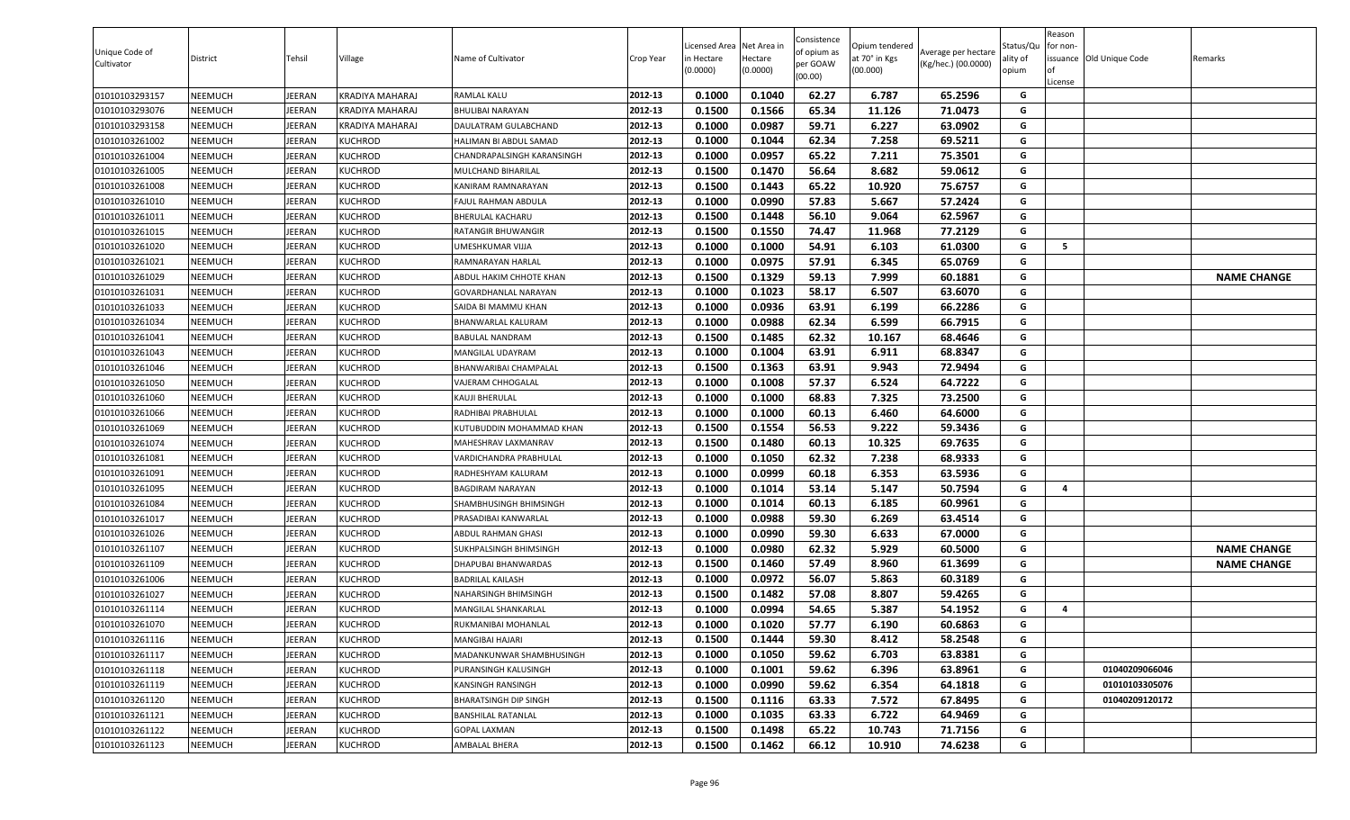| Unique Code of Cultivator | District | Tehsil | Village | Name of Cultivator | Crop Year | Licensed Area in Hectare (0.0000) | Net Area in Hectare (0.0000) | Consistence of opium as per GOAW (00.00) | Opium tendered at 70° in Kgs (00.000) | Average per hectare (Kg/hec.) (00.0000) | Status/Quality of opium | Reason for non-issuance of License | Old Unique Code | Remarks |
|---|---|---|---|---|---|---|---|---|---|---|---|---|---|---|
| 01010103293157 | NEEMUCH | JEERAN | KRADIYA MAHARAJ | RAMLAL KALU | 2012-13 | 0.1000 | 0.1040 | 62.27 | 6.787 | 65.2596 | G | | | |
| 01010103293076 | NEEMUCH | JEERAN | KRADIYA MAHARAJ | BHULIBAI NARAYAN | 2012-13 | 0.1500 | 0.1566 | 65.34 | 11.126 | 71.0473 | G | | | |
| 01010103293158 | NEEMUCH | JEERAN | KRADIYA MAHARAJ | DAULATRAM GULABCHAND | 2012-13 | 0.1000 | 0.0987 | 59.71 | 6.227 | 63.0902 | G | | | |
| 01010103261002 | NEEMUCH | JEERAN | KUCHROD | HALIMAN BI ABDUL SAMAD | 2012-13 | 0.1000 | 0.1044 | 62.34 | 7.258 | 69.5211 | G | | | |
| 01010103261004 | NEEMUCH | JEERAN | KUCHROD | CHANDRAPALSINGH KARANSINGH | 2012-13 | 0.1000 | 0.0957 | 65.22 | 7.211 | 75.3501 | G | | | |
| 01010103261005 | NEEMUCH | JEERAN | KUCHROD | MULCHAND BIHARILAL | 2012-13 | 0.1500 | 0.1470 | 56.64 | 8.682 | 59.0612 | G | | | |
| 01010103261008 | NEEMUCH | JEERAN | KUCHROD | KANIRAM RAMNARAYAN | 2012-13 | 0.1500 | 0.1443 | 65.22 | 10.920 | 75.6757 | G | | | |
| 01010103261010 | NEEMUCH | JEERAN | KUCHROD | FAJUL RAHMAN ABDULA | 2012-13 | 0.1000 | 0.0990 | 57.83 | 5.667 | 57.2424 | G | | | |
| 01010103261011 | NEEMUCH | JEERAN | KUCHROD | BHERULAL KACHARU | 2012-13 | 0.1500 | 0.1448 | 56.10 | 9.064 | 62.5967 | G | | | |
| 01010103261015 | NEEMUCH | JEERAN | KUCHROD | RATANGIR BHUWANGIR | 2012-13 | 0.1500 | 0.1550 | 74.47 | 11.968 | 77.2129 | G | | | |
| 01010103261020 | NEEMUCH | JEERAN | KUCHROD | UMESHKUMAR VIJJA | 2012-13 | 0.1000 | 0.1000 | 54.91 | 6.103 | 61.0300 | G | 5 | | |
| 01010103261021 | NEEMUCH | JEERAN | KUCHROD | RAMNARAYAN HARLAL | 2012-13 | 0.1000 | 0.0975 | 57.91 | 6.345 | 65.0769 | G | | | |
| 01010103261029 | NEEMUCH | JEERAN | KUCHROD | ABDUL HAKIM CHHOTE KHAN | 2012-13 | 0.1500 | 0.1329 | 59.13 | 7.999 | 60.1881 | G | | | NAME CHANGE |
| 01010103261031 | NEEMUCH | JEERAN | KUCHROD | GOVARDHANLAL NARAYAN | 2012-13 | 0.1000 | 0.1023 | 58.17 | 6.507 | 63.6070 | G | | | |
| 01010103261033 | NEEMUCH | JEERAN | KUCHROD | SAIDA BI MAMMU KHAN | 2012-13 | 0.1000 | 0.0936 | 63.91 | 6.199 | 66.2286 | G | | | |
| 01010103261034 | NEEMUCH | JEERAN | KUCHROD | BHANWARLAL KALURAM | 2012-13 | 0.1000 | 0.0988 | 62.34 | 6.599 | 66.7915 | G | | | |
| 01010103261041 | NEEMUCH | JEERAN | KUCHROD | BABULAL NANDRAM | 2012-13 | 0.1500 | 0.1485 | 62.32 | 10.167 | 68.4646 | G | | | |
| 01010103261043 | NEEMUCH | JEERAN | KUCHROD | MANGILAL UDAYRAM | 2012-13 | 0.1000 | 0.1004 | 63.91 | 6.911 | 68.8347 | G | | | |
| 01010103261046 | NEEMUCH | JEERAN | KUCHROD | BHANWARIBAI CHAMPALAL | 2012-13 | 0.1500 | 0.1363 | 63.91 | 9.943 | 72.9494 | G | | | |
| 01010103261050 | NEEMUCH | JEERAN | KUCHROD | VAJERAM CHHOGALAL | 2012-13 | 0.1000 | 0.1008 | 57.37 | 6.524 | 64.7222 | G | | | |
| 01010103261060 | NEEMUCH | JEERAN | KUCHROD | KAUJI BHERULAL | 2012-13 | 0.1000 | 0.1000 | 68.83 | 7.325 | 73.2500 | G | | | |
| 01010103261066 | NEEMUCH | JEERAN | KUCHROD | RADHIBAI PRABHULAL | 2012-13 | 0.1000 | 0.1000 | 60.13 | 6.460 | 64.6000 | G | | | |
| 01010103261069 | NEEMUCH | JEERAN | KUCHROD | KUTUBUDDIN MOHAMMAD KHAN | 2012-13 | 0.1500 | 0.1554 | 56.53 | 9.222 | 59.3436 | G | | | |
| 01010103261074 | NEEMUCH | JEERAN | KUCHROD | MAHESHRAV LAXMANRAV | 2012-13 | 0.1500 | 0.1480 | 60.13 | 10.325 | 69.7635 | G | | | |
| 01010103261081 | NEEMUCH | JEERAN | KUCHROD | VARDICHANDRA PRABHULAL | 2012-13 | 0.1000 | 0.1050 | 62.32 | 7.238 | 68.9333 | G | | | |
| 01010103261091 | NEEMUCH | JEERAN | KUCHROD | RADHESHYAM KALURAM | 2012-13 | 0.1000 | 0.0999 | 60.18 | 6.353 | 63.5936 | G | | | |
| 01010103261095 | NEEMUCH | JEERAN | KUCHROD | BAGDIRAM NARAYAN | 2012-13 | 0.1000 | 0.1014 | 53.14 | 5.147 | 50.7594 | G | 4 | | |
| 01010103261084 | NEEMUCH | JEERAN | KUCHROD | SHAMBHUSINGH BHIMSINGH | 2012-13 | 0.1000 | 0.1014 | 60.13 | 6.185 | 60.9961 | G | | | |
| 01010103261017 | NEEMUCH | JEERAN | KUCHROD | PRASADIBAI KANWARLAL | 2012-13 | 0.1000 | 0.0988 | 59.30 | 6.269 | 63.4514 | G | | | |
| 01010103261026 | NEEMUCH | JEERAN | KUCHROD | ABDUL RAHMAN GHASI | 2012-13 | 0.1000 | 0.0990 | 59.30 | 6.633 | 67.0000 | G | | | |
| 01010103261107 | NEEMUCH | JEERAN | KUCHROD | SUKHPALSINGH BHIMSINGH | 2012-13 | 0.1000 | 0.0980 | 62.32 | 5.929 | 60.5000 | G | | | NAME CHANGE |
| 01010103261109 | NEEMUCH | JEERAN | KUCHROD | DHAPUBAI BHANWARDAS | 2012-13 | 0.1500 | 0.1460 | 57.49 | 8.960 | 61.3699 | G | | | NAME CHANGE |
| 01010103261006 | NEEMUCH | JEERAN | KUCHROD | BADRILAL KAILASH | 2012-13 | 0.1000 | 0.0972 | 56.07 | 5.863 | 60.3189 | G | | | |
| 01010103261027 | NEEMUCH | JEERAN | KUCHROD | NAHARSINGH BHIMSINGH | 2012-13 | 0.1500 | 0.1482 | 57.08 | 8.807 | 59.4265 | G | | | |
| 01010103261114 | NEEMUCH | JEERAN | KUCHROD | MANGILAL SHANKARLAL | 2012-13 | 0.1000 | 0.0994 | 54.65 | 5.387 | 54.1952 | G | 4 | | |
| 01010103261070 | NEEMUCH | JEERAN | KUCHROD | RUKMANIBAI MOHANLAL | 2012-13 | 0.1000 | 0.1020 | 57.77 | 6.190 | 60.6863 | G | | | |
| 01010103261116 | NEEMUCH | JEERAN | KUCHROD | MANGIBAI HAJARI | 2012-13 | 0.1500 | 0.1444 | 59.30 | 8.412 | 58.2548 | G | | | |
| 01010103261117 | NEEMUCH | JEERAN | KUCHROD | MADANKUNWAR SHAMBHUSINGH | 2012-13 | 0.1000 | 0.1050 | 59.62 | 6.703 | 63.8381 | G | | | |
| 01010103261118 | NEEMUCH | JEERAN | KUCHROD | PURANSINGH KALUSINGH | 2012-13 | 0.1000 | 0.1001 | 59.62 | 6.396 | 63.8961 | G | | 01040209066046 | |
| 01010103261119 | NEEMUCH | JEERAN | KUCHROD | KANSINGH RANSINGH | 2012-13 | 0.1000 | 0.0990 | 59.62 | 6.354 | 64.1818 | G | | 01010103305076 | |
| 01010103261120 | NEEMUCH | JEERAN | KUCHROD | BHARATSINGH DIP SINGH | 2012-13 | 0.1500 | 0.1116 | 63.33 | 7.572 | 67.8495 | G | | 01040209120172 | |
| 01010103261121 | NEEMUCH | JEERAN | KUCHROD | BANSHILAL RATANLAL | 2012-13 | 0.1000 | 0.1035 | 63.33 | 6.722 | 64.9469 | G | | | |
| 01010103261122 | NEEMUCH | JEERAN | KUCHROD | GOPAL LAXMAN | 2012-13 | 0.1500 | 0.1498 | 65.22 | 10.743 | 71.7156 | G | | | |
| 01010103261123 | NEEMUCH | JEERAN | KUCHROD | AMBALAL BHERA | 2012-13 | 0.1500 | 0.1462 | 66.12 | 10.910 | 74.6238 | G | | | |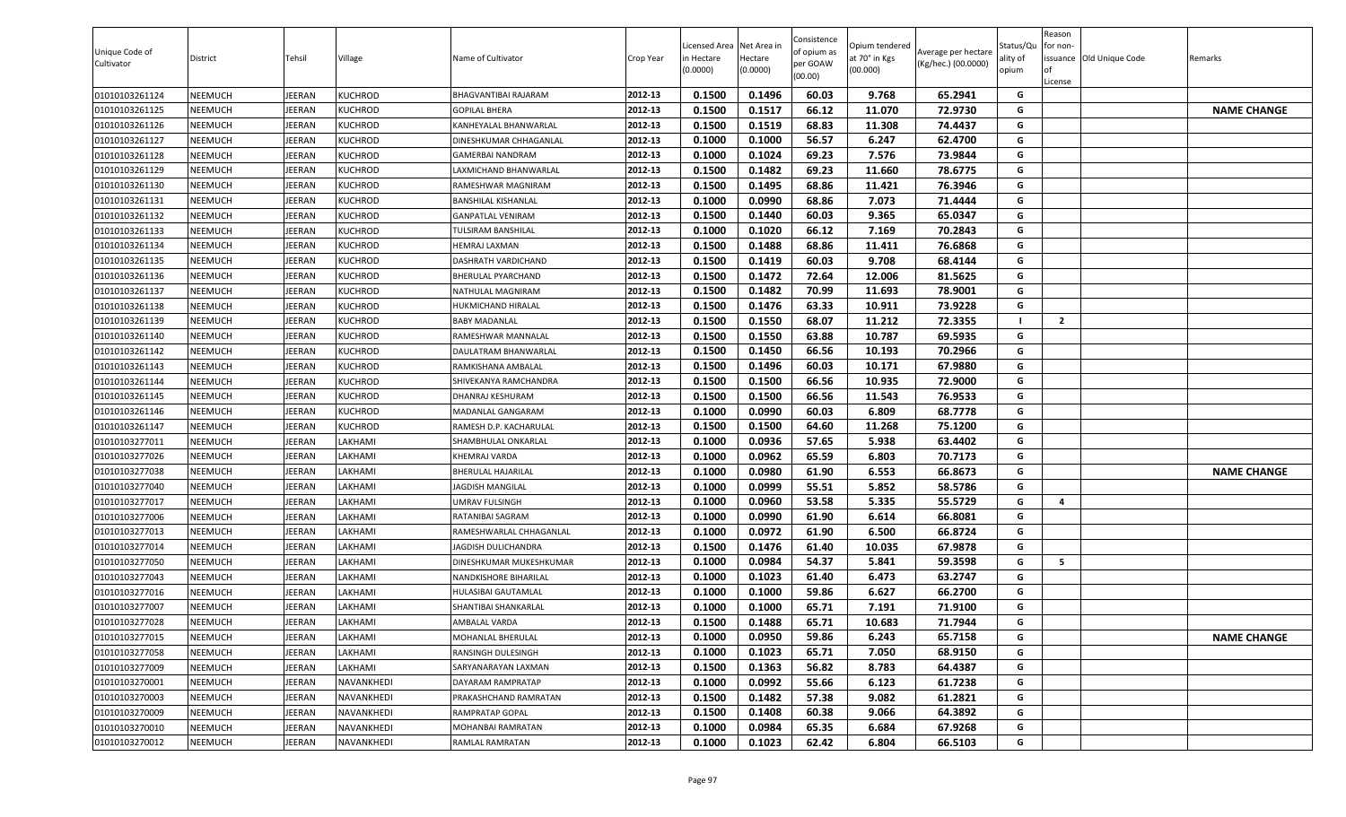| Unique Code of Cultivator | District | Tehsil | Village | Name of Cultivator | Crop Year | Licensed Area in Hectare (0.0000) | Net Area in Hectare (0.0000) | Consistence of opium as per GOAW (00.00) | Opium tendered at 70° in Kgs (00.000) | Average per hectare (Kg/hec.) (00.0000) | Status/Quality of opium | Reason for non-issuance of License | Old Unique Code | Remarks |
|---|---|---|---|---|---|---|---|---|---|---|---|---|---|---|
| 01010103261124 | NEEMUCH | JEERAN | KUCHROD | BHAGVANTIBAI RAJARAM | 2012-13 | 0.1500 | 0.1496 | 60.03 | 9.768 | 65.2941 | G | | | |
| 01010103261125 | NEEMUCH | JEERAN | KUCHROD | GOPILAL BHERA | 2012-13 | 0.1500 | 0.1517 | 66.12 | 11.070 | 72.9730 | G | | | NAME CHANGE |
| 01010103261126 | NEEMUCH | JEERAN | KUCHROD | KANHEYALAL BHANWARLAL | 2012-13 | 0.1500 | 0.1519 | 68.83 | 11.308 | 74.4437 | G | | | |
| 01010103261127 | NEEMUCH | JEERAN | KUCHROD | DINESHKUMAR CHHAGANLAL | 2012-13 | 0.1000 | 0.1000 | 56.57 | 6.247 | 62.4700 | G | | | |
| 01010103261128 | NEEMUCH | JEERAN | KUCHROD | GAMERBAI NANDRAM | 2012-13 | 0.1000 | 0.1024 | 69.23 | 7.576 | 73.9844 | G | | | |
| 01010103261129 | NEEMUCH | JEERAN | KUCHROD | LAXMICHAND BHANWARLAL | 2012-13 | 0.1500 | 0.1482 | 69.23 | 11.660 | 78.6775 | G | | | |
| 01010103261130 | NEEMUCH | JEERAN | KUCHROD | RAMESHWAR MAGNIRAM | 2012-13 | 0.1500 | 0.1495 | 68.86 | 11.421 | 76.3946 | G | | | |
| 01010103261131 | NEEMUCH | JEERAN | KUCHROD | BANSHILAL KISHANLAL | 2012-13 | 0.1000 | 0.0990 | 68.86 | 7.073 | 71.4444 | G | | | |
| 01010103261132 | NEEMUCH | JEERAN | KUCHROD | GANPATLAL VENIRAM | 2012-13 | 0.1500 | 0.1440 | 60.03 | 9.365 | 65.0347 | G | | | |
| 01010103261133 | NEEMUCH | JEERAN | KUCHROD | TULSIRAM BANSHILAL | 2012-13 | 0.1000 | 0.1020 | 66.12 | 7.169 | 70.2843 | G | | | |
| 01010103261134 | NEEMUCH | JEERAN | KUCHROD | HEMRAJ LAXMAN | 2012-13 | 0.1500 | 0.1488 | 68.86 | 11.411 | 76.6868 | G | | | |
| 01010103261135 | NEEMUCH | JEERAN | KUCHROD | DASHRATH VARDICHAND | 2012-13 | 0.1500 | 0.1419 | 60.03 | 9.708 | 68.4144 | G | | | |
| 01010103261136 | NEEMUCH | JEERAN | KUCHROD | BHERULAL PYARCHAND | 2012-13 | 0.1500 | 0.1472 | 72.64 | 12.006 | 81.5625 | G | | | |
| 01010103261137 | NEEMUCH | JEERAN | KUCHROD | NATHULAL MAGNIRAM | 2012-13 | 0.1500 | 0.1482 | 70.99 | 11.693 | 78.9001 | G | | | |
| 01010103261138 | NEEMUCH | JEERAN | KUCHROD | HUKMICHAND HIRALAL | 2012-13 | 0.1500 | 0.1476 | 63.33 | 10.911 | 73.9228 | G | | | |
| 01010103261139 | NEEMUCH | JEERAN | KUCHROD | BABY MADANLAL | 2012-13 | 0.1500 | 0.1550 | 68.07 | 11.212 | 72.3355 | I | 2 | | |
| 01010103261140 | NEEMUCH | JEERAN | KUCHROD | RAMESHWAR MANNALAL | 2012-13 | 0.1500 | 0.1550 | 63.88 | 10.787 | 69.5935 | G | | | |
| 01010103261142 | NEEMUCH | JEERAN | KUCHROD | DAULATRAM BHANWARLAL | 2012-13 | 0.1500 | 0.1450 | 66.56 | 10.193 | 70.2966 | G | | | |
| 01010103261143 | NEEMUCH | JEERAN | KUCHROD | RAMKISHANA AMBALAL | 2012-13 | 0.1500 | 0.1496 | 60.03 | 10.171 | 67.9880 | G | | | |
| 01010103261144 | NEEMUCH | JEERAN | KUCHROD | SHIVEKANYA RAMCHANDRA | 2012-13 | 0.1500 | 0.1500 | 66.56 | 10.935 | 72.9000 | G | | | |
| 01010103261145 | NEEMUCH | JEERAN | KUCHROD | DHANRAJ KESHURAM | 2012-13 | 0.1500 | 0.1500 | 66.56 | 11.543 | 76.9533 | G | | | |
| 01010103261146 | NEEMUCH | JEERAN | KUCHROD | MADANLAL GANGARAM | 2012-13 | 0.1000 | 0.0990 | 60.03 | 6.809 | 68.7778 | G | | | |
| 01010103261147 | NEEMUCH | JEERAN | KUCHROD | RAMESH D.P. KACHARULAL | 2012-13 | 0.1500 | 0.1500 | 64.60 | 11.268 | 75.1200 | G | | | |
| 01010103277011 | NEEMUCH | JEERAN | LAKHAMI | SHAMBHULAL ONKARLAL | 2012-13 | 0.1000 | 0.0936 | 57.65 | 5.938 | 63.4402 | G | | | |
| 01010103277026 | NEEMUCH | JEERAN | LAKHAMI | KHEMRAJ VARDA | 2012-13 | 0.1000 | 0.0962 | 65.59 | 6.803 | 70.7173 | G | | | |
| 01010103277038 | NEEMUCH | JEERAN | LAKHAMI | BHERULAL HAJARILAL | 2012-13 | 0.1000 | 0.0980 | 61.90 | 6.553 | 66.8673 | G | | | NAME CHANGE |
| 01010103277040 | NEEMUCH | JEERAN | LAKHAMI | JAGDISH MANGILAL | 2012-13 | 0.1000 | 0.0999 | 55.51 | 5.852 | 58.5786 | G | | | |
| 01010103277017 | NEEMUCH | JEERAN | LAKHAMI | UMRAV FULSINGH | 2012-13 | 0.1000 | 0.0960 | 53.58 | 5.335 | 55.5729 | G | 4 | | |
| 01010103277006 | NEEMUCH | JEERAN | LAKHAMI | RATANIBAI SAGRAM | 2012-13 | 0.1000 | 0.0990 | 61.90 | 6.614 | 66.8081 | G | | | |
| 01010103277013 | NEEMUCH | JEERAN | LAKHAMI | RAMESHWARLAL CHHAGANLAL | 2012-13 | 0.1000 | 0.0972 | 61.90 | 6.500 | 66.8724 | G | | | |
| 01010103277014 | NEEMUCH | JEERAN | LAKHAMI | JAGDISH DULICHANDRA | 2012-13 | 0.1500 | 0.1476 | 61.40 | 10.035 | 67.9878 | G | | | |
| 01010103277050 | NEEMUCH | JEERAN | LAKHAMI | DINESHKUMAR MUKESHKUMAR | 2012-13 | 0.1000 | 0.0984 | 54.37 | 5.841 | 59.3598 | G | 5 | | |
| 01010103277043 | NEEMUCH | JEERAN | LAKHAMI | NANDKISHORE BIHARILAL | 2012-13 | 0.1000 | 0.1023 | 61.40 | 6.473 | 63.2747 | G | | | |
| 01010103277016 | NEEMUCH | JEERAN | LAKHAMI | HULASIBAI GAUTAMLAL | 2012-13 | 0.1000 | 0.1000 | 59.86 | 6.627 | 66.2700 | G | | | |
| 01010103277007 | NEEMUCH | JEERAN | LAKHAMI | SHANTIBAI SHANKARLAL | 2012-13 | 0.1000 | 0.1000 | 65.71 | 7.191 | 71.9100 | G | | | |
| 01010103277028 | NEEMUCH | JEERAN | LAKHAMI | AMBALAL VARDA | 2012-13 | 0.1500 | 0.1488 | 65.71 | 10.683 | 71.7944 | G | | | |
| 01010103277015 | NEEMUCH | JEERAN | LAKHAMI | MOHANLAL BHERULAL | 2012-13 | 0.1000 | 0.0950 | 59.86 | 6.243 | 65.7158 | G | | | NAME CHANGE |
| 01010103277058 | NEEMUCH | JEERAN | LAKHAMI | RANSINGH DULESINGH | 2012-13 | 0.1000 | 0.1023 | 65.71 | 7.050 | 68.9150 | G | | | |
| 01010103277009 | NEEMUCH | JEERAN | LAKHAMI | SARYANARAYAN LAXMAN | 2012-13 | 0.1500 | 0.1363 | 56.82 | 8.783 | 64.4387 | G | | | |
| 01010103270001 | NEEMUCH | JEERAN | NAVANKHEDI | DAYARAM RAMPRATAP | 2012-13 | 0.1000 | 0.0992 | 55.66 | 6.123 | 61.7238 | G | | | |
| 01010103270003 | NEEMUCH | JEERAN | NAVANKHEDI | PRAKASHCHAND RAMRATAN | 2012-13 | 0.1500 | 0.1482 | 57.38 | 9.082 | 61.2821 | G | | | |
| 01010103270009 | NEEMUCH | JEERAN | NAVANKHEDI | RAMPRATAP GOPAL | 2012-13 | 0.1500 | 0.1408 | 60.38 | 9.066 | 64.3892 | G | | | |
| 01010103270010 | NEEMUCH | JEERAN | NAVANKHEDI | MOHANBAI RAMRATAN | 2012-13 | 0.1000 | 0.0984 | 65.35 | 6.684 | 67.9268 | G | | | |
| 01010103270012 | NEEMUCH | JEERAN | NAVANKHEDI | RAMLAL RAMRATAN | 2012-13 | 0.1000 | 0.1023 | 62.42 | 6.804 | 66.5103 | G | | | |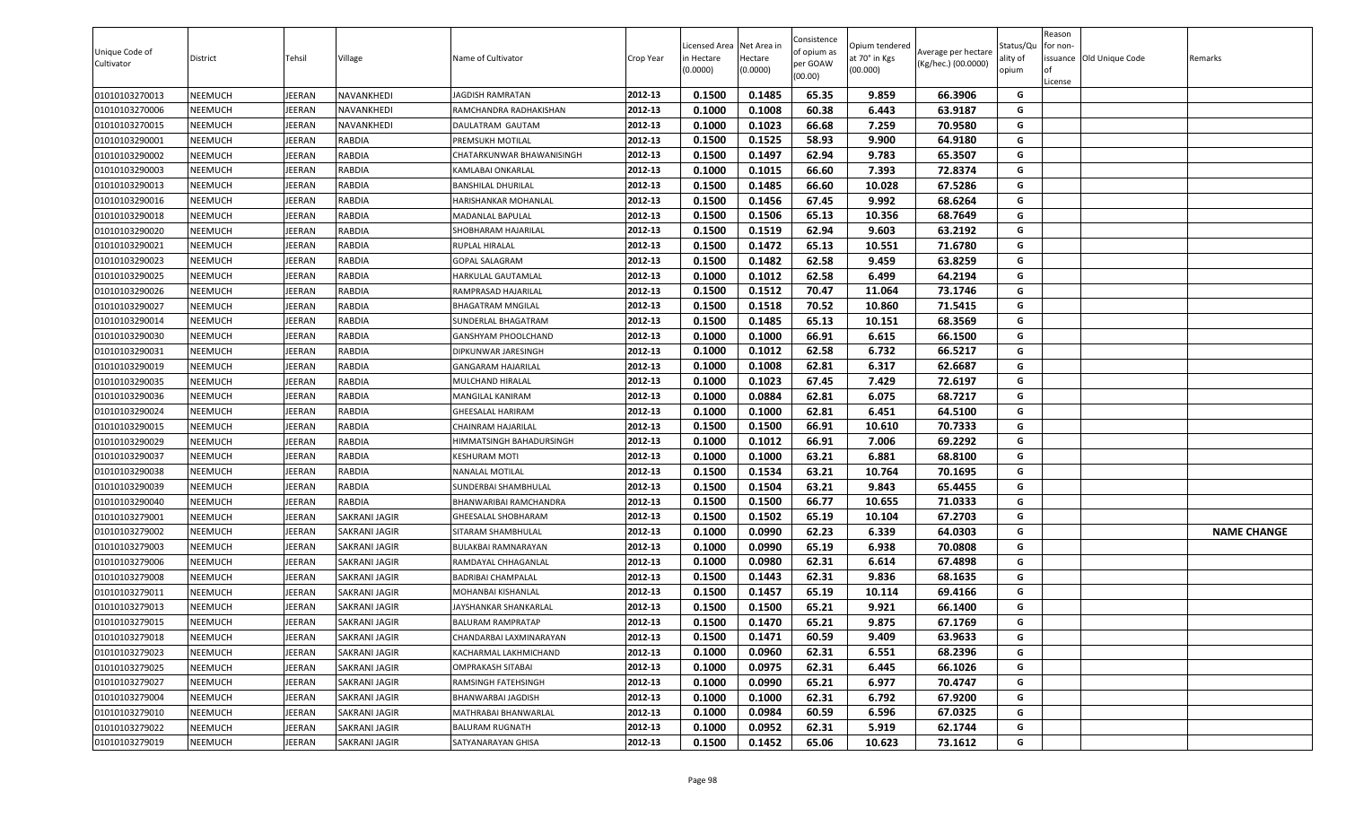| Unique Code of Cultivator | District | Tehsil | Village | Name of Cultivator | Crop Year | Licensed Area in Hectare (0.0000) | Net Area in Hectare (0.0000) | Consistence of opium as per GOAW (00.00) | Opium tendered at 70° in Kgs (00.000) | Average per hectare (Kg/hec.) (00.0000) | Status/Quality of opium | Reason for non-issuance of License | Old Unique Code | Remarks |
|---|---|---|---|---|---|---|---|---|---|---|---|---|---|---|
| 01010103270013 | NEEMUCH | JEERAN | NAVANKHEDI | JAGDISH RAMRATAN | 2012-13 | 0.1500 | 0.1485 | 65.35 | 9.859 | 66.3906 | G | | | |
| 01010103270006 | NEEMUCH | JEERAN | NAVANKHEDI | RAMCHANDRA RADHAKISHAN | 2012-13 | 0.1000 | 0.1008 | 60.38 | 6.443 | 63.9187 | G | | | |
| 01010103270015 | NEEMUCH | JEERAN | NAVANKHEDI | DAULATRAM GAUTAM | 2012-13 | 0.1000 | 0.1023 | 66.68 | 7.259 | 70.9580 | G | | | |
| 01010103290001 | NEEMUCH | JEERAN | RABDIA | PREMSUKH MOTILAL | 2012-13 | 0.1500 | 0.1525 | 58.93 | 9.900 | 64.9180 | G | | | |
| 01010103290002 | NEEMUCH | JEERAN | RABDIA | CHATARKUNWAR BHAWANISINGH | 2012-13 | 0.1500 | 0.1497 | 62.94 | 9.783 | 65.3507 | G | | | |
| 01010103290003 | NEEMUCH | JEERAN | RABDIA | KAMLABAI ONKARLAL | 2012-13 | 0.1000 | 0.1015 | 66.60 | 7.393 | 72.8374 | G | | | |
| 01010103290013 | NEEMUCH | JEERAN | RABDIA | BANSHILAL DHURILAL | 2012-13 | 0.1500 | 0.1485 | 66.60 | 10.028 | 67.5286 | G | | | |
| 01010103290016 | NEEMUCH | JEERAN | RABDIA | HARISHANKAR MOHANLAL | 2012-13 | 0.1500 | 0.1456 | 67.45 | 9.992 | 68.6264 | G | | | |
| 01010103290018 | NEEMUCH | JEERAN | RABDIA | MADANLAL BAPULAL | 2012-13 | 0.1500 | 0.1506 | 65.13 | 10.356 | 68.7649 | G | | | |
| 01010103290020 | NEEMUCH | JEERAN | RABDIA | SHOBHARAM HAJARILAL | 2012-13 | 0.1500 | 0.1519 | 62.94 | 9.603 | 63.2192 | G | | | |
| 01010103290021 | NEEMUCH | JEERAN | RABDIA | RUPLAL HIRALAL | 2012-13 | 0.1500 | 0.1472 | 65.13 | 10.551 | 71.6780 | G | | | |
| 01010103290023 | NEEMUCH | JEERAN | RABDIA | GOPAL SALAGRAM | 2012-13 | 0.1500 | 0.1482 | 62.58 | 9.459 | 63.8259 | G | | | |
| 01010103290025 | NEEMUCH | JEERAN | RABDIA | HARKULAL GAUTAMLAL | 2012-13 | 0.1000 | 0.1012 | 62.58 | 6.499 | 64.2194 | G | | | |
| 01010103290026 | NEEMUCH | JEERAN | RABDIA | RAMPRASAD HAJARILAL | 2012-13 | 0.1500 | 0.1512 | 70.47 | 11.064 | 73.1746 | G | | | |
| 01010103290027 | NEEMUCH | JEERAN | RABDIA | BHAGATRAM MNGILAL | 2012-13 | 0.1500 | 0.1518 | 70.52 | 10.860 | 71.5415 | G | | | |
| 01010103290014 | NEEMUCH | JEERAN | RABDIA | SUNDERLAL BHAGATRAM | 2012-13 | 0.1500 | 0.1485 | 65.13 | 10.151 | 68.3569 | G | | | |
| 01010103290030 | NEEMUCH | JEERAN | RABDIA | GANSHYAM PHOOLCHAND | 2012-13 | 0.1000 | 0.1000 | 66.91 | 6.615 | 66.1500 | G | | | |
| 01010103290031 | NEEMUCH | JEERAN | RABDIA | DIPKUNWAR JARESINGH | 2012-13 | 0.1000 | 0.1012 | 62.58 | 6.732 | 66.5217 | G | | | |
| 01010103290019 | NEEMUCH | JEERAN | RABDIA | GANGARAM HAJARILAL | 2012-13 | 0.1000 | 0.1008 | 62.81 | 6.317 | 62.6687 | G | | | |
| 01010103290035 | NEEMUCH | JEERAN | RABDIA | MULCHAND HIRALAL | 2012-13 | 0.1000 | 0.1023 | 67.45 | 7.429 | 72.6197 | G | | | |
| 01010103290036 | NEEMUCH | JEERAN | RABDIA | MANGILAL KANIRAM | 2012-13 | 0.1000 | 0.0884 | 62.81 | 6.075 | 68.7217 | G | | | |
| 01010103290024 | NEEMUCH | JEERAN | RABDIA | GHEESALAL HARIRAM | 2012-13 | 0.1000 | 0.1000 | 62.81 | 6.451 | 64.5100 | G | | | |
| 01010103290015 | NEEMUCH | JEERAN | RABDIA | CHAINRAM HAJARILAL | 2012-13 | 0.1500 | 0.1500 | 66.91 | 10.610 | 70.7333 | G | | | |
| 01010103290029 | NEEMUCH | JEERAN | RABDIA | HIMMATSINGH BAHADURSINGH | 2012-13 | 0.1000 | 0.1012 | 66.91 | 7.006 | 69.2292 | G | | | |
| 01010103290037 | NEEMUCH | JEERAN | RABDIA | KESHURAM MOTI | 2012-13 | 0.1000 | 0.1000 | 63.21 | 6.881 | 68.8100 | G | | | |
| 01010103290038 | NEEMUCH | JEERAN | RABDIA | NANALAL MOTILAL | 2012-13 | 0.1500 | 0.1534 | 63.21 | 10.764 | 70.1695 | G | | | |
| 01010103290039 | NEEMUCH | JEERAN | RABDIA | SUNDERBAI SHAMBHULAL | 2012-13 | 0.1500 | 0.1504 | 63.21 | 9.843 | 65.4455 | G | | | |
| 01010103290040 | NEEMUCH | JEERAN | RABDIA | BHANWARIBAI RAMCHANDRA | 2012-13 | 0.1500 | 0.1500 | 66.77 | 10.655 | 71.0333 | G | | | |
| 01010103279001 | NEEMUCH | JEERAN | SAKRANI JAGIR | GHEESALAL SHOBHARAM | 2012-13 | 0.1500 | 0.1502 | 65.19 | 10.104 | 67.2703 | G | | | |
| 01010103279002 | NEEMUCH | JEERAN | SAKRANI JAGIR | SITARAM SHAMBHULAL | 2012-13 | 0.1000 | 0.0990 | 62.23 | 6.339 | 64.0303 | G | | | NAME CHANGE |
| 01010103279003 | NEEMUCH | JEERAN | SAKRANI JAGIR | BULAKBAI RAMNARAYAN | 2012-13 | 0.1000 | 0.0990 | 65.19 | 6.938 | 70.0808 | G | | | |
| 01010103279006 | NEEMUCH | JEERAN | SAKRANI JAGIR | RAMDAYAL CHHAGANLAL | 2012-13 | 0.1000 | 0.0980 | 62.31 | 6.614 | 67.4898 | G | | | |
| 01010103279008 | NEEMUCH | JEERAN | SAKRANI JAGIR | BADRIBAI CHAMPALAL | 2012-13 | 0.1500 | 0.1443 | 62.31 | 9.836 | 68.1635 | G | | | |
| 01010103279011 | NEEMUCH | JEERAN | SAKRANI JAGIR | MOHANBAI KISHANLAL | 2012-13 | 0.1500 | 0.1457 | 65.19 | 10.114 | 69.4166 | G | | | |
| 01010103279013 | NEEMUCH | JEERAN | SAKRANI JAGIR | JAYSHANKAR SHANKARLAL | 2012-13 | 0.1500 | 0.1500 | 65.21 | 9.921 | 66.1400 | G | | | |
| 01010103279015 | NEEMUCH | JEERAN | SAKRANI JAGIR | BALURAM RAMPRATAP | 2012-13 | 0.1500 | 0.1470 | 65.21 | 9.875 | 67.1769 | G | | | |
| 01010103279018 | NEEMUCH | JEERAN | SAKRANI JAGIR | CHANDARBAI LAXMINARAYAN | 2012-13 | 0.1500 | 0.1471 | 60.59 | 9.409 | 63.9633 | G | | | |
| 01010103279023 | NEEMUCH | JEERAN | SAKRANI JAGIR | KACHARMAL LAKHMICHAND | 2012-13 | 0.1000 | 0.0960 | 62.31 | 6.551 | 68.2396 | G | | | |
| 01010103279025 | NEEMUCH | JEERAN | SAKRANI JAGIR | OMPRAKASH SITABAI | 2012-13 | 0.1000 | 0.0975 | 62.31 | 6.445 | 66.1026 | G | | | |
| 01010103279027 | NEEMUCH | JEERAN | SAKRANI JAGIR | RAMSINGH FATEHSINGH | 2012-13 | 0.1000 | 0.0990 | 65.21 | 6.977 | 70.4747 | G | | | |
| 01010103279004 | NEEMUCH | JEERAN | SAKRANI JAGIR | BHANWARBAI JAGDISH | 2012-13 | 0.1000 | 0.1000 | 62.31 | 6.792 | 67.9200 | G | | | |
| 01010103279010 | NEEMUCH | JEERAN | SAKRANI JAGIR | MATHRABAI BHANWARLAL | 2012-13 | 0.1000 | 0.0984 | 60.59 | 6.596 | 67.0325 | G | | | |
| 01010103279022 | NEEMUCH | JEERAN | SAKRANI JAGIR | BALURAM RUGNATH | 2012-13 | 0.1000 | 0.0952 | 62.31 | 5.919 | 62.1744 | G | | | |
| 01010103279019 | NEEMUCH | JEERAN | SAKRANI JAGIR | SATYANARAYAN GHISA | 2012-13 | 0.1500 | 0.1452 | 65.06 | 10.623 | 73.1612 | G | | | |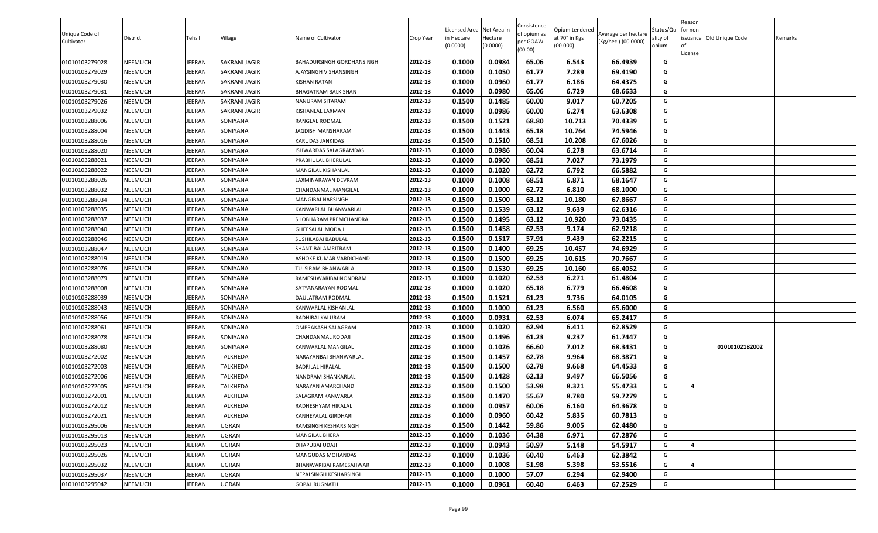| Unique Code of Cultivator | District | Tehsil | Village | Name of Cultivator | Crop Year | Licensed Area in Hectare (0.0000) | Net Area in Hectare (0.0000) | Consistence of opium as per GOAW (00.00) | Opium tendered at 70° in Kgs (00.000) | Average per hectare (Kg/hec.) (00.0000) | Status/Quality of opium | Reason for non-issuance of License | Old Unique Code | Remarks |
|---|---|---|---|---|---|---|---|---|---|---|---|---|---|---|
| 01010103279028 | NEEMUCH | JEERAN | SAKRANI JAGIR | BAHADURSINGH GORDHANSINGH | 2012-13 | 0.1000 | 0.0984 | 65.06 | 6.543 | 66.4939 | G | | | |
| 01010103279029 | NEEMUCH | JEERAN | SAKRANI JAGIR | AJAYSINGH VISHANSINGH | 2012-13 | 0.1000 | 0.1050 | 61.77 | 7.289 | 69.4190 | G | | | |
| 01010103279030 | NEEMUCH | JEERAN | SAKRANI JAGIR | KISHAN RATAN | 2012-13 | 0.1000 | 0.0960 | 61.77 | 6.186 | 64.4375 | G | | | |
| 01010103279031 | NEEMUCH | JEERAN | SAKRANI JAGIR | BHAGATRAM BALKISHAN | 2012-13 | 0.1000 | 0.0980 | 65.06 | 6.729 | 68.6633 | G | | | |
| 01010103279026 | NEEMUCH | JEERAN | SAKRANI JAGIR | NANURAM SITARAM | 2012-13 | 0.1500 | 0.1485 | 60.00 | 9.017 | 60.7205 | G | | | |
| 01010103279032 | NEEMUCH | JEERAN | SAKRANI JAGIR | KISHANLAL LAXMAN | 2012-13 | 0.1000 | 0.0986 | 60.00 | 6.274 | 63.6308 | G | | | |
| 01010103288006 | NEEMUCH | JEERAN | SONIYANA | RANGLAL RODMAL | 2012-13 | 0.1500 | 0.1521 | 68.80 | 10.713 | 70.4339 | G | | | |
| 01010103288004 | NEEMUCH | JEERAN | SONIYANA | JAGDISH MANSHARAM | 2012-13 | 0.1500 | 0.1443 | 65.18 | 10.764 | 74.5946 | G | | | |
| 01010103288016 | NEEMUCH | JEERAN | SONIYANA | KARUDAS JANKIDAS | 2012-13 | 0.1500 | 0.1510 | 68.51 | 10.208 | 67.6026 | G | | | |
| 01010103288020 | NEEMUCH | JEERAN | SONIYANA | ISHWARDAS SALAGRAMDAS | 2012-13 | 0.1000 | 0.0986 | 60.04 | 6.278 | 63.6714 | G | | | |
| 01010103288021 | NEEMUCH | JEERAN | SONIYANA | PRABHULAL BHERULAL | 2012-13 | 0.1000 | 0.0960 | 68.51 | 7.027 | 73.1979 | G | | | |
| 01010103288022 | NEEMUCH | JEERAN | SONIYANA | MANGILAL KISHANLAL | 2012-13 | 0.1000 | 0.1020 | 62.72 | 6.792 | 66.5882 | G | | | |
| 01010103288026 | NEEMUCH | JEERAN | SONIYANA | LAXMINARAYAN DEVRAM | 2012-13 | 0.1000 | 0.1008 | 68.51 | 6.871 | 68.1647 | G | | | |
| 01010103288032 | NEEMUCH | JEERAN | SONIYANA | CHANDANMAL MANGILAL | 2012-13 | 0.1000 | 0.1000 | 62.72 | 6.810 | 68.1000 | G | | | |
| 01010103288034 | NEEMUCH | JEERAN | SONIYANA | MANGIBAI NARSINGH | 2012-13 | 0.1500 | 0.1500 | 63.12 | 10.180 | 67.8667 | G | | | |
| 01010103288035 | NEEMUCH | JEERAN | SONIYANA | KANWARLAL BHANWARLAL | 2012-13 | 0.1500 | 0.1539 | 63.12 | 9.639 | 62.6316 | G | | | |
| 01010103288037 | NEEMUCH | JEERAN | SONIYANA | SHOBHARAM PREMCHANDRA | 2012-13 | 0.1500 | 0.1495 | 63.12 | 10.920 | 73.0435 | G | | | |
| 01010103288040 | NEEMUCH | JEERAN | SONIYANA | GHEESALAL MODAJI | 2012-13 | 0.1500 | 0.1458 | 62.53 | 9.174 | 62.9218 | G | | | |
| 01010103288046 | NEEMUCH | JEERAN | SONIYANA | SUSHILABAI BABULAL | 2012-13 | 0.1500 | 0.1517 | 57.91 | 9.439 | 62.2215 | G | | | |
| 01010103288047 | NEEMUCH | JEERAN | SONIYANA | SHANTIBAI AMRITRAM | 2012-13 | 0.1500 | 0.1400 | 69.25 | 10.457 | 74.6929 | G | | | |
| 01010103288019 | NEEMUCH | JEERAN | SONIYANA | ASHOKE KUMAR VARDICHAND | 2012-13 | 0.1500 | 0.1500 | 69.25 | 10.615 | 70.7667 | G | | | |
| 01010103288076 | NEEMUCH | JEERAN | SONIYANA | TULSIRAM BHANWARLAL | 2012-13 | 0.1500 | 0.1530 | 69.25 | 10.160 | 66.4052 | G | | | |
| 01010103288079 | NEEMUCH | JEERAN | SONIYANA | RAMESHWARIBAI NONDRAM | 2012-13 | 0.1000 | 0.1020 | 62.53 | 6.271 | 61.4804 | G | | | |
| 01010103288008 | NEEMUCH | JEERAN | SONIYANA | SATYANARAYAN RODMAL | 2012-13 | 0.1000 | 0.1020 | 65.18 | 6.779 | 66.4608 | G | | | |
| 01010103288039 | NEEMUCH | JEERAN | SONIYANA | DAULATRAM RODMAL | 2012-13 | 0.1500 | 0.1521 | 61.23 | 9.736 | 64.0105 | G | | | |
| 01010103288043 | NEEMUCH | JEERAN | SONIYANA | KANWARLAL KISHANLAL | 2012-13 | 0.1000 | 0.1000 | 61.23 | 6.560 | 65.6000 | G | | | |
| 01010103288056 | NEEMUCH | JEERAN | SONIYANA | RADHIBAI KALURAM | 2012-13 | 0.1000 | 0.0931 | 62.53 | 6.074 | 65.2417 | G | | | |
| 01010103288061 | NEEMUCH | JEERAN | SONIYANA | OMPRAKASH SALAGRAM | 2012-13 | 0.1000 | 0.1020 | 62.94 | 6.411 | 62.8529 | G | | | |
| 01010103288078 | NEEMUCH | JEERAN | SONIYANA | CHANDANMAL RODAJI | 2012-13 | 0.1500 | 0.1496 | 61.23 | 9.237 | 61.7447 | G | | | |
| 01010103288080 | NEEMUCH | JEERAN | SONIYANA | KANWARLAL MANGILAL | 2012-13 | 0.1000 | 0.1026 | 66.60 | 7.012 | 68.3431 | G | | 01010102182002 | |
| 01010103272002 | NEEMUCH | JEERAN | TALKHEDA | NARAYANBAI BHANWARLAL | 2012-13 | 0.1500 | 0.1457 | 62.78 | 9.964 | 68.3871 | G | | | |
| 01010103272003 | NEEMUCH | JEERAN | TALKHEDA | BADRILAL HIRALAL | 2012-13 | 0.1500 | 0.1500 | 62.78 | 9.668 | 64.4533 | G | | | |
| 01010103272006 | NEEMUCH | JEERAN | TALKHEDA | NANDRAM SHANKARLAL | 2012-13 | 0.1500 | 0.1428 | 62.13 | 9.497 | 66.5056 | G | | | |
| 01010103272005 | NEEMUCH | JEERAN | TALKHEDA | NARAYAN AMARCHAND | 2012-13 | 0.1500 | 0.1500 | 53.98 | 8.321 | 55.4733 | G | 4 | | |
| 01010103272001 | NEEMUCH | JEERAN | TALKHEDA | SALAGRAM KANWARLA | 2012-13 | 0.1500 | 0.1470 | 55.67 | 8.780 | 59.7279 | G | | | |
| 01010103272012 | NEEMUCH | JEERAN | TALKHEDA | RADHESHYAM HIRALAL | 2012-13 | 0.1000 | 0.0957 | 60.06 | 6.160 | 64.3678 | G | | | |
| 01010103272021 | NEEMUCH | JEERAN | TALKHEDA | KANHEYALAL GIRDHARI | 2012-13 | 0.1000 | 0.0960 | 60.42 | 5.835 | 60.7813 | G | | | |
| 01010103295006 | NEEMUCH | JEERAN | UGRAN | RAMSINGH KESHARSINGH | 2012-13 | 0.1500 | 0.1442 | 59.86 | 9.005 | 62.4480 | G | | | |
| 01010103295013 | NEEMUCH | JEERAN | UGRAN | MANGILAL BHERA | 2012-13 | 0.1000 | 0.1036 | 64.38 | 6.971 | 67.2876 | G | | | |
| 01010103295023 | NEEMUCH | JEERAN | UGRAN | DHAPUBAI UDAJI | 2012-13 | 0.1000 | 0.0943 | 50.97 | 5.148 | 54.5917 | G | 4 | | |
| 01010103295026 | NEEMUCH | JEERAN | UGRAN | MANGUDAS MOHANDAS | 2012-13 | 0.1000 | 0.1036 | 60.40 | 6.463 | 62.3842 | G | | | |
| 01010103295032 | NEEMUCH | JEERAN | UGRAN | BHANWARIBAI RAMESAHWAR | 2012-13 | 0.1000 | 0.1008 | 51.98 | 5.398 | 53.5516 | G | 4 | | |
| 01010103295037 | NEEMUCH | JEERAN | UGRAN | NEPALSINGH KESHARSINGH | 2012-13 | 0.1000 | 0.1000 | 57.07 | 6.294 | 62.9400 | G | | | |
| 01010103295042 | NEEMUCH | JEERAN | UGRAN | GOPAL RUGNATH | 2012-13 | 0.1000 | 0.0961 | 60.40 | 6.463 | 67.2529 | G | | | |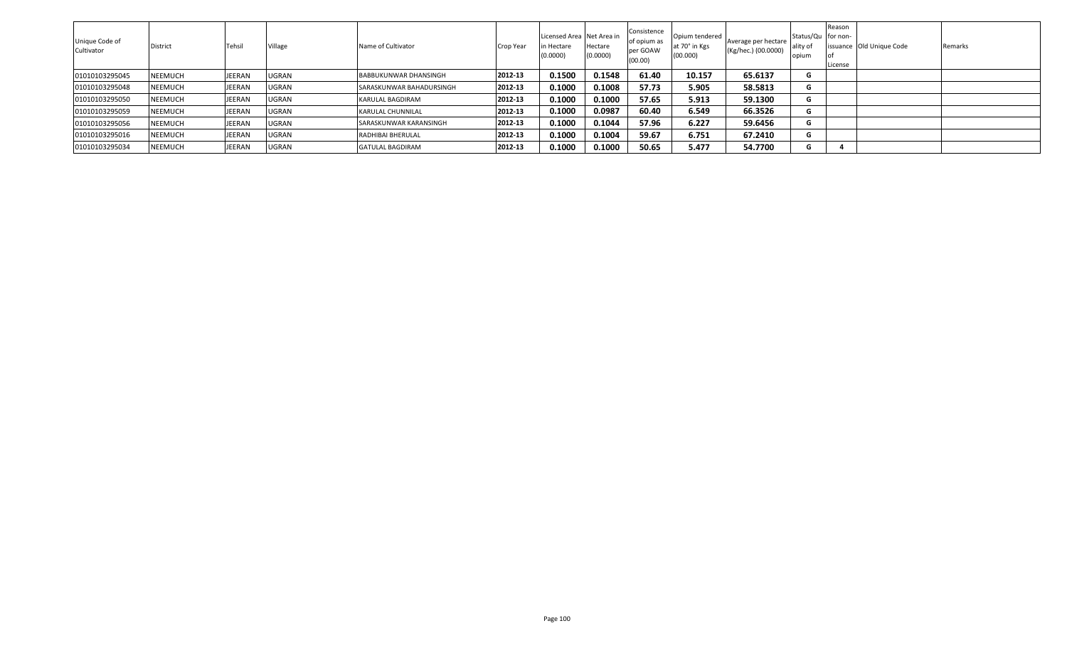| Unique Code of Cultivator | District | Tehsil | Village | Name of Cultivator | Crop Year | Licensed Area in Hectare (0.0000) | Net Area in Hectare (0.0000) | Consistence of opium as per GOAW (00.00) | Opium tendered at 70° in Kgs (00.000) | Average per hectare (Kg/hec.) (00.0000) | Status/Quality of opium | Reason for non-issuance of License | Old Unique Code | Remarks |
|---|---|---|---|---|---|---|---|---|---|---|---|---|---|---|
| 01010103295045 | NEEMUCH | JEERAN | UGRAN | BABBUKUNWAR DHANSINGH | 2012-13 | 0.1500 | 0.1548 | 61.40 | 10.157 | 65.6137 | G | | | |
| 01010103295048 | NEEMUCH | JEERAN | UGRAN | SARASKUNWAR BAHADURSINGH | 2012-13 | 0.1000 | 0.1008 | 57.73 | 5.905 | 58.5813 | G | | | |
| 01010103295050 | NEEMUCH | JEERAN | UGRAN | KARULAL BAGDIRAM | 2012-13 | 0.1000 | 0.1000 | 57.65 | 5.913 | 59.1300 | G | | | |
| 01010103295059 | NEEMUCH | JEERAN | UGRAN | KARULAL CHUNNILAL | 2012-13 | 0.1000 | 0.0987 | 60.40 | 6.549 | 66.3526 | G | | | |
| 01010103295056 | NEEMUCH | JEERAN | UGRAN | SARASKUNWAR KARANSINGH | 2012-13 | 0.1000 | 0.1044 | 57.96 | 6.227 | 59.6456 | G | | | |
| 01010103295016 | NEEMUCH | JEERAN | UGRAN | RADHIBAI BHERULAL | 2012-13 | 0.1000 | 0.1004 | 59.67 | 6.751 | 67.2410 | G | | | |
| 01010103295034 | NEEMUCH | JEERAN | UGRAN | GATULAL BAGDIRAM | 2012-13 | 0.1000 | 0.1000 | 50.65 | 5.477 | 54.7700 | G | 4 | | |